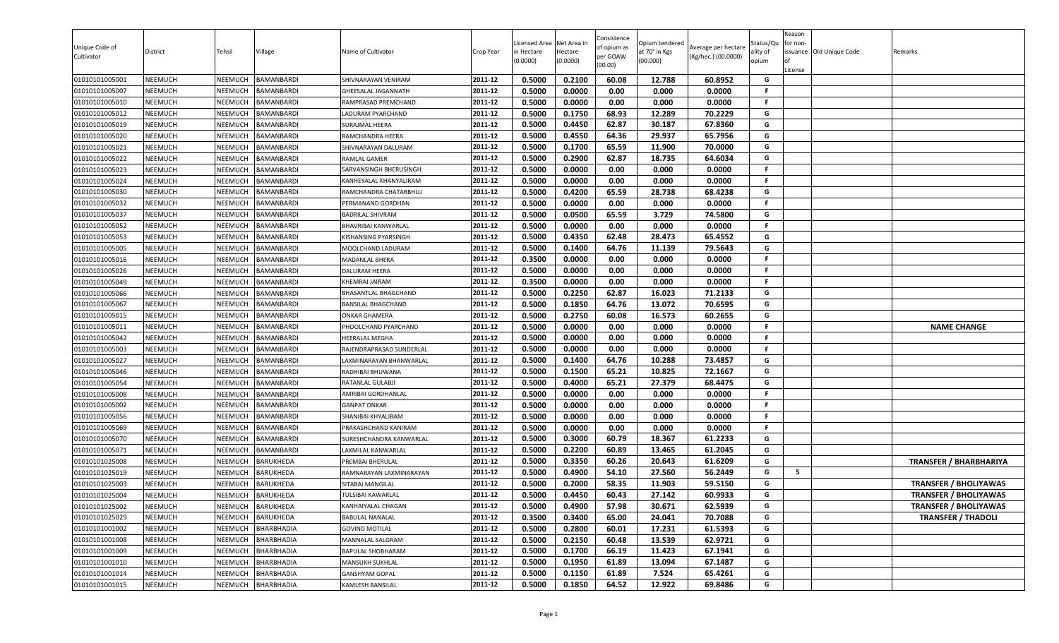| Unique Code of Cultivator | District | Tehsil | Village | Name of Cultivator | Crop Year | Licensed Area in Hectare (0.0000) | Net Area in Hectare (0.0000) | Consistence of opium as per GOAW (00.00) | Opium tendered at 70° in Kgs (00.000) | Average per hectare (Kg/hec.) (00.0000) | Status/Quality of opium | Reason for non-issuance of License | Old Unique Code | Remarks |
|---|---|---|---|---|---|---|---|---|---|---|---|---|---|---|
| 01010101005001 | NEEMUCH | NEEMUCH | BAMANBARDI | SHIVNARAYAN VENIRAM | 2011-12 | 0.5000 | 0.2100 | 60.08 | 12.788 | 60.8952 | G | | | |
| 01010101005007 | NEEMUCH | NEEMUCH | BAMANBARDI | GHEESALAL JAGANNATH | 2011-12 | 0.5000 | 0.0000 | 0.00 | 0.000 | 0.0000 | F | | | |
| 01010101005010 | NEEMUCH | NEEMUCH | BAMANBARDI | RAMPRASAD PREMCHAND | 2011-12 | 0.5000 | 0.0000 | 0.00 | 0.000 | 0.0000 | F | | | |
| 01010101005012 | NEEMUCH | NEEMUCH | BAMANBARDI | LADURAM PYARCHAND | 2011-12 | 0.5000 | 0.1750 | 68.93 | 12.289 | 70.2229 | G | | | |
| 01010101005019 | NEEMUCH | NEEMUCH | BAMANBARDI | SURAJMAL HEERA | 2011-12 | 0.5000 | 0.4450 | 62.87 | 30.187 | 67.8360 | G | | | |
| 01010101005020 | NEEMUCH | NEEMUCH | BAMANBARDI | RAMCHANDRA HEERA | 2011-12 | 0.5000 | 0.4550 | 64.36 | 29.937 | 65.7956 | G | | | |
| 01010101005021 | NEEMUCH | NEEMUCH | BAMANBARDI | SHIVNARAYAN DALURAM | 2011-12 | 0.5000 | 0.1700 | 65.59 | 11.900 | 70.0000 | G | | | |
| 01010101005022 | NEEMUCH | NEEMUCH | BAMANBARDI | RAMLAL GAMER | 2011-12 | 0.5000 | 0.2900 | 62.87 | 18.735 | 64.6034 | G | | | |
| 01010101005023 | NEEMUCH | NEEMUCH | BAMANBARDI | SARVANSINGH BHERUSINGH | 2011-12 | 0.5000 | 0.0000 | 0.00 | 0.000 | 0.0000 | F | | | |
| 01010101005024 | NEEMUCH | NEEMUCH | BAMANBARDI | KANHEYALAL KHANYALIRAM | 2011-12 | 0.5000 | 0.0000 | 0.00 | 0.000 | 0.0000 | F | | | |
| 01010101005030 | NEEMUCH | NEEMUCH | BAMANBARDI | RAMCHANDRA CHATARBHUJ | 2011-12 | 0.5000 | 0.4200 | 65.59 | 28.738 | 68.4238 | G | | | |
| 01010101005032 | NEEMUCH | NEEMUCH | BAMANBARDI | PERMANAND GORDHAN | 2011-12 | 0.5000 | 0.0000 | 0.00 | 0.000 | 0.0000 | F | | | |
| 01010101005037 | NEEMUCH | NEEMUCH | BAMANBARDI | BADRILAL SHIVRAM | 2011-12 | 0.5000 | 0.0500 | 65.59 | 3.729 | 74.5800 | G | | | |
| 01010101005052 | NEEMUCH | NEEMUCH | BAMANBARDI | BHAVRIBAI KANWARLAL | 2011-12 | 0.5000 | 0.0000 | 0.00 | 0.000 | 0.0000 | F | | | |
| 01010101005053 | NEEMUCH | NEEMUCH | BAMANBARDI | KISHANSING PYARSINGH | 2011-12 | 0.5000 | 0.4350 | 62.48 | 28.473 | 65.4552 | G | | | |
| 01010101005005 | NEEMUCH | NEEMUCH | BAMANBARDI | MOOLCHAND LADURAM | 2011-12 | 0.5000 | 0.1400 | 64.76 | 11.139 | 79.5643 | G | | | |
| 01010101005016 | NEEMUCH | NEEMUCH | BAMANBARDI | MADANLAL BHERA | 2011-12 | 0.3500 | 0.0000 | 0.00 | 0.000 | 0.0000 | F | | | |
| 01010101005026 | NEEMUCH | NEEMUCH | BAMANBARDI | DALURAM HEERA | 2011-12 | 0.5000 | 0.0000 | 0.00 | 0.000 | 0.0000 | F | | | |
| 01010101005049 | NEEMUCH | NEEMUCH | BAMANBARDI | KHEMRAJ JAIRAM | 2011-12 | 0.3500 | 0.0000 | 0.00 | 0.000 | 0.0000 | F | | | |
| 01010101005066 | NEEMUCH | NEEMUCH | BAMANBARDI | BHASANTLAL BHAGCHAND | 2011-12 | 0.5000 | 0.2250 | 62.87 | 16.023 | 71.2133 | G | | | |
| 01010101005067 | NEEMUCH | NEEMUCH | BAMANBARDI | BANSILAL BHAGCHAND | 2011-12 | 0.5000 | 0.1850 | 64.76 | 13.072 | 70.6595 | G | | | |
| 01010101005015 | NEEMUCH | NEEMUCH | BAMANBARDI | ONKAR GHAMERA | 2011-12 | 0.5000 | 0.2750 | 60.08 | 16.573 | 60.2655 | G | | | |
| 01010101005011 | NEEMUCH | NEEMUCH | BAMANBARDI | PHOOLCHAND PYARCHAND | 2011-12 | 0.5000 | 0.0000 | 0.00 | 0.000 | 0.0000 | F | | | NAME CHANGE |
| 01010101005042 | NEEMUCH | NEEMUCH | BAMANBARDI | HEERALAL MEGHA | 2011-12 | 0.5000 | 0.0000 | 0.00 | 0.000 | 0.0000 | F | | | |
| 01010101005003 | NEEMUCH | NEEMUCH | BAMANBARDI | RAJENDRAPRASAD SUNDERLAL | 2011-12 | 0.5000 | 0.0000 | 0.00 | 0.000 | 0.0000 | F | | | |
| 01010101005027 | NEEMUCH | NEEMUCH | BAMANBARDI | LAXMINARAYAN BHANWARLAL | 2011-12 | 0.5000 | 0.1400 | 64.76 | 10.288 | 73.4857 | G | | | |
| 01010101005046 | NEEMUCH | NEEMUCH | BAMANBARDI | RADHIBAI BHUWANA | 2011-12 | 0.5000 | 0.1500 | 65.21 | 10.825 | 72.1667 | G | | | |
| 01010101005054 | NEEMUCH | NEEMUCH | BAMANBARDI | RATANLAL GULABJI | 2011-12 | 0.5000 | 0.4000 | 65.21 | 27.379 | 68.4475 | G | | | |
| 01010101005008 | NEEMUCH | NEEMUCH | BAMANBARDI | AMRIBAI GORDHANLAL | 2011-12 | 0.5000 | 0.0000 | 0.00 | 0.000 | 0.0000 | F | | | |
| 01010101005002 | NEEMUCH | NEEMUCH | BAMANBARDI | GANPAT ONKAR | 2011-12 | 0.5000 | 0.0000 | 0.00 | 0.000 | 0.0000 | F | | | |
| 01010101005056 | NEEMUCH | NEEMUCH | BAMANBARDI | SHANIBAI KHYALIRAM | 2011-12 | 0.5000 | 0.0000 | 0.00 | 0.000 | 0.0000 | F | | | |
| 01010101005069 | NEEMUCH | NEEMUCH | BAMANBARDI | PRAKASHCHAND KANIRAM | 2011-12 | 0.5000 | 0.0000 | 0.00 | 0.000 | 0.0000 | F | | | |
| 01010101005070 | NEEMUCH | NEEMUCH | BAMANBARDI | SURESHCHANDRA KANWARLAL | 2011-12 | 0.5000 | 0.3000 | 60.79 | 18.367 | 61.2233 | G | | | |
| 01010101005071 | NEEMUCH | NEEMUCH | BAMANBARDI | LAXMILAL KANWARLAL | 2011-12 | 0.5000 | 0.2200 | 60.89 | 13.465 | 61.2045 | G | | | |
| 01010101025008 | NEEMUCH | NEEMUCH | BARUKHEDA | PREMBAI BHERULAL | 2011-12 | 0.5000 | 0.3350 | 60.26 | 20.643 | 61.6209 | G | | | TRANSFER / BHARBHARIYA |
| 01010101025019 | NEEMUCH | NEEMUCH | BARUKHEDA | RAMNARAYAN LAXMINARAYAN | 2011-12 | 0.5000 | 0.4900 | 54.10 | 27.560 | 56.2449 | G | 5 | | |
| 01010101025003 | NEEMUCH | NEEMUCH | BARUKHEDA | SITABAI MANGILAL | 2011-12 | 0.5000 | 0.2000 | 58.35 | 11.903 | 59.5150 | G | | | TRANSFER / BHOLIYAWAS |
| 01010101025004 | NEEMUCH | NEEMUCH | BARUKHEDA | TULSIBAI KAWARLAL | 2011-12 | 0.5000 | 0.4450 | 60.43 | 27.142 | 60.9933 | G | | | TRANSFER / BHOLIYAWAS |
| 01010101025002 | NEEMUCH | NEEMUCH | BARUKHEDA | KANHAIYALAL CHAGAN | 2011-12 | 0.5000 | 0.4900 | 57.98 | 30.671 | 62.5939 | G | | | TRANSFER / BHOLIYAWAS |
| 01010101025029 | NEEMUCH | NEEMUCH | BARUKHEDA | BABULAL NANALAL | 2011-12 | 0.3500 | 0.3400 | 65.00 | 24.041 | 70.7088 | G | | | TRANSFER / THADOLI |
| 01010101001002 | NEEMUCH | NEEMUCH | BHARBHADIA | GOVIND MOTILAL | 2011-12 | 0.5000 | 0.2800 | 60.01 | 17.231 | 61.5393 | G | | | |
| 01010101001008 | NEEMUCH | NEEMUCH | BHARBHADIA | MANNALAL SALGRAM | 2011-12 | 0.5000 | 0.2150 | 60.48 | 13.539 | 62.9721 | G | | | |
| 01010101001009 | NEEMUCH | NEEMUCH | BHARBHADIA | BAPULAL SHOBHARAM | 2011-12 | 0.5000 | 0.1700 | 66.19 | 11.423 | 67.1941 | G | | | |
| 01010101001010 | NEEMUCH | NEEMUCH | BHARBHADIA | MANSUKH SUKHLAL | 2011-12 | 0.5000 | 0.1950 | 61.89 | 13.094 | 67.1487 | G | | | |
| 01010101001014 | NEEMUCH | NEEMUCH | BHARBHADIA | GANSHYAM GOPAL | 2011-12 | 0.5000 | 0.1150 | 61.89 | 7.524 | 65.4261 | G | | | |
| 01010101001015 | NEEMUCH | NEEMUCH | BHARBHADIA | KAMLESH BANSILAL | 2011-12 | 0.5000 | 0.1850 | 64.52 | 12.922 | 69.8486 | G | | | |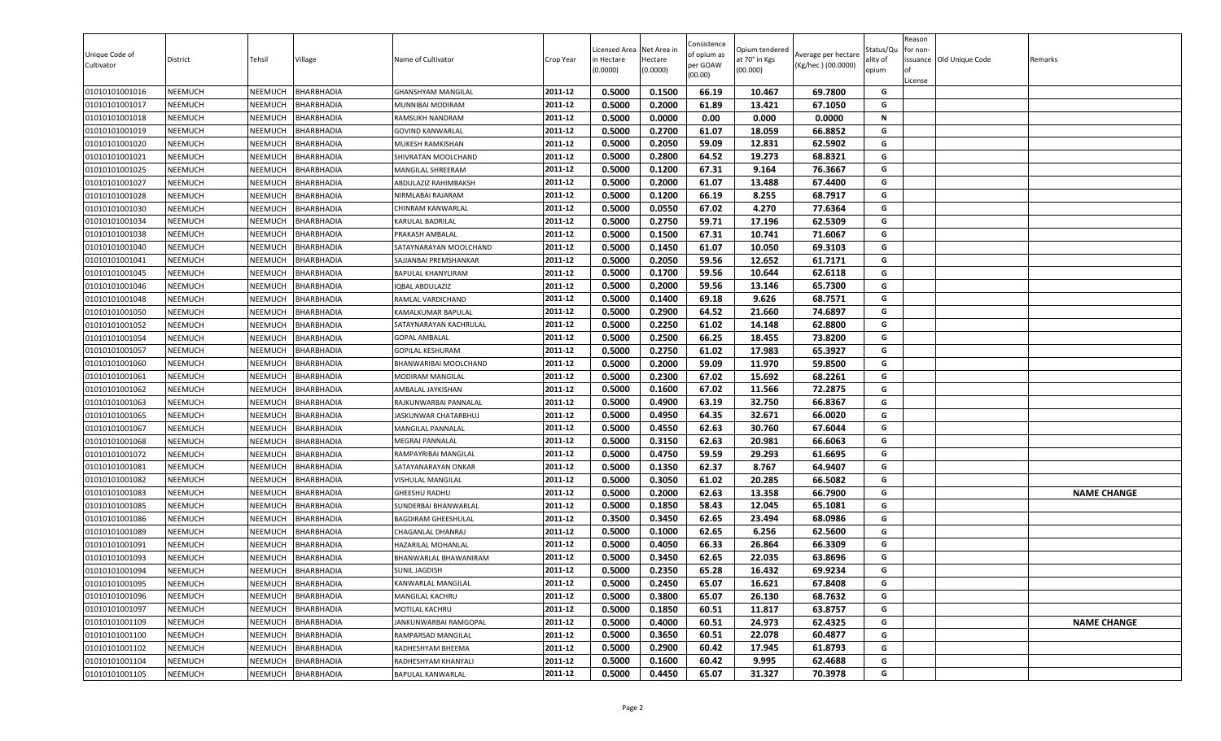| Unique Code of Cultivator | District | Tehsil | Village | Name of Cultivator | Crop Year | Licensed Area in Hectare (0.0000) | Net Area in Hectare (0.0000) | Consistence of opium as per GOAW (00.00) | Opium tendered at 70° in Kgs (00.000) | Average per hectare (Kg/hec.) (00.0000) | Status/Quality of opium | Reason for non-issuance of License | Old Unique Code | Remarks |
|---|---|---|---|---|---|---|---|---|---|---|---|---|---|---|
| 01010101001016 | NEEMUCH | NEEMUCH | BHARBHADIA | GHANSHYAM MANGILAL | 2011-12 | 0.5000 | 0.1500 | 66.19 | 10.467 | 69.7800 | G | | | |
| 01010101001017 | NEEMUCH | NEEMUCH | BHARBHADIA | MUNNIBAI MODIRAM | 2011-12 | 0.5000 | 0.2000 | 61.89 | 13.421 | 67.1050 | G | | | |
| 01010101001018 | NEEMUCH | NEEMUCH | BHARBHADIA | RAMSUKH NANDRAM | 2011-12 | 0.5000 | 0.0000 | 0.00 | 0.000 | 0.0000 | N | | | |
| 01010101001019 | NEEMUCH | NEEMUCH | BHARBHADIA | GOVIND KANWARLAL | 2011-12 | 0.5000 | 0.2700 | 61.07 | 18.059 | 66.8852 | G | | | |
| 01010101001020 | NEEMUCH | NEEMUCH | BHARBHADIA | MUKESH RAMKISHAN | 2011-12 | 0.5000 | 0.2050 | 59.09 | 12.831 | 62.5902 | G | | | |
| 01010101001021 | NEEMUCH | NEEMUCH | BHARBHADIA | SHIVRATAN MOOLCHAND | 2011-12 | 0.5000 | 0.2800 | 64.52 | 19.273 | 68.8321 | G | | | |
| 01010101001025 | NEEMUCH | NEEMUCH | BHARBHADIA | MANGILAL SHREERAM | 2011-12 | 0.5000 | 0.1200 | 67.31 | 9.164 | 76.3667 | G | | | |
| 01010101001027 | NEEMUCH | NEEMUCH | BHARBHADIA | ABDULAZIZ RAHIMBAKSH | 2011-12 | 0.5000 | 0.2000 | 61.07 | 13.488 | 67.4400 | G | | | |
| 01010101001028 | NEEMUCH | NEEMUCH | BHARBHADIA | NIRMLABAI RAJARAM | 2011-12 | 0.5000 | 0.1200 | 66.19 | 8.255 | 68.7917 | G | | | |
| 01010101001030 | NEEMUCH | NEEMUCH | BHARBHADIA | CHINRAM KANWARLAL | 2011-12 | 0.5000 | 0.0550 | 67.02 | 4.270 | 77.6364 | G | | | |
| 01010101001034 | NEEMUCH | NEEMUCH | BHARBHADIA | KARULAL BADRILAL | 2011-12 | 0.5000 | 0.2750 | 59.71 | 17.196 | 62.5309 | G | | | |
| 01010101001038 | NEEMUCH | NEEMUCH | BHARBHADIA | PRAKASH AMBALAL | 2011-12 | 0.5000 | 0.1500 | 67.31 | 10.741 | 71.6067 | G | | | |
| 01010101001040 | NEEMUCH | NEEMUCH | BHARBHADIA | SATAYNARAYAN MOOLCHAND | 2011-12 | 0.5000 | 0.1450 | 61.07 | 10.050 | 69.3103 | G | | | |
| 01010101001041 | NEEMUCH | NEEMUCH | BHARBHADIA | SAJJANBAI PREMSHANKAR | 2011-12 | 0.5000 | 0.2050 | 59.56 | 12.652 | 61.7171 | G | | | |
| 01010101001045 | NEEMUCH | NEEMUCH | BHARBHADIA | BAPULAL KHANYLIRAM | 2011-12 | 0.5000 | 0.1700 | 59.56 | 10.644 | 62.6118 | G | | | |
| 01010101001046 | NEEMUCH | NEEMUCH | BHARBHADIA | IQBAL ABDULAZIZ | 2011-12 | 0.5000 | 0.2000 | 59.56 | 13.146 | 65.7300 | G | | | |
| 01010101001048 | NEEMUCH | NEEMUCH | BHARBHADIA | RAMLAL VARDICHAND | 2011-12 | 0.5000 | 0.1400 | 69.18 | 9.626 | 68.7571 | G | | | |
| 01010101001050 | NEEMUCH | NEEMUCH | BHARBHADIA | KAMALKUMAR BAPULAL | 2011-12 | 0.5000 | 0.2900 | 64.52 | 21.660 | 74.6897 | G | | | |
| 01010101001052 | NEEMUCH | NEEMUCH | BHARBHADIA | SATAYNARAYAN KACHRULAL | 2011-12 | 0.5000 | 0.2250 | 61.02 | 14.148 | 62.8800 | G | | | |
| 01010101001054 | NEEMUCH | NEEMUCH | BHARBHADIA | GOPAL AMBALAL | 2011-12 | 0.5000 | 0.2500 | 66.25 | 18.455 | 73.8200 | G | | | |
| 01010101001057 | NEEMUCH | NEEMUCH | BHARBHADIA | GOPILAL KESHURAM | 2011-12 | 0.5000 | 0.2750 | 61.02 | 17.983 | 65.3927 | G | | | |
| 01010101001060 | NEEMUCH | NEEMUCH | BHARBHADIA | BHANWARIBAI MOOLCHAND | 2011-12 | 0.5000 | 0.2000 | 59.09 | 11.970 | 59.8500 | G | | | |
| 01010101001061 | NEEMUCH | NEEMUCH | BHARBHADIA | MODIRAM MANGILAL | 2011-12 | 0.5000 | 0.2300 | 67.02 | 15.692 | 68.2261 | G | | | |
| 01010101001062 | NEEMUCH | NEEMUCH | BHARBHADIA | AMBALAL JAYKISHAN | 2011-12 | 0.5000 | 0.1600 | 67.02 | 11.566 | 72.2875 | G | | | |
| 01010101001063 | NEEMUCH | NEEMUCH | BHARBHADIA | RAJKUNWARBAI PANNALAL | 2011-12 | 0.5000 | 0.4900 | 63.19 | 32.750 | 66.8367 | G | | | |
| 01010101001065 | NEEMUCH | NEEMUCH | BHARBHADIA | JASKUNWAR CHATARBHUJ | 2011-12 | 0.5000 | 0.4950 | 64.35 | 32.671 | 66.0020 | G | | | |
| 01010101001067 | NEEMUCH | NEEMUCH | BHARBHADIA | MANGILAL PANNALAL | 2011-12 | 0.5000 | 0.4550 | 62.63 | 30.760 | 67.6044 | G | | | |
| 01010101001068 | NEEMUCH | NEEMUCH | BHARBHADIA | MEGRAJ PANNALAL | 2011-12 | 0.5000 | 0.3150 | 62.63 | 20.981 | 66.6063 | G | | | |
| 01010101001072 | NEEMUCH | NEEMUCH | BHARBHADIA | RAMPAYRIBAI MANGILAL | 2011-12 | 0.5000 | 0.4750 | 59.59 | 29.293 | 61.6695 | G | | | |
| 01010101001081 | NEEMUCH | NEEMUCH | BHARBHADIA | SATAYANARAYAN ONKAR | 2011-12 | 0.5000 | 0.1350 | 62.37 | 8.767 | 64.9407 | G | | | |
| 01010101001082 | NEEMUCH | NEEMUCH | BHARBHADIA | VISHULAL MANGILAL | 2011-12 | 0.5000 | 0.3050 | 61.02 | 20.285 | 66.5082 | G | | | |
| 01010101001083 | NEEMUCH | NEEMUCH | BHARBHADIA | GHEESHU RADHU | 2011-12 | 0.5000 | 0.2000 | 62.63 | 13.358 | 66.7900 | G | | | NAME CHANGE |
| 01010101001085 | NEEMUCH | NEEMUCH | BHARBHADIA | SUNDERBAI BHANWARLAL | 2011-12 | 0.5000 | 0.1850 | 58.43 | 12.045 | 65.1081 | G | | | |
| 01010101001086 | NEEMUCH | NEEMUCH | BHARBHADIA | BAGDIRAM GHEESHULAL | 2011-12 | 0.3500 | 0.3450 | 62.65 | 23.494 | 68.0986 | G | | | |
| 01010101001089 | NEEMUCH | NEEMUCH | BHARBHADIA | CHAGANLAL DHANRAJ | 2011-12 | 0.5000 | 0.1000 | 62.65 | 6.256 | 62.5600 | G | | | |
| 01010101001091 | NEEMUCH | NEEMUCH | BHARBHADIA | HAZARILAL MOHANLAL | 2011-12 | 0.5000 | 0.4050 | 66.33 | 26.864 | 66.3309 | G | | | |
| 01010101001093 | NEEMUCH | NEEMUCH | BHARBHADIA | BHANWARLAL BHAWANIRAM | 2011-12 | 0.5000 | 0.3450 | 62.65 | 22.035 | 63.8696 | G | | | |
| 01010101001094 | NEEMUCH | NEEMUCH | BHARBHADIA | SUNIL JAGDISH | 2011-12 | 0.5000 | 0.2350 | 65.28 | 16.432 | 69.9234 | G | | | |
| 01010101001095 | NEEMUCH | NEEMUCH | BHARBHADIA | KANWARLAL MANGILAL | 2011-12 | 0.5000 | 0.2450 | 65.07 | 16.621 | 67.8408 | G | | | |
| 01010101001096 | NEEMUCH | NEEMUCH | BHARBHADIA | MANGILAL KACHRU | 2011-12 | 0.5000 | 0.3800 | 65.07 | 26.130 | 68.7632 | G | | | |
| 01010101001097 | NEEMUCH | NEEMUCH | BHARBHADIA | MOTILAL KACHRU | 2011-12 | 0.5000 | 0.1850 | 60.51 | 11.817 | 63.8757 | G | | | |
| 01010101001109 | NEEMUCH | NEEMUCH | BHARBHADIA | JANKUNWARBAI RAMGOPAL | 2011-12 | 0.5000 | 0.4000 | 60.51 | 24.973 | 62.4325 | G | | | NAME CHANGE |
| 01010101001100 | NEEMUCH | NEEMUCH | BHARBHADIA | RAMPARSAD MANGILAL | 2011-12 | 0.5000 | 0.3650 | 60.51 | 22.078 | 60.4877 | G | | | |
| 01010101001102 | NEEMUCH | NEEMUCH | BHARBHADIA | RADHESHYAM BHEEMA | 2011-12 | 0.5000 | 0.2900 | 60.42 | 17.945 | 61.8793 | G | | | |
| 01010101001104 | NEEMUCH | NEEMUCH | BHARBHADIA | RADHESHYAM KHANYALI | 2011-12 | 0.5000 | 0.1600 | 60.42 | 9.995 | 62.4688 | G | | | |
| 01010101001105 | NEEMUCH | NEEMUCH | BHARBHADIA | BAPULAL KANWARLAL | 2011-12 | 0.5000 | 0.4450 | 65.07 | 31.327 | 70.3978 | G | | | |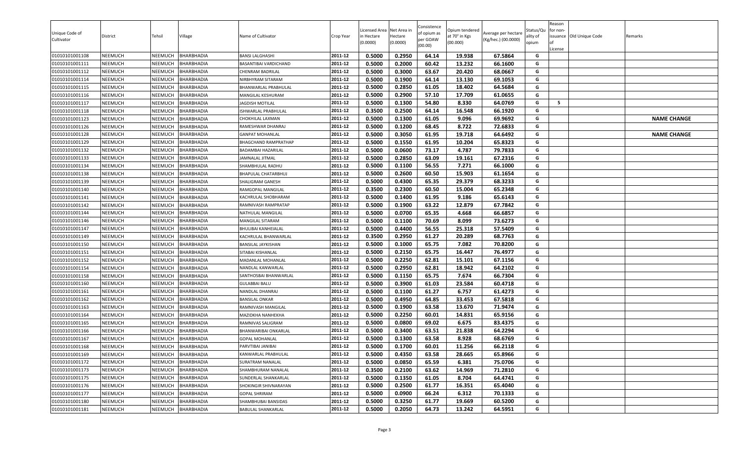| Unique Code of Cultivator | District | Tehsil | Village | Name of Cultivator | Crop Year | Licensed Area in Hectare (0.0000) | Net Area in Hectare (0.0000) | Consistence of opium as per GOAW (00.00) | Opium tendered at 70° in Kgs (00.000) | Average per hectare (Kg/hec.) (00.0000) | Status/Quality of opium | Reason for non-issuance of License | Old Unique Code | Remarks |
|---|---|---|---|---|---|---|---|---|---|---|---|---|---|---|
| 01010101001108 | NEEMUCH | NEEMUCH | BHARBHADIA | BANSI LALGHASHI | 2011-12 | 0.5000 | 0.2950 | 64.14 | 19.938 | 67.5864 | G | | | |
| 01010101001111 | NEEMUCH | NEEMUCH | BHARBHADIA | BASANTIBAI VARDICHAND | 2011-12 | 0.5000 | 0.2000 | 60.42 | 13.232 | 66.1600 | G | | | |
| 01010101001112 | NEEMUCH | NEEMUCH | BHARBHADIA | CHENRAM BADRILAL | 2011-12 | 0.5000 | 0.3000 | 63.67 | 20.420 | 68.0667 | G | | | |
| 01010101001114 | NEEMUCH | NEEMUCH | BHARBHADIA | NIRBHYRAM SITARAM | 2011-12 | 0.5000 | 0.1900 | 64.14 | 13.130 | 69.1053 | G | | | |
| 01010101001115 | NEEMUCH | NEEMUCH | BHARBHADIA | BHANWARLAL PRABHULAL | 2011-12 | 0.5000 | 0.2850 | 61.05 | 18.402 | 64.5684 | G | | | |
| 01010101001116 | NEEMUCH | NEEMUCH | BHARBHADIA | MANGILAL KESHURAM | 2011-12 | 0.5000 | 0.2900 | 57.10 | 17.709 | 61.0655 | G | | | |
| 01010101001117 | NEEMUCH | NEEMUCH | BHARBHADIA | JAGDISH MOTILAL | 2011-12 | 0.5000 | 0.1300 | 54.80 | 8.330 | 64.0769 | G | 5 | | |
| 01010101001118 | NEEMUCH | NEEMUCH | BHARBHADIA | ISHWARLAL PRABHULAL | 2011-12 | 0.3500 | 0.2500 | 64.14 | 16.548 | 66.1920 | G | | | |
| 01010101001123 | NEEMUCH | NEEMUCH | BHARBHADIA | CHOKHILAL LAXMAN | 2011-12 | 0.5000 | 0.1300 | 61.05 | 9.096 | 69.9692 | G | | | NAME CHANGE |
| 01010101001126 | NEEMUCH | NEEMUCH | BHARBHADIA | RAMESHWAR DHANRAJ | 2011-12 | 0.5000 | 0.1200 | 68.45 | 8.722 | 72.6833 | G | | | |
| 01010101001128 | NEEMUCH | NEEMUCH | BHARBHADIA | GANPAT MOHANLAL | 2011-12 | 0.5000 | 0.3050 | 61.95 | 19.718 | 64.6492 | G | | | NAME CHANGE |
| 01010101001129 | NEEMUCH | NEEMUCH | BHARBHADIA | BHAGCHAND RAMPRATHAP | 2011-12 | 0.5000 | 0.1550 | 61.95 | 10.204 | 65.8323 | G | | | |
| 01010101001132 | NEEMUCH | NEEMUCH | BHARBHADIA | BADAMBAI HAZARILAL | 2011-12 | 0.5000 | 0.0600 | 73.17 | 4.787 | 79.7833 | G | | | |
| 01010101001133 | NEEMUCH | NEEMUCH | BHARBHADIA | JAMNALAL JITMAL | 2011-12 | 0.5000 | 0.2850 | 63.09 | 19.161 | 67.2316 | G | | | |
| 01010101001134 | NEEMUCH | NEEMUCH | BHARBHADIA | SHAMBHULAL RADHU | 2011-12 | 0.5000 | 0.1100 | 56.55 | 7.271 | 66.1000 | G | | | |
| 01010101001138 | NEEMUCH | NEEMUCH | BHARBHADIA | BHAPULAL CHATARBHUJ | 2011-12 | 0.5000 | 0.2600 | 60.50 | 15.903 | 61.1654 | G | | | |
| 01010101001139 | NEEMUCH | NEEMUCH | BHARBHADIA | SHALIGRAM GANESH | 2011-12 | 0.5000 | 0.4300 | 65.35 | 29.379 | 68.3233 | G | | | |
| 01010101001140 | NEEMUCH | NEEMUCH | BHARBHADIA | RAMGOPAL MANGILAL | 2011-12 | 0.3500 | 0.2300 | 60.50 | 15.004 | 65.2348 | G | | | |
| 01010101001141 | NEEMUCH | NEEMUCH | BHARBHADIA | KACHRULAL SHOBHARAM | 2011-12 | 0.5000 | 0.1400 | 61.95 | 9.186 | 65.6143 | G | | | |
| 01010101001142 | NEEMUCH | NEEMUCH | BHARBHADIA | RAMNIVASH RAMPRATAP | 2011-12 | 0.5000 | 0.1900 | 63.22 | 12.879 | 67.7842 | G | | | |
| 01010101001144 | NEEMUCH | NEEMUCH | BHARBHADIA | NATHULAL MANGILAL | 2011-12 | 0.5000 | 0.0700 | 65.35 | 4.668 | 66.6857 | G | | | |
| 01010101001146 | NEEMUCH | NEEMUCH | BHARBHADIA | MANGILAL SITARAM | 2011-12 | 0.5000 | 0.1100 | 70.69 | 8.099 | 73.6273 | G | | | |
| 01010101001147 | NEEMUCH | NEEMUCH | BHARBHADIA | BHULIBAI KANHEIALAL | 2011-12 | 0.5000 | 0.4400 | 56.55 | 25.318 | 57.5409 | G | | | |
| 01010101001149 | NEEMUCH | NEEMUCH | BHARBHADIA | KACHRULAL BHANWARLAL | 2011-12 | 0.3500 | 0.2950 | 61.27 | 20.289 | 68.7763 | G | | | |
| 01010101001150 | NEEMUCH | NEEMUCH | BHARBHADIA | BANSILAL JAYKISHAN | 2011-12 | 0.5000 | 0.1000 | 65.75 | 7.082 | 70.8200 | G | | | |
| 01010101001151 | NEEMUCH | NEEMUCH | BHARBHADIA | SITABAI KISHANLAL | 2011-12 | 0.5000 | 0.2150 | 65.75 | 16.447 | 76.4977 | G | | | |
| 01010101001152 | NEEMUCH | NEEMUCH | BHARBHADIA | MADANLAL MOHANLAL | 2011-12 | 0.5000 | 0.2250 | 62.81 | 15.101 | 67.1156 | G | | | |
| 01010101001154 | NEEMUCH | NEEMUCH | BHARBHADIA | NANDLAL KANWARLAL | 2011-12 | 0.5000 | 0.2950 | 62.81 | 18.942 | 64.2102 | G | | | |
| 01010101001158 | NEEMUCH | NEEMUCH | BHARBHADIA | SANTHOSBAI BHANWARLAL | 2011-12 | 0.5000 | 0.1150 | 65.75 | 7.674 | 66.7304 | G | | | |
| 01010101001160 | NEEMUCH | NEEMUCH | BHARBHADIA | GULABBAI BALU | 2011-12 | 0.5000 | 0.3900 | 61.03 | 23.584 | 60.4718 | G | | | |
| 01010101001161 | NEEMUCH | NEEMUCH | BHARBHADIA | NANDLAL DHANRAJ | 2011-12 | 0.5000 | 0.1100 | 61.27 | 6.757 | 61.4273 | G | | | |
| 01010101001162 | NEEMUCH | NEEMUCH | BHARBHADIA | BANSILAL ONKAR | 2011-12 | 0.5000 | 0.4950 | 64.85 | 33.453 | 67.5818 | G | | | |
| 01010101001163 | NEEMUCH | NEEMUCH | BHARBHADIA | RAMNIVASH MANGILAL | 2011-12 | 0.5000 | 0.1900 | 63.58 | 13.670 | 71.9474 | G | | | |
| 01010101001164 | NEEMUCH | NEEMUCH | BHARBHADIA | MAZIDKHA NANHEKHA | 2011-12 | 0.5000 | 0.2250 | 60.01 | 14.831 | 65.9156 | G | | | |
| 01010101001165 | NEEMUCH | NEEMUCH | BHARBHADIA | RAMNIVAS SALIGRAM | 2011-12 | 0.5000 | 0.0800 | 69.02 | 6.675 | 83.4375 | G | | | |
| 01010101001166 | NEEMUCH | NEEMUCH | BHARBHADIA | BHANWARIBAI ONKARLAL | 2011-12 | 0.5000 | 0.3400 | 63.51 | 21.838 | 64.2294 | G | | | |
| 01010101001167 | NEEMUCH | NEEMUCH | BHARBHADIA | GOPAL MOHANLAL | 2011-12 | 0.5000 | 0.1300 | 63.58 | 8.928 | 68.6769 | G | | | |
| 01010101001168 | NEEMUCH | NEEMUCH | BHARBHADIA | PARVTIBAI JANIBAI | 2011-12 | 0.5000 | 0.1700 | 60.01 | 11.256 | 66.2118 | G | | | |
| 01010101001169 | NEEMUCH | NEEMUCH | BHARBHADIA | KANWARLAL PRABHULAL | 2011-12 | 0.5000 | 0.4350 | 63.58 | 28.665 | 65.8966 | G | | | |
| 01010101001172 | NEEMUCH | NEEMUCH | BHARBHADIA | SURATRAM NANALAL | 2011-12 | 0.5000 | 0.0850 | 65.59 | 6.381 | 75.0706 | G | | | |
| 01010101001173 | NEEMUCH | NEEMUCH | BHARBHADIA | SHAMBHURAM NANALAL | 2011-12 | 0.3500 | 0.2100 | 63.62 | 14.969 | 71.2810 | G | | | |
| 01010101001175 | NEEMUCH | NEEMUCH | BHARBHADIA | SUNDERLAL SHANKARLAL | 2011-12 | 0.5000 | 0.1350 | 61.05 | 8.704 | 64.4741 | G | | | |
| 01010101001176 | NEEMUCH | NEEMUCH | BHARBHADIA | SHOKINGIR SHIVNARAYAN | 2011-12 | 0.5000 | 0.2500 | 61.77 | 16.351 | 65.4040 | G | | | |
| 01010101001177 | NEEMUCH | NEEMUCH | BHARBHADIA | GOPAL SHRIRAM | 2011-12 | 0.5000 | 0.0900 | 66.24 | 6.312 | 70.1333 | G | | | |
| 01010101001180 | NEEMUCH | NEEMUCH | BHARBHADIA | SHAMBHUBAI BANSIDAS | 2011-12 | 0.5000 | 0.3250 | 61.77 | 19.669 | 60.5200 | G | | | |
| 01010101001181 | NEEMUCH | NEEMUCH | BHARBHADIA | BABULAL SHANKARLAL | 2011-12 | 0.5000 | 0.2050 | 64.73 | 13.242 | 64.5951 | G | | | |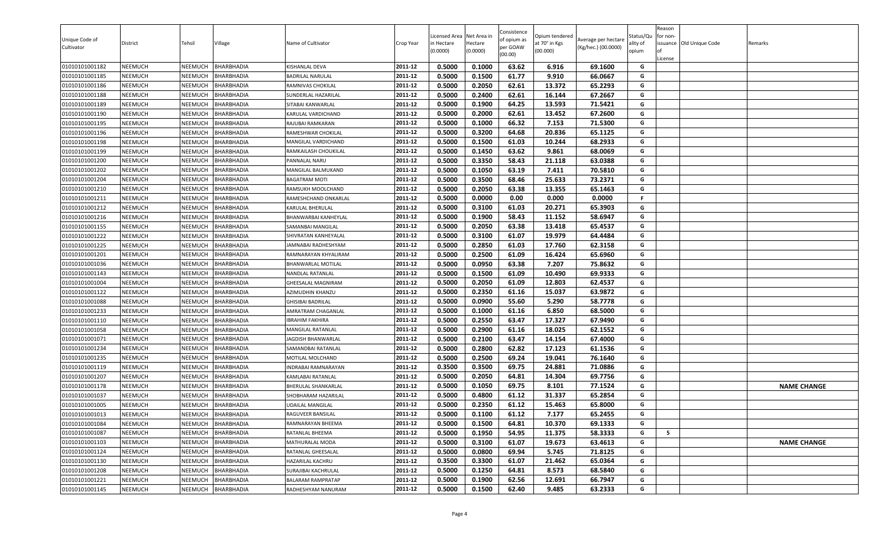| Unique Code of Cultivator | District | Tehsil | Village | Name of Cultivator | Crop Year | Licensed Area in Hectare (0.0000) | Net Area in Hectare (0.0000) | Consistence of opium as per GOAW (00.00) | Opium tendered at 70° in Kgs (00.000) | Average per hectare (Kg/hec.) (00.0000) | Status/Quality of opium | Reason for non-issuance of License | Old Unique Code | Remarks |
|---|---|---|---|---|---|---|---|---|---|---|---|---|---|---|
| 01010101001182 | NEEMUCH | NEEMUCH | BHARBHADIA | KISHANLAL DEVA | 2011-12 | 0.5000 | 0.1000 | 63.62 | 6.916 | 69.1600 | G | | | |
| 01010101001185 | NEEMUCH | NEEMUCH | BHARBHADIA | BADRILAL NARULAL | 2011-12 | 0.5000 | 0.1500 | 61.77 | 9.910 | 66.0667 | G | | | |
| 01010101001186 | NEEMUCH | NEEMUCH | BHARBHADIA | RAMNIVAS CHOKILAL | 2011-12 | 0.5000 | 0.2050 | 62.61 | 13.372 | 65.2293 | G | | | |
| 01010101001188 | NEEMUCH | NEEMUCH | BHARBHADIA | SUNDERLAL HAZARILAL | 2011-12 | 0.5000 | 0.2400 | 62.61 | 16.144 | 67.2667 | G | | | |
| 01010101001189 | NEEMUCH | NEEMUCH | BHARBHADIA | SITABAI KANWARLAL | 2011-12 | 0.5000 | 0.1900 | 64.25 | 13.593 | 71.5421 | G | | | |
| 01010101001190 | NEEMUCH | NEEMUCH | BHARBHADIA | KARULAL VARDICHAND | 2011-12 | 0.5000 | 0.2000 | 62.61 | 13.452 | 67.2600 | G | | | |
| 01010101001195 | NEEMUCH | NEEMUCH | BHARBHADIA | RAJUBAI RAMKARAN | 2011-12 | 0.5000 | 0.1000 | 66.32 | 7.153 | 71.5300 | G | | | |
| 01010101001196 | NEEMUCH | NEEMUCH | BHARBHADIA | RAMESHWAR CHOKILAL | 2011-12 | 0.5000 | 0.3200 | 64.68 | 20.836 | 65.1125 | G | | | |
| 01010101001198 | NEEMUCH | NEEMUCH | BHARBHADIA | MANGILAL VARDICHAND | 2011-12 | 0.5000 | 0.1500 | 61.03 | 10.244 | 68.2933 | G | | | |
| 01010101001199 | NEEMUCH | NEEMUCH | BHARBHADIA | RAMKAILASH CHOUKILAL | 2011-12 | 0.5000 | 0.1450 | 63.62 | 9.861 | 68.0069 | G | | | |
| 01010101001200 | NEEMUCH | NEEMUCH | BHARBHADIA | PANNALAL NARU | 2011-12 | 0.5000 | 0.3350 | 58.43 | 21.118 | 63.0388 | G | | | |
| 01010101001202 | NEEMUCH | NEEMUCH | BHARBHADIA | MANGILAL BALMUKAND | 2011-12 | 0.5000 | 0.1050 | 63.19 | 7.411 | 70.5810 | G | | | |
| 01010101001204 | NEEMUCH | NEEMUCH | BHARBHADIA | BAGATRAM MOTI | 2011-12 | 0.5000 | 0.3500 | 68.46 | 25.633 | 73.2371 | G | | | |
| 01010101001210 | NEEMUCH | NEEMUCH | BHARBHADIA | RAMSUKH MOOLCHAND | 2011-12 | 0.5000 | 0.2050 | 63.38 | 13.355 | 65.1463 | G | | | |
| 01010101001211 | NEEMUCH | NEEMUCH | BHARBHADIA | RAMESHCHAND ONKARLAL | 2011-12 | 0.5000 | 0.0000 | 0.00 | 0.000 | 0.0000 | F | | | |
| 01010101001212 | NEEMUCH | NEEMUCH | BHARBHADIA | KARULAL BHERULAL | 2011-12 | 0.5000 | 0.3100 | 61.03 | 20.271 | 65.3903 | G | | | |
| 01010101001216 | NEEMUCH | NEEMUCH | BHARBHADIA | BHANWARBAI KANHEYLAL | 2011-12 | 0.5000 | 0.1900 | 58.43 | 11.152 | 58.6947 | G | | | |
| 01010101001155 | NEEMUCH | NEEMUCH | BHARBHADIA | SAMANBAI MANGILAL | 2011-12 | 0.5000 | 0.2050 | 63.38 | 13.418 | 65.4537 | G | | | |
| 01010101001222 | NEEMUCH | NEEMUCH | BHARBHADIA | SHIVRATAN KANHEYALAL | 2011-12 | 0.5000 | 0.3100 | 61.07 | 19.979 | 64.4484 | G | | | |
| 01010101001225 | NEEMUCH | NEEMUCH | BHARBHADIA | JAMNABAI RADHESHYAM | 2011-12 | 0.5000 | 0.2850 | 61.03 | 17.760 | 62.3158 | G | | | |
| 01010101001201 | NEEMUCH | NEEMUCH | BHARBHADIA | RAMNARAYAN KHYALIRAM | 2011-12 | 0.5000 | 0.2500 | 61.09 | 16.424 | 65.6960 | G | | | |
| 01010101001036 | NEEMUCH | NEEMUCH | BHARBHADIA | BHANWARLAL MOTILAL | 2011-12 | 0.5000 | 0.0950 | 63.38 | 7.207 | 75.8632 | G | | | |
| 01010101001143 | NEEMUCH | NEEMUCH | BHARBHADIA | NANDLAL RATANLAL | 2011-12 | 0.5000 | 0.1500 | 61.09 | 10.490 | 69.9333 | G | | | |
| 01010101001004 | NEEMUCH | NEEMUCH | BHARBHADIA | GHEESALAL MAGNIRAM | 2011-12 | 0.5000 | 0.2050 | 61.09 | 12.803 | 62.4537 | G | | | |
| 01010101001122 | NEEMUCH | NEEMUCH | BHARBHADIA | AZIMUDHIN KHANZU | 2011-12 | 0.5000 | 0.2350 | 61.16 | 15.037 | 63.9872 | G | | | |
| 01010101001088 | NEEMUCH | NEEMUCH | BHARBHADIA | GHISIBAI BADRILAL | 2011-12 | 0.5000 | 0.0900 | 55.60 | 5.290 | 58.7778 | G | | | |
| 01010101001233 | NEEMUCH | NEEMUCH | BHARBHADIA | AMRATRAM CHAGANLAL | 2011-12 | 0.5000 | 0.1000 | 61.16 | 6.850 | 68.5000 | G | | | |
| 01010101001110 | NEEMUCH | NEEMUCH | BHARBHADIA | IBRAHIM FAKHIRA | 2011-12 | 0.5000 | 0.2550 | 63.47 | 17.327 | 67.9490 | G | | | |
| 01010101001058 | NEEMUCH | NEEMUCH | BHARBHADIA | MANGILAL RATANLAL | 2011-12 | 0.5000 | 0.2900 | 61.16 | 18.025 | 62.1552 | G | | | |
| 01010101001071 | NEEMUCH | NEEMUCH | BHARBHADIA | JAGDISH BHANWARLAL | 2011-12 | 0.5000 | 0.2100 | 63.47 | 14.154 | 67.4000 | G | | | |
| 01010101001234 | NEEMUCH | NEEMUCH | BHARBHADIA | SAMANDBAI RATANLAL | 2011-12 | 0.5000 | 0.2800 | 62.82 | 17.123 | 61.1536 | G | | | |
| 01010101001235 | NEEMUCH | NEEMUCH | BHARBHADIA | MOTILAL MOLCHAND | 2011-12 | 0.5000 | 0.2500 | 69.24 | 19.041 | 76.1640 | G | | | |
| 01010101001119 | NEEMUCH | NEEMUCH | BHARBHADIA | INDRABAI RAMNARAYAN | 2011-12 | 0.3500 | 0.3500 | 69.75 | 24.881 | 71.0886 | G | | | |
| 01010101001207 | NEEMUCH | NEEMUCH | BHARBHADIA | KAMLABAI RATANLAL | 2011-12 | 0.5000 | 0.2050 | 64.81 | 14.304 | 69.7756 | G | | | |
| 01010101001178 | NEEMUCH | NEEMUCH | BHARBHADIA | BHERULAL SHANKARLAL | 2011-12 | 0.5000 | 0.1050 | 69.75 | 8.101 | 77.1524 | G | | | NAME CHANGE |
| 01010101001037 | NEEMUCH | NEEMUCH | BHARBHADIA | SHOBHARAM HAZARILAL | 2011-12 | 0.5000 | 0.4800 | 61.12 | 31.337 | 65.2854 | G | | | |
| 01010101001005 | NEEMUCH | NEEMUCH | BHARBHADIA | UDAILAL MANGILAL | 2011-12 | 0.5000 | 0.2350 | 61.12 | 15.463 | 65.8000 | G | | | |
| 01010101001013 | NEEMUCH | NEEMUCH | BHARBHADIA | RAGUVEER BANSILAL | 2011-12 | 0.5000 | 0.1100 | 61.12 | 7.177 | 65.2455 | G | | | |
| 01010101001084 | NEEMUCH | NEEMUCH | BHARBHADIA | RAMNARAYAN BHEEMA | 2011-12 | 0.5000 | 0.1500 | 64.81 | 10.370 | 69.1333 | G | | | |
| 01010101001087 | NEEMUCH | NEEMUCH | BHARBHADIA | RATANLAL BHEEMA | 2011-12 | 0.5000 | 0.1950 | 54.95 | 11.375 | 58.3333 | G | 5 | | |
| 01010101001103 | NEEMUCH | NEEMUCH | BHARBHADIA | MATHURALAL MODA | 2011-12 | 0.5000 | 0.3100 | 61.07 | 19.673 | 63.4613 | G | | | NAME CHANGE |
| 01010101001124 | NEEMUCH | NEEMUCH | BHARBHADIA | RATANLAL GHEESALAL | 2011-12 | 0.5000 | 0.0800 | 69.94 | 5.745 | 71.8125 | G | | | |
| 01010101001130 | NEEMUCH | NEEMUCH | BHARBHADIA | HAZARILAL KACHRU | 2011-12 | 0.3500 | 0.3300 | 61.07 | 21.462 | 65.0364 | G | | | |
| 01010101001208 | NEEMUCH | NEEMUCH | BHARBHADIA | SURAJIBAI KACHRULAL | 2011-12 | 0.5000 | 0.1250 | 64.81 | 8.573 | 68.5840 | G | | | |
| 01010101001221 | NEEMUCH | NEEMUCH | BHARBHADIA | BALARAM RAMPRATAP | 2011-12 | 0.5000 | 0.1900 | 62.56 | 12.691 | 66.7947 | G | | | |
| 01010101001145 | NEEMUCH | NEEMUCH | BHARBHADIA | RADHESHYAM NANURAM | 2011-12 | 0.5000 | 0.1500 | 62.40 | 9.485 | 63.2333 | G | | | |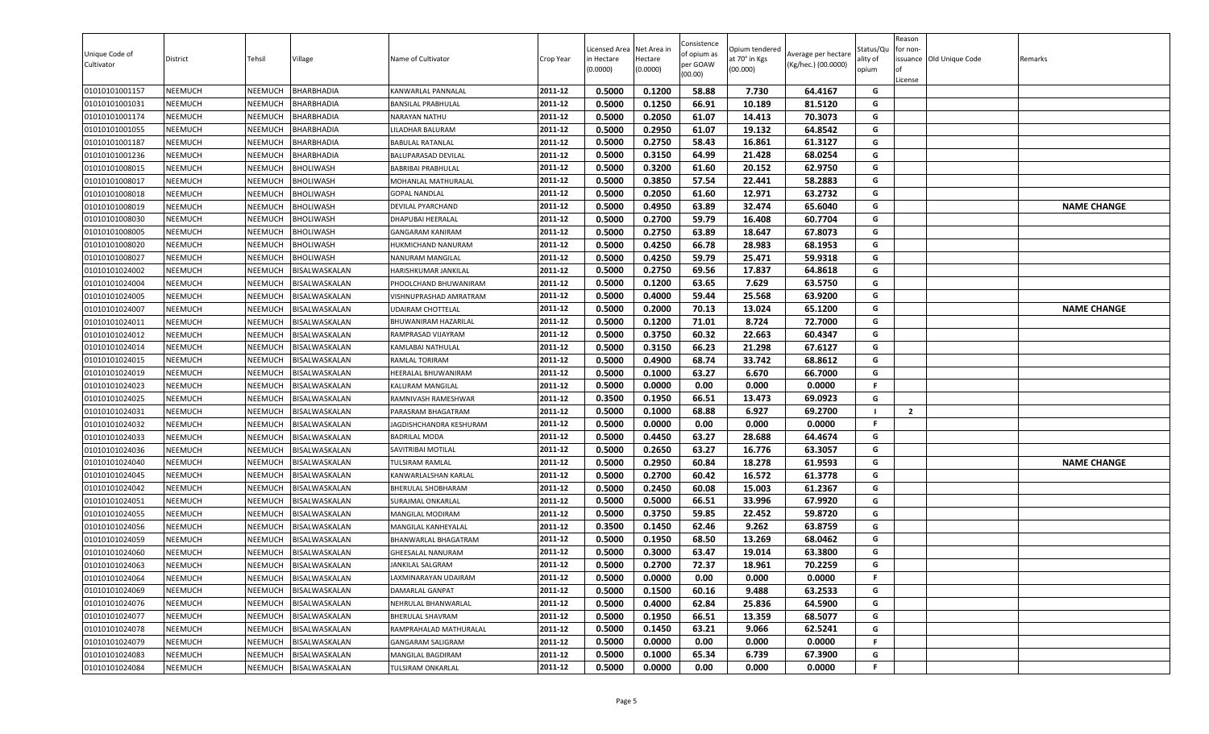| Unique Code of Cultivator | District | Tehsil | Village | Name of Cultivator | Crop Year | Licensed Area in Hectare (0.0000) | Net Area in Hectare (0.0000) | Consistence of opium as per GOAW (00.00) | Opium tendered at 70° in Kgs (00.000) | Average per hectare (Kg/hec.) (00.0000) | Status/Quality of opium | Reason for non-issuance of License | Old Unique Code | Remarks |
|---|---|---|---|---|---|---|---|---|---|---|---|---|---|---|
| 01010101001157 | NEEMUCH | NEEMUCH | BHARBHADIA | KANWARLAL PANNALAL | 2011-12 | 0.5000 | 0.1200 | 58.88 | 7.730 | 64.4167 | G | | | |
| 01010101001031 | NEEMUCH | NEEMUCH | BHARBHADIA | BANSILAL PRABHULAL | 2011-12 | 0.5000 | 0.1250 | 66.91 | 10.189 | 81.5120 | G | | | |
| 01010101001174 | NEEMUCH | NEEMUCH | BHARBHADIA | NARAYAN NATHU | 2011-12 | 0.5000 | 0.2050 | 61.07 | 14.413 | 70.3073 | G | | | |
| 01010101001055 | NEEMUCH | NEEMUCH | BHARBHADIA | LILADHAR BALURAM | 2011-12 | 0.5000 | 0.2950 | 61.07 | 19.132 | 64.8542 | G | | | |
| 01010101001187 | NEEMUCH | NEEMUCH | BHARBHADIA | BABULAL RATANLAL | 2011-12 | 0.5000 | 0.2750 | 58.43 | 16.861 | 61.3127 | G | | | |
| 01010101001236 | NEEMUCH | NEEMUCH | BHARBHADIA | BALUPARASAD DEVILAL | 2011-12 | 0.5000 | 0.3150 | 64.99 | 21.428 | 68.0254 | G | | | |
| 01010101008015 | NEEMUCH | NEEMUCH | BHOLIWASH | BABRIBAI PRABHULAL | 2011-12 | 0.5000 | 0.3200 | 61.60 | 20.152 | 62.9750 | G | | | |
| 01010101008017 | NEEMUCH | NEEMUCH | BHOLIWASH | MOHANLAL MATHURALAL | 2011-12 | 0.5000 | 0.3850 | 57.54 | 22.441 | 58.2883 | G | | | |
| 01010101008018 | NEEMUCH | NEEMUCH | BHOLIWASH | GOPAL NANDLAL | 2011-12 | 0.5000 | 0.2050 | 61.60 | 12.971 | 63.2732 | G | | | |
| 01010101008019 | NEEMUCH | NEEMUCH | BHOLIWASH | DEVILAL PYARCHAND | 2011-12 | 0.5000 | 0.4950 | 63.89 | 32.474 | 65.6040 | G | | | NAME CHANGE |
| 01010101008030 | NEEMUCH | NEEMUCH | BHOLIWASH | DHAPUBAI HEERALAL | 2011-12 | 0.5000 | 0.2700 | 59.79 | 16.408 | 60.7704 | G | | | |
| 01010101008005 | NEEMUCH | NEEMUCH | BHOLIWASH | GANGARAM KANIRAM | 2011-12 | 0.5000 | 0.2750 | 63.89 | 18.647 | 67.8073 | G | | | |
| 01010101008020 | NEEMUCH | NEEMUCH | BHOLIWASH | HUKMICHAND NANURAM | 2011-12 | 0.5000 | 0.4250 | 66.78 | 28.983 | 68.1953 | G | | | |
| 01010101008027 | NEEMUCH | NEEMUCH | BHOLIWASH | NANURAM MANGILAL | 2011-12 | 0.5000 | 0.4250 | 59.79 | 25.471 | 59.9318 | G | | | |
| 01010101024002 | NEEMUCH | NEEMUCH | BISALWASKALAN | HARISHKUMAR JANKILAL | 2011-12 | 0.5000 | 0.2750 | 69.56 | 17.837 | 64.8618 | G | | | |
| 01010101024004 | NEEMUCH | NEEMUCH | BISALWASKALAN | PHOOLCHAND BHUWANIRAM | 2011-12 | 0.5000 | 0.1200 | 63.65 | 7.629 | 63.5750 | G | | | |
| 01010101024005 | NEEMUCH | NEEMUCH | BISALWASKALAN | VISHNUPRASHAD AMRATRAM | 2011-12 | 0.5000 | 0.4000 | 59.44 | 25.568 | 63.9200 | G | | | |
| 01010101024007 | NEEMUCH | NEEMUCH | BISALWASKALAN | UDAIRAM CHOTTELAL | 2011-12 | 0.5000 | 0.2000 | 70.13 | 13.024 | 65.1200 | G | | | NAME CHANGE |
| 01010101024011 | NEEMUCH | NEEMUCH | BISALWASKALAN | BHUWANIRAM HAZARILAL | 2011-12 | 0.5000 | 0.1200 | 71.01 | 8.724 | 72.7000 | G | | | |
| 01010101024012 | NEEMUCH | NEEMUCH | BISALWASKALAN | RAMPRASAD VIJAYRAM | 2011-12 | 0.5000 | 0.3750 | 60.32 | 22.663 | 60.4347 | G | | | |
| 01010101024014 | NEEMUCH | NEEMUCH | BISALWASKALAN | KAMLABAI NATHULAL | 2011-12 | 0.5000 | 0.3150 | 66.23 | 21.298 | 67.6127 | G | | | |
| 01010101024015 | NEEMUCH | NEEMUCH | BISALWASKALAN | RAMLAL TORIRAM | 2011-12 | 0.5000 | 0.4900 | 68.74 | 33.742 | 68.8612 | G | | | |
| 01010101024019 | NEEMUCH | NEEMUCH | BISALWASKALAN | HEERALAL BHUWANIRAM | 2011-12 | 0.5000 | 0.1000 | 63.27 | 6.670 | 66.7000 | G | | | |
| 01010101024023 | NEEMUCH | NEEMUCH | BISALWASKALAN | KALURAM MANGILAL | 2011-12 | 0.5000 | 0.0000 | 0.00 | 0.000 | 0.0000 | F | | | |
| 01010101024025 | NEEMUCH | NEEMUCH | BISALWASKALAN | RAMNIVASH RAMESHWAR | 2011-12 | 0.3500 | 0.1950 | 66.51 | 13.473 | 69.0923 | G | | | |
| 01010101024031 | NEEMUCH | NEEMUCH | BISALWASKALAN | PARASRAM BHAGATRAM | 2011-12 | 0.5000 | 0.1000 | 68.88 | 6.927 | 69.2700 | I | 2 | | |
| 01010101024032 | NEEMUCH | NEEMUCH | BISALWASKALAN | JAGDISHCHANDRA KESHURAM | 2011-12 | 0.5000 | 0.0000 | 0.00 | 0.000 | 0.0000 | F | | | |
| 01010101024033 | NEEMUCH | NEEMUCH | BISALWASKALAN | BADRILAL MODA | 2011-12 | 0.5000 | 0.4450 | 63.27 | 28.688 | 64.4674 | G | | | |
| 01010101024036 | NEEMUCH | NEEMUCH | BISALWASKALAN | SAVITRIBAI MOTILAL | 2011-12 | 0.5000 | 0.2650 | 63.27 | 16.776 | 63.3057 | G | | | |
| 01010101024040 | NEEMUCH | NEEMUCH | BISALWASKALAN | TULSIRAM RAMLAL | 2011-12 | 0.5000 | 0.2950 | 60.84 | 18.278 | 61.9593 | G | | | NAME CHANGE |
| 01010101024045 | NEEMUCH | NEEMUCH | BISALWASKALAN | KANWARLALSHAN KARLAL | 2011-12 | 0.5000 | 0.2700 | 60.42 | 16.572 | 61.3778 | G | | | |
| 01010101024042 | NEEMUCH | NEEMUCH | BISALWASKALAN | BHERULAL SHOBHARAM | 2011-12 | 0.5000 | 0.2450 | 60.08 | 15.003 | 61.2367 | G | | | |
| 01010101024051 | NEEMUCH | NEEMUCH | BISALWASKALAN | SURAJMAL ONKARLAL | 2011-12 | 0.5000 | 0.5000 | 66.51 | 33.996 | 67.9920 | G | | | |
| 01010101024055 | NEEMUCH | NEEMUCH | BISALWASKALAN | MANGILAL MODIRAM | 2011-12 | 0.5000 | 0.3750 | 59.85 | 22.452 | 59.8720 | G | | | |
| 01010101024056 | NEEMUCH | NEEMUCH | BISALWASKALAN | MANGILAL KANHEYALAL | 2011-12 | 0.3500 | 0.1450 | 62.46 | 9.262 | 63.8759 | G | | | |
| 01010101024059 | NEEMUCH | NEEMUCH | BISALWASKALAN | BHANWARLAL BHAGATRAM | 2011-12 | 0.5000 | 0.1950 | 68.50 | 13.269 | 68.0462 | G | | | |
| 01010101024060 | NEEMUCH | NEEMUCH | BISALWASKALAN | GHEESALAL NANURAM | 2011-12 | 0.5000 | 0.3000 | 63.47 | 19.014 | 63.3800 | G | | | |
| 01010101024063 | NEEMUCH | NEEMUCH | BISALWASKALAN | JANKILAL SALGRAM | 2011-12 | 0.5000 | 0.2700 | 72.37 | 18.961 | 70.2259 | G | | | |
| 01010101024064 | NEEMUCH | NEEMUCH | BISALWASKALAN | LAXMINARAYAN UDAIRAM | 2011-12 | 0.5000 | 0.0000 | 0.00 | 0.000 | 0.0000 | F | | | |
| 01010101024069 | NEEMUCH | NEEMUCH | BISALWASKALAN | DAMARLAL GANPAT | 2011-12 | 0.5000 | 0.1500 | 60.16 | 9.488 | 63.2533 | G | | | |
| 01010101024076 | NEEMUCH | NEEMUCH | BISALWASKALAN | NEHRULAL BHANWARLAL | 2011-12 | 0.5000 | 0.4000 | 62.84 | 25.836 | 64.5900 | G | | | |
| 01010101024077 | NEEMUCH | NEEMUCH | BISALWASKALAN | BHERULAL SHAVRAM | 2011-12 | 0.5000 | 0.1950 | 66.51 | 13.359 | 68.5077 | G | | | |
| 01010101024078 | NEEMUCH | NEEMUCH | BISALWASKALAN | RAMPRAHALAD MATHURALAL | 2011-12 | 0.5000 | 0.1450 | 63.21 | 9.066 | 62.5241 | G | | | |
| 01010101024079 | NEEMUCH | NEEMUCH | BISALWASKALAN | GANGARAM SALIGRAM | 2011-12 | 0.5000 | 0.0000 | 0.00 | 0.000 | 0.0000 | F | | | |
| 01010101024083 | NEEMUCH | NEEMUCH | BISALWASKALAN | MANGILAL BAGDIRAM | 2011-12 | 0.5000 | 0.1000 | 65.34 | 6.739 | 67.3900 | G | | | |
| 01010101024084 | NEEMUCH | NEEMUCH | BISALWASKALAN | TULSIRAM ONKARLAL | 2011-12 | 0.5000 | 0.0000 | 0.00 | 0.000 | 0.0000 | F | | | |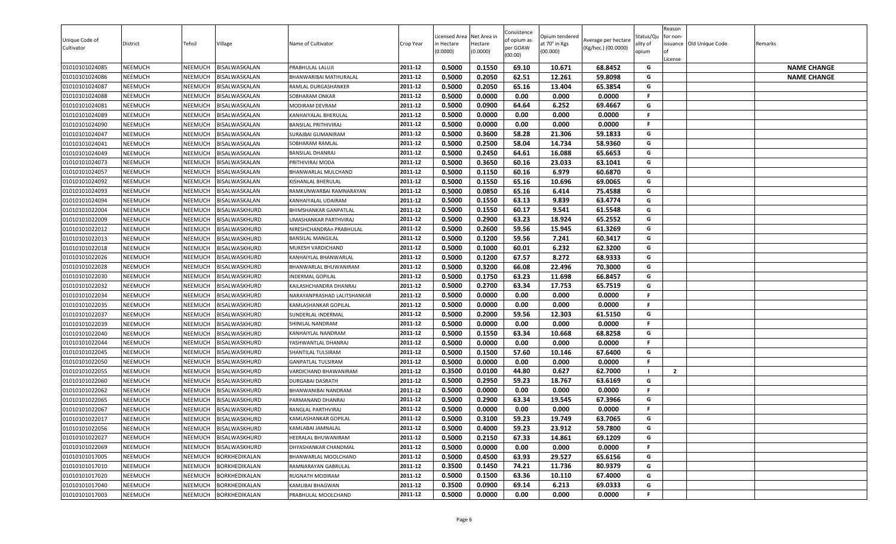| Unique Code of Cultivator | District | Tehsil | Village | Name of Cultivator | Crop Year | Licensed Area in Hectare (0.0000) | Net Area in Hectare (0.0000) | Consistence of opium as per GOAW (00.00) | Opium tendered at 70° in Kgs (00.000) | Average per hectare (Kg/hec.) (00.0000) | Status/Quality of opium | Reason for non-issuance of License | Old Unique Code | Remarks |
|---|---|---|---|---|---|---|---|---|---|---|---|---|---|---|
| 01010101024085 | NEEMUCH | NEEMUCH | BISALWASKALAN | PRABHULAL LALUJI | 2011-12 | 0.5000 | 0.1550 | 69.10 | 10.671 | 68.8452 | G | | | NAME CHANGE |
| 01010101024086 | NEEMUCH | NEEMUCH | BISALWASKALAN | BHANWARIBAI MATHURALAL | 2011-12 | 0.5000 | 0.2050 | 62.51 | 12.261 | 59.8098 | G | | | NAME CHANGE |
| 01010101024087 | NEEMUCH | NEEMUCH | BISALWASKALAN | RAMLAL DURGASHANKER | 2011-12 | 0.5000 | 0.2050 | 65.16 | 13.404 | 65.3854 | G | | | |
| 01010101024088 | NEEMUCH | NEEMUCH | BISALWASKALAN | SOBHARAM ONKAR | 2011-12 | 0.5000 | 0.0000 | 0.00 | 0.000 | 0.0000 | F | | | |
| 01010101024081 | NEEMUCH | NEEMUCH | BISALWASKALAN | MODIRAM DEVRAM | 2011-12 | 0.5000 | 0.0900 | 64.64 | 6.252 | 69.4667 | G | | | |
| 01010101024089 | NEEMUCH | NEEMUCH | BISALWASKALAN | KANHAIYALAL BHERULAL | 2011-12 | 0.5000 | 0.0000 | 0.00 | 0.000 | 0.0000 | F | | | |
| 01010101024090 | NEEMUCH | NEEMUCH | BISALWASKALAN | BANSILAL PRITHIVIRAJ | 2011-12 | 0.5000 | 0.0000 | 0.00 | 0.000 | 0.0000 | F | | | |
| 01010101024047 | NEEMUCH | NEEMUCH | BISALWASKALAN | SURAJBAI GUMANIRAM | 2011-12 | 0.5000 | 0.3600 | 58.28 | 21.306 | 59.1833 | G | | | |
| 01010101024041 | NEEMUCH | NEEMUCH | BISALWASKALAN | SOBHARAM RAMLAL | 2011-12 | 0.5000 | 0.2500 | 58.04 | 14.734 | 58.9360 | G | | | |
| 01010101024049 | NEEMUCH | NEEMUCH | BISALWASKALAN | BANSILAL DHANRAJ | 2011-12 | 0.5000 | 0.2450 | 64.61 | 16.088 | 65.6653 | G | | | |
| 01010101024073 | NEEMUCH | NEEMUCH | BISALWASKALAN | PRITHIVIRAJ MODA | 2011-12 | 0.5000 | 0.3650 | 60.16 | 23.033 | 63.1041 | G | | | |
| 01010101024057 | NEEMUCH | NEEMUCH | BISALWASKALAN | BHANWARLAL MULCHAND | 2011-12 | 0.5000 | 0.1150 | 60.16 | 6.979 | 60.6870 | G | | | |
| 01010101024092 | NEEMUCH | NEEMUCH | BISALWASKALAN | KISHANLAL BHERULAL | 2011-12 | 0.5000 | 0.1550 | 65.16 | 10.696 | 69.0065 | G | | | |
| 01010101024093 | NEEMUCH | NEEMUCH | BISALWASKALAN | RAMKUNWARBAI RAMNARAYAN | 2011-12 | 0.5000 | 0.0850 | 65.16 | 6.414 | 75.4588 | G | | | |
| 01010101024094 | NEEMUCH | NEEMUCH | BISALWASKALAN | KANHAIYALAL UDAIRAM | 2011-12 | 0.5000 | 0.1550 | 63.13 | 9.839 | 63.4774 | G | | | |
| 01010101022004 | NEEMUCH | NEEMUCH | BISALWASKHURD | BHIMSHANKAR GANPATLAL | 2011-12 | 0.5000 | 0.1550 | 60.17 | 9.541 | 61.5548 | G | | | |
| 01010101022009 | NEEMUCH | NEEMUCH | BISALWASKHURD | UMASHANKAR PARTHVIRAJ | 2011-12 | 0.5000 | 0.2900 | 63.23 | 18.924 | 65.2552 | G | | | |
| 01010101022012 | NEEMUCH | NEEMUCH | BISALWASKHURD | NIRESHCHANDRAn PRABHULAL | 2011-12 | 0.5000 | 0.2600 | 59.56 | 15.945 | 61.3269 | G | | | |
| 01010101022013 | NEEMUCH | NEEMUCH | BISALWASKHURD | BANSILAL MANGILAL | 2011-12 | 0.5000 | 0.1200 | 59.56 | 7.241 | 60.3417 | G | | | |
| 01010101022018 | NEEMUCH | NEEMUCH | BISALWASKHURD | MUKESH VARDICHAND | 2011-12 | 0.5000 | 0.1000 | 60.01 | 6.232 | 62.3200 | G | | | |
| 01010101022026 | NEEMUCH | NEEMUCH | BISALWASKHURD | KANHAIYLAL BHANWARLAL | 2011-12 | 0.5000 | 0.1200 | 67.57 | 8.272 | 68.9333 | G | | | |
| 01010101022028 | NEEMUCH | NEEMUCH | BISALWASKHURD | BHANWARLAL BHUWANIRAM | 2011-12 | 0.5000 | 0.3200 | 66.08 | 22.496 | 70.3000 | G | | | |
| 01010101022030 | NEEMUCH | NEEMUCH | BISALWASKHURD | INDERMAL GOPILAL | 2011-12 | 0.5000 | 0.1750 | 63.23 | 11.698 | 66.8457 | G | | | |
| 01010101022032 | NEEMUCH | NEEMUCH | BISALWASKHURD | KAILASHCHANDRA DHANRAJ | 2011-12 | 0.5000 | 0.2700 | 63.34 | 17.753 | 65.7519 | G | | | |
| 01010101022034 | NEEMUCH | NEEMUCH | BISALWASKHURD | NARAYANPRASHAD LALITSHANKAR | 2011-12 | 0.5000 | 0.0000 | 0.00 | 0.000 | 0.0000 | F | | | |
| 01010101022035 | NEEMUCH | NEEMUCH | BISALWASKHURD | KAMLASHANKAR GOPILAL | 2011-12 | 0.5000 | 0.0000 | 0.00 | 0.000 | 0.0000 | F | | | |
| 01010101022037 | NEEMUCH | NEEMUCH | BISALWASKHURD | SUNDERLAL INDERMAL | 2011-12 | 0.5000 | 0.2000 | 59.56 | 12.303 | 61.5150 | G | | | |
| 01010101022039 | NEEMUCH | NEEMUCH | BISALWASKHURD | SHINILAL NANDRAM | 2011-12 | 0.5000 | 0.0000 | 0.00 | 0.000 | 0.0000 | F | | | |
| 01010101022040 | NEEMUCH | NEEMUCH | BISALWASKHURD | KANHAIYLAL NANDRAM | 2011-12 | 0.5000 | 0.1550 | 63.34 | 10.668 | 68.8258 | G | | | |
| 01010101022044 | NEEMUCH | NEEMUCH | BISALWASKHURD | YASHWANTLAL DHANRAJ | 2011-12 | 0.5000 | 0.0000 | 0.00 | 0.000 | 0.0000 | F | | | |
| 01010101022045 | NEEMUCH | NEEMUCH | BISALWASKHURD | SHANTILAL TULSIRAM | 2011-12 | 0.5000 | 0.1500 | 57.60 | 10.146 | 67.6400 | G | | | |
| 01010101022050 | NEEMUCH | NEEMUCH | BISALWASKHURD | GANPATLAL TULSIRAM | 2011-12 | 0.5000 | 0.0000 | 0.00 | 0.000 | 0.0000 | F | | | |
| 01010101022055 | NEEMUCH | NEEMUCH | BISALWASKHURD | VARDICHAND BHAWANIRAM | 2011-12 | 0.3500 | 0.0100 | 44.80 | 0.627 | 62.7000 | I | 2 | | |
| 01010101022060 | NEEMUCH | NEEMUCH | BISALWASKHURD | DURGABAI DASRATH | 2011-12 | 0.5000 | 0.2950 | 59.23 | 18.767 | 63.6169 | G | | | |
| 01010101022062 | NEEMUCH | NEEMUCH | BISALWASKHURD | BHANWANIBAI NANDRAM | 2011-12 | 0.5000 | 0.0000 | 0.00 | 0.000 | 0.0000 | F | | | |
| 01010101022065 | NEEMUCH | NEEMUCH | BISALWASKHURD | PARMANAND DHANRAJ | 2011-12 | 0.5000 | 0.2900 | 63.34 | 19.545 | 67.3966 | G | | | |
| 01010101022067 | NEEMUCH | NEEMUCH | BISALWASKHURD | RANGLAL PARTHVIRAJ | 2011-12 | 0.5000 | 0.0000 | 0.00 | 0.000 | 0.0000 | F | | | |
| 01010101022017 | NEEMUCH | NEEMUCH | BISALWASKHURD | KAMLASHANKAR GOPILAL | 2011-12 | 0.5000 | 0.3100 | 59.23 | 19.749 | 63.7065 | G | | | |
| 01010101022056 | NEEMUCH | NEEMUCH | BISALWASKHURD | KAMLABAI JAMNALAL | 2011-12 | 0.5000 | 0.4000 | 59.23 | 23.912 | 59.7800 | G | | | |
| 01010101022027 | NEEMUCH | NEEMUCH | BISALWASKHURD | HEERALAL BHUWANIRAM | 2011-12 | 0.5000 | 0.2150 | 67.33 | 14.861 | 69.1209 | G | | | |
| 01010101022069 | NEEMUCH | NEEMUCH | BISALWASKHURD | DHYASHANKAR CHANDMAL | 2011-12 | 0.5000 | 0.0000 | 0.00 | 0.000 | 0.0000 | F | | | |
| 01010101017005 | NEEMUCH | NEEMUCH | BORKHEDIKALAN | BHANWARLAL MOOLCHAND | 2011-12 | 0.5000 | 0.4500 | 63.93 | 29.527 | 65.6156 | G | | | |
| 01010101017010 | NEEMUCH | NEEMUCH | BORKHEDIKALAN | RAMNARAYAN GABRULAL | 2011-12 | 0.3500 | 0.1450 | 74.21 | 11.736 | 80.9379 | G | | | |
| 01010101017020 | NEEMUCH | NEEMUCH | BORKHEDIKALAN | RUGNATH MODIRAM | 2011-12 | 0.5000 | 0.1500 | 63.36 | 10.110 | 67.4000 | G | | | |
| 01010101017040 | NEEMUCH | NEEMUCH | BORKHEDIKALAN | KAMLIBAI BHAGWAN | 2011-12 | 0.3500 | 0.0900 | 69.14 | 6.213 | 69.0333 | G | | | |
| 01010101017003 | NEEMUCH | NEEMUCH | BORKHEDIKALAN | PRABHULAL MOOLCHAND | 2011-12 | 0.5000 | 0.0000 | 0.00 | 0.000 | 0.0000 | F | | | |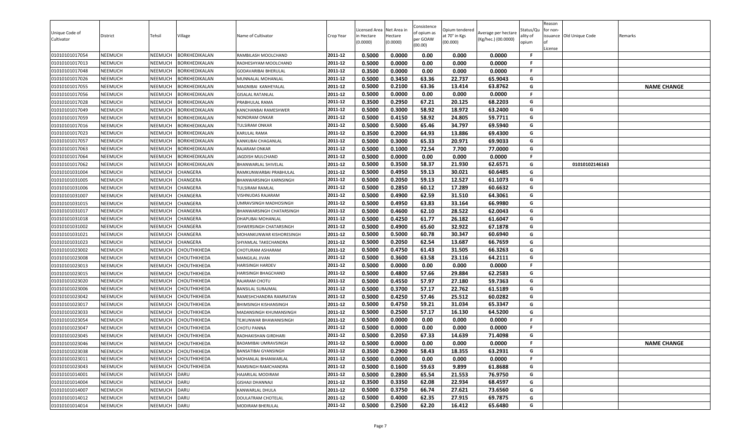| Unique Code of Cultivator | District | Tehsil | Village | Name of Cultivator | Crop Year | Licensed Area in Hectare (0.0000) | Net Area in Hectare (0.0000) | Consistence of opium as per GOAW (00.00) | Opium tendered at 70° in Kgs (00.000) | Average per hectare (Kg/hec.) (00.0000) | Status/Quality of opium | Reason for non-issuance of License | Old Unique Code | Remarks |
|---|---|---|---|---|---|---|---|---|---|---|---|---|---|---|
| 01010101017054 | NEEMUCH | NEEMUCH | BORKHEDIKALAN | RAMBILASH MOOLCHAND | 2011-12 | 0.5000 | 0.0000 | 0.00 | 0.000 | 0.0000 | F | | | |
| 01010101017013 | NEEMUCH | NEEMUCH | BORKHEDIKALAN | RADHESHYAM MOOLCHAND | 2011-12 | 0.5000 | 0.0000 | 0.00 | 0.000 | 0.0000 | F | | | |
| 01010101017048 | NEEMUCH | NEEMUCH | BORKHEDIKALAN | GODAVARIBAI BHERULAL | 2011-12 | 0.3500 | 0.0000 | 0.00 | 0.000 | 0.0000 | F | | | |
| 01010101017026 | NEEMUCH | NEEMUCH | BORKHEDIKALAN | MUNNALAL MOHANLAL | 2011-12 | 0.5000 | 0.3450 | 63.36 | 22.737 | 65.9043 | G | | | |
| 01010101017055 | NEEMUCH | NEEMUCH | BORKHEDIKALAN | MAGNIBAI KANHEYALAL | 2011-12 | 0.5000 | 0.2100 | 63.36 | 13.414 | 63.8762 | G | | | NAME CHANGE |
| 01010101017056 | NEEMUCH | NEEMUCH | BORKHEDIKALAN | GISALAL RATANLAL | 2011-12 | 0.5000 | 0.0000 | 0.00 | 0.000 | 0.0000 | F | | | |
| 01010101017028 | NEEMUCH | NEEMUCH | BORKHEDIKALAN | PRABHULAL RAMA | 2011-12 | 0.3500 | 0.2950 | 67.21 | 20.125 | 68.2203 | G | | | |
| 01010101017049 | NEEMUCH | NEEMUCH | BORKHEDIKALAN | KANCHANBAI RAMESHWER | 2011-12 | 0.5000 | 0.3000 | 58.92 | 18.972 | 63.2400 | G | | | |
| 01010101017059 | NEEMUCH | NEEMUCH | BORKHEDIKALAN | NONDRAM ONKAR | 2011-12 | 0.5000 | 0.4150 | 58.92 | 24.805 | 59.7711 | G | | | |
| 01010101017016 | NEEMUCH | NEEMUCH | BORKHEDIKALAN | TULSIRAM ONKAR | 2011-12 | 0.5000 | 0.5000 | 65.46 | 34.797 | 69.5940 | G | | | |
| 01010101017023 | NEEMUCH | NEEMUCH | BORKHEDIKALAN | KARULAL RAMA | 2011-12 | 0.3500 | 0.2000 | 64.93 | 13.886 | 69.4300 | G | | | |
| 01010101017057 | NEEMUCH | NEEMUCH | BORKHEDIKALAN | KANKUBAI CHAGANLAL | 2011-12 | 0.5000 | 0.3000 | 65.33 | 20.971 | 69.9033 | G | | | |
| 01010101017063 | NEEMUCH | NEEMUCH | BORKHEDIKALAN | RAJARAM ONKAR | 2011-12 | 0.5000 | 0.1000 | 72.54 | 7.700 | 77.0000 | G | | | |
| 01010101017064 | NEEMUCH | NEEMUCH | BORKHEDIKALAN | JAGDISH MULCHAND | 2011-12 | 0.5000 | 0.0000 | 0.00 | 0.000 | 0.0000 | F | | | |
| 01010101017062 | NEEMUCH | NEEMUCH | BORKHEDIKALAN | BHANWARLAL SHIVELAL | 2011-12 | 0.5000 | 0.3500 | 58.37 | 21.930 | 62.6571 | G | | 01010102146163 | |
| 01010101031004 | NEEMUCH | NEEMUCH | CHANGERA | RAMKUNWARBAI PRABHULAL | 2011-12 | 0.5000 | 0.4950 | 59.13 | 30.021 | 60.6485 | G | | | |
| 01010101031005 | NEEMUCH | NEEMUCH | CHANGERA | BHANWARSINGH KARNSINGH | 2011-12 | 0.5000 | 0.2050 | 59.13 | 12.527 | 61.1073 | G | | | |
| 01010101031006 | NEEMUCH | NEEMUCH | CHANGERA | TULSIRAM RAMLAL | 2011-12 | 0.5000 | 0.2850 | 60.12 | 17.289 | 60.6632 | G | | | |
| 01010101031007 | NEEMUCH | NEEMUCH | CHANGERA | VISHNUDAS RAJARAM | 2011-12 | 0.5000 | 0.4900 | 62.59 | 31.510 | 64.3061 | G | | | |
| 01010101031015 | NEEMUCH | NEEMUCH | CHANGERA | UMRAVSINGH MADHOSINGH | 2011-12 | 0.5000 | 0.4950 | 63.83 | 33.164 | 66.9980 | G | | | |
| 01010101031017 | NEEMUCH | NEEMUCH | CHANGERA | BHANWARSINGH CHATARSINGH | 2011-12 | 0.5000 | 0.4600 | 62.10 | 28.522 | 62.0043 | G | | | |
| 01010101031018 | NEEMUCH | NEEMUCH | CHANGERA | DHAPUBAI MOHANLAL | 2011-12 | 0.5000 | 0.4250 | 61.77 | 26.182 | 61.6047 | G | | | |
| 01010101031002 | NEEMUCH | NEEMUCH | CHANGERA | ISHWERSINGH CHATARSINGH | 2011-12 | 0.5000 | 0.4900 | 65.60 | 32.922 | 67.1878 | G | | | |
| 01010101031021 | NEEMUCH | NEEMUCH | CHANGERA | MOHANKUNWAR KISHORESINGH | 2011-12 | 0.5000 | 0.5000 | 60.78 | 30.347 | 60.6940 | G | | | |
| 01010101031023 | NEEMUCH | NEEMUCH | CHANGERA | SHYAMLAL TAKECHANDRA | 2011-12 | 0.5000 | 0.2050 | 62.54 | 13.687 | 66.7659 | G | | | |
| 01010101023002 | NEEMUCH | NEEMUCH | CHOUTHKHEDA | CHOTURAM ASHARAM | 2011-12 | 0.5000 | 0.4750 | 61.43 | 31.505 | 66.3263 | G | | | |
| 01010101023008 | NEEMUCH | NEEMUCH | CHOUTHKHEDA | MANGILAL JIVAN | 2011-12 | 0.5000 | 0.3600 | 63.58 | 23.116 | 64.2111 | G | | | |
| 01010101023013 | NEEMUCH | NEEMUCH | CHOUTHKHEDA | HARISINGH HARDEV | 2011-12 | 0.5000 | 0.0000 | 0.00 | 0.000 | 0.0000 | F | | | |
| 01010101023015 | NEEMUCH | NEEMUCH | CHOUTHKHEDA | HARISINGH BHAGCHAND | 2011-12 | 0.5000 | 0.4800 | 57.66 | 29.884 | 62.2583 | G | | | |
| 01010101023020 | NEEMUCH | NEEMUCH | CHOUTHKHEDA | RAJARAM CHOTU | 2011-12 | 0.5000 | 0.4550 | 57.97 | 27.180 | 59.7363 | G | | | |
| 01010101023006 | NEEMUCH | NEEMUCH | CHOUTHKHEDA | BANSILAL SURAJMAL | 2011-12 | 0.5000 | 0.3700 | 57.17 | 22.762 | 61.5189 | G | | | |
| 01010101023042 | NEEMUCH | NEEMUCH | CHOUTHKHEDA | RAMESHCHANDRA RAMRATAN | 2011-12 | 0.5000 | 0.4250 | 57.46 | 25.512 | 60.0282 | G | | | |
| 01010101023017 | NEEMUCH | NEEMUCH | CHOUTHKHEDA | BHIMSINGH KISHANSINGH | 2011-12 | 0.5000 | 0.4750 | 59.21 | 31.034 | 65.3347 | G | | | |
| 01010101023033 | NEEMUCH | NEEMUCH | CHOUTHKHEDA | MADANSINGH KHUMANSINGH | 2011-12 | 0.5000 | 0.2500 | 57.17 | 16.130 | 64.5200 | G | | | |
| 01010101023054 | NEEMUCH | NEEMUCH | CHOUTHKHEDA | TEJKUNWAR BHAWANISINGH | 2011-12 | 0.5000 | 0.0000 | 0.00 | 0.000 | 0.0000 | F | | | |
| 01010101023047 | NEEMUCH | NEEMUCH | CHOUTHKHEDA | CHOTU PANNA | 2011-12 | 0.5000 | 0.0000 | 0.00 | 0.000 | 0.0000 | F | | | |
| 01010101023045 | NEEMUCH | NEEMUCH | CHOUTHKHEDA | RADHAKISHAN GIRDHARI | 2011-12 | 0.5000 | 0.2050 | 67.33 | 14.639 | 71.4098 | G | | | |
| 01010101023046 | NEEMUCH | NEEMUCH | CHOUTHKHEDA | BADAMIBAI UMRAVSINGH | 2011-12 | 0.5000 | 0.0000 | 0.00 | 0.000 | 0.0000 | F | | | NAME CHANGE |
| 01010101023038 | NEEMUCH | NEEMUCH | CHOUTHKHEDA | BANSATIBAI GYANSINGH | 2011-12 | 0.3500 | 0.2900 | 58.43 | 18.355 | 63.2931 | G | | | |
| 01010101023011 | NEEMUCH | NEEMUCH | CHOUTHKHEDA | MOHANLAL BHANWARLAL | 2011-12 | 0.5000 | 0.0000 | 0.00 | 0.000 | 0.0000 | F | | | |
| 01010101023043 | NEEMUCH | NEEMUCH | CHOUTHKHEDA | RAMSINGH RAMCHANDRA | 2011-12 | 0.5000 | 0.1600 | 59.63 | 9.899 | 61.8688 | G | | | |
| 01010101014001 | NEEMUCH | NEEMUCH | DARU | HAJARILAL MODIRAM | 2011-12 | 0.5000 | 0.2800 | 65.54 | 21.553 | 76.9750 | G | | | |
| 01010101014004 | NEEMUCH | NEEMUCH | DARU | GISHAJI DHANNAJI | 2011-12 | 0.3500 | 0.3350 | 62.08 | 22.934 | 68.4597 | G | | | |
| 01010101014007 | NEEMUCH | NEEMUCH | DARU | KANWARLAL DHULA | 2011-12 | 0.5000 | 0.3750 | 66.74 | 27.621 | 73.6560 | G | | | |
| 01010101014012 | NEEMUCH | NEEMUCH | DARU | DOULATRAM CHOTELAL | 2011-12 | 0.5000 | 0.4000 | 62.35 | 27.915 | 69.7875 | G | | | |
| 01010101014014 | NEEMUCH | NEEMUCH | DARU | MODIRAM BHERULAL | 2011-12 | 0.5000 | 0.2500 | 62.20 | 16.412 | 65.6480 | G | | | |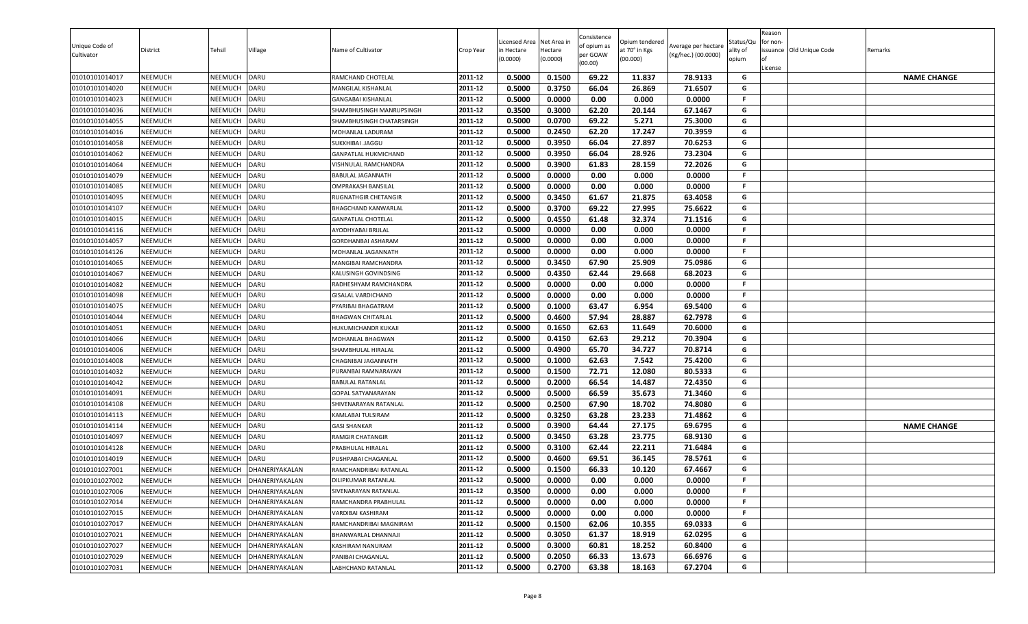| Unique Code of Cultivator | District | Tehsil | Village | Name of Cultivator | Crop Year | Licensed Area in Hectare (0.0000) | Net Area in Hectare (0.0000) | Consistence of opium as per GOAW (00.00) | Opium tendered at 70° in Kgs (00.000) | Average per hectare (Kg/hec.) (00.0000) | Status/Quality of opium | Reason for non-issuance of License | Old Unique Code | Remarks |
|---|---|---|---|---|---|---|---|---|---|---|---|---|---|---|
| 01010101014017 | NEEMUCH | NEEMUCH | DARU | RAMCHAND CHOTELAL | 2011-12 | 0.5000 | 0.1500 | 69.22 | 11.837 | 78.9133 | G | | | **NAME CHANGE** |
| 01010101014020 | NEEMUCH | NEEMUCH | DARU | MANGILAL KISHANLAL | 2011-12 | 0.5000 | 0.3750 | 66.04 | 26.869 | 71.6507 | G | | | |
| 01010101014023 | NEEMUCH | NEEMUCH | DARU | GANGABAI KISHANLAL | 2011-12 | 0.5000 | 0.0000 | 0.00 | 0.000 | 0.0000 | F | | | |
| 01010101014036 | NEEMUCH | NEEMUCH | DARU | SHAMBHUSINGH MANRUPSINGH | 2011-12 | 0.3500 | 0.3000 | 62.20 | 20.144 | 67.1467 | G | | | |
| 01010101014055 | NEEMUCH | NEEMUCH | DARU | SHAMBHUSINGH CHATARSINGH | 2011-12 | 0.5000 | 0.0700 | 69.22 | 5.271 | 75.3000 | G | | | |
| 01010101014016 | NEEMUCH | NEEMUCH | DARU | MOHANLAL LADURAM | 2011-12 | 0.5000 | 0.2450 | 62.20 | 17.247 | 70.3959 | G | | | |
| 01010101014058 | NEEMUCH | NEEMUCH | DARU | SUKKHIBAI JAGGU | 2011-12 | 0.5000 | 0.3950 | 66.04 | 27.897 | 70.6253 | G | | | |
| 01010101014062 | NEEMUCH | NEEMUCH | DARU | GANPATLAL HUKMICHAND | 2011-12 | 0.5000 | 0.3950 | 66.04 | 28.926 | 73.2304 | G | | | |
| 01010101014064 | NEEMUCH | NEEMUCH | DARU | VISHNULAL RAMCHANDRA | 2011-12 | 0.5000 | 0.3900 | 61.83 | 28.159 | 72.2026 | G | | | |
| 01010101014079 | NEEMUCH | NEEMUCH | DARU | BABULAL JAGANNATH | 2011-12 | 0.5000 | 0.0000 | 0.00 | 0.000 | 0.0000 | F | | | |
| 01010101014085 | NEEMUCH | NEEMUCH | DARU | OMPRAKASH BANSILAL | 2011-12 | 0.5000 | 0.0000 | 0.00 | 0.000 | 0.0000 | F | | | |
| 01010101014095 | NEEMUCH | NEEMUCH | DARU | RUGNATHGIR CHETANGIR | 2011-12 | 0.5000 | 0.3450 | 61.67 | 21.875 | 63.4058 | G | | | |
| 01010101014107 | NEEMUCH | NEEMUCH | DARU | BHAGCHAND KANWARLAL | 2011-12 | 0.5000 | 0.3700 | 69.22 | 27.995 | 75.6622 | G | | | |
| 01010101014015 | NEEMUCH | NEEMUCH | DARU | GANPATLAL CHOTELAL | 2011-12 | 0.5000 | 0.4550 | 61.48 | 32.374 | 71.1516 | G | | | |
| 01010101014116 | NEEMUCH | NEEMUCH | DARU | AYODHYABAI BRIJLAL | 2011-12 | 0.5000 | 0.0000 | 0.00 | 0.000 | 0.0000 | F | | | |
| 01010101014057 | NEEMUCH | NEEMUCH | DARU | GORDHANBAI ASHARAM | 2011-12 | 0.5000 | 0.0000 | 0.00 | 0.000 | 0.0000 | F | | | |
| 01010101014126 | NEEMUCH | NEEMUCH | DARU | MOHANLAL JAGANNATH | 2011-12 | 0.5000 | 0.0000 | 0.00 | 0.000 | 0.0000 | F | | | |
| 01010101014065 | NEEMUCH | NEEMUCH | DARU | MANGIBAI RAMCHANDRA | 2011-12 | 0.5000 | 0.3450 | 67.90 | 25.909 | 75.0986 | G | | | |
| 01010101014067 | NEEMUCH | NEEMUCH | DARU | KALUSINGH GOVINDSING | 2011-12 | 0.5000 | 0.4350 | 62.44 | 29.668 | 68.2023 | G | | | |
| 01010101014082 | NEEMUCH | NEEMUCH | DARU | RADHESHYAM RAMCHANDRA | 2011-12 | 0.5000 | 0.0000 | 0.00 | 0.000 | 0.0000 | F | | | |
| 01010101014098 | NEEMUCH | NEEMUCH | DARU | GISALAL VARDICHAND | 2011-12 | 0.5000 | 0.0000 | 0.00 | 0.000 | 0.0000 | F | | | |
| 01010101014075 | NEEMUCH | NEEMUCH | DARU | PYARIBAI BHAGATRAM | 2011-12 | 0.5000 | 0.1000 | 63.47 | 6.954 | 69.5400 | G | | | |
| 01010101014044 | NEEMUCH | NEEMUCH | DARU | BHAGWAN CHITARLAL | 2011-12 | 0.5000 | 0.4600 | 57.94 | 28.887 | 62.7978 | G | | | |
| 01010101014051 | NEEMUCH | NEEMUCH | DARU | HUKUMICHANDR KUKAJI | 2011-12 | 0.5000 | 0.1650 | 62.63 | 11.649 | 70.6000 | G | | | |
| 01010101014066 | NEEMUCH | NEEMUCH | DARU | MOHANLAL BHAGWAN | 2011-12 | 0.5000 | 0.4150 | 62.63 | 29.212 | 70.3904 | G | | | |
| 01010101014006 | NEEMUCH | NEEMUCH | DARU | SHAMBHULAL HIRALAL | 2011-12 | 0.5000 | 0.4900 | 65.70 | 34.727 | 70.8714 | G | | | |
| 01010101014008 | NEEMUCH | NEEMUCH | DARU | CHAGNIBAI JAGANNATH | 2011-12 | 0.5000 | 0.1000 | 62.63 | 7.542 | 75.4200 | G | | | |
| 01010101014032 | NEEMUCH | NEEMUCH | DARU | PURANBAI RAMNARAYAN | 2011-12 | 0.5000 | 0.1500 | 72.71 | 12.080 | 80.5333 | G | | | |
| 01010101014042 | NEEMUCH | NEEMUCH | DARU | BABULAL RATANLAL | 2011-12 | 0.5000 | 0.2000 | 66.54 | 14.487 | 72.4350 | G | | | |
| 01010101014091 | NEEMUCH | NEEMUCH | DARU | GOPAL SATYANARAYAN | 2011-12 | 0.5000 | 0.5000 | 66.59 | 35.673 | 71.3460 | G | | | |
| 01010101014108 | NEEMUCH | NEEMUCH | DARU | SHIVENARAYAN RATANLAL | 2011-12 | 0.5000 | 0.2500 | 67.90 | 18.702 | 74.8080 | G | | | |
| 01010101014113 | NEEMUCH | NEEMUCH | DARU | KAMLABAI TULSIRAM | 2011-12 | 0.5000 | 0.3250 | 63.28 | 23.233 | 71.4862 | G | | | |
| 01010101014114 | NEEMUCH | NEEMUCH | DARU | GASI SHANKAR | 2011-12 | 0.5000 | 0.3900 | 64.44 | 27.175 | 69.6795 | G | | | **NAME CHANGE** |
| 01010101014097 | NEEMUCH | NEEMUCH | DARU | RAMGIR CHATANGIR | 2011-12 | 0.5000 | 0.3450 | 63.28 | 23.775 | 68.9130 | G | | | |
| 01010101014128 | NEEMUCH | NEEMUCH | DARU | PRABHULAL HIRALAL | 2011-12 | 0.5000 | 0.3100 | 62.44 | 22.211 | 71.6484 | G | | | |
| 01010101014019 | NEEMUCH | NEEMUCH | DARU | PUSHPABAI CHAGANLAL | 2011-12 | 0.5000 | 0.4600 | 69.51 | 36.145 | 78.5761 | G | | | |
| 01010101027001 | NEEMUCH | NEEMUCH | DHANERIYAKALAN | RAMCHANDRIBAI RATANLAL | 2011-12 | 0.5000 | 0.1500 | 66.33 | 10.120 | 67.4667 | G | | | |
| 01010101027002 | NEEMUCH | NEEMUCH | DHANERIYAKALAN | DILIPKUMAR RATANLAL | 2011-12 | 0.5000 | 0.0000 | 0.00 | 0.000 | 0.0000 | F | | | |
| 01010101027006 | NEEMUCH | NEEMUCH | DHANERIYAKALAN | SIVENARAYAN RATANLAL | 2011-12 | 0.3500 | 0.0000 | 0.00 | 0.000 | 0.0000 | F | | | |
| 01010101027014 | NEEMUCH | NEEMUCH | DHANERIYAKALAN | RAMCHANDRA PRABHULAL | 2011-12 | 0.5000 | 0.0000 | 0.00 | 0.000 | 0.0000 | F | | | |
| 01010101027015 | NEEMUCH | NEEMUCH | DHANERIYAKALAN | VARDIBAI KASHIRAM | 2011-12 | 0.5000 | 0.0000 | 0.00 | 0.000 | 0.0000 | F | | | |
| 01010101027017 | NEEMUCH | NEEMUCH | DHANERIYAKALAN | RAMCHANDRIBAI MAGNIRAM | 2011-12 | 0.5000 | 0.1500 | 62.06 | 10.355 | 69.0333 | G | | | |
| 01010101027021 | NEEMUCH | NEEMUCH | DHANERIYAKALAN | BHANWARLAL DHANNAJI | 2011-12 | 0.5000 | 0.3050 | 61.37 | 18.919 | 62.0295 | G | | | |
| 01010101027027 | NEEMUCH | NEEMUCH | DHANERIYAKALAN | KASHIRAM NANURAM | 2011-12 | 0.5000 | 0.3000 | 60.81 | 18.252 | 60.8400 | G | | | |
| 01010101027029 | NEEMUCH | NEEMUCH | DHANERIYAKALAN | PANIBAI CHAGANLAL | 2011-12 | 0.5000 | 0.2050 | 66.33 | 13.673 | 66.6976 | G | | | |
| 01010101027031 | NEEMUCH | NEEMUCH | DHANERIYAKALAN | LABHCHAND RATANLAL | 2011-12 | 0.5000 | 0.2700 | 63.38 | 18.163 | 67.2704 | G | | | |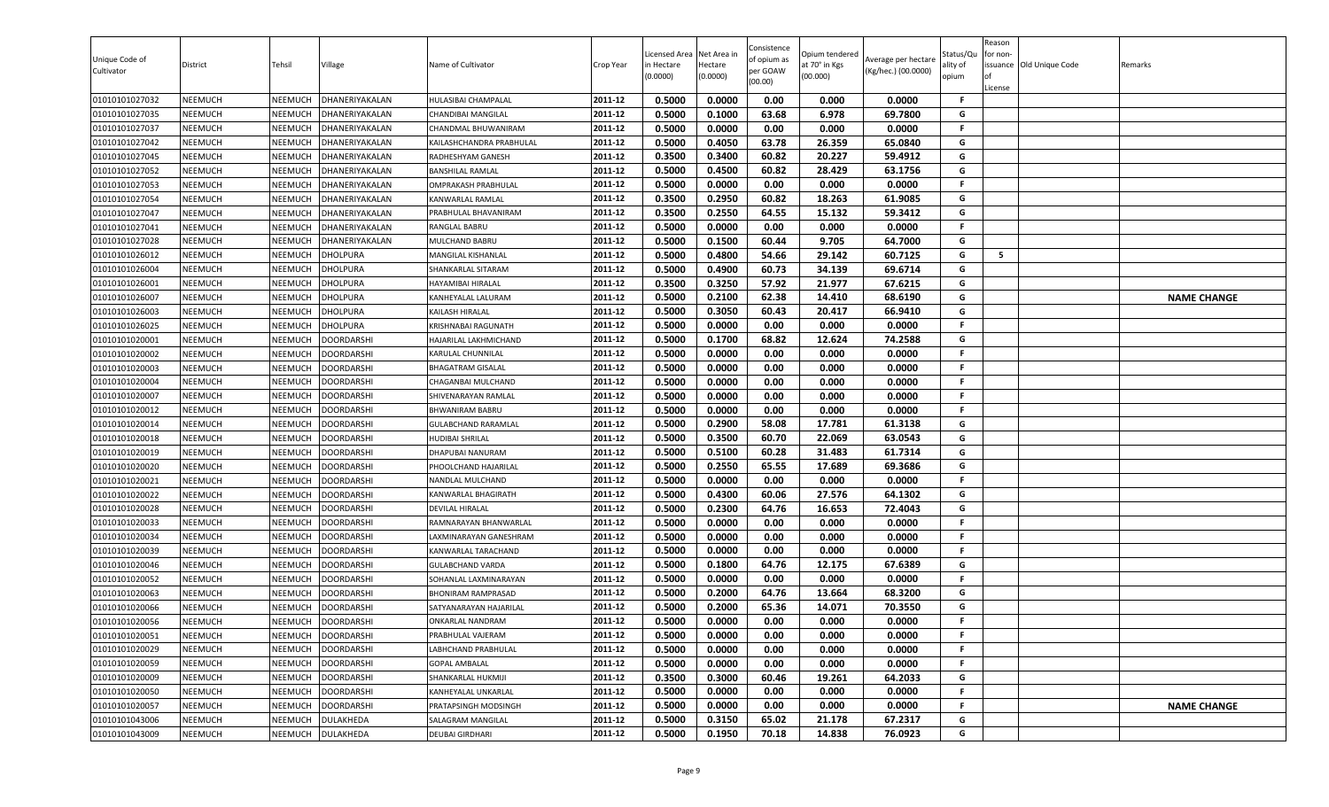| Unique Code of Cultivator | District | Tehsil | Village | Name of Cultivator | Crop Year | Licensed Area in Hectare (0.0000) | Net Area in Hectare (0.0000) | Consistence of opium as per GOAW (00.00) | Opium tendered at 70° in Kgs (00.000) | Average per hectare (Kg/hec.) (00.0000) | Status/Quality of opium | Reason for non-issuance of License | Old Unique Code | Remarks |
|---|---|---|---|---|---|---|---|---|---|---|---|---|---|---|
| 01010101027032 | NEEMUCH | NEEMUCH | DHANERIYAKALAN | HULASIBAI CHAMPALAL | 2011-12 | 0.5000 | 0.0000 | 0.00 | 0.000 | 0.0000 | F | | | |
| 01010101027035 | NEEMUCH | NEEMUCH | DHANERIYAKALAN | CHANDIBAI MANGILAL | 2011-12 | 0.5000 | 0.1000 | 63.68 | 6.978 | 69.7800 | G | | | |
| 01010101027037 | NEEMUCH | NEEMUCH | DHANERIYAKALAN | CHANDMAL BHUWANIRAM | 2011-12 | 0.5000 | 0.0000 | 0.00 | 0.000 | 0.0000 | F | | | |
| 01010101027042 | NEEMUCH | NEEMUCH | DHANERIYAKALAN | KAILASHCHANDRA PRABHULAL | 2011-12 | 0.5000 | 0.4050 | 63.78 | 26.359 | 65.0840 | G | | | |
| 01010101027045 | NEEMUCH | NEEMUCH | DHANERIYAKALAN | RADHESHYAM GANESH | 2011-12 | 0.3500 | 0.3400 | 60.82 | 20.227 | 59.4912 | G | | | |
| 01010101027052 | NEEMUCH | NEEMUCH | DHANERIYAKALAN | BANSHILAL RAMLAL | 2011-12 | 0.5000 | 0.4500 | 60.82 | 28.429 | 63.1756 | G | | | |
| 01010101027053 | NEEMUCH | NEEMUCH | DHANERIYAKALAN | OMPRAKASH PRABHULAL | 2011-12 | 0.5000 | 0.0000 | 0.00 | 0.000 | 0.0000 | F | | | |
| 01010101027054 | NEEMUCH | NEEMUCH | DHANERIYAKALAN | KANWARLAL RAMLAL | 2011-12 | 0.3500 | 0.2950 | 60.82 | 18.263 | 61.9085 | G | | | |
| 01010101027047 | NEEMUCH | NEEMUCH | DHANERIYAKALAN | PRABHULAL BHAVANIRAM | 2011-12 | 0.3500 | 0.2550 | 64.55 | 15.132 | 59.3412 | G | | | |
| 01010101027041 | NEEMUCH | NEEMUCH | DHANERIYAKALAN | RANGLAL BABRU | 2011-12 | 0.5000 | 0.0000 | 0.00 | 0.000 | 0.0000 | F | | | |
| 01010101027028 | NEEMUCH | NEEMUCH | DHANERIYAKALAN | MULCHAND BABRU | 2011-12 | 0.5000 | 0.1500 | 60.44 | 9.705 | 64.7000 | G | | | |
| 01010101026012 | NEEMUCH | NEEMUCH | DHOLPURA | MANGILAL KISHANLAL | 2011-12 | 0.5000 | 0.4800 | 54.66 | 29.142 | 60.7125 | G | 5 | | |
| 01010101026004 | NEEMUCH | NEEMUCH | DHOLPURA | SHANKARLAL SITARAM | 2011-12 | 0.5000 | 0.4900 | 60.73 | 34.139 | 69.6714 | G | | | |
| 01010101026001 | NEEMUCH | NEEMUCH | DHOLPURA | HAYAMIBAI HIRALAL | 2011-12 | 0.3500 | 0.3250 | 57.92 | 21.977 | 67.6215 | G | | | |
| 01010101026007 | NEEMUCH | NEEMUCH | DHOLPURA | KANHEYALAL LALURAM | 2011-12 | 0.5000 | 0.2100 | 62.38 | 14.410 | 68.6190 | G | | | NAME CHANGE |
| 01010101026003 | NEEMUCH | NEEMUCH | DHOLPURA | KAILASH HIRALAL | 2011-12 | 0.5000 | 0.3050 | 60.43 | 20.417 | 66.9410 | G | | | |
| 01010101026025 | NEEMUCH | NEEMUCH | DHOLPURA | KRISHNABAI RAGUNATH | 2011-12 | 0.5000 | 0.0000 | 0.00 | 0.000 | 0.0000 | F | | | |
| 01010101020001 | NEEMUCH | NEEMUCH | DOORDARSHI | HAJARILAL LAKHMICHAND | 2011-12 | 0.5000 | 0.1700 | 68.82 | 12.624 | 74.2588 | G | | | |
| 01010101020002 | NEEMUCH | NEEMUCH | DOORDARSHI | KARULAL CHUNNILAL | 2011-12 | 0.5000 | 0.0000 | 0.00 | 0.000 | 0.0000 | F | | | |
| 01010101020003 | NEEMUCH | NEEMUCH | DOORDARSHI | BHAGATRAM GISALAL | 2011-12 | 0.5000 | 0.0000 | 0.00 | 0.000 | 0.0000 | F | | | |
| 01010101020004 | NEEMUCH | NEEMUCH | DOORDARSHI | CHAGANBAI MULCHAND | 2011-12 | 0.5000 | 0.0000 | 0.00 | 0.000 | 0.0000 | F | | | |
| 01010101020007 | NEEMUCH | NEEMUCH | DOORDARSHI | SHIVENARAYAN RAMLAL | 2011-12 | 0.5000 | 0.0000 | 0.00 | 0.000 | 0.0000 | F | | | |
| 01010101020012 | NEEMUCH | NEEMUCH | DOORDARSHI | BHWANIRAM BABRU | 2011-12 | 0.5000 | 0.0000 | 0.00 | 0.000 | 0.0000 | F | | | |
| 01010101020014 | NEEMUCH | NEEMUCH | DOORDARSHI | GULABCHAND RARAMLAL | 2011-12 | 0.5000 | 0.2900 | 58.08 | 17.781 | 61.3138 | G | | | |
| 01010101020018 | NEEMUCH | NEEMUCH | DOORDARSHI | HUDIBAI SHRILAL | 2011-12 | 0.5000 | 0.3500 | 60.70 | 22.069 | 63.0543 | G | | | |
| 01010101020019 | NEEMUCH | NEEMUCH | DOORDARSHI | DHAPUBAI NANURAM | 2011-12 | 0.5000 | 0.5100 | 60.28 | 31.483 | 61.7314 | G | | | |
| 01010101020020 | NEEMUCH | NEEMUCH | DOORDARSHI | PHOOLCHAND HAJARILAL | 2011-12 | 0.5000 | 0.2550 | 65.55 | 17.689 | 69.3686 | G | | | |
| 01010101020021 | NEEMUCH | NEEMUCH | DOORDARSHI | NANDLAL MULCHAND | 2011-12 | 0.5000 | 0.0000 | 0.00 | 0.000 | 0.0000 | F | | | |
| 01010101020022 | NEEMUCH | NEEMUCH | DOORDARSHI | KANWARLAL BHAGIRATH | 2011-12 | 0.5000 | 0.4300 | 60.06 | 27.576 | 64.1302 | G | | | |
| 01010101020028 | NEEMUCH | NEEMUCH | DOORDARSHI | DEVILAL HIRALAL | 2011-12 | 0.5000 | 0.2300 | 64.76 | 16.653 | 72.4043 | G | | | |
| 01010101020033 | NEEMUCH | NEEMUCH | DOORDARSHI | RAMNARAYAN BHANWARLAL | 2011-12 | 0.5000 | 0.0000 | 0.00 | 0.000 | 0.0000 | F | | | |
| 01010101020034 | NEEMUCH | NEEMUCH | DOORDARSHI | LAXMINARAYAN GANESHRAM | 2011-12 | 0.5000 | 0.0000 | 0.00 | 0.000 | 0.0000 | F | | | |
| 01010101020039 | NEEMUCH | NEEMUCH | DOORDARSHI | KANWARLAL TARACHAND | 2011-12 | 0.5000 | 0.0000 | 0.00 | 0.000 | 0.0000 | F | | | |
| 01010101020046 | NEEMUCH | NEEMUCH | DOORDARSHI | GULABCHAND VARDA | 2011-12 | 0.5000 | 0.1800 | 64.76 | 12.175 | 67.6389 | G | | | |
| 01010101020052 | NEEMUCH | NEEMUCH | DOORDARSHI | SOHANLAL LAXMINARAYAN | 2011-12 | 0.5000 | 0.0000 | 0.00 | 0.000 | 0.0000 | F | | | |
| 01010101020063 | NEEMUCH | NEEMUCH | DOORDARSHI | BHONIRAM RAMPRASAD | 2011-12 | 0.5000 | 0.2000 | 64.76 | 13.664 | 68.3200 | G | | | |
| 01010101020066 | NEEMUCH | NEEMUCH | DOORDARSHI | SATYANARAYAN HAJARILAL | 2011-12 | 0.5000 | 0.2000 | 65.36 | 14.071 | 70.3550 | G | | | |
| 01010101020056 | NEEMUCH | NEEMUCH | DOORDARSHI | ONKARLAL NANDRAM | 2011-12 | 0.5000 | 0.0000 | 0.00 | 0.000 | 0.0000 | F | | | |
| 01010101020051 | NEEMUCH | NEEMUCH | DOORDARSHI | PRABHULAL VAJERAM | 2011-12 | 0.5000 | 0.0000 | 0.00 | 0.000 | 0.0000 | F | | | |
| 01010101020029 | NEEMUCH | NEEMUCH | DOORDARSHI | LABHCHAND PRABHULAL | 2011-12 | 0.5000 | 0.0000 | 0.00 | 0.000 | 0.0000 | F | | | |
| 01010101020059 | NEEMUCH | NEEMUCH | DOORDARSHI | GOPAL AMBALAL | 2011-12 | 0.5000 | 0.0000 | 0.00 | 0.000 | 0.0000 | F | | | |
| 01010101020009 | NEEMUCH | NEEMUCH | DOORDARSHI | SHANKARLAL HUKMIJI | 2011-12 | 0.3500 | 0.3000 | 60.46 | 19.261 | 64.2033 | G | | | |
| 01010101020050 | NEEMUCH | NEEMUCH | DOORDARSHI | KANHEYALAL UNKARLAL | 2011-12 | 0.5000 | 0.0000 | 0.00 | 0.000 | 0.0000 | F | | | |
| 01010101020057 | NEEMUCH | NEEMUCH | DOORDARSHI | PRATAPSINGH MODSINGH | 2011-12 | 0.5000 | 0.0000 | 0.00 | 0.000 | 0.0000 | F | | | NAME CHANGE |
| 01010101043006 | NEEMUCH | NEEMUCH | DULAKHEDA | SALAGRAM MANGILAL | 2011-12 | 0.5000 | 0.3150 | 65.02 | 21.178 | 67.2317 | G | | | |
| 01010101043009 | NEEMUCH | NEEMUCH | DULAKHEDA | DEUBAI GIRDHARI | 2011-12 | 0.5000 | 0.1950 | 70.18 | 14.838 | 76.0923 | G | | | |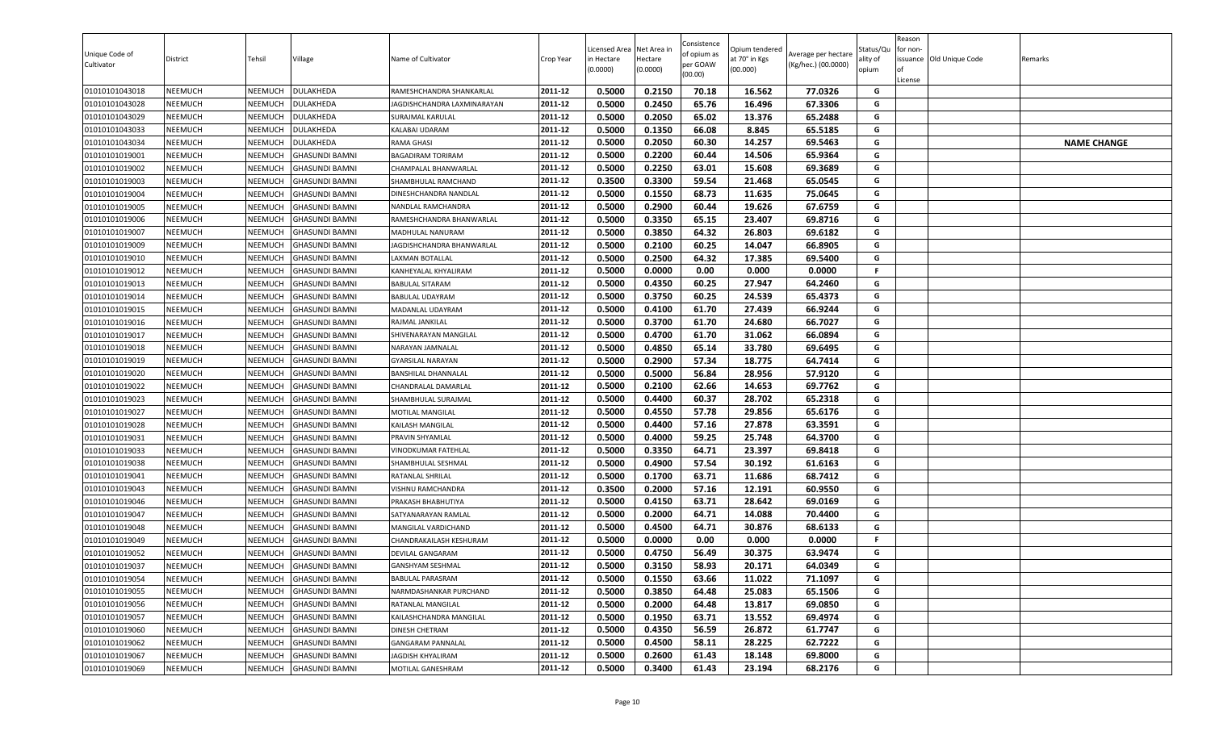| Unique Code of Cultivator | District | Tehsil | Village | Name of Cultivator | Crop Year | Licensed Area in Hectare (0.0000) | Net Area in Hectare (0.0000) | Consistence of opium as per GOAW (00.00) | Opium tendered at 70° in Kgs (00.000) | Average per hectare (Kg/hec.) (00.0000) | Status/Quality of opium | Reason for non-issuance of License | Old Unique Code | Remarks |
|---|---|---|---|---|---|---|---|---|---|---|---|---|---|---|
| 01010101043018 | NEEMUCH | NEEMUCH | DULAKHEDA | RAMESHCHANDRA SHANKARLAL | 2011-12 | 0.5000 | 0.2150 | 70.18 | 16.562 | 77.0326 | G | | | |
| 01010101043028 | NEEMUCH | NEEMUCH | DULAKHEDA | JAGDISHCHANDRA LAXMINARAYAN | 2011-12 | 0.5000 | 0.2450 | 65.76 | 16.496 | 67.3306 | G | | | |
| 01010101043029 | NEEMUCH | NEEMUCH | DULAKHEDA | SURAJMAL KARULAL | 2011-12 | 0.5000 | 0.2050 | 65.02 | 13.376 | 65.2488 | G | | | |
| 01010101043033 | NEEMUCH | NEEMUCH | DULAKHEDA | KALABAI UDARAM | 2011-12 | 0.5000 | 0.1350 | 66.08 | 8.845 | 65.5185 | G | | | |
| 01010101043034 | NEEMUCH | NEEMUCH | DULAKHEDA | RAMA GHASI | 2011-12 | 0.5000 | 0.2050 | 60.30 | 14.257 | 69.5463 | G | | | NAME CHANGE |
| 01010101019001 | NEEMUCH | NEEMUCH | GHASUNDI BAMNI | BAGADIRAM TORIRAM | 2011-12 | 0.5000 | 0.2200 | 60.44 | 14.506 | 65.9364 | G | | | |
| 01010101019002 | NEEMUCH | NEEMUCH | GHASUNDI BAMNI | CHAMPALAL BHANWARLAL | 2011-12 | 0.5000 | 0.2250 | 63.01 | 15.608 | 69.3689 | G | | | |
| 01010101019003 | NEEMUCH | NEEMUCH | GHASUNDI BAMNI | SHAMBHULAL RAMCHAND | 2011-12 | 0.3500 | 0.3300 | 59.54 | 21.468 | 65.0545 | G | | | |
| 01010101019004 | NEEMUCH | NEEMUCH | GHASUNDI BAMNI | DINESHCHANDRA NANDLAL | 2011-12 | 0.5000 | 0.1550 | 68.73 | 11.635 | 75.0645 | G | | | |
| 01010101019005 | NEEMUCH | NEEMUCH | GHASUNDI BAMNI | NANDLAL RAMCHANDRA | 2011-12 | 0.5000 | 0.2900 | 60.44 | 19.626 | 67.6759 | G | | | |
| 01010101019006 | NEEMUCH | NEEMUCH | GHASUNDI BAMNI | RAMESHCHANDRA BHANWARLAL | 2011-12 | 0.5000 | 0.3350 | 65.15 | 23.407 | 69.8716 | G | | | |
| 01010101019007 | NEEMUCH | NEEMUCH | GHASUNDI BAMNI | MADHULAL NANURAM | 2011-12 | 0.5000 | 0.3850 | 64.32 | 26.803 | 69.6182 | G | | | |
| 01010101019009 | NEEMUCH | NEEMUCH | GHASUNDI BAMNI | JAGDISHCHANDRA BHANWARLAL | 2011-12 | 0.5000 | 0.2100 | 60.25 | 14.047 | 66.8905 | G | | | |
| 01010101019010 | NEEMUCH | NEEMUCH | GHASUNDI BAMNI | LAXMAN BOTALLAL | 2011-12 | 0.5000 | 0.2500 | 64.32 | 17.385 | 69.5400 | G | | | |
| 01010101019012 | NEEMUCH | NEEMUCH | GHASUNDI BAMNI | KANHEYALAL KHYALIRAM | 2011-12 | 0.5000 | 0.0000 | 0.00 | 0.000 | 0.0000 | F | | | |
| 01010101019013 | NEEMUCH | NEEMUCH | GHASUNDI BAMNI | BABULAL SITARAM | 2011-12 | 0.5000 | 0.4350 | 60.25 | 27.947 | 64.2460 | G | | | |
| 01010101019014 | NEEMUCH | NEEMUCH | GHASUNDI BAMNI | BABULAL UDAYRAM | 2011-12 | 0.5000 | 0.3750 | 60.25 | 24.539 | 65.4373 | G | | | |
| 01010101019015 | NEEMUCH | NEEMUCH | GHASUNDI BAMNI | MADANLAL UDAYRAM | 2011-12 | 0.5000 | 0.4100 | 61.70 | 27.439 | 66.9244 | G | | | |
| 01010101019016 | NEEMUCH | NEEMUCH | GHASUNDI BAMNI | RAJMAL JANKILAL | 2011-12 | 0.5000 | 0.3700 | 61.70 | 24.680 | 66.7027 | G | | | |
| 01010101019017 | NEEMUCH | NEEMUCH | GHASUNDI BAMNI | SHIVENARAYAN MANGILAL | 2011-12 | 0.5000 | 0.4700 | 61.70 | 31.062 | 66.0894 | G | | | |
| 01010101019018 | NEEMUCH | NEEMUCH | GHASUNDI BAMNI | NARAYAN JAMNALAL | 2011-12 | 0.5000 | 0.4850 | 65.14 | 33.780 | 69.6495 | G | | | |
| 01010101019019 | NEEMUCH | NEEMUCH | GHASUNDI BAMNI | GYARSILAL NARAYAN | 2011-12 | 0.5000 | 0.2900 | 57.34 | 18.775 | 64.7414 | G | | | |
| 01010101019020 | NEEMUCH | NEEMUCH | GHASUNDI BAMNI | BANSHILAL DHANNALAL | 2011-12 | 0.5000 | 0.5000 | 56.84 | 28.956 | 57.9120 | G | | | |
| 01010101019022 | NEEMUCH | NEEMUCH | GHASUNDI BAMNI | CHANDRALAL DAMARLAL | 2011-12 | 0.5000 | 0.2100 | 62.66 | 14.653 | 69.7762 | G | | | |
| 01010101019023 | NEEMUCH | NEEMUCH | GHASUNDI BAMNI | SHAMBHULAL SURAJMAL | 2011-12 | 0.5000 | 0.4400 | 60.37 | 28.702 | 65.2318 | G | | | |
| 01010101019027 | NEEMUCH | NEEMUCH | GHASUNDI BAMNI | MOTILAL MANGILAL | 2011-12 | 0.5000 | 0.4550 | 57.78 | 29.856 | 65.6176 | G | | | |
| 01010101019028 | NEEMUCH | NEEMUCH | GHASUNDI BAMNI | KAILASH MANGILAL | 2011-12 | 0.5000 | 0.4400 | 57.16 | 27.878 | 63.3591 | G | | | |
| 01010101019031 | NEEMUCH | NEEMUCH | GHASUNDI BAMNI | PRAVIN SHYAMLAL | 2011-12 | 0.5000 | 0.4000 | 59.25 | 25.748 | 64.3700 | G | | | |
| 01010101019033 | NEEMUCH | NEEMUCH | GHASUNDI BAMNI | VINODKUMAR FATEHLAL | 2011-12 | 0.5000 | 0.3350 | 64.71 | 23.397 | 69.8418 | G | | | |
| 01010101019038 | NEEMUCH | NEEMUCH | GHASUNDI BAMNI | SHAMBHULAL SESHMAL | 2011-12 | 0.5000 | 0.4900 | 57.54 | 30.192 | 61.6163 | G | | | |
| 01010101019041 | NEEMUCH | NEEMUCH | GHASUNDI BAMNI | RATANLAL SHRILAL | 2011-12 | 0.5000 | 0.1700 | 63.71 | 11.686 | 68.7412 | G | | | |
| 01010101019043 | NEEMUCH | NEEMUCH | GHASUNDI BAMNI | VISHNU RAMCHANDRA | 2011-12 | 0.3500 | 0.2000 | 57.16 | 12.191 | 60.9550 | G | | | |
| 01010101019046 | NEEMUCH | NEEMUCH | GHASUNDI BAMNI | PRAKASH BHABHUTIYA | 2011-12 | 0.5000 | 0.4150 | 63.71 | 28.642 | 69.0169 | G | | | |
| 01010101019047 | NEEMUCH | NEEMUCH | GHASUNDI BAMNI | SATYANARAYAN RAMLAL | 2011-12 | 0.5000 | 0.2000 | 64.71 | 14.088 | 70.4400 | G | | | |
| 01010101019048 | NEEMUCH | NEEMUCH | GHASUNDI BAMNI | MANGILAL VARDICHAND | 2011-12 | 0.5000 | 0.4500 | 64.71 | 30.876 | 68.6133 | G | | | |
| 01010101019049 | NEEMUCH | NEEMUCH | GHASUNDI BAMNI | CHANDRAKAILASH KESHURAM | 2011-12 | 0.5000 | 0.0000 | 0.00 | 0.000 | 0.0000 | F | | | |
| 01010101019052 | NEEMUCH | NEEMUCH | GHASUNDI BAMNI | DEVILAL GANGARAM | 2011-12 | 0.5000 | 0.4750 | 56.49 | 30.375 | 63.9474 | G | | | |
| 01010101019037 | NEEMUCH | NEEMUCH | GHASUNDI BAMNI | GANSHYAM SESHMAL | 2011-12 | 0.5000 | 0.3150 | 58.93 | 20.171 | 64.0349 | G | | | |
| 01010101019054 | NEEMUCH | NEEMUCH | GHASUNDI BAMNI | BABULAL PARASRAM | 2011-12 | 0.5000 | 0.1550 | 63.66 | 11.022 | 71.1097 | G | | | |
| 01010101019055 | NEEMUCH | NEEMUCH | GHASUNDI BAMNI | NARMDASHANKAR PURCHAND | 2011-12 | 0.5000 | 0.3850 | 64.48 | 25.083 | 65.1506 | G | | | |
| 01010101019056 | NEEMUCH | NEEMUCH | GHASUNDI BAMNI | RATANLAL MANGILAL | 2011-12 | 0.5000 | 0.2000 | 64.48 | 13.817 | 69.0850 | G | | | |
| 01010101019057 | NEEMUCH | NEEMUCH | GHASUNDI BAMNI | KAILASHCHANDRA MANGILAL | 2011-12 | 0.5000 | 0.1950 | 63.71 | 13.552 | 69.4974 | G | | | |
| 01010101019060 | NEEMUCH | NEEMUCH | GHASUNDI BAMNI | DINESH CHETRAM | 2011-12 | 0.5000 | 0.4350 | 56.59 | 26.872 | 61.7747 | G | | | |
| 01010101019062 | NEEMUCH | NEEMUCH | GHASUNDI BAMNI | GANGARAM PANNALAL | 2011-12 | 0.5000 | 0.4500 | 58.11 | 28.225 | 62.7222 | G | | | |
| 01010101019067 | NEEMUCH | NEEMUCH | GHASUNDI BAMNI | JAGDISH KHYALIRAM | 2011-12 | 0.5000 | 0.2600 | 61.43 | 18.148 | 69.8000 | G | | | |
| 01010101019069 | NEEMUCH | NEEMUCH | GHASUNDI BAMNI | MOTILAL GANESHRAM | 2011-12 | 0.5000 | 0.3400 | 61.43 | 23.194 | 68.2176 | G | | | |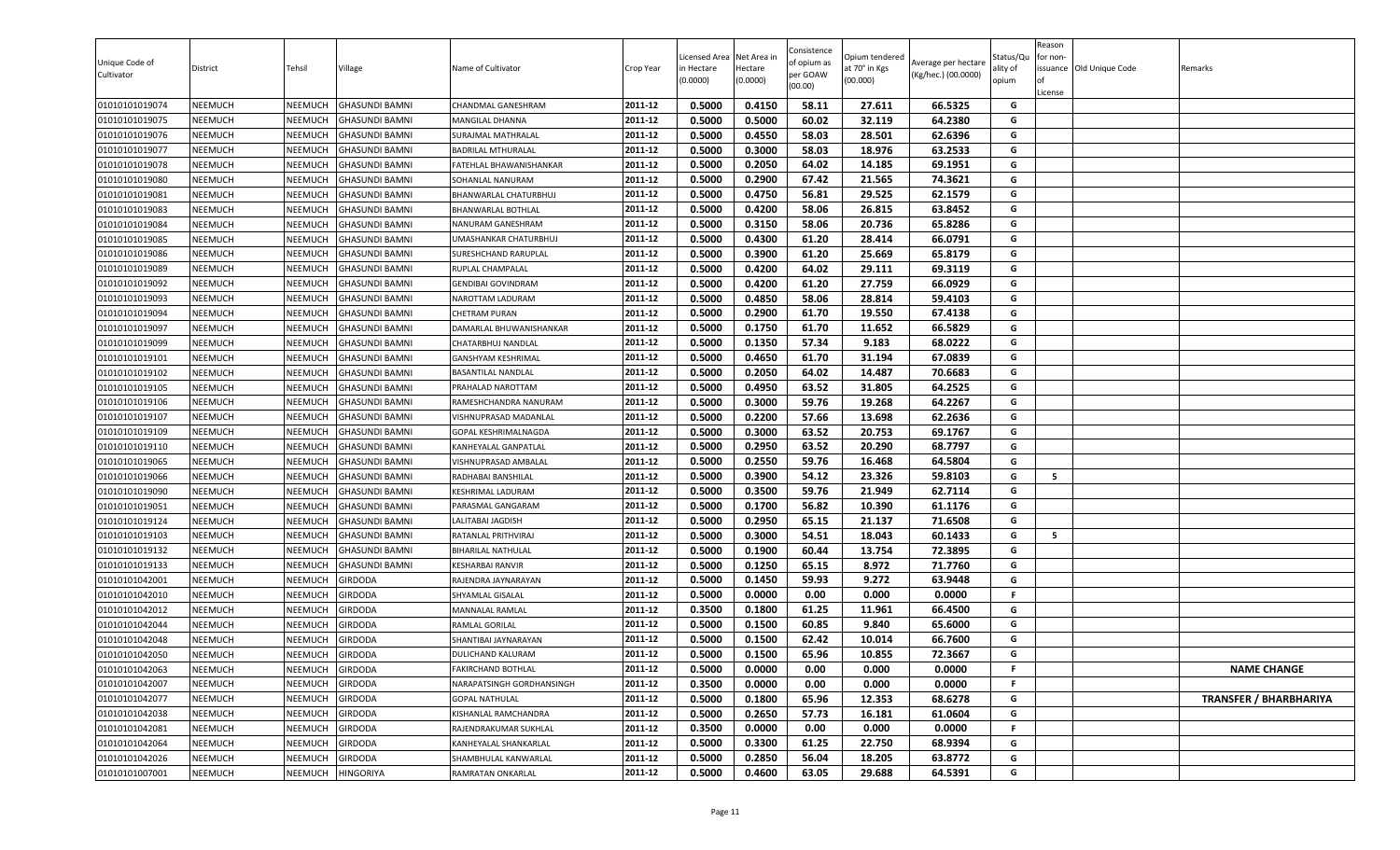| Unique Code of Cultivator | District | Tehsil | Village | Name of Cultivator | Crop Year | Licensed Area in Hectare (0.0000) | Net Area in Hectare (0.0000) | Consistence of opium as per GOAW (00.00) | Opium tendered at 70° in Kgs (00.000) | Average per hectare (Kg/hec.) (00.0000) | Status/Quality of opium | Reason for non-issuance of License | Old Unique Code | Remarks |
|---|---|---|---|---|---|---|---|---|---|---|---|---|---|---|
| 01010101019074 | NEEMUCH | NEEMUCH | GHASUNDI BAMNI | CHANDMAL GANESHRAM | 2011-12 | 0.5000 | 0.4150 | 58.11 | 27.611 | 66.5325 | G | | | |
| 01010101019075 | NEEMUCH | NEEMUCH | GHASUNDI BAMNI | MANGILAL DHANNA | 2011-12 | 0.5000 | 0.5000 | 60.02 | 32.119 | 64.2380 | G | | | |
| 01010101019076 | NEEMUCH | NEEMUCH | GHASUNDI BAMNI | SURAJMAL MATHRALAL | 2011-12 | 0.5000 | 0.4550 | 58.03 | 28.501 | 62.6396 | G | | | |
| 01010101019077 | NEEMUCH | NEEMUCH | GHASUNDI BAMNI | BADRILAL MTHURALAL | 2011-12 | 0.5000 | 0.3000 | 58.03 | 18.976 | 63.2533 | G | | | |
| 01010101019078 | NEEMUCH | NEEMUCH | GHASUNDI BAMNI | FATEHLAL BHAWANISHANKAR | 2011-12 | 0.5000 | 0.2050 | 64.02 | 14.185 | 69.1951 | G | | | |
| 01010101019080 | NEEMUCH | NEEMUCH | GHASUNDI BAMNI | SOHANLAL NANURAM | 2011-12 | 0.5000 | 0.2900 | 67.42 | 21.565 | 74.3621 | G | | | |
| 01010101019081 | NEEMUCH | NEEMUCH | GHASUNDI BAMNI | BHANWARLAL CHATURBHUJ | 2011-12 | 0.5000 | 0.4750 | 56.81 | 29.525 | 62.1579 | G | | | |
| 01010101019083 | NEEMUCH | NEEMUCH | GHASUNDI BAMNI | BHANWARLAL BOTHLAL | 2011-12 | 0.5000 | 0.4200 | 58.06 | 26.815 | 63.8452 | G | | | |
| 01010101019084 | NEEMUCH | NEEMUCH | GHASUNDI BAMNI | NANURAM GANESHRAM | 2011-12 | 0.5000 | 0.3150 | 58.06 | 20.736 | 65.8286 | G | | | |
| 01010101019085 | NEEMUCH | NEEMUCH | GHASUNDI BAMNI | UMASHANKAR CHATURBHUJ | 2011-12 | 0.5000 | 0.4300 | 61.20 | 28.414 | 66.0791 | G | | | |
| 01010101019086 | NEEMUCH | NEEMUCH | GHASUNDI BAMNI | SURESHCHAND RARUPLAL | 2011-12 | 0.5000 | 0.3900 | 61.20 | 25.669 | 65.8179 | G | | | |
| 01010101019089 | NEEMUCH | NEEMUCH | GHASUNDI BAMNI | RUPLAL CHAMPALAL | 2011-12 | 0.5000 | 0.4200 | 64.02 | 29.111 | 69.3119 | G | | | |
| 01010101019092 | NEEMUCH | NEEMUCH | GHASUNDI BAMNI | GENDIBAI GOVINDRAM | 2011-12 | 0.5000 | 0.4200 | 61.20 | 27.759 | 66.0929 | G | | | |
| 01010101019093 | NEEMUCH | NEEMUCH | GHASUNDI BAMNI | NAROTTAM LADURAM | 2011-12 | 0.5000 | 0.4850 | 58.06 | 28.814 | 59.4103 | G | | | |
| 01010101019094 | NEEMUCH | NEEMUCH | GHASUNDI BAMNI | CHETRAM PURAN | 2011-12 | 0.5000 | 0.2900 | 61.70 | 19.550 | 67.4138 | G | | | |
| 01010101019097 | NEEMUCH | NEEMUCH | GHASUNDI BAMNI | DAMARLAL BHUWANISHANKAR | 2011-12 | 0.5000 | 0.1750 | 61.70 | 11.652 | 66.5829 | G | | | |
| 01010101019099 | NEEMUCH | NEEMUCH | GHASUNDI BAMNI | CHATARBHUJ NANDLAL | 2011-12 | 0.5000 | 0.1350 | 57.34 | 9.183 | 68.0222 | G | | | |
| 01010101019101 | NEEMUCH | NEEMUCH | GHASUNDI BAMNI | GANSHYAM KESHRIMAL | 2011-12 | 0.5000 | 0.4650 | 61.70 | 31.194 | 67.0839 | G | | | |
| 01010101019102 | NEEMUCH | NEEMUCH | GHASUNDI BAMNI | BASANTILAL NANDLAL | 2011-12 | 0.5000 | 0.2050 | 64.02 | 14.487 | 70.6683 | G | | | |
| 01010101019105 | NEEMUCH | NEEMUCH | GHASUNDI BAMNI | PRAHALAD NAROTTAM | 2011-12 | 0.5000 | 0.4950 | 63.52 | 31.805 | 64.2525 | G | | | |
| 01010101019106 | NEEMUCH | NEEMUCH | GHASUNDI BAMNI | RAMESHCHANDRA NANURAM | 2011-12 | 0.5000 | 0.3000 | 59.76 | 19.268 | 64.2267 | G | | | |
| 01010101019107 | NEEMUCH | NEEMUCH | GHASUNDI BAMNI | VISHNUPRASAD MADANLAL | 2011-12 | 0.5000 | 0.2200 | 57.66 | 13.698 | 62.2636 | G | | | |
| 01010101019109 | NEEMUCH | NEEMUCH | GHASUNDI BAMNI | GOPAL KESHRIMALNAGDA | 2011-12 | 0.5000 | 0.3000 | 63.52 | 20.753 | 69.1767 | G | | | |
| 01010101019110 | NEEMUCH | NEEMUCH | GHASUNDI BAMNI | KANHEYALAL GANPATLAL | 2011-12 | 0.5000 | 0.2950 | 63.52 | 20.290 | 68.7797 | G | | | |
| 01010101019065 | NEEMUCH | NEEMUCH | GHASUNDI BAMNI | VISHNUPRASAD AMBALAL | 2011-12 | 0.5000 | 0.2550 | 59.76 | 16.468 | 64.5804 | G | | | |
| 01010101019066 | NEEMUCH | NEEMUCH | GHASUNDI BAMNI | RADHABAI BANSHILAL | 2011-12 | 0.5000 | 0.3900 | 54.12 | 23.326 | 59.8103 | G | 5 | | |
| 01010101019090 | NEEMUCH | NEEMUCH | GHASUNDI BAMNI | KESHRIMAL LADURAM | 2011-12 | 0.5000 | 0.3500 | 59.76 | 21.949 | 62.7114 | G | | | |
| 01010101019051 | NEEMUCH | NEEMUCH | GHASUNDI BAMNI | PARASMAL GANGARAM | 2011-12 | 0.5000 | 0.1700 | 56.82 | 10.390 | 61.1176 | G | | | |
| 01010101019124 | NEEMUCH | NEEMUCH | GHASUNDI BAMNI | LALITABAI JAGDISH | 2011-12 | 0.5000 | 0.2950 | 65.15 | 21.137 | 71.6508 | G | | | |
| 01010101019103 | NEEMUCH | NEEMUCH | GHASUNDI BAMNI | RATANLAL PRITHVIRAJ | 2011-12 | 0.5000 | 0.3000 | 54.51 | 18.043 | 60.1433 | G | 5 | | |
| 01010101019132 | NEEMUCH | NEEMUCH | GHASUNDI BAMNI | BIHARILAL NATHULAL | 2011-12 | 0.5000 | 0.1900 | 60.44 | 13.754 | 72.3895 | G | | | |
| 01010101019133 | NEEMUCH | NEEMUCH | GHASUNDI BAMNI | KESHARBAI RANVIR | 2011-12 | 0.5000 | 0.1250 | 65.15 | 8.972 | 71.7760 | G | | | |
| 01010101042001 | NEEMUCH | NEEMUCH | GIRDODA | RAJENDRA JAYNARAYAN | 2011-12 | 0.5000 | 0.1450 | 59.93 | 9.272 | 63.9448 | G | | | |
| 01010101042010 | NEEMUCH | NEEMUCH | GIRDODA | SHYAMLAL GISALAL | 2011-12 | 0.5000 | 0.0000 | 0.00 | 0.000 | 0.0000 | F | | | |
| 01010101042012 | NEEMUCH | NEEMUCH | GIRDODA | MANNALAL RAMLAL | 2011-12 | 0.3500 | 0.1800 | 61.25 | 11.961 | 66.4500 | G | | | |
| 01010101042044 | NEEMUCH | NEEMUCH | GIRDODA | RAMLAL GORILAL | 2011-12 | 0.5000 | 0.1500 | 60.85 | 9.840 | 65.6000 | G | | | |
| 01010101042048 | NEEMUCH | NEEMUCH | GIRDODA | SHANTIBAI JAYNARAYAN | 2011-12 | 0.5000 | 0.1500 | 62.42 | 10.014 | 66.7600 | G | | | |
| 01010101042050 | NEEMUCH | NEEMUCH | GIRDODA | DULICHAND KALURAM | 2011-12 | 0.5000 | 0.1500 | 65.96 | 10.855 | 72.3667 | G | | | |
| 01010101042063 | NEEMUCH | NEEMUCH | GIRDODA | FAKIRCHAND BOTHLAL | 2011-12 | 0.5000 | 0.0000 | 0.00 | 0.000 | 0.0000 | F | | | NAME CHANGE |
| 01010101042007 | NEEMUCH | NEEMUCH | GIRDODA | NARAPATSINGH GORDHANSINGH | 2011-12 | 0.3500 | 0.0000 | 0.00 | 0.000 | 0.0000 | F | | | |
| 01010101042077 | NEEMUCH | NEEMUCH | GIRDODA | GOPAL NATHULAL | 2011-12 | 0.5000 | 0.1800 | 65.96 | 12.353 | 68.6278 | G | | | TRANSFER / BHARBHARIYA |
| 01010101042038 | NEEMUCH | NEEMUCH | GIRDODA | KISHANLAL RAMCHANDRA | 2011-12 | 0.5000 | 0.2650 | 57.73 | 16.181 | 61.0604 | G | | | |
| 01010101042081 | NEEMUCH | NEEMUCH | GIRDODA | RAJENDRAKUMAR SUKHLAL | 2011-12 | 0.3500 | 0.0000 | 0.00 | 0.000 | 0.0000 | F | | | |
| 01010101042064 | NEEMUCH | NEEMUCH | GIRDODA | KANHEYALAL SHANKARLAL | 2011-12 | 0.5000 | 0.3300 | 61.25 | 22.750 | 68.9394 | G | | | |
| 01010101042026 | NEEMUCH | NEEMUCH | GIRDODA | SHAMBHULAL KANWARLAL | 2011-12 | 0.5000 | 0.2850 | 56.04 | 18.205 | 63.8772 | G | | | |
| 01010101007001 | NEEMUCH | NEEMUCH | HINGORIYA | RAMRATAN ONKARLAL | 2011-12 | 0.5000 | 0.4600 | 63.05 | 29.688 | 64.5391 | G | | | |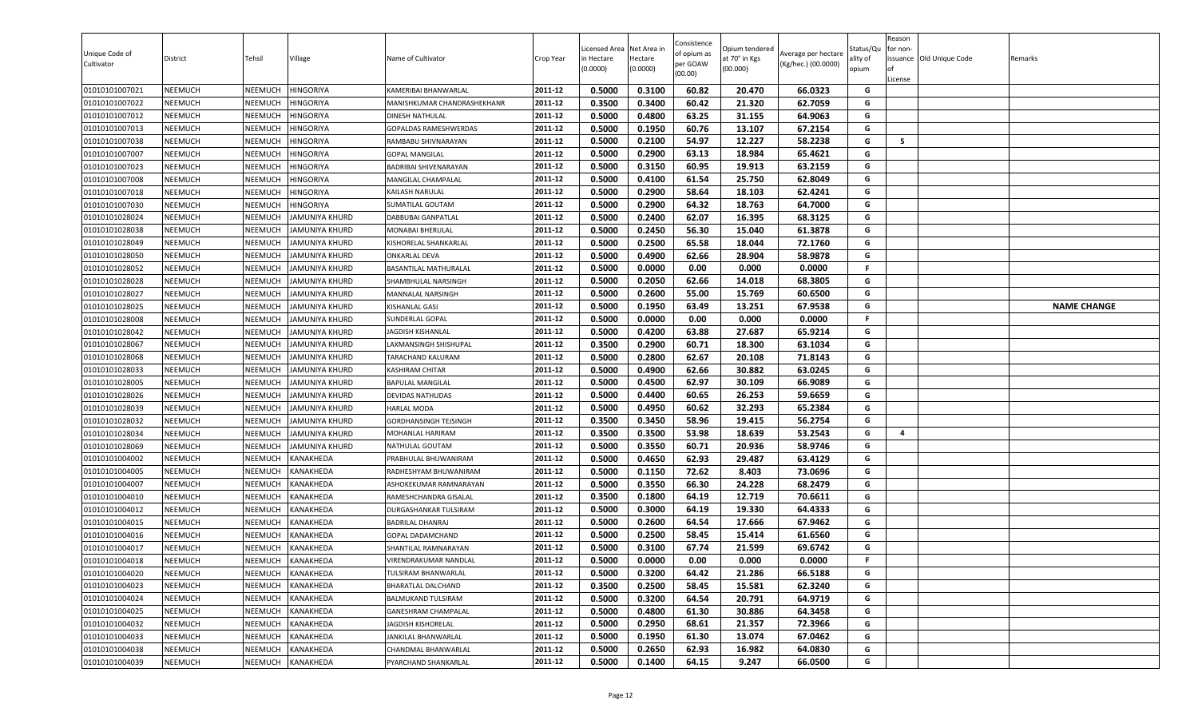| Unique Code of Cultivator | District | Tehsil | Village | Name of Cultivator | Crop Year | Licensed Area in Hectare (0.0000) | Net Area in Hectare (0.0000) | Consistence of opium as per GOAW (00.00) | Opium tendered at 70° in Kgs (00.000) | Average per hectare (Kg/hec.) (00.0000) | Status/Quality of opium | Reason for non-issuance of License | Old Unique Code | Remarks |
|---|---|---|---|---|---|---|---|---|---|---|---|---|---|---|
| 01010101007021 | NEEMUCH | NEEMUCH | HINGORIYA | KAMERIBAI BHANWARLAL | 2011-12 | 0.5000 | 0.3100 | 60.82 | 20.470 | 66.0323 | G | | | |
| 01010101007022 | NEEMUCH | NEEMUCH | HINGORIYA | MANISHKUMAR CHANDRASHEKHANR | 2011-12 | 0.3500 | 0.3400 | 60.42 | 21.320 | 62.7059 | G | | | |
| 01010101007012 | NEEMUCH | NEEMUCH | HINGORIYA | DINESH NATHULAL | 2011-12 | 0.5000 | 0.4800 | 63.25 | 31.155 | 64.9063 | G | | | |
| 01010101007013 | NEEMUCH | NEEMUCH | HINGORIYA | GOPALDAS RAMESHWERDAS | 2011-12 | 0.5000 | 0.1950 | 60.76 | 13.107 | 67.2154 | G | | | |
| 01010101007038 | NEEMUCH | NEEMUCH | HINGORIYA | RAMBABU SHIVNARAYAN | 2011-12 | 0.5000 | 0.2100 | 54.97 | 12.227 | 58.2238 | G | 5 | | |
| 01010101007007 | NEEMUCH | NEEMUCH | HINGORIYA | GOPAL MANGILAL | 2011-12 | 0.5000 | 0.2900 | 63.13 | 18.984 | 65.4621 | G | | | |
| 01010101007023 | NEEMUCH | NEEMUCH | HINGORIYA | BADRIBAI SHIVENARAYAN | 2011-12 | 0.5000 | 0.3150 | 60.95 | 19.913 | 63.2159 | G | | | |
| 01010101007008 | NEEMUCH | NEEMUCH | HINGORIYA | MANGILAL CHAMPALAL | 2011-12 | 0.5000 | 0.4100 | 61.54 | 25.750 | 62.8049 | G | | | |
| 01010101007018 | NEEMUCH | NEEMUCH | HINGORIYA | KAILASH NARULAL | 2011-12 | 0.5000 | 0.2900 | 58.64 | 18.103 | 62.4241 | G | | | |
| 01010101007030 | NEEMUCH | NEEMUCH | HINGORIYA | SUMATILAL GOUTAM | 2011-12 | 0.5000 | 0.2900 | 64.32 | 18.763 | 64.7000 | G | | | |
| 01010101028024 | NEEMUCH | NEEMUCH | JAMUNIYA KHURD | DABBUBAI GANPATLAL | 2011-12 | 0.5000 | 0.2400 | 62.07 | 16.395 | 68.3125 | G | | | |
| 01010101028038 | NEEMUCH | NEEMUCH | JAMUNIYA KHURD | MONABAI BHERULAL | 2011-12 | 0.5000 | 0.2450 | 56.30 | 15.040 | 61.3878 | G | | | |
| 01010101028049 | NEEMUCH | NEEMUCH | JAMUNIYA KHURD | KISHORELAL SHANKARLAL | 2011-12 | 0.5000 | 0.2500 | 65.58 | 18.044 | 72.1760 | G | | | |
| 01010101028050 | NEEMUCH | NEEMUCH | JAMUNIYA KHURD | ONKARLAL DEVA | 2011-12 | 0.5000 | 0.4900 | 62.66 | 28.904 | 58.9878 | G | | | |
| 01010101028052 | NEEMUCH | NEEMUCH | JAMUNIYA KHURD | BASANTILAL MATHURALAL | 2011-12 | 0.5000 | 0.0000 | 0.00 | 0.000 | 0.0000 | F | | | |
| 01010101028028 | NEEMUCH | NEEMUCH | JAMUNIYA KHURD | SHAMBHULAL NARSINGH | 2011-12 | 0.5000 | 0.2050 | 62.66 | 14.018 | 68.3805 | G | | | |
| 01010101028027 | NEEMUCH | NEEMUCH | JAMUNIYA KHURD | MANNALAL NARSINGH | 2011-12 | 0.5000 | 0.2600 | 55.00 | 15.769 | 60.6500 | G | | | |
| 01010101028025 | NEEMUCH | NEEMUCH | JAMUNIYA KHURD | KISHANLAL GASI | 2011-12 | 0.5000 | 0.1950 | 63.49 | 13.251 | 67.9538 | G | | | NAME CHANGE |
| 01010101028008 | NEEMUCH | NEEMUCH | JAMUNIYA KHURD | SUNDERLAL GOPAL | 2011-12 | 0.5000 | 0.0000 | 0.00 | 0.000 | 0.0000 | F | | | |
| 01010101028042 | NEEMUCH | NEEMUCH | JAMUNIYA KHURD | JAGDISH KISHANLAL | 2011-12 | 0.5000 | 0.4200 | 63.88 | 27.687 | 65.9214 | G | | | |
| 01010101028067 | NEEMUCH | NEEMUCH | JAMUNIYA KHURD | LAXMANSINGH SHISHUPAL | 2011-12 | 0.3500 | 0.2900 | 60.71 | 18.300 | 63.1034 | G | | | |
| 01010101028068 | NEEMUCH | NEEMUCH | JAMUNIYA KHURD | TARACHAND KALURAM | 2011-12 | 0.5000 | 0.2800 | 62.67 | 20.108 | 71.8143 | G | | | |
| 01010101028033 | NEEMUCH | NEEMUCH | JAMUNIYA KHURD | KASHIRAM CHITAR | 2011-12 | 0.5000 | 0.4900 | 62.66 | 30.882 | 63.0245 | G | | | |
| 01010101028005 | NEEMUCH | NEEMUCH | JAMUNIYA KHURD | BAPULAL MANGILAL | 2011-12 | 0.5000 | 0.4500 | 62.97 | 30.109 | 66.9089 | G | | | |
| 01010101028026 | NEEMUCH | NEEMUCH | JAMUNIYA KHURD | DEVIDAS NATHUDAS | 2011-12 | 0.5000 | 0.4400 | 60.65 | 26.253 | 59.6659 | G | | | |
| 01010101028039 | NEEMUCH | NEEMUCH | JAMUNIYA KHURD | HARLAL MODA | 2011-12 | 0.5000 | 0.4950 | 60.62 | 32.293 | 65.2384 | G | | | |
| 01010101028032 | NEEMUCH | NEEMUCH | JAMUNIYA KHURD | GORDHANSINGH TEJSINGH | 2011-12 | 0.3500 | 0.3450 | 58.96 | 19.415 | 56.2754 | G | | | |
| 01010101028034 | NEEMUCH | NEEMUCH | JAMUNIYA KHURD | MOHANLAL HARIRAM | 2011-12 | 0.3500 | 0.3500 | 53.98 | 18.639 | 53.2543 | G | 4 | | |
| 01010101028069 | NEEMUCH | NEEMUCH | JAMUNIYA KHURD | NATHULAL GOUTAM | 2011-12 | 0.5000 | 0.3550 | 60.71 | 20.936 | 58.9746 | G | | | |
| 01010101004002 | NEEMUCH | NEEMUCH | KANAKHEDA | PRABHULAL BHUWANIRAM | 2011-12 | 0.5000 | 0.4650 | 62.93 | 29.487 | 63.4129 | G | | | |
| 01010101004005 | NEEMUCH | NEEMUCH | KANAKHEDA | RADHESHYAM BHUWANIRAM | 2011-12 | 0.5000 | 0.1150 | 72.62 | 8.403 | 73.0696 | G | | | |
| 01010101004007 | NEEMUCH | NEEMUCH | KANAKHEDA | ASHOKEKUMAR RAMNARAYAN | 2011-12 | 0.5000 | 0.3550 | 66.30 | 24.228 | 68.2479 | G | | | |
| 01010101004010 | NEEMUCH | NEEMUCH | KANAKHEDA | RAMESHCHANDRA GISALAL | 2011-12 | 0.3500 | 0.1800 | 64.19 | 12.719 | 70.6611 | G | | | |
| 01010101004012 | NEEMUCH | NEEMUCH | KANAKHEDA | DURGASHANKAR TULSIRAM | 2011-12 | 0.5000 | 0.3000 | 64.19 | 19.330 | 64.4333 | G | | | |
| 01010101004015 | NEEMUCH | NEEMUCH | KANAKHEDA | BADRILAL DHANRAJ | 2011-12 | 0.5000 | 0.2600 | 64.54 | 17.666 | 67.9462 | G | | | |
| 01010101004016 | NEEMUCH | NEEMUCH | KANAKHEDA | GOPAL DADAMCHAND | 2011-12 | 0.5000 | 0.2500 | 58.45 | 15.414 | 61.6560 | G | | | |
| 01010101004017 | NEEMUCH | NEEMUCH | KANAKHEDA | SHANTILAL RAMNARAYAN | 2011-12 | 0.5000 | 0.3100 | 67.74 | 21.599 | 69.6742 | G | | | |
| 01010101004018 | NEEMUCH | NEEMUCH | KANAKHEDA | VIRENDRAKUMAR NANDLAL | 2011-12 | 0.5000 | 0.0000 | 0.00 | 0.000 | 0.0000 | F | | | |
| 01010101004020 | NEEMUCH | NEEMUCH | KANAKHEDA | TULSIRAM BHANWARLAL | 2011-12 | 0.5000 | 0.3200 | 64.42 | 21.286 | 66.5188 | G | | | |
| 01010101004023 | NEEMUCH | NEEMUCH | KANAKHEDA | BHARATLAL DALCHAND | 2011-12 | 0.3500 | 0.2500 | 58.45 | 15.581 | 62.3240 | G | | | |
| 01010101004024 | NEEMUCH | NEEMUCH | KANAKHEDA | BALMUKAND TULSIRAM | 2011-12 | 0.5000 | 0.3200 | 64.54 | 20.791 | 64.9719 | G | | | |
| 01010101004025 | NEEMUCH | NEEMUCH | KANAKHEDA | GANESHRAM CHAMPALAL | 2011-12 | 0.5000 | 0.4800 | 61.30 | 30.886 | 64.3458 | G | | | |
| 01010101004032 | NEEMUCH | NEEMUCH | KANAKHEDA | JAGDISH KISHORELAL | 2011-12 | 0.5000 | 0.2950 | 68.61 | 21.357 | 72.3966 | G | | | |
| 01010101004033 | NEEMUCH | NEEMUCH | KANAKHEDA | JANKILAL BHANWARLAL | 2011-12 | 0.5000 | 0.1950 | 61.30 | 13.074 | 67.0462 | G | | | |
| 01010101004038 | NEEMUCH | NEEMUCH | KANAKHEDA | CHANDMAL BHANWARLAL | 2011-12 | 0.5000 | 0.2650 | 62.93 | 16.982 | 64.0830 | G | | | |
| 01010101004039 | NEEMUCH | NEEMUCH | KANAKHEDA | PYARCHAND SHANKARLAL | 2011-12 | 0.5000 | 0.1400 | 64.15 | 9.247 | 66.0500 | G | | | |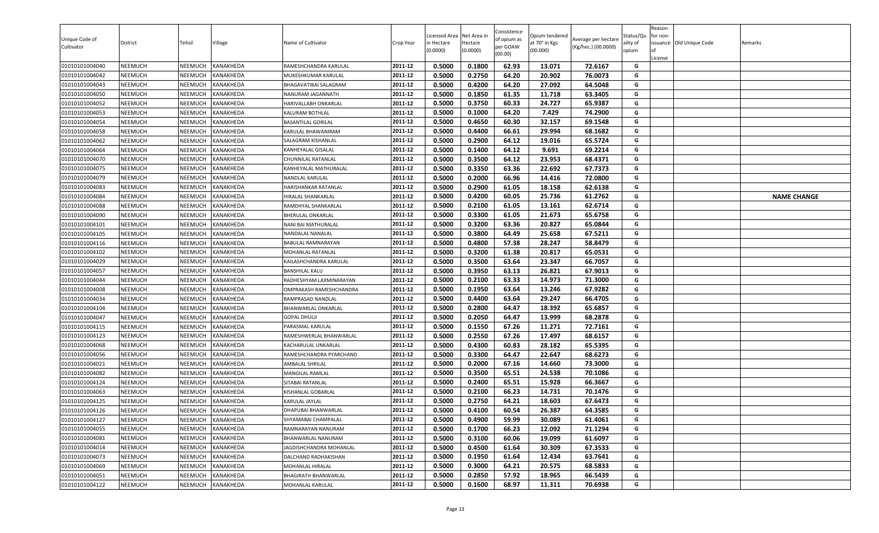| Unique Code of Cultivator | District | Tehsil | Village | Name of Cultivator | Crop Year | Licensed Area in Hectare (0.0000) | Net Area in Hectare (0.0000) | Consistence of opium as per GOAW (00.00) | Opium tendered at 70° in Kgs (00.000) | Average per hectare (Kg/hec.) (00.0000) | Status/Quality of opium | Reason for non-issuance of License | Old Unique Code | Remarks |
|---|---|---|---|---|---|---|---|---|---|---|---|---|---|---|
| 01010101004040 | NEEMUCH | NEEMUCH | KANAKHEDA | RAMESHCHANDRA KARULAL | 2011-12 | 0.5000 | 0.1800 | 62.93 | 13.071 | 72.6167 | G | | | |
| 01010101004042 | NEEMUCH | NEEMUCH | KANAKHEDA | MUKESHKUMAR KARULAL | 2011-12 | 0.5000 | 0.2750 | 64.20 | 20.902 | 76.0073 | G | | | |
| 01010101004043 | NEEMUCH | NEEMUCH | KANAKHEDA | BHAGAVATIBAI SALAGRAM | 2011-12 | 0.5000 | 0.4200 | 64.20 | 27.092 | 64.5048 | G | | | |
| 01010101004050 | NEEMUCH | NEEMUCH | KANAKHEDA | NANURAM JAGANNATH | 2011-12 | 0.5000 | 0.1850 | 61.35 | 11.718 | 63.3405 | G | | | |
| 01010101004052 | NEEMUCH | NEEMUCH | KANAKHEDA | HARIVALLABH ONKARLAL | 2011-12 | 0.5000 | 0.3750 | 60.33 | 24.727 | 65.9387 | G | | | |
| 01010101004053 | NEEMUCH | NEEMUCH | KANAKHEDA | KALURAM BOTHLAL | 2011-12 | 0.5000 | 0.1000 | 64.20 | 7.429 | 74.2900 | G | | | |
| 01010101004054 | NEEMUCH | NEEMUCH | KANAKHEDA | BASANTILAL GORILAL | 2011-12 | 0.5000 | 0.4650 | 60.30 | 32.157 | 69.1548 | G | | | |
| 01010101004058 | NEEMUCH | NEEMUCH | KANAKHEDA | KARULAL BHAWANIRAM | 2011-12 | 0.5000 | 0.4400 | 66.61 | 29.994 | 68.1682 | G | | | |
| 01010101004062 | NEEMUCH | NEEMUCH | KANAKHEDA | SALAGRAM KISHANLAL | 2011-12 | 0.5000 | 0.2900 | 64.12 | 19.016 | 65.5724 | G | | | |
| 01010101004064 | NEEMUCH | NEEMUCH | KANAKHEDA | KANHEYALAL GISALAL | 2011-12 | 0.5000 | 0.1400 | 64.12 | 9.691 | 69.2214 | G | | | |
| 01010101004070 | NEEMUCH | NEEMUCH | KANAKHEDA | CHUNNILAL RATANLAL | 2011-12 | 0.5000 | 0.3500 | 64.12 | 23.953 | 68.4371 | G | | | |
| 01010101004075 | NEEMUCH | NEEMUCH | KANAKHEDA | KANHEYALAL MATHURALAL | 2011-12 | 0.5000 | 0.3350 | 63.36 | 22.692 | 67.7373 | G | | | |
| 01010101004079 | NEEMUCH | NEEMUCH | KANAKHEDA | NANDLAL KARULAL | 2011-12 | 0.5000 | 0.2000 | 66.96 | 14.416 | 72.0800 | G | | | |
| 01010101004083 | NEEMUCH | NEEMUCH | KANAKHEDA | HARISHANKAR RATANLAL | 2011-12 | 0.5000 | 0.2900 | 61.05 | 18.158 | 62.6138 | G | | | |
| 01010101004084 | NEEMUCH | NEEMUCH | KANAKHEDA | HIRALAL SHANKARLAL | 2011-12 | 0.5000 | 0.4200 | 60.05 | 25.736 | 61.2762 | G | | | NAME CHANGE |
| 01010101004088 | NEEMUCH | NEEMUCH | KANAKHEDA | RAMDHYAL SHANKARLAL | 2011-12 | 0.5000 | 0.2100 | 61.05 | 13.161 | 62.6714 | G | | | |
| 01010101004090 | NEEMUCH | NEEMUCH | KANAKHEDA | BHERULAL ONKARLAL | 2011-12 | 0.5000 | 0.3300 | 61.05 | 21.673 | 65.6758 | G | | | |
| 01010101004101 | NEEMUCH | NEEMUCH | KANAKHEDA | NANI BAI MATHURALAL | 2011-12 | 0.5000 | 0.3200 | 63.36 | 20.827 | 65.0844 | G | | | |
| 01010101004105 | NEEMUCH | NEEMUCH | KANAKHEDA | NANDALAL NANALAL | 2011-12 | 0.5000 | 0.3800 | 64.49 | 25.658 | 67.5211 | G | | | |
| 01010101004116 | NEEMUCH | NEEMUCH | KANAKHEDA | BABULAL RAMNARAYAN | 2011-12 | 0.5000 | 0.4800 | 57.38 | 28.247 | 58.8479 | G | | | |
| 01010101004102 | NEEMUCH | NEEMUCH | KANAKHEDA | MOHANLAL RATANLAL | 2011-12 | 0.5000 | 0.3200 | 61.38 | 20.817 | 65.0531 | G | | | |
| 01010101004029 | NEEMUCH | NEEMUCH | KANAKHEDA | KAILASHCHANDRA KARULAL | 2011-12 | 0.5000 | 0.3500 | 63.64 | 23.347 | 66.7057 | G | | | |
| 01010101004057 | NEEMUCH | NEEMUCH | KANAKHEDA | BANSHILAL KALU | 2011-12 | 0.5000 | 0.3950 | 63.13 | 26.821 | 67.9013 | G | | | |
| 01010101004044 | NEEMUCH | NEEMUCH | KANAKHEDA | RADHESHYAM LAXMINARAYAN | 2011-12 | 0.5000 | 0.2100 | 63.33 | 14.973 | 71.3000 | G | | | |
| 01010101004008 | NEEMUCH | NEEMUCH | KANAKHEDA | OMPRAKASH RAMESHCHANDRA | 2011-12 | 0.5000 | 0.1950 | 63.64 | 13.246 | 67.9282 | G | | | |
| 01010101004034 | NEEMUCH | NEEMUCH | KANAKHEDA | RAMPRASAD NANDLAL | 2011-12 | 0.5000 | 0.4400 | 63.64 | 29.247 | 66.4705 | G | | | |
| 01010101004104 | NEEMUCH | NEEMUCH | KANAKHEDA | BHANWARLAL ONKARLAL | 2011-12 | 0.5000 | 0.2800 | 64.47 | 18.392 | 65.6857 | G | | | |
| 01010101004047 | NEEMUCH | NEEMUCH | KANAKHEDA | GOPAL DHULJI | 2011-12 | 0.5000 | 0.2050 | 64.47 | 13.999 | 68.2878 | G | | | |
| 01010101004115 | NEEMUCH | NEEMUCH | KANAKHEDA | PARASMAL KARULAL | 2011-12 | 0.5000 | 0.1550 | 67.26 | 11.271 | 72.7161 | G | | | |
| 01010101004123 | NEEMUCH | NEEMUCH | KANAKHEDA | RAMESHWERLAL BHANWARLAL | 2011-12 | 0.5000 | 0.2550 | 67.26 | 17.497 | 68.6157 | G | | | |
| 01010101004068 | NEEMUCH | NEEMUCH | KANAKHEDA | KACHARULAL UNKARLAL | 2011-12 | 0.5000 | 0.4300 | 60.83 | 28.182 | 65.5395 | G | | | |
| 01010101004056 | NEEMUCH | NEEMUCH | KANAKHEDA | RAMESHCHANDRA PYARCHAND | 2011-12 | 0.5000 | 0.3300 | 64.47 | 22.647 | 68.6273 | G | | | |
| 01010101004021 | NEEMUCH | NEEMUCH | KANAKHEDA | AMBALAL SHRILAL | 2011-12 | 0.5000 | 0.2000 | 67.16 | 14.660 | 73.3000 | G | | | |
| 01010101004082 | NEEMUCH | NEEMUCH | KANAKHEDA | MANGILAL RAMLAL | 2011-12 | 0.5000 | 0.3500 | 65.51 | 24.538 | 70.1086 | G | | | |
| 01010101004124 | NEEMUCH | NEEMUCH | KANAKHEDA | SITABAI RATANLAL | 2011-12 | 0.5000 | 0.2400 | 65.51 | 15.928 | 66.3667 | G | | | |
| 01010101004063 | NEEMUCH | NEEMUCH | KANAKHEDA | KISHANLAL GOBARLAL | 2011-12 | 0.5000 | 0.2100 | 66.23 | 14.731 | 70.1476 | G | | | |
| 01010101004125 | NEEMUCH | NEEMUCH | KANAKHEDA | KARULAL JAYLAL | 2011-12 | 0.5000 | 0.2750 | 64.21 | 18.603 | 67.6473 | G | | | |
| 01010101004126 | NEEMUCH | NEEMUCH | KANAKHEDA | DHAPUBAI BHANWARLAL | 2011-12 | 0.5000 | 0.4100 | 60.54 | 26.387 | 64.3585 | G | | | |
| 01010101004127 | NEEMUCH | NEEMUCH | KANAKHEDA | SHYAMABAI CHAMPALAL | 2011-12 | 0.5000 | 0.4900 | 59.99 | 30.089 | 61.4061 | G | | | |
| 01010101004055 | NEEMUCH | NEEMUCH | KANAKHEDA | RAMNARAYAN NANURAM | 2011-12 | 0.5000 | 0.1700 | 66.23 | 12.092 | 71.1294 | G | | | |
| 01010101004081 | NEEMUCH | NEEMUCH | KANAKHEDA | BHANWARLAL NANURAM | 2011-12 | 0.5000 | 0.3100 | 60.06 | 19.099 | 61.6097 | G | | | |
| 01010101004014 | NEEMUCH | NEEMUCH | KANAKHEDA | JAGDISHCHANDRA MOHANLAL | 2011-12 | 0.5000 | 0.4500 | 61.64 | 30.309 | 67.3533 | G | | | |
| 01010101004073 | NEEMUCH | NEEMUCH | KANAKHEDA | DALCHAND RADHAKISHAN | 2011-12 | 0.5000 | 0.1950 | 61.64 | 12.434 | 63.7641 | G | | | |
| 01010101004069 | NEEMUCH | NEEMUCH | KANAKHEDA | MOHANLAL HIRALAL | 2011-12 | 0.5000 | 0.3000 | 64.21 | 20.575 | 68.5833 | G | | | |
| 01010101004051 | NEEMUCH | NEEMUCH | KANAKHEDA | BHAGIRATH BHANWARLAL | 2011-12 | 0.5000 | 0.2850 | 57.92 | 18.965 | 66.5439 | G | | | |
| 01010101004122 | NEEMUCH | NEEMUCH | KANAKHEDA | MOHANLAL KARULAL | 2011-12 | 0.5000 | 0.1600 | 68.97 | 11.311 | 70.6938 | G | | | |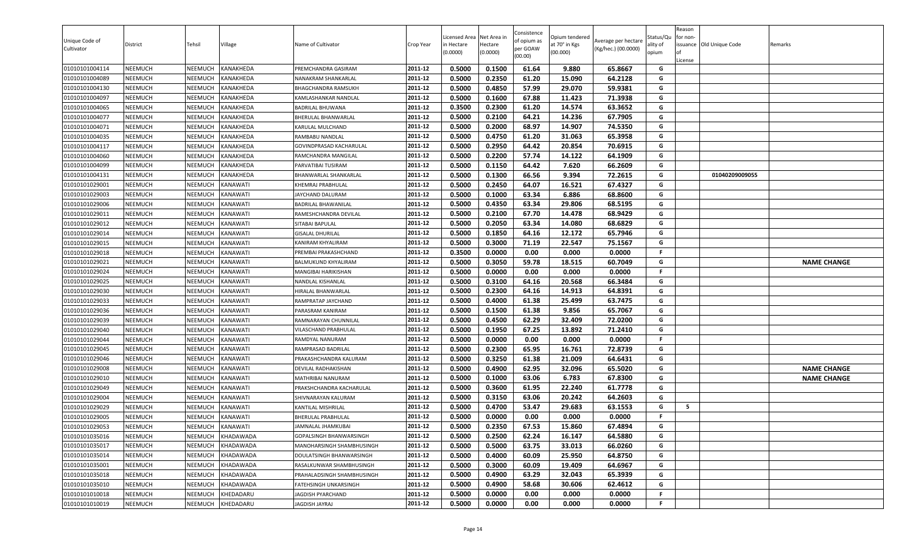| Unique Code of Cultivator | District | Tehsil | Village | Name of Cultivator | Crop Year | Licensed Area in Hectare (0.0000) | Net Area in Hectare (0.0000) | Consistence of opium as per GOAW (00.00) | Opium tendered at 70° in Kgs (00.000) | Average per hectare (Kg/hec.) (00.0000) | Status/Quality of opium | Reason for non-issuance of License | Old Unique Code | Remarks |
|---|---|---|---|---|---|---|---|---|---|---|---|---|---|---|
| 01010101004114 | NEEMUCH | NEEMUCH | KANAKHEDA | PREMCHANDRA GASIRAM | 2011-12 | 0.5000 | 0.1500 | 61.64 | 9.880 | 65.8667 | G | | | |
| 01010101004089 | NEEMUCH | NEEMUCH | KANAKHEDA | NANAKRAM SHANKARLAL | 2011-12 | 0.5000 | 0.2350 | 61.20 | 15.090 | 64.2128 | G | | | |
| 01010101004130 | NEEMUCH | NEEMUCH | KANAKHEDA | BHAGCHANDRA RAMSUKH | 2011-12 | 0.5000 | 0.4850 | 57.99 | 29.070 | 59.9381 | G | | | |
| 01010101004097 | NEEMUCH | NEEMUCH | KANAKHEDA | KAMLASHANKAR NANDLAL | 2011-12 | 0.5000 | 0.1600 | 67.88 | 11.423 | 71.3938 | G | | | |
| 01010101004065 | NEEMUCH | NEEMUCH | KANAKHEDA | BADRILAL BHUWANA | 2011-12 | 0.3500 | 0.2300 | 61.20 | 14.574 | 63.3652 | G | | | |
| 01010101004077 | NEEMUCH | NEEMUCH | KANAKHEDA | BHERULAL BHANWARLAL | 2011-12 | 0.5000 | 0.2100 | 64.21 | 14.236 | 67.7905 | G | | | |
| 01010101004071 | NEEMUCH | NEEMUCH | KANAKHEDA | KARULAL MULCHAND | 2011-12 | 0.5000 | 0.2000 | 68.97 | 14.907 | 74.5350 | G | | | |
| 01010101004035 | NEEMUCH | NEEMUCH | KANAKHEDA | RAMBABU NANDLAL | 2011-12 | 0.5000 | 0.4750 | 61.20 | 31.063 | 65.3958 | G | | | |
| 01010101004117 | NEEMUCH | NEEMUCH | KANAKHEDA | GOVINDPRASAD KACHARULAL | 2011-12 | 0.5000 | 0.2950 | 64.42 | 20.854 | 70.6915 | G | | | |
| 01010101004060 | NEEMUCH | NEEMUCH | KANAKHEDA | RAMCHANDRA MANGILAL | 2011-12 | 0.5000 | 0.2200 | 57.74 | 14.122 | 64.1909 | G | | | |
| 01010101004099 | NEEMUCH | NEEMUCH | KANAKHEDA | PARVATIBAI TUSIRAM | 2011-12 | 0.5000 | 0.1150 | 64.42 | 7.620 | 66.2609 | G | | | |
| 01010101004131 | NEEMUCH | NEEMUCH | KANAKHEDA | BHANWARLAL SHANKARLAL | 2011-12 | 0.5000 | 0.1300 | 66.56 | 9.394 | 72.2615 | G | | 01040209009055 | |
| 01010101029001 | NEEMUCH | NEEMUCH | KANAWATI | KHEMRAJ PRABHULAL | 2011-12 | 0.5000 | 0.2450 | 64.07 | 16.521 | 67.4327 | G | | | |
| 01010101029003 | NEEMUCH | NEEMUCH | KANAWATI | JAYCHAND DALURAM | 2011-12 | 0.5000 | 0.1000 | 63.34 | 6.886 | 68.8600 | G | | | |
| 01010101029006 | NEEMUCH | NEEMUCH | KANAWATI | BADRILAL BHAWANILAL | 2011-12 | 0.5000 | 0.4350 | 63.34 | 29.806 | 68.5195 | G | | | |
| 01010101029011 | NEEMUCH | NEEMUCH | KANAWATI | RAMESHCHANDRA DEVILAL | 2011-12 | 0.5000 | 0.2100 | 67.70 | 14.478 | 68.9429 | G | | | |
| 01010101029012 | NEEMUCH | NEEMUCH | KANAWATI | SITABAI BAPULAL | 2011-12 | 0.5000 | 0.2050 | 63.34 | 14.080 | 68.6829 | G | | | |
| 01010101029014 | NEEMUCH | NEEMUCH | KANAWATI | GISALAL DHURILAL | 2011-12 | 0.5000 | 0.1850 | 64.16 | 12.172 | 65.7946 | G | | | |
| 01010101029015 | NEEMUCH | NEEMUCH | KANAWATI | KANIRAM KHYALIRAM | 2011-12 | 0.5000 | 0.3000 | 71.19 | 22.547 | 75.1567 | G | | | |
| 01010101029018 | NEEMUCH | NEEMUCH | KANAWATI | PREMBAI PRAKASHCHAND | 2011-12 | 0.3500 | 0.0000 | 0.00 | 0.000 | 0.0000 | F | | | |
| 01010101029021 | NEEMUCH | NEEMUCH | KANAWATI | BALMUKUND KHYALIRAM | 2011-12 | 0.5000 | 0.3050 | 59.78 | 18.515 | 60.7049 | G | | | NAME CHANGE |
| 01010101029024 | NEEMUCH | NEEMUCH | KANAWATI | MANGIBAI HARIKISHAN | 2011-12 | 0.5000 | 0.0000 | 0.00 | 0.000 | 0.0000 | F | | | |
| 01010101029025 | NEEMUCH | NEEMUCH | KANAWATI | NANDLAL KISHANLAL | 2011-12 | 0.5000 | 0.3100 | 64.16 | 20.568 | 66.3484 | G | | | |
| 01010101029030 | NEEMUCH | NEEMUCH | KANAWATI | HIRALAL BHANWARLAL | 2011-12 | 0.5000 | 0.2300 | 64.16 | 14.913 | 64.8391 | G | | | |
| 01010101029033 | NEEMUCH | NEEMUCH | KANAWATI | RAMPRATAP JAYCHAND | 2011-12 | 0.5000 | 0.4000 | 61.38 | 25.499 | 63.7475 | G | | | |
| 01010101029036 | NEEMUCH | NEEMUCH | KANAWATI | PARASRAM KANIRAM | 2011-12 | 0.5000 | 0.1500 | 61.38 | 9.856 | 65.7067 | G | | | |
| 01010101029039 | NEEMUCH | NEEMUCH | KANAWATI | RAMNARAYAN CHUNNILAL | 2011-12 | 0.5000 | 0.4500 | 62.29 | 32.409 | 72.0200 | G | | | |
| 01010101029040 | NEEMUCH | NEEMUCH | KANAWATI | VILASCHAND PRABHULAL | 2011-12 | 0.5000 | 0.1950 | 67.25 | 13.892 | 71.2410 | G | | | |
| 01010101029044 | NEEMUCH | NEEMUCH | KANAWATI | RAMDYAL NANURAM | 2011-12 | 0.5000 | 0.0000 | 0.00 | 0.000 | 0.0000 | F | | | |
| 01010101029045 | NEEMUCH | NEEMUCH | KANAWATI | RAMPRASAD BADRILAL | 2011-12 | 0.5000 | 0.2300 | 65.95 | 16.761 | 72.8739 | G | | | |
| 01010101029046 | NEEMUCH | NEEMUCH | KANAWATI | PRAKASHCHANDRA KALURAM | 2011-12 | 0.5000 | 0.3250 | 61.38 | 21.009 | 64.6431 | G | | | |
| 01010101029008 | NEEMUCH | NEEMUCH | KANAWATI | DEVILAL RADHAKISHAN | 2011-12 | 0.5000 | 0.4900 | 62.95 | 32.096 | 65.5020 | G | | | NAME CHANGE |
| 01010101029010 | NEEMUCH | NEEMUCH | KANAWATI | MATHRIBAI NANURAM | 2011-12 | 0.5000 | 0.1000 | 63.06 | 6.783 | 67.8300 | G | | | NAME CHANGE |
| 01010101029049 | NEEMUCH | NEEMUCH | KANAWATI | PRAKSHCHANDRA KACHARULAL | 2011-12 | 0.5000 | 0.3600 | 61.95 | 22.240 | 61.7778 | G | | | |
| 01010101029004 | NEEMUCH | NEEMUCH | KANAWATI | SHIVNARAYAN KALURAM | 2011-12 | 0.5000 | 0.3150 | 63.06 | 20.242 | 64.2603 | G | | | |
| 01010101029029 | NEEMUCH | NEEMUCH | KANAWATI | KANTILAL MISHRILAL | 2011-12 | 0.5000 | 0.4700 | 53.47 | 29.683 | 63.1553 | G | 5 | | |
| 01010101029005 | NEEMUCH | NEEMUCH | KANAWATI | BHERULAL PRABHULAL | 2011-12 | 0.5000 | 0.0000 | 0.00 | 0.000 | 0.0000 | F | | | |
| 01010101029053 | NEEMUCH | NEEMUCH | KANAWATI | JAMNALAL JHAMKUBAI | 2011-12 | 0.5000 | 0.2350 | 67.53 | 15.860 | 67.4894 | G | | | |
| 01010101035016 | NEEMUCH | NEEMUCH | KHADAWADA | GOPALSINGH BHANWARSINGH | 2011-12 | 0.5000 | 0.2500 | 62.24 | 16.147 | 64.5880 | G | | | |
| 01010101035017 | NEEMUCH | NEEMUCH | KHADAWADA | MANOHARSINGH SHAMBHUSINGH | 2011-12 | 0.5000 | 0.5000 | 63.75 | 33.013 | 66.0260 | G | | | |
| 01010101035014 | NEEMUCH | NEEMUCH | KHADAWADA | DOULATSINGH BHANWARSINGH | 2011-12 | 0.5000 | 0.4000 | 60.09 | 25.950 | 64.8750 | G | | | |
| 01010101035001 | NEEMUCH | NEEMUCH | KHADAWADA | RASALKUNWAR SHAMBHUSINGH | 2011-12 | 0.5000 | 0.3000 | 60.09 | 19.409 | 64.6967 | G | | | |
| 01010101035018 | NEEMUCH | NEEMUCH | KHADAWADA | PRAHALADSINGH SHAMBHUSINGH | 2011-12 | 0.5000 | 0.4900 | 63.29 | 32.043 | 65.3939 | G | | | |
| 01010101035010 | NEEMUCH | NEEMUCH | KHADAWADA | FATEHSINGH UNKARSINGH | 2011-12 | 0.5000 | 0.4900 | 58.68 | 30.606 | 62.4612 | G | | | |
| 01010101010018 | NEEMUCH | NEEMUCH | KHEDADARU | JAGDISH PYARCHAND | 2011-12 | 0.5000 | 0.0000 | 0.00 | 0.000 | 0.0000 | F | | | |
| 01010101010019 | NEEMUCH | NEEMUCH | KHEDADARU | JAGDISH JAYRAJ | 2011-12 | 0.5000 | 0.0000 | 0.00 | 0.000 | 0.0000 | F | | | |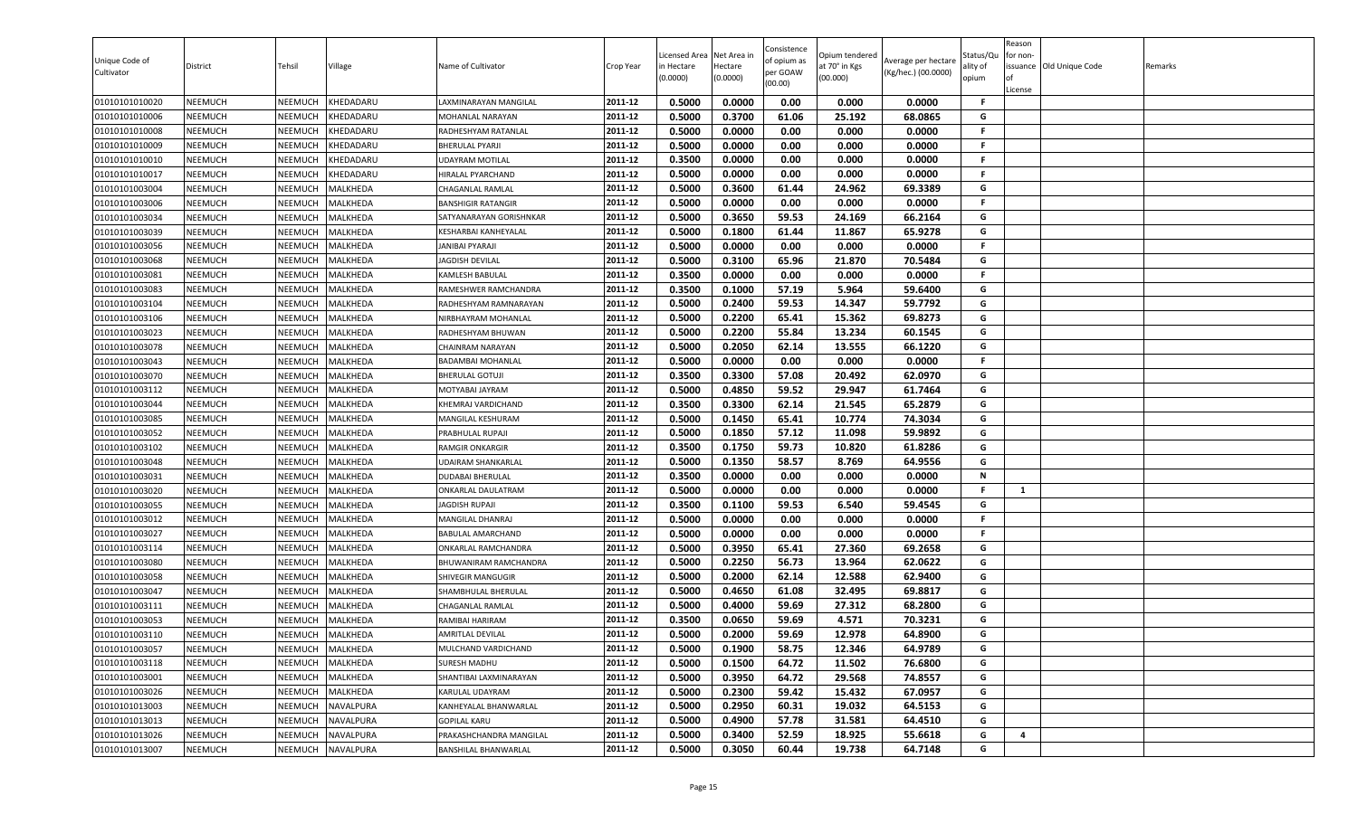| Unique Code of Cultivator | District | Tehsil | Village | Name of Cultivator | Crop Year | Licensed Area in Hectare (0.0000) | Net Area in Hectare (0.0000) | Consistence of opium as per GOAW (00.00) | Opium tendered at 70° in Kgs (00.000) | Average per hectare (Kg/hec.) (00.0000) | Status/Quality of opium | Reason for non-issuance of License | Old Unique Code | Remarks |
|---|---|---|---|---|---|---|---|---|---|---|---|---|---|---|
| 01010101010020 | NEEMUCH | NEEMUCH | KHEDADARU | LAXMINARAYAN MANGILAL | 2011-12 | 0.5000 | 0.0000 | 0.00 | 0.000 | 0.0000 | F | | | |
| 01010101010006 | NEEMUCH | NEEMUCH | KHEDADARU | MOHANLAL NARAYAN | 2011-12 | 0.5000 | 0.3700 | 61.06 | 25.192 | 68.0865 | G | | | |
| 01010101010008 | NEEMUCH | NEEMUCH | KHEDADARU | RADHESHYAM RATANLAL | 2011-12 | 0.5000 | 0.0000 | 0.00 | 0.000 | 0.0000 | F | | | |
| 01010101010009 | NEEMUCH | NEEMUCH | KHEDADARU | BHERULAL PYARJI | 2011-12 | 0.5000 | 0.0000 | 0.00 | 0.000 | 0.0000 | F | | | |
| 01010101010010 | NEEMUCH | NEEMUCH | KHEDADARU | UDAYRAM MOTILAL | 2011-12 | 0.3500 | 0.0000 | 0.00 | 0.000 | 0.0000 | F | | | |
| 01010101010017 | NEEMUCH | NEEMUCH | KHEDADARU | HIRALAL PYARCHAND | 2011-12 | 0.5000 | 0.0000 | 0.00 | 0.000 | 0.0000 | F | | | |
| 01010101003004 | NEEMUCH | NEEMUCH | MALKHEDA | CHAGANLAL RAMLAL | 2011-12 | 0.5000 | 0.3600 | 61.44 | 24.962 | 69.3389 | G | | | |
| 01010101003006 | NEEMUCH | NEEMUCH | MALKHEDA | BANSHIGIR RATANGIR | 2011-12 | 0.5000 | 0.0000 | 0.00 | 0.000 | 0.0000 | F | | | |
| 01010101003034 | NEEMUCH | NEEMUCH | MALKHEDA | SATYANARAYAN GORISHNKAR | 2011-12 | 0.5000 | 0.3650 | 59.53 | 24.169 | 66.2164 | G | | | |
| 01010101003039 | NEEMUCH | NEEMUCH | MALKHEDA | KESHARBAI KANHEYALAL | 2011-12 | 0.5000 | 0.1800 | 61.44 | 11.867 | 65.9278 | G | | | |
| 01010101003056 | NEEMUCH | NEEMUCH | MALKHEDA | JANIBAI PYARAJI | 2011-12 | 0.5000 | 0.0000 | 0.00 | 0.000 | 0.0000 | F | | | |
| 01010101003068 | NEEMUCH | NEEMUCH | MALKHEDA | JAGDISH DEVILAL | 2011-12 | 0.5000 | 0.3100 | 65.96 | 21.870 | 70.5484 | G | | | |
| 01010101003081 | NEEMUCH | NEEMUCH | MALKHEDA | KAMLESH BABULAL | 2011-12 | 0.3500 | 0.0000 | 0.00 | 0.000 | 0.0000 | F | | | |
| 01010101003083 | NEEMUCH | NEEMUCH | MALKHEDA | RAMESHWER RAMCHANDRA | 2011-12 | 0.3500 | 0.1000 | 57.19 | 5.964 | 59.6400 | G | | | |
| 01010101003104 | NEEMUCH | NEEMUCH | MALKHEDA | RADHESHYAM RAMNARAYAN | 2011-12 | 0.5000 | 0.2400 | 59.53 | 14.347 | 59.7792 | G | | | |
| 01010101003106 | NEEMUCH | NEEMUCH | MALKHEDA | NIRBHAYRAM MOHANLAL | 2011-12 | 0.5000 | 0.2200 | 65.41 | 15.362 | 69.8273 | G | | | |
| 01010101003023 | NEEMUCH | NEEMUCH | MALKHEDA | RADHESHYAM BHUWAN | 2011-12 | 0.5000 | 0.2200 | 55.84 | 13.234 | 60.1545 | G | | | |
| 01010101003078 | NEEMUCH | NEEMUCH | MALKHEDA | CHAINRAM NARAYAN | 2011-12 | 0.5000 | 0.2050 | 62.14 | 13.555 | 66.1220 | G | | | |
| 01010101003043 | NEEMUCH | NEEMUCH | MALKHEDA | BADAMBAI MOHANLAL | 2011-12 | 0.5000 | 0.0000 | 0.00 | 0.000 | 0.0000 | F | | | |
| 01010101003070 | NEEMUCH | NEEMUCH | MALKHEDA | BHERULAL GOTUJI | 2011-12 | 0.3500 | 0.3300 | 57.08 | 20.492 | 62.0970 | G | | | |
| 01010101003112 | NEEMUCH | NEEMUCH | MALKHEDA | MOTYABAI JAYRAM | 2011-12 | 0.5000 | 0.4850 | 59.52 | 29.947 | 61.7464 | G | | | |
| 01010101003044 | NEEMUCH | NEEMUCH | MALKHEDA | KHEMRAJ VARDICHAND | 2011-12 | 0.3500 | 0.3300 | 62.14 | 21.545 | 65.2879 | G | | | |
| 01010101003085 | NEEMUCH | NEEMUCH | MALKHEDA | MANGILAL KESHURAM | 2011-12 | 0.5000 | 0.1450 | 65.41 | 10.774 | 74.3034 | G | | | |
| 01010101003052 | NEEMUCH | NEEMUCH | MALKHEDA | PRABHULAL RUPAJI | 2011-12 | 0.5000 | 0.1850 | 57.12 | 11.098 | 59.9892 | G | | | |
| 01010101003102 | NEEMUCH | NEEMUCH | MALKHEDA | RAMGIR ONKARGIR | 2011-12 | 0.3500 | 0.1750 | 59.73 | 10.820 | 61.8286 | G | | | |
| 01010101003048 | NEEMUCH | NEEMUCH | MALKHEDA | UDAIRAM SHANKARLAL | 2011-12 | 0.5000 | 0.1350 | 58.57 | 8.769 | 64.9556 | G | | | |
| 01010101003031 | NEEMUCH | NEEMUCH | MALKHEDA | DUDABAI BHERULAL | 2011-12 | 0.3500 | 0.0000 | 0.00 | 0.000 | 0.0000 | N | | | |
| 01010101003020 | NEEMUCH | NEEMUCH | MALKHEDA | ONKARLAL DAULATRAM | 2011-12 | 0.5000 | 0.0000 | 0.00 | 0.000 | 0.0000 | F | 1 | | |
| 01010101003055 | NEEMUCH | NEEMUCH | MALKHEDA | JAGDISH RUPAJI | 2011-12 | 0.3500 | 0.1100 | 59.53 | 6.540 | 59.4545 | G | | | |
| 01010101003012 | NEEMUCH | NEEMUCH | MALKHEDA | MANGILAL DHANRAJ | 2011-12 | 0.5000 | 0.0000 | 0.00 | 0.000 | 0.0000 | F | | | |
| 01010101003027 | NEEMUCH | NEEMUCH | MALKHEDA | BABULAL AMARCHAND | 2011-12 | 0.5000 | 0.0000 | 0.00 | 0.000 | 0.0000 | F | | | |
| 01010101003114 | NEEMUCH | NEEMUCH | MALKHEDA | ONKARLAL RAMCHANDRA | 2011-12 | 0.5000 | 0.3950 | 65.41 | 27.360 | 69.2658 | G | | | |
| 01010101003080 | NEEMUCH | NEEMUCH | MALKHEDA | BHUWANIRAM RAMCHANDRA | 2011-12 | 0.5000 | 0.2250 | 56.73 | 13.964 | 62.0622 | G | | | |
| 01010101003058 | NEEMUCH | NEEMUCH | MALKHEDA | SHIVEGIR MANGUGIR | 2011-12 | 0.5000 | 0.2000 | 62.14 | 12.588 | 62.9400 | G | | | |
| 01010101003047 | NEEMUCH | NEEMUCH | MALKHEDA | SHAMBHULAL BHERULAL | 2011-12 | 0.5000 | 0.4650 | 61.08 | 32.495 | 69.8817 | G | | | |
| 01010101003111 | NEEMUCH | NEEMUCH | MALKHEDA | CHAGANLAL RAMLAL | 2011-12 | 0.5000 | 0.4000 | 59.69 | 27.312 | 68.2800 | G | | | |
| 01010101003053 | NEEMUCH | NEEMUCH | MALKHEDA | RAMIBAI HARIRAM | 2011-12 | 0.3500 | 0.0650 | 59.69 | 4.571 | 70.3231 | G | | | |
| 01010101003110 | NEEMUCH | NEEMUCH | MALKHEDA | AMRITLAL DEVILAL | 2011-12 | 0.5000 | 0.2000 | 59.69 | 12.978 | 64.8900 | G | | | |
| 01010101003057 | NEEMUCH | NEEMUCH | MALKHEDA | MULCHAND VARDICHAND | 2011-12 | 0.5000 | 0.1900 | 58.75 | 12.346 | 64.9789 | G | | | |
| 01010101003118 | NEEMUCH | NEEMUCH | MALKHEDA | SURESH MADHU | 2011-12 | 0.5000 | 0.1500 | 64.72 | 11.502 | 76.6800 | G | | | |
| 01010101003001 | NEEMUCH | NEEMUCH | MALKHEDA | SHANTIBAI LAXMINARAYAN | 2011-12 | 0.5000 | 0.3950 | 64.72 | 29.568 | 74.8557 | G | | | |
| 01010101003026 | NEEMUCH | NEEMUCH | MALKHEDA | KARULAL UDAYRAM | 2011-12 | 0.5000 | 0.2300 | 59.42 | 15.432 | 67.0957 | G | | | |
| 01010101013003 | NEEMUCH | NEEMUCH | NAVALPURA | KANHEYALAL BHANWARLAL | 2011-12 | 0.5000 | 0.2950 | 60.31 | 19.032 | 64.5153 | G | | | |
| 01010101013013 | NEEMUCH | NEEMUCH | NAVALPURA | GOPILAL KARU | 2011-12 | 0.5000 | 0.4900 | 57.78 | 31.581 | 64.4510 | G | | | |
| 01010101013026 | NEEMUCH | NEEMUCH | NAVALPURA | PRAKASHCHANDRA MANGILAL | 2011-12 | 0.5000 | 0.3400 | 52.59 | 18.925 | 55.6618 | G | 4 | | |
| 01010101013007 | NEEMUCH | NEEMUCH | NAVALPURA | BANSHILAL BHANWARLAL | 2011-12 | 0.5000 | 0.3050 | 60.44 | 19.738 | 64.7148 | G | | | |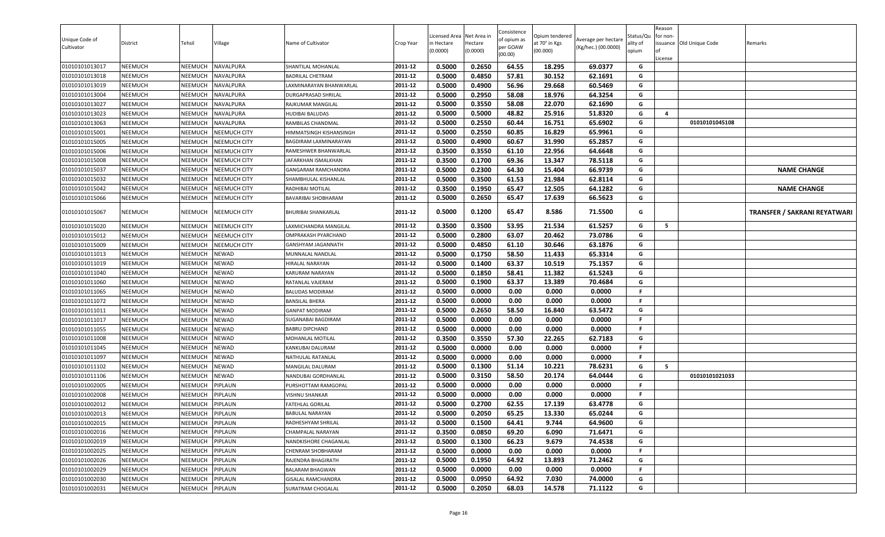| Unique Code of Cultivator | District | Tehsil | Village | Name of Cultivator | Crop Year | Licensed Area in Hectare (0.0000) | Net Area in Hectare (0.0000) | Consistence of opium as per GOAW (00.00) | Opium tendered at 70° in Kgs (00.000) | Average per hectare (Kg/hec.) (00.0000) | Status/Quality of opium | Reason for non-issuance of License | Old Unique Code | Remarks |
|---|---|---|---|---|---|---|---|---|---|---|---|---|---|---|
| 01010101013017 | NEEMUCH | NEEMUCH | NAVALPURA | SHANTILAL MOHANLAL | 2011-12 | 0.5000 | 0.2650 | 64.55 | 18.295 | 69.0377 | G | | | |
| 01010101013018 | NEEMUCH | NEEMUCH | NAVALPURA | BADRILAL CHETRAM | 2011-12 | 0.5000 | 0.4850 | 57.81 | 30.152 | 62.1691 | G | | | |
| 01010101013019 | NEEMUCH | NEEMUCH | NAVALPURA | LAXMINARAYAN BHANWARLAL | 2011-12 | 0.5000 | 0.4900 | 56.96 | 29.668 | 60.5469 | G | | | |
| 01010101013004 | NEEMUCH | NEEMUCH | NAVALPURA | DURGAPRASAD SHRILAL | 2011-12 | 0.5000 | 0.2950 | 58.08 | 18.976 | 64.3254 | G | | | |
| 01010101013027 | NEEMUCH | NEEMUCH | NAVALPURA | RAJKUMAR MANGILAL | 2011-12 | 0.5000 | 0.3550 | 58.08 | 22.070 | 62.1690 | G | | | |
| 01010101013023 | NEEMUCH | NEEMUCH | NAVALPURA | HUDIBAI BALUDAS | 2011-12 | 0.5000 | 0.5000 | 48.82 | 25.916 | 51.8320 | G | 4 | | |
| 01010101013063 | NEEMUCH | NEEMUCH | NAVALPURA | RAMBILAS CHANDMAL | 2011-12 | 0.5000 | 0.2550 | 60.44 | 16.751 | 65.6902 | G | | 01010101045108 | |
| 01010101015001 | NEEMUCH | NEEMUCH | NEEMUCH CITY | HIMMATSINGH KISHANSINGH | 2011-12 | 0.5000 | 0.2550 | 60.85 | 16.829 | 65.9961 | G | | | |
| 01010101015005 | NEEMUCH | NEEMUCH | NEEMUCH CITY | BAGDIRAM LAXMINARAYAN | 2011-12 | 0.5000 | 0.4900 | 60.67 | 31.990 | 65.2857 | G | | | |
| 01010101015006 | NEEMUCH | NEEMUCH | NEEMUCH CITY | RAMESHWER BHANWARLAL | 2011-12 | 0.3500 | 0.3550 | 61.10 | 22.956 | 64.6648 | G | | | |
| 01010101015008 | NEEMUCH | NEEMUCH | NEEMUCH CITY | JAFARKHAN ISMALKHAN | 2011-12 | 0.3500 | 0.1700 | 69.36 | 13.347 | 78.5118 | G | | | |
| 01010101015037 | NEEMUCH | NEEMUCH | NEEMUCH CITY | GANGARAM RAMCHANDRA | 2011-12 | 0.5000 | 0.2300 | 64.30 | 15.404 | 66.9739 | G | | | **NAME CHANGE** |
| 01010101015032 | NEEMUCH | NEEMUCH | NEEMUCH CITY | SHAMBHULAL KISHANLAL | 2011-12 | 0.5000 | 0.3500 | 61.53 | 21.984 | 62.8114 | G | | | |
| 01010101015042 | NEEMUCH | NEEMUCH | NEEMUCH CITY | RADHIBAI MOTILAL | 2011-12 | 0.3500 | 0.1950 | 65.47 | 12.505 | 64.1282 | G | | | **NAME CHANGE** |
| 01010101015066 | NEEMUCH | NEEMUCH | NEEMUCH CITY | BAVARIBAI SHOBHARAM | 2011-12 | 0.5000 | 0.2650 | 65.47 | 17.639 | 66.5623 | G | | | |
| 01010101015067 | NEEMUCH | NEEMUCH | NEEMUCH CITY | BHURIBAI SHANKARLAL | 2011-12 | 0.5000 | 0.1200 | 65.47 | 8.586 | 71.5500 | G | | | **TRANSFER / SAKRANI REYATWARI** |
| 01010101015020 | NEEMUCH | NEEMUCH | NEEMUCH CITY | LAXMICHANDRA MANGILAL | 2011-12 | 0.3500 | 0.3500 | 53.95 | 21.534 | 61.5257 | G | 5 | | |
| 01010101015012 | NEEMUCH | NEEMUCH | NEEMUCH CITY | OMPRAKASH PYARCHAND | 2011-12 | 0.5000 | 0.2800 | 63.07 | 20.462 | 73.0786 | G | | | |
| 01010101015009 | NEEMUCH | NEEMUCH | NEEMUCH CITY | GANSHYAM JAGANNATH | 2011-12 | 0.5000 | 0.4850 | 61.10 | 30.646 | 63.1876 | G | | | |
| 01010101011013 | NEEMUCH | NEEMUCH | NEWAD | MUNNALAL NANDLAL | 2011-12 | 0.5000 | 0.1750 | 58.50 | 11.433 | 65.3314 | G | | | |
| 01010101011019 | NEEMUCH | NEEMUCH | NEWAD | HIRALAL NARAYAN | 2011-12 | 0.5000 | 0.1400 | 63.37 | 10.519 | 75.1357 | G | | | |
| 01010101011040 | NEEMUCH | NEEMUCH | NEWAD | KARURAM NARAYAN | 2011-12 | 0.5000 | 0.1850 | 58.41 | 11.382 | 61.5243 | G | | | |
| 01010101011060 | NEEMUCH | NEEMUCH | NEWAD | RATANLAL VAJERAM | 2011-12 | 0.5000 | 0.1900 | 63.37 | 13.389 | 70.4684 | G | | | |
| 01010101011065 | NEEMUCH | NEEMUCH | NEWAD | BALUDAS MODIRAM | 2011-12 | 0.5000 | 0.0000 | 0.00 | 0.000 | 0.0000 | F | | | |
| 01010101011072 | NEEMUCH | NEEMUCH | NEWAD | BANSILAL BHERA | 2011-12 | 0.5000 | 0.0000 | 0.00 | 0.000 | 0.0000 | F | | | |
| 01010101011011 | NEEMUCH | NEEMUCH | NEWAD | GANPAT MODIRAM | 2011-12 | 0.5000 | 0.2650 | 58.50 | 16.840 | 63.5472 | G | | | |
| 01010101011017 | NEEMUCH | NEEMUCH | NEWAD | SUGANABAI BAGDIRAM | 2011-12 | 0.5000 | 0.0000 | 0.00 | 0.000 | 0.0000 | F | | | |
| 01010101011055 | NEEMUCH | NEEMUCH | NEWAD | BABRU DIPCHAND | 2011-12 | 0.5000 | 0.0000 | 0.00 | 0.000 | 0.0000 | F | | | |
| 01010101011008 | NEEMUCH | NEEMUCH | NEWAD | MOHANLAL MOTILAL | 2011-12 | 0.3500 | 0.3550 | 57.30 | 22.265 | 62.7183 | G | | | |
| 01010101011045 | NEEMUCH | NEEMUCH | NEWAD | KANKUBAI DALURAM | 2011-12 | 0.5000 | 0.0000 | 0.00 | 0.000 | 0.0000 | F | | | |
| 01010101011097 | NEEMUCH | NEEMUCH | NEWAD | NATHULAL RATANLAL | 2011-12 | 0.5000 | 0.0000 | 0.00 | 0.000 | 0.0000 | F | | | |
| 01010101011102 | NEEMUCH | NEEMUCH | NEWAD | MANGILAL DALURAM | 2011-12 | 0.5000 | 0.1300 | 51.14 | 10.221 | 78.6231 | G | 5 | | |
| 01010101011106 | NEEMUCH | NEEMUCH | NEWAD | NANDUBAI GORDHANLAL | 2011-12 | 0.5000 | 0.3150 | 58.50 | 20.174 | 64.0444 | G | | 01010101021033 | |
| 01010101002005 | NEEMUCH | NEEMUCH | PIPLAUN | PURSHOTTAM RAMGOPAL | 2011-12 | 0.5000 | 0.0000 | 0.00 | 0.000 | 0.0000 | F | | | |
| 01010101002008 | NEEMUCH | NEEMUCH | PIPLAUN | VISHNU SHANKAR | 2011-12 | 0.5000 | 0.0000 | 0.00 | 0.000 | 0.0000 | F | | | |
| 01010101002012 | NEEMUCH | NEEMUCH | PIPLAUN | FATEHLAL GORILAL | 2011-12 | 0.5000 | 0.2700 | 62.55 | 17.139 | 63.4778 | G | | | |
| 01010101002013 | NEEMUCH | NEEMUCH | PIPLAUN | BABULAL NARAYAN | 2011-12 | 0.5000 | 0.2050 | 65.25 | 13.330 | 65.0244 | G | | | |
| 01010101002015 | NEEMUCH | NEEMUCH | PIPLAUN | RADHESHYAM SHRILAL | 2011-12 | 0.5000 | 0.1500 | 64.41 | 9.744 | 64.9600 | G | | | |
| 01010101002016 | NEEMUCH | NEEMUCH | PIPLAUN | CHAMPALAL NARAYAN | 2011-12 | 0.3500 | 0.0850 | 69.20 | 6.090 | 71.6471 | G | | | |
| 01010101002019 | NEEMUCH | NEEMUCH | PIPLAUN | NANDKISHORE CHAGANLAL | 2011-12 | 0.5000 | 0.1300 | 66.23 | 9.679 | 74.4538 | G | | | |
| 01010101002025 | NEEMUCH | NEEMUCH | PIPLAUN | CHENRAM SHOBHARAM | 2011-12 | 0.5000 | 0.0000 | 0.00 | 0.000 | 0.0000 | F | | | |
| 01010101002026 | NEEMUCH | NEEMUCH | PIPLAUN | RAJENDRA BHAGIRATH | 2011-12 | 0.5000 | 0.1950 | 64.92 | 13.893 | 71.2462 | G | | | |
| 01010101002029 | NEEMUCH | NEEMUCH | PIPLAUN | BALARAM BHAGWAN | 2011-12 | 0.5000 | 0.0000 | 0.00 | 0.000 | 0.0000 | F | | | |
| 01010101002030 | NEEMUCH | NEEMUCH | PIPLAUN | GISALAL RAMCHANDRA | 2011-12 | 0.5000 | 0.0950 | 64.92 | 7.030 | 74.0000 | G | | | |
| 01010101002031 | NEEMUCH | NEEMUCH | PIPLAUN | SURATRAM CHOGALAL | 2011-12 | 0.5000 | 0.2050 | 68.03 | 14.578 | 71.1122 | G | | | |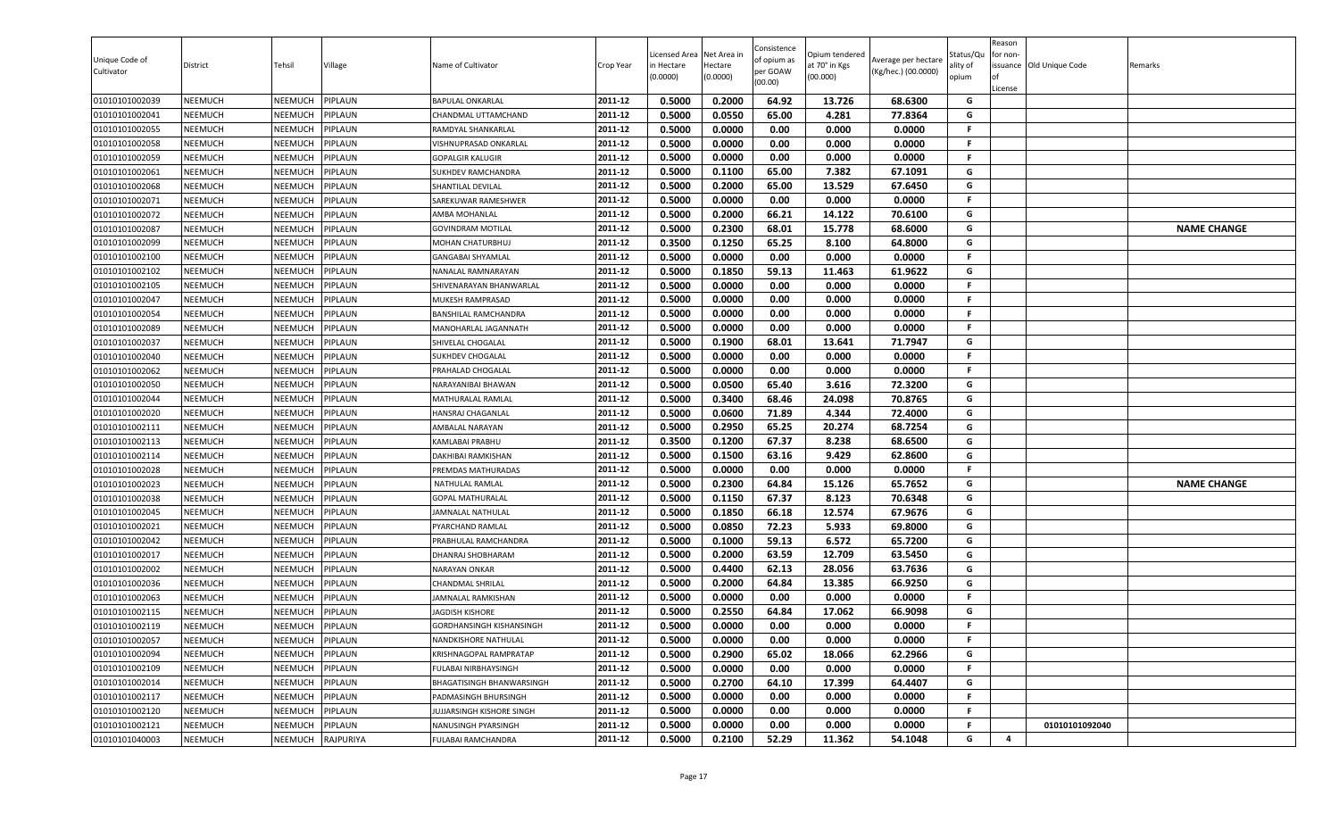| Unique Code of Cultivator | District | Tehsil | Village | Name of Cultivator | Crop Year | Licensed Area in Hectare (0.0000) | Net Area in Hectare (0.0000) | Consistence of opium as per GOAW (00.00) | Opium tendered at 70° in Kgs (00.000) | Average per hectare (Kg/hec.) (00.0000) | Status/Quality of opium | Reason for non-issuance of License | Old Unique Code | Remarks |
|---|---|---|---|---|---|---|---|---|---|---|---|---|---|---|
| 01010101002039 | NEEMUCH | NEEMUCH | PIPLAUN | BAPULAL ONKARLAL | 2011-12 | 0.5000 | 0.2000 | 64.92 | 13.726 | 68.6300 | G | | | |
| 01010101002041 | NEEMUCH | NEEMUCH | PIPLAUN | CHANDMAL UTTAMCHAND | 2011-12 | 0.5000 | 0.0550 | 65.00 | 4.281 | 77.8364 | G | | | |
| 01010101002055 | NEEMUCH | NEEMUCH | PIPLAUN | RAMDYAL SHANKARLAL | 2011-12 | 0.5000 | 0.0000 | 0.00 | 0.000 | 0.0000 | F | | | |
| 01010101002058 | NEEMUCH | NEEMUCH | PIPLAUN | VISHNUPRASAD ONKARLAL | 2011-12 | 0.5000 | 0.0000 | 0.00 | 0.000 | 0.0000 | F | | | |
| 01010101002059 | NEEMUCH | NEEMUCH | PIPLAUN | GOPALGIR KALUGIR | 2011-12 | 0.5000 | 0.0000 | 0.00 | 0.000 | 0.0000 | F | | | |
| 01010101002061 | NEEMUCH | NEEMUCH | PIPLAUN | SUKHDEV RAMCHANDRA | 2011-12 | 0.5000 | 0.1100 | 65.00 | 7.382 | 67.1091 | G | | | |
| 01010101002068 | NEEMUCH | NEEMUCH | PIPLAUN | SHANTILAL DEVILAL | 2011-12 | 0.5000 | 0.2000 | 65.00 | 13.529 | 67.6450 | G | | | |
| 01010101002071 | NEEMUCH | NEEMUCH | PIPLAUN | SAREKUWAR RAMESHWER | 2011-12 | 0.5000 | 0.0000 | 0.00 | 0.000 | 0.0000 | F | | | |
| 01010101002072 | NEEMUCH | NEEMUCH | PIPLAUN | AMBA MOHANLAL | 2011-12 | 0.5000 | 0.2000 | 66.21 | 14.122 | 70.6100 | G | | | |
| 01010101002087 | NEEMUCH | NEEMUCH | PIPLAUN | GOVINDRAM MOTILAL | 2011-12 | 0.5000 | 0.2300 | 68.01 | 15.778 | 68.6000 | G | | | NAME CHANGE |
| 01010101002099 | NEEMUCH | NEEMUCH | PIPLAUN | MOHAN CHATURBHUJ | 2011-12 | 0.3500 | 0.1250 | 65.25 | 8.100 | 64.8000 | G | | | |
| 01010101002100 | NEEMUCH | NEEMUCH | PIPLAUN | GANGABAI SHYAMLAL | 2011-12 | 0.5000 | 0.0000 | 0.00 | 0.000 | 0.0000 | F | | | |
| 01010101002102 | NEEMUCH | NEEMUCH | PIPLAUN | NANALAL RAMNARAYAN | 2011-12 | 0.5000 | 0.1850 | 59.13 | 11.463 | 61.9622 | G | | | |
| 01010101002105 | NEEMUCH | NEEMUCH | PIPLAUN | SHIVENARAYAN BHANWARLAL | 2011-12 | 0.5000 | 0.0000 | 0.00 | 0.000 | 0.0000 | F | | | |
| 01010101002047 | NEEMUCH | NEEMUCH | PIPLAUN | MUKESH RAMPRASAD | 2011-12 | 0.5000 | 0.0000 | 0.00 | 0.000 | 0.0000 | F | | | |
| 01010101002054 | NEEMUCH | NEEMUCH | PIPLAUN | BANSHILAL RAMCHANDRA | 2011-12 | 0.5000 | 0.0000 | 0.00 | 0.000 | 0.0000 | F | | | |
| 01010101002089 | NEEMUCH | NEEMUCH | PIPLAUN | MANOHARLAL JAGANNATH | 2011-12 | 0.5000 | 0.0000 | 0.00 | 0.000 | 0.0000 | F | | | |
| 01010101002037 | NEEMUCH | NEEMUCH | PIPLAUN | SHIVELAL CHOGALAL | 2011-12 | 0.5000 | 0.1900 | 68.01 | 13.641 | 71.7947 | G | | | |
| 01010101002040 | NEEMUCH | NEEMUCH | PIPLAUN | SUKHDEV CHOGALAL | 2011-12 | 0.5000 | 0.0000 | 0.00 | 0.000 | 0.0000 | F | | | |
| 01010101002062 | NEEMUCH | NEEMUCH | PIPLAUN | PRAHALAD CHOGALAL | 2011-12 | 0.5000 | 0.0000 | 0.00 | 0.000 | 0.0000 | F | | | |
| 01010101002050 | NEEMUCH | NEEMUCH | PIPLAUN | NARAYANIBAI BHAWAN | 2011-12 | 0.5000 | 0.0500 | 65.40 | 3.616 | 72.3200 | G | | | |
| 01010101002044 | NEEMUCH | NEEMUCH | PIPLAUN | MATHURALAL RAMLAL | 2011-12 | 0.5000 | 0.3400 | 68.46 | 24.098 | 70.8765 | G | | | |
| 01010101002020 | NEEMUCH | NEEMUCH | PIPLAUN | HANSRAJ CHAGANLAL | 2011-12 | 0.5000 | 0.0600 | 71.89 | 4.344 | 72.4000 | G | | | |
| 01010101002111 | NEEMUCH | NEEMUCH | PIPLAUN | AMBALAL NARAYAN | 2011-12 | 0.5000 | 0.2950 | 65.25 | 20.274 | 68.7254 | G | | | |
| 01010101002113 | NEEMUCH | NEEMUCH | PIPLAUN | KAMLABAI PRABHU | 2011-12 | 0.3500 | 0.1200 | 67.37 | 8.238 | 68.6500 | G | | | |
| 01010101002114 | NEEMUCH | NEEMUCH | PIPLAUN | DAKHIBAI RAMKISHAN | 2011-12 | 0.5000 | 0.1500 | 63.16 | 9.429 | 62.8600 | G | | | |
| 01010101002028 | NEEMUCH | NEEMUCH | PIPLAUN | PREMDAS MATHURADAS | 2011-12 | 0.5000 | 0.0000 | 0.00 | 0.000 | 0.0000 | F | | | |
| 01010101002023 | NEEMUCH | NEEMUCH | PIPLAUN | NATHULAL RAMLAL | 2011-12 | 0.5000 | 0.2300 | 64.84 | 15.126 | 65.7652 | G | | | NAME CHANGE |
| 01010101002038 | NEEMUCH | NEEMUCH | PIPLAUN | GOPAL MATHURALAL | 2011-12 | 0.5000 | 0.1150 | 67.37 | 8.123 | 70.6348 | G | | | |
| 01010101002045 | NEEMUCH | NEEMUCH | PIPLAUN | JAMNALAL NATHULAL | 2011-12 | 0.5000 | 0.1850 | 66.18 | 12.574 | 67.9676 | G | | | |
| 01010101002021 | NEEMUCH | NEEMUCH | PIPLAUN | PYARCHAND RAMLAL | 2011-12 | 0.5000 | 0.0850 | 72.23 | 5.933 | 69.8000 | G | | | |
| 01010101002042 | NEEMUCH | NEEMUCH | PIPLAUN | PRABHULAL RAMCHANDRA | 2011-12 | 0.5000 | 0.1000 | 59.13 | 6.572 | 65.7200 | G | | | |
| 01010101002017 | NEEMUCH | NEEMUCH | PIPLAUN | DHANRAJ SHOBHARAM | 2011-12 | 0.5000 | 0.2000 | 63.59 | 12.709 | 63.5450 | G | | | |
| 01010101002002 | NEEMUCH | NEEMUCH | PIPLAUN | NARAYAN ONKAR | 2011-12 | 0.5000 | 0.4400 | 62.13 | 28.056 | 63.7636 | G | | | |
| 01010101002036 | NEEMUCH | NEEMUCH | PIPLAUN | CHANDMAL SHRILAL | 2011-12 | 0.5000 | 0.2000 | 64.84 | 13.385 | 66.9250 | G | | | |
| 01010101002063 | NEEMUCH | NEEMUCH | PIPLAUN | JAMNALAL RAMKISHAN | 2011-12 | 0.5000 | 0.0000 | 0.00 | 0.000 | 0.0000 | F | | | |
| 01010101002115 | NEEMUCH | NEEMUCH | PIPLAUN | JAGDISH KISHORE | 2011-12 | 0.5000 | 0.2550 | 64.84 | 17.062 | 66.9098 | G | | | |
| 01010101002119 | NEEMUCH | NEEMUCH | PIPLAUN | GORDHANSINGH KISHANSINGH | 2011-12 | 0.5000 | 0.0000 | 0.00 | 0.000 | 0.0000 | F | | | |
| 01010101002057 | NEEMUCH | NEEMUCH | PIPLAUN | NANDKISHORE NATHULAL | 2011-12 | 0.5000 | 0.0000 | 0.00 | 0.000 | 0.0000 | F | | | |
| 01010101002094 | NEEMUCH | NEEMUCH | PIPLAUN | KRISHNAGOPAL RAMPRATAP | 2011-12 | 0.5000 | 0.2900 | 65.02 | 18.066 | 62.2966 | G | | | |
| 01010101002109 | NEEMUCH | NEEMUCH | PIPLAUN | FULABAI NIRBHAYSINGH | 2011-12 | 0.5000 | 0.0000 | 0.00 | 0.000 | 0.0000 | F | | | |
| 01010101002014 | NEEMUCH | NEEMUCH | PIPLAUN | BHAGATISINGH BHANWARSINGH | 2011-12 | 0.5000 | 0.2700 | 64.10 | 17.399 | 64.4407 | G | | | |
| 01010101002117 | NEEMUCH | NEEMUCH | PIPLAUN | PADMASINGH BHURSINGH | 2011-12 | 0.5000 | 0.0000 | 0.00 | 0.000 | 0.0000 | F | | | |
| 01010101002120 | NEEMUCH | NEEMUCH | PIPLAUN | JUJJARSINGH KISHORE SINGH | 2011-12 | 0.5000 | 0.0000 | 0.00 | 0.000 | 0.0000 | F | | | |
| 01010101002121 | NEEMUCH | NEEMUCH | PIPLAUN | NANUSINGH PYARSINGH | 2011-12 | 0.5000 | 0.0000 | 0.00 | 0.000 | 0.0000 | F | | 01010101092040 | |
| 01010101040003 | NEEMUCH | NEEMUCH | RAJPURIYA | FULABAI RAMCHANDRA | 2011-12 | 0.5000 | 0.2100 | 52.29 | 11.362 | 54.1048 | G | 4 | | |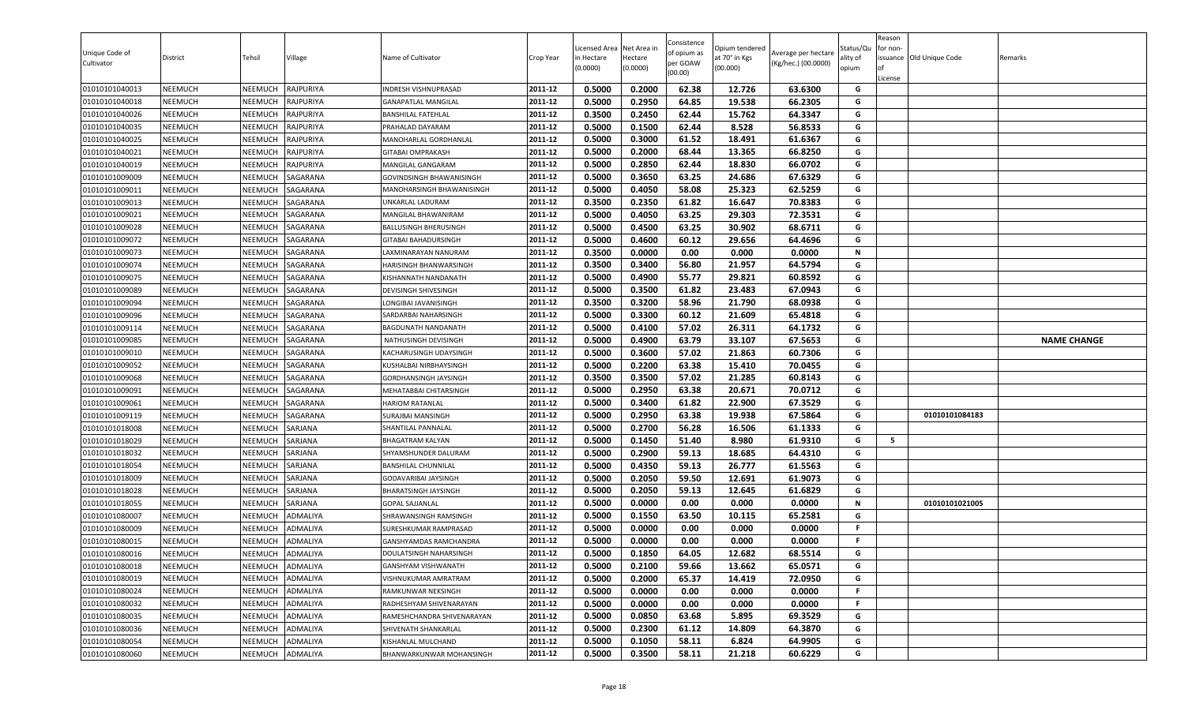| Unique Code of Cultivator | District | Tehsil | Village | Name of Cultivator | Crop Year | Licensed Area in Hectare (0.0000) | Net Area in Hectare (0.0000) | Consistence of opium as per GOAW (00.00) | Opium tendered at 70° in Kgs (00.000) | Average per hectare (Kg/hec.) (00.0000) | Status/Quality of opium | Reason for non-issuance of License | Old Unique Code | Remarks |
|---|---|---|---|---|---|---|---|---|---|---|---|---|---|---|
| 01010101040013 | NEEMUCH | NEEMUCH | RAJPURIYA | INDRESH VISHNUPRASAD | 2011-12 | 0.5000 | 0.2000 | 62.38 | 12.726 | 63.6300 | G | | | |
| 01010101040018 | NEEMUCH | NEEMUCH | RAJPURIYA | GANAPATLAL MANGILAL | 2011-12 | 0.5000 | 0.2950 | 64.85 | 19.538 | 66.2305 | G | | | |
| 01010101040026 | NEEMUCH | NEEMUCH | RAJPURIYA | BANSHILAL FATEHLAL | 2011-12 | 0.3500 | 0.2450 | 62.44 | 15.762 | 64.3347 | G | | | |
| 01010101040035 | NEEMUCH | NEEMUCH | RAJPURIYA | PRAHALAD DAYARAM | 2011-12 | 0.5000 | 0.1500 | 62.44 | 8.528 | 56.8533 | G | | | |
| 01010101040025 | NEEMUCH | NEEMUCH | RAJPURIYA | MANOHARLAL GORDHANLAL | 2011-12 | 0.5000 | 0.3000 | 61.52 | 18.491 | 61.6367 | G | | | |
| 01010101040021 | NEEMUCH | NEEMUCH | RAJPURIYA | GITABAI OMPRAKASH | 2011-12 | 0.5000 | 0.2000 | 68.44 | 13.365 | 66.8250 | G | | | |
| 01010101040019 | NEEMUCH | NEEMUCH | RAJPURIYA | MANGILAL GANGARAM | 2011-12 | 0.5000 | 0.2850 | 62.44 | 18.830 | 66.0702 | G | | | |
| 01010101009009 | NEEMUCH | NEEMUCH | SAGARANA | GOVINDSINGH BHAWANISINGH | 2011-12 | 0.5000 | 0.3650 | 63.25 | 24.686 | 67.6329 | G | | | |
| 01010101009011 | NEEMUCH | NEEMUCH | SAGARANA | MANOHARSINGH BHAWANISINGH | 2011-12 | 0.5000 | 0.4050 | 58.08 | 25.323 | 62.5259 | G | | | |
| 01010101009013 | NEEMUCH | NEEMUCH | SAGARANA | UNKARLAL LADURAM | 2011-12 | 0.3500 | 0.2350 | 61.82 | 16.647 | 70.8383 | G | | | |
| 01010101009021 | NEEMUCH | NEEMUCH | SAGARANA | MANGILAL BHAWANIRAM | 2011-12 | 0.5000 | 0.4050 | 63.25 | 29.303 | 72.3531 | G | | | |
| 01010101009028 | NEEMUCH | NEEMUCH | SAGARANA | BALLUSINGH BHERUSINGH | 2011-12 | 0.5000 | 0.4500 | 63.25 | 30.902 | 68.6711 | G | | | |
| 01010101009072 | NEEMUCH | NEEMUCH | SAGARANA | GITABAI BAHADURSINGH | 2011-12 | 0.5000 | 0.4600 | 60.12 | 29.656 | 64.4696 | G | | | |
| 01010101009073 | NEEMUCH | NEEMUCH | SAGARANA | LAXMINARAYAN NANURAM | 2011-12 | 0.3500 | 0.0000 | 0.00 | 0.000 | 0.0000 | N | | | |
| 01010101009074 | NEEMUCH | NEEMUCH | SAGARANA | HARISINGH BHANWARSINGH | 2011-12 | 0.3500 | 0.3400 | 56.80 | 21.957 | 64.5794 | G | | | |
| 01010101009075 | NEEMUCH | NEEMUCH | SAGARANA | KISHANNATH NANDANATH | 2011-12 | 0.5000 | 0.4900 | 55.77 | 29.821 | 60.8592 | G | | | |
| 01010101009089 | NEEMUCH | NEEMUCH | SAGARANA | DEVISINGH SHIVESINGH | 2011-12 | 0.5000 | 0.3500 | 61.82 | 23.483 | 67.0943 | G | | | |
| 01010101009094 | NEEMUCH | NEEMUCH | SAGARANA | LONGIBAI JAVANISINGH | 2011-12 | 0.3500 | 0.3200 | 58.96 | 21.790 | 68.0938 | G | | | |
| 01010101009096 | NEEMUCH | NEEMUCH | SAGARANA | SARDARBAI NAHARSINGH | 2011-12 | 0.5000 | 0.3300 | 60.12 | 21.609 | 65.4818 | G | | | |
| 01010101009114 | NEEMUCH | NEEMUCH | SAGARANA | BAGDUNATH NANDANATH | 2011-12 | 0.5000 | 0.4100 | 57.02 | 26.311 | 64.1732 | G | | | |
| 01010101009085 | NEEMUCH | NEEMUCH | SAGARANA | NATHUSINGH DEVISINGH | 2011-12 | 0.5000 | 0.4900 | 63.79 | 33.107 | 67.5653 | G | | | NAME CHANGE |
| 01010101009010 | NEEMUCH | NEEMUCH | SAGARANA | KACHARUSINGH UDAYSINGH | 2011-12 | 0.5000 | 0.3600 | 57.02 | 21.863 | 60.7306 | G | | | |
| 01010101009052 | NEEMUCH | NEEMUCH | SAGARANA | KUSHALBAI NIRBHAYSINGH | 2011-12 | 0.5000 | 0.2200 | 63.38 | 15.410 | 70.0455 | G | | | |
| 01010101009068 | NEEMUCH | NEEMUCH | SAGARANA | GORDHANSINGH JAYSINGH | 2011-12 | 0.3500 | 0.3500 | 57.02 | 21.285 | 60.8143 | G | | | |
| 01010101009091 | NEEMUCH | NEEMUCH | SAGARANA | MEHATABBAI CHITARSINGH | 2011-12 | 0.5000 | 0.2950 | 63.38 | 20.671 | 70.0712 | G | | | |
| 01010101009061 | NEEMUCH | NEEMUCH | SAGARANA | HARIOM RATANLAL | 2011-12 | 0.5000 | 0.3400 | 61.82 | 22.900 | 67.3529 | G | | | |
| 01010101009119 | NEEMUCH | NEEMUCH | SAGARANA | SURAJBAI MANSINGH | 2011-12 | 0.5000 | 0.2950 | 63.38 | 19.938 | 67.5864 | G | | 01010101084183 | |
| 01010101018008 | NEEMUCH | NEEMUCH | SARJANA | SHANTILAL PANNALAL | 2011-12 | 0.5000 | 0.2700 | 56.28 | 16.506 | 61.1333 | G | | | |
| 01010101018029 | NEEMUCH | NEEMUCH | SARJANA | BHAGATRAM KALYAN | 2011-12 | 0.5000 | 0.1450 | 51.40 | 8.980 | 61.9310 | G | 5 | | |
| 01010101018032 | NEEMUCH | NEEMUCH | SARJANA | SHYAMSHUNDER DALURAM | 2011-12 | 0.5000 | 0.2900 | 59.13 | 18.685 | 64.4310 | G | | | |
| 01010101018054 | NEEMUCH | NEEMUCH | SARJANA | BANSHILAL CHUNNILAL | 2011-12 | 0.5000 | 0.4350 | 59.13 | 26.777 | 61.5563 | G | | | |
| 01010101018009 | NEEMUCH | NEEMUCH | SARJANA | GODAVARIBAI JAYSINGH | 2011-12 | 0.5000 | 0.2050 | 59.50 | 12.691 | 61.9073 | G | | | |
| 01010101018028 | NEEMUCH | NEEMUCH | SARJANA | BHARATSINGH JAYSINGH | 2011-12 | 0.5000 | 0.2050 | 59.13 | 12.645 | 61.6829 | G | | | |
| 01010101018055 | NEEMUCH | NEEMUCH | SARJANA | GOPAL SAJJANLAL | 2011-12 | 0.5000 | 0.0000 | 0.00 | 0.000 | 0.0000 | N | | 01010101021005 | |
| 01010101080007 | NEEMUCH | NEEMUCH | ADMALIYA | SHRAWANSINGH RAMSINGH | 2011-12 | 0.5000 | 0.1550 | 63.50 | 10.115 | 65.2581 | G | | | |
| 01010101080009 | NEEMUCH | NEEMUCH | ADMALIYA | SURESHKUMAR RAMPRASAD | 2011-12 | 0.5000 | 0.0000 | 0.00 | 0.000 | 0.0000 | F | | | |
| 01010101080015 | NEEMUCH | NEEMUCH | ADMALIYA | GANSHYAMDAS RAMCHANDRA | 2011-12 | 0.5000 | 0.0000 | 0.00 | 0.000 | 0.0000 | F | | | |
| 01010101080016 | NEEMUCH | NEEMUCH | ADMALIYA | DOULATSINGH NAHARSINGH | 2011-12 | 0.5000 | 0.1850 | 64.05 | 12.682 | 68.5514 | G | | | |
| 01010101080018 | NEEMUCH | NEEMUCH | ADMALIYA | GANSHYAM VISHWANATH | 2011-12 | 0.5000 | 0.2100 | 59.66 | 13.662 | 65.0571 | G | | | |
| 01010101080019 | NEEMUCH | NEEMUCH | ADMALIYA | VISHNUKUMAR AMRATRAM | 2011-12 | 0.5000 | 0.2000 | 65.37 | 14.419 | 72.0950 | G | | | |
| 01010101080024 | NEEMUCH | NEEMUCH | ADMALIYA | RAMKUNWAR NEKSINGH | 2011-12 | 0.5000 | 0.0000 | 0.00 | 0.000 | 0.0000 | F | | | |
| 01010101080032 | NEEMUCH | NEEMUCH | ADMALIYA | RADHESHYAM SHIVENARAYAN | 2011-12 | 0.5000 | 0.0000 | 0.00 | 0.000 | 0.0000 | F | | | |
| 01010101080035 | NEEMUCH | NEEMUCH | ADMALIYA | RAMESHCHANDRA SHIVENARAYAN | 2011-12 | 0.5000 | 0.0850 | 63.68 | 5.895 | 69.3529 | G | | | |
| 01010101080036 | NEEMUCH | NEEMUCH | ADMALIYA | SHIVENATH SHANKARLAL | 2011-12 | 0.5000 | 0.2300 | 61.12 | 14.809 | 64.3870 | G | | | |
| 01010101080054 | NEEMUCH | NEEMUCH | ADMALIYA | KISHANLAL MULCHAND | 2011-12 | 0.5000 | 0.1050 | 58.11 | 6.824 | 64.9905 | G | | | |
| 01010101080060 | NEEMUCH | NEEMUCH | ADMALIYA | BHANWARKUNWAR MOHANSINGH | 2011-12 | 0.5000 | 0.3500 | 58.11 | 21.218 | 60.6229 | G | | | |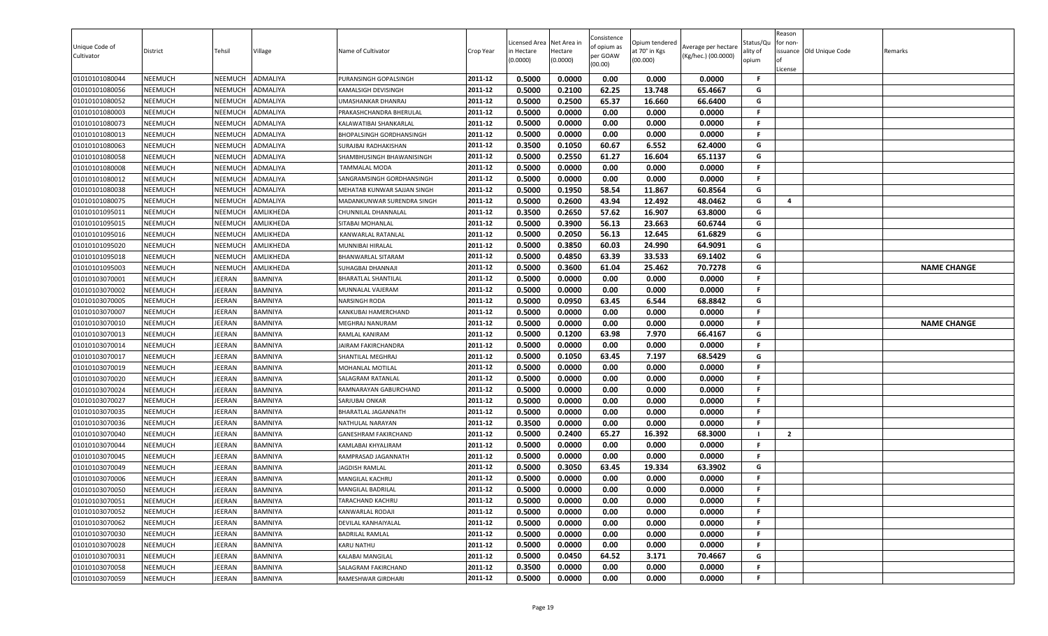| Unique Code of Cultivator | District | Tehsil | Village | Name of Cultivator | Crop Year | Licensed Area in Hectare (0.0000) | Net Area in Hectare (0.0000) | Consistence of opium as per GOAW (00.00) | Opium tendered at 70° in Kgs (00.000) | Average per hectare (Kg/hec.) (00.0000) | Status/Quality of opium | Reason for non-issuance of License | Old Unique Code | Remarks |
|---|---|---|---|---|---|---|---|---|---|---|---|---|---|---|
| 01010101080044 | NEEMUCH | NEEMUCH | ADMALIYA | PURANSINGH GOPALSINGH | 2011-12 | 0.5000 | 0.0000 | 0.00 | 0.000 | 0.0000 | F | | | |
| 01010101080056 | NEEMUCH | NEEMUCH | ADMALIYA | KAMALSIGH DEVISINGH | 2011-12 | 0.5000 | 0.2100 | 62.25 | 13.748 | 65.4667 | G | | | |
| 01010101080052 | NEEMUCH | NEEMUCH | ADMALIYA | UMASHANKAR DHANRAJ | 2011-12 | 0.5000 | 0.2500 | 65.37 | 16.660 | 66.6400 | G | | | |
| 01010101080003 | NEEMUCH | NEEMUCH | ADMALIYA | PRAKASHCHANDRA BHERULAL | 2011-12 | 0.5000 | 0.0000 | 0.00 | 0.000 | 0.0000 | F | | | |
| 01010101080073 | NEEMUCH | NEEMUCH | ADMALIYA | KALAWATIBAI SHANKARLAL | 2011-12 | 0.5000 | 0.0000 | 0.00 | 0.000 | 0.0000 | F | | | |
| 01010101080013 | NEEMUCH | NEEMUCH | ADMALIYA | BHOPALSINGH GORDHANSINGH | 2011-12 | 0.5000 | 0.0000 | 0.00 | 0.000 | 0.0000 | F | | | |
| 01010101080063 | NEEMUCH | NEEMUCH | ADMALIYA | SURAJBAI RADHAKISHAN | 2011-12 | 0.3500 | 0.1050 | 60.67 | 6.552 | 62.4000 | G | | | |
| 01010101080058 | NEEMUCH | NEEMUCH | ADMALIYA | SHAMBHUSINGH BHAWANISINGH | 2011-12 | 0.5000 | 0.2550 | 61.27 | 16.604 | 65.1137 | G | | | |
| 01010101080008 | NEEMUCH | NEEMUCH | ADMALIYA | TAMMALAL MODA | 2011-12 | 0.5000 | 0.0000 | 0.00 | 0.000 | 0.0000 | F | | | |
| 01010101080012 | NEEMUCH | NEEMUCH | ADMALIYA | SANGRAMSINGH GORDHANSINGH | 2011-12 | 0.5000 | 0.0000 | 0.00 | 0.000 | 0.0000 | F | | | |
| 01010101080038 | NEEMUCH | NEEMUCH | ADMALIYA | MEHATAB KUNWAR SAJJAN SINGH | 2011-12 | 0.5000 | 0.1950 | 58.54 | 11.867 | 60.8564 | G | | | |
| 01010101080075 | NEEMUCH | NEEMUCH | ADMALIYA | MADANKUNWAR SURENDRA SINGH | 2011-12 | 0.5000 | 0.2600 | 43.94 | 12.492 | 48.0462 | G | 4 | | |
| 01010101095011 | NEEMUCH | NEEMUCH | AMLIKHEDA | CHUNNILAL DHANNALAL | 2011-12 | 0.3500 | 0.2650 | 57.62 | 16.907 | 63.8000 | G | | | |
| 01010101095015 | NEEMUCH | NEEMUCH | AMLIKHEDA | SITABAI MOHANLAL | 2011-12 | 0.5000 | 0.3900 | 56.13 | 23.663 | 60.6744 | G | | | |
| 01010101095016 | NEEMUCH | NEEMUCH | AMLIKHEDA | KANWARLAL RATANLAL | 2011-12 | 0.5000 | 0.2050 | 56.13 | 12.645 | 61.6829 | G | | | |
| 01010101095020 | NEEMUCH | NEEMUCH | AMLIKHEDA | MUNNIBAI HIRALAL | 2011-12 | 0.5000 | 0.3850 | 60.03 | 24.990 | 64.9091 | G | | | |
| 01010101095018 | NEEMUCH | NEEMUCH | AMLIKHEDA | BHANWARLAL SITARAM | 2011-12 | 0.5000 | 0.4850 | 63.39 | 33.533 | 69.1402 | G | | | |
| 01010101095003 | NEEMUCH | NEEMUCH | AMLIKHEDA | SUHAGBAI DHANNAJI | 2011-12 | 0.5000 | 0.3600 | 61.04 | 25.462 | 70.7278 | G | | | NAME CHANGE |
| 01010103070001 | NEEMUCH | JEERAN | BAMNIYA | BHARATLAL SHANTILAL | 2011-12 | 0.5000 | 0.0000 | 0.00 | 0.000 | 0.0000 | F | | | |
| 01010103070002 | NEEMUCH | JEERAN | BAMNIYA | MUNNALAL VAJERAM | 2011-12 | 0.5000 | 0.0000 | 0.00 | 0.000 | 0.0000 | F | | | |
| 01010103070005 | NEEMUCH | JEERAN | BAMNIYA | NARSINGH RODA | 2011-12 | 0.5000 | 0.0950 | 63.45 | 6.544 | 68.8842 | G | | | |
| 01010103070007 | NEEMUCH | JEERAN | BAMNIYA | KANKUBAI HAMERCHAND | 2011-12 | 0.5000 | 0.0000 | 0.00 | 0.000 | 0.0000 | F | | | |
| 01010103070010 | NEEMUCH | JEERAN | BAMNIYA | MEGHRAJ NANURAM | 2011-12 | 0.5000 | 0.0000 | 0.00 | 0.000 | 0.0000 | F | | | NAME CHANGE |
| 01010103070013 | NEEMUCH | JEERAN | BAMNIYA | RAMLAL KANIRAM | 2011-12 | 0.5000 | 0.1200 | 63.98 | 7.970 | 66.4167 | G | | | |
| 01010103070014 | NEEMUCH | JEERAN | BAMNIYA | JAIRAM FAKIRCHANDRA | 2011-12 | 0.5000 | 0.0000 | 0.00 | 0.000 | 0.0000 | F | | | |
| 01010103070017 | NEEMUCH | JEERAN | BAMNIYA | SHANTILAL MEGHRAJ | 2011-12 | 0.5000 | 0.1050 | 63.45 | 7.197 | 68.5429 | G | | | |
| 01010103070019 | NEEMUCH | JEERAN | BAMNIYA | MOHANLAL MOTILAL | 2011-12 | 0.5000 | 0.0000 | 0.00 | 0.000 | 0.0000 | F | | | |
| 01010103070020 | NEEMUCH | JEERAN | BAMNIYA | SALAGRAM RATANLAL | 2011-12 | 0.5000 | 0.0000 | 0.00 | 0.000 | 0.0000 | F | | | |
| 01010103070024 | NEEMUCH | JEERAN | BAMNIYA | RAMNARAYAN GABURCHAND | 2011-12 | 0.5000 | 0.0000 | 0.00 | 0.000 | 0.0000 | F | | | |
| 01010103070027 | NEEMUCH | JEERAN | BAMNIYA | SARJUBAI ONKAR | 2011-12 | 0.5000 | 0.0000 | 0.00 | 0.000 | 0.0000 | F | | | |
| 01010103070035 | NEEMUCH | JEERAN | BAMNIYA | BHARATLAL JAGANNATH | 2011-12 | 0.5000 | 0.0000 | 0.00 | 0.000 | 0.0000 | F | | | |
| 01010103070036 | NEEMUCH | JEERAN | BAMNIYA | NATHULAL NARAYAN | 2011-12 | 0.3500 | 0.0000 | 0.00 | 0.000 | 0.0000 | F | | | |
| 01010103070040 | NEEMUCH | JEERAN | BAMNIYA | GANESHRAM FAKIRCHAND | 2011-12 | 0.5000 | 0.2400 | 65.27 | 16.392 | 68.3000 | I | 2 | | |
| 01010103070044 | NEEMUCH | JEERAN | BAMNIYA | KAMLABAI KHYALIRAM | 2011-12 | 0.5000 | 0.0000 | 0.00 | 0.000 | 0.0000 | F | | | |
| 01010103070045 | NEEMUCH | JEERAN | BAMNIYA | RAMPRASAD JAGANNATH | 2011-12 | 0.5000 | 0.0000 | 0.00 | 0.000 | 0.0000 | F | | | |
| 01010103070049 | NEEMUCH | JEERAN | BAMNIYA | JAGDISH RAMLAL | 2011-12 | 0.5000 | 0.3050 | 63.45 | 19.334 | 63.3902 | G | | | |
| 01010103070006 | NEEMUCH | JEERAN | BAMNIYA | MANGILAL KACHRU | 2011-12 | 0.5000 | 0.0000 | 0.00 | 0.000 | 0.0000 | F | | | |
| 01010103070050 | NEEMUCH | JEERAN | BAMNIYA | MANGILAL BADRILAL | 2011-12 | 0.5000 | 0.0000 | 0.00 | 0.000 | 0.0000 | F | | | |
| 01010103070051 | NEEMUCH | JEERAN | BAMNIYA | TARACHAND KACHRU | 2011-12 | 0.5000 | 0.0000 | 0.00 | 0.000 | 0.0000 | F | | | |
| 01010103070052 | NEEMUCH | JEERAN | BAMNIYA | KANWARLAL RODAJI | 2011-12 | 0.5000 | 0.0000 | 0.00 | 0.000 | 0.0000 | F | | | |
| 01010103070062 | NEEMUCH | JEERAN | BAMNIYA | DEVILAL KANHAIYALAL | 2011-12 | 0.5000 | 0.0000 | 0.00 | 0.000 | 0.0000 | F | | | |
| 01010103070030 | NEEMUCH | JEERAN | BAMNIYA | BADRILAL RAMLAL | 2011-12 | 0.5000 | 0.0000 | 0.00 | 0.000 | 0.0000 | F | | | |
| 01010103070028 | NEEMUCH | JEERAN | BAMNIYA | KARU NATHU | 2011-12 | 0.5000 | 0.0000 | 0.00 | 0.000 | 0.0000 | F | | | |
| 01010103070031 | NEEMUCH | JEERAN | BAMNIYA | KALABAI MANGILAL | 2011-12 | 0.5000 | 0.0450 | 64.52 | 3.171 | 70.4667 | G | | | |
| 01010103070058 | NEEMUCH | JEERAN | BAMNIYA | SALAGRAM FAKIRCHAND | 2011-12 | 0.3500 | 0.0000 | 0.00 | 0.000 | 0.0000 | F | | | |
| 01010103070059 | NEEMUCH | JEERAN | BAMNIYA | RAMESHWAR GIRDHARI | 2011-12 | 0.5000 | 0.0000 | 0.00 | 0.000 | 0.0000 | F | | | |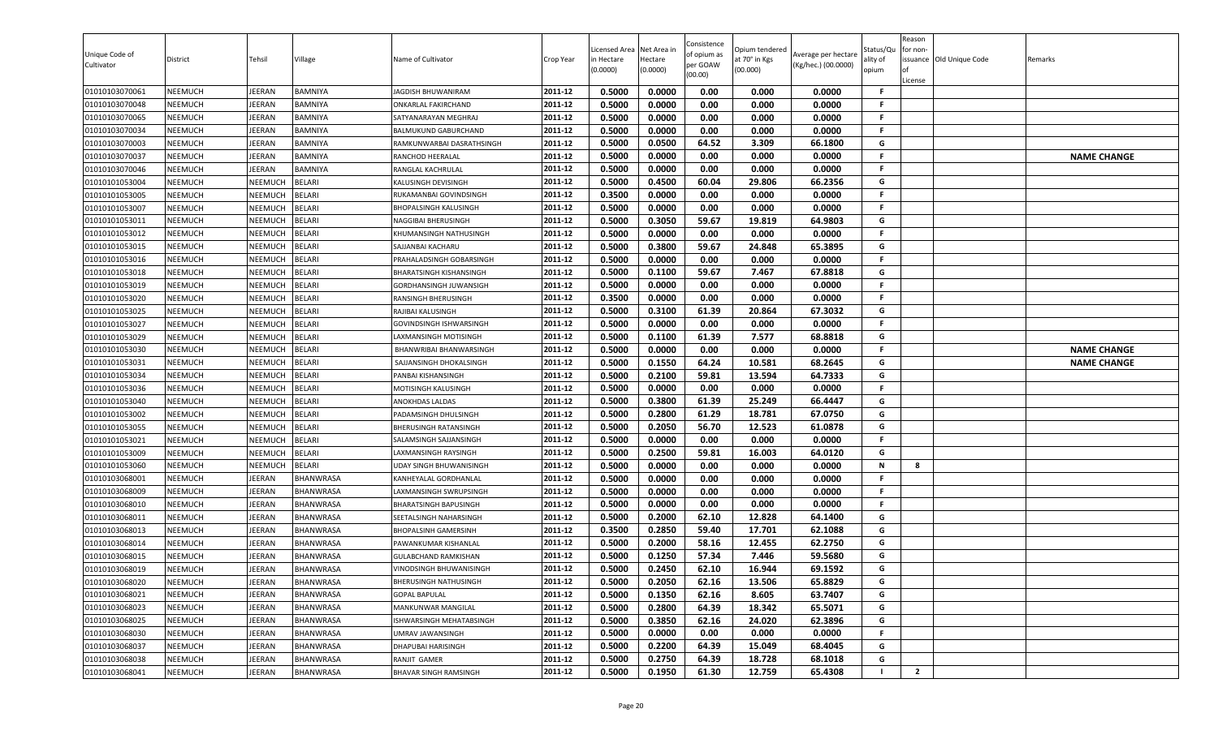| Unique Code of Cultivator | District | Tehsil | Village | Name of Cultivator | Crop Year | Licensed Area in Hectare (0.0000) | Net Area in Hectare (0.0000) | Consistence of opium as per GOAW (00.00) | Opium tendered at 70° in Kgs (00.000) | Average per hectare (Kg/hec.) (00.0000) | Status/Quality of opium | Reason for non-issuance of License | Old Unique Code | Remarks |
|---|---|---|---|---|---|---|---|---|---|---|---|---|---|---|
| 01010103070061 | NEEMUCH | JEERAN | BAMNIYA | JAGDISH BHUWANIRAM | 2011-12 | 0.5000 | 0.0000 | 0.00 | 0.000 | 0.0000 | F | | | |
| 01010103070048 | NEEMUCH | JEERAN | BAMNIYA | ONKARLAL FAKIRCHAND | 2011-12 | 0.5000 | 0.0000 | 0.00 | 0.000 | 0.0000 | F | | | |
| 01010103070065 | NEEMUCH | JEERAN | BAMNIYA | SATYANARAYAN MEGHRAJ | 2011-12 | 0.5000 | 0.0000 | 0.00 | 0.000 | 0.0000 | F | | | |
| 01010103070034 | NEEMUCH | JEERAN | BAMNIYA | BALMUKUND GABURCHAND | 2011-12 | 0.5000 | 0.0000 | 0.00 | 0.000 | 0.0000 | F | | | |
| 01010103070003 | NEEMUCH | JEERAN | BAMNIYA | RAMKUNWARBAI DASRATHSINGH | 2011-12 | 0.5000 | 0.0500 | 64.52 | 3.309 | 66.1800 | G | | | |
| 01010103070037 | NEEMUCH | JEERAN | BAMNIYA | RANCHOD HEERALAL | 2011-12 | 0.5000 | 0.0000 | 0.00 | 0.000 | 0.0000 | F | | | NAME CHANGE |
| 01010103070046 | NEEMUCH | JEERAN | BAMNIYA | RANGLAL KACHRULAL | 2011-12 | 0.5000 | 0.0000 | 0.00 | 0.000 | 0.0000 | F | | | |
| 01010101053004 | NEEMUCH | NEEMUCH | BELARI | KALUSINGH DEVISINGH | 2011-12 | 0.5000 | 0.4500 | 60.04 | 29.806 | 66.2356 | G | | | |
| 01010101053005 | NEEMUCH | NEEMUCH | BELARI | RUKAMANBAI GOVINDSINGH | 2011-12 | 0.3500 | 0.0000 | 0.00 | 0.000 | 0.0000 | F | | | |
| 01010101053007 | NEEMUCH | NEEMUCH | BELARI | BHOPALSINGH KALUSINGH | 2011-12 | 0.5000 | 0.0000 | 0.00 | 0.000 | 0.0000 | F | | | |
| 01010101053011 | NEEMUCH | NEEMUCH | BELARI | NAGGIBAI BHERUSINGH | 2011-12 | 0.5000 | 0.3050 | 59.67 | 19.819 | 64.9803 | G | | | |
| 01010101053012 | NEEMUCH | NEEMUCH | BELARI | KHUMANSINGH NATHUSINGH | 2011-12 | 0.5000 | 0.0000 | 0.00 | 0.000 | 0.0000 | F | | | |
| 01010101053015 | NEEMUCH | NEEMUCH | BELARI | SAJJANBAI KACHARU | 2011-12 | 0.5000 | 0.3800 | 59.67 | 24.848 | 65.3895 | G | | | |
| 01010101053016 | NEEMUCH | NEEMUCH | BELARI | PRAHALADSINGH GOBARSINGH | 2011-12 | 0.5000 | 0.0000 | 0.00 | 0.000 | 0.0000 | F | | | |
| 01010101053018 | NEEMUCH | NEEMUCH | BELARI | BHARATSINGH KISHANSINGH | 2011-12 | 0.5000 | 0.1100 | 59.67 | 7.467 | 67.8818 | G | | | |
| 01010101053019 | NEEMUCH | NEEMUCH | BELARI | GORDHANSINGH JUWANSIGH | 2011-12 | 0.5000 | 0.0000 | 0.00 | 0.000 | 0.0000 | F | | | |
| 01010101053020 | NEEMUCH | NEEMUCH | BELARI | RANSINGH BHERUSINGH | 2011-12 | 0.3500 | 0.0000 | 0.00 | 0.000 | 0.0000 | F | | | |
| 01010101053025 | NEEMUCH | NEEMUCH | BELARI | RAJIBAI KALUSINGH | 2011-12 | 0.5000 | 0.3100 | 61.39 | 20.864 | 67.3032 | G | | | |
| 01010101053027 | NEEMUCH | NEEMUCH | BELARI | GOVINDSINGH ISHWARSINGH | 2011-12 | 0.5000 | 0.0000 | 0.00 | 0.000 | 0.0000 | F | | | |
| 01010101053029 | NEEMUCH | NEEMUCH | BELARI | LAXMANSINGH MOTISINGH | 2011-12 | 0.5000 | 0.1100 | 61.39 | 7.577 | 68.8818 | G | | | |
| 01010101053030 | NEEMUCH | NEEMUCH | BELARI | BHANWRIBAI BHANWARSINGH | 2011-12 | 0.5000 | 0.0000 | 0.00 | 0.000 | 0.0000 | F | | | NAME CHANGE |
| 01010101053031 | NEEMUCH | NEEMUCH | BELARI | SAJJANSINGH DHOKALSINGH | 2011-12 | 0.5000 | 0.1550 | 64.24 | 10.581 | 68.2645 | G | | | NAME CHANGE |
| 01010101053034 | NEEMUCH | NEEMUCH | BELARI | PANBAI KISHANSINGH | 2011-12 | 0.5000 | 0.2100 | 59.81 | 13.594 | 64.7333 | G | | | |
| 01010101053036 | NEEMUCH | NEEMUCH | BELARI | MOTISINGH KALUSINGH | 2011-12 | 0.5000 | 0.0000 | 0.00 | 0.000 | 0.0000 | F | | | |
| 01010101053040 | NEEMUCH | NEEMUCH | BELARI | ANOKHDAS LALDAS | 2011-12 | 0.5000 | 0.3800 | 61.39 | 25.249 | 66.4447 | G | | | |
| 01010101053002 | NEEMUCH | NEEMUCH | BELARI | PADAMSINGH DHULSINGH | 2011-12 | 0.5000 | 0.2800 | 61.29 | 18.781 | 67.0750 | G | | | |
| 01010101053055 | NEEMUCH | NEEMUCH | BELARI | BHERUSINGH RATANSINGH | 2011-12 | 0.5000 | 0.2050 | 56.70 | 12.523 | 61.0878 | G | | | |
| 01010101053021 | NEEMUCH | NEEMUCH | BELARI | SALAMSINGH SAJJANSINGH | 2011-12 | 0.5000 | 0.0000 | 0.00 | 0.000 | 0.0000 | F | | | |
| 01010101053009 | NEEMUCH | NEEMUCH | BELARI | LAXMANSINGH RAYSINGH | 2011-12 | 0.5000 | 0.2500 | 59.81 | 16.003 | 64.0120 | G | | | |
| 01010101053060 | NEEMUCH | NEEMUCH | BELARI | UDAY SINGH BHUWANISINGH | 2011-12 | 0.5000 | 0.0000 | 0.00 | 0.000 | 0.0000 | N | 8 | | |
| 01010103068001 | NEEMUCH | JEERAN | BHANWRASA | KANHEYALAL GORDHANLAL | 2011-12 | 0.5000 | 0.0000 | 0.00 | 0.000 | 0.0000 | F | | | |
| 01010103068009 | NEEMUCH | JEERAN | BHANWRASA | LAXMANSINGH SWRUPSINGH | 2011-12 | 0.5000 | 0.0000 | 0.00 | 0.000 | 0.0000 | F | | | |
| 01010103068010 | NEEMUCH | JEERAN | BHANWRASA | BHARATSINGH BAPUSINGH | 2011-12 | 0.5000 | 0.0000 | 0.00 | 0.000 | 0.0000 | F | | | |
| 01010103068011 | NEEMUCH | JEERAN | BHANWRASA | SEETALSINGH NAHARSINGH | 2011-12 | 0.5000 | 0.2000 | 62.10 | 12.828 | 64.1400 | G | | | |
| 01010103068013 | NEEMUCH | JEERAN | BHANWRASA | BHOPALSINH GAMERSINH | 2011-12 | 0.3500 | 0.2850 | 59.40 | 17.701 | 62.1088 | G | | | |
| 01010103068014 | NEEMUCH | JEERAN | BHANWRASA | PAWANKUMAR KISHANLAL | 2011-12 | 0.5000 | 0.2000 | 58.16 | 12.455 | 62.2750 | G | | | |
| 01010103068015 | NEEMUCH | JEERAN | BHANWRASA | GULABCHAND RAMKISHAN | 2011-12 | 0.5000 | 0.1250 | 57.34 | 7.446 | 59.5680 | G | | | |
| 01010103068019 | NEEMUCH | JEERAN | BHANWRASA | VINODSINGH BHUWANISINGH | 2011-12 | 0.5000 | 0.2450 | 62.10 | 16.944 | 69.1592 | G | | | |
| 01010103068020 | NEEMUCH | JEERAN | BHANWRASA | BHERUSINGH NATHUSINGH | 2011-12 | 0.5000 | 0.2050 | 62.16 | 13.506 | 65.8829 | G | | | |
| 01010103068021 | NEEMUCH | JEERAN | BHANWRASA | GOPAL BAPULAL | 2011-12 | 0.5000 | 0.1350 | 62.16 | 8.605 | 63.7407 | G | | | |
| 01010103068023 | NEEMUCH | JEERAN | BHANWRASA | MANKUNWAR MANGILAL | 2011-12 | 0.5000 | 0.2800 | 64.39 | 18.342 | 65.5071 | G | | | |
| 01010103068025 | NEEMUCH | JEERAN | BHANWRASA | ISHWARSINGH MEHATABSINGH | 2011-12 | 0.5000 | 0.3850 | 62.16 | 24.020 | 62.3896 | G | | | |
| 01010103068030 | NEEMUCH | JEERAN | BHANWRASA | UMRAV JAWANSINGH | 2011-12 | 0.5000 | 0.0000 | 0.00 | 0.000 | 0.0000 | F | | | |
| 01010103068037 | NEEMUCH | JEERAN | BHANWRASA | DHAPUBAI HARISINGH | 2011-12 | 0.5000 | 0.2200 | 64.39 | 15.049 | 68.4045 | G | | | |
| 01010103068038 | NEEMUCH | JEERAN | BHANWRASA | RANJIT GAMER | 2011-12 | 0.5000 | 0.2750 | 64.39 | 18.728 | 68.1018 | G | | | |
| 01010103068041 | NEEMUCH | JEERAN | BHANWRASA | BHAVAR SINGH RAMSINGH | 2011-12 | 0.5000 | 0.1950 | 61.30 | 12.759 | 65.4308 | I | 2 | | |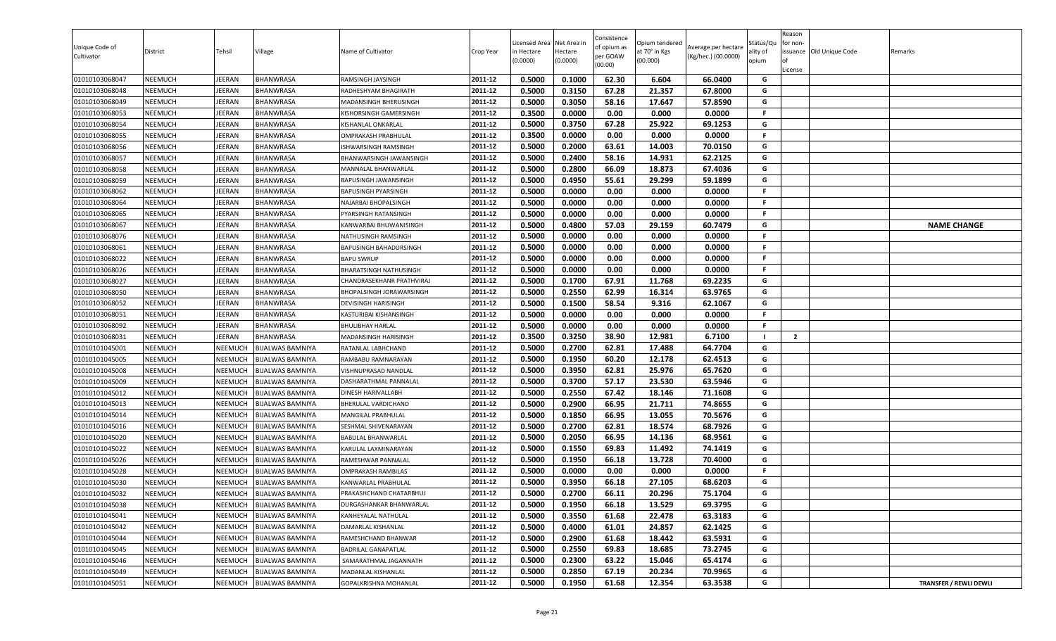| Unique Code of Cultivator | District | Tehsil | Village | Name of Cultivator | Crop Year | Licensed Area in Hectare (0.0000) | Net Area in Hectare (0.0000) | Consistence of opium as per GOAW (00.00) | Opium tendered at 70° in Kgs (00.000) | Average per hectare (Kg/hec.) (00.0000) | Status/Quality of opium | Reason for non-issuance of License | Old Unique Code | Remarks |
|---|---|---|---|---|---|---|---|---|---|---|---|---|---|---|
| 01010103068047 | NEEMUCH | JEERAN | BHANWRASA | RAMSINGH JAYSINGH | 2011-12 | 0.5000 | 0.1000 | 62.30 | 6.604 | 66.0400 | G | | | |
| 01010103068048 | NEEMUCH | JEERAN | BHANWRASA | RADHESHYAM BHAGIRATH | 2011-12 | 0.5000 | 0.3150 | 67.28 | 21.357 | 67.8000 | G | | | |
| 01010103068049 | NEEMUCH | JEERAN | BHANWRASA | MADANSINGH BHERUSINGH | 2011-12 | 0.5000 | 0.3050 | 58.16 | 17.647 | 57.8590 | G | | | |
| 01010103068053 | NEEMUCH | JEERAN | BHANWRASA | KISHORSINGH GAMERSINGH | 2011-12 | 0.3500 | 0.0000 | 0.00 | 0.000 | 0.0000 | F | | | |
| 01010103068054 | NEEMUCH | JEERAN | BHANWRASA | KISHANLAL ONKARLAL | 2011-12 | 0.5000 | 0.3750 | 67.28 | 25.922 | 69.1253 | G | | | |
| 01010103068055 | NEEMUCH | JEERAN | BHANWRASA | OMPRAKASH PRABHULAL | 2011-12 | 0.3500 | 0.0000 | 0.00 | 0.000 | 0.0000 | F | | | |
| 01010103068056 | NEEMUCH | JEERAN | BHANWRASA | ISHWARSINGH RAMSINGH | 2011-12 | 0.5000 | 0.2000 | 63.61 | 14.003 | 70.0150 | G | | | |
| 01010103068057 | NEEMUCH | JEERAN | BHANWRASA | BHANWARSINGH JAWANSINGH | 2011-12 | 0.5000 | 0.2400 | 58.16 | 14.931 | 62.2125 | G | | | |
| 01010103068058 | NEEMUCH | JEERAN | BHANWRASA | MANNALAL BHANWARLAL | 2011-12 | 0.5000 | 0.2800 | 66.09 | 18.873 | 67.4036 | G | | | |
| 01010103068059 | NEEMUCH | JEERAN | BHANWRASA | BAPUSINGH JAWANSINGH | 2011-12 | 0.5000 | 0.4950 | 55.61 | 29.299 | 59.1899 | G | | | |
| 01010103068062 | NEEMUCH | JEERAN | BHANWRASA | BAPUSINGH PYARSINGH | 2011-12 | 0.5000 | 0.0000 | 0.00 | 0.000 | 0.0000 | F | | | |
| 01010103068064 | NEEMUCH | JEERAN | BHANWRASA | NAJARBAI BHOPALSINGH | 2011-12 | 0.5000 | 0.0000 | 0.00 | 0.000 | 0.0000 | F | | | |
| 01010103068065 | NEEMUCH | JEERAN | BHANWRASA | PYARSINGH RATANSINGH | 2011-12 | 0.5000 | 0.0000 | 0.00 | 0.000 | 0.0000 | F | | | |
| 01010103068067 | NEEMUCH | JEERAN | BHANWRASA | KANWARBAI BHUWANISINGH | 2011-12 | 0.5000 | 0.4800 | 57.03 | 29.159 | 60.7479 | G | | | NAME CHANGE |
| 01010103068076 | NEEMUCH | JEERAN | BHANWRASA | NATHUSINGH RAMSINGH | 2011-12 | 0.5000 | 0.0000 | 0.00 | 0.000 | 0.0000 | F | | | |
| 01010103068061 | NEEMUCH | JEERAN | BHANWRASA | BAPUSINGH BAHADURSINGH | 2011-12 | 0.5000 | 0.0000 | 0.00 | 0.000 | 0.0000 | F | | | |
| 01010103068022 | NEEMUCH | JEERAN | BHANWRASA | BAPU SWRUP | 2011-12 | 0.5000 | 0.0000 | 0.00 | 0.000 | 0.0000 | F | | | |
| 01010103068026 | NEEMUCH | JEERAN | BHANWRASA | BHARATSINGH NATHUSINGH | 2011-12 | 0.5000 | 0.0000 | 0.00 | 0.000 | 0.0000 | F | | | |
| 01010103068027 | NEEMUCH | JEERAN | BHANWRASA | CHANDRASEKHANR PRATHVIRAJ | 2011-12 | 0.5000 | 0.1700 | 67.91 | 11.768 | 69.2235 | G | | | |
| 01010103068050 | NEEMUCH | JEERAN | BHANWRASA | BHOPALSINGH JORAWARSINGH | 2011-12 | 0.5000 | 0.2550 | 62.99 | 16.314 | 63.9765 | G | | | |
| 01010103068052 | NEEMUCH | JEERAN | BHANWRASA | DEVISINGH HARISINGH | 2011-12 | 0.5000 | 0.1500 | 58.54 | 9.316 | 62.1067 | G | | | |
| 01010103068051 | NEEMUCH | JEERAN | BHANWRASA | KASTURIBAI KISHANSINGH | 2011-12 | 0.5000 | 0.0000 | 0.00 | 0.000 | 0.0000 | F | | | |
| 01010103068092 | NEEMUCH | JEERAN | BHANWRASA | BHULIBHAY HARLAL | 2011-12 | 0.5000 | 0.0000 | 0.00 | 0.000 | 0.0000 | F | | | |
| 01010103068031 | NEEMUCH | JEERAN | BHANWRASA | MADANSINGH HARISINGH | 2011-12 | 0.3500 | 0.3250 | 38.90 | 12.981 | 6.7100 | I | 2 | | |
| 01010101045001 | NEEMUCH | NEEMUCH | BIJALWAS BAMNIYA | RATANLAL LABHCHAND | 2011-12 | 0.5000 | 0.2700 | 62.81 | 17.488 | 64.7704 | G | | | |
| 01010101045005 | NEEMUCH | NEEMUCH | BIJALWAS BAMNIYA | RAMBABU RAMNARAYAN | 2011-12 | 0.5000 | 0.1950 | 60.20 | 12.178 | 62.4513 | G | | | |
| 01010101045008 | NEEMUCH | NEEMUCH | BIJALWAS BAMNIYA | VISHNUPRASAD NANDLAL | 2011-12 | 0.5000 | 0.3950 | 62.81 | 25.976 | 65.7620 | G | | | |
| 01010101045009 | NEEMUCH | NEEMUCH | BIJALWAS BAMNIYA | DASHARATHMAL PANNALAL | 2011-12 | 0.5000 | 0.3700 | 57.17 | 23.530 | 63.5946 | G | | | |
| 01010101045012 | NEEMUCH | NEEMUCH | BIJALWAS BAMNIYA | DINESH HARIVALLABH | 2011-12 | 0.5000 | 0.2550 | 67.42 | 18.146 | 71.1608 | G | | | |
| 01010101045013 | NEEMUCH | NEEMUCH | BIJALWAS BAMNIYA | BHERULAL VARDICHAND | 2011-12 | 0.5000 | 0.2900 | 66.95 | 21.711 | 74.8655 | G | | | |
| 01010101045014 | NEEMUCH | NEEMUCH | BIJALWAS BAMNIYA | MANGILAL PRABHULAL | 2011-12 | 0.5000 | 0.1850 | 66.95 | 13.055 | 70.5676 | G | | | |
| 01010101045016 | NEEMUCH | NEEMUCH | BIJALWAS BAMNIYA | SESHMAL SHIVENARAYAN | 2011-12 | 0.5000 | 0.2700 | 62.81 | 18.574 | 68.7926 | G | | | |
| 01010101045020 | NEEMUCH | NEEMUCH | BIJALWAS BAMNIYA | BABULAL BHANWARLAL | 2011-12 | 0.5000 | 0.2050 | 66.95 | 14.136 | 68.9561 | G | | | |
| 01010101045022 | NEEMUCH | NEEMUCH | BIJALWAS BAMNIYA | KARULAL LAXMINARAYAN | 2011-12 | 0.5000 | 0.1550 | 69.83 | 11.492 | 74.1419 | G | | | |
| 01010101045026 | NEEMUCH | NEEMUCH | BIJALWAS BAMNIYA | RAMESHWAR PANNALAL | 2011-12 | 0.5000 | 0.1950 | 66.18 | 13.728 | 70.4000 | G | | | |
| 01010101045028 | NEEMUCH | NEEMUCH | BIJALWAS BAMNIYA | OMPRAKASH RAMBILAS | 2011-12 | 0.5000 | 0.0000 | 0.00 | 0.000 | 0.0000 | F | | | |
| 01010101045030 | NEEMUCH | NEEMUCH | BIJALWAS BAMNIYA | KANWARLAL PRABHULAL | 2011-12 | 0.5000 | 0.3950 | 66.18 | 27.105 | 68.6203 | G | | | |
| 01010101045032 | NEEMUCH | NEEMUCH | BIJALWAS BAMNIYA | PRAKASHCHAND CHATARBHUJ | 2011-12 | 0.5000 | 0.2700 | 66.11 | 20.296 | 75.1704 | G | | | |
| 01010101045038 | NEEMUCH | NEEMUCH | BIJALWAS BAMNIYA | DURGASHANKAR BHANWARLAL | 2011-12 | 0.5000 | 0.1950 | 66.18 | 13.529 | 69.3795 | G | | | |
| 01010101045041 | NEEMUCH | NEEMUCH | BIJALWAS BAMNIYA | KANHEYALAL NATHULAL | 2011-12 | 0.5000 | 0.3550 | 61.68 | 22.478 | 63.3183 | G | | | |
| 01010101045042 | NEEMUCH | NEEMUCH | BIJALWAS BAMNIYA | DAMARLAL KISHANLAL | 2011-12 | 0.5000 | 0.4000 | 61.01 | 24.857 | 62.1425 | G | | | |
| 01010101045044 | NEEMUCH | NEEMUCH | BIJALWAS BAMNIYA | RAMESHCHAND BHANWAR | 2011-12 | 0.5000 | 0.2900 | 61.68 | 18.442 | 63.5931 | G | | | |
| 01010101045045 | NEEMUCH | NEEMUCH | BIJALWAS BAMNIYA | BADRILAL GANAPATLAL | 2011-12 | 0.5000 | 0.2550 | 69.83 | 18.685 | 73.2745 | G | | | |
| 01010101045046 | NEEMUCH | NEEMUCH | BIJALWAS BAMNIYA | SAMARATHMAL JAGANNATH | 2011-12 | 0.5000 | 0.2300 | 63.22 | 15.046 | 65.4174 | G | | | |
| 01010101045049 | NEEMUCH | NEEMUCH | BIJALWAS BAMNIYA | MADANLAL KISHANLAL | 2011-12 | 0.5000 | 0.2850 | 67.19 | 20.234 | 70.9965 | G | | | |
| 01010101045051 | NEEMUCH | NEEMUCH | BIJALWAS BAMNIYA | GOPALKRISHNA MOHANLAL | 2011-12 | 0.5000 | 0.1950 | 61.68 | 12.354 | 63.3538 | G | | | TRANSFER / REWLI DEWLI |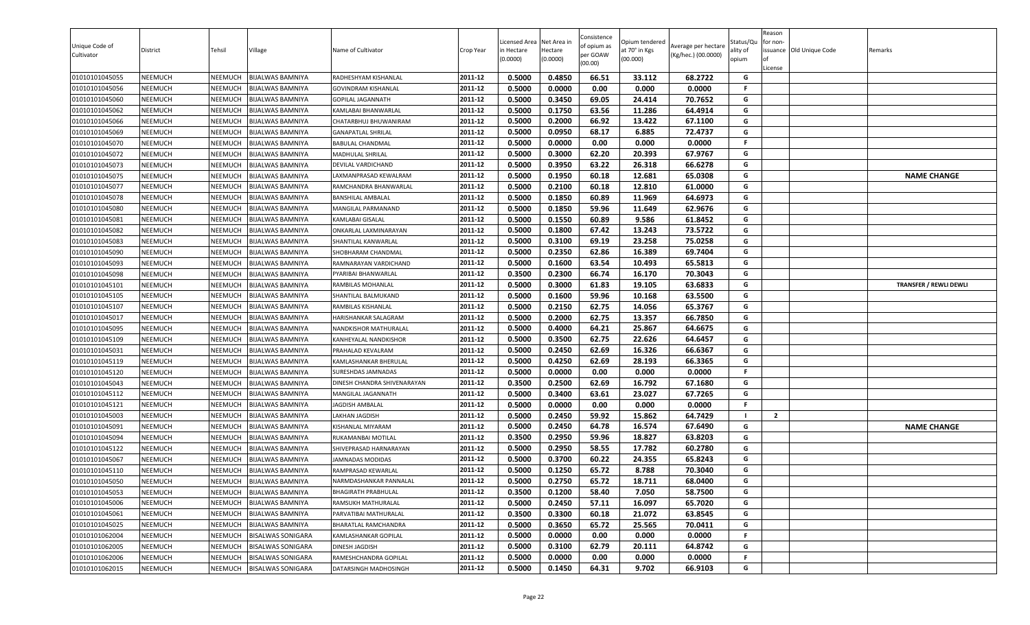| Unique Code of Cultivator | District | Tehsil | Village | Name of Cultivator | Crop Year | Licensed Area in Hectare (0.0000) | Net Area in Hectare (0.0000) | Consistence of opium as per GOAW (00.00) | Opium tendered at 70° in Kgs (00.000) | Average per hectare (Kg/hec.) (00.0000) | Status/Quality of opium | Reason for non-issuance of License | Old Unique Code | Remarks |
|---|---|---|---|---|---|---|---|---|---|---|---|---|---|---|
| 01010101045055 | NEEMUCH | NEEMUCH | BIJALWAS BAMNIYA | RADHESHYAM KISHANLAL | 2011-12 | 0.5000 | 0.4850 | 66.51 | 33.112 | 68.2722 | G | | | |
| 01010101045056 | NEEMUCH | NEEMUCH | BIJALWAS BAMNIYA | GOVINDRAM KISHANLAL | 2011-12 | 0.5000 | 0.0000 | 0.00 | 0.000 | 0.0000 | F | | | |
| 01010101045060 | NEEMUCH | NEEMUCH | BIJALWAS BAMNIYA | GOPILAL JAGANNATH | 2011-12 | 0.5000 | 0.3450 | 69.05 | 24.414 | 70.7652 | G | | | |
| 01010101045062 | NEEMUCH | NEEMUCH | BIJALWAS BAMNIYA | KAMLABAI BHANWARLAL | 2011-12 | 0.5000 | 0.1750 | 63.56 | 11.286 | 64.4914 | G | | | |
| 01010101045066 | NEEMUCH | NEEMUCH | BIJALWAS BAMNIYA | CHATARBHUJ BHUWANIRAM | 2011-12 | 0.5000 | 0.2000 | 66.92 | 13.422 | 67.1100 | G | | | |
| 01010101045069 | NEEMUCH | NEEMUCH | BIJALWAS BAMNIYA | GANAPATLAL SHRILAL | 2011-12 | 0.5000 | 0.0950 | 68.17 | 6.885 | 72.4737 | G | | | |
| 01010101045070 | NEEMUCH | NEEMUCH | BIJALWAS BAMNIYA | BABULAL CHANDMAL | 2011-12 | 0.5000 | 0.0000 | 0.00 | 0.000 | 0.0000 | F | | | |
| 01010101045072 | NEEMUCH | NEEMUCH | BIJALWAS BAMNIYA | MADHULAL SHRILAL | 2011-12 | 0.5000 | 0.3000 | 62.20 | 20.393 | 67.9767 | G | | | |
| 01010101045073 | NEEMUCH | NEEMUCH | BIJALWAS BAMNIYA | DEVILAL VARDICHAND | 2011-12 | 0.5000 | 0.3950 | 63.22 | 26.318 | 66.6278 | G | | | |
| 01010101045075 | NEEMUCH | NEEMUCH | BIJALWAS BAMNIYA | LAXMANPRASAD KEWALRAM | 2011-12 | 0.5000 | 0.1950 | 60.18 | 12.681 | 65.0308 | G | | | NAME CHANGE |
| 01010101045077 | NEEMUCH | NEEMUCH | BIJALWAS BAMNIYA | RAMCHANDRA BHANWARLAL | 2011-12 | 0.5000 | 0.2100 | 60.18 | 12.810 | 61.0000 | G | | | |
| 01010101045078 | NEEMUCH | NEEMUCH | BIJALWAS BAMNIYA | BANSHILAL AMBALAL | 2011-12 | 0.5000 | 0.1850 | 60.89 | 11.969 | 64.6973 | G | | | |
| 01010101045080 | NEEMUCH | NEEMUCH | BIJALWAS BAMNIYA | MANGILAL PARMANAND | 2011-12 | 0.5000 | 0.1850 | 59.96 | 11.649 | 62.9676 | G | | | |
| 01010101045081 | NEEMUCH | NEEMUCH | BIJALWAS BAMNIYA | KAMLABAI GISALAL | 2011-12 | 0.5000 | 0.1550 | 60.89 | 9.586 | 61.8452 | G | | | |
| 01010101045082 | NEEMUCH | NEEMUCH | BIJALWAS BAMNIYA | ONKARLAL LAXMINARAYAN | 2011-12 | 0.5000 | 0.1800 | 67.42 | 13.243 | 73.5722 | G | | | |
| 01010101045083 | NEEMUCH | NEEMUCH | BIJALWAS BAMNIYA | SHANTILAL KANWARLAL | 2011-12 | 0.5000 | 0.3100 | 69.19 | 23.258 | 75.0258 | G | | | |
| 01010101045090 | NEEMUCH | NEEMUCH | BIJALWAS BAMNIYA | SHOBHARAM CHANDMAL | 2011-12 | 0.5000 | 0.2350 | 62.86 | 16.389 | 69.7404 | G | | | |
| 01010101045093 | NEEMUCH | NEEMUCH | BIJALWAS BAMNIYA | RAMNARAYAN VARDICHAND | 2011-12 | 0.5000 | 0.1600 | 63.54 | 10.493 | 65.5813 | G | | | |
| 01010101045098 | NEEMUCH | NEEMUCH | BIJALWAS BAMNIYA | PYARIBAI BHANWARLAL | 2011-12 | 0.3500 | 0.2300 | 66.74 | 16.170 | 70.3043 | G | | | |
| 01010101045101 | NEEMUCH | NEEMUCH | BIJALWAS BAMNIYA | RAMBILAS MOHANLAL | 2011-12 | 0.5000 | 0.3000 | 61.83 | 19.105 | 63.6833 | G | | | TRANSFER / REWLI DEWLI |
| 01010101045105 | NEEMUCH | NEEMUCH | BIJALWAS BAMNIYA | SHANTILAL BALMUKAND | 2011-12 | 0.5000 | 0.1600 | 59.96 | 10.168 | 63.5500 | G | | | |
| 01010101045107 | NEEMUCH | NEEMUCH | BIJALWAS BAMNIYA | RAMBILAS KISHANLAL | 2011-12 | 0.5000 | 0.2150 | 62.75 | 14.056 | 65.3767 | G | | | |
| 01010101045017 | NEEMUCH | NEEMUCH | BIJALWAS BAMNIYA | HARISHANKAR SALAGRAM | 2011-12 | 0.5000 | 0.2000 | 62.75 | 13.357 | 66.7850 | G | | | |
| 01010101045095 | NEEMUCH | NEEMUCH | BIJALWAS BAMNIYA | NANDKISHOR MATHURALAL | 2011-12 | 0.5000 | 0.4000 | 64.21 | 25.867 | 64.6675 | G | | | |
| 01010101045109 | NEEMUCH | NEEMUCH | BIJALWAS BAMNIYA | KANHEYALAL NANDKISHOR | 2011-12 | 0.5000 | 0.3500 | 62.75 | 22.626 | 64.6457 | G | | | |
| 01010101045031 | NEEMUCH | NEEMUCH | BIJALWAS BAMNIYA | PRAHALAD KEVALRAM | 2011-12 | 0.5000 | 0.2450 | 62.69 | 16.326 | 66.6367 | G | | | |
| 01010101045119 | NEEMUCH | NEEMUCH | BIJALWAS BAMNIYA | KAMLASHANKAR BHERULAL | 2011-12 | 0.5000 | 0.4250 | 62.69 | 28.193 | 66.3365 | G | | | |
| 01010101045120 | NEEMUCH | NEEMUCH | BIJALWAS BAMNIYA | SURESHDAS JAMNADAS | 2011-12 | 0.5000 | 0.0000 | 0.00 | 0.000 | 0.0000 | F | | | |
| 01010101045043 | NEEMUCH | NEEMUCH | BIJALWAS BAMNIYA | DINESH CHANDRA SHIVENARAYAN | 2011-12 | 0.3500 | 0.2500 | 62.69 | 16.792 | 67.1680 | G | | | |
| 01010101045112 | NEEMUCH | NEEMUCH | BIJALWAS BAMNIYA | MANGILAL JAGANNATH | 2011-12 | 0.5000 | 0.3400 | 63.61 | 23.027 | 67.7265 | G | | | |
| 01010101045121 | NEEMUCH | NEEMUCH | BIJALWAS BAMNIYA | JAGDISH AMBALAL | 2011-12 | 0.5000 | 0.0000 | 0.00 | 0.000 | 0.0000 | F | | | |
| 01010101045003 | NEEMUCH | NEEMUCH | BIJALWAS BAMNIYA | LAKHAN JAGDISH | 2011-12 | 0.5000 | 0.2450 | 59.92 | 15.862 | 64.7429 | I | 2 | | |
| 01010101045091 | NEEMUCH | NEEMUCH | BIJALWAS BAMNIYA | KISHANLAL MIYARAM | 2011-12 | 0.5000 | 0.2450 | 64.78 | 16.574 | 67.6490 | G | | | NAME CHANGE |
| 01010101045094 | NEEMUCH | NEEMUCH | BIJALWAS BAMNIYA | RUKAMANBAI MOTILAL | 2011-12 | 0.3500 | 0.2950 | 59.96 | 18.827 | 63.8203 | G | | | |
| 01010101045122 | NEEMUCH | NEEMUCH | BIJALWAS BAMNIYA | SHIVEPRASAD HARNARAYAN | 2011-12 | 0.5000 | 0.2950 | 58.55 | 17.782 | 60.2780 | G | | | |
| 01010101045067 | NEEMUCH | NEEMUCH | BIJALWAS BAMNIYA | JAMNADAS MODIDAS | 2011-12 | 0.5000 | 0.3700 | 60.22 | 24.355 | 65.8243 | G | | | |
| 01010101045110 | NEEMUCH | NEEMUCH | BIJALWAS BAMNIYA | RAMPRASAD KEWARLAL | 2011-12 | 0.5000 | 0.1250 | 65.72 | 8.788 | 70.3040 | G | | | |
| 01010101045050 | NEEMUCH | NEEMUCH | BIJALWAS BAMNIYA | NARMDASHANKAR PANNALAL | 2011-12 | 0.5000 | 0.2750 | 65.72 | 18.711 | 68.0400 | G | | | |
| 01010101045053 | NEEMUCH | NEEMUCH | BIJALWAS BAMNIYA | BHAGIRATH PRABHULAL | 2011-12 | 0.3500 | 0.1200 | 58.40 | 7.050 | 58.7500 | G | | | |
| 01010101045006 | NEEMUCH | NEEMUCH | BIJALWAS BAMNIYA | RAMSUKH MATHURALAL | 2011-12 | 0.5000 | 0.2450 | 57.11 | 16.097 | 65.7020 | G | | | |
| 01010101045061 | NEEMUCH | NEEMUCH | BIJALWAS BAMNIYA | PARVATIBAI MATHURALAL | 2011-12 | 0.3500 | 0.3300 | 60.18 | 21.072 | 63.8545 | G | | | |
| 01010101045025 | NEEMUCH | NEEMUCH | BIJALWAS BAMNIYA | BHARATLAL RAMCHANDRA | 2011-12 | 0.5000 | 0.3650 | 65.72 | 25.565 | 70.0411 | G | | | |
| 01010101062004 | NEEMUCH | NEEMUCH | BISALWAS SONIGARA | KAMLASHANKAR GOPILAL | 2011-12 | 0.5000 | 0.0000 | 0.00 | 0.000 | 0.0000 | F | | | |
| 01010101062005 | NEEMUCH | NEEMUCH | BISALWAS SONIGARA | DINESH JAGDISH | 2011-12 | 0.5000 | 0.3100 | 62.79 | 20.111 | 64.8742 | G | | | |
| 01010101062006 | NEEMUCH | NEEMUCH | BISALWAS SONIGARA | RAMESHCHANDRA GOPILAL | 2011-12 | 0.5000 | 0.0000 | 0.00 | 0.000 | 0.0000 | F | | | |
| 01010101062015 | NEEMUCH | NEEMUCH | BISALWAS SONIGARA | DATARSINGH MADHOSINGH | 2011-12 | 0.5000 | 0.1450 | 64.31 | 9.702 | 66.9103 | G | | | |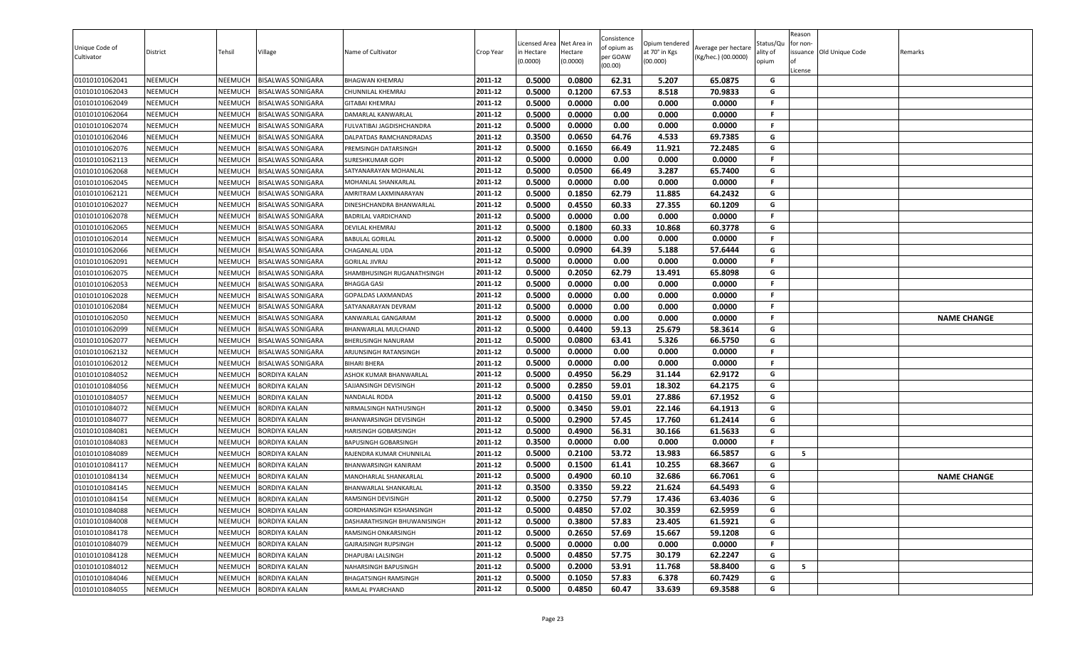| Unique Code of Cultivator | District | Tehsil | Village | Name of Cultivator | Crop Year | Licensed Area in Hectare (0.0000) | Net Area in Hectare (0.0000) | Consistence of opium as per GOAW (00.00) | Opium tendered at 70° in Kgs (00.000) | Average per hectare (Kg/hec.) (00.0000) | Status/Quality of opium | Reason for non-issuance of License | Old Unique Code | Remarks |
|---|---|---|---|---|---|---|---|---|---|---|---|---|---|---|
| 01010101062041 | NEEMUCH | NEEMUCH | BISALWAS SONIGARA | BHAGWAN KHEMRAJ | 2011-12 | 0.5000 | 0.0800 | 62.31 | 5.207 | 65.0875 | G | | | |
| 01010101062043 | NEEMUCH | NEEMUCH | BISALWAS SONIGARA | CHUNNILAL KHEMRAJ | 2011-12 | 0.5000 | 0.1200 | 67.53 | 8.518 | 70.9833 | G | | | |
| 01010101062049 | NEEMUCH | NEEMUCH | BISALWAS SONIGARA | GITABAI KHEMRAJ | 2011-12 | 0.5000 | 0.0000 | 0.00 | 0.000 | 0.0000 | F | | | |
| 01010101062064 | NEEMUCH | NEEMUCH | BISALWAS SONIGARA | DAMARLAL KANWARLAL | 2011-12 | 0.5000 | 0.0000 | 0.00 | 0.000 | 0.0000 | F | | | |
| 01010101062074 | NEEMUCH | NEEMUCH | BISALWAS SONIGARA | FULVATIBAI JAGDISHCHANDRA | 2011-12 | 0.5000 | 0.0000 | 0.00 | 0.000 | 0.0000 | F | | | |
| 01010101062046 | NEEMUCH | NEEMUCH | BISALWAS SONIGARA | DALPATDAS RAMCHANDRADAS | 2011-12 | 0.3500 | 0.0650 | 64.76 | 4.533 | 69.7385 | G | | | |
| 01010101062076 | NEEMUCH | NEEMUCH | BISALWAS SONIGARA | PREMSINGH DATARSINGH | 2011-12 | 0.5000 | 0.1650 | 66.49 | 11.921 | 72.2485 | G | | | |
| 01010101062113 | NEEMUCH | NEEMUCH | BISALWAS SONIGARA | SURESHKUMAR GOPI | 2011-12 | 0.5000 | 0.0000 | 0.00 | 0.000 | 0.0000 | F | | | |
| 01010101062068 | NEEMUCH | NEEMUCH | BISALWAS SONIGARA | SATYANARAYAN MOHANLAL | 2011-12 | 0.5000 | 0.0500 | 66.49 | 3.287 | 65.7400 | G | | | |
| 01010101062045 | NEEMUCH | NEEMUCH | BISALWAS SONIGARA | MOHANLAL SHANKARLAL | 2011-12 | 0.5000 | 0.0000 | 0.00 | 0.000 | 0.0000 | F | | | |
| 01010101062121 | NEEMUCH | NEEMUCH | BISALWAS SONIGARA | AMRITRAM LAXMINARAYAN | 2011-12 | 0.5000 | 0.1850 | 62.79 | 11.885 | 64.2432 | G | | | |
| 01010101062027 | NEEMUCH | NEEMUCH | BISALWAS SONIGARA | DINESHCHANDRA BHANWARLAL | 2011-12 | 0.5000 | 0.4550 | 60.33 | 27.355 | 60.1209 | G | | | |
| 01010101062078 | NEEMUCH | NEEMUCH | BISALWAS SONIGARA | BADRILAL VARDICHAND | 2011-12 | 0.5000 | 0.0000 | 0.00 | 0.000 | 0.0000 | F | | | |
| 01010101062065 | NEEMUCH | NEEMUCH | BISALWAS SONIGARA | DEVILAL KHEMRAJ | 2011-12 | 0.5000 | 0.1800 | 60.33 | 10.868 | 60.3778 | G | | | |
| 01010101062014 | NEEMUCH | NEEMUCH | BISALWAS SONIGARA | BABULAL GORILAL | 2011-12 | 0.5000 | 0.0000 | 0.00 | 0.000 | 0.0000 | F | | | |
| 01010101062066 | NEEMUCH | NEEMUCH | BISALWAS SONIGARA | CHAGANLAL UDA | 2011-12 | 0.5000 | 0.0900 | 64.39 | 5.188 | 57.6444 | G | | | |
| 01010101062091 | NEEMUCH | NEEMUCH | BISALWAS SONIGARA | GORILAL JIVRAJ | 2011-12 | 0.5000 | 0.0000 | 0.00 | 0.000 | 0.0000 | F | | | |
| 01010101062075 | NEEMUCH | NEEMUCH | BISALWAS SONIGARA | SHAMBHUSINGH RUGANATHSINGH | 2011-12 | 0.5000 | 0.2050 | 62.79 | 13.491 | 65.8098 | G | | | |
| 01010101062053 | NEEMUCH | NEEMUCH | BISALWAS SONIGARA | BHAGGA GASI | 2011-12 | 0.5000 | 0.0000 | 0.00 | 0.000 | 0.0000 | F | | | |
| 01010101062028 | NEEMUCH | NEEMUCH | BISALWAS SONIGARA | GOPALDAS LAXMANDAS | 2011-12 | 0.5000 | 0.0000 | 0.00 | 0.000 | 0.0000 | F | | | |
| 01010101062084 | NEEMUCH | NEEMUCH | BISALWAS SONIGARA | SATYANARAYAN DEVRAM | 2011-12 | 0.5000 | 0.0000 | 0.00 | 0.000 | 0.0000 | F | | | |
| 01010101062050 | NEEMUCH | NEEMUCH | BISALWAS SONIGARA | KANWARLAL GANGARAM | 2011-12 | 0.5000 | 0.0000 | 0.00 | 0.000 | 0.0000 | F | | | NAME CHANGE |
| 01010101062099 | NEEMUCH | NEEMUCH | BISALWAS SONIGARA | BHANWARLAL MULCHAND | 2011-12 | 0.5000 | 0.4400 | 59.13 | 25.679 | 58.3614 | G | | | |
| 01010101062077 | NEEMUCH | NEEMUCH | BISALWAS SONIGARA | BHERUSINGH NANURAM | 2011-12 | 0.5000 | 0.0800 | 63.41 | 5.326 | 66.5750 | G | | | |
| 01010101062132 | NEEMUCH | NEEMUCH | BISALWAS SONIGARA | ARJUNSINGH RATANSINGH | 2011-12 | 0.5000 | 0.0000 | 0.00 | 0.000 | 0.0000 | F | | | |
| 01010101062012 | NEEMUCH | NEEMUCH | BISALWAS SONIGARA | BIHARI BHERA | 2011-12 | 0.5000 | 0.0000 | 0.00 | 0.000 | 0.0000 | F | | | |
| 01010101084052 | NEEMUCH | NEEMUCH | BORDIYA KALAN | ASHOK KUMAR BHANWARLAL | 2011-12 | 0.5000 | 0.4950 | 56.29 | 31.144 | 62.9172 | G | | | |
| 01010101084056 | NEEMUCH | NEEMUCH | BORDIYA KALAN | SAJJANSINGH DEVISINGH | 2011-12 | 0.5000 | 0.2850 | 59.01 | 18.302 | 64.2175 | G | | | |
| 01010101084057 | NEEMUCH | NEEMUCH | BORDIYA KALAN | NANDALAL RODA | 2011-12 | 0.5000 | 0.4150 | 59.01 | 27.886 | 67.1952 | G | | | |
| 01010101084072 | NEEMUCH | NEEMUCH | BORDIYA KALAN | NIRMALSINGH NATHUSINGH | 2011-12 | 0.5000 | 0.3450 | 59.01 | 22.146 | 64.1913 | G | | | |
| 01010101084077 | NEEMUCH | NEEMUCH | BORDIYA KALAN | BHANWARSINGH DEVISINGH | 2011-12 | 0.5000 | 0.2900 | 57.45 | 17.760 | 61.2414 | G | | | |
| 01010101084081 | NEEMUCH | NEEMUCH | BORDIYA KALAN | HARISINGH GOBARSINGH | 2011-12 | 0.5000 | 0.4900 | 56.31 | 30.166 | 61.5633 | G | | | |
| 01010101084083 | NEEMUCH | NEEMUCH | BORDIYA KALAN | BAPUSINGH GOBARSINGH | 2011-12 | 0.3500 | 0.0000 | 0.00 | 0.000 | 0.0000 | F | | | |
| 01010101084089 | NEEMUCH | NEEMUCH | BORDIYA KALAN | RAJENDRA KUMAR CHUNNILAL | 2011-12 | 0.5000 | 0.2100 | 53.72 | 13.983 | 66.5857 | G | 5 | | |
| 01010101084117 | NEEMUCH | NEEMUCH | BORDIYA KALAN | BHANWARSINGH KANIRAM | 2011-12 | 0.5000 | 0.1500 | 61.41 | 10.255 | 68.3667 | G | | | |
| 01010101084134 | NEEMUCH | NEEMUCH | BORDIYA KALAN | MANOHARLAL SHANKARLAL | 2011-12 | 0.5000 | 0.4900 | 60.10 | 32.686 | 66.7061 | G | | | NAME CHANGE |
| 01010101084145 | NEEMUCH | NEEMUCH | BORDIYA KALAN | BHANWARLAL SHANKARLAL | 2011-12 | 0.3500 | 0.3350 | 59.22 | 21.624 | 64.5493 | G | | | |
| 01010101084154 | NEEMUCH | NEEMUCH | BORDIYA KALAN | RAMSINGH DEVISINGH | 2011-12 | 0.5000 | 0.2750 | 57.79 | 17.436 | 63.4036 | G | | | |
| 01010101084088 | NEEMUCH | NEEMUCH | BORDIYA KALAN | GORDHANSINGH KISHANSINGH | 2011-12 | 0.5000 | 0.4850 | 57.02 | 30.359 | 62.5959 | G | | | |
| 01010101084008 | NEEMUCH | NEEMUCH | BORDIYA KALAN | DASHARATHSINGH BHUWANISINGH | 2011-12 | 0.5000 | 0.3800 | 57.83 | 23.405 | 61.5921 | G | | | |
| 01010101084178 | NEEMUCH | NEEMUCH | BORDIYA KALAN | RAMSINGH ONKARSINGH | 2011-12 | 0.5000 | 0.2650 | 57.69 | 15.667 | 59.1208 | G | | | |
| 01010101084079 | NEEMUCH | NEEMUCH | BORDIYA KALAN | GAJRAJSINGH RUPSINGH | 2011-12 | 0.5000 | 0.0000 | 0.00 | 0.000 | 0.0000 | F | | | |
| 01010101084128 | NEEMUCH | NEEMUCH | BORDIYA KALAN | DHAPUBAI LALSINGH | 2011-12 | 0.5000 | 0.4850 | 57.75 | 30.179 | 62.2247 | G | | | |
| 01010101084012 | NEEMUCH | NEEMUCH | BORDIYA KALAN | NAHARSINGH BAPUSINGH | 2011-12 | 0.5000 | 0.2000 | 53.91 | 11.768 | 58.8400 | G | 5 | | |
| 01010101084046 | NEEMUCH | NEEMUCH | BORDIYA KALAN | BHAGATSINGH RAMSINGH | 2011-12 | 0.5000 | 0.1050 | 57.83 | 6.378 | 60.7429 | G | | | |
| 01010101084055 | NEEMUCH | NEEMUCH | BORDIYA KALAN | RAMLAL PYARCHAND | 2011-12 | 0.5000 | 0.4850 | 60.47 | 33.639 | 69.3588 | G | | | |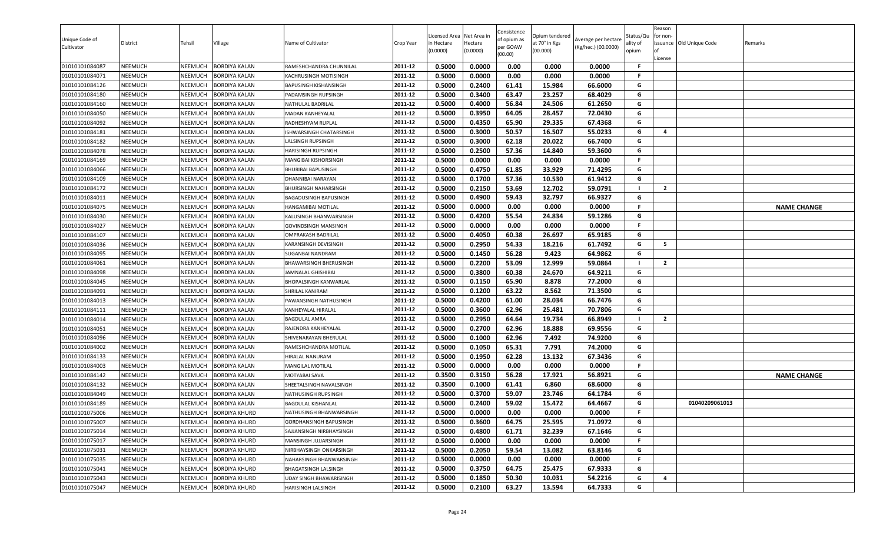| Unique Code of Cultivator | District | Tehsil | Village | Name of Cultivator | Crop Year | Licensed Area in Hectare (0.0000) | Net Area in Hectare (0.0000) | Consistence of opium as per GOAW (00.00) | Opium tendered at 70° in Kgs (00.000) | Average per hectare (Kg/hec.) (00.0000) | Status/Quality of opium | Reason for non-issuance of License | Old Unique Code | Remarks |
|---|---|---|---|---|---|---|---|---|---|---|---|---|---|---|
| 01010101084087 | NEEMUCH | NEEMUCH | BORDIYA KALAN | RAMESHCHANDRA CHUNNILAL | 2011-12 | 0.5000 | 0.0000 | 0.00 | 0.000 | 0.0000 | F | | | |
| 01010101084071 | NEEMUCH | NEEMUCH | BORDIYA KALAN | KACHRUSINGH MOTISINGH | 2011-12 | 0.5000 | 0.0000 | 0.00 | 0.000 | 0.0000 | F | | | |
| 01010101084126 | NEEMUCH | NEEMUCH | BORDIYA KALAN | BAPUSINGH KISHANSINGH | 2011-12 | 0.5000 | 0.2400 | 61.41 | 15.984 | 66.6000 | G | | | |
| 01010101084180 | NEEMUCH | NEEMUCH | BORDIYA KALAN | PADAMSINGH RUPSINGH | 2011-12 | 0.5000 | 0.3400 | 63.47 | 23.257 | 68.4029 | G | | | |
| 01010101084160 | NEEMUCH | NEEMUCH | BORDIYA KALAN | NATHULAL BADRILAL | 2011-12 | 0.5000 | 0.4000 | 56.84 | 24.506 | 61.2650 | G | | | |
| 01010101084050 | NEEMUCH | NEEMUCH | BORDIYA KALAN | MADAN KANHEYALAL | 2011-12 | 0.5000 | 0.3950 | 64.05 | 28.457 | 72.0430 | G | | | |
| 01010101084092 | NEEMUCH | NEEMUCH | BORDIYA KALAN | RADHESHYAM RUPLAL | 2011-12 | 0.5000 | 0.4350 | 65.90 | 29.335 | 67.4368 | G | | | |
| 01010101084181 | NEEMUCH | NEEMUCH | BORDIYA KALAN | ISHWARSINGH CHATARSINGH | 2011-12 | 0.5000 | 0.3000 | 50.57 | 16.507 | 55.0233 | G | 4 | | |
| 01010101084182 | NEEMUCH | NEEMUCH | BORDIYA KALAN | LALSINGH RUPSINGH | 2011-12 | 0.5000 | 0.3000 | 62.18 | 20.022 | 66.7400 | G | | | |
| 01010101084078 | NEEMUCH | NEEMUCH | BORDIYA KALAN | HARISINGH RUPSINGH | 2011-12 | 0.5000 | 0.2500 | 57.36 | 14.840 | 59.3600 | G | | | |
| 01010101084169 | NEEMUCH | NEEMUCH | BORDIYA KALAN | MANGIBAI KISHORSINGH | 2011-12 | 0.5000 | 0.0000 | 0.00 | 0.000 | 0.0000 | F | | | |
| 01010101084066 | NEEMUCH | NEEMUCH | BORDIYA KALAN | BHURIBAI BAPUSINGH | 2011-12 | 0.5000 | 0.4750 | 61.85 | 33.929 | 71.4295 | G | | | |
| 01010101084109 | NEEMUCH | NEEMUCH | BORDIYA KALAN | DHANNIBAI NARAYAN | 2011-12 | 0.5000 | 0.1700 | 57.36 | 10.530 | 61.9412 | G | | | |
| 01010101084172 | NEEMUCH | NEEMUCH | BORDIYA KALAN | BHURSINGH NAHARSINGH | 2011-12 | 0.5000 | 0.2150 | 53.69 | 12.702 | 59.0791 | I | 2 | | |
| 01010101084011 | NEEMUCH | NEEMUCH | BORDIYA KALAN | BAGADUSINGH BAPUSINGH | 2011-12 | 0.5000 | 0.4900 | 59.43 | 32.797 | 66.9327 | G | | | |
| 01010101084075 | NEEMUCH | NEEMUCH | BORDIYA KALAN | HANGAMIBAI MOTILAL | 2011-12 | 0.5000 | 0.0000 | 0.00 | 0.000 | 0.0000 | F | | | NAME CHANGE |
| 01010101084030 | NEEMUCH | NEEMUCH | BORDIYA KALAN | KALUSINGH BHANWARSINGH | 2011-12 | 0.5000 | 0.4200 | 55.54 | 24.834 | 59.1286 | G | | | |
| 01010101084027 | NEEMUCH | NEEMUCH | BORDIYA KALAN | GOVINDSINGH MANSINGH | 2011-12 | 0.5000 | 0.0000 | 0.00 | 0.000 | 0.0000 | F | | | |
| 01010101084107 | NEEMUCH | NEEMUCH | BORDIYA KALAN | OMPRAKASH BADRILAL | 2011-12 | 0.5000 | 0.4050 | 60.38 | 26.697 | 65.9185 | G | | | |
| 01010101084036 | NEEMUCH | NEEMUCH | BORDIYA KALAN | KARANSINGH DEVISINGH | 2011-12 | 0.5000 | 0.2950 | 54.33 | 18.216 | 61.7492 | G | 5 | | |
| 01010101084095 | NEEMUCH | NEEMUCH | BORDIYA KALAN | SUGANBAI NANDRAM | 2011-12 | 0.5000 | 0.1450 | 56.28 | 9.423 | 64.9862 | G | | | |
| 01010101084061 | NEEMUCH | NEEMUCH | BORDIYA KALAN | BHAWARSINGH BHERUSINGH | 2011-12 | 0.5000 | 0.2200 | 53.09 | 12.999 | 59.0864 | I | 2 | | |
| 01010101084098 | NEEMUCH | NEEMUCH | BORDIYA KALAN | JAMNALAL GHISHIBAI | 2011-12 | 0.5000 | 0.3800 | 60.38 | 24.670 | 64.9211 | G | | | |
| 01010101084045 | NEEMUCH | NEEMUCH | BORDIYA KALAN | BHOPALSINGH KANWARLAL | 2011-12 | 0.5000 | 0.1150 | 65.90 | 8.878 | 77.2000 | G | | | |
| 01010101084091 | NEEMUCH | NEEMUCH | BORDIYA KALAN | SHRILAL KANIRAM | 2011-12 | 0.5000 | 0.1200 | 63.22 | 8.562 | 71.3500 | G | | | |
| 01010101084013 | NEEMUCH | NEEMUCH | BORDIYA KALAN | PAWANSINGH NATHUSINGH | 2011-12 | 0.5000 | 0.4200 | 61.00 | 28.034 | 66.7476 | G | | | |
| 01010101084111 | NEEMUCH | NEEMUCH | BORDIYA KALAN | KANHEYALAL HIRALAL | 2011-12 | 0.5000 | 0.3600 | 62.96 | 25.481 | 70.7806 | G | | | |
| 01010101084014 | NEEMUCH | NEEMUCH | BORDIYA KALAN | BAGDULAL AMRA | 2011-12 | 0.5000 | 0.2950 | 64.64 | 19.734 | 66.8949 | I | 2 | | |
| 01010101084051 | NEEMUCH | NEEMUCH | BORDIYA KALAN | RAJENDRA KANHEYALAL | 2011-12 | 0.5000 | 0.2700 | 62.96 | 18.888 | 69.9556 | G | | | |
| 01010101084096 | NEEMUCH | NEEMUCH | BORDIYA KALAN | SHIVENARAYAN BHERULAL | 2011-12 | 0.5000 | 0.1000 | 62.96 | 7.492 | 74.9200 | G | | | |
| 01010101084002 | NEEMUCH | NEEMUCH | BORDIYA KALAN | RAMESHCHANDRA MOTILAL | 2011-12 | 0.5000 | 0.1050 | 65.31 | 7.791 | 74.2000 | G | | | |
| 01010101084133 | NEEMUCH | NEEMUCH | BORDIYA KALAN | HIRALAL NANURAM | 2011-12 | 0.5000 | 0.1950 | 62.28 | 13.132 | 67.3436 | G | | | |
| 01010101084003 | NEEMUCH | NEEMUCH | BORDIYA KALAN | MANGILAL MOTILAL | 2011-12 | 0.5000 | 0.0000 | 0.00 | 0.000 | 0.0000 | F | | | |
| 01010101084142 | NEEMUCH | NEEMUCH | BORDIYA KALAN | MOTYABAI SAVA | 2011-12 | 0.3500 | 0.3150 | 56.28 | 17.921 | 56.8921 | G | | | NAME CHANGE |
| 01010101084132 | NEEMUCH | NEEMUCH | BORDIYA KALAN | SHEETALSINGH NAVALSINGH | 2011-12 | 0.3500 | 0.1000 | 61.41 | 6.860 | 68.6000 | G | | | |
| 01010101084049 | NEEMUCH | NEEMUCH | BORDIYA KALAN | NATHUSINGH RUPSINGH | 2011-12 | 0.5000 | 0.3700 | 59.07 | 23.746 | 64.1784 | G | | | |
| 01010101084189 | NEEMUCH | NEEMUCH | BORDIYA KALAN | BAGDULAL KISHANLAL | 2011-12 | 0.5000 | 0.2400 | 59.02 | 15.472 | 64.4667 | G | | 01040209061013 | |
| 01010101075006 | NEEMUCH | NEEMUCH | BORDIYA KHURD | NATHUSINGH BHANWARSINGH | 2011-12 | 0.5000 | 0.0000 | 0.00 | 0.000 | 0.0000 | F | | | |
| 01010101075007 | NEEMUCH | NEEMUCH | BORDIYA KHURD | GORDHANSINGH BAPUSINGH | 2011-12 | 0.5000 | 0.3600 | 64.75 | 25.595 | 71.0972 | G | | | |
| 01010101075014 | NEEMUCH | NEEMUCH | BORDIYA KHURD | SAJJANSINGH NIRBHAYSINGH | 2011-12 | 0.5000 | 0.4800 | 61.71 | 32.239 | 67.1646 | G | | | |
| 01010101075017 | NEEMUCH | NEEMUCH | BORDIYA KHURD | MANSINGH JUJJARSINGH | 2011-12 | 0.5000 | 0.0000 | 0.00 | 0.000 | 0.0000 | F | | | |
| 01010101075031 | NEEMUCH | NEEMUCH | BORDIYA KHURD | NIRBHAYSINGH ONKARSINGH | 2011-12 | 0.5000 | 0.2050 | 59.54 | 13.082 | 63.8146 | G | | | |
| 01010101075035 | NEEMUCH | NEEMUCH | BORDIYA KHURD | NAHARSINGH BHANWARSINGH | 2011-12 | 0.5000 | 0.0000 | 0.00 | 0.000 | 0.0000 | F | | | |
| 01010101075041 | NEEMUCH | NEEMUCH | BORDIYA KHURD | BHAGATSINGH LALSINGH | 2011-12 | 0.5000 | 0.3750 | 64.75 | 25.475 | 67.9333 | G | | | |
| 01010101075043 | NEEMUCH | NEEMUCH | BORDIYA KHURD | UDAY SINGH BHAWARISINGH | 2011-12 | 0.5000 | 0.1850 | 50.30 | 10.031 | 54.2216 | G | 4 | | |
| 01010101075047 | NEEMUCH | NEEMUCH | BORDIYA KHURD | HARISINGH LALSINGH | 2011-12 | 0.5000 | 0.2100 | 63.27 | 13.594 | 64.7333 | G | | | |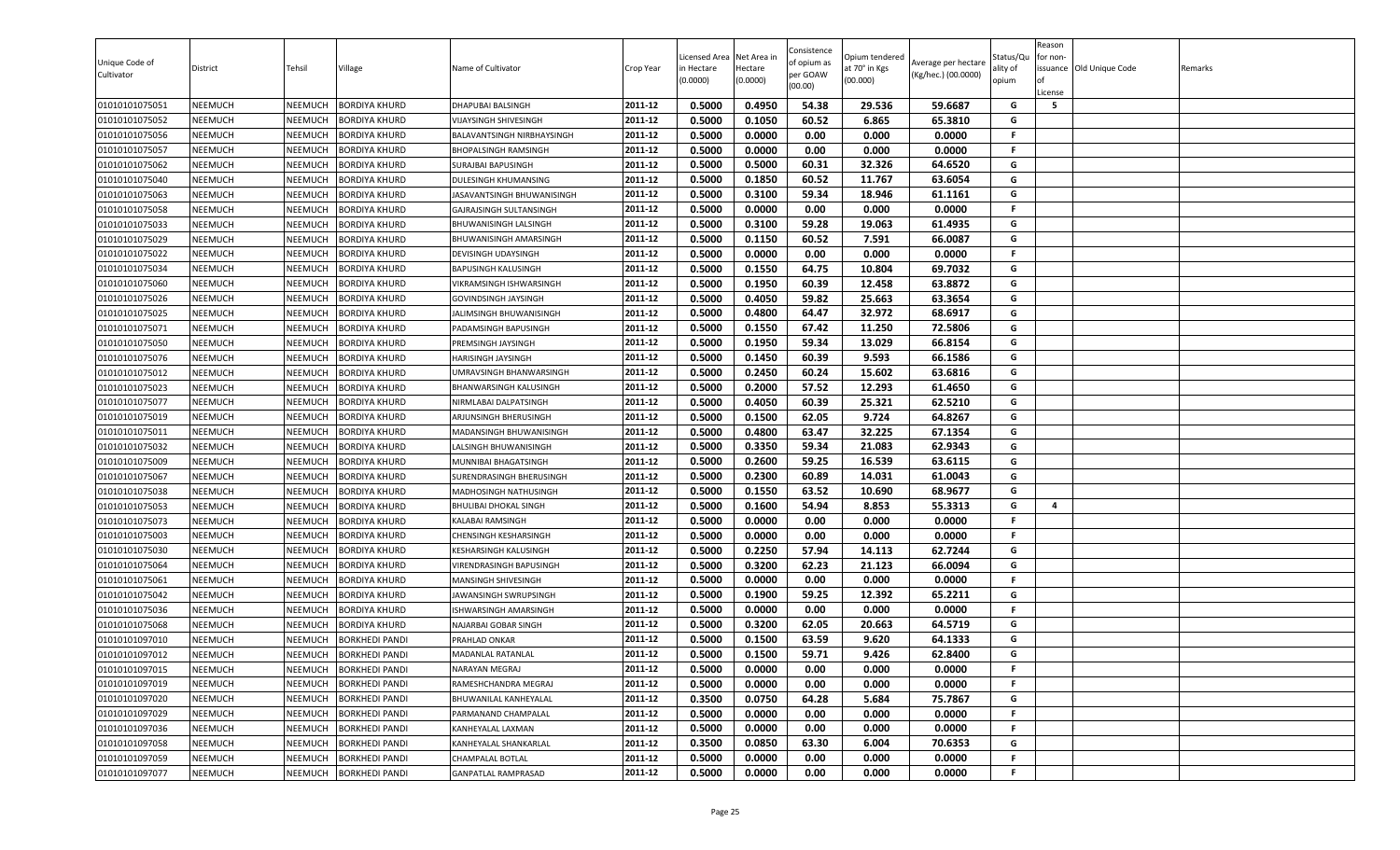| Unique Code of Cultivator | District | Tehsil | Village | Name of Cultivator | Crop Year | Licensed Area in Hectare (0.0000) | Net Area in Hectare (0.0000) | Consistence of opium as per GOAW (00.00) | Opium tendered at 70° in Kgs (00.000) | Average per hectare (Kg/hec.) (00.0000) | Status/Quality of opium | Reason for non-issuance of License | Old Unique Code | Remarks |
|---|---|---|---|---|---|---|---|---|---|---|---|---|---|---|
| 01010101075051 | NEEMUCH | NEEMUCH | BORDIYA KHURD | DHAPUBAI BALSINGH | 2011-12 | 0.5000 | 0.4950 | 54.38 | 29.536 | 59.6687 | G | 5 | | |
| 01010101075052 | NEEMUCH | NEEMUCH | BORDIYA KHURD | VIJAYSINGH SHIVESINGH | 2011-12 | 0.5000 | 0.1050 | 60.52 | 6.865 | 65.3810 | G | | | |
| 01010101075056 | NEEMUCH | NEEMUCH | BORDIYA KHURD | BALAVANTSINGH NIRBHAYSINGH | 2011-12 | 0.5000 | 0.0000 | 0.00 | 0.000 | 0.0000 | F | | | |
| 01010101075057 | NEEMUCH | NEEMUCH | BORDIYA KHURD | BHOPALSINGH RAMSINGH | 2011-12 | 0.5000 | 0.0000 | 0.00 | 0.000 | 0.0000 | F | | | |
| 01010101075062 | NEEMUCH | NEEMUCH | BORDIYA KHURD | SURAJBAI BAPUSINGH | 2011-12 | 0.5000 | 0.5000 | 60.31 | 32.326 | 64.6520 | G | | | |
| 01010101075040 | NEEMUCH | NEEMUCH | BORDIYA KHURD | DULESINGH KHUMANSING | 2011-12 | 0.5000 | 0.1850 | 60.52 | 11.767 | 63.6054 | G | | | |
| 01010101075063 | NEEMUCH | NEEMUCH | BORDIYA KHURD | JASAVANTSINGH BHUWANISINGH | 2011-12 | 0.5000 | 0.3100 | 59.34 | 18.946 | 61.1161 | G | | | |
| 01010101075058 | NEEMUCH | NEEMUCH | BORDIYA KHURD | GAJRAJSINGH SULTANSINGH | 2011-12 | 0.5000 | 0.0000 | 0.00 | 0.000 | 0.0000 | F | | | |
| 01010101075033 | NEEMUCH | NEEMUCH | BORDIYA KHURD | BHUWANISINGH LALSINGH | 2011-12 | 0.5000 | 0.3100 | 59.28 | 19.063 | 61.4935 | G | | | |
| 01010101075029 | NEEMUCH | NEEMUCH | BORDIYA KHURD | BHUWANISINGH AMARSINGH | 2011-12 | 0.5000 | 0.1150 | 60.52 | 7.591 | 66.0087 | G | | | |
| 01010101075022 | NEEMUCH | NEEMUCH | BORDIYA KHURD | DEVISINGH UDAYSINGH | 2011-12 | 0.5000 | 0.0000 | 0.00 | 0.000 | 0.0000 | F | | | |
| 01010101075034 | NEEMUCH | NEEMUCH | BORDIYA KHURD | BAPUSINGH KALUSINGH | 2011-12 | 0.5000 | 0.1550 | 64.75 | 10.804 | 69.7032 | G | | | |
| 01010101075060 | NEEMUCH | NEEMUCH | BORDIYA KHURD | VIKRAMSINGH ISHWARSINGH | 2011-12 | 0.5000 | 0.1950 | 60.39 | 12.458 | 63.8872 | G | | | |
| 01010101075026 | NEEMUCH | NEEMUCH | BORDIYA KHURD | GOVINDSINGH JAYSINGH | 2011-12 | 0.5000 | 0.4050 | 59.82 | 25.663 | 63.3654 | G | | | |
| 01010101075025 | NEEMUCH | NEEMUCH | BORDIYA KHURD | JALIMSINGH BHUWANISINGH | 2011-12 | 0.5000 | 0.4800 | 64.47 | 32.972 | 68.6917 | G | | | |
| 01010101075071 | NEEMUCH | NEEMUCH | BORDIYA KHURD | PADAMSINGH BAPUSINGH | 2011-12 | 0.5000 | 0.1550 | 67.42 | 11.250 | 72.5806 | G | | | |
| 01010101075050 | NEEMUCH | NEEMUCH | BORDIYA KHURD | PREMSINGH JAYSINGH | 2011-12 | 0.5000 | 0.1950 | 59.34 | 13.029 | 66.8154 | G | | | |
| 01010101075076 | NEEMUCH | NEEMUCH | BORDIYA KHURD | HARISINGH JAYSINGH | 2011-12 | 0.5000 | 0.1450 | 60.39 | 9.593 | 66.1586 | G | | | |
| 01010101075012 | NEEMUCH | NEEMUCH | BORDIYA KHURD | UMRAVSINGH BHANWARSINGH | 2011-12 | 0.5000 | 0.2450 | 60.24 | 15.602 | 63.6816 | G | | | |
| 01010101075023 | NEEMUCH | NEEMUCH | BORDIYA KHURD | BHANWARSINGH KALUSINGH | 2011-12 | 0.5000 | 0.2000 | 57.52 | 12.293 | 61.4650 | G | | | |
| 01010101075077 | NEEMUCH | NEEMUCH | BORDIYA KHURD | NIRMLABAI DALPATSINGH | 2011-12 | 0.5000 | 0.4050 | 60.39 | 25.321 | 62.5210 | G | | | |
| 01010101075019 | NEEMUCH | NEEMUCH | BORDIYA KHURD | ARJUNSINGH BHERUSINGH | 2011-12 | 0.5000 | 0.1500 | 62.05 | 9.724 | 64.8267 | G | | | |
| 01010101075011 | NEEMUCH | NEEMUCH | BORDIYA KHURD | MADANSINGH BHUWANISINGH | 2011-12 | 0.5000 | 0.4800 | 63.47 | 32.225 | 67.1354 | G | | | |
| 01010101075032 | NEEMUCH | NEEMUCH | BORDIYA KHURD | LALSINGH BHUWANISINGH | 2011-12 | 0.5000 | 0.3350 | 59.34 | 21.083 | 62.9343 | G | | | |
| 01010101075009 | NEEMUCH | NEEMUCH | BORDIYA KHURD | MUNNIBAI BHAGATSINGH | 2011-12 | 0.5000 | 0.2600 | 59.25 | 16.539 | 63.6115 | G | | | |
| 01010101075067 | NEEMUCH | NEEMUCH | BORDIYA KHURD | SURENDRASINGH BHERUSINGH | 2011-12 | 0.5000 | 0.2300 | 60.89 | 14.031 | 61.0043 | G | | | |
| 01010101075038 | NEEMUCH | NEEMUCH | BORDIYA KHURD | MADHOSINGH NATHUSINGH | 2011-12 | 0.5000 | 0.1550 | 63.52 | 10.690 | 68.9677 | G | | | |
| 01010101075053 | NEEMUCH | NEEMUCH | BORDIYA KHURD | BHULIBAI DHOKAL SINGH | 2011-12 | 0.5000 | 0.1600 | 54.94 | 8.853 | 55.3313 | G | 4 | | |
| 01010101075073 | NEEMUCH | NEEMUCH | BORDIYA KHURD | KALABAI RAMSINGH | 2011-12 | 0.5000 | 0.0000 | 0.00 | 0.000 | 0.0000 | F | | | |
| 01010101075003 | NEEMUCH | NEEMUCH | BORDIYA KHURD | CHENSINGH KESHARSINGH | 2011-12 | 0.5000 | 0.0000 | 0.00 | 0.000 | 0.0000 | F | | | |
| 01010101075030 | NEEMUCH | NEEMUCH | BORDIYA KHURD | KESHARSINGH KALUSINGH | 2011-12 | 0.5000 | 0.2250 | 57.94 | 14.113 | 62.7244 | G | | | |
| 01010101075064 | NEEMUCH | NEEMUCH | BORDIYA KHURD | VIRENDRASINGH BAPUSINGH | 2011-12 | 0.5000 | 0.3200 | 62.23 | 21.123 | 66.0094 | G | | | |
| 01010101075061 | NEEMUCH | NEEMUCH | BORDIYA KHURD | MANSINGH SHIVESINGH | 2011-12 | 0.5000 | 0.0000 | 0.00 | 0.000 | 0.0000 | F | | | |
| 01010101075042 | NEEMUCH | NEEMUCH | BORDIYA KHURD | JAWANSINGH SWRUPSINGH | 2011-12 | 0.5000 | 0.1900 | 59.25 | 12.392 | 65.2211 | G | | | |
| 01010101075036 | NEEMUCH | NEEMUCH | BORDIYA KHURD | ISHWARSINGH AMARSINGH | 2011-12 | 0.5000 | 0.0000 | 0.00 | 0.000 | 0.0000 | F | | | |
| 01010101075068 | NEEMUCH | NEEMUCH | BORDIYA KHURD | NAJARBAI GOBAR SINGH | 2011-12 | 0.5000 | 0.3200 | 62.05 | 20.663 | 64.5719 | G | | | |
| 01010101097010 | NEEMUCH | NEEMUCH | BORKHEDI PANDI | PRAHLAD ONKAR | 2011-12 | 0.5000 | 0.1500 | 63.59 | 9.620 | 64.1333 | G | | | |
| 01010101097012 | NEEMUCH | NEEMUCH | BORKHEDI PANDI | MADANLAL RATANLAL | 2011-12 | 0.5000 | 0.1500 | 59.71 | 9.426 | 62.8400 | G | | | |
| 01010101097015 | NEEMUCH | NEEMUCH | BORKHEDI PANDI | NARAYAN MEGRAJ | 2011-12 | 0.5000 | 0.0000 | 0.00 | 0.000 | 0.0000 | F | | | |
| 01010101097019 | NEEMUCH | NEEMUCH | BORKHEDI PANDI | RAMESHCHANDRA MEGRAJ | 2011-12 | 0.5000 | 0.0000 | 0.00 | 0.000 | 0.0000 | F | | | |
| 01010101097020 | NEEMUCH | NEEMUCH | BORKHEDI PANDI | BHUWANILAL KANHEYALAL | 2011-12 | 0.3500 | 0.0750 | 64.28 | 5.684 | 75.7867 | G | | | |
| 01010101097029 | NEEMUCH | NEEMUCH | BORKHEDI PANDI | PARMANAND CHAMPALAL | 2011-12 | 0.5000 | 0.0000 | 0.00 | 0.000 | 0.0000 | F | | | |
| 01010101097036 | NEEMUCH | NEEMUCH | BORKHEDI PANDI | KANHEYALAL LAXMAN | 2011-12 | 0.5000 | 0.0000 | 0.00 | 0.000 | 0.0000 | F | | | |
| 01010101097058 | NEEMUCH | NEEMUCH | BORKHEDI PANDI | KANHEYALAL SHANKARLAL | 2011-12 | 0.3500 | 0.0850 | 63.30 | 6.004 | 70.6353 | G | | | |
| 01010101097059 | NEEMUCH | NEEMUCH | BORKHEDI PANDI | CHAMPALAL BOTLAL | 2011-12 | 0.5000 | 0.0000 | 0.00 | 0.000 | 0.0000 | F | | | |
| 01010101097077 | NEEMUCH | NEEMUCH | BORKHEDI PANDI | GANPATLAL RAMPRASAD | 2011-12 | 0.5000 | 0.0000 | 0.00 | 0.000 | 0.0000 | F | | | |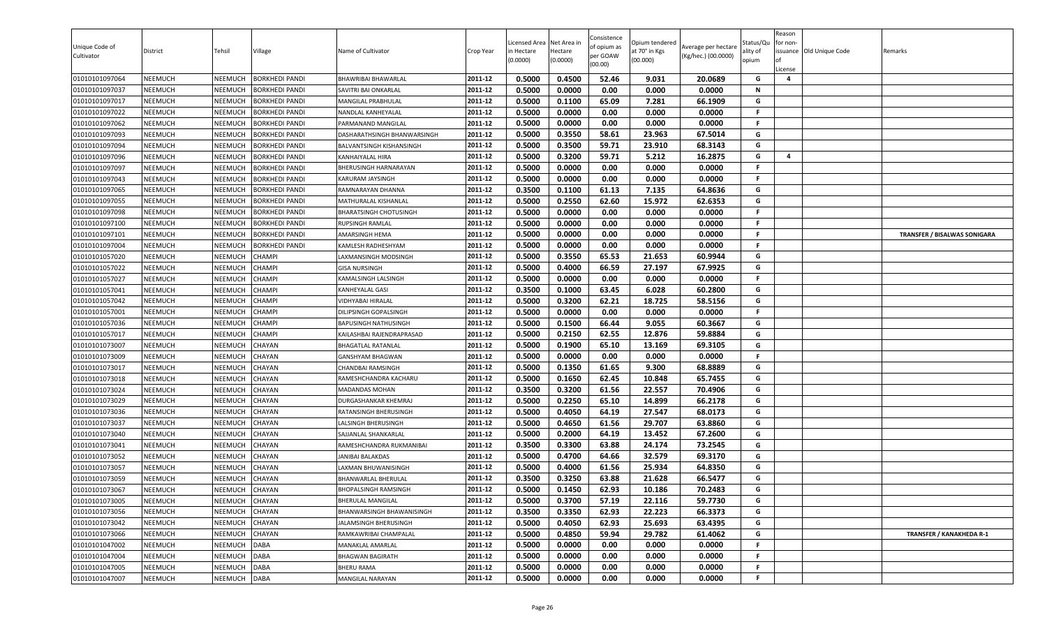| Unique Code of Cultivator | District | Tehsil | Village | Name of Cultivator | Crop Year | Licensed Area in Hectare (0.0000) | Net Area in Hectare (0.0000) | Consistence of opium as per GOAW (00.00) | Opium tendered at 70° in Kgs (00.000) | Average per hectare (Kg/hec.) (00.0000) | Status/Quality of opium | Reason for non-issuance of License | Old Unique Code | Remarks |
|---|---|---|---|---|---|---|---|---|---|---|---|---|---|---|
| 01010101097064 | NEEMUCH | NEEMUCH | BORKHEDI PANDI | BHAWRIBAI BHAWARLAL | 2011-12 | 0.5000 | 0.4500 | 52.46 | 9.031 | 20.0689 | G | 4 | | |
| 01010101097037 | NEEMUCH | NEEMUCH | BORKHEDI PANDI | SAVITRI BAI ONKARLAL | 2011-12 | 0.5000 | 0.0000 | 0.00 | 0.000 | 0.0000 | N | | | |
| 01010101097017 | NEEMUCH | NEEMUCH | BORKHEDI PANDI | MANGILAL PRABHULAL | 2011-12 | 0.5000 | 0.1100 | 65.09 | 7.281 | 66.1909 | G | | | |
| 01010101097022 | NEEMUCH | NEEMUCH | BORKHEDI PANDI | NANDLAL KANHEYALAL | 2011-12 | 0.5000 | 0.0000 | 0.00 | 0.000 | 0.0000 | F | | | |
| 01010101097062 | NEEMUCH | NEEMUCH | BORKHEDI PANDI | PARMANAND MANGILAL | 2011-12 | 0.5000 | 0.0000 | 0.00 | 0.000 | 0.0000 | F | | | |
| 01010101097093 | NEEMUCH | NEEMUCH | BORKHEDI PANDI | DASHARATHSINGH BHANWARSINGH | 2011-12 | 0.5000 | 0.3550 | 58.61 | 23.963 | 67.5014 | G | | | |
| 01010101097094 | NEEMUCH | NEEMUCH | BORKHEDI PANDI | BALVANTSINGH KISHANSINGH | 2011-12 | 0.5000 | 0.3500 | 59.71 | 23.910 | 68.3143 | G | | | |
| 01010101097096 | NEEMUCH | NEEMUCH | BORKHEDI PANDI | KANHAIYALAL HIRA | 2011-12 | 0.5000 | 0.3200 | 59.71 | 5.212 | 16.2875 | G | 4 | | |
| 01010101097097 | NEEMUCH | NEEMUCH | BORKHEDI PANDI | BHERUSINGH HARNARAYAN | 2011-12 | 0.5000 | 0.0000 | 0.00 | 0.000 | 0.0000 | F | | | |
| 01010101097043 | NEEMUCH | NEEMUCH | BORKHEDI PANDI | KARURAM JAYSINGH | 2011-12 | 0.5000 | 0.0000 | 0.00 | 0.000 | 0.0000 | F | | | |
| 01010101097065 | NEEMUCH | NEEMUCH | BORKHEDI PANDI | RAMNARAYAN DHANNA | 2011-12 | 0.3500 | 0.1100 | 61.13 | 7.135 | 64.8636 | G | | | |
| 01010101097055 | NEEMUCH | NEEMUCH | BORKHEDI PANDI | MATHURALAL KISHANLAL | 2011-12 | 0.5000 | 0.2550 | 62.60 | 15.972 | 62.6353 | G | | | |
| 01010101097098 | NEEMUCH | NEEMUCH | BORKHEDI PANDI | BHARATSINGH CHOTUSINGH | 2011-12 | 0.5000 | 0.0000 | 0.00 | 0.000 | 0.0000 | F | | | |
| 01010101097100 | NEEMUCH | NEEMUCH | BORKHEDI PANDI | RUPSINGH RAMLAL | 2011-12 | 0.5000 | 0.0000 | 0.00 | 0.000 | 0.0000 | F | | | |
| 01010101097101 | NEEMUCH | NEEMUCH | BORKHEDI PANDI | AMARSINGH HEMA | 2011-12 | 0.5000 | 0.0000 | 0.00 | 0.000 | 0.0000 | F | | | TRANSFER / BISALWAS SONIGARA |
| 01010101097004 | NEEMUCH | NEEMUCH | BORKHEDI PANDI | KAMLESH RADHESHYAM | 2011-12 | 0.5000 | 0.0000 | 0.00 | 0.000 | 0.0000 | F | | | |
| 01010101057020 | NEEMUCH | NEEMUCH | CHAMPI | LAXMANSINGH MODSINGH | 2011-12 | 0.5000 | 0.3550 | 65.53 | 21.653 | 60.9944 | G | | | |
| 01010101057022 | NEEMUCH | NEEMUCH | CHAMPI | GISA NURSINGH | 2011-12 | 0.5000 | 0.4000 | 66.59 | 27.197 | 67.9925 | G | | | |
| 01010101057027 | NEEMUCH | NEEMUCH | CHAMPI | KAMALSINGH LALSINGH | 2011-12 | 0.5000 | 0.0000 | 0.00 | 0.000 | 0.0000 | F | | | |
| 01010101057041 | NEEMUCH | NEEMUCH | CHAMPI | KANHEYALAL GASI | 2011-12 | 0.3500 | 0.1000 | 63.45 | 6.028 | 60.2800 | G | | | |
| 01010101057042 | NEEMUCH | NEEMUCH | CHAMPI | VIDHYABAI HIRALAL | 2011-12 | 0.5000 | 0.3200 | 62.21 | 18.725 | 58.5156 | G | | | |
| 01010101057001 | NEEMUCH | NEEMUCH | CHAMPI | DILIPSINGH GOPALSINGH | 2011-12 | 0.5000 | 0.0000 | 0.00 | 0.000 | 0.0000 | F | | | |
| 01010101057036 | NEEMUCH | NEEMUCH | CHAMPI | BAPUSINGH NATHUSINGH | 2011-12 | 0.5000 | 0.1500 | 66.44 | 9.055 | 60.3667 | G | | | |
| 01010101057017 | NEEMUCH | NEEMUCH | CHAMPI | KAILASHBAI RAJENDRAPRASAD | 2011-12 | 0.5000 | 0.2150 | 62.55 | 12.876 | 59.8884 | G | | | |
| 01010101073007 | NEEMUCH | NEEMUCH | CHAYAN | BHAGATLAL RATANLAL | 2011-12 | 0.5000 | 0.1900 | 65.10 | 13.169 | 69.3105 | G | | | |
| 01010101073009 | NEEMUCH | NEEMUCH | CHAYAN | GANSHYAM BHAGWAN | 2011-12 | 0.5000 | 0.0000 | 0.00 | 0.000 | 0.0000 | F | | | |
| 01010101073017 | NEEMUCH | NEEMUCH | CHAYAN | CHANDBAI RAMSINGH | 2011-12 | 0.5000 | 0.1350 | 61.65 | 9.300 | 68.8889 | G | | | |
| 01010101073018 | NEEMUCH | NEEMUCH | CHAYAN | RAMESHCHANDRA KACHARU | 2011-12 | 0.5000 | 0.1650 | 62.45 | 10.848 | 65.7455 | G | | | |
| 01010101073024 | NEEMUCH | NEEMUCH | CHAYAN | MADANDAS MOHAN | 2011-12 | 0.3500 | 0.3200 | 61.56 | 22.557 | 70.4906 | G | | | |
| 01010101073029 | NEEMUCH | NEEMUCH | CHAYAN | DURGASHANKAR KHEMRAJ | 2011-12 | 0.5000 | 0.2250 | 65.10 | 14.899 | 66.2178 | G | | | |
| 01010101073036 | NEEMUCH | NEEMUCH | CHAYAN | RATANSINGH BHERUSINGH | 2011-12 | 0.5000 | 0.4050 | 64.19 | 27.547 | 68.0173 | G | | | |
| 01010101073037 | NEEMUCH | NEEMUCH | CHAYAN | LALSINGH BHERUSINGH | 2011-12 | 0.5000 | 0.4650 | 61.56 | 29.707 | 63.8860 | G | | | |
| 01010101073040 | NEEMUCH | NEEMUCH | CHAYAN | SAJJANLAL SHANKARLAL | 2011-12 | 0.5000 | 0.2000 | 64.19 | 13.452 | 67.2600 | G | | | |
| 01010101073041 | NEEMUCH | NEEMUCH | CHAYAN | RAMESHCHANDRA RUKMANIBAI | 2011-12 | 0.3500 | 0.3300 | 63.88 | 24.174 | 73.2545 | G | | | |
| 01010101073052 | NEEMUCH | NEEMUCH | CHAYAN | JANIBAI BALAKDAS | 2011-12 | 0.5000 | 0.4700 | 64.66 | 32.579 | 69.3170 | G | | | |
| 01010101073057 | NEEMUCH | NEEMUCH | CHAYAN | LAXMAN BHUWANISINGH | 2011-12 | 0.5000 | 0.4000 | 61.56 | 25.934 | 64.8350 | G | | | |
| 01010101073059 | NEEMUCH | NEEMUCH | CHAYAN | BHANWARLAL BHERULAL | 2011-12 | 0.3500 | 0.3250 | 63.88 | 21.628 | 66.5477 | G | | | |
| 01010101073067 | NEEMUCH | NEEMUCH | CHAYAN | BHOPALSINGH RAMSINGH | 2011-12 | 0.5000 | 0.1450 | 62.93 | 10.186 | 70.2483 | G | | | |
| 01010101073005 | NEEMUCH | NEEMUCH | CHAYAN | BHERULAL MANGILAL | 2011-12 | 0.5000 | 0.3700 | 57.19 | 22.116 | 59.7730 | G | | | |
| 01010101073056 | NEEMUCH | NEEMUCH | CHAYAN | BHANWARSINGH BHAWANISINGH | 2011-12 | 0.3500 | 0.3350 | 62.93 | 22.223 | 66.3373 | G | | | |
| 01010101073042 | NEEMUCH | NEEMUCH | CHAYAN | JALAMSINGH BHERUSINGH | 2011-12 | 0.5000 | 0.4050 | 62.93 | 25.693 | 63.4395 | G | | | |
| 01010101073066 | NEEMUCH | NEEMUCH | CHAYAN | RAMKAWRIBAI CHAMPALAL | 2011-12 | 0.5000 | 0.4850 | 59.94 | 29.782 | 61.4062 | G | | | TRANSFER / KANAKHEDA R-1 |
| 01010101047002 | NEEMUCH | NEEMUCH | DABA | MANAKLAL AMARLAL | 2011-12 | 0.5000 | 0.0000 | 0.00 | 0.000 | 0.0000 | F | | | |
| 01010101047004 | NEEMUCH | NEEMUCH | DABA | BHAGWAN BAGIRATH | 2011-12 | 0.5000 | 0.0000 | 0.00 | 0.000 | 0.0000 | F | | | |
| 01010101047005 | NEEMUCH | NEEMUCH | DABA | BHERU RAMA | 2011-12 | 0.5000 | 0.0000 | 0.00 | 0.000 | 0.0000 | F | | | |
| 01010101047007 | NEEMUCH | NEEMUCH | DABA | MANGILAL NARAYAN | 2011-12 | 0.5000 | 0.0000 | 0.00 | 0.000 | 0.0000 | F | | | |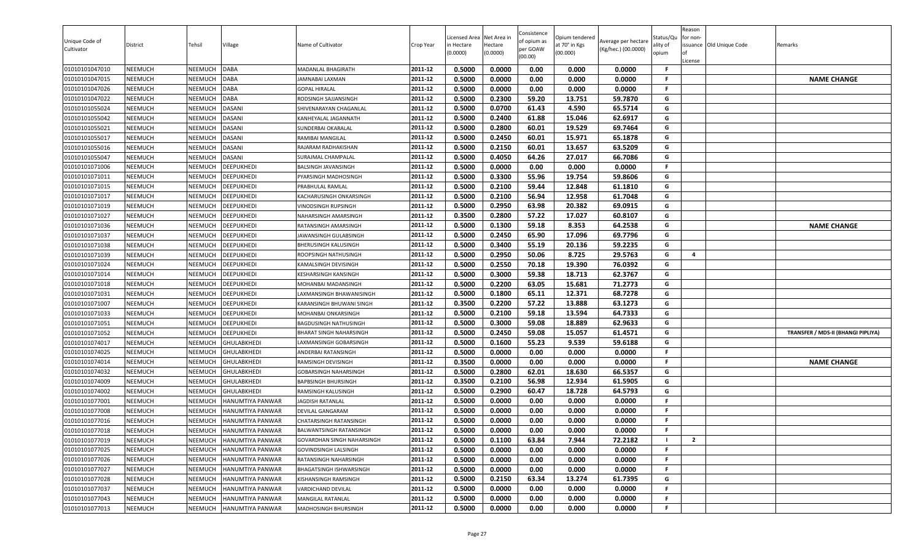| Unique Code of Cultivator | District | Tehsil | Village | Name of Cultivator | Crop Year | Licensed Area in Hectare (0.0000) | Net Area in Hectare (0.0000) | Consistence of opium as per GOAW (00.00) | Opium tendered at 70° in Kgs (00.000) | Average per hectare (Kg/hec.) (00.0000) | Status/Quality of opium | Reason for non-issuance of License | Old Unique Code | Remarks |
|---|---|---|---|---|---|---|---|---|---|---|---|---|---|---|
| 01010101047010 | NEEMUCH | NEEMUCH | DABA | MADANLAL BHAGIRATH | 2011-12 | 0.5000 | 0.0000 | 0.00 | 0.000 | 0.0000 | F | | | |
| 01010101047015 | NEEMUCH | NEEMUCH | DABA | JAMNABAI LAXMAN | 2011-12 | 0.5000 | 0.0000 | 0.00 | 0.000 | 0.0000 | F | | | NAME CHANGE |
| 01010101047026 | NEEMUCH | NEEMUCH | DABA | GOPAL HIRALAL | 2011-12 | 0.5000 | 0.0000 | 0.00 | 0.000 | 0.0000 | F | | | |
| 01010101047022 | NEEMUCH | NEEMUCH | DABA | RODSINGH SAJJANSINGH | 2011-12 | 0.5000 | 0.2300 | 59.20 | 13.751 | 59.7870 | G | | | |
| 01010101055024 | NEEMUCH | NEEMUCH | DASANI | SHIVENARAYAN CHAGANLAL | 2011-12 | 0.5000 | 0.0700 | 61.43 | 4.590 | 65.5714 | G | | | |
| 01010101055042 | NEEMUCH | NEEMUCH | DASANI | KANHEYALAL JAGANNATH | 2011-12 | 0.5000 | 0.2400 | 61.88 | 15.046 | 62.6917 | G | | | |
| 01010101055021 | NEEMUCH | NEEMUCH | DASANI | SUNDERBAI OKARALAL | 2011-12 | 0.5000 | 0.2800 | 60.01 | 19.529 | 69.7464 | G | | | |
| 01010101055017 | NEEMUCH | NEEMUCH | DASANI | RAMIBAI MANGILAL | 2011-12 | 0.5000 | 0.2450 | 60.01 | 15.971 | 65.1878 | G | | | |
| 01010101055016 | NEEMUCH | NEEMUCH | DASANI | RAJARAM RADHAKISHAN | 2011-12 | 0.5000 | 0.2150 | 60.01 | 13.657 | 63.5209 | G | | | |
| 01010101055047 | NEEMUCH | NEEMUCH | DASANI | SURAJMAL CHAMPALAL | 2011-12 | 0.5000 | 0.4050 | 64.26 | 27.017 | 66.7086 | G | | | |
| 01010101071006 | NEEMUCH | NEEMUCH | DEEPUKHEDI | BALSINGH JAVANSINGH | 2011-12 | 0.5000 | 0.0000 | 0.00 | 0.000 | 0.0000 | F | | | |
| 01010101071011 | NEEMUCH | NEEMUCH | DEEPUKHEDI | PYARSINGH MADHOSINGH | 2011-12 | 0.5000 | 0.3300 | 55.96 | 19.754 | 59.8606 | G | | | |
| 01010101071015 | NEEMUCH | NEEMUCH | DEEPUKHEDI | PRABHULAL RAMLAL | 2011-12 | 0.5000 | 0.2100 | 59.44 | 12.848 | 61.1810 | G | | | |
| 01010101071017 | NEEMUCH | NEEMUCH | DEEPUKHEDI | KACHARUSINGH ONKARSINGH | 2011-12 | 0.5000 | 0.2100 | 56.94 | 12.958 | 61.7048 | G | | | |
| 01010101071019 | NEEMUCH | NEEMUCH | DEEPUKHEDI | VINODSINGH RUPSINGH | 2011-12 | 0.5000 | 0.2950 | 63.98 | 20.382 | 69.0915 | G | | | |
| 01010101071027 | NEEMUCH | NEEMUCH | DEEPUKHEDI | NAHARSINGH AMARSINGH | 2011-12 | 0.3500 | 0.2800 | 57.22 | 17.027 | 60.8107 | G | | | |
| 01010101071036 | NEEMUCH | NEEMUCH | DEEPUKHEDI | RATANSINGH AMARSINGH | 2011-12 | 0.5000 | 0.1300 | 59.18 | 8.353 | 64.2538 | G | | | NAME CHANGE |
| 01010101071037 | NEEMUCH | NEEMUCH | DEEPUKHEDI | JAWANSINGH GULABSINGH | 2011-12 | 0.5000 | 0.2450 | 65.90 | 17.096 | 69.7796 | G | | | |
| 01010101071038 | NEEMUCH | NEEMUCH | DEEPUKHEDI | BHERUSINGH KALUSINGH | 2011-12 | 0.5000 | 0.3400 | 55.19 | 20.136 | 59.2235 | G | | | |
| 01010101071039 | NEEMUCH | NEEMUCH | DEEPUKHEDI | ROOPSINGH NATHUSINGH | 2011-12 | 0.5000 | 0.2950 | 50.06 | 8.725 | 29.5763 | G | 4 | | |
| 01010101071024 | NEEMUCH | NEEMUCH | DEEPUKHEDI | KAMALSINGH DEVISINGH | 2011-12 | 0.5000 | 0.2550 | 70.18 | 19.390 | 76.0392 | G | | | |
| 01010101071014 | NEEMUCH | NEEMUCH | DEEPUKHEDI | KESHARSINGH KANSINGH | 2011-12 | 0.5000 | 0.3000 | 59.38 | 18.713 | 62.3767 | G | | | |
| 01010101071018 | NEEMUCH | NEEMUCH | DEEPUKHEDI | MOHANBAI MADANSINGH | 2011-12 | 0.5000 | 0.2200 | 63.05 | 15.681 | 71.2773 | G | | | |
| 01010101071031 | NEEMUCH | NEEMUCH | DEEPUKHEDI | LAXMANSINGH BHAWANISINGH | 2011-12 | 0.5000 | 0.1800 | 65.11 | 12.371 | 68.7278 | G | | | |
| 01010101071007 | NEEMUCH | NEEMUCH | DEEPUKHEDI | KARANSINGH BHUWANI SINGH | 2011-12 | 0.3500 | 0.2200 | 57.22 | 13.888 | 63.1273 | G | | | |
| 01010101071033 | NEEMUCH | NEEMUCH | DEEPUKHEDI | MOHANBAI ONKARSINGH | 2011-12 | 0.5000 | 0.2100 | 59.18 | 13.594 | 64.7333 | G | | | |
| 01010101071051 | NEEMUCH | NEEMUCH | DEEPUKHEDI | BAGDUSINGH NATHUSINGH | 2011-12 | 0.5000 | 0.3000 | 59.08 | 18.889 | 62.9633 | G | | | |
| 01010101071052 | NEEMUCH | NEEMUCH | DEEPUKHEDI | BHARAT SINGH NAHARSINGH | 2011-12 | 0.5000 | 0.2450 | 59.08 | 15.057 | 61.4571 | G | | | TRANSFER / MDS-II (BHANGI PIPLIYA) |
| 01010101074017 | NEEMUCH | NEEMUCH | GHULABKHEDI | LAXMANSINGH GOBARSINGH | 2011-12 | 0.5000 | 0.1600 | 55.23 | 9.539 | 59.6188 | G | | | |
| 01010101074025 | NEEMUCH | NEEMUCH | GHULABKHEDI | ANDERBAI RATANSINGH | 2011-12 | 0.5000 | 0.0000 | 0.00 | 0.000 | 0.0000 | F | | | |
| 01010101074014 | NEEMUCH | NEEMUCH | GHULABKHEDI | RAMSINGH DEVISINGH | 2011-12 | 0.3500 | 0.0000 | 0.00 | 0.000 | 0.0000 | F | | | NAME CHANGE |
| 01010101074032 | NEEMUCH | NEEMUCH | GHULABKHEDI | GOBARSINGH NAHARSINGH | 2011-12 | 0.5000 | 0.2800 | 62.01 | 18.630 | 66.5357 | G | | | |
| 01010101074009 | NEEMUCH | NEEMUCH | GHULABKHEDI | BAPBSINGH BHURSINGH | 2011-12 | 0.3500 | 0.2100 | 56.98 | 12.934 | 61.5905 | G | | | |
| 01010101074002 | NEEMUCH | NEEMUCH | GHULABKHEDI | RAMSINGH KALUSINGH | 2011-12 | 0.5000 | 0.2900 | 60.47 | 18.728 | 64.5793 | G | | | |
| 01010101077001 | NEEMUCH | NEEMUCH | HANUMTIYA PANWAR | JAGDISH RATANLAL | 2011-12 | 0.5000 | 0.0000 | 0.00 | 0.000 | 0.0000 | F | | | |
| 01010101077008 | NEEMUCH | NEEMUCH | HANUMTIYA PANWAR | DEVILAL GANGARAM | 2011-12 | 0.5000 | 0.0000 | 0.00 | 0.000 | 0.0000 | F | | | |
| 01010101077016 | NEEMUCH | NEEMUCH | HANUMTIYA PANWAR | CHATARSINGH RATANSINGH | 2011-12 | 0.5000 | 0.0000 | 0.00 | 0.000 | 0.0000 | F | | | |
| 01010101077018 | NEEMUCH | NEEMUCH | HANUMTIYA PANWAR | BALWANTSINGH RATANSINGH | 2011-12 | 0.5000 | 0.0000 | 0.00 | 0.000 | 0.0000 | F | | | |
| 01010101077019 | NEEMUCH | NEEMUCH | HANUMTIYA PANWAR | GOVARDHAN SINGH NAHARSINGH | 2011-12 | 0.5000 | 0.1100 | 63.84 | 7.944 | 72.2182 | I | 2 | | |
| 01010101077025 | NEEMUCH | NEEMUCH | HANUMTIYA PANWAR | GOVINDSINGH LALSINGH | 2011-12 | 0.5000 | 0.0000 | 0.00 | 0.000 | 0.0000 | F | | | |
| 01010101077026 | NEEMUCH | NEEMUCH | HANUMTIYA PANWAR | RATANSINGH NAHARSINGH | 2011-12 | 0.5000 | 0.0000 | 0.00 | 0.000 | 0.0000 | F | | | |
| 01010101077027 | NEEMUCH | NEEMUCH | HANUMTIYA PANWAR | BHAGATSINGH ISHWARSINGH | 2011-12 | 0.5000 | 0.0000 | 0.00 | 0.000 | 0.0000 | F | | | |
| 01010101077028 | NEEMUCH | NEEMUCH | HANUMTIYA PANWAR | KISHANSINGH RAMSINGH | 2011-12 | 0.5000 | 0.2150 | 63.34 | 13.274 | 61.7395 | G | | | |
| 01010101077037 | NEEMUCH | NEEMUCH | HANUMTIYA PANWAR | VARDICHAND DEVILAL | 2011-12 | 0.5000 | 0.0000 | 0.00 | 0.000 | 0.0000 | F | | | |
| 01010101077043 | NEEMUCH | NEEMUCH | HANUMTIYA PANWAR | MANGILAL RATANLAL | 2011-12 | 0.5000 | 0.0000 | 0.00 | 0.000 | 0.0000 | F | | | |
| 01010101077013 | NEEMUCH | NEEMUCH | HANUMTIYA PANWAR | MADHOSINGH BHURSINGH | 2011-12 | 0.5000 | 0.0000 | 0.00 | 0.000 | 0.0000 | F | | | |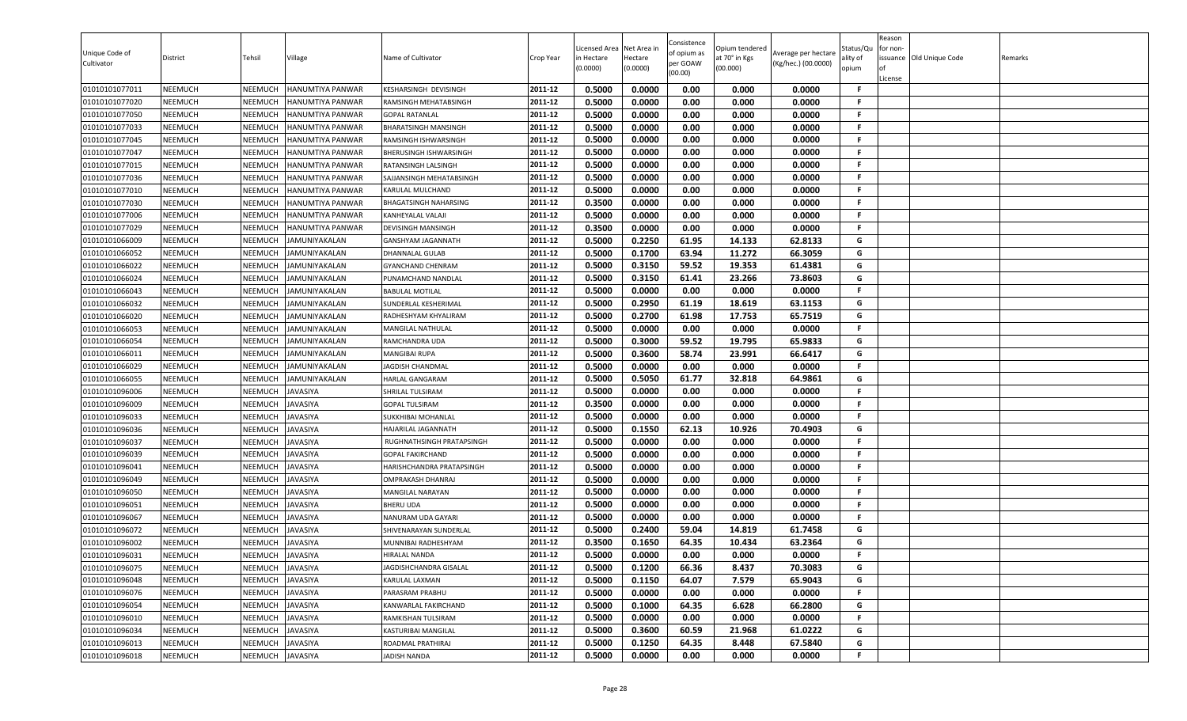| Unique Code of Cultivator | District | Tehsil | Village | Name of Cultivator | Crop Year | Licensed Area in Hectare (0.0000) | Net Area in Hectare (0.0000) | Consistence of opium as per GOAW (00.00) | Opium tendered at 70° in Kgs (00.000) | Average per hectare (Kg/hec.) (00.0000) | Status/Quality of opium | Reason for non-issuance of License | Old Unique Code | Remarks |
|---|---|---|---|---|---|---|---|---|---|---|---|---|---|---|
| 01010101077011 | NEEMUCH | NEEMUCH | HANUMTIYA PANWAR | KESHARSINGH DEVISINGH | 2011-12 | 0.5000 | 0.0000 | 0.00 | 0.000 | 0.0000 | F | | | |
| 01010101077020 | NEEMUCH | NEEMUCH | HANUMTIYA PANWAR | RAMSINGH MEHATABSINGH | 2011-12 | 0.5000 | 0.0000 | 0.00 | 0.000 | 0.0000 | F | | | |
| 01010101077050 | NEEMUCH | NEEMUCH | HANUMTIYA PANWAR | GOPAL RATANLAL | 2011-12 | 0.5000 | 0.0000 | 0.00 | 0.000 | 0.0000 | F | | | |
| 01010101077033 | NEEMUCH | NEEMUCH | HANUMTIYA PANWAR | BHARATSINGH MANSINGH | 2011-12 | 0.5000 | 0.0000 | 0.00 | 0.000 | 0.0000 | F | | | |
| 01010101077045 | NEEMUCH | NEEMUCH | HANUMTIYA PANWAR | RAMSINGH ISHWARSINGH | 2011-12 | 0.5000 | 0.0000 | 0.00 | 0.000 | 0.0000 | F | | | |
| 01010101077047 | NEEMUCH | NEEMUCH | HANUMTIYA PANWAR | BHERUSINGH ISHWARSINGH | 2011-12 | 0.5000 | 0.0000 | 0.00 | 0.000 | 0.0000 | F | | | |
| 01010101077015 | NEEMUCH | NEEMUCH | HANUMTIYA PANWAR | RATANSINGH LALSINGH | 2011-12 | 0.5000 | 0.0000 | 0.00 | 0.000 | 0.0000 | F | | | |
| 01010101077036 | NEEMUCH | NEEMUCH | HANUMTIYA PANWAR | SAJJANSINGH MEHATABSINGH | 2011-12 | 0.5000 | 0.0000 | 0.00 | 0.000 | 0.0000 | F | | | |
| 01010101077010 | NEEMUCH | NEEMUCH | HANUMTIYA PANWAR | KARULAL MULCHAND | 2011-12 | 0.5000 | 0.0000 | 0.00 | 0.000 | 0.0000 | F | | | |
| 01010101077030 | NEEMUCH | NEEMUCH | HANUMTIYA PANWAR | BHAGATSINGH NAHARSING | 2011-12 | 0.3500 | 0.0000 | 0.00 | 0.000 | 0.0000 | F | | | |
| 01010101077006 | NEEMUCH | NEEMUCH | HANUMTIYA PANWAR | KANHEYALAL VALAJI | 2011-12 | 0.5000 | 0.0000 | 0.00 | 0.000 | 0.0000 | F | | | |
| 01010101077029 | NEEMUCH | NEEMUCH | HANUMTIYA PANWAR | DEVISINGH MANSINGH | 2011-12 | 0.3500 | 0.0000 | 0.00 | 0.000 | 0.0000 | F | | | |
| 01010101066009 | NEEMUCH | NEEMUCH | JAMUNIYAKALAN | GANSHYAM JAGANNATH | 2011-12 | 0.5000 | 0.2250 | 61.95 | 14.133 | 62.8133 | G | | | |
| 01010101066052 | NEEMUCH | NEEMUCH | JAMUNIYAKALAN | DHANNALAL GULAB | 2011-12 | 0.5000 | 0.1700 | 63.94 | 11.272 | 66.3059 | G | | | |
| 01010101066022 | NEEMUCH | NEEMUCH | JAMUNIYAKALAN | GYANCHAND CHENRAM | 2011-12 | 0.5000 | 0.3150 | 59.52 | 19.353 | 61.4381 | G | | | |
| 01010101066024 | NEEMUCH | NEEMUCH | JAMUNIYAKALAN | PUNAMCHAND NANDLAL | 2011-12 | 0.5000 | 0.3150 | 61.41 | 23.266 | 73.8603 | G | | | |
| 01010101066043 | NEEMUCH | NEEMUCH | JAMUNIYAKALAN | BABULAL MOTILAL | 2011-12 | 0.5000 | 0.0000 | 0.00 | 0.000 | 0.0000 | F | | | |
| 01010101066032 | NEEMUCH | NEEMUCH | JAMUNIYAKALAN | SUNDERLAL KESHERIMAL | 2011-12 | 0.5000 | 0.2950 | 61.19 | 18.619 | 63.1153 | G | | | |
| 01010101066020 | NEEMUCH | NEEMUCH | JAMUNIYAKALAN | RADHESHYAM KHYALIRAM | 2011-12 | 0.5000 | 0.2700 | 61.98 | 17.753 | 65.7519 | G | | | |
| 01010101066053 | NEEMUCH | NEEMUCH | JAMUNIYAKALAN | MANGILAL NATHULAL | 2011-12 | 0.5000 | 0.0000 | 0.00 | 0.000 | 0.0000 | F | | | |
| 01010101066054 | NEEMUCH | NEEMUCH | JAMUNIYAKALAN | RAMCHANDRA UDA | 2011-12 | 0.5000 | 0.3000 | 59.52 | 19.795 | 65.9833 | G | | | |
| 01010101066011 | NEEMUCH | NEEMUCH | JAMUNIYAKALAN | MANGIBAI RUPA | 2011-12 | 0.5000 | 0.3600 | 58.74 | 23.991 | 66.6417 | G | | | |
| 01010101066029 | NEEMUCH | NEEMUCH | JAMUNIYAKALAN | JAGDISH CHANDMAL | 2011-12 | 0.5000 | 0.0000 | 0.00 | 0.000 | 0.0000 | F | | | |
| 01010101066055 | NEEMUCH | NEEMUCH | JAMUNIYAKALAN | HARLAL GANGARAM | 2011-12 | 0.5000 | 0.5050 | 61.77 | 32.818 | 64.9861 | G | | | |
| 01010101096006 | NEEMUCH | NEEMUCH | JAVASIYA | SHRILAL TULSIRAM | 2011-12 | 0.5000 | 0.0000 | 0.00 | 0.000 | 0.0000 | F | | | |
| 01010101096009 | NEEMUCH | NEEMUCH | JAVASIYA | GOPAL TULSIRAM | 2011-12 | 0.3500 | 0.0000 | 0.00 | 0.000 | 0.0000 | F | | | |
| 01010101096033 | NEEMUCH | NEEMUCH | JAVASIYA | SUKKHIBAI MOHANLAL | 2011-12 | 0.5000 | 0.0000 | 0.00 | 0.000 | 0.0000 | F | | | |
| 01010101096036 | NEEMUCH | NEEMUCH | JAVASIYA | HAJARILAL JAGANNATH | 2011-12 | 0.5000 | 0.1550 | 62.13 | 10.926 | 70.4903 | G | | | |
| 01010101096037 | NEEMUCH | NEEMUCH | JAVASIYA | RUGHNATHSINGH PRATAPSINGH | 2011-12 | 0.5000 | 0.0000 | 0.00 | 0.000 | 0.0000 | F | | | |
| 01010101096039 | NEEMUCH | NEEMUCH | JAVASIYA | GOPAL FAKIRCHAND | 2011-12 | 0.5000 | 0.0000 | 0.00 | 0.000 | 0.0000 | F | | | |
| 01010101096041 | NEEMUCH | NEEMUCH | JAVASIYA | HARISHCHANDRA PRATAPSINGH | 2011-12 | 0.5000 | 0.0000 | 0.00 | 0.000 | 0.0000 | F | | | |
| 01010101096049 | NEEMUCH | NEEMUCH | JAVASIYA | OMPRAKASH DHANRAJ | 2011-12 | 0.5000 | 0.0000 | 0.00 | 0.000 | 0.0000 | F | | | |
| 01010101096050 | NEEMUCH | NEEMUCH | JAVASIYA | MANGILAL NARAYAN | 2011-12 | 0.5000 | 0.0000 | 0.00 | 0.000 | 0.0000 | F | | | |
| 01010101096051 | NEEMUCH | NEEMUCH | JAVASIYA | BHERU UDA | 2011-12 | 0.5000 | 0.0000 | 0.00 | 0.000 | 0.0000 | F | | | |
| 01010101096067 | NEEMUCH | NEEMUCH | JAVASIYA | NANURAM UDA GAYARI | 2011-12 | 0.5000 | 0.0000 | 0.00 | 0.000 | 0.0000 | F | | | |
| 01010101096072 | NEEMUCH | NEEMUCH | JAVASIYA | SHIVENARAYAN SUNDERLAL | 2011-12 | 0.5000 | 0.2400 | 59.04 | 14.819 | 61.7458 | G | | | |
| 01010101096002 | NEEMUCH | NEEMUCH | JAVASIYA | MUNNIBAI RADHESHYAM | 2011-12 | 0.3500 | 0.1650 | 64.35 | 10.434 | 63.2364 | G | | | |
| 01010101096031 | NEEMUCH | NEEMUCH | JAVASIYA | HIRALAL NANDA | 2011-12 | 0.5000 | 0.0000 | 0.00 | 0.000 | 0.0000 | F | | | |
| 01010101096075 | NEEMUCH | NEEMUCH | JAVASIYA | JAGDISHCHANDRA GISALAL | 2011-12 | 0.5000 | 0.1200 | 66.36 | 8.437 | 70.3083 | G | | | |
| 01010101096048 | NEEMUCH | NEEMUCH | JAVASIYA | KARULAL LAXMAN | 2011-12 | 0.5000 | 0.1150 | 64.07 | 7.579 | 65.9043 | G | | | |
| 01010101096076 | NEEMUCH | NEEMUCH | JAVASIYA | PARASRAM PRABHU | 2011-12 | 0.5000 | 0.0000 | 0.00 | 0.000 | 0.0000 | F | | | |
| 01010101096054 | NEEMUCH | NEEMUCH | JAVASIYA | KANWARLAL FAKIRCHAND | 2011-12 | 0.5000 | 0.1000 | 64.35 | 6.628 | 66.2800 | G | | | |
| 01010101096010 | NEEMUCH | NEEMUCH | JAVASIYA | RAMKISHAN TULSIRAM | 2011-12 | 0.5000 | 0.0000 | 0.00 | 0.000 | 0.0000 | F | | | |
| 01010101096034 | NEEMUCH | NEEMUCH | JAVASIYA | KASTURIBAI MANGILAL | 2011-12 | 0.5000 | 0.3600 | 60.59 | 21.968 | 61.0222 | G | | | |
| 01010101096013 | NEEMUCH | NEEMUCH | JAVASIYA | ROADMAL PRATHIRAJ | 2011-12 | 0.5000 | 0.1250 | 64.35 | 8.448 | 67.5840 | G | | | |
| 01010101096018 | NEEMUCH | NEEMUCH | JAVASIYA | JADISH NANDA | 2011-12 | 0.5000 | 0.0000 | 0.00 | 0.000 | 0.0000 | F | | | |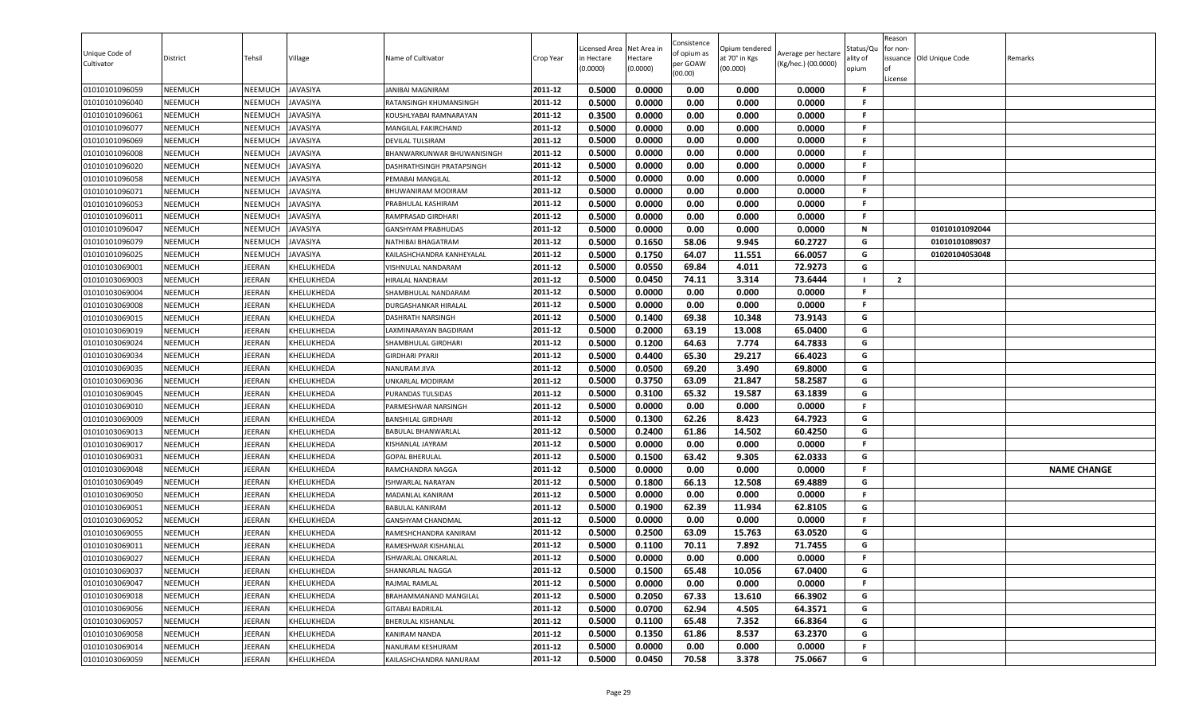| Unique Code of Cultivator | District | Tehsil | Village | Name of Cultivator | Crop Year | Licensed Area in Hectare (0.0000) | Net Area in Hectare (0.0000) | Consistence of opium as per GOAW (00.00) | Opium tendered at 70° in Kgs (00.000) | Average per hectare (Kg/hec.) (00.0000) | Status/Quality of opium | Reason for non-issuance of License | Old Unique Code | Remarks |
|---|---|---|---|---|---|---|---|---|---|---|---|---|---|---|
| 01010101096059 | NEEMUCH | NEEMUCH | JAVASIYA | JANIBAI MAGNIRAM | 2011-12 | 0.5000 | 0.0000 | 0.00 | 0.000 | 0.0000 | F | | | |
| 01010101096040 | NEEMUCH | NEEMUCH | JAVASIYA | RATANSINGH KHUMANSINGH | 2011-12 | 0.5000 | 0.0000 | 0.00 | 0.000 | 0.0000 | F | | | |
| 01010101096061 | NEEMUCH | NEEMUCH | JAVASIYA | KOUSHLYABAI RAMNARAYAN | 2011-12 | 0.3500 | 0.0000 | 0.00 | 0.000 | 0.0000 | F | | | |
| 01010101096077 | NEEMUCH | NEEMUCH | JAVASIYA | MANGILAL FAKIRCHAND | 2011-12 | 0.5000 | 0.0000 | 0.00 | 0.000 | 0.0000 | F | | | |
| 01010101096069 | NEEMUCH | NEEMUCH | JAVASIYA | DEVILAL TULSIRAM | 2011-12 | 0.5000 | 0.0000 | 0.00 | 0.000 | 0.0000 | F | | | |
| 01010101096008 | NEEMUCH | NEEMUCH | JAVASIYA | BHANWARKUNWAR BHUWANISINGH | 2011-12 | 0.5000 | 0.0000 | 0.00 | 0.000 | 0.0000 | F | | | |
| 01010101096020 | NEEMUCH | NEEMUCH | JAVASIYA | DASHRATHSINGH PRATAPSINGH | 2011-12 | 0.5000 | 0.0000 | 0.00 | 0.000 | 0.0000 | F | | | |
| 01010101096058 | NEEMUCH | NEEMUCH | JAVASIYA | PEMABAI MANGILAL | 2011-12 | 0.5000 | 0.0000 | 0.00 | 0.000 | 0.0000 | F | | | |
| 01010101096071 | NEEMUCH | NEEMUCH | JAVASIYA | BHUWANIRAM MODIRAM | 2011-12 | 0.5000 | 0.0000 | 0.00 | 0.000 | 0.0000 | F | | | |
| 01010101096053 | NEEMUCH | NEEMUCH | JAVASIYA | PRABHULAL KASHIRAM | 2011-12 | 0.5000 | 0.0000 | 0.00 | 0.000 | 0.0000 | F | | | |
| 01010101096011 | NEEMUCH | NEEMUCH | JAVASIYA | RAMPRASAD GIRDHARI | 2011-12 | 0.5000 | 0.0000 | 0.00 | 0.000 | 0.0000 | F | | | |
| 01010101096047 | NEEMUCH | NEEMUCH | JAVASIYA | GANSHYAM PRABHUDAS | 2011-12 | 0.5000 | 0.0000 | 0.00 | 0.000 | 0.0000 | N | | 01010101092044 | |
| 01010101096079 | NEEMUCH | NEEMUCH | JAVASIYA | NATHIBAI BHAGATRAM | 2011-12 | 0.5000 | 0.1650 | 58.06 | 9.945 | 60.2727 | G | | 01010101089037 | |
| 01010101096025 | NEEMUCH | NEEMUCH | JAVASIYA | KAILASHCHANDRA KANHEYALAL | 2011-12 | 0.5000 | 0.1750 | 64.07 | 11.551 | 66.0057 | G | | 01020104053048 | |
| 01010103069001 | NEEMUCH | JEERAN | KHELUKHEDA | VISHNULAL NANDARAM | 2011-12 | 0.5000 | 0.0550 | 69.84 | 4.011 | 72.9273 | G | | | |
| 01010103069003 | NEEMUCH | JEERAN | KHELUKHEDA | HIRALAL NANDRAM | 2011-12 | 0.5000 | 0.0450 | 74.11 | 3.314 | 73.6444 | I | 2 | | |
| 01010103069004 | NEEMUCH | JEERAN | KHELUKHEDA | SHAMBHULAL NANDARAM | 2011-12 | 0.5000 | 0.0000 | 0.00 | 0.000 | 0.0000 | F | | | |
| 01010103069008 | NEEMUCH | JEERAN | KHELUKHEDA | DURGASHANKAR HIRALAL | 2011-12 | 0.5000 | 0.0000 | 0.00 | 0.000 | 0.0000 | F | | | |
| 01010103069015 | NEEMUCH | JEERAN | KHELUKHEDA | DASHRATH NARSINGH | 2011-12 | 0.5000 | 0.1400 | 69.38 | 10.348 | 73.9143 | G | | | |
| 01010103069019 | NEEMUCH | JEERAN | KHELUKHEDA | LAXMINARAYAN BAGDIRAM | 2011-12 | 0.5000 | 0.2000 | 63.19 | 13.008 | 65.0400 | G | | | |
| 01010103069024 | NEEMUCH | JEERAN | KHELUKHEDA | SHAMBHULAL GIRDHARI | 2011-12 | 0.5000 | 0.1200 | 64.63 | 7.774 | 64.7833 | G | | | |
| 01010103069034 | NEEMUCH | JEERAN | KHELUKHEDA | GIRDHARI PYARJI | 2011-12 | 0.5000 | 0.4400 | 65.30 | 29.217 | 66.4023 | G | | | |
| 01010103069035 | NEEMUCH | JEERAN | KHELUKHEDA | NANURAM JIVA | 2011-12 | 0.5000 | 0.0500 | 69.20 | 3.490 | 69.8000 | G | | | |
| 01010103069036 | NEEMUCH | JEERAN | KHELUKHEDA | UNKARLAL MODIRAM | 2011-12 | 0.5000 | 0.3750 | 63.09 | 21.847 | 58.2587 | G | | | |
| 01010103069045 | NEEMUCH | JEERAN | KHELUKHEDA | PURANDAS TULSIDAS | 2011-12 | 0.5000 | 0.3100 | 65.32 | 19.587 | 63.1839 | G | | | |
| 01010103069010 | NEEMUCH | JEERAN | KHELUKHEDA | PARMESHWAR NARSINGH | 2011-12 | 0.5000 | 0.0000 | 0.00 | 0.000 | 0.0000 | F | | | |
| 01010103069009 | NEEMUCH | JEERAN | KHELUKHEDA | BANSHILAL GIRDHARI | 2011-12 | 0.5000 | 0.1300 | 62.26 | 8.423 | 64.7923 | G | | | |
| 01010103069013 | NEEMUCH | JEERAN | KHELUKHEDA | BABULAL BHANWARLAL | 2011-12 | 0.5000 | 0.2400 | 61.86 | 14.502 | 60.4250 | G | | | |
| 01010103069017 | NEEMUCH | JEERAN | KHELUKHEDA | KISHANLAL JAYRAM | 2011-12 | 0.5000 | 0.0000 | 0.00 | 0.000 | 0.0000 | F | | | |
| 01010103069031 | NEEMUCH | JEERAN | KHELUKHEDA | GOPAL BHERULAL | 2011-12 | 0.5000 | 0.1500 | 63.42 | 9.305 | 62.0333 | G | | | |
| 01010103069048 | NEEMUCH | JEERAN | KHELUKHEDA | RAMCHANDRA NAGGA | 2011-12 | 0.5000 | 0.0000 | 0.00 | 0.000 | 0.0000 | F | | | NAME CHANGE |
| 01010103069049 | NEEMUCH | JEERAN | KHELUKHEDA | ISHWARLAL NARAYAN | 2011-12 | 0.5000 | 0.1800 | 66.13 | 12.508 | 69.4889 | G | | | |
| 01010103069050 | NEEMUCH | JEERAN | KHELUKHEDA | MADANLAL KANIRAM | 2011-12 | 0.5000 | 0.0000 | 0.00 | 0.000 | 0.0000 | F | | | |
| 01010103069051 | NEEMUCH | JEERAN | KHELUKHEDA | BABULAL KANIRAM | 2011-12 | 0.5000 | 0.1900 | 62.39 | 11.934 | 62.8105 | G | | | |
| 01010103069052 | NEEMUCH | JEERAN | KHELUKHEDA | GANSHYAM CHANDMAL | 2011-12 | 0.5000 | 0.0000 | 0.00 | 0.000 | 0.0000 | F | | | |
| 01010103069055 | NEEMUCH | JEERAN | KHELUKHEDA | RAMESHCHANDRA KANIRAM | 2011-12 | 0.5000 | 0.2500 | 63.09 | 15.763 | 63.0520 | G | | | |
| 01010103069011 | NEEMUCH | JEERAN | KHELUKHEDA | RAMESHWAR KISHANLAL | 2011-12 | 0.5000 | 0.1100 | 70.11 | 7.892 | 71.7455 | G | | | |
| 01010103069027 | NEEMUCH | JEERAN | KHELUKHEDA | ISHWARLAL ONKARLAL | 2011-12 | 0.5000 | 0.0000 | 0.00 | 0.000 | 0.0000 | F | | | |
| 01010103069037 | NEEMUCH | JEERAN | KHELUKHEDA | SHANKARLAL NAGGA | 2011-12 | 0.5000 | 0.1500 | 65.48 | 10.056 | 67.0400 | G | | | |
| 01010103069047 | NEEMUCH | JEERAN | KHELUKHEDA | RAJMAL RAMLAL | 2011-12 | 0.5000 | 0.0000 | 0.00 | 0.000 | 0.0000 | F | | | |
| 01010103069018 | NEEMUCH | JEERAN | KHELUKHEDA | BRAHAMMANAND MANGILAL | 2011-12 | 0.5000 | 0.2050 | 67.33 | 13.610 | 66.3902 | G | | | |
| 01010103069056 | NEEMUCH | JEERAN | KHELUKHEDA | GITABAI BADRILAL | 2011-12 | 0.5000 | 0.0700 | 62.94 | 4.505 | 64.3571 | G | | | |
| 01010103069057 | NEEMUCH | JEERAN | KHELUKHEDA | BHERULAL KISHANLAL | 2011-12 | 0.5000 | 0.1100 | 65.48 | 7.352 | 66.8364 | G | | | |
| 01010103069058 | NEEMUCH | JEERAN | KHELUKHEDA | KANIRAM NANDA | 2011-12 | 0.5000 | 0.1350 | 61.86 | 8.537 | 63.2370 | G | | | |
| 01010103069014 | NEEMUCH | JEERAN | KHELUKHEDA | NANURAM KESHURAM | 2011-12 | 0.5000 | 0.0000 | 0.00 | 0.000 | 0.0000 | F | | | |
| 01010103069059 | NEEMUCH | JEERAN | KHELUKHEDA | KAILASHCHANDRA NANURAM | 2011-12 | 0.5000 | 0.0450 | 70.58 | 3.378 | 75.0667 | G | | | |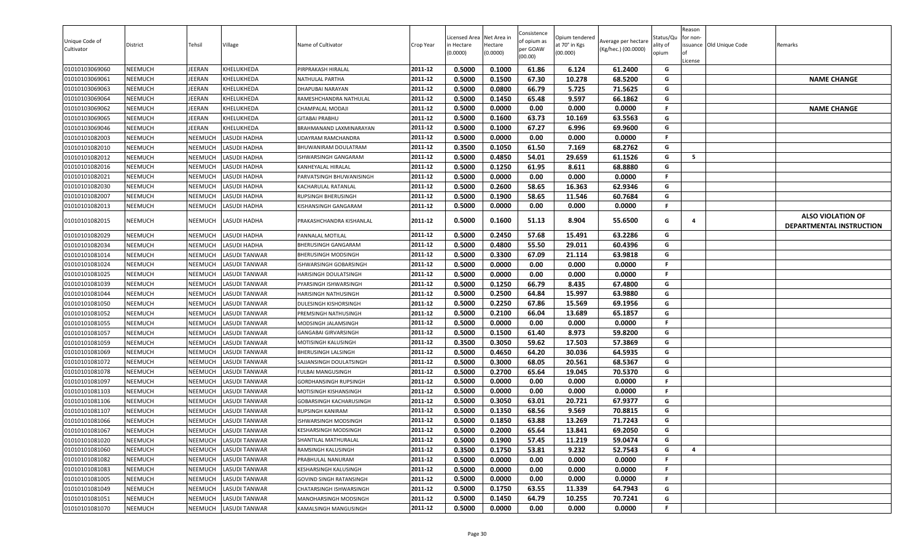| Unique Code of Cultivator | District | Tehsil | Village | Name of Cultivator | Crop Year | Licensed Area in Hectare (0.0000) | Net Area in Hectare (0.0000) | Consistence of opium as per GOAW (00.00) | Opium tendered at 70° in Kgs (00.000) | Average per hectare (Kg/hec.) (00.0000) | Status/Quality of opium | Reason for non-issuance of License | Old Unique Code | Remarks |
|---|---|---|---|---|---|---|---|---|---|---|---|---|---|---|
| 01010103069060 | NEEMUCH | JEERAN | KHELUKHEDA | PIRPRAKASH HIRALAL | 2011-12 | 0.5000 | 0.1000 | 61.86 | 6.124 | 61.2400 | G | | | |
| 01010103069061 | NEEMUCH | JEERAN | KHELUKHEDA | NATHULAL PARTHA | 2011-12 | 0.5000 | 0.1500 | 67.30 | 10.278 | 68.5200 | G | | | NAME CHANGE |
| 01010103069063 | NEEMUCH | JEERAN | KHELUKHEDA | DHAPUBAI NARAYAN | 2011-12 | 0.5000 | 0.0800 | 66.79 | 5.725 | 71.5625 | G | | | |
| 01010103069064 | NEEMUCH | JEERAN | KHELUKHEDA | RAMESHCHANDRA NATHULAL | 2011-12 | 0.5000 | 0.1450 | 65.48 | 9.597 | 66.1862 | G | | | |
| 01010103069062 | NEEMUCH | JEERAN | KHELUKHEDA | CHAMPALAL MODAJI | 2011-12 | 0.5000 | 0.0000 | 0.00 | 0.000 | 0.0000 | F | | | NAME CHANGE |
| 01010103069065 | NEEMUCH | JEERAN | KHELUKHEDA | GITABAI PRABHU | 2011-12 | 0.5000 | 0.1600 | 63.73 | 10.169 | 63.5563 | G | | | |
| 01010103069046 | NEEMUCH | JEERAN | KHELUKHEDA | BRAHMANAND LAXMINARAYAN | 2011-12 | 0.5000 | 0.1000 | 67.27 | 6.996 | 69.9600 | G | | | |
| 01010101082003 | NEEMUCH | NEEMUCH | LASUDI HADHA | UDAYRAM RAMCHANDRA | 2011-12 | 0.5000 | 0.0000 | 0.00 | 0.000 | 0.0000 | F | | | |
| 01010101082010 | NEEMUCH | NEEMUCH | LASUDI HADHA | BHUWANIRAM DOULATRAM | 2011-12 | 0.3500 | 0.1050 | 61.50 | 7.169 | 68.2762 | G | | | |
| 01010101082012 | NEEMUCH | NEEMUCH | LASUDI HADHA | ISHWARSINGH GANGARAM | 2011-12 | 0.5000 | 0.4850 | 54.01 | 29.659 | 61.1526 | G | 5 | | |
| 01010101082016 | NEEMUCH | NEEMUCH | LASUDI HADHA | KANHEYALAL HIRALAL | 2011-12 | 0.5000 | 0.1250 | 61.95 | 8.611 | 68.8880 | G | | | |
| 01010101082021 | NEEMUCH | NEEMUCH | LASUDI HADHA | PARVATSINGH BHUWANISINGH | 2011-12 | 0.5000 | 0.0000 | 0.00 | 0.000 | 0.0000 | F | | | |
| 01010101082030 | NEEMUCH | NEEMUCH | LASUDI HADHA | KACHARULAL RATANLAL | 2011-12 | 0.5000 | 0.2600 | 58.65 | 16.363 | 62.9346 | G | | | |
| 01010101082007 | NEEMUCH | NEEMUCH | LASUDI HADHA | RUPSINGH BHERUSINGH | 2011-12 | 0.5000 | 0.1900 | 58.65 | 11.546 | 60.7684 | G | | | |
| 01010101082013 | NEEMUCH | NEEMUCH | LASUDI HADHA | KISHANSINGH GANGARAM | 2011-12 | 0.5000 | 0.0000 | 0.00 | 0.000 | 0.0000 | F | | | |
| 01010101082015 | NEEMUCH | NEEMUCH | LASUDI HADHA | PRAKASHCHANDRA KISHANLAL | 2011-12 | 0.5000 | 0.1600 | 51.13 | 8.904 | 55.6500 | G | 4 | | ALSO VIOLATION OF DEPARTMENTAL INSTRUCTION |
| 01010101082029 | NEEMUCH | NEEMUCH | LASUDI HADHA | PANNALAL MOTILAL | 2011-12 | 0.5000 | 0.2450 | 57.68 | 15.491 | 63.2286 | G | | | |
| 01010101082034 | NEEMUCH | NEEMUCH | LASUDI HADHA | BHERUSINGH GANGARAM | 2011-12 | 0.5000 | 0.4800 | 55.50 | 29.011 | 60.4396 | G | | | |
| 01010101081014 | NEEMUCH | NEEMUCH | LASUDI TANWAR | BHERUSINGH MODSINGH | 2011-12 | 0.5000 | 0.3300 | 67.09 | 21.114 | 63.9818 | G | | | |
| 01010101081024 | NEEMUCH | NEEMUCH | LASUDI TANWAR | ISHWARSINGH GOBARSINGH | 2011-12 | 0.5000 | 0.0000 | 0.00 | 0.000 | 0.0000 | F | | | |
| 01010101081025 | NEEMUCH | NEEMUCH | LASUDI TANWAR | HARISINGH DOULATSINGH | 2011-12 | 0.5000 | 0.0000 | 0.00 | 0.000 | 0.0000 | F | | | |
| 01010101081039 | NEEMUCH | NEEMUCH | LASUDI TANWAR | PYARSINGH ISHWARSINGH | 2011-12 | 0.5000 | 0.1250 | 66.79 | 8.435 | 67.4800 | G | | | |
| 01010101081044 | NEEMUCH | NEEMUCH | LASUDI TANWAR | HARISINGH NATHUSINGH | 2011-12 | 0.5000 | 0.2500 | 64.84 | 15.997 | 63.9880 | G | | | |
| 01010101081050 | NEEMUCH | NEEMUCH | LASUDI TANWAR | DULESINGH KISHORSINGH | 2011-12 | 0.5000 | 0.2250 | 67.86 | 15.569 | 69.1956 | G | | | |
| 01010101081052 | NEEMUCH | NEEMUCH | LASUDI TANWAR | PREMSINGH NATHUSINGH | 2011-12 | 0.5000 | 0.2100 | 66.04 | 13.689 | 65.1857 | G | | | |
| 01010101081055 | NEEMUCH | NEEMUCH | LASUDI TANWAR | MODSINGH JALAMSINGH | 2011-12 | 0.5000 | 0.0000 | 0.00 | 0.000 | 0.0000 | F | | | |
| 01010101081057 | NEEMUCH | NEEMUCH | LASUDI TANWAR | GANGABAI GIRVARSINGH | 2011-12 | 0.5000 | 0.1500 | 61.40 | 8.973 | 59.8200 | G | | | |
| 01010101081059 | NEEMUCH | NEEMUCH | LASUDI TANWAR | MOTISINGH KALUSINGH | 2011-12 | 0.3500 | 0.3050 | 59.62 | 17.503 | 57.3869 | G | | | |
| 01010101081069 | NEEMUCH | NEEMUCH | LASUDI TANWAR | BHERUSINGH LALSINGH | 2011-12 | 0.5000 | 0.4650 | 64.20 | 30.036 | 64.5935 | G | | | |
| 01010101081072 | NEEMUCH | NEEMUCH | LASUDI TANWAR | SAJJANSINGH DOULATSINGH | 2011-12 | 0.5000 | 0.3000 | 68.05 | 20.561 | 68.5367 | G | | | |
| 01010101081078 | NEEMUCH | NEEMUCH | LASUDI TANWAR | FULBAI MANGUSINGH | 2011-12 | 0.5000 | 0.2700 | 65.64 | 19.045 | 70.5370 | G | | | |
| 01010101081097 | NEEMUCH | NEEMUCH | LASUDI TANWAR | GORDHANSINGH RUPSINGH | 2011-12 | 0.5000 | 0.0000 | 0.00 | 0.000 | 0.0000 | F | | | |
| 01010101081103 | NEEMUCH | NEEMUCH | LASUDI TANWAR | MOTISINGH KISHANSINGH | 2011-12 | 0.5000 | 0.0000 | 0.00 | 0.000 | 0.0000 | F | | | |
| 01010101081106 | NEEMUCH | NEEMUCH | LASUDI TANWAR | GOBARSINGH KACHARUSINGH | 2011-12 | 0.5000 | 0.3050 | 63.01 | 20.721 | 67.9377 | G | | | |
| 01010101081107 | NEEMUCH | NEEMUCH | LASUDI TANWAR | RUPSINGH KANIRAM | 2011-12 | 0.5000 | 0.1350 | 68.56 | 9.569 | 70.8815 | G | | | |
| 01010101081066 | NEEMUCH | NEEMUCH | LASUDI TANWAR | ISHWARSINGH MODSINGH | 2011-12 | 0.5000 | 0.1850 | 63.88 | 13.269 | 71.7243 | G | | | |
| 01010101081067 | NEEMUCH | NEEMUCH | LASUDI TANWAR | KESHARSINGH MODSINGH | 2011-12 | 0.5000 | 0.2000 | 65.64 | 13.841 | 69.2050 | G | | | |
| 01010101081020 | NEEMUCH | NEEMUCH | LASUDI TANWAR | SHANTILAL MATHURALAL | 2011-12 | 0.5000 | 0.1900 | 57.45 | 11.219 | 59.0474 | G | | | |
| 01010101081060 | NEEMUCH | NEEMUCH | LASUDI TANWAR | RAMSINGH KALUSINGH | 2011-12 | 0.3500 | 0.1750 | 53.81 | 9.232 | 52.7543 | G | 4 | | |
| 01010101081082 | NEEMUCH | NEEMUCH | LASUDI TANWAR | PRABHULAL NANURAM | 2011-12 | 0.5000 | 0.0000 | 0.00 | 0.000 | 0.0000 | F | | | |
| 01010101081083 | NEEMUCH | NEEMUCH | LASUDI TANWAR | KESHARSINGH KALUSINGH | 2011-12 | 0.5000 | 0.0000 | 0.00 | 0.000 | 0.0000 | F | | | |
| 01010101081005 | NEEMUCH | NEEMUCH | LASUDI TANWAR | GOVIND SINGH RATANSINGH | 2011-12 | 0.5000 | 0.0000 | 0.00 | 0.000 | 0.0000 | F | | | |
| 01010101081049 | NEEMUCH | NEEMUCH | LASUDI TANWAR | CHATARSINGH ISHWARSINGH | 2011-12 | 0.5000 | 0.1750 | 63.55 | 11.339 | 64.7943 | G | | | |
| 01010101081051 | NEEMUCH | NEEMUCH | LASUDI TANWAR | MANOHARSINGH MODSINGH | 2011-12 | 0.5000 | 0.1450 | 64.79 | 10.255 | 70.7241 | G | | | |
| 01010101081070 | NEEMUCH | NEEMUCH | LASUDI TANWAR | KAMALSINGH MANGUSINGH | 2011-12 | 0.5000 | 0.0000 | 0.00 | 0.000 | 0.0000 | F | | | |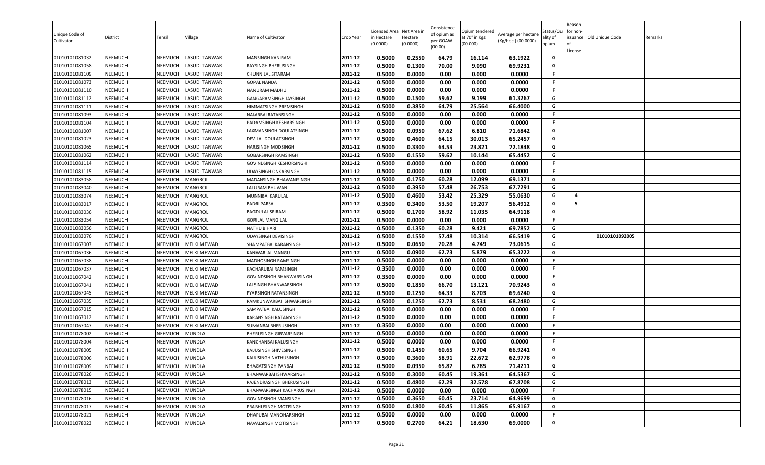| Unique Code of Cultivator | District | Tehsil | Village | Name of Cultivator | Crop Year | Licensed Area in Hectare (0.0000) | Net Area in Hectare (0.0000) | Consistence of opium as per GOAW (00.00) | Opium tendered at 70° in Kgs (00.000) | Average per hectare (Kg/hec.) (00.0000) | Status/Quality of opium | Reason for non-issuance of License | Old Unique Code | Remarks |
|---|---|---|---|---|---|---|---|---|---|---|---|---|---|---|
| 01010101081032 | NEEMUCH | NEEMUCH | LASUDI TANWAR | MANSINGH KANIRAM | 2011-12 | 0.5000 | 0.2550 | 64.79 | 16.114 | 63.1922 | G | | | |
| 01010101081058 | NEEMUCH | NEEMUCH | LASUDI TANWAR | RAYSINGH BHERUSINGH | 2011-12 | 0.5000 | 0.1300 | 70.00 | 9.090 | 69.9231 | G | | | |
| 01010101081109 | NEEMUCH | NEEMUCH | LASUDI TANWAR | CHUNNILAL SITARAM | 2011-12 | 0.5000 | 0.0000 | 0.00 | 0.000 | 0.0000 | F | | | |
| 01010101081073 | NEEMUCH | NEEMUCH | LASUDI TANWAR | GOPAL NANDA | 2011-12 | 0.5000 | 0.0000 | 0.00 | 0.000 | 0.0000 | F | | | |
| 01010101081110 | NEEMUCH | NEEMUCH | LASUDI TANWAR | NANURAM MADHU | 2011-12 | 0.5000 | 0.0000 | 0.00 | 0.000 | 0.0000 | F | | | |
| 01010101081112 | NEEMUCH | NEEMUCH | LASUDI TANWAR | GANGARAMSINGH JAYSINGH | 2011-12 | 0.5000 | 0.1500 | 59.62 | 9.199 | 61.3267 | G | | | |
| 01010101081111 | NEEMUCH | NEEMUCH | LASUDI TANWAR | HIMMATSINGH PREMSINGH | 2011-12 | 0.5000 | 0.3850 | 64.79 | 25.564 | 66.4000 | G | | | |
| 01010101081093 | NEEMUCH | NEEMUCH | LASUDI TANWAR | NAJARBAI RATANSINGH | 2011-12 | 0.5000 | 0.0000 | 0.00 | 0.000 | 0.0000 | F | | | |
| 01010101081104 | NEEMUCH | NEEMUCH | LASUDI TANWAR | PADAMSINGH KESHARSINGH | 2011-12 | 0.5000 | 0.0000 | 0.00 | 0.000 | 0.0000 | F | | | |
| 01010101081007 | NEEMUCH | NEEMUCH | LASUDI TANWAR | LAXMANSINGH DOULATSINGH | 2011-12 | 0.5000 | 0.0950 | 67.62 | 6.810 | 71.6842 | G | | | |
| 01010101081023 | NEEMUCH | NEEMUCH | LASUDI TANWAR | DEVILAL DOULATSINGH | 2011-12 | 0.5000 | 0.4600 | 64.15 | 30.013 | 65.2457 | G | | | |
| 01010101081065 | NEEMUCH | NEEMUCH | LASUDI TANWAR | HARISINGH MODSINGH | 2011-12 | 0.5000 | 0.3300 | 64.53 | 23.821 | 72.1848 | G | | | |
| 01010101081062 | NEEMUCH | NEEMUCH | LASUDI TANWAR | GOBARSINGH RAMSINGH | 2011-12 | 0.5000 | 0.1550 | 59.62 | 10.144 | 65.4452 | G | | | |
| 01010101081114 | NEEMUCH | NEEMUCH | LASUDI TANWAR | GOVINDSINGH KESHORSINGH | 2011-12 | 0.5000 | 0.0000 | 0.00 | 0.000 | 0.0000 | F | | | |
| 01010101081115 | NEEMUCH | NEEMUCH | LASUDI TANWAR | UDAYSINGH ONKARSINGH | 2011-12 | 0.5000 | 0.0000 | 0.00 | 0.000 | 0.0000 | F | | | |
| 01010101083058 | NEEMUCH | NEEMUCH | MANGROL | MADANSINGH BHAWANISINGH | 2011-12 | 0.5000 | 0.1750 | 60.28 | 12.099 | 69.1371 | G | | | |
| 01010101083040 | NEEMUCH | NEEMUCH | MANGROL | LALURAM BHUWAN | 2011-12 | 0.5000 | 0.3950 | 57.48 | 26.753 | 67.7291 | G | | | |
| 01010101083074 | NEEMUCH | NEEMUCH | MANGROL | MUNNIBAI KARULAL | 2011-12 | 0.5000 | 0.4600 | 53.42 | 25.329 | 55.0630 | G | 4 | | |
| 01010101083017 | NEEMUCH | NEEMUCH | MANGROL | BADRI PARSA | 2011-12 | 0.3500 | 0.3400 | 53.50 | 19.207 | 56.4912 | G | 5 | | |
| 01010101083036 | NEEMUCH | NEEMUCH | MANGROL | BAGDULAL SRIRAM | 2011-12 | 0.5000 | 0.1700 | 58.92 | 11.035 | 64.9118 | G | | | |
| 01010101083054 | NEEMUCH | NEEMUCH | MANGROL | GORILAL MANGILAL | 2011-12 | 0.5000 | 0.0000 | 0.00 | 0.000 | 0.0000 | F | | | |
| 01010101083056 | NEEMUCH | NEEMUCH | MANGROL | NATHU BIHARI | 2011-12 | 0.5000 | 0.1350 | 60.28 | 9.421 | 69.7852 | G | | | |
| 01010101083076 | NEEMUCH | NEEMUCH | MANGROL | UDAYSINGH DEVISINGH | 2011-12 | 0.5000 | 0.1550 | 57.48 | 10.314 | 66.5419 | G | | 01010101092005 | |
| 01010101067007 | NEEMUCH | NEEMUCH | MELKI MEWAD | SHAMPATBAI KARANSINGH | 2011-12 | 0.5000 | 0.0650 | 70.28 | 4.749 | 73.0615 | G | | | |
| 01010101067036 | NEEMUCH | NEEMUCH | MELKI MEWAD | KANWARLAL MANGU | 2011-12 | 0.5000 | 0.0900 | 62.73 | 5.879 | 65.3222 | G | | | |
| 01010101067038 | NEEMUCH | NEEMUCH | MELKI MEWAD | MADHOSINGH RAMSINGH | 2011-12 | 0.5000 | 0.0000 | 0.00 | 0.000 | 0.0000 | F | | | |
| 01010101067037 | NEEMUCH | NEEMUCH | MELKI MEWAD | KACHARUBAI RAMSINGH | 2011-12 | 0.3500 | 0.0000 | 0.00 | 0.000 | 0.0000 | F | | | |
| 01010101067042 | NEEMUCH | NEEMUCH | MELKI MEWAD | GOVINDSINGH BHANWARSINGH | 2011-12 | 0.3500 | 0.0000 | 0.00 | 0.000 | 0.0000 | F | | | |
| 01010101067041 | NEEMUCH | NEEMUCH | MELKI MEWAD | LALSINGH BHANWARSINGH | 2011-12 | 0.5000 | 0.1850 | 66.70 | 13.121 | 70.9243 | G | | | |
| 01010101067045 | NEEMUCH | NEEMUCH | MELKI MEWAD | PYARSINGH RATANSINGH | 2011-12 | 0.5000 | 0.1250 | 64.33 | 8.703 | 69.6240 | G | | | |
| 01010101067035 | NEEMUCH | NEEMUCH | MELKI MEWAD | RAMKUNWARBAI ISHWARSINGH | 2011-12 | 0.5000 | 0.1250 | 62.73 | 8.531 | 68.2480 | G | | | |
| 01010101067015 | NEEMUCH | NEEMUCH | MELKI MEWAD | SAMPATBAI KALUSINGH | 2011-12 | 0.5000 | 0.0000 | 0.00 | 0.000 | 0.0000 | F | | | |
| 01010101067012 | NEEMUCH | NEEMUCH | MELKI MEWAD | KARANSINGH RATANSINGH | 2011-12 | 0.5000 | 0.0000 | 0.00 | 0.000 | 0.0000 | F | | | |
| 01010101067047 | NEEMUCH | NEEMUCH | MELKI MEWAD | SUMANBAI BHERUSINGH | 2011-12 | 0.3500 | 0.0000 | 0.00 | 0.000 | 0.0000 | F | | | |
| 01010101078002 | NEEMUCH | NEEMUCH | MUNDLA | BHERUSINGH GIRVARSINGH | 2011-12 | 0.5000 | 0.0000 | 0.00 | 0.000 | 0.0000 | F | | | |
| 01010101078004 | NEEMUCH | NEEMUCH | MUNDLA | KANCHANBAI KALUSINGH | 2011-12 | 0.5000 | 0.0000 | 0.00 | 0.000 | 0.0000 | F | | | |
| 01010101078005 | NEEMUCH | NEEMUCH | MUNDLA | BALUSINGH SHIVESINGH | 2011-12 | 0.5000 | 0.1450 | 60.65 | 9.704 | 66.9241 | G | | | |
| 01010101078006 | NEEMUCH | NEEMUCH | MUNDLA | KALUSINGH NATHUSINGH | 2011-12 | 0.5000 | 0.3600 | 58.91 | 22.672 | 62.9778 | G | | | |
| 01010101078009 | NEEMUCH | NEEMUCH | MUNDLA | BHAGATSINGH PANBAI | 2011-12 | 0.5000 | 0.0950 | 65.87 | 6.785 | 71.4211 | G | | | |
| 01010101078026 | NEEMUCH | NEEMUCH | MUNDLA | BHANWARBAI ISHWARSINGH | 2011-12 | 0.5000 | 0.3000 | 60.45 | 19.361 | 64.5367 | G | | | |
| 01010101078013 | NEEMUCH | NEEMUCH | MUNDLA | RAJENDRASINGH BHERUSINGH | 2011-12 | 0.5000 | 0.4800 | 62.29 | 32.578 | 67.8708 | G | | | |
| 01010101078015 | NEEMUCH | NEEMUCH | MUNDLA | BHANWARSINGH KACHARUSINGH | 2011-12 | 0.5000 | 0.0000 | 0.00 | 0.000 | 0.0000 | F | | | |
| 01010101078016 | NEEMUCH | NEEMUCH | MUNDLA | GOVINDSINGH MANSINGH | 2011-12 | 0.5000 | 0.3650 | 60.45 | 23.714 | 64.9699 | G | | | |
| 01010101078017 | NEEMUCH | NEEMUCH | MUNDLA | PRABHUSINGH MOTISINGH | 2011-12 | 0.5000 | 0.1800 | 60.45 | 11.865 | 65.9167 | G | | | |
| 01010101078021 | NEEMUCH | NEEMUCH | MUNDLA | DHAPUBAI MANOHARSINGH | 2011-12 | 0.5000 | 0.0000 | 0.00 | 0.000 | 0.0000 | F | | | |
| 01010101078023 | NEEMUCH | NEEMUCH | MUNDLA | NAVALSINGH MOTISINGH | 2011-12 | 0.5000 | 0.2700 | 64.21 | 18.630 | 69.0000 | G | | | |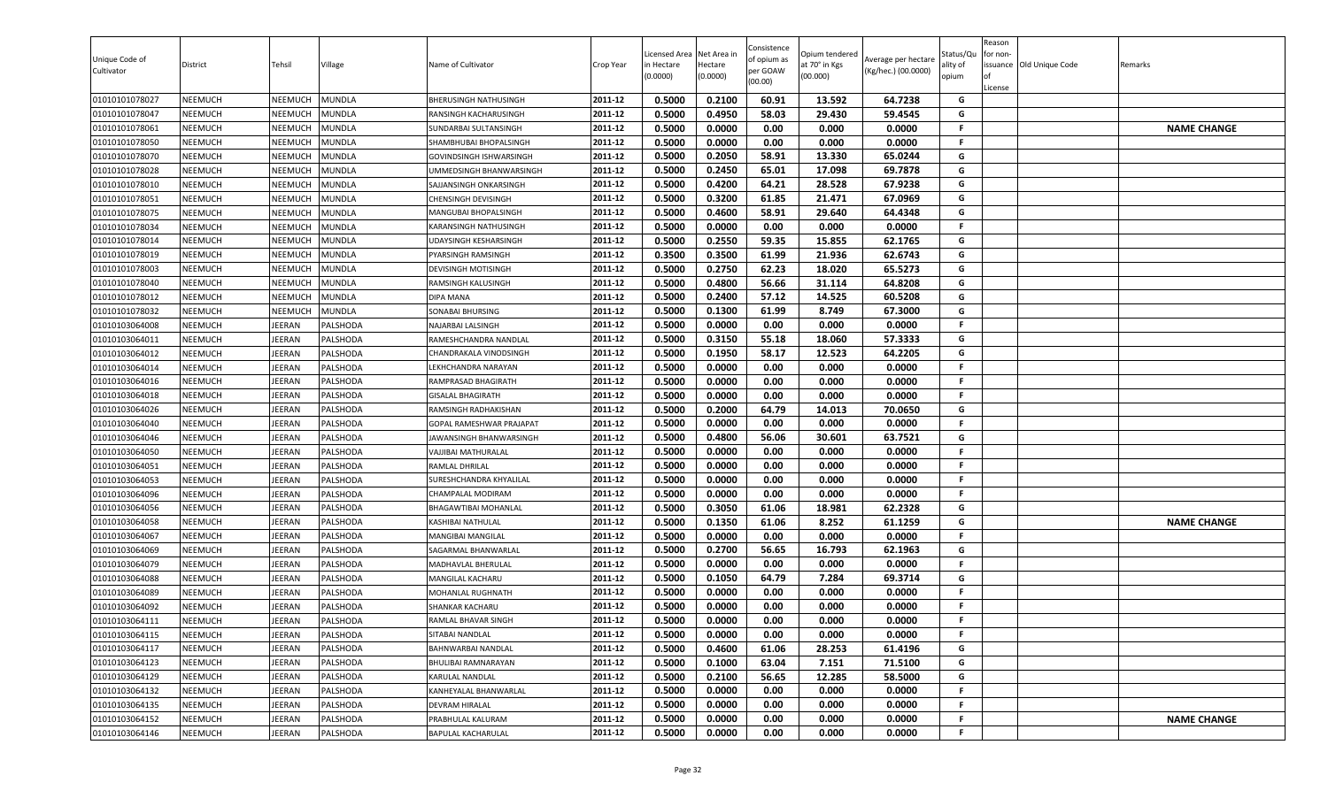| Unique Code of Cultivator | District | Tehsil | Village | Name of Cultivator | Crop Year | Licensed Area in Hectare (0.0000) | Net Area in Hectare (0.0000) | Consistence of opium as per GOAW (00.00) | Opium tendered at 70° in Kgs (00.000) | Average per hectare (Kg/hec.) (00.0000) | Status/Quality of opium | Reason for non-issuance of License | Old Unique Code | Remarks |
|---|---|---|---|---|---|---|---|---|---|---|---|---|---|---|
| 01010101078027 | NEEMUCH | NEEMUCH | MUNDLA | BHERUSINGH NATHUSINGH | 2011-12 | 0.5000 | 0.2100 | 60.91 | 13.592 | 64.7238 | G | | | |
| 01010101078047 | NEEMUCH | NEEMUCH | MUNDLA | RANSINGH KACHARUSINGH | 2011-12 | 0.5000 | 0.4950 | 58.03 | 29.430 | 59.4545 | G | | | |
| 01010101078061 | NEEMUCH | NEEMUCH | MUNDLA | SUNDARBAI SULTANSINGH | 2011-12 | 0.5000 | 0.0000 | 0.00 | 0.000 | 0.0000 | F | | | NAME CHANGE |
| 01010101078050 | NEEMUCH | NEEMUCH | MUNDLA | SHAMBHUBAI BHOPALSINGH | 2011-12 | 0.5000 | 0.0000 | 0.00 | 0.000 | 0.0000 | F | | | |
| 01010101078070 | NEEMUCH | NEEMUCH | MUNDLA | GOVINDSINGH ISHWARSINGH | 2011-12 | 0.5000 | 0.2050 | 58.91 | 13.330 | 65.0244 | G | | | |
| 01010101078028 | NEEMUCH | NEEMUCH | MUNDLA | UMMEDSINGH BHANWARSINGH | 2011-12 | 0.5000 | 0.2450 | 65.01 | 17.098 | 69.7878 | G | | | |
| 01010101078010 | NEEMUCH | NEEMUCH | MUNDLA | SAJJANSINGH ONKARSINGH | 2011-12 | 0.5000 | 0.4200 | 64.21 | 28.528 | 67.9238 | G | | | |
| 01010101078051 | NEEMUCH | NEEMUCH | MUNDLA | CHENSINGH DEVISINGH | 2011-12 | 0.5000 | 0.3200 | 61.85 | 21.471 | 67.0969 | G | | | |
| 01010101078075 | NEEMUCH | NEEMUCH | MUNDLA | MANGUBAI BHOPALSINGH | 2011-12 | 0.5000 | 0.4600 | 58.91 | 29.640 | 64.4348 | G | | | |
| 01010101078034 | NEEMUCH | NEEMUCH | MUNDLA | KARANSINGH NATHUSINGH | 2011-12 | 0.5000 | 0.0000 | 0.00 | 0.000 | 0.0000 | F | | | |
| 01010101078014 | NEEMUCH | NEEMUCH | MUNDLA | UDAYSINGH KESHARSINGH | 2011-12 | 0.5000 | 0.2550 | 59.35 | 15.855 | 62.1765 | G | | | |
| 01010101078019 | NEEMUCH | NEEMUCH | MUNDLA | PYARSINGH RAMSINGH | 2011-12 | 0.3500 | 0.3500 | 61.99 | 21.936 | 62.6743 | G | | | |
| 01010101078003 | NEEMUCH | NEEMUCH | MUNDLA | DEVISINGH MOTISINGH | 2011-12 | 0.5000 | 0.2750 | 62.23 | 18.020 | 65.5273 | G | | | |
| 01010101078040 | NEEMUCH | NEEMUCH | MUNDLA | RAMSINGH KALUSINGH | 2011-12 | 0.5000 | 0.4800 | 56.66 | 31.114 | 64.8208 | G | | | |
| 01010101078012 | NEEMUCH | NEEMUCH | MUNDLA | DIPA MANA | 2011-12 | 0.5000 | 0.2400 | 57.12 | 14.525 | 60.5208 | G | | | |
| 01010101078032 | NEEMUCH | NEEMUCH | MUNDLA | SONABAI BHURSING | 2011-12 | 0.5000 | 0.1300 | 61.99 | 8.749 | 67.3000 | G | | | |
| 01010103064008 | NEEMUCH | JEERAN | PALSHODA | NAJARBAI LALSINGH | 2011-12 | 0.5000 | 0.0000 | 0.00 | 0.000 | 0.0000 | F | | | |
| 01010103064011 | NEEMUCH | JEERAN | PALSHODA | RAMESHCHANDRA NANDLAL | 2011-12 | 0.5000 | 0.3150 | 55.18 | 18.060 | 57.3333 | G | | | |
| 01010103064012 | NEEMUCH | JEERAN | PALSHODA | CHANDRAKALA VINODSINGH | 2011-12 | 0.5000 | 0.1950 | 58.17 | 12.523 | 64.2205 | G | | | |
| 01010103064014 | NEEMUCH | JEERAN | PALSHODA | LEKHCHANDRA NARAYAN | 2011-12 | 0.5000 | 0.0000 | 0.00 | 0.000 | 0.0000 | F | | | |
| 01010103064016 | NEEMUCH | JEERAN | PALSHODA | RAMPRASAD BHAGIRATH | 2011-12 | 0.5000 | 0.0000 | 0.00 | 0.000 | 0.0000 | F | | | |
| 01010103064018 | NEEMUCH | JEERAN | PALSHODA | GISALAL BHAGIRATH | 2011-12 | 0.5000 | 0.0000 | 0.00 | 0.000 | 0.0000 | F | | | |
| 01010103064026 | NEEMUCH | JEERAN | PALSHODA | RAMSINGH RADHAKISHAN | 2011-12 | 0.5000 | 0.2000 | 64.79 | 14.013 | 70.0650 | G | | | |
| 01010103064040 | NEEMUCH | JEERAN | PALSHODA | GOPAL RAMESHWAR PRAJAPAT | 2011-12 | 0.5000 | 0.0000 | 0.00 | 0.000 | 0.0000 | F | | | |
| 01010103064046 | NEEMUCH | JEERAN | PALSHODA | JAWANSINGH BHANWARSINGH | 2011-12 | 0.5000 | 0.4800 | 56.06 | 30.601 | 63.7521 | G | | | |
| 01010103064050 | NEEMUCH | JEERAN | PALSHODA | VAJJIBAI MATHURALAL | 2011-12 | 0.5000 | 0.0000 | 0.00 | 0.000 | 0.0000 | F | | | |
| 01010103064051 | NEEMUCH | JEERAN | PALSHODA | RAMLAL DHRILAL | 2011-12 | 0.5000 | 0.0000 | 0.00 | 0.000 | 0.0000 | F | | | |
| 01010103064053 | NEEMUCH | JEERAN | PALSHODA | SURESHCHANDRA KHYALILAL | 2011-12 | 0.5000 | 0.0000 | 0.00 | 0.000 | 0.0000 | F | | | |
| 01010103064096 | NEEMUCH | JEERAN | PALSHODA | CHAMPALAL MODIRAM | 2011-12 | 0.5000 | 0.0000 | 0.00 | 0.000 | 0.0000 | F | | | |
| 01010103064056 | NEEMUCH | JEERAN | PALSHODA | BHAGAWTIBAI MOHANLAL | 2011-12 | 0.5000 | 0.3050 | 61.06 | 18.981 | 62.2328 | G | | | |
| 01010103064058 | NEEMUCH | JEERAN | PALSHODA | KASHIBAI NATHULAL | 2011-12 | 0.5000 | 0.1350 | 61.06 | 8.252 | 61.1259 | G | | | NAME CHANGE |
| 01010103064067 | NEEMUCH | JEERAN | PALSHODA | MANGIBAI MANGILAL | 2011-12 | 0.5000 | 0.0000 | 0.00 | 0.000 | 0.0000 | F | | | |
| 01010103064069 | NEEMUCH | JEERAN | PALSHODA | SAGARMAL BHANWARLAL | 2011-12 | 0.5000 | 0.2700 | 56.65 | 16.793 | 62.1963 | G | | | |
| 01010103064079 | NEEMUCH | JEERAN | PALSHODA | MADHAVLAL BHERULAL | 2011-12 | 0.5000 | 0.0000 | 0.00 | 0.000 | 0.0000 | F | | | |
| 01010103064088 | NEEMUCH | JEERAN | PALSHODA | MANGILAL KACHARU | 2011-12 | 0.5000 | 0.1050 | 64.79 | 7.284 | 69.3714 | G | | | |
| 01010103064089 | NEEMUCH | JEERAN | PALSHODA | MOHANLAL RUGHNATH | 2011-12 | 0.5000 | 0.0000 | 0.00 | 0.000 | 0.0000 | F | | | |
| 01010103064092 | NEEMUCH | JEERAN | PALSHODA | SHANKAR KACHARU | 2011-12 | 0.5000 | 0.0000 | 0.00 | 0.000 | 0.0000 | F | | | |
| 01010103064111 | NEEMUCH | JEERAN | PALSHODA | RAMLAL BHAVAR SINGH | 2011-12 | 0.5000 | 0.0000 | 0.00 | 0.000 | 0.0000 | F | | | |
| 01010103064115 | NEEMUCH | JEERAN | PALSHODA | SITABAI NANDLAL | 2011-12 | 0.5000 | 0.0000 | 0.00 | 0.000 | 0.0000 | F | | | |
| 01010103064117 | NEEMUCH | JEERAN | PALSHODA | BAHNWARBAI NANDLAL | 2011-12 | 0.5000 | 0.4600 | 61.06 | 28.253 | 61.4196 | G | | | |
| 01010103064123 | NEEMUCH | JEERAN | PALSHODA | BHULIBAI RAMNARAYAN | 2011-12 | 0.5000 | 0.1000 | 63.04 | 7.151 | 71.5100 | G | | | |
| 01010103064129 | NEEMUCH | JEERAN | PALSHODA | KARULAL NANDLAL | 2011-12 | 0.5000 | 0.2100 | 56.65 | 12.285 | 58.5000 | G | | | |
| 01010103064132 | NEEMUCH | JEERAN | PALSHODA | KANHEYALAL BHANWARLAL | 2011-12 | 0.5000 | 0.0000 | 0.00 | 0.000 | 0.0000 | F | | | |
| 01010103064135 | NEEMUCH | JEERAN | PALSHODA | DEVRAM HIRALAL | 2011-12 | 0.5000 | 0.0000 | 0.00 | 0.000 | 0.0000 | F | | | |
| 01010103064152 | NEEMUCH | JEERAN | PALSHODA | PRABHULAL KALURAM | 2011-12 | 0.5000 | 0.0000 | 0.00 | 0.000 | 0.0000 | F | | | NAME CHANGE |
| 01010103064146 | NEEMUCH | JEERAN | PALSHODA | BAPULAL KACHARULAL | 2011-12 | 0.5000 | 0.0000 | 0.00 | 0.000 | 0.0000 | F | | | |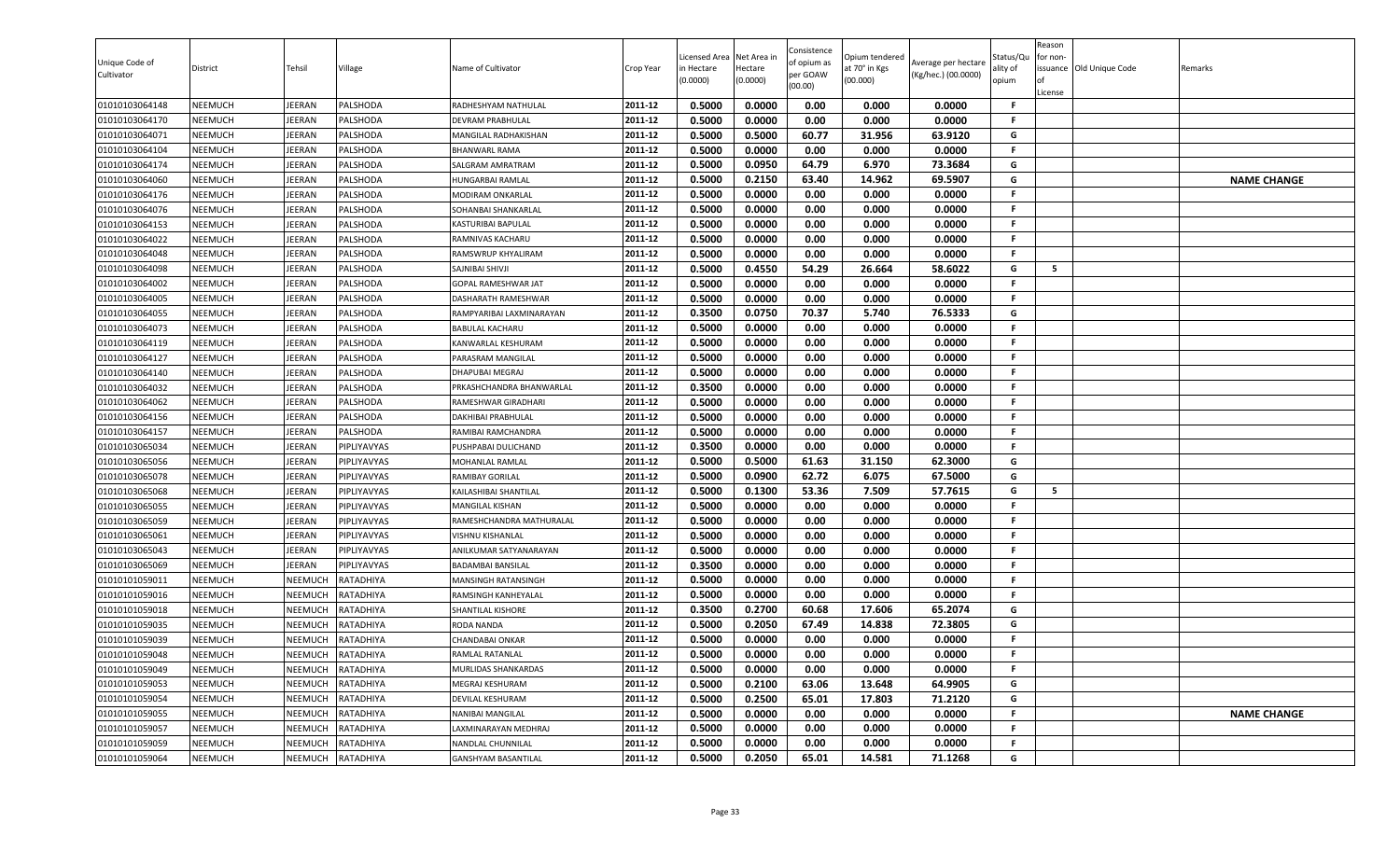| Unique Code of Cultivator | District | Tehsil | Village | Name of Cultivator | Crop Year | Licensed Area in Hectare (0.0000) | Net Area in Hectare (0.0000) | Consistence of opium as per GOAW (00.00) | Opium tendered at 70° in Kgs (00.000) | Average per hectare (Kg/hec.) (00.0000) | Status/Quality of opium | Reason for non-issuance of License | Old Unique Code | Remarks |
|---|---|---|---|---|---|---|---|---|---|---|---|---|---|---|
| 01010103064148 | NEEMUCH | JEERAN | PALSHODA | RADHESHYAM NATHULAL | 2011-12 | 0.5000 | 0.0000 | 0.00 | 0.000 | 0.0000 | F | | | |
| 01010103064170 | NEEMUCH | JEERAN | PALSHODA | DEVRAM PRABHULAL | 2011-12 | 0.5000 | 0.0000 | 0.00 | 0.000 | 0.0000 | F | | | |
| 01010103064071 | NEEMUCH | JEERAN | PALSHODA | MANGILAL RADHAKISHAN | 2011-12 | 0.5000 | 0.5000 | 60.77 | 31.956 | 63.9120 | G | | | |
| 01010103064104 | NEEMUCH | JEERAN | PALSHODA | BHANWARL RAMA | 2011-12 | 0.5000 | 0.0000 | 0.00 | 0.000 | 0.0000 | F | | | |
| 01010103064174 | NEEMUCH | JEERAN | PALSHODA | SALGRAM AMRATRAM | 2011-12 | 0.5000 | 0.0950 | 64.79 | 6.970 | 73.3684 | G | | | |
| 01010103064060 | NEEMUCH | JEERAN | PALSHODA | HUNGARBAI RAMLAL | 2011-12 | 0.5000 | 0.2150 | 63.40 | 14.962 | 69.5907 | G | | | NAME CHANGE |
| 01010103064176 | NEEMUCH | JEERAN | PALSHODA | MODIRAM ONKARLAL | 2011-12 | 0.5000 | 0.0000 | 0.00 | 0.000 | 0.0000 | F | | | |
| 01010103064076 | NEEMUCH | JEERAN | PALSHODA | SOHANBAI SHANKARLAL | 2011-12 | 0.5000 | 0.0000 | 0.00 | 0.000 | 0.0000 | F | | | |
| 01010103064153 | NEEMUCH | JEERAN | PALSHODA | KASTURIBAI BAPULAL | 2011-12 | 0.5000 | 0.0000 | 0.00 | 0.000 | 0.0000 | F | | | |
| 01010103064022 | NEEMUCH | JEERAN | PALSHODA | RAMNIVAS KACHARU | 2011-12 | 0.5000 | 0.0000 | 0.00 | 0.000 | 0.0000 | F | | | |
| 01010103064048 | NEEMUCH | JEERAN | PALSHODA | RAMSWRUP KHYALIRAM | 2011-12 | 0.5000 | 0.0000 | 0.00 | 0.000 | 0.0000 | F | | | |
| 01010103064098 | NEEMUCH | JEERAN | PALSHODA | SAJNIBAI SHIVJI | 2011-12 | 0.5000 | 0.4550 | 54.29 | 26.664 | 58.6022 | G | 5 | | |
| 01010103064002 | NEEMUCH | JEERAN | PALSHODA | GOPAL RAMESHWAR JAT | 2011-12 | 0.5000 | 0.0000 | 0.00 | 0.000 | 0.0000 | F | | | |
| 01010103064005 | NEEMUCH | JEERAN | PALSHODA | DASHARATH RAMESHWAR | 2011-12 | 0.5000 | 0.0000 | 0.00 | 0.000 | 0.0000 | F | | | |
| 01010103064055 | NEEMUCH | JEERAN | PALSHODA | RAMPYARIBAI LAXMINARAYAN | 2011-12 | 0.3500 | 0.0750 | 70.37 | 5.740 | 76.5333 | G | | | |
| 01010103064073 | NEEMUCH | JEERAN | PALSHODA | BABULAL KACHARU | 2011-12 | 0.5000 | 0.0000 | 0.00 | 0.000 | 0.0000 | F | | | |
| 01010103064119 | NEEMUCH | JEERAN | PALSHODA | KANWARLAL KESHURAM | 2011-12 | 0.5000 | 0.0000 | 0.00 | 0.000 | 0.0000 | F | | | |
| 01010103064127 | NEEMUCH | JEERAN | PALSHODA | PARASRAM MANGILAL | 2011-12 | 0.5000 | 0.0000 | 0.00 | 0.000 | 0.0000 | F | | | |
| 01010103064140 | NEEMUCH | JEERAN | PALSHODA | DHAPUBAI MEGRAJ | 2011-12 | 0.5000 | 0.0000 | 0.00 | 0.000 | 0.0000 | F | | | |
| 01010103064032 | NEEMUCH | JEERAN | PALSHODA | PRKASHCHANDRA BHANWARLAL | 2011-12 | 0.3500 | 0.0000 | 0.00 | 0.000 | 0.0000 | F | | | |
| 01010103064062 | NEEMUCH | JEERAN | PALSHODA | RAMESHWAR GIRADHARI | 2011-12 | 0.5000 | 0.0000 | 0.00 | 0.000 | 0.0000 | F | | | |
| 01010103064156 | NEEMUCH | JEERAN | PALSHODA | DAKHIBAI PRABHULAL | 2011-12 | 0.5000 | 0.0000 | 0.00 | 0.000 | 0.0000 | F | | | |
| 01010103064157 | NEEMUCH | JEERAN | PALSHODA | RAMIBAI RAMCHANDRA | 2011-12 | 0.5000 | 0.0000 | 0.00 | 0.000 | 0.0000 | F | | | |
| 01010103065034 | NEEMUCH | JEERAN | PIPLIYAVYAS | PUSHPABAI DULICHAND | 2011-12 | 0.3500 | 0.0000 | 0.00 | 0.000 | 0.0000 | F | | | |
| 01010103065056 | NEEMUCH | JEERAN | PIPLIYAVYAS | MOHANLAL RAMLAL | 2011-12 | 0.5000 | 0.5000 | 61.63 | 31.150 | 62.3000 | G | | | |
| 01010103065078 | NEEMUCH | JEERAN | PIPLIYAVYAS | RAMIBAY GORILAL | 2011-12 | 0.5000 | 0.0900 | 62.72 | 6.075 | 67.5000 | G | | | |
| 01010103065068 | NEEMUCH | JEERAN | PIPLIYAVYAS | KAILASHIBAI SHANTILAL | 2011-12 | 0.5000 | 0.1300 | 53.36 | 7.509 | 57.7615 | G | 5 | | |
| 01010103065055 | NEEMUCH | JEERAN | PIPLIYAVYAS | MANGILAL KISHAN | 2011-12 | 0.5000 | 0.0000 | 0.00 | 0.000 | 0.0000 | F | | | |
| 01010103065059 | NEEMUCH | JEERAN | PIPLIYAVYAS | RAMESHCHANDRA MATHURALAL | 2011-12 | 0.5000 | 0.0000 | 0.00 | 0.000 | 0.0000 | F | | | |
| 01010103065061 | NEEMUCH | JEERAN | PIPLIYAVYAS | VISHNU KISHANLAL | 2011-12 | 0.5000 | 0.0000 | 0.00 | 0.000 | 0.0000 | F | | | |
| 01010103065043 | NEEMUCH | JEERAN | PIPLIYAVYAS | ANILKUMAR SATYANARAYAN | 2011-12 | 0.5000 | 0.0000 | 0.00 | 0.000 | 0.0000 | F | | | |
| 01010103065069 | NEEMUCH | JEERAN | PIPLIYAVYAS | BADAMBAI BANSILAL | 2011-12 | 0.3500 | 0.0000 | 0.00 | 0.000 | 0.0000 | F | | | |
| 01010101059011 | NEEMUCH | NEEMUCH | RATADHIYA | MANSINGH RATANSINGH | 2011-12 | 0.5000 | 0.0000 | 0.00 | 0.000 | 0.0000 | F | | | |
| 01010101059016 | NEEMUCH | NEEMUCH | RATADHIYA | RAMSINGH KANHEYALAL | 2011-12 | 0.5000 | 0.0000 | 0.00 | 0.000 | 0.0000 | F | | | |
| 01010101059018 | NEEMUCH | NEEMUCH | RATADHIYA | SHANTILAL KISHORE | 2011-12 | 0.3500 | 0.2700 | 60.68 | 17.606 | 65.2074 | G | | | |
| 01010101059035 | NEEMUCH | NEEMUCH | RATADHIYA | RODA NANDA | 2011-12 | 0.5000 | 0.2050 | 67.49 | 14.838 | 72.3805 | G | | | |
| 01010101059039 | NEEMUCH | NEEMUCH | RATADHIYA | CHANDABAI ONKAR | 2011-12 | 0.5000 | 0.0000 | 0.00 | 0.000 | 0.0000 | F | | | |
| 01010101059048 | NEEMUCH | NEEMUCH | RATADHIYA | RAMLAL RATANLAL | 2011-12 | 0.5000 | 0.0000 | 0.00 | 0.000 | 0.0000 | F | | | |
| 01010101059049 | NEEMUCH | NEEMUCH | RATADHIYA | MURLIDAS SHANKARDAS | 2011-12 | 0.5000 | 0.0000 | 0.00 | 0.000 | 0.0000 | F | | | |
| 01010101059053 | NEEMUCH | NEEMUCH | RATADHIYA | MEGRAJ KESHURAM | 2011-12 | 0.5000 | 0.2100 | 63.06 | 13.648 | 64.9905 | G | | | |
| 01010101059054 | NEEMUCH | NEEMUCH | RATADHIYA | DEVILAL KESHURAM | 2011-12 | 0.5000 | 0.2500 | 65.01 | 17.803 | 71.2120 | G | | | |
| 01010101059055 | NEEMUCH | NEEMUCH | RATADHIYA | NANIBAI MANGILAL | 2011-12 | 0.5000 | 0.0000 | 0.00 | 0.000 | 0.0000 | F | | | NAME CHANGE |
| 01010101059057 | NEEMUCH | NEEMUCH | RATADHIYA | LAXMINARAYAN MEDHRAJ | 2011-12 | 0.5000 | 0.0000 | 0.00 | 0.000 | 0.0000 | F | | | |
| 01010101059059 | NEEMUCH | NEEMUCH | RATADHIYA | NANDLAL CHUNNILAL | 2011-12 | 0.5000 | 0.0000 | 0.00 | 0.000 | 0.0000 | F | | | |
| 01010101059064 | NEEMUCH | NEEMUCH | RATADHIYA | GANSHYAM BASANTILAL | 2011-12 | 0.5000 | 0.2050 | 65.01 | 14.581 | 71.1268 | G | | | |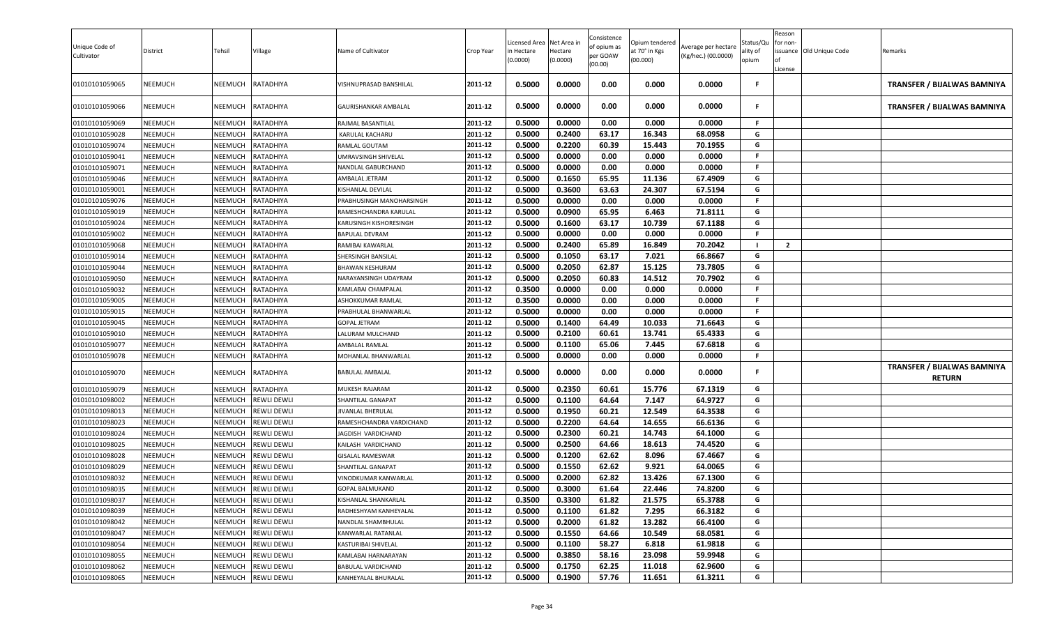| Unique Code of Cultivator | District | Tehsil | Village | Name of Cultivator | Crop Year | Licensed Area in Hectare (0.0000) | Net Area in Hectare (0.0000) | Consistence of opium as per GOAW (00.00) | Opium tendered at 70° in Kgs (00.000) | Average per hectare (Kg/hec.) (00.0000) | Status/Quality of opium | Reason for non-issuance of License | Old Unique Code | Remarks |
|---|---|---|---|---|---|---|---|---|---|---|---|---|---|---|
| 01010101059065 | NEEMUCH | NEEMUCH | RATADHIYA | VISHNUPRASAD BANSHILAL | 2011-12 | 0.5000 | 0.0000 | 0.00 | 0.000 | 0.0000 | F | | | TRANSFER / BIJALWAS BAMNIYA |
| 01010101059066 | NEEMUCH | NEEMUCH | RATADHIYA | GAURISHANKAR AMBALAL | 2011-12 | 0.5000 | 0.0000 | 0.00 | 0.000 | 0.0000 | F | | | TRANSFER / BIJALWAS BAMNIYA |
| 01010101059069 | NEEMUCH | NEEMUCH | RATADHIYA | RAJMAL BASANTILAL | 2011-12 | 0.5000 | 0.0000 | 0.00 | 0.000 | 0.0000 | F | | | |
| 01010101059028 | NEEMUCH | NEEMUCH | RATADHIYA | KARULAL KACHARU | 2011-12 | 0.5000 | 0.2400 | 63.17 | 16.343 | 68.0958 | G | | | |
| 01010101059074 | NEEMUCH | NEEMUCH | RATADHIYA | RAMLAL GOUTAM | 2011-12 | 0.5000 | 0.2200 | 60.39 | 15.443 | 70.1955 | G | | | |
| 01010101059041 | NEEMUCH | NEEMUCH | RATADHIYA | UMRAVSINGH SHIVELAL | 2011-12 | 0.5000 | 0.0000 | 0.00 | 0.000 | 0.0000 | F | | | |
| 01010101059071 | NEEMUCH | NEEMUCH | RATADHIYA | NANDLAL GABURCHAND | 2011-12 | 0.5000 | 0.0000 | 0.00 | 0.000 | 0.0000 | F | | | |
| 01010101059046 | NEEMUCH | NEEMUCH | RATADHIYA | AMBALAL JETRAM | 2011-12 | 0.5000 | 0.1650 | 65.95 | 11.136 | 67.4909 | G | | | |
| 01010101059001 | NEEMUCH | NEEMUCH | RATADHIYA | KISHANLAL DEVILAL | 2011-12 | 0.5000 | 0.3600 | 63.63 | 24.307 | 67.5194 | G | | | |
| 01010101059076 | NEEMUCH | NEEMUCH | RATADHIYA | PRABHUSINGH MANOHARSINGH | 2011-12 | 0.5000 | 0.0000 | 0.00 | 0.000 | 0.0000 | F | | | |
| 01010101059019 | NEEMUCH | NEEMUCH | RATADHIYA | RAMESHCHANDRA KARULAL | 2011-12 | 0.5000 | 0.0900 | 65.95 | 6.463 | 71.8111 | G | | | |
| 01010101059024 | NEEMUCH | NEEMUCH | RATADHIYA | KARUSINGH KISHORESINGH | 2011-12 | 0.5000 | 0.1600 | 63.17 | 10.739 | 67.1188 | G | | | |
| 01010101059002 | NEEMUCH | NEEMUCH | RATADHIYA | BAPULAL DEVRAM | 2011-12 | 0.5000 | 0.0000 | 0.00 | 0.000 | 0.0000 | F | | | |
| 01010101059068 | NEEMUCH | NEEMUCH | RATADHIYA | RAMIBAI KAWARLAL | 2011-12 | 0.5000 | 0.2400 | 65.89 | 16.849 | 70.2042 | I | 2 | | |
| 01010101059014 | NEEMUCH | NEEMUCH | RATADHIYA | SHERSINGH BANSILAL | 2011-12 | 0.5000 | 0.1050 | 63.17 | 7.021 | 66.8667 | G | | | |
| 01010101059044 | NEEMUCH | NEEMUCH | RATADHIYA | BHAWAN KESHURAM | 2011-12 | 0.5000 | 0.2050 | 62.87 | 15.125 | 73.7805 | G | | | |
| 01010101059050 | NEEMUCH | NEEMUCH | RATADHIYA | NARAYANSINGH UDAYRAM | 2011-12 | 0.5000 | 0.2050 | 60.83 | 14.512 | 70.7902 | G | | | |
| 01010101059032 | NEEMUCH | NEEMUCH | RATADHIYA | KAMLABAI CHAMPALAL | 2011-12 | 0.3500 | 0.0000 | 0.00 | 0.000 | 0.0000 | F | | | |
| 01010101059005 | NEEMUCH | NEEMUCH | RATADHIYA | ASHOKKUMAR RAMLAL | 2011-12 | 0.3500 | 0.0000 | 0.00 | 0.000 | 0.0000 | F | | | |
| 01010101059015 | NEEMUCH | NEEMUCH | RATADHIYA | PRABHULAL BHANWARLAL | 2011-12 | 0.5000 | 0.0000 | 0.00 | 0.000 | 0.0000 | F | | | |
| 01010101059045 | NEEMUCH | NEEMUCH | RATADHIYA | GOPAL JETRAM | 2011-12 | 0.5000 | 0.1400 | 64.49 | 10.033 | 71.6643 | G | | | |
| 01010101059010 | NEEMUCH | NEEMUCH | RATADHIYA | LALURAM MULCHAND | 2011-12 | 0.5000 | 0.2100 | 60.61 | 13.741 | 65.4333 | G | | | |
| 01010101059077 | NEEMUCH | NEEMUCH | RATADHIYA | AMBALAL RAMLAL | 2011-12 | 0.5000 | 0.1100 | 65.06 | 7.445 | 67.6818 | G | | | |
| 01010101059078 | NEEMUCH | NEEMUCH | RATADHIYA | MOHANLAL BHANWARLAL | 2011-12 | 0.5000 | 0.0000 | 0.00 | 0.000 | 0.0000 | F | | | |
| 01010101059070 | NEEMUCH | NEEMUCH | RATADHIYA | BABULAL AMBALAL | 2011-12 | 0.5000 | 0.0000 | 0.00 | 0.000 | 0.0000 | F | | | TRANSFER / BIJALWAS BAMNIYA RETURN |
| 01010101059079 | NEEMUCH | NEEMUCH | RATADHIYA | MUKESH RAJARAM | 2011-12 | 0.5000 | 0.2350 | 60.61 | 15.776 | 67.1319 | G | | | |
| 01010101098002 | NEEMUCH | NEEMUCH | REWLI DEWLI | SHANTILAL GANAPAT | 2011-12 | 0.5000 | 0.1100 | 64.64 | 7.147 | 64.9727 | G | | | |
| 01010101098013 | NEEMUCH | NEEMUCH | REWLI DEWLI | JIVANLAL BHERULAL | 2011-12 | 0.5000 | 0.1950 | 60.21 | 12.549 | 64.3538 | G | | | |
| 01010101098023 | NEEMUCH | NEEMUCH | REWLI DEWLI | RAMESHCHANDRA VARDICHAND | 2011-12 | 0.5000 | 0.2200 | 64.64 | 14.655 | 66.6136 | G | | | |
| 01010101098024 | NEEMUCH | NEEMUCH | REWLI DEWLI | JAGDISH VARDICHAND | 2011-12 | 0.5000 | 0.2300 | 60.21 | 14.743 | 64.1000 | G | | | |
| 01010101098025 | NEEMUCH | NEEMUCH | REWLI DEWLI | KAILASH VARDICHAND | 2011-12 | 0.5000 | 0.2500 | 64.66 | 18.613 | 74.4520 | G | | | |
| 01010101098028 | NEEMUCH | NEEMUCH | REWLI DEWLI | GISALAL RAMESWAR | 2011-12 | 0.5000 | 0.1200 | 62.62 | 8.096 | 67.4667 | G | | | |
| 01010101098029 | NEEMUCH | NEEMUCH | REWLI DEWLI | SHANTILAL GANAPAT | 2011-12 | 0.5000 | 0.1550 | 62.62 | 9.921 | 64.0065 | G | | | |
| 01010101098032 | NEEMUCH | NEEMUCH | REWLI DEWLI | VINODKUMAR KANWARLAL | 2011-12 | 0.5000 | 0.2000 | 62.82 | 13.426 | 67.1300 | G | | | |
| 01010101098035 | NEEMUCH | NEEMUCH | REWLI DEWLI | GOPAL BALMUKAND | 2011-12 | 0.5000 | 0.3000 | 61.64 | 22.446 | 74.8200 | G | | | |
| 01010101098037 | NEEMUCH | NEEMUCH | REWLI DEWLI | KISHANLAL SHANKARLAL | 2011-12 | 0.3500 | 0.3300 | 61.82 | 21.575 | 65.3788 | G | | | |
| 01010101098039 | NEEMUCH | NEEMUCH | REWLI DEWLI | RADHESHYAM KANHEYALAL | 2011-12 | 0.5000 | 0.1100 | 61.82 | 7.295 | 66.3182 | G | | | |
| 01010101098042 | NEEMUCH | NEEMUCH | REWLI DEWLI | NANDLAL SHAMBHULAL | 2011-12 | 0.5000 | 0.2000 | 61.82 | 13.282 | 66.4100 | G | | | |
| 01010101098047 | NEEMUCH | NEEMUCH | REWLI DEWLI | KANWARLAL RATANLAL | 2011-12 | 0.5000 | 0.1550 | 64.66 | 10.549 | 68.0581 | G | | | |
| 01010101098054 | NEEMUCH | NEEMUCH | REWLI DEWLI | KASTURIBAI SHIVELAL | 2011-12 | 0.5000 | 0.1100 | 58.27 | 6.818 | 61.9818 | G | | | |
| 01010101098055 | NEEMUCH | NEEMUCH | REWLI DEWLI | KAMLABAI HARNARAYAN | 2011-12 | 0.5000 | 0.3850 | 58.16 | 23.098 | 59.9948 | G | | | |
| 01010101098062 | NEEMUCH | NEEMUCH | REWLI DEWLI | BABULAL VARDICHAND | 2011-12 | 0.5000 | 0.1750 | 62.25 | 11.018 | 62.9600 | G | | | |
| 01010101098065 | NEEMUCH | NEEMUCH | REWLI DEWLI | KANHEYALAL BHURALAL | 2011-12 | 0.5000 | 0.1900 | 57.76 | 11.651 | 61.3211 | G | | | |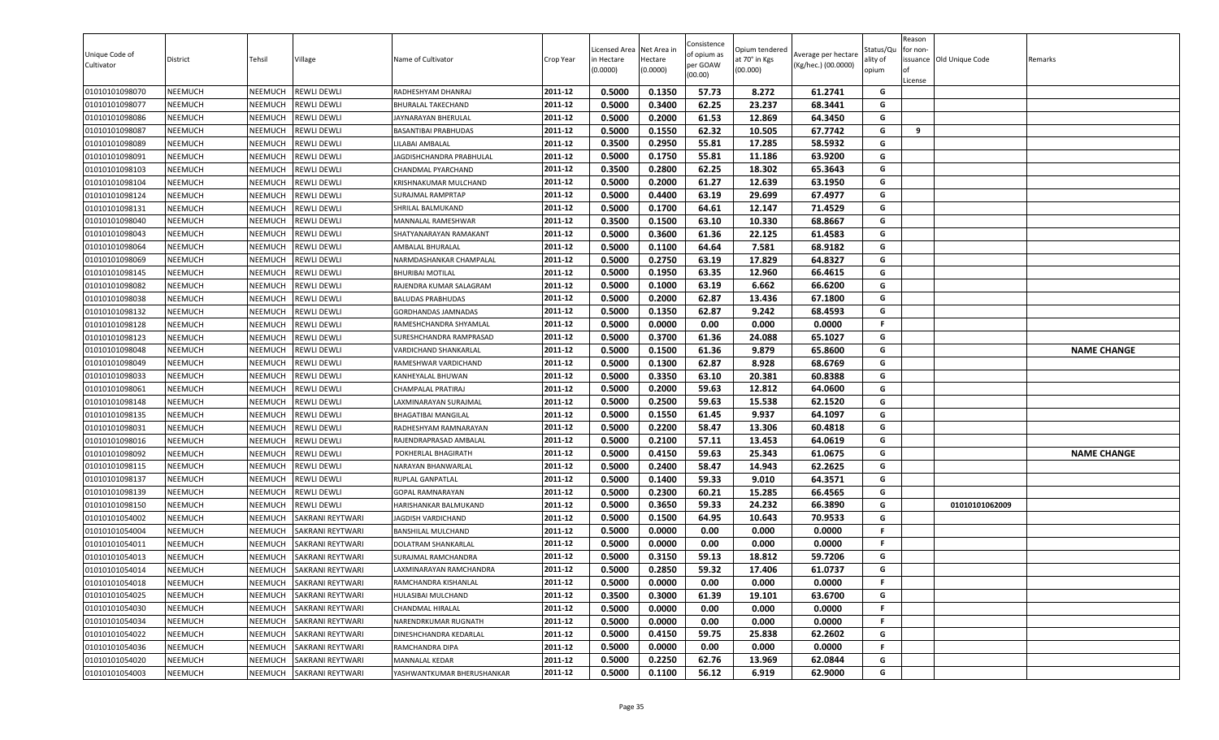| Unique Code of Cultivator | District | Tehsil | Village | Name of Cultivator | Crop Year | Licensed Area in Hectare (0.0000) | Net Area in Hectare (0.0000) | Consistence of opium as per GOAW (00.00) | Opium tendered at 70° in Kgs (00.000) | Average per hectare (Kg/hec.) (00.0000) | Status/Quality of opium | Reason for non-issuance of License | Old Unique Code | Remarks |
|---|---|---|---|---|---|---|---|---|---|---|---|---|---|---|
| 01010101098070 | NEEMUCH | NEEMUCH | REWLI DEWLI | RADHESHYAM DHANRAJ | 2011-12 | 0.5000 | 0.1350 | 57.73 | 8.272 | 61.2741 | G | | | |
| 01010101098077 | NEEMUCH | NEEMUCH | REWLI DEWLI | BHURALAL TAKECHAND | 2011-12 | 0.5000 | 0.3400 | 62.25 | 23.237 | 68.3441 | G | | | |
| 01010101098086 | NEEMUCH | NEEMUCH | REWLI DEWLI | JAYNARAYAN BHERULAL | 2011-12 | 0.5000 | 0.2000 | 61.53 | 12.869 | 64.3450 | G | | | |
| 01010101098087 | NEEMUCH | NEEMUCH | REWLI DEWLI | BASANTIBAI PRABHUDAS | 2011-12 | 0.5000 | 0.1550 | 62.32 | 10.505 | 67.7742 | G | 9 | | |
| 01010101098089 | NEEMUCH | NEEMUCH | REWLI DEWLI | LILABAI AMBALAL | 2011-12 | 0.3500 | 0.2950 | 55.81 | 17.285 | 58.5932 | G | | | |
| 01010101098091 | NEEMUCH | NEEMUCH | REWLI DEWLI | JAGDISHCHANDRA PRABHULAL | 2011-12 | 0.5000 | 0.1750 | 55.81 | 11.186 | 63.9200 | G | | | |
| 01010101098103 | NEEMUCH | NEEMUCH | REWLI DEWLI | CHANDMAL PYARCHAND | 2011-12 | 0.3500 | 0.2800 | 62.25 | 18.302 | 65.3643 | G | | | |
| 01010101098104 | NEEMUCH | NEEMUCH | REWLI DEWLI | KRISHNAKUMAR MULCHAND | 2011-12 | 0.5000 | 0.2000 | 61.27 | 12.639 | 63.1950 | G | | | |
| 01010101098124 | NEEMUCH | NEEMUCH | REWLI DEWLI | SURAJMAL RAMPRTAP | 2011-12 | 0.5000 | 0.4400 | 63.19 | 29.699 | 67.4977 | G | | | |
| 01010101098131 | NEEMUCH | NEEMUCH | REWLI DEWLI | SHRILAL BALMUKAND | 2011-12 | 0.5000 | 0.1700 | 64.61 | 12.147 | 71.4529 | G | | | |
| 01010101098040 | NEEMUCH | NEEMUCH | REWLI DEWLI | MANNALAL RAMESHWAR | 2011-12 | 0.3500 | 0.1500 | 63.10 | 10.330 | 68.8667 | G | | | |
| 01010101098043 | NEEMUCH | NEEMUCH | REWLI DEWLI | SHATYANARAYAN RAMAKANT | 2011-12 | 0.5000 | 0.3600 | 61.36 | 22.125 | 61.4583 | G | | | |
| 01010101098064 | NEEMUCH | NEEMUCH | REWLI DEWLI | AMBALAL BHURALAL | 2011-12 | 0.5000 | 0.1100 | 64.64 | 7.581 | 68.9182 | G | | | |
| 01010101098069 | NEEMUCH | NEEMUCH | REWLI DEWLI | NARMDASHANKAR CHAMPALAL | 2011-12 | 0.5000 | 0.2750 | 63.19 | 17.829 | 64.8327 | G | | | |
| 01010101098145 | NEEMUCH | NEEMUCH | REWLI DEWLI | BHURIBAI MOTILAL | 2011-12 | 0.5000 | 0.1950 | 63.35 | 12.960 | 66.4615 | G | | | |
| 01010101098082 | NEEMUCH | NEEMUCH | REWLI DEWLI | RAJENDRA KUMAR SALAGRAM | 2011-12 | 0.5000 | 0.1000 | 63.19 | 6.662 | 66.6200 | G | | | |
| 01010101098038 | NEEMUCH | NEEMUCH | REWLI DEWLI | BALUDAS PRABHUDAS | 2011-12 | 0.5000 | 0.2000 | 62.87 | 13.436 | 67.1800 | G | | | |
| 01010101098132 | NEEMUCH | NEEMUCH | REWLI DEWLI | GORDHANDAS JAMNADAS | 2011-12 | 0.5000 | 0.1350 | 62.87 | 9.242 | 68.4593 | G | | | |
| 01010101098128 | NEEMUCH | NEEMUCH | REWLI DEWLI | RAMESHCHANDRA SHYAMLAL | 2011-12 | 0.5000 | 0.0000 | 0.00 | 0.000 | 0.0000 | F | | | |
| 01010101098123 | NEEMUCH | NEEMUCH | REWLI DEWLI | SURESHCHANDRA RAMPRASAD | 2011-12 | 0.5000 | 0.3700 | 61.36 | 24.088 | 65.1027 | G | | | |
| 01010101098048 | NEEMUCH | NEEMUCH | REWLI DEWLI | VARDICHAND SHANKARLAL | 2011-12 | 0.5000 | 0.1500 | 61.36 | 9.879 | 65.8600 | G | | | NAME CHANGE |
| 01010101098049 | NEEMUCH | NEEMUCH | REWLI DEWLI | RAMESHWAR VARDICHAND | 2011-12 | 0.5000 | 0.1300 | 62.87 | 8.928 | 68.6769 | G | | | |
| 01010101098033 | NEEMUCH | NEEMUCH | REWLI DEWLI | KANHEYALAL BHUWAN | 2011-12 | 0.5000 | 0.3350 | 63.10 | 20.381 | 60.8388 | G | | | |
| 01010101098061 | NEEMUCH | NEEMUCH | REWLI DEWLI | CHAMPALAL PRATIRAJ | 2011-12 | 0.5000 | 0.2000 | 59.63 | 12.812 | 64.0600 | G | | | |
| 01010101098148 | NEEMUCH | NEEMUCH | REWLI DEWLI | LAXMINARAYAN SURAJMAL | 2011-12 | 0.5000 | 0.2500 | 59.63 | 15.538 | 62.1520 | G | | | |
| 01010101098135 | NEEMUCH | NEEMUCH | REWLI DEWLI | BHAGATIBAI MANGILAL | 2011-12 | 0.5000 | 0.1550 | 61.45 | 9.937 | 64.1097 | G | | | |
| 01010101098031 | NEEMUCH | NEEMUCH | REWLI DEWLI | RADHESHYAM RAMNARAYAN | 2011-12 | 0.5000 | 0.2200 | 58.47 | 13.306 | 60.4818 | G | | | |
| 01010101098016 | NEEMUCH | NEEMUCH | REWLI DEWLI | RAJENDRAPRASAD AMBALAL | 2011-12 | 0.5000 | 0.2100 | 57.11 | 13.453 | 64.0619 | G | | | |
| 01010101098092 | NEEMUCH | NEEMUCH | REWLI DEWLI | POKHERLAL BHAGIRATH | 2011-12 | 0.5000 | 0.4150 | 59.63 | 25.343 | 61.0675 | G | | | NAME CHANGE |
| 01010101098115 | NEEMUCH | NEEMUCH | REWLI DEWLI | NARAYAN BHANWARLAL | 2011-12 | 0.5000 | 0.2400 | 58.47 | 14.943 | 62.2625 | G | | | |
| 01010101098137 | NEEMUCH | NEEMUCH | REWLI DEWLI | RUPLAL GANPATLAL | 2011-12 | 0.5000 | 0.1400 | 59.33 | 9.010 | 64.3571 | G | | | |
| 01010101098139 | NEEMUCH | NEEMUCH | REWLI DEWLI | GOPAL RAMNARAYAN | 2011-12 | 0.5000 | 0.2300 | 60.21 | 15.285 | 66.4565 | G | | | |
| 01010101098150 | NEEMUCH | NEEMUCH | REWLI DEWLI | HARISHANKAR BALMUKAND | 2011-12 | 0.5000 | 0.3650 | 59.33 | 24.232 | 66.3890 | G | | 01010101062009 | |
| 01010101054002 | NEEMUCH | NEEMUCH | SAKRANI REYTWARI | JAGDISH VARDICHAND | 2011-12 | 0.5000 | 0.1500 | 64.95 | 10.643 | 70.9533 | G | | | |
| 01010101054004 | NEEMUCH | NEEMUCH | SAKRANI REYTWARI | BANSHILAL MULCHAND | 2011-12 | 0.5000 | 0.0000 | 0.00 | 0.000 | 0.0000 | F | | | |
| 01010101054011 | NEEMUCH | NEEMUCH | SAKRANI REYTWARI | DOLATRAM SHANKARLAL | 2011-12 | 0.5000 | 0.0000 | 0.00 | 0.000 | 0.0000 | F | | | |
| 01010101054013 | NEEMUCH | NEEMUCH | SAKRANI REYTWARI | SURAJMAL RAMCHANDRA | 2011-12 | 0.5000 | 0.3150 | 59.13 | 18.812 | 59.7206 | G | | | |
| 01010101054014 | NEEMUCH | NEEMUCH | SAKRANI REYTWARI | LAXMINARAYAN RAMCHANDRA | 2011-12 | 0.5000 | 0.2850 | 59.32 | 17.406 | 61.0737 | G | | | |
| 01010101054018 | NEEMUCH | NEEMUCH | SAKRANI REYTWARI | RAMCHANDRA KISHANLAL | 2011-12 | 0.5000 | 0.0000 | 0.00 | 0.000 | 0.0000 | F | | | |
| 01010101054025 | NEEMUCH | NEEMUCH | SAKRANI REYTWARI | HULASIBAI MULCHAND | 2011-12 | 0.3500 | 0.3000 | 61.39 | 19.101 | 63.6700 | G | | | |
| 01010101054030 | NEEMUCH | NEEMUCH | SAKRANI REYTWARI | CHANDMAL HIRALAL | 2011-12 | 0.5000 | 0.0000 | 0.00 | 0.000 | 0.0000 | F | | | |
| 01010101054034 | NEEMUCH | NEEMUCH | SAKRANI REYTWARI | NARENDRKUMAR RUGNATH | 2011-12 | 0.5000 | 0.0000 | 0.00 | 0.000 | 0.0000 | F | | | |
| 01010101054022 | NEEMUCH | NEEMUCH | SAKRANI REYTWARI | DINESHCHANDRA KEDARLAL | 2011-12 | 0.5000 | 0.4150 | 59.75 | 25.838 | 62.2602 | G | | | |
| 01010101054036 | NEEMUCH | NEEMUCH | SAKRANI REYTWARI | RAMCHANDRA DIPA | 2011-12 | 0.5000 | 0.0000 | 0.00 | 0.000 | 0.0000 | F | | | |
| 01010101054020 | NEEMUCH | NEEMUCH | SAKRANI REYTWARI | MANNALAL KEDAR | 2011-12 | 0.5000 | 0.2250 | 62.76 | 13.969 | 62.0844 | G | | | |
| 01010101054003 | NEEMUCH | NEEMUCH | SAKRANI REYTWARI | YASHWANTKUMAR BHERUSHANKAR | 2011-12 | 0.5000 | 0.1100 | 56.12 | 6.919 | 62.9000 | G | | | |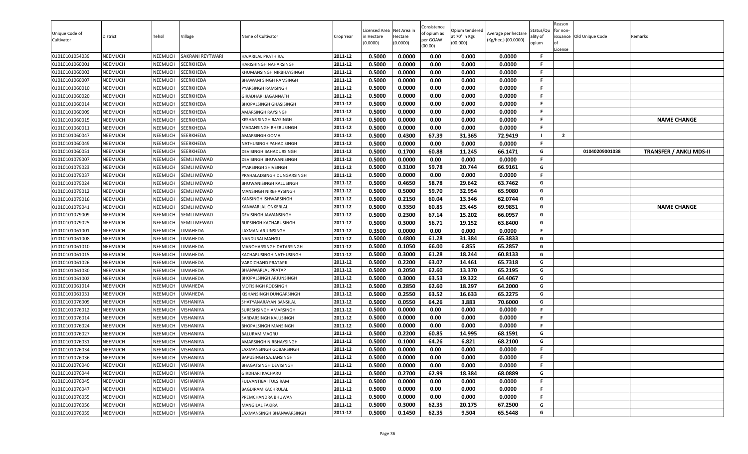| Unique Code of Cultivator | District | Tehsil | Village | Name of Cultivator | Crop Year | Licensed Area in Hectare (0.0000) | Net Area in Hectare (0.0000) | Consistence of opium as per GOAW (00.00) | Opium tendered at 70° in Kgs (00.000) | Average per hectare (Kg/hec.) (00.0000) | Status/Quality of opium | Reason for non-issuance of License | Old Unique Code | Remarks |
|---|---|---|---|---|---|---|---|---|---|---|---|---|---|---|
| 01010101054039 | NEEMUCH | NEEMUCH | SAKRANI REYTWARI | HAJARILAL PRATHIRAJ | 2011-12 | 0.5000 | 0.0000 | 0.00 | 0.000 | 0.0000 | F | | | |
| 01010101060001 | NEEMUCH | NEEMUCH | SEERKHEDA | HARISHINGH NAHARSINGH | 2011-12 | 0.5000 | 0.0000 | 0.00 | 0.000 | 0.0000 | F | | | |
| 01010101060003 | NEEMUCH | NEEMUCH | SEERKHEDA | KHUMANSINGH NIRBHAYSINGH | 2011-12 | 0.5000 | 0.0000 | 0.00 | 0.000 | 0.0000 | F | | | |
| 01010101060007 | NEEMUCH | NEEMUCH | SEERKHEDA | BHAWANI SINGH RAMSINGH | 2011-12 | 0.5000 | 0.0000 | 0.00 | 0.000 | 0.0000 | F | | | |
| 01010101060010 | NEEMUCH | NEEMUCH | SEERKHEDA | PYARSINGH RAMSINGH | 2011-12 | 0.5000 | 0.0000 | 0.00 | 0.000 | 0.0000 | F | | | |
| 01010101060020 | NEEMUCH | NEEMUCH | SEERKHEDA | GIRADHARI JAGANNATH | 2011-12 | 0.5000 | 0.0000 | 0.00 | 0.000 | 0.0000 | F | | | |
| 01010101060014 | NEEMUCH | NEEMUCH | SEERKHEDA | BHOPALSINGH GHASISINGH | 2011-12 | 0.5000 | 0.0000 | 0.00 | 0.000 | 0.0000 | F | | | |
| 01010101060009 | NEEMUCH | NEEMUCH | SEERKHEDA | AMARSINGH RAYSINGH | 2011-12 | 0.5000 | 0.0000 | 0.00 | 0.000 | 0.0000 | F | | | |
| 01010101060015 | NEEMUCH | NEEMUCH | SEERKHEDA | KESHAR SINGH RAYSINGH | 2011-12 | 0.5000 | 0.0000 | 0.00 | 0.000 | 0.0000 | F | | | NAME CHANGE |
| 01010101060011 | NEEMUCH | NEEMUCH | SEERKHEDA | MADANSINGH BHERUSINGH | 2011-12 | 0.5000 | 0.0000 | 0.00 | 0.000 | 0.0000 | F | | | |
| 01010101060047 | NEEMUCH | NEEMUCH | SEERKHEDA | AMARSINGH GOMA | 2011-12 | 0.5000 | 0.4300 | 67.39 | 31.365 | 72.9419 | I | 2 | | |
| 01010101060049 | NEEMUCH | NEEMUCH | SEERKHEDA | NATHUSINGH PAHAD SINGH | 2011-12 | 0.5000 | 0.0000 | 0.00 | 0.000 | 0.0000 | F | | | |
| 01010101060051 | NEEMUCH | NEEMUCH | SEERKHEDA | DEVISINGH BAHADURSINGH | 2011-12 | 0.5000 | 0.1700 | 60.88 | 11.245 | 66.1471 | G | | 01040209001038 | TRANSFER / ANKLI MDS-II |
| 01010101079007 | NEEMUCH | NEEMUCH | SEMLI MEWAD | DEVISINGH BHUWANISINGH | 2011-12 | 0.5000 | 0.0000 | 0.00 | 0.000 | 0.0000 | F | | | |
| 01010101079023 | NEEMUCH | NEEMUCH | SEMLI MEWAD | PYARSINGH SHIVSINGH | 2011-12 | 0.5000 | 0.3100 | 59.78 | 20.744 | 66.9161 | G | | | |
| 01010101079037 | NEEMUCH | NEEMUCH | SEMLI MEWAD | PRAHALADSINGH DUNGARSINGH | 2011-12 | 0.5000 | 0.0000 | 0.00 | 0.000 | 0.0000 | F | | | |
| 01010101079024 | NEEMUCH | NEEMUCH | SEMLI MEWAD | BHUWANISINGH KALUSINGH | 2011-12 | 0.5000 | 0.4650 | 58.78 | 29.642 | 63.7462 | G | | | |
| 01010101079012 | NEEMUCH | NEEMUCH | SEMLI MEWAD | MANSINGH NIRBHAYSINGH | 2011-12 | 0.5000 | 0.5000 | 59.70 | 32.954 | 65.9080 | G | | | |
| 01010101079016 | NEEMUCH | NEEMUCH | SEMLI MEWAD | KANSINGH ISHWARSINGH | 2011-12 | 0.5000 | 0.2150 | 60.04 | 13.346 | 62.0744 | G | | | |
| 01010101079041 | NEEMUCH | NEEMUCH | SEMLI MEWAD | KANWARLAL ONKERLAL | 2011-12 | 0.5000 | 0.3350 | 60.85 | 23.445 | 69.9851 | G | | | NAME CHANGE |
| 01010101079009 | NEEMUCH | NEEMUCH | SEMLI MEWAD | DEVISINGH JAWANSINGH | 2011-12 | 0.5000 | 0.2300 | 67.14 | 15.202 | 66.0957 | G | | | |
| 01010101079025 | NEEMUCH | NEEMUCH | SEMLI MEWAD | RUPSINGH KACHARUSINGH | 2011-12 | 0.5000 | 0.3000 | 56.71 | 19.152 | 63.8400 | G | | | |
| 01010101061001 | NEEMUCH | NEEMUCH | UMAHEDA | LAXMAN ARJUNSINGH | 2011-12 | 0.3500 | 0.0000 | 0.00 | 0.000 | 0.0000 | F | | | |
| 01010101061008 | NEEMUCH | NEEMUCH | UMAHEDA | NANDUBAI MANGU | 2011-12 | 0.5000 | 0.4800 | 61.28 | 31.384 | 65.3833 | G | | | |
| 01010101061010 | NEEMUCH | NEEMUCH | UMAHEDA | MANOHARSINGH DATARSINGH | 2011-12 | 0.5000 | 0.1050 | 66.00 | 6.855 | 65.2857 | G | | | |
| 01010101061015 | NEEMUCH | NEEMUCH | UMAHEDA | KACHARUSINGH NATHUSINGH | 2011-12 | 0.5000 | 0.3000 | 61.28 | 18.244 | 60.8133 | G | | | |
| 01010101061026 | NEEMUCH | NEEMUCH | UMAHEDA | VARDICHAND PRATAPJI | 2011-12 | 0.5000 | 0.2200 | 63.07 | 14.461 | 65.7318 | G | | | |
| 01010101061030 | NEEMUCH | NEEMUCH | UMAHEDA | BHANWARLAL PRATAP | 2011-12 | 0.5000 | 0.2050 | 62.60 | 13.370 | 65.2195 | G | | | |
| 01010101061002 | NEEMUCH | NEEMUCH | UMAHEDA | BHOPALSINGH ARJUNSINGH | 2011-12 | 0.5000 | 0.3000 | 63.53 | 19.322 | 64.4067 | G | | | |
| 01010101061014 | NEEMUCH | NEEMUCH | UMAHEDA | MOTISINGH RODSINGH | 2011-12 | 0.5000 | 0.2850 | 62.60 | 18.297 | 64.2000 | G | | | |
| 01010101061031 | NEEMUCH | NEEMUCH | UMAHEDA | KISHANSINGH DUNGARSINGH | 2011-12 | 0.5000 | 0.2550 | 63.52 | 16.633 | 65.2275 | G | | | |
| 01010101076009 | NEEMUCH | NEEMUCH | VISHANIYA | SHATYANARAYAN BANSILAL | 2011-12 | 0.5000 | 0.0550 | 64.26 | 3.883 | 70.6000 | G | | | |
| 01010101076012 | NEEMUCH | NEEMUCH | VISHANIYA | SURESHSINGH AMARSINGH | 2011-12 | 0.5000 | 0.0000 | 0.00 | 0.000 | 0.0000 | F | | | |
| 01010101076014 | NEEMUCH | NEEMUCH | VISHANIYA | SARDARSINGH KALUSINGH | 2011-12 | 0.5000 | 0.0000 | 0.00 | 0.000 | 0.0000 | F | | | |
| 01010101076024 | NEEMUCH | NEEMUCH | VISHANIYA | BHOPALSINGH MANSINGH | 2011-12 | 0.5000 | 0.0000 | 0.00 | 0.000 | 0.0000 | F | | | |
| 01010101076027 | NEEMUCH | NEEMUCH | VISHANIYA | BALURAM MAGRU | 2011-12 | 0.5000 | 0.2200 | 60.85 | 14.995 | 68.1591 | G | | | |
| 01010101076031 | NEEMUCH | NEEMUCH | VISHANIYA | AMARSINGH NIRBHAYSINGH | 2011-12 | 0.5000 | 0.1000 | 64.26 | 6.821 | 68.2100 | G | | | |
| 01010101076034 | NEEMUCH | NEEMUCH | VISHANIYA | LAXMANSINGH GOBARSINGH | 2011-12 | 0.5000 | 0.0000 | 0.00 | 0.000 | 0.0000 | F | | | |
| 01010101076036 | NEEMUCH | NEEMUCH | VISHANIYA | BAPUSINGH SAJJANSINGH | 2011-12 | 0.5000 | 0.0000 | 0.00 | 0.000 | 0.0000 | F | | | |
| 01010101076040 | NEEMUCH | NEEMUCH | VISHANIYA | BHAGATSINGH DEVISINGH | 2011-12 | 0.5000 | 0.0000 | 0.00 | 0.000 | 0.0000 | F | | | |
| 01010101076044 | NEEMUCH | NEEMUCH | VISHANIYA | GIRDHARI KACHARU | 2011-12 | 0.5000 | 0.2700 | 62.99 | 18.384 | 68.0889 | G | | | |
| 01010101076045 | NEEMUCH | NEEMUCH | VISHANIYA | FULVANTIBAI TULSIRAM | 2011-12 | 0.5000 | 0.0000 | 0.00 | 0.000 | 0.0000 | F | | | |
| 01010101076047 | NEEMUCH | NEEMUCH | VISHANIYA | BAGDIRAM KACHRULAL | 2011-12 | 0.5000 | 0.0000 | 0.00 | 0.000 | 0.0000 | F | | | |
| 01010101076055 | NEEMUCH | NEEMUCH | VISHANIYA | PREMCHANDRA BHUWAN | 2011-12 | 0.5000 | 0.0000 | 0.00 | 0.000 | 0.0000 | F | | | |
| 01010101076056 | NEEMUCH | NEEMUCH | VISHANIYA | MANGILAL FAKIRA | 2011-12 | 0.5000 | 0.3000 | 62.35 | 20.175 | 67.2500 | G | | | |
| 01010101076059 | NEEMUCH | NEEMUCH | VISHANIYA | LAXMANSINGH BHANWARSINGH | 2011-12 | 0.5000 | 0.1450 | 62.35 | 9.504 | 65.5448 | G | | | |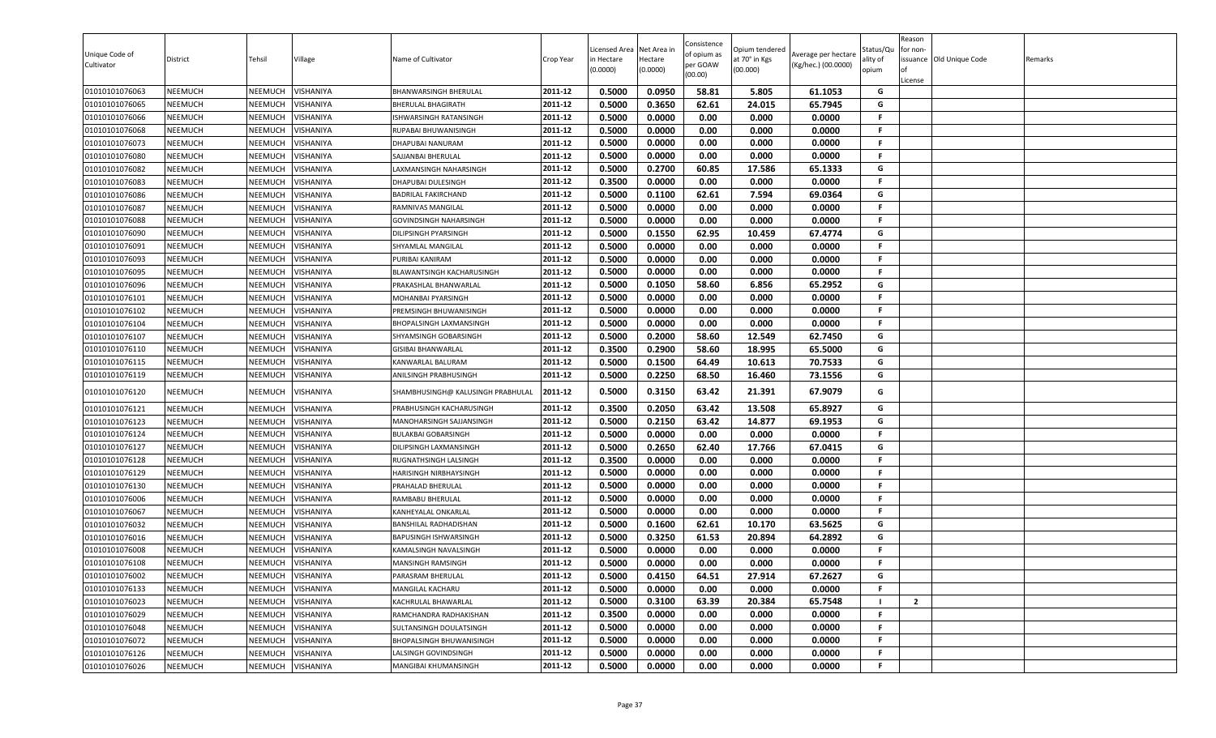| Unique Code of Cultivator | District | Tehsil | Village | Name of Cultivator | Crop Year | Licensed Area in Hectare (0.0000) | Net Area in Hectare (0.0000) | Consistence of opium as per GOAW (00.00) | Opium tendered at 70° in Kgs (00.000) | Average per hectare (Kg/hec.) (00.0000) | Status/Quality of opium | Reason for non-issuance of License | Old Unique Code | Remarks |
|---|---|---|---|---|---|---|---|---|---|---|---|---|---|---|
| 01010101076063 | NEEMUCH | NEEMUCH | VISHANIYA | BHANWARSINGH BHERULAL | 2011-12 | 0.5000 | 0.0950 | 58.81 | 5.805 | 61.1053 | G | | | |
| 01010101076065 | NEEMUCH | NEEMUCH | VISHANIYA | BHERULAL BHAGIRATH | 2011-12 | 0.5000 | 0.3650 | 62.61 | 24.015 | 65.7945 | G | | | |
| 01010101076066 | NEEMUCH | NEEMUCH | VISHANIYA | ISHWARSINGH RATANSINGH | 2011-12 | 0.5000 | 0.0000 | 0.00 | 0.000 | 0.0000 | F | | | |
| 01010101076068 | NEEMUCH | NEEMUCH | VISHANIYA | RUPABAI BHUWANISINGH | 2011-12 | 0.5000 | 0.0000 | 0.00 | 0.000 | 0.0000 | F | | | |
| 01010101076073 | NEEMUCH | NEEMUCH | VISHANIYA | DHAPUBAI NANURAM | 2011-12 | 0.5000 | 0.0000 | 0.00 | 0.000 | 0.0000 | F | | | |
| 01010101076080 | NEEMUCH | NEEMUCH | VISHANIYA | SAJJANBAI BHERULAL | 2011-12 | 0.5000 | 0.0000 | 0.00 | 0.000 | 0.0000 | F | | | |
| 01010101076082 | NEEMUCH | NEEMUCH | VISHANIYA | LAXMANSINGH NAHARSINGH | 2011-12 | 0.5000 | 0.2700 | 60.85 | 17.586 | 65.1333 | G | | | |
| 01010101076083 | NEEMUCH | NEEMUCH | VISHANIYA | DHAPUBAI DULESINGH | 2011-12 | 0.3500 | 0.0000 | 0.00 | 0.000 | 0.0000 | F | | | |
| 01010101076086 | NEEMUCH | NEEMUCH | VISHANIYA | BADRILAL FAKIRCHAND | 2011-12 | 0.5000 | 0.1100 | 62.61 | 7.594 | 69.0364 | G | | | |
| 01010101076087 | NEEMUCH | NEEMUCH | VISHANIYA | RAMNIVAS MANGILAL | 2011-12 | 0.5000 | 0.0000 | 0.00 | 0.000 | 0.0000 | F | | | |
| 01010101076088 | NEEMUCH | NEEMUCH | VISHANIYA | GOVINDSINGH NAHARSINGH | 2011-12 | 0.5000 | 0.0000 | 0.00 | 0.000 | 0.0000 | F | | | |
| 01010101076090 | NEEMUCH | NEEMUCH | VISHANIYA | DILIPSINGH PYARSINGH | 2011-12 | 0.5000 | 0.1550 | 62.95 | 10.459 | 67.4774 | G | | | |
| 01010101076091 | NEEMUCH | NEEMUCH | VISHANIYA | SHYAMLAL MANGILAL | 2011-12 | 0.5000 | 0.0000 | 0.00 | 0.000 | 0.0000 | F | | | |
| 01010101076093 | NEEMUCH | NEEMUCH | VISHANIYA | PURIBAI KANIRAM | 2011-12 | 0.5000 | 0.0000 | 0.00 | 0.000 | 0.0000 | F | | | |
| 01010101076095 | NEEMUCH | NEEMUCH | VISHANIYA | BLAWANTSINGH KACHARUSINGH | 2011-12 | 0.5000 | 0.0000 | 0.00 | 0.000 | 0.0000 | F | | | |
| 01010101076096 | NEEMUCH | NEEMUCH | VISHANIYA | PRAKASHLAL BHANWARLAL | 2011-12 | 0.5000 | 0.1050 | 58.60 | 6.856 | 65.2952 | G | | | |
| 01010101076101 | NEEMUCH | NEEMUCH | VISHANIYA | MOHANBAI PYARSINGH | 2011-12 | 0.5000 | 0.0000 | 0.00 | 0.000 | 0.0000 | F | | | |
| 01010101076102 | NEEMUCH | NEEMUCH | VISHANIYA | PREMSINGH BHUWANISINGH | 2011-12 | 0.5000 | 0.0000 | 0.00 | 0.000 | 0.0000 | F | | | |
| 01010101076104 | NEEMUCH | NEEMUCH | VISHANIYA | BHOPALSINGH LAXMANSINGH | 2011-12 | 0.5000 | 0.0000 | 0.00 | 0.000 | 0.0000 | F | | | |
| 01010101076107 | NEEMUCH | NEEMUCH | VISHANIYA | SHYAMSINGH GOBARSINGH | 2011-12 | 0.5000 | 0.2000 | 58.60 | 12.549 | 62.7450 | G | | | |
| 01010101076110 | NEEMUCH | NEEMUCH | VISHANIYA | GISIBAI BHANWARLAL | 2011-12 | 0.3500 | 0.2900 | 58.60 | 18.995 | 65.5000 | G | | | |
| 01010101076115 | NEEMUCH | NEEMUCH | VISHANIYA | KANWARLAL BALURAM | 2011-12 | 0.5000 | 0.1500 | 64.49 | 10.613 | 70.7533 | G | | | |
| 01010101076119 | NEEMUCH | NEEMUCH | VISHANIYA | ANILSINGH PRABHUSINGH | 2011-12 | 0.5000 | 0.2250 | 68.50 | 16.460 | 73.1556 | G | | | |
| 01010101076120 | NEEMUCH | NEEMUCH | VISHANIYA | SHAMBHUSINGH@ KALUSINGH PRABHULAL | 2011-12 | 0.5000 | 0.3150 | 63.42 | 21.391 | 67.9079 | G | | | |
| 01010101076121 | NEEMUCH | NEEMUCH | VISHANIYA | PRABHUSINGH KACHARUSINGH | 2011-12 | 0.3500 | 0.2050 | 63.42 | 13.508 | 65.8927 | G | | | |
| 01010101076123 | NEEMUCH | NEEMUCH | VISHANIYA | MANOHARSINGH SAJJANSINGH | 2011-12 | 0.5000 | 0.2150 | 63.42 | 14.877 | 69.1953 | G | | | |
| 01010101076124 | NEEMUCH | NEEMUCH | VISHANIYA | BULAKBAI GOBARSINGH | 2011-12 | 0.5000 | 0.0000 | 0.00 | 0.000 | 0.0000 | F | | | |
| 01010101076127 | NEEMUCH | NEEMUCH | VISHANIYA | DILIPSINGH LAXMANSINGH | 2011-12 | 0.5000 | 0.2650 | 62.40 | 17.766 | 67.0415 | G | | | |
| 01010101076128 | NEEMUCH | NEEMUCH | VISHANIYA | RUGNATHSINGH LALSINGH | 2011-12 | 0.3500 | 0.0000 | 0.00 | 0.000 | 0.0000 | F | | | |
| 01010101076129 | NEEMUCH | NEEMUCH | VISHANIYA | HARISINGH NIRBHAYSINGH | 2011-12 | 0.5000 | 0.0000 | 0.00 | 0.000 | 0.0000 | F | | | |
| 01010101076130 | NEEMUCH | NEEMUCH | VISHANIYA | PRAHALAD BHERULAL | 2011-12 | 0.5000 | 0.0000 | 0.00 | 0.000 | 0.0000 | F | | | |
| 01010101076006 | NEEMUCH | NEEMUCH | VISHANIYA | RAMBABU BHERULAL | 2011-12 | 0.5000 | 0.0000 | 0.00 | 0.000 | 0.0000 | F | | | |
| 01010101076067 | NEEMUCH | NEEMUCH | VISHANIYA | KANHEYALAL ONKARLAL | 2011-12 | 0.5000 | 0.0000 | 0.00 | 0.000 | 0.0000 | F | | | |
| 01010101076032 | NEEMUCH | NEEMUCH | VISHANIYA | BANSHILAL RADHADISHAN | 2011-12 | 0.5000 | 0.1600 | 62.61 | 10.170 | 63.5625 | G | | | |
| 01010101076016 | NEEMUCH | NEEMUCH | VISHANIYA | BAPUSINGH ISHWARSINGH | 2011-12 | 0.5000 | 0.3250 | 61.53 | 20.894 | 64.2892 | G | | | |
| 01010101076008 | NEEMUCH | NEEMUCH | VISHANIYA | KAMALSINGH NAVALSINGH | 2011-12 | 0.5000 | 0.0000 | 0.00 | 0.000 | 0.0000 | F | | | |
| 01010101076108 | NEEMUCH | NEEMUCH | VISHANIYA | MANSINGH RAMSINGH | 2011-12 | 0.5000 | 0.0000 | 0.00 | 0.000 | 0.0000 | F | | | |
| 01010101076002 | NEEMUCH | NEEMUCH | VISHANIYA | PARASRAM BHERULAL | 2011-12 | 0.5000 | 0.4150 | 64.51 | 27.914 | 67.2627 | G | | | |
| 01010101076133 | NEEMUCH | NEEMUCH | VISHANIYA | MANGILAL KACHARU | 2011-12 | 0.5000 | 0.0000 | 0.00 | 0.000 | 0.0000 | F | | | |
| 01010101076023 | NEEMUCH | NEEMUCH | VISHANIYA | KACHRULAL BHAWARLAL | 2011-12 | 0.5000 | 0.3100 | 63.39 | 20.384 | 65.7548 | I | 2 | | |
| 01010101076029 | NEEMUCH | NEEMUCH | VISHANIYA | RAMCHANDRA RADHAKISHAN | 2011-12 | 0.3500 | 0.0000 | 0.00 | 0.000 | 0.0000 | F | | | |
| 01010101076048 | NEEMUCH | NEEMUCH | VISHANIYA | SULTANSINGH DOULATSINGH | 2011-12 | 0.5000 | 0.0000 | 0.00 | 0.000 | 0.0000 | F | | | |
| 01010101076072 | NEEMUCH | NEEMUCH | VISHANIYA | BHOPALSINGH BHUWANISINGH | 2011-12 | 0.5000 | 0.0000 | 0.00 | 0.000 | 0.0000 | F | | | |
| 01010101076126 | NEEMUCH | NEEMUCH | VISHANIYA | LALSINGH GOVINDSINGH | 2011-12 | 0.5000 | 0.0000 | 0.00 | 0.000 | 0.0000 | F | | | |
| 01010101076026 | NEEMUCH | NEEMUCH | VISHANIYA | MANGIBAI KHUMANSINGH | 2011-12 | 0.5000 | 0.0000 | 0.00 | 0.000 | 0.0000 | F | | | |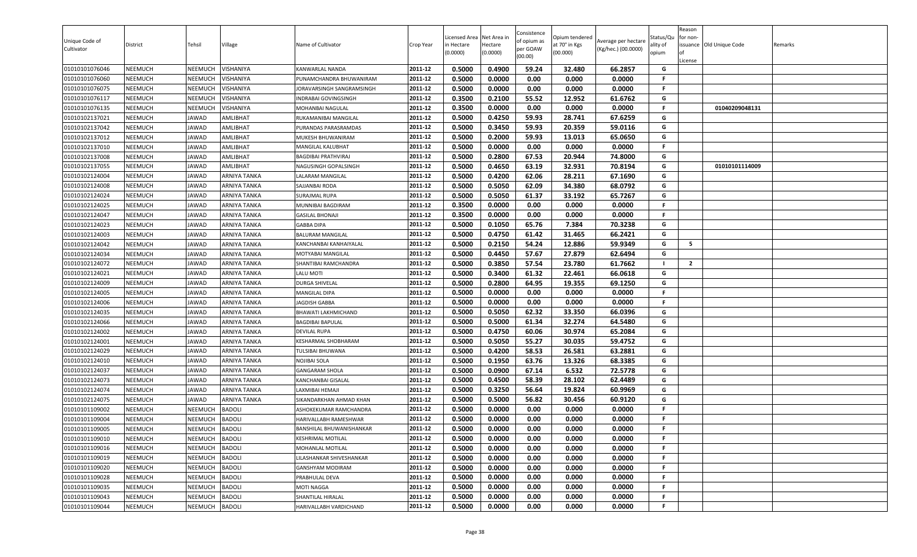| Unique Code of Cultivator | District | Tehsil | Village | Name of Cultivator | Crop Year | Licensed Area in Hectare (0.0000) | Net Area in Hectare (0.0000) | Consistence of opium as per GOAW (00.00) | Opium tendered at 70° in Kgs (00.000) | Average per hectare (Kg/hec.) (00.0000) | Status/Quality of opium | Reason for non-issuance of License | Old Unique Code | Remarks |
|---|---|---|---|---|---|---|---|---|---|---|---|---|---|---|
| 01010101076046 | NEEMUCH | NEEMUCH | VISHANIYA | KANWARLAL NANDA | 2011-12 | 0.5000 | 0.4900 | 59.24 | 32.480 | 66.2857 | G | | | |
| 01010101076060 | NEEMUCH | NEEMUCH | VISHANIYA | PUNAMCHANDRA BHUWANIRAM | 2011-12 | 0.5000 | 0.0000 | 0.00 | 0.000 | 0.0000 | F | | | |
| 01010101076075 | NEEMUCH | NEEMUCH | VISHANIYA | JORAVARSINGH SANGRAMSINGH | 2011-12 | 0.5000 | 0.0000 | 0.00 | 0.000 | 0.0000 | F | | | |
| 01010101076117 | NEEMUCH | NEEMUCH | VISHANIYA | INDRABAI GOVINGSINGH | 2011-12 | 0.3500 | 0.2100 | 55.52 | 12.952 | 61.6762 | G | | | |
| 01010101076135 | NEEMUCH | NEEMUCH | VISHANIYA | MOHANBAI NAGULAL | 2011-12 | 0.3500 | 0.0000 | 0.00 | 0.000 | 0.0000 | F | | 01040209048131 | |
| 01010102137021 | NEEMUCH | JAWAD | AMLIBHAT | RUKAMANIBAI MANGILAL | 2011-12 | 0.5000 | 0.4250 | 59.93 | 28.741 | 67.6259 | G | | | |
| 01010102137042 | NEEMUCH | JAWAD | AMLIBHAT | PURANDAS PARASRAMDAS | 2011-12 | 0.5000 | 0.3450 | 59.93 | 20.359 | 59.0116 | G | | | |
| 01010102137012 | NEEMUCH | JAWAD | AMLIBHAT | MUKESH BHUWANIRAM | 2011-12 | 0.5000 | 0.2000 | 59.93 | 13.013 | 65.0650 | G | | | |
| 01010102137010 | NEEMUCH | JAWAD | AMLIBHAT | MANGILAL KALUBHAT | 2011-12 | 0.5000 | 0.0000 | 0.00 | 0.000 | 0.0000 | F | | | |
| 01010102137008 | NEEMUCH | JAWAD | AMLIBHAT | BAGDIBAI PRATHVIRAJ | 2011-12 | 0.5000 | 0.2800 | 67.53 | 20.944 | 74.8000 | G | | | |
| 01010102137055 | NEEMUCH | JAWAD | AMLIBHAT | NAGUSINGH GOPALSINGH | 2011-12 | 0.5000 | 0.4650 | 63.19 | 32.931 | 70.8194 | G | | 01010101114009 | |
| 01010102124004 | NEEMUCH | JAWAD | ARNIYA TANKA | LALARAM MANGILAL | 2011-12 | 0.5000 | 0.4200 | 62.06 | 28.211 | 67.1690 | G | | | |
| 01010102124008 | NEEMUCH | JAWAD | ARNIYA TANKA | SAJJANBAI RODA | 2011-12 | 0.5000 | 0.5050 | 62.09 | 34.380 | 68.0792 | G | | | |
| 01010102124024 | NEEMUCH | JAWAD | ARNIYA TANKA | SURAJMAL RUPA | 2011-12 | 0.5000 | 0.5050 | 61.37 | 33.192 | 65.7267 | G | | | |
| 01010102124025 | NEEMUCH | JAWAD | ARNIYA TANKA | MUNNIBAI BAGDIRAM | 2011-12 | 0.3500 | 0.0000 | 0.00 | 0.000 | 0.0000 | F | | | |
| 01010102124047 | NEEMUCH | JAWAD | ARNIYA TANKA | GASILAL BHONAJI | 2011-12 | 0.3500 | 0.0000 | 0.00 | 0.000 | 0.0000 | F | | | |
| 01010102124023 | NEEMUCH | JAWAD | ARNIYA TANKA | GABBA DIPA | 2011-12 | 0.5000 | 0.1050 | 65.76 | 7.384 | 70.3238 | G | | | |
| 01010102124003 | NEEMUCH | JAWAD | ARNIYA TANKA | BALURAM MANGILAL | 2011-12 | 0.5000 | 0.4750 | 61.42 | 31.465 | 66.2421 | G | | | |
| 01010102124042 | NEEMUCH | JAWAD | ARNIYA TANKA | KANCHANBAI KANHAIYALAL | 2011-12 | 0.5000 | 0.2150 | 54.24 | 12.886 | 59.9349 | G | 5 | | |
| 01010102124034 | NEEMUCH | JAWAD | ARNIYA TANKA | MOTYABAI MANGILAL | 2011-12 | 0.5000 | 0.4450 | 57.67 | 27.879 | 62.6494 | G | | | |
| 01010102124072 | NEEMUCH | JAWAD | ARNIYA TANKA | SHANTIBAI RAMCHANDRA | 2011-12 | 0.5000 | 0.3850 | 57.54 | 23.780 | 61.7662 | I | 2 | | |
| 01010102124021 | NEEMUCH | JAWAD | ARNIYA TANKA | LALU MOTI | 2011-12 | 0.5000 | 0.3400 | 61.32 | 22.461 | 66.0618 | G | | | |
| 01010102124009 | NEEMUCH | JAWAD | ARNIYA TANKA | DURGA SHIVELAL | 2011-12 | 0.5000 | 0.2800 | 64.95 | 19.355 | 69.1250 | G | | | |
| 01010102124005 | NEEMUCH | JAWAD | ARNIYA TANKA | MANGILAL DIPA | 2011-12 | 0.5000 | 0.0000 | 0.00 | 0.000 | 0.0000 | F | | | |
| 01010102124006 | NEEMUCH | JAWAD | ARNIYA TANKA | JAGDISH GABBA | 2011-12 | 0.5000 | 0.0000 | 0.00 | 0.000 | 0.0000 | F | | | |
| 01010102124035 | NEEMUCH | JAWAD | ARNIYA TANKA | BHAWATI LAKHMICHAND | 2011-12 | 0.5000 | 0.5050 | 62.32 | 33.350 | 66.0396 | G | | | |
| 01010102124066 | NEEMUCH | JAWAD | ARNIYA TANKA | BAGDIBAI BAPULAL | 2011-12 | 0.5000 | 0.5000 | 61.34 | 32.274 | 64.5480 | G | | | |
| 01010102124002 | NEEMUCH | JAWAD | ARNIYA TANKA | DEVILAL RUPA | 2011-12 | 0.5000 | 0.4750 | 60.06 | 30.974 | 65.2084 | G | | | |
| 01010102124001 | NEEMUCH | JAWAD | ARNIYA TANKA | KESHARMAL SHOBHARAM | 2011-12 | 0.5000 | 0.5050 | 55.27 | 30.035 | 59.4752 | G | | | |
| 01010102124029 | NEEMUCH | JAWAD | ARNIYA TANKA | TULSIBAI BHUWANA | 2011-12 | 0.5000 | 0.4200 | 58.53 | 26.581 | 63.2881 | G | | | |
| 01010102124010 | NEEMUCH | JAWAD | ARNIYA TANKA | NOJIBAI SOLA | 2011-12 | 0.5000 | 0.1950 | 63.76 | 13.326 | 68.3385 | G | | | |
| 01010102124037 | NEEMUCH | JAWAD | ARNIYA TANKA | GANGARAM SHOLA | 2011-12 | 0.5000 | 0.0900 | 67.14 | 6.532 | 72.5778 | G | | | |
| 01010102124073 | NEEMUCH | JAWAD | ARNIYA TANKA | KANCHANBAI GISALAL | 2011-12 | 0.5000 | 0.4500 | 58.39 | 28.102 | 62.4489 | G | | | |
| 01010102124074 | NEEMUCH | JAWAD | ARNIYA TANKA | LAXMIBAI HEMAJI | 2011-12 | 0.5000 | 0.3250 | 56.64 | 19.824 | 60.9969 | G | | | |
| 01010102124075 | NEEMUCH | JAWAD | ARNIYA TANKA | SIKANDARKHAN AHMAD KHAN | 2011-12 | 0.5000 | 0.5000 | 56.82 | 30.456 | 60.9120 | G | | | |
| 01010101109002 | NEEMUCH | NEEMUCH | BADOLI | ASHOKEKUMAR RAMCHANDRA | 2011-12 | 0.5000 | 0.0000 | 0.00 | 0.000 | 0.0000 | F | | | |
| 01010101109004 | NEEMUCH | NEEMUCH | BADOLI | HARIVALLABH RAMESHWAR | 2011-12 | 0.5000 | 0.0000 | 0.00 | 0.000 | 0.0000 | F | | | |
| 01010101109005 | NEEMUCH | NEEMUCH | BADOLI | BANSHILAL BHUWANISHANKAR | 2011-12 | 0.5000 | 0.0000 | 0.00 | 0.000 | 0.0000 | F | | | |
| 01010101109010 | NEEMUCH | NEEMUCH | BADOLI | KESHRIMAL MOTILAL | 2011-12 | 0.5000 | 0.0000 | 0.00 | 0.000 | 0.0000 | F | | | |
| 01010101109016 | NEEMUCH | NEEMUCH | BADOLI | MOHANLAL MOTILAL | 2011-12 | 0.5000 | 0.0000 | 0.00 | 0.000 | 0.0000 | F | | | |
| 01010101109019 | NEEMUCH | NEEMUCH | BADOLI | LILASHANKAR SHIVESHANKAR | 2011-12 | 0.5000 | 0.0000 | 0.00 | 0.000 | 0.0000 | F | | | |
| 01010101109020 | NEEMUCH | NEEMUCH | BADOLI | GANSHYAM MODIRAM | 2011-12 | 0.5000 | 0.0000 | 0.00 | 0.000 | 0.0000 | F | | | |
| 01010101109028 | NEEMUCH | NEEMUCH | BADOLI | PRABHULAL DEVA | 2011-12 | 0.5000 | 0.0000 | 0.00 | 0.000 | 0.0000 | F | | | |
| 01010101109035 | NEEMUCH | NEEMUCH | BADOLI | MOTI NAGGA | 2011-12 | 0.5000 | 0.0000 | 0.00 | 0.000 | 0.0000 | F | | | |
| 01010101109043 | NEEMUCH | NEEMUCH | BADOLI | SHANTILAL HIRALAL | 2011-12 | 0.5000 | 0.0000 | 0.00 | 0.000 | 0.0000 | F | | | |
| 01010101109044 | NEEMUCH | NEEMUCH | BADOLI | HARIVALLABH VARDICHAND | 2011-12 | 0.5000 | 0.0000 | 0.00 | 0.000 | 0.0000 | F | | | |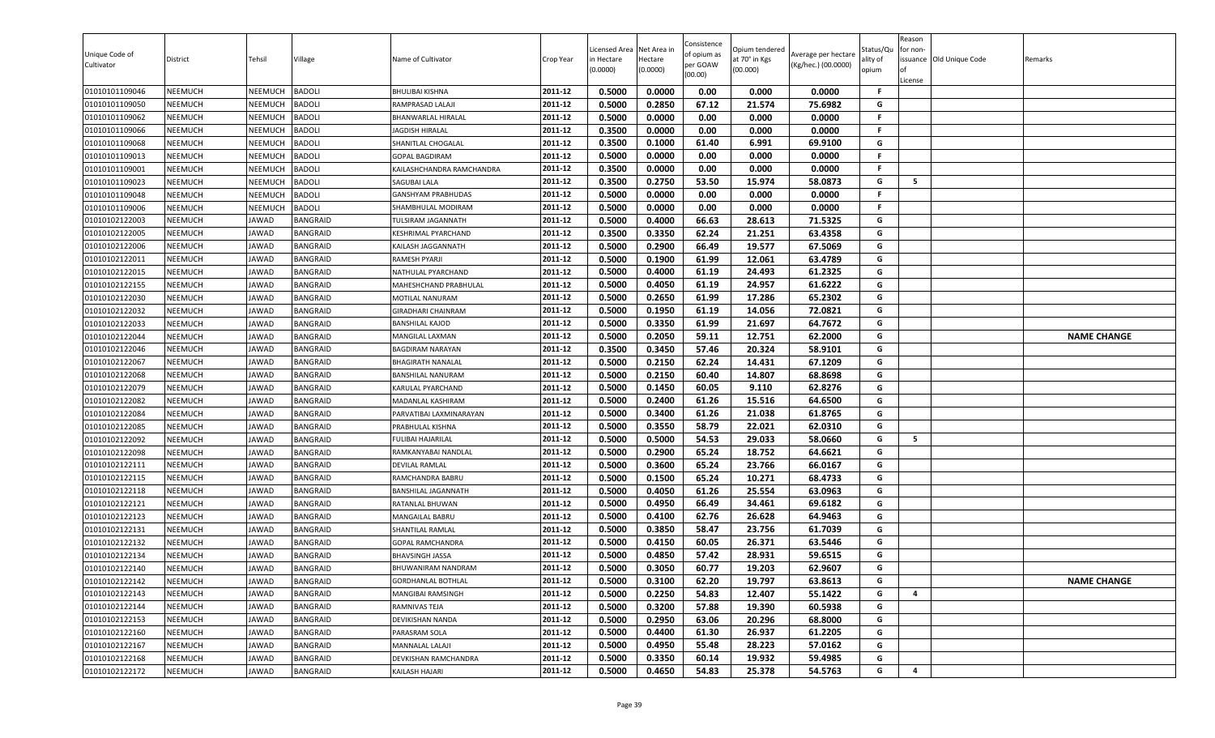| Unique Code of Cultivator | District | Tehsil | Village | Name of Cultivator | Crop Year | Licensed Area in Hectare (0.0000) | Net Area in Hectare (0.0000) | Consistence of opium as per GOAW (00.00) | Opium tendered at 70° in Kgs (00.000) | Average per hectare (Kg/hec.) (00.0000) | Status/Quality of opium | Reason for non-issuance of License | Old Unique Code | Remarks |
|---|---|---|---|---|---|---|---|---|---|---|---|---|---|---|
| 01010101109046 | NEEMUCH | NEEMUCH | BADOLI | BHULIBAI KISHNA | 2011-12 | 0.5000 | 0.0000 | 0.00 | 0.000 | 0.0000 | F | | | |
| 01010101109050 | NEEMUCH | NEEMUCH | BADOLI | RAMPRASAD LALAJI | 2011-12 | 0.5000 | 0.2850 | 67.12 | 21.574 | 75.6982 | G | | | |
| 01010101109062 | NEEMUCH | NEEMUCH | BADOLI | BHANWARLAL HIRALAL | 2011-12 | 0.5000 | 0.0000 | 0.00 | 0.000 | 0.0000 | F | | | |
| 01010101109066 | NEEMUCH | NEEMUCH | BADOLI | JAGDISH HIRALAL | 2011-12 | 0.3500 | 0.0000 | 0.00 | 0.000 | 0.0000 | F | | | |
| 01010101109068 | NEEMUCH | NEEMUCH | BADOLI | SHANITLAL CHOGALAL | 2011-12 | 0.3500 | 0.1000 | 61.40 | 6.991 | 69.9100 | G | | | |
| 01010101109013 | NEEMUCH | NEEMUCH | BADOLI | GOPAL BAGDIRAM | 2011-12 | 0.5000 | 0.0000 | 0.00 | 0.000 | 0.0000 | F | | | |
| 01010101109001 | NEEMUCH | NEEMUCH | BADOLI | KAILASHCHANDRA RAMCHANDRA | 2011-12 | 0.3500 | 0.0000 | 0.00 | 0.000 | 0.0000 | F | | | |
| 01010101109023 | NEEMUCH | NEEMUCH | BADOLI | SAGUBAI LALA | 2011-12 | 0.3500 | 0.2750 | 53.50 | 15.974 | 58.0873 | G | 5 | | |
| 01010101109048 | NEEMUCH | NEEMUCH | BADOLI | GANSHYAM PRABHUDAS | 2011-12 | 0.5000 | 0.0000 | 0.00 | 0.000 | 0.0000 | F | | | |
| 01010101109006 | NEEMUCH | NEEMUCH | BADOLI | SHAMBHULAL MODIRAM | 2011-12 | 0.5000 | 0.0000 | 0.00 | 0.000 | 0.0000 | F | | | |
| 01010102122003 | NEEMUCH | JAWAD | BANGRAID | TULSIRAM JAGANNATH | 2011-12 | 0.5000 | 0.4000 | 66.63 | 28.613 | 71.5325 | G | | | |
| 01010102122005 | NEEMUCH | JAWAD | BANGRAID | KESHRIMAL PYARCHAND | 2011-12 | 0.3500 | 0.3350 | 62.24 | 21.251 | 63.4358 | G | | | |
| 01010102122006 | NEEMUCH | JAWAD | BANGRAID | KAILASH JAGGANNATH | 2011-12 | 0.5000 | 0.2900 | 66.49 | 19.577 | 67.5069 | G | | | |
| 01010102122011 | NEEMUCH | JAWAD | BANGRAID | RAMESH PYARJI | 2011-12 | 0.5000 | 0.1900 | 61.99 | 12.061 | 63.4789 | G | | | |
| 01010102122015 | NEEMUCH | JAWAD | BANGRAID | NATHULAL PYARCHAND | 2011-12 | 0.5000 | 0.4000 | 61.19 | 24.493 | 61.2325 | G | | | |
| 01010102122155 | NEEMUCH | JAWAD | BANGRAID | MAHESHCHAND PRABHULAL | 2011-12 | 0.5000 | 0.4050 | 61.19 | 24.957 | 61.6222 | G | | | |
| 01010102122030 | NEEMUCH | JAWAD | BANGRAID | MOTILAL NANURAM | 2011-12 | 0.5000 | 0.2650 | 61.99 | 17.286 | 65.2302 | G | | | |
| 01010102122032 | NEEMUCH | JAWAD | BANGRAID | GIRADHARI CHAINRAM | 2011-12 | 0.5000 | 0.1950 | 61.19 | 14.056 | 72.0821 | G | | | |
| 01010102122033 | NEEMUCH | JAWAD | BANGRAID | BANSHILAL KAJOD | 2011-12 | 0.5000 | 0.3350 | 61.99 | 21.697 | 64.7672 | G | | | |
| 01010102122044 | NEEMUCH | JAWAD | BANGRAID | MANGILAL LAXMAN | 2011-12 | 0.5000 | 0.2050 | 59.11 | 12.751 | 62.2000 | G | | | NAME CHANGE |
| 01010102122046 | NEEMUCH | JAWAD | BANGRAID | BAGDIRAM NARAYAN | 2011-12 | 0.3500 | 0.3450 | 57.46 | 20.324 | 58.9101 | G | | | |
| 01010102122067 | NEEMUCH | JAWAD | BANGRAID | BHAGIRATH NANALAL | 2011-12 | 0.5000 | 0.2150 | 62.24 | 14.431 | 67.1209 | G | | | |
| 01010102122068 | NEEMUCH | JAWAD | BANGRAID | BANSHILAL NANURAM | 2011-12 | 0.5000 | 0.2150 | 60.40 | 14.807 | 68.8698 | G | | | |
| 01010102122079 | NEEMUCH | JAWAD | BANGRAID | KARULAL PYARCHAND | 2011-12 | 0.5000 | 0.1450 | 60.05 | 9.110 | 62.8276 | G | | | |
| 01010102122082 | NEEMUCH | JAWAD | BANGRAID | MADANLAL KASHIRAM | 2011-12 | 0.5000 | 0.2400 | 61.26 | 15.516 | 64.6500 | G | | | |
| 01010102122084 | NEEMUCH | JAWAD | BANGRAID | PARVATIBAI LAXMINARAYAN | 2011-12 | 0.5000 | 0.3400 | 61.26 | 21.038 | 61.8765 | G | | | |
| 01010102122085 | NEEMUCH | JAWAD | BANGRAID | PRABHULAL KISHNA | 2011-12 | 0.5000 | 0.3550 | 58.79 | 22.021 | 62.0310 | G | | | |
| 01010102122092 | NEEMUCH | JAWAD | BANGRAID | FULIBAI HAJARILAL | 2011-12 | 0.5000 | 0.5000 | 54.53 | 29.033 | 58.0660 | G | 5 | | |
| 01010102122098 | NEEMUCH | JAWAD | BANGRAID | RAMKANYABAI NANDLAL | 2011-12 | 0.5000 | 0.2900 | 65.24 | 18.752 | 64.6621 | G | | | |
| 01010102122111 | NEEMUCH | JAWAD | BANGRAID | DEVILAL RAMLAL | 2011-12 | 0.5000 | 0.3600 | 65.24 | 23.766 | 66.0167 | G | | | |
| 01010102122115 | NEEMUCH | JAWAD | BANGRAID | RAMCHANDRA BABRU | 2011-12 | 0.5000 | 0.1500 | 65.24 | 10.271 | 68.4733 | G | | | |
| 01010102122118 | NEEMUCH | JAWAD | BANGRAID | BANSHILAL JAGANNATH | 2011-12 | 0.5000 | 0.4050 | 61.26 | 25.554 | 63.0963 | G | | | |
| 01010102122121 | NEEMUCH | JAWAD | BANGRAID | RATANLAL BHUWAN | 2011-12 | 0.5000 | 0.4950 | 66.49 | 34.461 | 69.6182 | G | | | |
| 01010102122123 | NEEMUCH | JAWAD | BANGRAID | MANGAILAL BABRU | 2011-12 | 0.5000 | 0.4100 | 62.76 | 26.628 | 64.9463 | G | | | |
| 01010102122131 | NEEMUCH | JAWAD | BANGRAID | SHANTILAL RAMLAL | 2011-12 | 0.5000 | 0.3850 | 58.47 | 23.756 | 61.7039 | G | | | |
| 01010102122132 | NEEMUCH | JAWAD | BANGRAID | GOPAL RAMCHANDRA | 2011-12 | 0.5000 | 0.4150 | 60.05 | 26.371 | 63.5446 | G | | | |
| 01010102122134 | NEEMUCH | JAWAD | BANGRAID | BHAVSINGH JASSA | 2011-12 | 0.5000 | 0.4850 | 57.42 | 28.931 | 59.6515 | G | | | |
| 01010102122140 | NEEMUCH | JAWAD | BANGRAID | BHUWANIRAM NANDRAM | 2011-12 | 0.5000 | 0.3050 | 60.77 | 19.203 | 62.9607 | G | | | |
| 01010102122142 | NEEMUCH | JAWAD | BANGRAID | GORDHANLAL BOTHLAL | 2011-12 | 0.5000 | 0.3100 | 62.20 | 19.797 | 63.8613 | G | | | NAME CHANGE |
| 01010102122143 | NEEMUCH | JAWAD | BANGRAID | MANGIBAI RAMSINGH | 2011-12 | 0.5000 | 0.2250 | 54.83 | 12.407 | 55.1422 | G | 4 | | |
| 01010102122144 | NEEMUCH | JAWAD | BANGRAID | RAMNIVAS TEJA | 2011-12 | 0.5000 | 0.3200 | 57.88 | 19.390 | 60.5938 | G | | | |
| 01010102122153 | NEEMUCH | JAWAD | BANGRAID | DEVIKISHAN NANDA | 2011-12 | 0.5000 | 0.2950 | 63.06 | 20.296 | 68.8000 | G | | | |
| 01010102122160 | NEEMUCH | JAWAD | BANGRAID | PARASRAM SOLA | 2011-12 | 0.5000 | 0.4400 | 61.30 | 26.937 | 61.2205 | G | | | |
| 01010102122167 | NEEMUCH | JAWAD | BANGRAID | MANNALAL LALAJI | 2011-12 | 0.5000 | 0.4950 | 55.48 | 28.223 | 57.0162 | G | | | |
| 01010102122168 | NEEMUCH | JAWAD | BANGRAID | DEVKISHAN RAMCHANDRA | 2011-12 | 0.5000 | 0.3350 | 60.14 | 19.932 | 59.4985 | G | | | |
| 01010102122172 | NEEMUCH | JAWAD | BANGRAID | KAILASH HAJARI | 2011-12 | 0.5000 | 0.4650 | 54.83 | 25.378 | 54.5763 | G | 4 | | |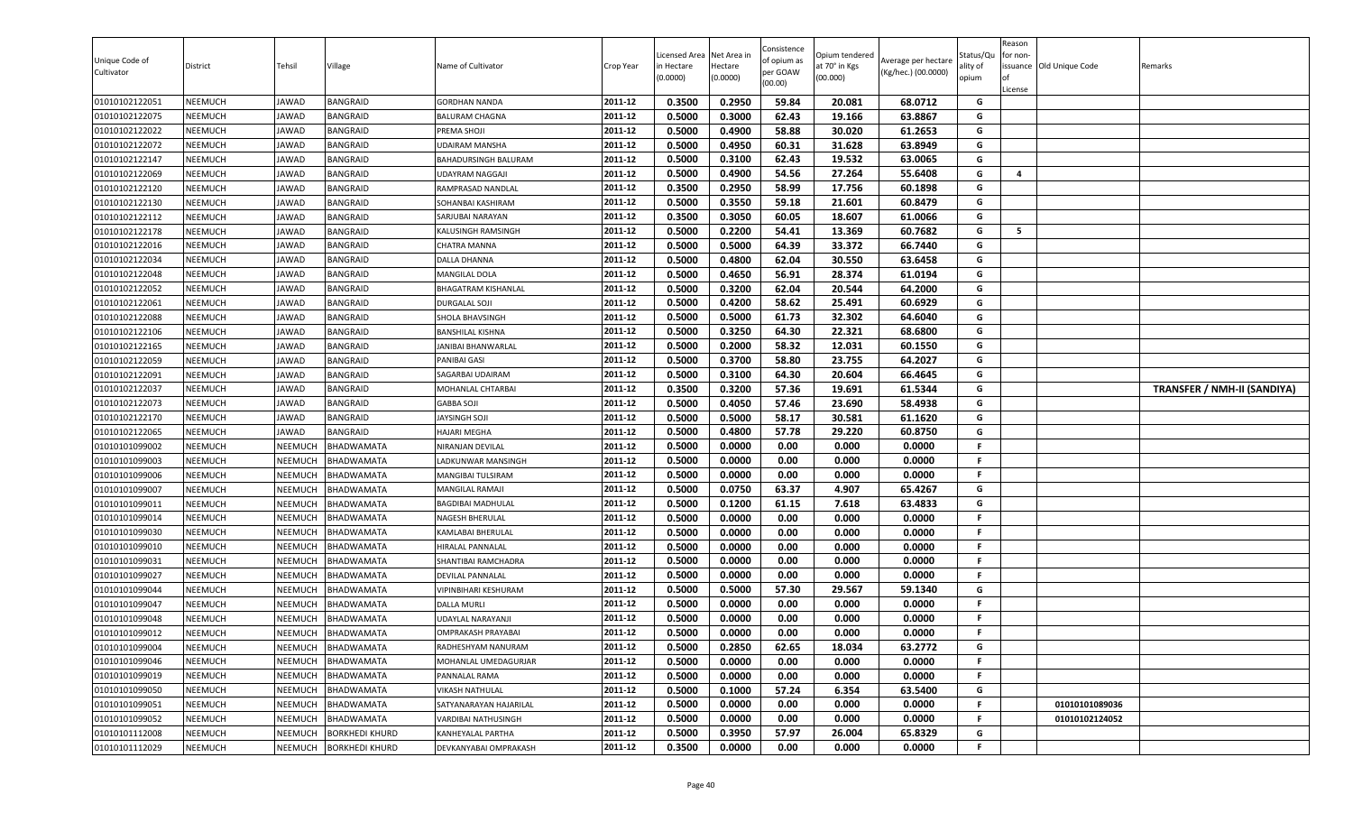| Unique Code of Cultivator | District | Tehsil | Village | Name of Cultivator | Crop Year | Licensed Area in Hectare (0.0000) | Net Area in Hectare (0.0000) | Consistence of opium as per GOAW (00.00) | Opium tendered at 70° in Kgs (00.000) | Average per hectare (Kg/hec.) (00.0000) | Status/Quality of opium | Reason for non-issuance of License | Old Unique Code | Remarks |
|---|---|---|---|---|---|---|---|---|---|---|---|---|---|---|
| 01010102122051 | NEEMUCH | JAWAD | BANGRAID | GORDHAN NANDA | 2011-12 | 0.3500 | 0.2950 | 59.84 | 20.081 | 68.0712 | G | | | |
| 01010102122075 | NEEMUCH | JAWAD | BANGRAID | BALURAM CHAGNA | 2011-12 | 0.5000 | 0.3000 | 62.43 | 19.166 | 63.8867 | G | | | |
| 01010102122022 | NEEMUCH | JAWAD | BANGRAID | PREMA SHOJI | 2011-12 | 0.5000 | 0.4900 | 58.88 | 30.020 | 61.2653 | G | | | |
| 01010102122072 | NEEMUCH | JAWAD | BANGRAID | UDAIRAM MANSHA | 2011-12 | 0.5000 | 0.4950 | 60.31 | 31.628 | 63.8949 | G | | | |
| 01010102122147 | NEEMUCH | JAWAD | BANGRAID | BAHADURSINGH BALURAM | 2011-12 | 0.5000 | 0.3100 | 62.43 | 19.532 | 63.0065 | G | | | |
| 01010102122069 | NEEMUCH | JAWAD | BANGRAID | UDAYRAM NAGGAJI | 2011-12 | 0.5000 | 0.4900 | 54.56 | 27.264 | 55.6408 | G | 4 | | |
| 01010102122120 | NEEMUCH | JAWAD | BANGRAID | RAMPRASAD NANDLAL | 2011-12 | 0.3500 | 0.2950 | 58.99 | 17.756 | 60.1898 | G | | | |
| 01010102122130 | NEEMUCH | JAWAD | BANGRAID | SOHANBAI KASHIRAM | 2011-12 | 0.5000 | 0.3550 | 59.18 | 21.601 | 60.8479 | G | | | |
| 01010102122112 | NEEMUCH | JAWAD | BANGRAID | SARJUBAI NARAYAN | 2011-12 | 0.3500 | 0.3050 | 60.05 | 18.607 | 61.0066 | G | | | |
| 01010102122178 | NEEMUCH | JAWAD | BANGRAID | KALUSINGH RAMSINGH | 2011-12 | 0.5000 | 0.2200 | 54.41 | 13.369 | 60.7682 | G | 5 | | |
| 01010102122016 | NEEMUCH | JAWAD | BANGRAID | CHATRA MANNA | 2011-12 | 0.5000 | 0.5000 | 64.39 | 33.372 | 66.7440 | G | | | |
| 01010102122034 | NEEMUCH | JAWAD | BANGRAID | DALLA DHANNA | 2011-12 | 0.5000 | 0.4800 | 62.04 | 30.550 | 63.6458 | G | | | |
| 01010102122048 | NEEMUCH | JAWAD | BANGRAID | MANGILAL DOLA | 2011-12 | 0.5000 | 0.4650 | 56.91 | 28.374 | 61.0194 | G | | | |
| 01010102122052 | NEEMUCH | JAWAD | BANGRAID | BHAGATRAM KISHANLAL | 2011-12 | 0.5000 | 0.3200 | 62.04 | 20.544 | 64.2000 | G | | | |
| 01010102122061 | NEEMUCH | JAWAD | BANGRAID | DURGALAL SOJI | 2011-12 | 0.5000 | 0.4200 | 58.62 | 25.491 | 60.6929 | G | | | |
| 01010102122088 | NEEMUCH | JAWAD | BANGRAID | SHOLA BHAVSINGH | 2011-12 | 0.5000 | 0.5000 | 61.73 | 32.302 | 64.6040 | G | | | |
| 01010102122106 | NEEMUCH | JAWAD | BANGRAID | BANSHILAL KISHNA | 2011-12 | 0.5000 | 0.3250 | 64.30 | 22.321 | 68.6800 | G | | | |
| 01010102122165 | NEEMUCH | JAWAD | BANGRAID | JANIBAI BHANWARLAL | 2011-12 | 0.5000 | 0.2000 | 58.32 | 12.031 | 60.1550 | G | | | |
| 01010102122059 | NEEMUCH | JAWAD | BANGRAID | PANIBAI GASI | 2011-12 | 0.5000 | 0.3700 | 58.80 | 23.755 | 64.2027 | G | | | |
| 01010102122091 | NEEMUCH | JAWAD | BANGRAID | SAGARBAI UDAIRAM | 2011-12 | 0.5000 | 0.3100 | 64.30 | 20.604 | 66.4645 | G | | | |
| 01010102122037 | NEEMUCH | JAWAD | BANGRAID | MOHANLAL CHTARBAI | 2011-12 | 0.3500 | 0.3200 | 57.36 | 19.691 | 61.5344 | G | | | **TRANSFER / NMH-II (SANDIYA)** |
| 01010102122073 | NEEMUCH | JAWAD | BANGRAID | GABBA SOJI | 2011-12 | 0.5000 | 0.4050 | 57.46 | 23.690 | 58.4938 | G | | | |
| 01010102122170 | NEEMUCH | JAWAD | BANGRAID | JAYSINGH SOJI | 2011-12 | 0.5000 | 0.5000 | 58.17 | 30.581 | 61.1620 | G | | | |
| 01010102122065 | NEEMUCH | JAWAD | BANGRAID | HAJARI MEGHA | 2011-12 | 0.5000 | 0.4800 | 57.78 | 29.220 | 60.8750 | G | | | |
| 01010101099002 | NEEMUCH | NEEMUCH | BHADWAMATA | NIRANJAN DEVILAL | 2011-12 | 0.5000 | 0.0000 | 0.00 | 0.000 | 0.0000 | F | | | |
| 01010101099003 | NEEMUCH | NEEMUCH | BHADWAMATA | LADKUNWAR MANSINGH | 2011-12 | 0.5000 | 0.0000 | 0.00 | 0.000 | 0.0000 | F | | | |
| 01010101099006 | NEEMUCH | NEEMUCH | BHADWAMATA | MANGIBAI TULSIRAM | 2011-12 | 0.5000 | 0.0000 | 0.00 | 0.000 | 0.0000 | F | | | |
| 01010101099007 | NEEMUCH | NEEMUCH | BHADWAMATA | MANGILAL RAMAJI | 2011-12 | 0.5000 | 0.0750 | 63.37 | 4.907 | 65.4267 | G | | | |
| 01010101099011 | NEEMUCH | NEEMUCH | BHADWAMATA | BAGDIBAI MADHULAL | 2011-12 | 0.5000 | 0.1200 | 61.15 | 7.618 | 63.4833 | G | | | |
| 01010101099014 | NEEMUCH | NEEMUCH | BHADWAMATA | NAGESH BHERULAL | 2011-12 | 0.5000 | 0.0000 | 0.00 | 0.000 | 0.0000 | F | | | |
| 01010101099030 | NEEMUCH | NEEMUCH | BHADWAMATA | KAMLABAI BHERULAL | 2011-12 | 0.5000 | 0.0000 | 0.00 | 0.000 | 0.0000 | F | | | |
| 01010101099010 | NEEMUCH | NEEMUCH | BHADWAMATA | HIRALAL PANNALAL | 2011-12 | 0.5000 | 0.0000 | 0.00 | 0.000 | 0.0000 | F | | | |
| 01010101099031 | NEEMUCH | NEEMUCH | BHADWAMATA | SHANTIBAI RAMCHADRA | 2011-12 | 0.5000 | 0.0000 | 0.00 | 0.000 | 0.0000 | F | | | |
| 01010101099027 | NEEMUCH | NEEMUCH | BHADWAMATA | DEVILAL PANNALAL | 2011-12 | 0.5000 | 0.0000 | 0.00 | 0.000 | 0.0000 | F | | | |
| 01010101099044 | NEEMUCH | NEEMUCH | BHADWAMATA | VIPINBIHARI KESHURAM | 2011-12 | 0.5000 | 0.5000 | 57.30 | 29.567 | 59.1340 | G | | | |
| 01010101099047 | NEEMUCH | NEEMUCH | BHADWAMATA | DALLA MURLI | 2011-12 | 0.5000 | 0.0000 | 0.00 | 0.000 | 0.0000 | F | | | |
| 01010101099048 | NEEMUCH | NEEMUCH | BHADWAMATA | UDAYLAL NARAYANJI | 2011-12 | 0.5000 | 0.0000 | 0.00 | 0.000 | 0.0000 | F | | | |
| 01010101099012 | NEEMUCH | NEEMUCH | BHADWAMATA | OMPRAKASH PRAYABAI | 2011-12 | 0.5000 | 0.0000 | 0.00 | 0.000 | 0.0000 | F | | | |
| 01010101099004 | NEEMUCH | NEEMUCH | BHADWAMATA | RADHESHYAM NANURAM | 2011-12 | 0.5000 | 0.2850 | 62.65 | 18.034 | 63.2772 | G | | | |
| 01010101099046 | NEEMUCH | NEEMUCH | BHADWAMATA | MOHANLAL UMEDAGURJAR | 2011-12 | 0.5000 | 0.0000 | 0.00 | 0.000 | 0.0000 | F | | | |
| 01010101099019 | NEEMUCH | NEEMUCH | BHADWAMATA | PANNALAL RAMA | 2011-12 | 0.5000 | 0.0000 | 0.00 | 0.000 | 0.0000 | F | | | |
| 01010101099050 | NEEMUCH | NEEMUCH | BHADWAMATA | VIKASH NATHULAL | 2011-12 | 0.5000 | 0.1000 | 57.24 | 6.354 | 63.5400 | G | | | |
| 01010101099051 | NEEMUCH | NEEMUCH | BHADWAMATA | SATYANARAYAN HAJARILAL | 2011-12 | 0.5000 | 0.0000 | 0.00 | 0.000 | 0.0000 | F | | 01010101089036 | |
| 01010101099052 | NEEMUCH | NEEMUCH | BHADWAMATA | VARDIBAI NATHUSINGH | 2011-12 | 0.5000 | 0.0000 | 0.00 | 0.000 | 0.0000 | F | | 01010102124052 | |
| 01010101112008 | NEEMUCH | NEEMUCH | BORKHEDI KHURD | KANHEYALAL PARTHA | 2011-12 | 0.5000 | 0.3950 | 57.97 | 26.004 | 65.8329 | G | | | |
| 01010101112029 | NEEMUCH | NEEMUCH | BORKHEDI KHURD | DEVKANYABAI OMPRAKASH | 2011-12 | 0.3500 | 0.0000 | 0.00 | 0.000 | 0.0000 | F | | | |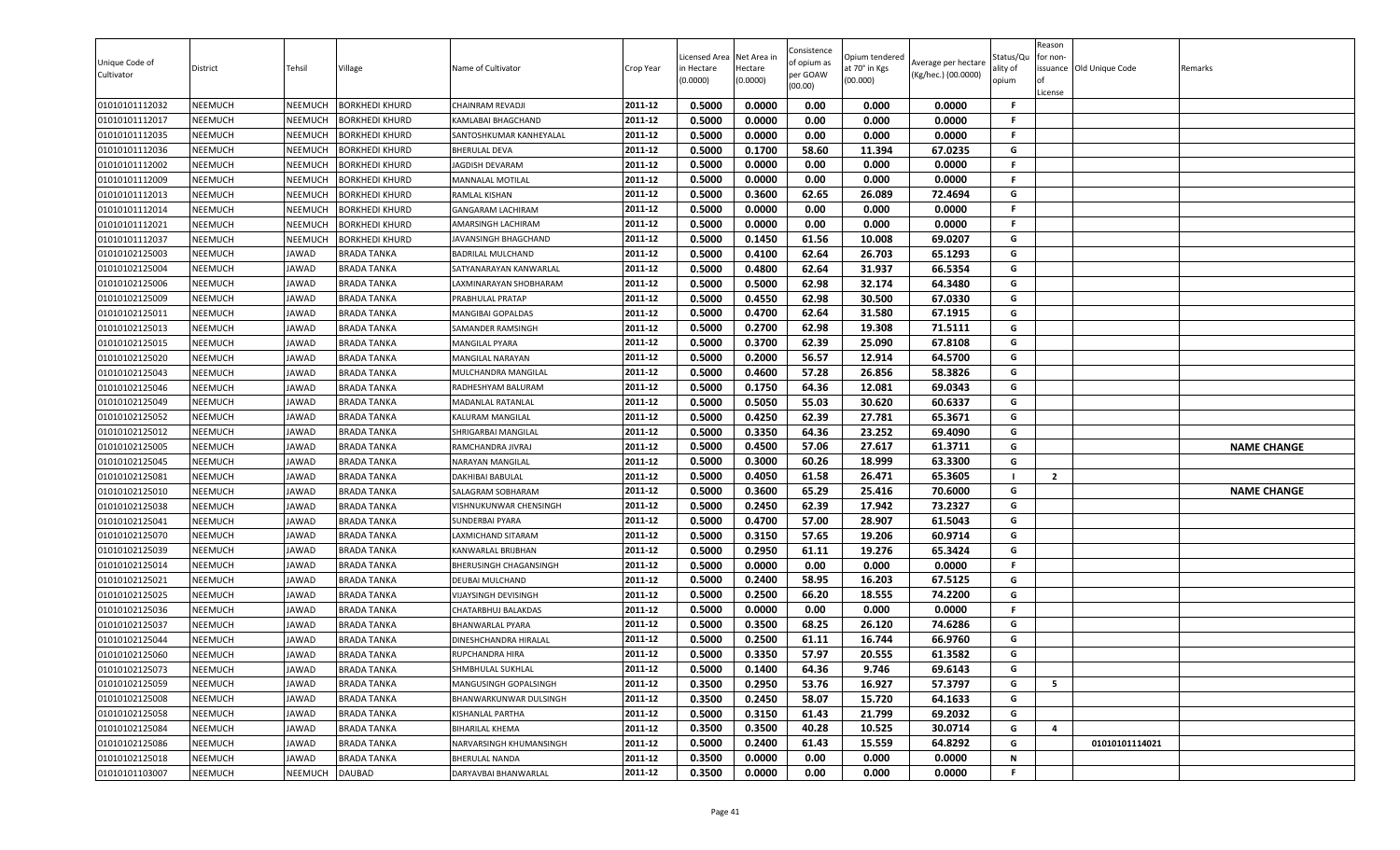| Unique Code of Cultivator | District | Tehsil | Village | Name of Cultivator | Crop Year | Licensed Area in Hectare (0.0000) | Net Area in Hectare (0.0000) | Consistence of opium as per GOAW (00.00) | Opium tendered at 70° in Kgs (00.000) | Average per hectare (Kg/hec.) (00.0000) | Status/Quality of opium | Reason for non-issuance of License | Old Unique Code | Remarks |
|---|---|---|---|---|---|---|---|---|---|---|---|---|---|---|
| 01010101112032 | NEEMUCH | NEEMUCH | BORKHEDI KHURD | CHAINRAM REVADJI | 2011-12 | 0.5000 | 0.0000 | 0.00 | 0.000 | 0.0000 | F | | | |
| 01010101112017 | NEEMUCH | NEEMUCH | BORKHEDI KHURD | KAMLABAI BHAGCHAND | 2011-12 | 0.5000 | 0.0000 | 0.00 | 0.000 | 0.0000 | F | | | |
| 01010101112035 | NEEMUCH | NEEMUCH | BORKHEDI KHURD | SANTOSHKUMAR KANHEYALAL | 2011-12 | 0.5000 | 0.0000 | 0.00 | 0.000 | 0.0000 | F | | | |
| 01010101112036 | NEEMUCH | NEEMUCH | BORKHEDI KHURD | BHERULAL DEVA | 2011-12 | 0.5000 | 0.1700 | 58.60 | 11.394 | 67.0235 | G | | | |
| 01010101112002 | NEEMUCH | NEEMUCH | BORKHEDI KHURD | JAGDISH DEVARAM | 2011-12 | 0.5000 | 0.0000 | 0.00 | 0.000 | 0.0000 | F | | | |
| 01010101112009 | NEEMUCH | NEEMUCH | BORKHEDI KHURD | MANNALAL MOTILAL | 2011-12 | 0.5000 | 0.0000 | 0.00 | 0.000 | 0.0000 | F | | | |
| 01010101112013 | NEEMUCH | NEEMUCH | BORKHEDI KHURD | RAMLAL KISHAN | 2011-12 | 0.5000 | 0.3600 | 62.65 | 26.089 | 72.4694 | G | | | |
| 01010101112014 | NEEMUCH | NEEMUCH | BORKHEDI KHURD | GANGARAM LACHIRAM | 2011-12 | 0.5000 | 0.0000 | 0.00 | 0.000 | 0.0000 | F | | | |
| 01010101112021 | NEEMUCH | NEEMUCH | BORKHEDI KHURD | AMARSINGH LACHIRAM | 2011-12 | 0.5000 | 0.0000 | 0.00 | 0.000 | 0.0000 | F | | | |
| 01010101112037 | NEEMUCH | NEEMUCH | BORKHEDI KHURD | JAVANSINGH BHAGCHAND | 2011-12 | 0.5000 | 0.1450 | 61.56 | 10.008 | 69.0207 | G | | | |
| 01010102125003 | NEEMUCH | JAWAD | BRADA TANKA | BADRILAL MULCHAND | 2011-12 | 0.5000 | 0.4100 | 62.64 | 26.703 | 65.1293 | G | | | |
| 01010102125004 | NEEMUCH | JAWAD | BRADA TANKA | SATYANARAYAN KANWARLAL | 2011-12 | 0.5000 | 0.4800 | 62.64 | 31.937 | 66.5354 | G | | | |
| 01010102125006 | NEEMUCH | JAWAD | BRADA TANKA | LAXMINARAYAN SHOBHARAM | 2011-12 | 0.5000 | 0.5000 | 62.98 | 32.174 | 64.3480 | G | | | |
| 01010102125009 | NEEMUCH | JAWAD | BRADA TANKA | PRABHULAL PRATAP | 2011-12 | 0.5000 | 0.4550 | 62.98 | 30.500 | 67.0330 | G | | | |
| 01010102125011 | NEEMUCH | JAWAD | BRADA TANKA | MANGIBAI GOPALDAS | 2011-12 | 0.5000 | 0.4700 | 62.64 | 31.580 | 67.1915 | G | | | |
| 01010102125013 | NEEMUCH | JAWAD | BRADA TANKA | SAMANDER RAMSINGH | 2011-12 | 0.5000 | 0.2700 | 62.98 | 19.308 | 71.5111 | G | | | |
| 01010102125015 | NEEMUCH | JAWAD | BRADA TANKA | MANGILAL PYARA | 2011-12 | 0.5000 | 0.3700 | 62.39 | 25.090 | 67.8108 | G | | | |
| 01010102125020 | NEEMUCH | JAWAD | BRADA TANKA | MANGILAL NARAYAN | 2011-12 | 0.5000 | 0.2000 | 56.57 | 12.914 | 64.5700 | G | | | |
| 01010102125043 | NEEMUCH | JAWAD | BRADA TANKA | MULCHANDRA MANGILAL | 2011-12 | 0.5000 | 0.4600 | 57.28 | 26.856 | 58.3826 | G | | | |
| 01010102125046 | NEEMUCH | JAWAD | BRADA TANKA | RADHESHYAM BALURAM | 2011-12 | 0.5000 | 0.1750 | 64.36 | 12.081 | 69.0343 | G | | | |
| 01010102125049 | NEEMUCH | JAWAD | BRADA TANKA | MADANLAL RATANLAL | 2011-12 | 0.5000 | 0.5050 | 55.03 | 30.620 | 60.6337 | G | | | |
| 01010102125052 | NEEMUCH | JAWAD | BRADA TANKA | KALURAM MANGILAL | 2011-12 | 0.5000 | 0.4250 | 62.39 | 27.781 | 65.3671 | G | | | |
| 01010102125012 | NEEMUCH | JAWAD | BRADA TANKA | SHRIGARBAI MANGILAL | 2011-12 | 0.5000 | 0.3350 | 64.36 | 23.252 | 69.4090 | G | | | |
| 01010102125005 | NEEMUCH | JAWAD | BRADA TANKA | RAMCHANDRA JIVRAJ | 2011-12 | 0.5000 | 0.4500 | 57.06 | 27.617 | 61.3711 | G | | | NAME CHANGE |
| 01010102125045 | NEEMUCH | JAWAD | BRADA TANKA | NARAYAN MANGILAL | 2011-12 | 0.5000 | 0.3000 | 60.26 | 18.999 | 63.3300 | G | | | |
| 01010102125081 | NEEMUCH | JAWAD | BRADA TANKA | DAKHIBAI BABULAL | 2011-12 | 0.5000 | 0.4050 | 61.58 | 26.471 | 65.3605 | I | 2 | | |
| 01010102125010 | NEEMUCH | JAWAD | BRADA TANKA | SALAGRAM SOBHARAM | 2011-12 | 0.5000 | 0.3600 | 65.29 | 25.416 | 70.6000 | G | | | NAME CHANGE |
| 01010102125038 | NEEMUCH | JAWAD | BRADA TANKA | VISHNUKUNWAR CHENSINGH | 2011-12 | 0.5000 | 0.2450 | 62.39 | 17.942 | 73.2327 | G | | | |
| 01010102125041 | NEEMUCH | JAWAD | BRADA TANKA | SUNDERBAI PYARA | 2011-12 | 0.5000 | 0.4700 | 57.00 | 28.907 | 61.5043 | G | | | |
| 01010102125070 | NEEMUCH | JAWAD | BRADA TANKA | LAXMICHAND SITARAM | 2011-12 | 0.5000 | 0.3150 | 57.65 | 19.206 | 60.9714 | G | | | |
| 01010102125039 | NEEMUCH | JAWAD | BRADA TANKA | KANWARLAL BRIJBHAN | 2011-12 | 0.5000 | 0.2950 | 61.11 | 19.276 | 65.3424 | G | | | |
| 01010102125014 | NEEMUCH | JAWAD | BRADA TANKA | BHERUSINGH CHAGANSINGH | 2011-12 | 0.5000 | 0.0000 | 0.00 | 0.000 | 0.0000 | F | | | |
| 01010102125021 | NEEMUCH | JAWAD | BRADA TANKA | DEUBAI MULCHAND | 2011-12 | 0.5000 | 0.2400 | 58.95 | 16.203 | 67.5125 | G | | | |
| 01010102125025 | NEEMUCH | JAWAD | BRADA TANKA | VIJAYSINGH DEVISINGH | 2011-12 | 0.5000 | 0.2500 | 66.20 | 18.555 | 74.2200 | G | | | |
| 01010102125036 | NEEMUCH | JAWAD | BRADA TANKA | CHATARBHUJ BALAKDAS | 2011-12 | 0.5000 | 0.0000 | 0.00 | 0.000 | 0.0000 | F | | | |
| 01010102125037 | NEEMUCH | JAWAD | BRADA TANKA | BHANWARLAL PYARA | 2011-12 | 0.5000 | 0.3500 | 68.25 | 26.120 | 74.6286 | G | | | |
| 01010102125044 | NEEMUCH | JAWAD | BRADA TANKA | DINESHCHANDRA HIRALAL | 2011-12 | 0.5000 | 0.2500 | 61.11 | 16.744 | 66.9760 | G | | | |
| 01010102125060 | NEEMUCH | JAWAD | BRADA TANKA | RUPCHANDRA HIRA | 2011-12 | 0.5000 | 0.3350 | 57.97 | 20.555 | 61.3582 | G | | | |
| 01010102125073 | NEEMUCH | JAWAD | BRADA TANKA | SHMBHULAL SUKHLAL | 2011-12 | 0.5000 | 0.1400 | 64.36 | 9.746 | 69.6143 | G | | | |
| 01010102125059 | NEEMUCH | JAWAD | BRADA TANKA | MANGUSINGH GOPALSINGH | 2011-12 | 0.3500 | 0.2950 | 53.76 | 16.927 | 57.3797 | G | 5 | | |
| 01010102125008 | NEEMUCH | JAWAD | BRADA TANKA | BHANWARKUNWAR DULSINGH | 2011-12 | 0.3500 | 0.2450 | 58.07 | 15.720 | 64.1633 | G | | | |
| 01010102125058 | NEEMUCH | JAWAD | BRADA TANKA | KISHANLAL PARTHA | 2011-12 | 0.5000 | 0.3150 | 61.43 | 21.799 | 69.2032 | G | | | |
| 01010102125084 | NEEMUCH | JAWAD | BRADA TANKA | BIHARILAL KHEMA | 2011-12 | 0.3500 | 0.3500 | 40.28 | 10.525 | 30.0714 | G | 4 | | |
| 01010102125086 | NEEMUCH | JAWAD | BRADA TANKA | NARVARSINGH KHUMANSINGH | 2011-12 | 0.5000 | 0.2400 | 61.43 | 15.559 | 64.8292 | G | | 01010101114021 | |
| 01010102125018 | NEEMUCH | JAWAD | BRADA TANKA | BHERULAL NANDA | 2011-12 | 0.3500 | 0.0000 | 0.00 | 0.000 | 0.0000 | N | | | |
| 01010101103007 | NEEMUCH | NEEMUCH | DAUBAD | DARYAVBAI BHANWARLAL | 2011-12 | 0.3500 | 0.0000 | 0.00 | 0.000 | 0.0000 | F | | | |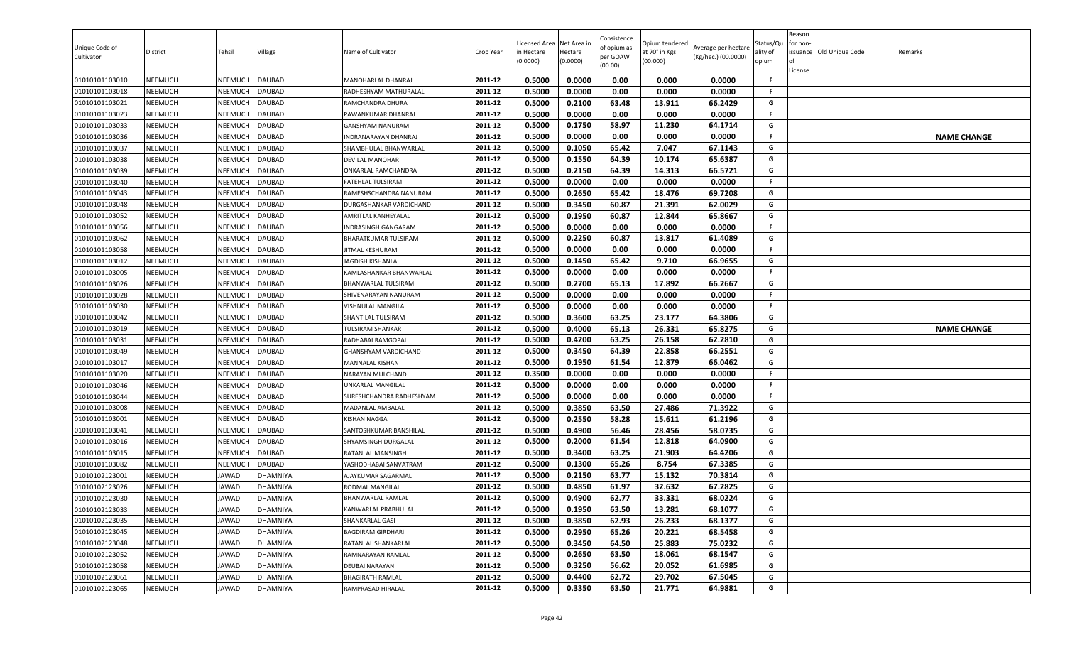| Unique Code of Cultivator | District | Tehsil | Village | Name of Cultivator | Crop Year | Licensed Area in Hectare (0.0000) | Net Area in Hectare (0.0000) | Consistence of opium as per GOAW (00.00) | Opium tendered at 70° in Kgs (00.000) | Average per hectare (Kg/hec.) (00.0000) | Status/Quality of opium | Reason for non-issuance of License | Old Unique Code | Remarks |
|---|---|---|---|---|---|---|---|---|---|---|---|---|---|---|
| 01010101103010 | NEEMUCH | NEEMUCH | DAUBAD | MANOHARLAL DHANRAJ | 2011-12 | 0.5000 | 0.0000 | 0.00 | 0.000 | 0.0000 | F | | | |
| 01010101103018 | NEEMUCH | NEEMUCH | DAUBAD | RADHESHYAM MATHURALAL | 2011-12 | 0.5000 | 0.0000 | 0.00 | 0.000 | 0.0000 | F | | | |
| 01010101103021 | NEEMUCH | NEEMUCH | DAUBAD | RAMCHANDRA DHURA | 2011-12 | 0.5000 | 0.2100 | 63.48 | 13.911 | 66.2429 | G | | | |
| 01010101103023 | NEEMUCH | NEEMUCH | DAUBAD | PAWANKUMAR DHANRAJ | 2011-12 | 0.5000 | 0.0000 | 0.00 | 0.000 | 0.0000 | F | | | |
| 01010101103033 | NEEMUCH | NEEMUCH | DAUBAD | GANSHYAM NANURAM | 2011-12 | 0.5000 | 0.1750 | 58.97 | 11.230 | 64.1714 | G | | | |
| 01010101103036 | NEEMUCH | NEEMUCH | DAUBAD | INDRANARAYAN DHANRAJ | 2011-12 | 0.5000 | 0.0000 | 0.00 | 0.000 | 0.0000 | F | | | NAME CHANGE |
| 01010101103037 | NEEMUCH | NEEMUCH | DAUBAD | SHAMBHULAL BHANWARLAL | 2011-12 | 0.5000 | 0.1050 | 65.42 | 7.047 | 67.1143 | G | | | |
| 01010101103038 | NEEMUCH | NEEMUCH | DAUBAD | DEVILAL MANOHAR | 2011-12 | 0.5000 | 0.1550 | 64.39 | 10.174 | 65.6387 | G | | | |
| 01010101103039 | NEEMUCH | NEEMUCH | DAUBAD | ONKARLAL RAMCHANDRA | 2011-12 | 0.5000 | 0.2150 | 64.39 | 14.313 | 66.5721 | G | | | |
| 01010101103040 | NEEMUCH | NEEMUCH | DAUBAD | FATEHLAL TULSIRAM | 2011-12 | 0.5000 | 0.0000 | 0.00 | 0.000 | 0.0000 | F | | | |
| 01010101103043 | NEEMUCH | NEEMUCH | DAUBAD | RAMESHSCHANDRA NANURAM | 2011-12 | 0.5000 | 0.2650 | 65.42 | 18.476 | 69.7208 | G | | | |
| 01010101103048 | NEEMUCH | NEEMUCH | DAUBAD | DURGASHANKAR VARDICHAND | 2011-12 | 0.5000 | 0.3450 | 60.87 | 21.391 | 62.0029 | G | | | |
| 01010101103052 | NEEMUCH | NEEMUCH | DAUBAD | AMRITLAL KANHEYALAL | 2011-12 | 0.5000 | 0.1950 | 60.87 | 12.844 | 65.8667 | G | | | |
| 01010101103056 | NEEMUCH | NEEMUCH | DAUBAD | INDRASINGH GANGARAM | 2011-12 | 0.5000 | 0.0000 | 0.00 | 0.000 | 0.0000 | F | | | |
| 01010101103062 | NEEMUCH | NEEMUCH | DAUBAD | BHARATKUMAR TULSIRAM | 2011-12 | 0.5000 | 0.2250 | 60.87 | 13.817 | 61.4089 | G | | | |
| 01010101103058 | NEEMUCH | NEEMUCH | DAUBAD | JITMAL KESHURAM | 2011-12 | 0.5000 | 0.0000 | 0.00 | 0.000 | 0.0000 | F | | | |
| 01010101103012 | NEEMUCH | NEEMUCH | DAUBAD | JAGDISH KISHANLAL | 2011-12 | 0.5000 | 0.1450 | 65.42 | 9.710 | 66.9655 | G | | | |
| 01010101103005 | NEEMUCH | NEEMUCH | DAUBAD | KAMLASHANKAR BHANWARLAL | 2011-12 | 0.5000 | 0.0000 | 0.00 | 0.000 | 0.0000 | F | | | |
| 01010101103026 | NEEMUCH | NEEMUCH | DAUBAD | BHANWARLAL TULSIRAM | 2011-12 | 0.5000 | 0.2700 | 65.13 | 17.892 | 66.2667 | G | | | |
| 01010101103028 | NEEMUCH | NEEMUCH | DAUBAD | SHIVENARAYAN NANURAM | 2011-12 | 0.5000 | 0.0000 | 0.00 | 0.000 | 0.0000 | F | | | |
| 01010101103030 | NEEMUCH | NEEMUCH | DAUBAD | VISHNULAL MANGILAL | 2011-12 | 0.5000 | 0.0000 | 0.00 | 0.000 | 0.0000 | F | | | |
| 01010101103042 | NEEMUCH | NEEMUCH | DAUBAD | SHANTILAL TULSIRAM | 2011-12 | 0.5000 | 0.3600 | 63.25 | 23.177 | 64.3806 | G | | | |
| 01010101103019 | NEEMUCH | NEEMUCH | DAUBAD | TULSIRAM SHANKAR | 2011-12 | 0.5000 | 0.4000 | 65.13 | 26.331 | 65.8275 | G | | | NAME CHANGE |
| 01010101103031 | NEEMUCH | NEEMUCH | DAUBAD | RADHABAI RAMGOPAL | 2011-12 | 0.5000 | 0.4200 | 63.25 | 26.158 | 62.2810 | G | | | |
| 01010101103049 | NEEMUCH | NEEMUCH | DAUBAD | GHANSHYAM VARDICHAND | 2011-12 | 0.5000 | 0.3450 | 64.39 | 22.858 | 66.2551 | G | | | |
| 01010101103017 | NEEMUCH | NEEMUCH | DAUBAD | MANNALAL KISHAN | 2011-12 | 0.5000 | 0.1950 | 61.54 | 12.879 | 66.0462 | G | | | |
| 01010101103020 | NEEMUCH | NEEMUCH | DAUBAD | NARAYAN MULCHAND | 2011-12 | 0.3500 | 0.0000 | 0.00 | 0.000 | 0.0000 | F | | | |
| 01010101103046 | NEEMUCH | NEEMUCH | DAUBAD | UNKARLAL MANGILAL | 2011-12 | 0.5000 | 0.0000 | 0.00 | 0.000 | 0.0000 | F | | | |
| 01010101103044 | NEEMUCH | NEEMUCH | DAUBAD | SURESHCHANDRA RADHESHYAM | 2011-12 | 0.5000 | 0.0000 | 0.00 | 0.000 | 0.0000 | F | | | |
| 01010101103008 | NEEMUCH | NEEMUCH | DAUBAD | MADANLAL AMBALAL | 2011-12 | 0.5000 | 0.3850 | 63.50 | 27.486 | 71.3922 | G | | | |
| 01010101103001 | NEEMUCH | NEEMUCH | DAUBAD | KISHAN NAGGA | 2011-12 | 0.5000 | 0.2550 | 58.28 | 15.611 | 61.2196 | G | | | |
| 01010101103041 | NEEMUCH | NEEMUCH | DAUBAD | SANTOSHKUMAR BANSHILAL | 2011-12 | 0.5000 | 0.4900 | 56.46 | 28.456 | 58.0735 | G | | | |
| 01010101103016 | NEEMUCH | NEEMUCH | DAUBAD | SHYAMSINGH DURGALAL | 2011-12 | 0.5000 | 0.2000 | 61.54 | 12.818 | 64.0900 | G | | | |
| 01010101103015 | NEEMUCH | NEEMUCH | DAUBAD | RATANLAL MANSINGH | 2011-12 | 0.5000 | 0.3400 | 63.25 | 21.903 | 64.4206 | G | | | |
| 01010101103082 | NEEMUCH | NEEMUCH | DAUBAD | YASHODHABAI SANVATRAM | 2011-12 | 0.5000 | 0.1300 | 65.26 | 8.754 | 67.3385 | G | | | |
| 01010102123001 | NEEMUCH | JAWAD | DHAMNIYA | AJAYKUMAR SAGARMAL | 2011-12 | 0.5000 | 0.2150 | 63.77 | 15.132 | 70.3814 | G | | | |
| 01010102123026 | NEEMUCH | JAWAD | DHAMNIYA | RODMAL MANGILAL | 2011-12 | 0.5000 | 0.4850 | 61.97 | 32.632 | 67.2825 | G | | | |
| 01010102123030 | NEEMUCH | JAWAD | DHAMNIYA | BHANWARLAL RAMLAL | 2011-12 | 0.5000 | 0.4900 | 62.77 | 33.331 | 68.0224 | G | | | |
| 01010102123033 | NEEMUCH | JAWAD | DHAMNIYA | KANWARLAL PRABHULAL | 2011-12 | 0.5000 | 0.1950 | 63.50 | 13.281 | 68.1077 | G | | | |
| 01010102123035 | NEEMUCH | JAWAD | DHAMNIYA | SHANKARLAL GASI | 2011-12 | 0.5000 | 0.3850 | 62.93 | 26.233 | 68.1377 | G | | | |
| 01010102123045 | NEEMUCH | JAWAD | DHAMNIYA | BAGDIRAM GIRDHARI | 2011-12 | 0.5000 | 0.2950 | 65.26 | 20.221 | 68.5458 | G | | | |
| 01010102123048 | NEEMUCH | JAWAD | DHAMNIYA | RATANLAL SHANKARLAL | 2011-12 | 0.5000 | 0.3450 | 64.50 | 25.883 | 75.0232 | G | | | |
| 01010102123052 | NEEMUCH | JAWAD | DHAMNIYA | RAMNARAYAN RAMLAL | 2011-12 | 0.5000 | 0.2650 | 63.50 | 18.061 | 68.1547 | G | | | |
| 01010102123058 | NEEMUCH | JAWAD | DHAMNIYA | DEUBAI NARAYAN | 2011-12 | 0.5000 | 0.3250 | 56.62 | 20.052 | 61.6985 | G | | | |
| 01010102123061 | NEEMUCH | JAWAD | DHAMNIYA | BHAGIRATH RAMLAL | 2011-12 | 0.5000 | 0.4400 | 62.72 | 29.702 | 67.5045 | G | | | |
| 01010102123065 | NEEMUCH | JAWAD | DHAMNIYA | RAMPRASAD HIRALAL | 2011-12 | 0.5000 | 0.3350 | 63.50 | 21.771 | 64.9881 | G | | | |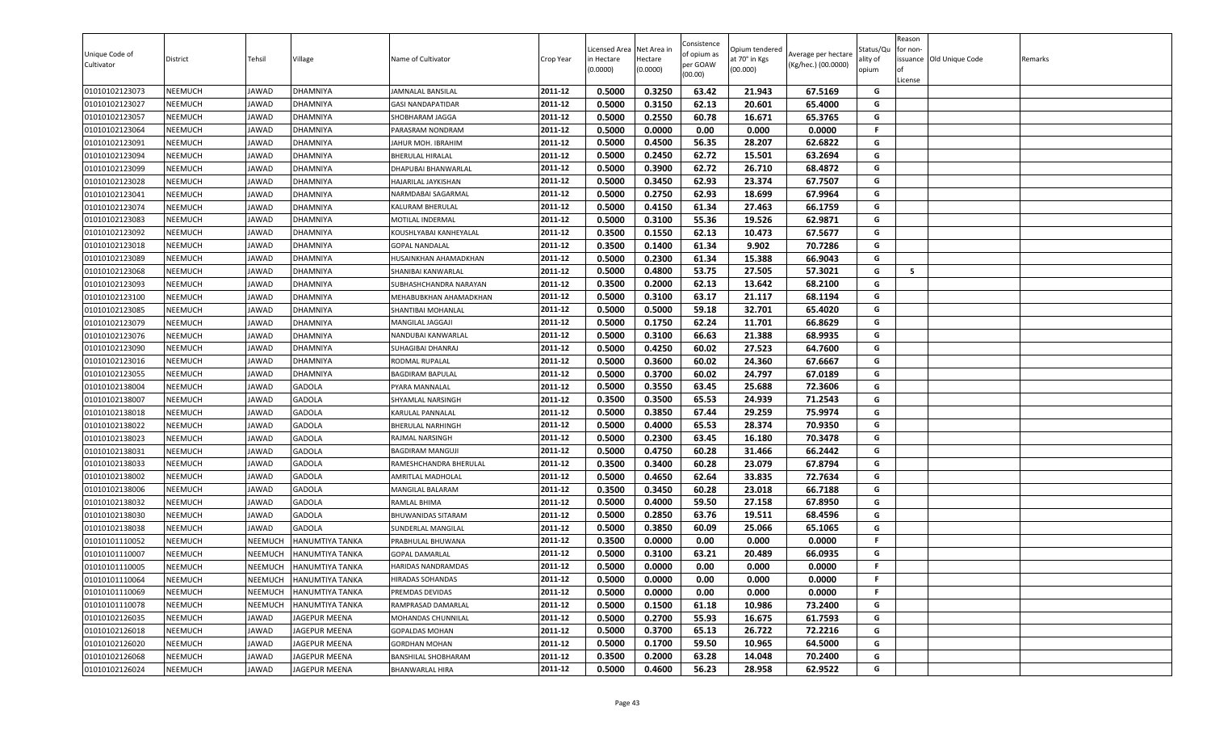| Unique Code of Cultivator | District | Tehsil | Village | Name of Cultivator | Crop Year | Licensed Area in Hectare (0.0000) | Net Area in Hectare (0.0000) | Consistence of opium as per GOAW (00.00) | Opium tendered at 70° in Kgs (00.000) | Average per hectare (Kg/hec.) (00.0000) | Status/Quality of opium | Reason for non-issuance of License | Old Unique Code | Remarks |
|---|---|---|---|---|---|---|---|---|---|---|---|---|---|---|
| 01010102123073 | NEEMUCH | JAWAD | DHAMNIYA | JAMNALAL BANSILAL | 2011-12 | 0.5000 | 0.3250 | 63.42 | 21.943 | 67.5169 | G | | | |
| 01010102123027 | NEEMUCH | JAWAD | DHAMNIYA | GASI NANDAPATIDAR | 2011-12 | 0.5000 | 0.3150 | 62.13 | 20.601 | 65.4000 | G | | | |
| 01010102123057 | NEEMUCH | JAWAD | DHAMNIYA | SHOBHARAM JAGGA | 2011-12 | 0.5000 | 0.2550 | 60.78 | 16.671 | 65.3765 | G | | | |
| 01010102123064 | NEEMUCH | JAWAD | DHAMNIYA | PARASRAM NONDRAM | 2011-12 | 0.5000 | 0.0000 | 0.00 | 0.000 | 0.0000 | F | | | |
| 01010102123091 | NEEMUCH | JAWAD | DHAMNIYA | JAHUR MOH. IBRAHIM | 2011-12 | 0.5000 | 0.4500 | 56.35 | 28.207 | 62.6822 | G | | | |
| 01010102123094 | NEEMUCH | JAWAD | DHAMNIYA | BHERULAL HIRALAL | 2011-12 | 0.5000 | 0.2450 | 62.72 | 15.501 | 63.2694 | G | | | |
| 01010102123099 | NEEMUCH | JAWAD | DHAMNIYA | DHAPUBAI BHANWARLAL | 2011-12 | 0.5000 | 0.3900 | 62.72 | 26.710 | 68.4872 | G | | | |
| 01010102123028 | NEEMUCH | JAWAD | DHAMNIYA | HAJARILAL JAYKISHAN | 2011-12 | 0.5000 | 0.3450 | 62.93 | 23.374 | 67.7507 | G | | | |
| 01010102123041 | NEEMUCH | JAWAD | DHAMNIYA | NARMDABAI SAGARMAL | 2011-12 | 0.5000 | 0.2750 | 62.93 | 18.699 | 67.9964 | G | | | |
| 01010102123074 | NEEMUCH | JAWAD | DHAMNIYA | KALURAM BHERULAL | 2011-12 | 0.5000 | 0.4150 | 61.34 | 27.463 | 66.1759 | G | | | |
| 01010102123083 | NEEMUCH | JAWAD | DHAMNIYA | MOTILAL INDERMAL | 2011-12 | 0.5000 | 0.3100 | 55.36 | 19.526 | 62.9871 | G | | | |
| 01010102123092 | NEEMUCH | JAWAD | DHAMNIYA | KOUSHLYABAI KANHEYALAL | 2011-12 | 0.3500 | 0.1550 | 62.13 | 10.473 | 67.5677 | G | | | |
| 01010102123018 | NEEMUCH | JAWAD | DHAMNIYA | GOPAL NANDALAL | 2011-12 | 0.3500 | 0.1400 | 61.34 | 9.902 | 70.7286 | G | | | |
| 01010102123089 | NEEMUCH | JAWAD | DHAMNIYA | HUSAINKHAN AHAMADKHAN | 2011-12 | 0.5000 | 0.2300 | 61.34 | 15.388 | 66.9043 | G | | | |
| 01010102123068 | NEEMUCH | JAWAD | DHAMNIYA | SHANIBAI KANWARLAL | 2011-12 | 0.5000 | 0.4800 | 53.75 | 27.505 | 57.3021 | G | 5 | | |
| 01010102123093 | NEEMUCH | JAWAD | DHAMNIYA | SUBHASHCHANDRA NARAYAN | 2011-12 | 0.3500 | 0.2000 | 62.13 | 13.642 | 68.2100 | G | | | |
| 01010102123100 | NEEMUCH | JAWAD | DHAMNIYA | MEHABUBKHAN AHAMADKHAN | 2011-12 | 0.5000 | 0.3100 | 63.17 | 21.117 | 68.1194 | G | | | |
| 01010102123085 | NEEMUCH | JAWAD | DHAMNIYA | SHANTIBAI MOHANLAL | 2011-12 | 0.5000 | 0.5000 | 59.18 | 32.701 | 65.4020 | G | | | |
| 01010102123079 | NEEMUCH | JAWAD | DHAMNIYA | MANGILAL JAGGAJI | 2011-12 | 0.5000 | 0.1750 | 62.24 | 11.701 | 66.8629 | G | | | |
| 01010102123076 | NEEMUCH | JAWAD | DHAMNIYA | NANDUBAI KANWARLAL | 2011-12 | 0.5000 | 0.3100 | 66.63 | 21.388 | 68.9935 | G | | | |
| 01010102123090 | NEEMUCH | JAWAD | DHAMNIYA | SUHAGIBAI DHANRAJ | 2011-12 | 0.5000 | 0.4250 | 60.02 | 27.523 | 64.7600 | G | | | |
| 01010102123016 | NEEMUCH | JAWAD | DHAMNIYA | RODMAL RUPALAL | 2011-12 | 0.5000 | 0.3600 | 60.02 | 24.360 | 67.6667 | G | | | |
| 01010102123055 | NEEMUCH | JAWAD | DHAMNIYA | BAGDIRAM BAPULAL | 2011-12 | 0.5000 | 0.3700 | 60.02 | 24.797 | 67.0189 | G | | | |
| 01010102138004 | NEEMUCH | JAWAD | GADOLA | PYARA MANNALAL | 2011-12 | 0.5000 | 0.3550 | 63.45 | 25.688 | 72.3606 | G | | | |
| 01010102138007 | NEEMUCH | JAWAD | GADOLA | SHYAMLAL NARSINGH | 2011-12 | 0.3500 | 0.3500 | 65.53 | 24.939 | 71.2543 | G | | | |
| 01010102138018 | NEEMUCH | JAWAD | GADOLA | KARULAL PANNALAL | 2011-12 | 0.5000 | 0.3850 | 67.44 | 29.259 | 75.9974 | G | | | |
| 01010102138022 | NEEMUCH | JAWAD | GADOLA | BHERULAL NARHINGH | 2011-12 | 0.5000 | 0.4000 | 65.53 | 28.374 | 70.9350 | G | | | |
| 01010102138023 | NEEMUCH | JAWAD | GADOLA | RAJMAL NARSINGH | 2011-12 | 0.5000 | 0.2300 | 63.45 | 16.180 | 70.3478 | G | | | |
| 01010102138031 | NEEMUCH | JAWAD | GADOLA | BAGDIRAM MANGUJI | 2011-12 | 0.5000 | 0.4750 | 60.28 | 31.466 | 66.2442 | G | | | |
| 01010102138033 | NEEMUCH | JAWAD | GADOLA | RAMESHCHANDRA BHERULAL | 2011-12 | 0.3500 | 0.3400 | 60.28 | 23.079 | 67.8794 | G | | | |
| 01010102138002 | NEEMUCH | JAWAD | GADOLA | AMRITLAL MADHOLAL | 2011-12 | 0.5000 | 0.4650 | 62.64 | 33.835 | 72.7634 | G | | | |
| 01010102138006 | NEEMUCH | JAWAD | GADOLA | MANGILAL BALARAM | 2011-12 | 0.3500 | 0.3450 | 60.28 | 23.018 | 66.7188 | G | | | |
| 01010102138032 | NEEMUCH | JAWAD | GADOLA | RAMLAL BHIMA | 2011-12 | 0.5000 | 0.4000 | 59.50 | 27.158 | 67.8950 | G | | | |
| 01010102138030 | NEEMUCH | JAWAD | GADOLA | BHUWANIDAS SITARAM | 2011-12 | 0.5000 | 0.2850 | 63.76 | 19.511 | 68.4596 | G | | | |
| 01010102138038 | NEEMUCH | JAWAD | GADOLA | SUNDERLAL MANGILAL | 2011-12 | 0.5000 | 0.3850 | 60.09 | 25.066 | 65.1065 | G | | | |
| 01010101110052 | NEEMUCH | NEEMUCH | HANUMTIYA TANKA | PRABHULAL BHUWANA | 2011-12 | 0.3500 | 0.0000 | 0.00 | 0.000 | 0.0000 | F | | | |
| 01010101110007 | NEEMUCH | NEEMUCH | HANUMTIYA TANKA | GOPAL DAMARLAL | 2011-12 | 0.5000 | 0.3100 | 63.21 | 20.489 | 66.0935 | G | | | |
| 01010101110005 | NEEMUCH | NEEMUCH | HANUMTIYA TANKA | HARIDAS NANDRAMDAS | 2011-12 | 0.5000 | 0.0000 | 0.00 | 0.000 | 0.0000 | F | | | |
| 01010101110064 | NEEMUCH | NEEMUCH | HANUMTIYA TANKA | HIRADAS SOHANDAS | 2011-12 | 0.5000 | 0.0000 | 0.00 | 0.000 | 0.0000 | F | | | |
| 01010101110069 | NEEMUCH | NEEMUCH | HANUMTIYA TANKA | PREMDAS DEVIDAS | 2011-12 | 0.5000 | 0.0000 | 0.00 | 0.000 | 0.0000 | F | | | |
| 01010101110078 | NEEMUCH | NEEMUCH | HANUMTIYA TANKA | RAMPRASAD DAMARLAL | 2011-12 | 0.5000 | 0.1500 | 61.18 | 10.986 | 73.2400 | G | | | |
| 01010102126035 | NEEMUCH | JAWAD | JAGEPUR MEENA | MOHANDAS CHUNNILAL | 2011-12 | 0.5000 | 0.2700 | 55.93 | 16.675 | 61.7593 | G | | | |
| 01010102126018 | NEEMUCH | JAWAD | JAGEPUR MEENA | GOPALDAS MOHAN | 2011-12 | 0.5000 | 0.3700 | 65.13 | 26.722 | 72.2216 | G | | | |
| 01010102126020 | NEEMUCH | JAWAD | JAGEPUR MEENA | GORDHAN MOHAN | 2011-12 | 0.5000 | 0.1700 | 59.50 | 10.965 | 64.5000 | G | | | |
| 01010102126068 | NEEMUCH | JAWAD | JAGEPUR MEENA | BANSHILAL SHOBHARAM | 2011-12 | 0.3500 | 0.2000 | 63.28 | 14.048 | 70.2400 | G | | | |
| 01010102126024 | NEEMUCH | JAWAD | JAGEPUR MEENA | BHANWARLAL HIRA | 2011-12 | 0.5000 | 0.4600 | 56.23 | 28.958 | 62.9522 | G | | | |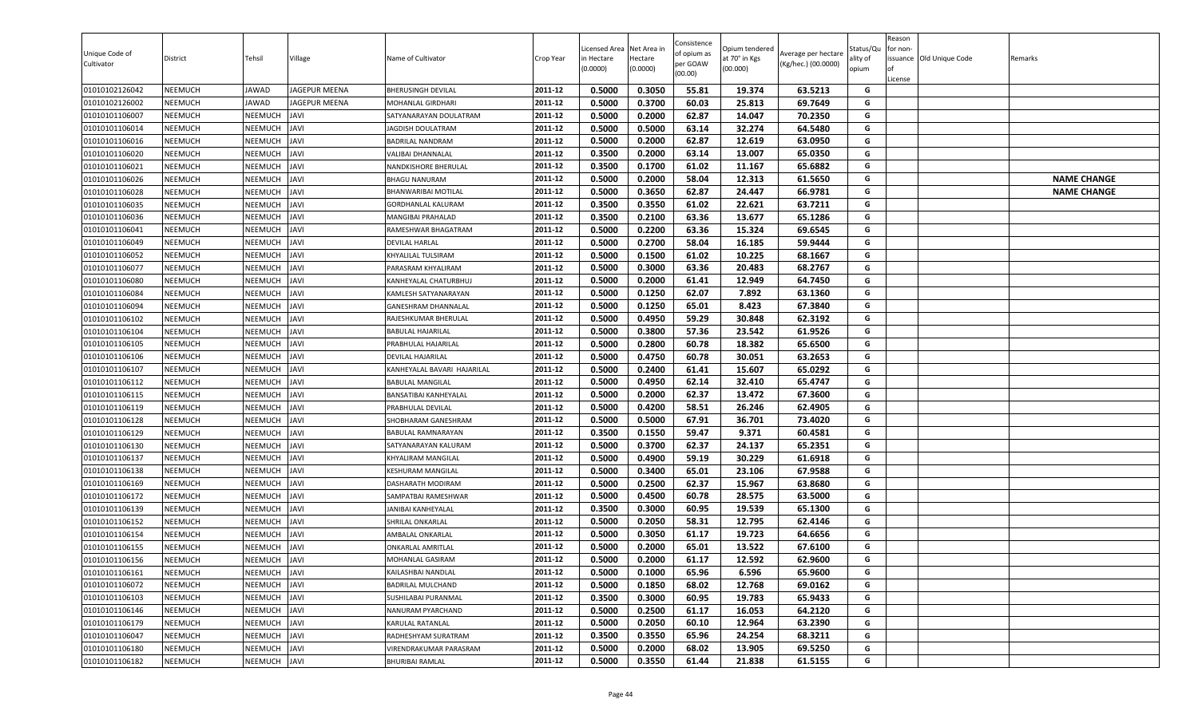| Unique Code of Cultivator | District | Tehsil | Village | Name of Cultivator | Crop Year | Licensed Area in Hectare (0.0000) | Net Area in Hectare (0.0000) | Consistence of opium as per GOAW (00.00) | Opium tendered at 70° in Kgs (00.000) | Average per hectare (Kg/hec.) (00.0000) | Status/Quality of opium | Reason for non-issuance of License | Old Unique Code | Remarks |
|---|---|---|---|---|---|---|---|---|---|---|---|---|---|---|
| 01010102126042 | NEEMUCH | JAWAD | JAGEPUR MEENA | BHERUSINGH DEVILAL | 2011-12 | 0.5000 | 0.3050 | 55.81 | 19.374 | 63.5213 | G | | | |
| 01010102126002 | NEEMUCH | JAWAD | JAGEPUR MEENA | MOHANLAL GIRDHARI | 2011-12 | 0.5000 | 0.3700 | 60.03 | 25.813 | 69.7649 | G | | | |
| 01010101106007 | NEEMUCH | NEEMUCH | JAVI | SATYANARAYAN DOULATRAM | 2011-12 | 0.5000 | 0.2000 | 62.87 | 14.047 | 70.2350 | G | | | |
| 01010101106014 | NEEMUCH | NEEMUCH | JAVI | JAGDISH DOULATRAM | 2011-12 | 0.5000 | 0.5000 | 63.14 | 32.274 | 64.5480 | G | | | |
| 01010101106016 | NEEMUCH | NEEMUCH | JAVI | BADRILAL NANDRAM | 2011-12 | 0.5000 | 0.2000 | 62.87 | 12.619 | 63.0950 | G | | | |
| 01010101106020 | NEEMUCH | NEEMUCH | JAVI | VALIBAI DHANNALAL | 2011-12 | 0.3500 | 0.2000 | 63.14 | 13.007 | 65.0350 | G | | | |
| 01010101106021 | NEEMUCH | NEEMUCH | JAVI | NANDKISHORE BHERULAL | 2011-12 | 0.3500 | 0.1700 | 61.02 | 11.167 | 65.6882 | G | | | |
| 01010101106026 | NEEMUCH | NEEMUCH | JAVI | BHAGU NANURAM | 2011-12 | 0.5000 | 0.2000 | 58.04 | 12.313 | 61.5650 | G | | | NAME CHANGE |
| 01010101106028 | NEEMUCH | NEEMUCH | JAVI | BHANWARIBAI MOTILAL | 2011-12 | 0.5000 | 0.3650 | 62.87 | 24.447 | 66.9781 | G | | | NAME CHANGE |
| 01010101106035 | NEEMUCH | NEEMUCH | JAVI | GORDHANLAL KALURAM | 2011-12 | 0.3500 | 0.3550 | 61.02 | 22.621 | 63.7211 | G | | | |
| 01010101106036 | NEEMUCH | NEEMUCH | JAVI | MANGIBAI PRAHALAD | 2011-12 | 0.3500 | 0.2100 | 63.36 | 13.677 | 65.1286 | G | | | |
| 01010101106041 | NEEMUCH | NEEMUCH | JAVI | RAMESHWAR BHAGATRAM | 2011-12 | 0.5000 | 0.2200 | 63.36 | 15.324 | 69.6545 | G | | | |
| 01010101106049 | NEEMUCH | NEEMUCH | JAVI | DEVILAL HARLAL | 2011-12 | 0.5000 | 0.2700 | 58.04 | 16.185 | 59.9444 | G | | | |
| 01010101106052 | NEEMUCH | NEEMUCH | JAVI | KHYALILAL TULSIRAM | 2011-12 | 0.5000 | 0.1500 | 61.02 | 10.225 | 68.1667 | G | | | |
| 01010101106077 | NEEMUCH | NEEMUCH | JAVI | PARASRAM KHYALIRAM | 2011-12 | 0.5000 | 0.3000 | 63.36 | 20.483 | 68.2767 | G | | | |
| 01010101106080 | NEEMUCH | NEEMUCH | JAVI | KANHEYALAL CHATURBHUJ | 2011-12 | 0.5000 | 0.2000 | 61.41 | 12.949 | 64.7450 | G | | | |
| 01010101106084 | NEEMUCH | NEEMUCH | JAVI | KAMLESH SATYANARAYAN | 2011-12 | 0.5000 | 0.1250 | 62.07 | 7.892 | 63.1360 | G | | | |
| 01010101106094 | NEEMUCH | NEEMUCH | JAVI | GANESHRAM DHANNALAL | 2011-12 | 0.5000 | 0.1250 | 65.01 | 8.423 | 67.3840 | G | | | |
| 01010101106102 | NEEMUCH | NEEMUCH | JAVI | RAJESHKUMAR BHERULAL | 2011-12 | 0.5000 | 0.4950 | 59.29 | 30.848 | 62.3192 | G | | | |
| 01010101106104 | NEEMUCH | NEEMUCH | JAVI | BABULAL HAJARILAL | 2011-12 | 0.5000 | 0.3800 | 57.36 | 23.542 | 61.9526 | G | | | |
| 01010101106105 | NEEMUCH | NEEMUCH | JAVI | PRABHULAL HAJARILAL | 2011-12 | 0.5000 | 0.2800 | 60.78 | 18.382 | 65.6500 | G | | | |
| 01010101106106 | NEEMUCH | NEEMUCH | JAVI | DEVILAL HAJARILAL | 2011-12 | 0.5000 | 0.4750 | 60.78 | 30.051 | 63.2653 | G | | | |
| 01010101106107 | NEEMUCH | NEEMUCH | JAVI | KANHEYALAL BAVARI HAJARILAL | 2011-12 | 0.5000 | 0.2400 | 61.41 | 15.607 | 65.0292 | G | | | |
| 01010101106112 | NEEMUCH | NEEMUCH | JAVI | BABULAL MANGILAL | 2011-12 | 0.5000 | 0.4950 | 62.14 | 32.410 | 65.4747 | G | | | |
| 01010101106115 | NEEMUCH | NEEMUCH | JAVI | BANSATIBAI KANHEYALAL | 2011-12 | 0.5000 | 0.2000 | 62.37 | 13.472 | 67.3600 | G | | | |
| 01010101106119 | NEEMUCH | NEEMUCH | JAVI | PRABHULAL DEVILAL | 2011-12 | 0.5000 | 0.4200 | 58.51 | 26.246 | 62.4905 | G | | | |
| 01010101106128 | NEEMUCH | NEEMUCH | JAVI | SHOBHARAM GANESHRAM | 2011-12 | 0.5000 | 0.5000 | 67.91 | 36.701 | 73.4020 | G | | | |
| 01010101106129 | NEEMUCH | NEEMUCH | JAVI | BABULAL RAMNARAYAN | 2011-12 | 0.3500 | 0.1550 | 59.47 | 9.371 | 60.4581 | G | | | |
| 01010101106130 | NEEMUCH | NEEMUCH | JAVI | SATYANARAYAN KALURAM | 2011-12 | 0.5000 | 0.3700 | 62.37 | 24.137 | 65.2351 | G | | | |
| 01010101106137 | NEEMUCH | NEEMUCH | JAVI | KHYALIRAM MANGILAL | 2011-12 | 0.5000 | 0.4900 | 59.19 | 30.229 | 61.6918 | G | | | |
| 01010101106138 | NEEMUCH | NEEMUCH | JAVI | KESHURAM MANGILAL | 2011-12 | 0.5000 | 0.3400 | 65.01 | 23.106 | 67.9588 | G | | | |
| 01010101106169 | NEEMUCH | NEEMUCH | JAVI | DASHARATH MODIRAM | 2011-12 | 0.5000 | 0.2500 | 62.37 | 15.967 | 63.8680 | G | | | |
| 01010101106172 | NEEMUCH | NEEMUCH | JAVI | SAMPATBAI RAMESHWAR | 2011-12 | 0.5000 | 0.4500 | 60.78 | 28.575 | 63.5000 | G | | | |
| 01010101106139 | NEEMUCH | NEEMUCH | JAVI | JANIBAI KANHEYALAL | 2011-12 | 0.3500 | 0.3000 | 60.95 | 19.539 | 65.1300 | G | | | |
| 01010101106152 | NEEMUCH | NEEMUCH | JAVI | SHRILAL ONKARLAL | 2011-12 | 0.5000 | 0.2050 | 58.31 | 12.795 | 62.4146 | G | | | |
| 01010101106154 | NEEMUCH | NEEMUCH | JAVI | AMBALAL ONKARLAL | 2011-12 | 0.5000 | 0.3050 | 61.17 | 19.723 | 64.6656 | G | | | |
| 01010101106155 | NEEMUCH | NEEMUCH | JAVI | ONKARLAL AMRITLAL | 2011-12 | 0.5000 | 0.2000 | 65.01 | 13.522 | 67.6100 | G | | | |
| 01010101106156 | NEEMUCH | NEEMUCH | JAVI | MOHANLAL GASIRAM | 2011-12 | 0.5000 | 0.2000 | 61.17 | 12.592 | 62.9600 | G | | | |
| 01010101106161 | NEEMUCH | NEEMUCH | JAVI | KAILASHBAI NANDLAL | 2011-12 | 0.5000 | 0.1000 | 65.96 | 6.596 | 65.9600 | G | | | |
| 01010101106072 | NEEMUCH | NEEMUCH | JAVI | BADRILAL MULCHAND | 2011-12 | 0.5000 | 0.1850 | 68.02 | 12.768 | 69.0162 | G | | | |
| 01010101106103 | NEEMUCH | NEEMUCH | JAVI | SUSHILABAI PURANMAL | 2011-12 | 0.3500 | 0.3000 | 60.95 | 19.783 | 65.9433 | G | | | |
| 01010101106146 | NEEMUCH | NEEMUCH | JAVI | NANURAM PYARCHAND | 2011-12 | 0.5000 | 0.2500 | 61.17 | 16.053 | 64.2120 | G | | | |
| 01010101106179 | NEEMUCH | NEEMUCH | JAVI | KARULAL RATANLAL | 2011-12 | 0.5000 | 0.2050 | 60.10 | 12.964 | 63.2390 | G | | | |
| 01010101106047 | NEEMUCH | NEEMUCH | JAVI | RADHESHYAM SURATRAM | 2011-12 | 0.3500 | 0.3550 | 65.96 | 24.254 | 68.3211 | G | | | |
| 01010101106180 | NEEMUCH | NEEMUCH | JAVI | VIRENDRAKUMAR PARASRAM | 2011-12 | 0.5000 | 0.2000 | 68.02 | 13.905 | 69.5250 | G | | | |
| 01010101106182 | NEEMUCH | NEEMUCH | JAVI | BHURIBAI RAMLAL | 2011-12 | 0.5000 | 0.3550 | 61.44 | 21.838 | 61.5155 | G | | | |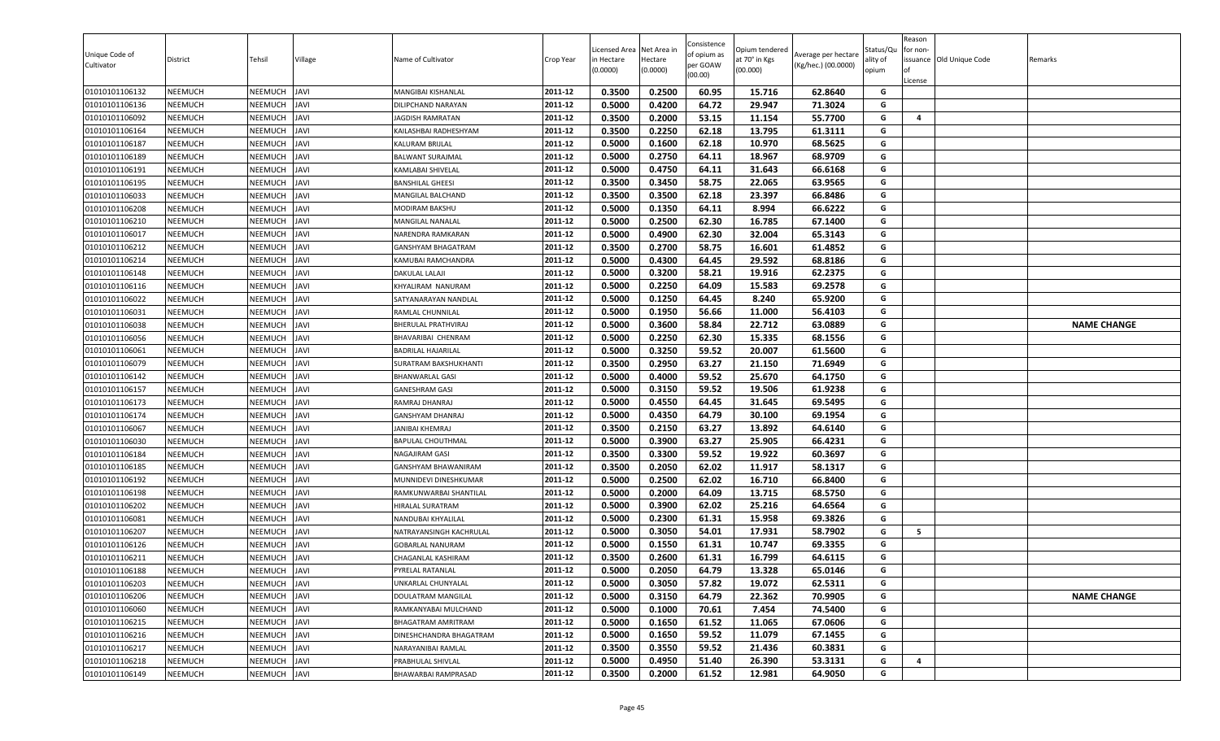| Unique Code of Cultivator | District | Tehsil | Village | Name of Cultivator | Crop Year | Licensed Area in Hectare (0.0000) | Net Area in Hectare (0.0000) | Consistence of opium as per GOAW (00.00) | Opium tendered at 70° in Kgs (00.000) | Average per hectare (Kg/hec.) (00.0000) | Status/Quality of opium | Reason for non-issuance of License | Old Unique Code | Remarks |
|---|---|---|---|---|---|---|---|---|---|---|---|---|---|---|
| 01010101106132 | NEEMUCH | NEEMUCH | JAVI | MANGIBAI KISHANLAL | 2011-12 | 0.3500 | 0.2500 | 60.95 | 15.716 | 62.8640 | G | | | |
| 01010101106136 | NEEMUCH | NEEMUCH | JAVI | DILIPCHAND NARAYAN | 2011-12 | 0.5000 | 0.4200 | 64.72 | 29.947 | 71.3024 | G | | | |
| 01010101106092 | NEEMUCH | NEEMUCH | JAVI | JAGDISH RAMRATAN | 2011-12 | 0.3500 | 0.2000 | 53.15 | 11.154 | 55.7700 | G | 4 | | |
| 01010101106164 | NEEMUCH | NEEMUCH | JAVI | KAILASHBAI RADHESHYAM | 2011-12 | 0.3500 | 0.2250 | 62.18 | 13.795 | 61.3111 | G | | | |
| 01010101106187 | NEEMUCH | NEEMUCH | JAVI | KALURAM BRIJLAL | 2011-12 | 0.5000 | 0.1600 | 62.18 | 10.970 | 68.5625 | G | | | |
| 01010101106189 | NEEMUCH | NEEMUCH | JAVI | BALWANT SURAJMAL | 2011-12 | 0.5000 | 0.2750 | 64.11 | 18.967 | 68.9709 | G | | | |
| 01010101106191 | NEEMUCH | NEEMUCH | JAVI | KAMLABAI SHIVELAL | 2011-12 | 0.5000 | 0.4750 | 64.11 | 31.643 | 66.6168 | G | | | |
| 01010101106195 | NEEMUCH | NEEMUCH | JAVI | BANSHILAL GHEESI | 2011-12 | 0.3500 | 0.3450 | 58.75 | 22.065 | 63.9565 | G | | | |
| 01010101106033 | NEEMUCH | NEEMUCH | JAVI | MANGILAL BALCHAND | 2011-12 | 0.3500 | 0.3500 | 62.18 | 23.397 | 66.8486 | G | | | |
| 01010101106208 | NEEMUCH | NEEMUCH | JAVI | MODIRAM BAKSHU | 2011-12 | 0.5000 | 0.1350 | 64.11 | 8.994 | 66.6222 | G | | | |
| 01010101106210 | NEEMUCH | NEEMUCH | JAVI | MANGILAL NANALAL | 2011-12 | 0.5000 | 0.2500 | 62.30 | 16.785 | 67.1400 | G | | | |
| 01010101106017 | NEEMUCH | NEEMUCH | JAVI | NARENDRA RAMKARAN | 2011-12 | 0.5000 | 0.4900 | 62.30 | 32.004 | 65.3143 | G | | | |
| 01010101106212 | NEEMUCH | NEEMUCH | JAVI | GANSHYAM BHAGATRAM | 2011-12 | 0.3500 | 0.2700 | 58.75 | 16.601 | 61.4852 | G | | | |
| 01010101106214 | NEEMUCH | NEEMUCH | JAVI | KAMUBAI RAMCHANDRA | 2011-12 | 0.5000 | 0.4300 | 64.45 | 29.592 | 68.8186 | G | | | |
| 01010101106148 | NEEMUCH | NEEMUCH | JAVI | DAKULAL LALAJI | 2011-12 | 0.5000 | 0.3200 | 58.21 | 19.916 | 62.2375 | G | | | |
| 01010101106116 | NEEMUCH | NEEMUCH | JAVI | KHYALIRAM NANURAM | 2011-12 | 0.5000 | 0.2250 | 64.09 | 15.583 | 69.2578 | G | | | |
| 01010101106022 | NEEMUCH | NEEMUCH | JAVI | SATYANARAYAN NANDLAL | 2011-12 | 0.5000 | 0.1250 | 64.45 | 8.240 | 65.9200 | G | | | |
| 01010101106031 | NEEMUCH | NEEMUCH | JAVI | RAMLAL CHUNNILAL | 2011-12 | 0.5000 | 0.1950 | 56.66 | 11.000 | 56.4103 | G | | | |
| 01010101106038 | NEEMUCH | NEEMUCH | JAVI | BHERULAL PRATHVIRAJ | 2011-12 | 0.5000 | 0.3600 | 58.84 | 22.712 | 63.0889 | G | | | NAME CHANGE |
| 01010101106056 | NEEMUCH | NEEMUCH | JAVI | BHAVARIBAI CHENRAM | 2011-12 | 0.5000 | 0.2250 | 62.30 | 15.335 | 68.1556 | G | | | |
| 01010101106061 | NEEMUCH | NEEMUCH | JAVI | BADRILAL HAJARILAL | 2011-12 | 0.5000 | 0.3250 | 59.52 | 20.007 | 61.5600 | G | | | |
| 01010101106079 | NEEMUCH | NEEMUCH | JAVI | SURATRAM BAKSHUKHANTI | 2011-12 | 0.3500 | 0.2950 | 63.27 | 21.150 | 71.6949 | G | | | |
| 01010101106142 | NEEMUCH | NEEMUCH | JAVI | BHANWARLAL GASI | 2011-12 | 0.5000 | 0.4000 | 59.52 | 25.670 | 64.1750 | G | | | |
| 01010101106157 | NEEMUCH | NEEMUCH | JAVI | GANESHRAM GASI | 2011-12 | 0.5000 | 0.3150 | 59.52 | 19.506 | 61.9238 | G | | | |
| 01010101106173 | NEEMUCH | NEEMUCH | JAVI | RAMRAJ DHANRAJ | 2011-12 | 0.5000 | 0.4550 | 64.45 | 31.645 | 69.5495 | G | | | |
| 01010101106174 | NEEMUCH | NEEMUCH | JAVI | GANSHYAM DHANRAJ | 2011-12 | 0.5000 | 0.4350 | 64.79 | 30.100 | 69.1954 | G | | | |
| 01010101106067 | NEEMUCH | NEEMUCH | JAVI | JANIBAI KHEMRAJ | 2011-12 | 0.3500 | 0.2150 | 63.27 | 13.892 | 64.6140 | G | | | |
| 01010101106030 | NEEMUCH | NEEMUCH | JAVI | BAPULAL CHOUTHMAL | 2011-12 | 0.5000 | 0.3900 | 63.27 | 25.905 | 66.4231 | G | | | |
| 01010101106184 | NEEMUCH | NEEMUCH | JAVI | NAGAJIRAM GASI | 2011-12 | 0.3500 | 0.3300 | 59.52 | 19.922 | 60.3697 | G | | | |
| 01010101106185 | NEEMUCH | NEEMUCH | JAVI | GANSHYAM BHAWANIRAM | 2011-12 | 0.3500 | 0.2050 | 62.02 | 11.917 | 58.1317 | G | | | |
| 01010101106192 | NEEMUCH | NEEMUCH | JAVI | MUNNIDEVI DINESHKUMAR | 2011-12 | 0.5000 | 0.2500 | 62.02 | 16.710 | 66.8400 | G | | | |
| 01010101106198 | NEEMUCH | NEEMUCH | JAVI | RAMKUNWARBAI SHANTILAL | 2011-12 | 0.5000 | 0.2000 | 64.09 | 13.715 | 68.5750 | G | | | |
| 01010101106202 | NEEMUCH | NEEMUCH | JAVI | HIRALAL SURATRAM | 2011-12 | 0.5000 | 0.3900 | 62.02 | 25.216 | 64.6564 | G | | | |
| 01010101106081 | NEEMUCH | NEEMUCH | JAVI | NANDUBAI KHYALILAL | 2011-12 | 0.5000 | 0.2300 | 61.31 | 15.958 | 69.3826 | G | | | |
| 01010101106207 | NEEMUCH | NEEMUCH | JAVI | NATRAYANSINGH KACHRULAL | 2011-12 | 0.5000 | 0.3050 | 54.01 | 17.931 | 58.7902 | G | 5 | | |
| 01010101106126 | NEEMUCH | NEEMUCH | JAVI | GOBARLAL NANURAM | 2011-12 | 0.5000 | 0.1550 | 61.31 | 10.747 | 69.3355 | G | | | |
| 01010101106211 | NEEMUCH | NEEMUCH | JAVI | CHAGANLAL KASHIRAM | 2011-12 | 0.3500 | 0.2600 | 61.31 | 16.799 | 64.6115 | G | | | |
| 01010101106188 | NEEMUCH | NEEMUCH | JAVI | PYRELAL RATANLAL | 2011-12 | 0.5000 | 0.2050 | 64.79 | 13.328 | 65.0146 | G | | | |
| 01010101106203 | NEEMUCH | NEEMUCH | JAVI | UNKARLAL CHUNYALAL | 2011-12 | 0.5000 | 0.3050 | 57.82 | 19.072 | 62.5311 | G | | | |
| 01010101106206 | NEEMUCH | NEEMUCH | JAVI | DOULATRAM MANGILAL | 2011-12 | 0.5000 | 0.3150 | 64.79 | 22.362 | 70.9905 | G | | | NAME CHANGE |
| 01010101106060 | NEEMUCH | NEEMUCH | JAVI | RAMKANYABAI MULCHAND | 2011-12 | 0.5000 | 0.1000 | 70.61 | 7.454 | 74.5400 | G | | | |
| 01010101106215 | NEEMUCH | NEEMUCH | JAVI | BHAGATRAM AMRITRAM | 2011-12 | 0.5000 | 0.1650 | 61.52 | 11.065 | 67.0606 | G | | | |
| 01010101106216 | NEEMUCH | NEEMUCH | JAVI | DINESHCHANDRA BHAGATRAM | 2011-12 | 0.5000 | 0.1650 | 59.52 | 11.079 | 67.1455 | G | | | |
| 01010101106217 | NEEMUCH | NEEMUCH | JAVI | NARAYANIBAI RAMLAL | 2011-12 | 0.3500 | 0.3550 | 59.52 | 21.436 | 60.3831 | G | | | |
| 01010101106218 | NEEMUCH | NEEMUCH | JAVI | PRABHULAL SHIVLAL | 2011-12 | 0.5000 | 0.4950 | 51.40 | 26.390 | 53.3131 | G | 4 | | |
| 01010101106149 | NEEMUCH | NEEMUCH | JAVI | BHAWARBAI RAMPRASAD | 2011-12 | 0.3500 | 0.2000 | 61.52 | 12.981 | 64.9050 | G | | | |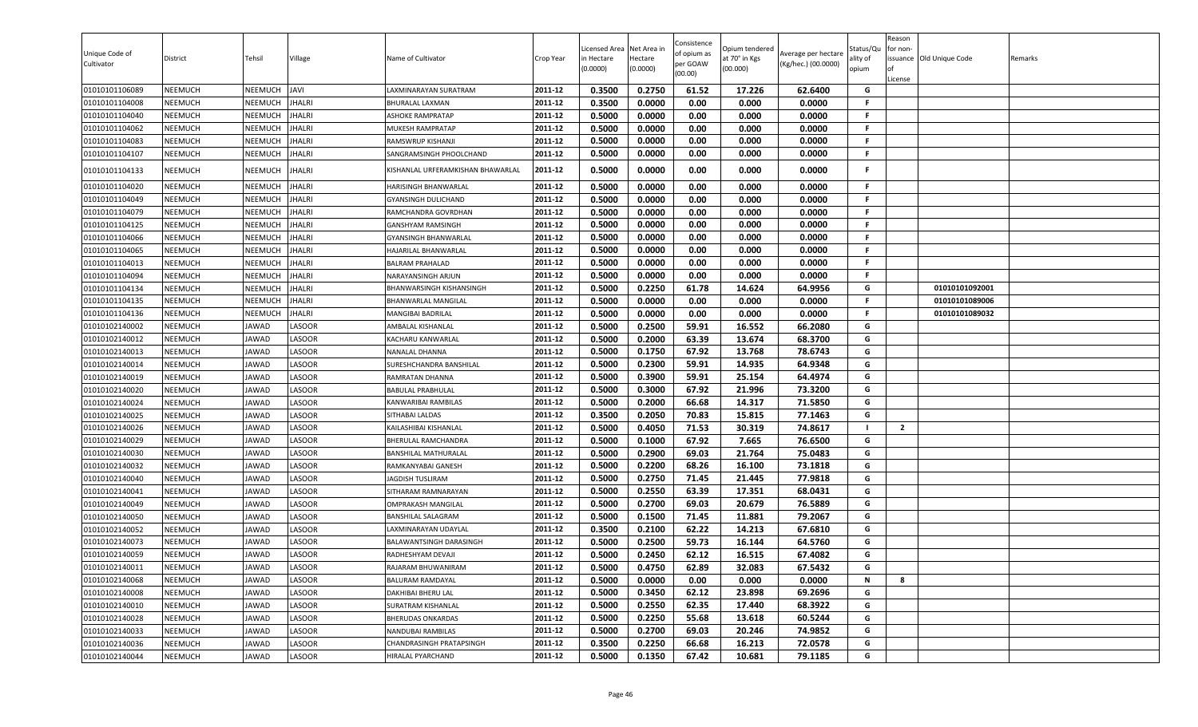| Unique Code of Cultivator | District | Tehsil | Village | Name of Cultivator | Crop Year | Licensed Area in Hectare (0.0000) | Net Area in Hectare (0.0000) | Consistence of opium as per GOAW (00.00) | Opium tendered at 70° in Kgs (00.000) | Average per hectare (Kg/hec.) (00.0000) | Status/Quality of opium | Reason for non-issuance of License | Old Unique Code | Remarks |
|---|---|---|---|---|---|---|---|---|---|---|---|---|---|---|
| 01010101106089 | NEEMUCH | NEEMUCH | JAVI | LAXMINARAYAN SURATRAM | 2011-12 | 0.3500 | 0.2750 | 61.52 | 17.226 | 62.6400 | G | | | |
| 01010101104008 | NEEMUCH | NEEMUCH | JHALRI | BHURALAL LAXMAN | 2011-12 | 0.3500 | 0.0000 | 0.00 | 0.000 | 0.0000 | F | | | |
| 01010101104040 | NEEMUCH | NEEMUCH | JHALRI | ASHOKE RAMPRATAP | 2011-12 | 0.5000 | 0.0000 | 0.00 | 0.000 | 0.0000 | F | | | |
| 01010101104062 | NEEMUCH | NEEMUCH | JHALRI | MUKESH RAMPRATAP | 2011-12 | 0.5000 | 0.0000 | 0.00 | 0.000 | 0.0000 | F | | | |
| 01010101104083 | NEEMUCH | NEEMUCH | JHALRI | RAMSWRUP KISHANJI | 2011-12 | 0.5000 | 0.0000 | 0.00 | 0.000 | 0.0000 | F | | | |
| 01010101104107 | NEEMUCH | NEEMUCH | JHALRI | SANGRAMSINGH PHOOLCHAND | 2011-12 | 0.5000 | 0.0000 | 0.00 | 0.000 | 0.0000 | F | | | |
| 01010101104133 | NEEMUCH | NEEMUCH | JHALRI | KISHANLAL URFERAMKISHAN BHAWARLAL | 2011-12 | 0.5000 | 0.0000 | 0.00 | 0.000 | 0.0000 | F | | | |
| 01010101104020 | NEEMUCH | NEEMUCH | JHALRI | HARISINGH BHANWARLAL | 2011-12 | 0.5000 | 0.0000 | 0.00 | 0.000 | 0.0000 | F | | | |
| 01010101104049 | NEEMUCH | NEEMUCH | JHALRI | GYANSINGH DULICHAND | 2011-12 | 0.5000 | 0.0000 | 0.00 | 0.000 | 0.0000 | F | | | |
| 01010101104079 | NEEMUCH | NEEMUCH | JHALRI | RAMCHANDRA GOVRDHAN | 2011-12 | 0.5000 | 0.0000 | 0.00 | 0.000 | 0.0000 | F | | | |
| 01010101104125 | NEEMUCH | NEEMUCH | JHALRI | GANSHYAM RAMSINGH | 2011-12 | 0.5000 | 0.0000 | 0.00 | 0.000 | 0.0000 | F | | | |
| 01010101104066 | NEEMUCH | NEEMUCH | JHALRI | GYANSINGH BHANWARLAL | 2011-12 | 0.5000 | 0.0000 | 0.00 | 0.000 | 0.0000 | F | | | |
| 01010101104065 | NEEMUCH | NEEMUCH | JHALRI | HAJARILAL BHANWARLAL | 2011-12 | 0.5000 | 0.0000 | 0.00 | 0.000 | 0.0000 | F | | | |
| 01010101104013 | NEEMUCH | NEEMUCH | JHALRI | BALRAM PRAHALAD | 2011-12 | 0.5000 | 0.0000 | 0.00 | 0.000 | 0.0000 | F | | | |
| 01010101104094 | NEEMUCH | NEEMUCH | JHALRI | NARAYANSINGH ARJUN | 2011-12 | 0.5000 | 0.0000 | 0.00 | 0.000 | 0.0000 | F | | | |
| 01010101104134 | NEEMUCH | NEEMUCH | JHALRI | BHANWARSINGH KISHANSINGH | 2011-12 | 0.5000 | 0.2250 | 61.78 | 14.624 | 64.9956 | G | | 01010101092001 | |
| 01010101104135 | NEEMUCH | NEEMUCH | JHALRI | BHANWARLAL MANGILAL | 2011-12 | 0.5000 | 0.0000 | 0.00 | 0.000 | 0.0000 | F | | 01010101089006 | |
| 01010101104136 | NEEMUCH | NEEMUCH | JHALRI | MANGIBAI BADRILAL | 2011-12 | 0.5000 | 0.0000 | 0.00 | 0.000 | 0.0000 | F | | 01010101089032 | |
| 01010102140002 | NEEMUCH | JAWAD | LASOOR | AMBALAL KISHANLAL | 2011-12 | 0.5000 | 0.2500 | 59.91 | 16.552 | 66.2080 | G | | | |
| 01010102140012 | NEEMUCH | JAWAD | LASOOR | KACHARU KANWARLAL | 2011-12 | 0.5000 | 0.2000 | 63.39 | 13.674 | 68.3700 | G | | | |
| 01010102140013 | NEEMUCH | JAWAD | LASOOR | NANALAL DHANNA | 2011-12 | 0.5000 | 0.1750 | 67.92 | 13.768 | 78.6743 | G | | | |
| 01010102140014 | NEEMUCH | JAWAD | LASOOR | SURESHCHANDRA BANSHILAL | 2011-12 | 0.5000 | 0.2300 | 59.91 | 14.935 | 64.9348 | G | | | |
| 01010102140019 | NEEMUCH | JAWAD | LASOOR | RAMRATAN DHANNA | 2011-12 | 0.5000 | 0.3900 | 59.91 | 25.154 | 64.4974 | G | | | |
| 01010102140020 | NEEMUCH | JAWAD | LASOOR | BABULAL PRABHULAL | 2011-12 | 0.5000 | 0.3000 | 67.92 | 21.996 | 73.3200 | G | | | |
| 01010102140024 | NEEMUCH | JAWAD | LASOOR | KANWARIBAI RAMBILAS | 2011-12 | 0.5000 | 0.2000 | 66.68 | 14.317 | 71.5850 | G | | | |
| 01010102140025 | NEEMUCH | JAWAD | LASOOR | SITHABAI LALDAS | 2011-12 | 0.3500 | 0.2050 | 70.83 | 15.815 | 77.1463 | G | | | |
| 01010102140026 | NEEMUCH | JAWAD | LASOOR | KAILASHIBAI KISHANLAL | 2011-12 | 0.5000 | 0.4050 | 71.53 | 30.319 | 74.8617 | I | 2 | | |
| 01010102140029 | NEEMUCH | JAWAD | LASOOR | BHERULAL RAMCHANDRA | 2011-12 | 0.5000 | 0.1000 | 67.92 | 7.665 | 76.6500 | G | | | |
| 01010102140030 | NEEMUCH | JAWAD | LASOOR | BANSHILAL MATHURALAL | 2011-12 | 0.5000 | 0.2900 | 69.03 | 21.764 | 75.0483 | G | | | |
| 01010102140032 | NEEMUCH | JAWAD | LASOOR | RAMKANYABAI GANESH | 2011-12 | 0.5000 | 0.2200 | 68.26 | 16.100 | 73.1818 | G | | | |
| 01010102140040 | NEEMUCH | JAWAD | LASOOR | JAGDISH TUSLIRAM | 2011-12 | 0.5000 | 0.2750 | 71.45 | 21.445 | 77.9818 | G | | | |
| 01010102140041 | NEEMUCH | JAWAD | LASOOR | SITHARAM RAMNARAYAN | 2011-12 | 0.5000 | 0.2550 | 63.39 | 17.351 | 68.0431 | G | | | |
| 01010102140049 | NEEMUCH | JAWAD | LASOOR | OMPRAKASH MANGILAL | 2011-12 | 0.5000 | 0.2700 | 69.03 | 20.679 | 76.5889 | G | | | |
| 01010102140050 | NEEMUCH | JAWAD | LASOOR | BANSHILAL SALAGRAM | 2011-12 | 0.5000 | 0.1500 | 71.45 | 11.881 | 79.2067 | G | | | |
| 01010102140052 | NEEMUCH | JAWAD | LASOOR | LAXMINARAYAN UDAYLAL | 2011-12 | 0.3500 | 0.2100 | 62.22 | 14.213 | 67.6810 | G | | | |
| 01010102140073 | NEEMUCH | JAWAD | LASOOR | BALAWANTSINGH DARASINGH | 2011-12 | 0.5000 | 0.2500 | 59.73 | 16.144 | 64.5760 | G | | | |
| 01010102140059 | NEEMUCH | JAWAD | LASOOR | RADHESHYAM DEVAJI | 2011-12 | 0.5000 | 0.2450 | 62.12 | 16.515 | 67.4082 | G | | | |
| 01010102140011 | NEEMUCH | JAWAD | LASOOR | RAJARAM BHUWANIRAM | 2011-12 | 0.5000 | 0.4750 | 62.89 | 32.083 | 67.5432 | G | | | |
| 01010102140068 | NEEMUCH | JAWAD | LASOOR | BALURAM RAMDAYAL | 2011-12 | 0.5000 | 0.0000 | 0.00 | 0.000 | 0.0000 | N | 8 | | |
| 01010102140008 | NEEMUCH | JAWAD | LASOOR | DAKHIBAI BHERU LAL | 2011-12 | 0.5000 | 0.3450 | 62.12 | 23.898 | 69.2696 | G | | | |
| 01010102140010 | NEEMUCH | JAWAD | LASOOR | SURATRAM KISHANLAL | 2011-12 | 0.5000 | 0.2550 | 62.35 | 17.440 | 68.3922 | G | | | |
| 01010102140028 | NEEMUCH | JAWAD | LASOOR | BHERUDAS ONKARDAS | 2011-12 | 0.5000 | 0.2250 | 55.68 | 13.618 | 60.5244 | G | | | |
| 01010102140033 | NEEMUCH | JAWAD | LASOOR | NANDUBAI RAMBILAS | 2011-12 | 0.5000 | 0.2700 | 69.03 | 20.246 | 74.9852 | G | | | |
| 01010102140036 | NEEMUCH | JAWAD | LASOOR | CHANDRASINGH PRATAPSINGH | 2011-12 | 0.3500 | 0.2250 | 66.68 | 16.213 | 72.0578 | G | | | |
| 01010102140044 | NEEMUCH | JAWAD | LASOOR | HIRALAL PYARCHAND | 2011-12 | 0.5000 | 0.1350 | 67.42 | 10.681 | 79.1185 | G | | | |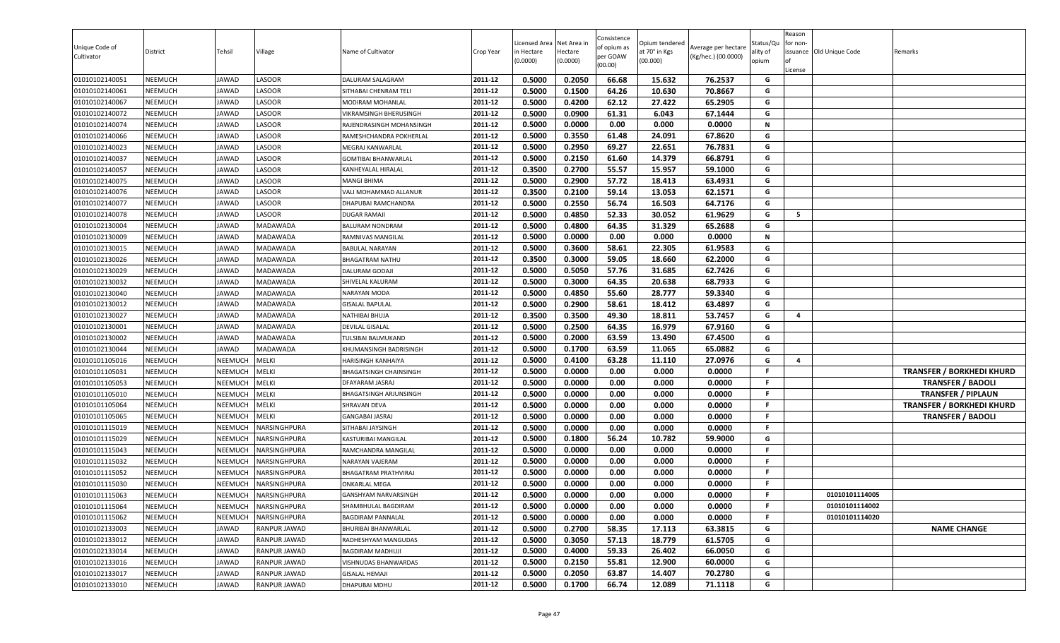| Unique Code of Cultivator | District | Tehsil | Village | Name of Cultivator | Crop Year | Licensed Area in Hectare (0.0000) | Net Area in Hectare (0.0000) | Consistence of opium as per GOAW (00.00) | Opium tendered at 70° in Kgs (00.000) | Average per hectare (Kg/hec.) (00.0000) | Status/Quality of opium | Reason for non-issuance of License | Old Unique Code | Remarks |
|---|---|---|---|---|---|---|---|---|---|---|---|---|---|---|
| 01010102140051 | NEEMUCH | JAWAD | LASOOR | DALURAM SALAGRAM | 2011-12 | 0.5000 | 0.2050 | 66.68 | 15.632 | 76.2537 | G | | | |
| 01010102140061 | NEEMUCH | JAWAD | LASOOR | SITHABAI CHENRAM TELI | 2011-12 | 0.5000 | 0.1500 | 64.26 | 10.630 | 70.8667 | G | | | |
| 01010102140067 | NEEMUCH | JAWAD | LASOOR | MODIRAM MOHANLAL | 2011-12 | 0.5000 | 0.4200 | 62.12 | 27.422 | 65.2905 | G | | | |
| 01010102140072 | NEEMUCH | JAWAD | LASOOR | VIKRAMSINGH BHERUSINGH | 2011-12 | 0.5000 | 0.0900 | 61.31 | 6.043 | 67.1444 | G | | | |
| 01010102140074 | NEEMUCH | JAWAD | LASOOR | RAJENDRASINGH MOHANSINGH | 2011-12 | 0.5000 | 0.0000 | 0.00 | 0.000 | 0.0000 | N | | | |
| 01010102140066 | NEEMUCH | JAWAD | LASOOR | RAMESHCHANDRA POKHERLAL | 2011-12 | 0.5000 | 0.3550 | 61.48 | 24.091 | 67.8620 | G | | | |
| 01010102140023 | NEEMUCH | JAWAD | LASOOR | MEGRAJ KANWARLAL | 2011-12 | 0.5000 | 0.2950 | 69.27 | 22.651 | 76.7831 | G | | | |
| 01010102140037 | NEEMUCH | JAWAD | LASOOR | GOMTIBAI BHANWARLAL | 2011-12 | 0.5000 | 0.2150 | 61.60 | 14.379 | 66.8791 | G | | | |
| 01010102140057 | NEEMUCH | JAWAD | LASOOR | KANHEYALAL HIRALAL | 2011-12 | 0.3500 | 0.2700 | 55.57 | 15.957 | 59.1000 | G | | | |
| 01010102140075 | NEEMUCH | JAWAD | LASOOR | MANGI BHIMA | 2011-12 | 0.5000 | 0.2900 | 57.72 | 18.413 | 63.4931 | G | | | |
| 01010102140076 | NEEMUCH | JAWAD | LASOOR | VALI MOHAMMAD ALLANUR | 2011-12 | 0.3500 | 0.2100 | 59.14 | 13.053 | 62.1571 | G | | | |
| 01010102140077 | NEEMUCH | JAWAD | LASOOR | DHAPUBAI RAMCHANDRA | 2011-12 | 0.5000 | 0.2550 | 56.74 | 16.503 | 64.7176 | G | | | |
| 01010102140078 | NEEMUCH | JAWAD | LASOOR | DUGAR RAMAJI | 2011-12 | 0.5000 | 0.4850 | 52.33 | 30.052 | 61.9629 | G | 5 | | |
| 01010102130004 | NEEMUCH | JAWAD | MADAWADA | BALURAM NONDRAM | 2011-12 | 0.5000 | 0.4800 | 64.35 | 31.329 | 65.2688 | G | | | |
| 01010102130009 | NEEMUCH | JAWAD | MADAWADA | RAMNIVAS MANGILAL | 2011-12 | 0.5000 | 0.0000 | 0.00 | 0.000 | 0.0000 | N | | | |
| 01010102130015 | NEEMUCH | JAWAD | MADAWADA | BABULAL NARAYAN | 2011-12 | 0.5000 | 0.3600 | 58.61 | 22.305 | 61.9583 | G | | | |
| 01010102130026 | NEEMUCH | JAWAD | MADAWADA | BHAGATRAM NATHU | 2011-12 | 0.3500 | 0.3000 | 59.05 | 18.660 | 62.2000 | G | | | |
| 01010102130029 | NEEMUCH | JAWAD | MADAWADA | DALURAM GODAJI | 2011-12 | 0.5000 | 0.5050 | 57.76 | 31.685 | 62.7426 | G | | | |
| 01010102130032 | NEEMUCH | JAWAD | MADAWADA | SHIVELAL KALURAM | 2011-12 | 0.5000 | 0.3000 | 64.35 | 20.638 | 68.7933 | G | | | |
| 01010102130040 | NEEMUCH | JAWAD | MADAWADA | NARAYAN MODA | 2011-12 | 0.5000 | 0.4850 | 55.60 | 28.777 | 59.3340 | G | | | |
| 01010102130012 | NEEMUCH | JAWAD | MADAWADA | GISALAL BAPULAL | 2011-12 | 0.5000 | 0.2900 | 58.61 | 18.412 | 63.4897 | G | | | |
| 01010102130027 | NEEMUCH | JAWAD | MADAWADA | NATHIBAI BHUJA | 2011-12 | 0.3500 | 0.3500 | 49.30 | 18.811 | 53.7457 | G | 4 | | |
| 01010102130001 | NEEMUCH | JAWAD | MADAWADA | DEVILAL GISALAL | 2011-12 | 0.5000 | 0.2500 | 64.35 | 16.979 | 67.9160 | G | | | |
| 01010102130002 | NEEMUCH | JAWAD | MADAWADA | TULSIBAI BALMUKAND | 2011-12 | 0.5000 | 0.2000 | 63.59 | 13.490 | 67.4500 | G | | | |
| 01010102130044 | NEEMUCH | JAWAD | MADAWADA | KHUMANSINGH BADRISINGH | 2011-12 | 0.5000 | 0.1700 | 63.59 | 11.065 | 65.0882 | G | | | |
| 01010101105016 | NEEMUCH | NEEMUCH | MELKI | HARISINGH KANHAIYA | 2011-12 | 0.5000 | 0.4100 | 63.28 | 11.110 | 27.0976 | G | 4 | | |
| 01010101105031 | NEEMUCH | NEEMUCH | MELKI | BHAGATSINGH CHAINSINGH | 2011-12 | 0.5000 | 0.0000 | 0.00 | 0.000 | 0.0000 | F | | | TRANSFER / BORKHEDI KHURD |
| 01010101105053 | NEEMUCH | NEEMUCH | MELKI | DFAYARAM JASRAJ | 2011-12 | 0.5000 | 0.0000 | 0.00 | 0.000 | 0.0000 | F | | | TRANSFER / BADOLI |
| 01010101105010 | NEEMUCH | NEEMUCH | MELKI | BHAGATSINGH ARJUNSINGH | 2011-12 | 0.5000 | 0.0000 | 0.00 | 0.000 | 0.0000 | F | | | TRANSFER / PIPLAUN |
| 01010101105064 | NEEMUCH | NEEMUCH | MELKI | SHRAVAN DEVA | 2011-12 | 0.5000 | 0.0000 | 0.00 | 0.000 | 0.0000 | F | | | TRANSFER / BORKHEDI KHURD |
| 01010101105065 | NEEMUCH | NEEMUCH | MELKI | GANGABAI JASRAJ | 2011-12 | 0.5000 | 0.0000 | 0.00 | 0.000 | 0.0000 | F | | | TRANSFER / BADOLI |
| 01010101115019 | NEEMUCH | NEEMUCH | NARSINGHPURA | SITHABAI JAYSINGH | 2011-12 | 0.5000 | 0.0000 | 0.00 | 0.000 | 0.0000 | F | | | |
| 01010101115029 | NEEMUCH | NEEMUCH | NARSINGHPURA | KASTURIBAI MANGILAL | 2011-12 | 0.5000 | 0.1800 | 56.24 | 10.782 | 59.9000 | G | | | |
| 01010101115043 | NEEMUCH | NEEMUCH | NARSINGHPURA | RAMCHANDRA MANGILAL | 2011-12 | 0.5000 | 0.0000 | 0.00 | 0.000 | 0.0000 | F | | | |
| 01010101115032 | NEEMUCH | NEEMUCH | NARSINGHPURA | NARAYAN VAJERAM | 2011-12 | 0.5000 | 0.0000 | 0.00 | 0.000 | 0.0000 | F | | | |
| 01010101115052 | NEEMUCH | NEEMUCH | NARSINGHPURA | BHAGATRAM PRATHVIRAJ | 2011-12 | 0.5000 | 0.0000 | 0.00 | 0.000 | 0.0000 | F | | | |
| 01010101115030 | NEEMUCH | NEEMUCH | NARSINGHPURA | ONKARLAL MEGA | 2011-12 | 0.5000 | 0.0000 | 0.00 | 0.000 | 0.0000 | F | | | |
| 01010101115063 | NEEMUCH | NEEMUCH | NARSINGHPURA | GANSHYAM NARVARSINGH | 2011-12 | 0.5000 | 0.0000 | 0.00 | 0.000 | 0.0000 | F | | 01010101114005 | |
| 01010101115064 | NEEMUCH | NEEMUCH | NARSINGHPURA | SHAMBHULAL BAGDIRAM | 2011-12 | 0.5000 | 0.0000 | 0.00 | 0.000 | 0.0000 | F | | 01010101114002 | |
| 01010101115062 | NEEMUCH | NEEMUCH | NARSINGHPURA | BAGDIRAM PANNALAL | 2011-12 | 0.5000 | 0.0000 | 0.00 | 0.000 | 0.0000 | F | | 01010101114020 | |
| 01010102133003 | NEEMUCH | JAWAD | RANPUR JAWAD | BHURIBAI BHANWARLAL | 2011-12 | 0.5000 | 0.2700 | 58.35 | 17.113 | 63.3815 | G | | | NAME CHANGE |
| 01010102133012 | NEEMUCH | JAWAD | RANPUR JAWAD | RADHESHYAM MANGUDAS | 2011-12 | 0.5000 | 0.3050 | 57.13 | 18.779 | 61.5705 | G | | | |
| 01010102133014 | NEEMUCH | JAWAD | RANPUR JAWAD | BAGDIRAM MADHUJI | 2011-12 | 0.5000 | 0.4000 | 59.33 | 26.402 | 66.0050 | G | | | |
| 01010102133016 | NEEMUCH | JAWAD | RANPUR JAWAD | VISHNUDAS BHANWARDAS | 2011-12 | 0.5000 | 0.2150 | 55.81 | 12.900 | 60.0000 | G | | | |
| 01010102133017 | NEEMUCH | JAWAD | RANPUR JAWAD | GISALAL HEMAJI | 2011-12 | 0.5000 | 0.2050 | 63.87 | 14.407 | 70.2780 | G | | | |
| 01010102133010 | NEEMUCH | JAWAD | RANPUR JAWAD | DHAPUBAI MDHU | 2011-12 | 0.5000 | 0.1700 | 66.74 | 12.089 | 71.1118 | G | | | |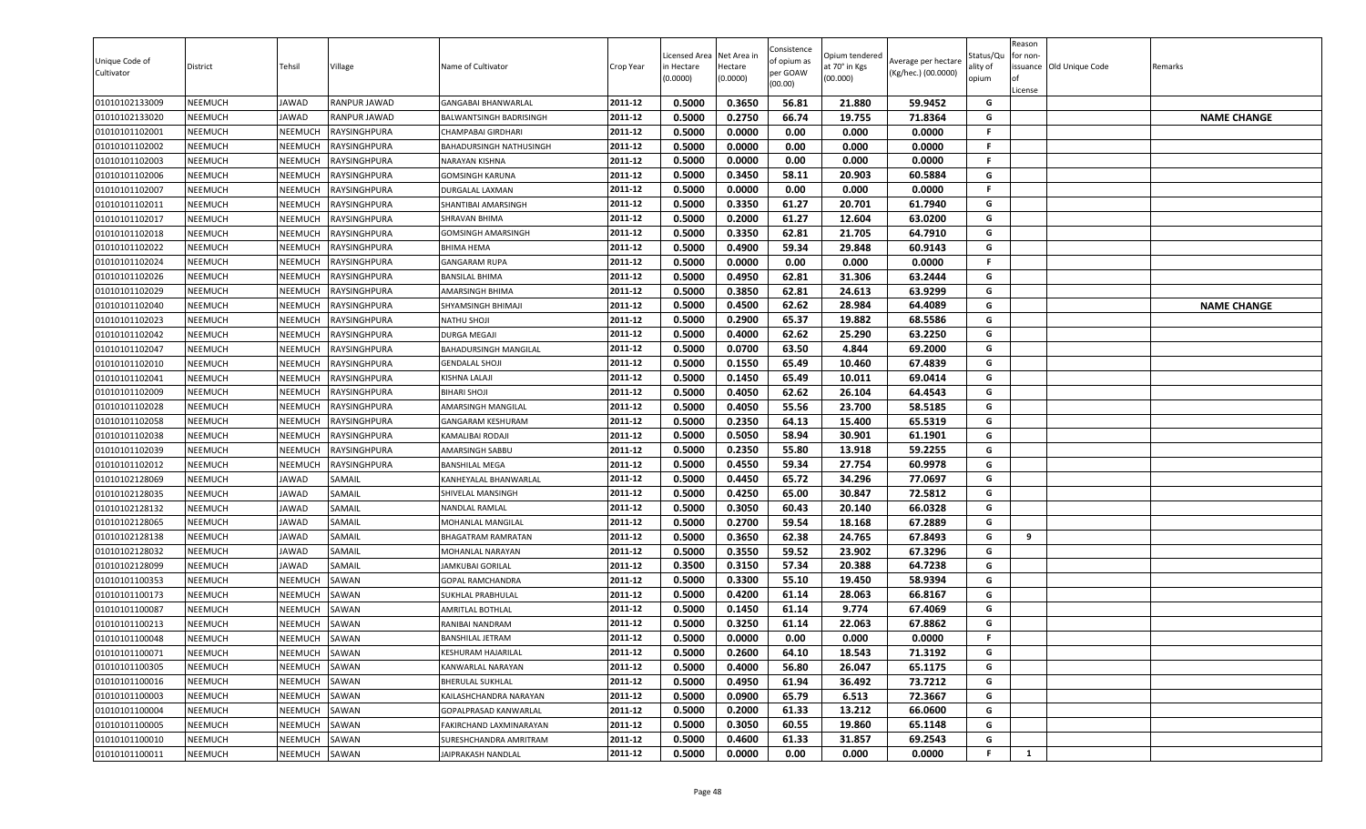| Unique Code of Cultivator | District | Tehsil | Village | Name of Cultivator | Crop Year | Licensed Area in Hectare (0.0000) | Net Area in Hectare (0.0000) | Consistence of opium as per GOAW (00.00) | Opium tendered at 70° in Kgs (00.000) | Average per hectare (Kg/hec.) (00.0000) | Status/Quality of opium | Reason for non-issuance of License | Old Unique Code | Remarks |
|---|---|---|---|---|---|---|---|---|---|---|---|---|---|---|
| 01010102133009 | NEEMUCH | JAWAD | RANPUR JAWAD | GANGABAI BHANWARLAL | 2011-12 | 0.5000 | 0.3650 | 56.81 | 21.880 | 59.9452 | G | | | |
| 01010102133020 | NEEMUCH | JAWAD | RANPUR JAWAD | BALWANTSINGH BADRISINGH | 2011-12 | 0.5000 | 0.2750 | 66.74 | 19.755 | 71.8364 | G | | | NAME CHANGE |
| 01010101102001 | NEEMUCH | NEEMUCH | RAYSINGHPURA | CHAMPABAI GIRDHARI | 2011-12 | 0.5000 | 0.0000 | 0.00 | 0.000 | 0.0000 | F | | | |
| 01010101102002 | NEEMUCH | NEEMUCH | RAYSINGHPURA | BAHADURSINGH NATHUSINGH | 2011-12 | 0.5000 | 0.0000 | 0.00 | 0.000 | 0.0000 | F | | | |
| 01010101102003 | NEEMUCH | NEEMUCH | RAYSINGHPURA | NARAYAN KISHNA | 2011-12 | 0.5000 | 0.0000 | 0.00 | 0.000 | 0.0000 | F | | | |
| 01010101102006 | NEEMUCH | NEEMUCH | RAYSINGHPURA | GOMSINGH KARUNA | 2011-12 | 0.5000 | 0.3450 | 58.11 | 20.903 | 60.5884 | G | | | |
| 01010101102007 | NEEMUCH | NEEMUCH | RAYSINGHPURA | DURGALAL LAXMAN | 2011-12 | 0.5000 | 0.0000 | 0.00 | 0.000 | 0.0000 | F | | | |
| 01010101102011 | NEEMUCH | NEEMUCH | RAYSINGHPURA | SHANTIBAI AMARSINGH | 2011-12 | 0.5000 | 0.3350 | 61.27 | 20.701 | 61.7940 | G | | | |
| 01010101102017 | NEEMUCH | NEEMUCH | RAYSINGHPURA | SHRAVAN BHIMA | 2011-12 | 0.5000 | 0.2000 | 61.27 | 12.604 | 63.0200 | G | | | |
| 01010101102018 | NEEMUCH | NEEMUCH | RAYSINGHPURA | GOMSINGH AMARSINGH | 2011-12 | 0.5000 | 0.3350 | 62.81 | 21.705 | 64.7910 | G | | | |
| 01010101102022 | NEEMUCH | NEEMUCH | RAYSINGHPURA | BHIMA HEMA | 2011-12 | 0.5000 | 0.4900 | 59.34 | 29.848 | 60.9143 | G | | | |
| 01010101102024 | NEEMUCH | NEEMUCH | RAYSINGHPURA | GANGARAM RUPA | 2011-12 | 0.5000 | 0.0000 | 0.00 | 0.000 | 0.0000 | F | | | |
| 01010101102026 | NEEMUCH | NEEMUCH | RAYSINGHPURA | BANSILAL BHIMA | 2011-12 | 0.5000 | 0.4950 | 62.81 | 31.306 | 63.2444 | G | | | |
| 01010101102029 | NEEMUCH | NEEMUCH | RAYSINGHPURA | AMARSINGH BHIMA | 2011-12 | 0.5000 | 0.3850 | 62.81 | 24.613 | 63.9299 | G | | | |
| 01010101102040 | NEEMUCH | NEEMUCH | RAYSINGHPURA | SHYAMSINGH BHIMAJI | 2011-12 | 0.5000 | 0.4500 | 62.62 | 28.984 | 64.4089 | G | | | NAME CHANGE |
| 01010101102023 | NEEMUCH | NEEMUCH | RAYSINGHPURA | NATHU SHOJI | 2011-12 | 0.5000 | 0.2900 | 65.37 | 19.882 | 68.5586 | G | | | |
| 01010101102042 | NEEMUCH | NEEMUCH | RAYSINGHPURA | DURGA MEGAJI | 2011-12 | 0.5000 | 0.4000 | 62.62 | 25.290 | 63.2250 | G | | | |
| 01010101102047 | NEEMUCH | NEEMUCH | RAYSINGHPURA | BAHADURSINGH MANGILAL | 2011-12 | 0.5000 | 0.0700 | 63.50 | 4.844 | 69.2000 | G | | | |
| 01010101102010 | NEEMUCH | NEEMUCH | RAYSINGHPURA | GENDALAL SHOJI | 2011-12 | 0.5000 | 0.1550 | 65.49 | 10.460 | 67.4839 | G | | | |
| 01010101102041 | NEEMUCH | NEEMUCH | RAYSINGHPURA | KISHNA LALAJI | 2011-12 | 0.5000 | 0.1450 | 65.49 | 10.011 | 69.0414 | G | | | |
| 01010101102009 | NEEMUCH | NEEMUCH | RAYSINGHPURA | BIHARI SHOJI | 2011-12 | 0.5000 | 0.4050 | 62.62 | 26.104 | 64.4543 | G | | | |
| 01010101102028 | NEEMUCH | NEEMUCH | RAYSINGHPURA | AMARSINGH MANGILAL | 2011-12 | 0.5000 | 0.4050 | 55.56 | 23.700 | 58.5185 | G | | | |
| 01010101102058 | NEEMUCH | NEEMUCH | RAYSINGHPURA | GANGARAM KESHURAM | 2011-12 | 0.5000 | 0.2350 | 64.13 | 15.400 | 65.5319 | G | | | |
| 01010101102038 | NEEMUCH | NEEMUCH | RAYSINGHPURA | KAMALIBAI RODAJI | 2011-12 | 0.5000 | 0.5050 | 58.94 | 30.901 | 61.1901 | G | | | |
| 01010101102039 | NEEMUCH | NEEMUCH | RAYSINGHPURA | AMARSINGH SABBU | 2011-12 | 0.5000 | 0.2350 | 55.80 | 13.918 | 59.2255 | G | | | |
| 01010101102012 | NEEMUCH | NEEMUCH | RAYSINGHPURA | BANSHILAL MEGA | 2011-12 | 0.5000 | 0.4550 | 59.34 | 27.754 | 60.9978 | G | | | |
| 01010102128069 | NEEMUCH | JAWAD | SAMAIL | KANHEYALAL BHANWARLAL | 2011-12 | 0.5000 | 0.4450 | 65.72 | 34.296 | 77.0697 | G | | | |
| 01010102128035 | NEEMUCH | JAWAD | SAMAIL | SHIVELAL MANSINGH | 2011-12 | 0.5000 | 0.4250 | 65.00 | 30.847 | 72.5812 | G | | | |
| 01010102128132 | NEEMUCH | JAWAD | SAMAIL | NANDLAL RAMLAL | 2011-12 | 0.5000 | 0.3050 | 60.43 | 20.140 | 66.0328 | G | | | |
| 01010102128065 | NEEMUCH | JAWAD | SAMAIL | MOHANLAL MANGILAL | 2011-12 | 0.5000 | 0.2700 | 59.54 | 18.168 | 67.2889 | G | | | |
| 01010102128138 | NEEMUCH | JAWAD | SAMAIL | BHAGATRAM RAMRATAN | 2011-12 | 0.5000 | 0.3650 | 62.38 | 24.765 | 67.8493 | G | 9 | | |
| 01010102128032 | NEEMUCH | JAWAD | SAMAIL | MOHANLAL NARAYAN | 2011-12 | 0.5000 | 0.3550 | 59.52 | 23.902 | 67.3296 | G | | | |
| 01010102128099 | NEEMUCH | JAWAD | SAMAIL | JAMKUBAI GORILAL | 2011-12 | 0.3500 | 0.3150 | 57.34 | 20.388 | 64.7238 | G | | | |
| 01010101100353 | NEEMUCH | NEEMUCH | SAWAN | GOPAL RAMCHANDRA | 2011-12 | 0.5000 | 0.3300 | 55.10 | 19.450 | 58.9394 | G | | | |
| 01010101100173 | NEEMUCH | NEEMUCH | SAWAN | SUKHLAL PRABHULAL | 2011-12 | 0.5000 | 0.4200 | 61.14 | 28.063 | 66.8167 | G | | | |
| 01010101100087 | NEEMUCH | NEEMUCH | SAWAN | AMRITLAL BOTHLAL | 2011-12 | 0.5000 | 0.1450 | 61.14 | 9.774 | 67.4069 | G | | | |
| 01010101100213 | NEEMUCH | NEEMUCH | SAWAN | RANIBAI NANDRAM | 2011-12 | 0.5000 | 0.3250 | 61.14 | 22.063 | 67.8862 | G | | | |
| 01010101100048 | NEEMUCH | NEEMUCH | SAWAN | BANSHILAL JETRAM | 2011-12 | 0.5000 | 0.0000 | 0.00 | 0.000 | 0.0000 | F | | | |
| 01010101100071 | NEEMUCH | NEEMUCH | SAWAN | KESHURAM HAJARILAL | 2011-12 | 0.5000 | 0.2600 | 64.10 | 18.543 | 71.3192 | G | | | |
| 01010101100305 | NEEMUCH | NEEMUCH | SAWAN | KANWARLAL NARAYAN | 2011-12 | 0.5000 | 0.4000 | 56.80 | 26.047 | 65.1175 | G | | | |
| 01010101100016 | NEEMUCH | NEEMUCH | SAWAN | BHERULAL SUKHLAL | 2011-12 | 0.5000 | 0.4950 | 61.94 | 36.492 | 73.7212 | G | | | |
| 01010101100003 | NEEMUCH | NEEMUCH | SAWAN | KAILASHCHANDRA NARAYAN | 2011-12 | 0.5000 | 0.0900 | 65.79 | 6.513 | 72.3667 | G | | | |
| 01010101100004 | NEEMUCH | NEEMUCH | SAWAN | GOPALPRASAD KANWARLAL | 2011-12 | 0.5000 | 0.2000 | 61.33 | 13.212 | 66.0600 | G | | | |
| 01010101100005 | NEEMUCH | NEEMUCH | SAWAN | FAKIRCHAND LAXMINARAYAN | 2011-12 | 0.5000 | 0.3050 | 60.55 | 19.860 | 65.1148 | G | | | |
| 01010101100010 | NEEMUCH | NEEMUCH | SAWAN | SURESHCHANDRA AMRITRAM | 2011-12 | 0.5000 | 0.4600 | 61.33 | 31.857 | 69.2543 | G | | | |
| 01010101100011 | NEEMUCH | NEEMUCH | SAWAN | JAIPRAKASH NANDLAL | 2011-12 | 0.5000 | 0.0000 | 0.00 | 0.000 | 0.0000 | F | 1 | | |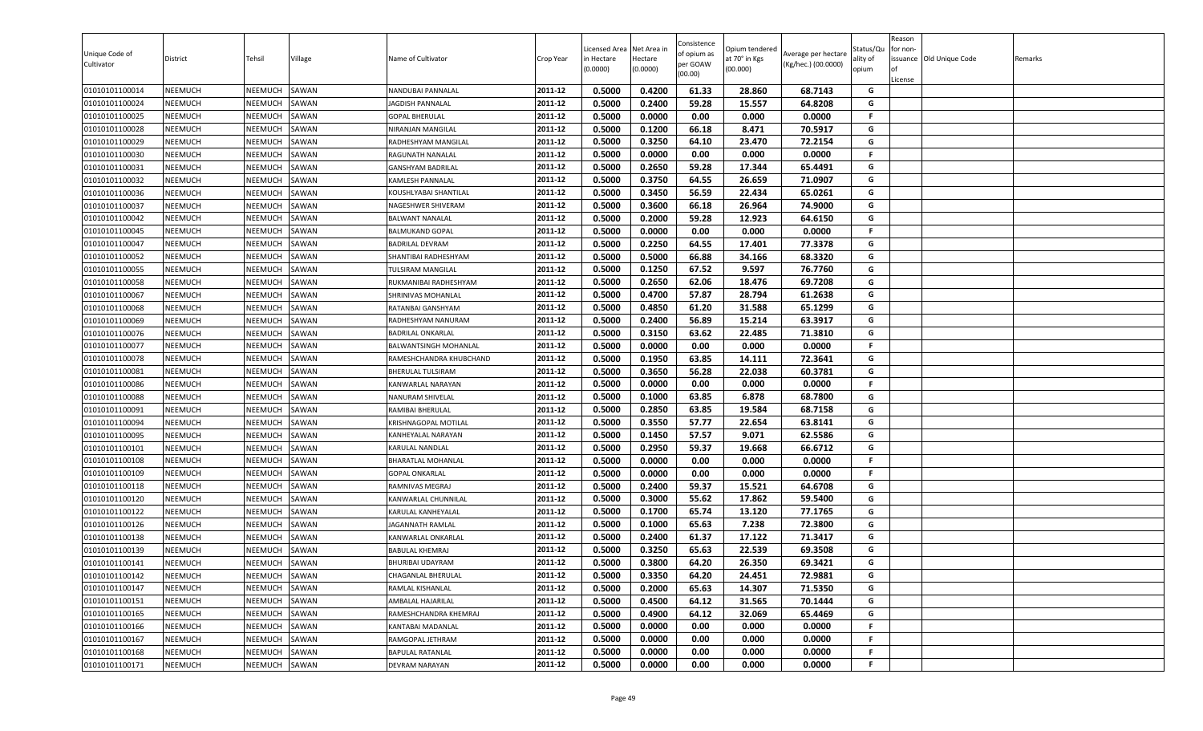| Unique Code of Cultivator | District | Tehsil | Village | Name of Cultivator | Crop Year | Licensed Area in Hectare (0.0000) | Net Area in Hectare (0.0000) | Consistence of opium as per GOAW (00.00) | Opium tendered at 70° in Kgs (00.000) | Average per hectare (Kg/hec.) (00.0000) | Status/Quality of opium | Reason for non-issuance of License | Old Unique Code | Remarks |
|---|---|---|---|---|---|---|---|---|---|---|---|---|---|---|
| 01010101100014 | NEEMUCH | NEEMUCH | SAWAN | NANDUBAI PANNALAL | 2011-12 | 0.5000 | 0.4200 | 61.33 | 28.860 | 68.7143 | G | | | |
| 01010101100024 | NEEMUCH | NEEMUCH | SAWAN | JAGDISH PANNALAL | 2011-12 | 0.5000 | 0.2400 | 59.28 | 15.557 | 64.8208 | G | | | |
| 01010101100025 | NEEMUCH | NEEMUCH | SAWAN | GOPAL BHERULAL | 2011-12 | 0.5000 | 0.0000 | 0.00 | 0.000 | 0.0000 | F | | | |
| 01010101100028 | NEEMUCH | NEEMUCH | SAWAN | NIRANJAN MANGILAL | 2011-12 | 0.5000 | 0.1200 | 66.18 | 8.471 | 70.5917 | G | | | |
| 01010101100029 | NEEMUCH | NEEMUCH | SAWAN | RADHESHYAM MANGILAL | 2011-12 | 0.5000 | 0.3250 | 64.10 | 23.470 | 72.2154 | G | | | |
| 01010101100030 | NEEMUCH | NEEMUCH | SAWAN | RAGUNATH NANALAL | 2011-12 | 0.5000 | 0.0000 | 0.00 | 0.000 | 0.0000 | F | | | |
| 01010101100031 | NEEMUCH | NEEMUCH | SAWAN | GANSHYAM BADRILAL | 2011-12 | 0.5000 | 0.2650 | 59.28 | 17.344 | 65.4491 | G | | | |
| 01010101100032 | NEEMUCH | NEEMUCH | SAWAN | KAMLESH PANNALAL | 2011-12 | 0.5000 | 0.3750 | 64.55 | 26.659 | 71.0907 | G | | | |
| 01010101100036 | NEEMUCH | NEEMUCH | SAWAN | KOUSHLYABAI SHANTILAL | 2011-12 | 0.5000 | 0.3450 | 56.59 | 22.434 | 65.0261 | G | | | |
| 01010101100037 | NEEMUCH | NEEMUCH | SAWAN | NAGESHWER SHIVERAM | 2011-12 | 0.5000 | 0.3600 | 66.18 | 26.964 | 74.9000 | G | | | |
| 01010101100042 | NEEMUCH | NEEMUCH | SAWAN | BALWANT NANALAL | 2011-12 | 0.5000 | 0.2000 | 59.28 | 12.923 | 64.6150 | G | | | |
| 01010101100045 | NEEMUCH | NEEMUCH | SAWAN | BALMUKAND GOPAL | 2011-12 | 0.5000 | 0.0000 | 0.00 | 0.000 | 0.0000 | F | | | |
| 01010101100047 | NEEMUCH | NEEMUCH | SAWAN | BADRILAL DEVRAM | 2011-12 | 0.5000 | 0.2250 | 64.55 | 17.401 | 77.3378 | G | | | |
| 01010101100052 | NEEMUCH | NEEMUCH | SAWAN | SHANTIBAI RADHESHYAM | 2011-12 | 0.5000 | 0.5000 | 66.88 | 34.166 | 68.3320 | G | | | |
| 01010101100055 | NEEMUCH | NEEMUCH | SAWAN | TULSIRAM MANGILAL | 2011-12 | 0.5000 | 0.1250 | 67.52 | 9.597 | 76.7760 | G | | | |
| 01010101100058 | NEEMUCH | NEEMUCH | SAWAN | RUKMANIBAI RADHESHYAM | 2011-12 | 0.5000 | 0.2650 | 62.06 | 18.476 | 69.7208 | G | | | |
| 01010101100067 | NEEMUCH | NEEMUCH | SAWAN | SHRINIVAS MOHANLAL | 2011-12 | 0.5000 | 0.4700 | 57.87 | 28.794 | 61.2638 | G | | | |
| 01010101100068 | NEEMUCH | NEEMUCH | SAWAN | RATANBAI GANSHYAM | 2011-12 | 0.5000 | 0.4850 | 61.20 | 31.588 | 65.1299 | G | | | |
| 01010101100069 | NEEMUCH | NEEMUCH | SAWAN | RADHESHYAM NANURAM | 2011-12 | 0.5000 | 0.2400 | 56.89 | 15.214 | 63.3917 | G | | | |
| 01010101100076 | NEEMUCH | NEEMUCH | SAWAN | BADRILAL ONKARLAL | 2011-12 | 0.5000 | 0.3150 | 63.62 | 22.485 | 71.3810 | G | | | |
| 01010101100077 | NEEMUCH | NEEMUCH | SAWAN | BALWANTSINGH MOHANLAL | 2011-12 | 0.5000 | 0.0000 | 0.00 | 0.000 | 0.0000 | F | | | |
| 01010101100078 | NEEMUCH | NEEMUCH | SAWAN | RAMESHCHANDRA KHUBCHAND | 2011-12 | 0.5000 | 0.1950 | 63.85 | 14.111 | 72.3641 | G | | | |
| 01010101100081 | NEEMUCH | NEEMUCH | SAWAN | BHERULAL TULSIRAM | 2011-12 | 0.5000 | 0.3650 | 56.28 | 22.038 | 60.3781 | G | | | |
| 01010101100086 | NEEMUCH | NEEMUCH | SAWAN | KANWARLAL NARAYAN | 2011-12 | 0.5000 | 0.0000 | 0.00 | 0.000 | 0.0000 | F | | | |
| 01010101100088 | NEEMUCH | NEEMUCH | SAWAN | NANURAM SHIVELAL | 2011-12 | 0.5000 | 0.1000 | 63.85 | 6.878 | 68.7800 | G | | | |
| 01010101100091 | NEEMUCH | NEEMUCH | SAWAN | RAMIBAI BHERULAL | 2011-12 | 0.5000 | 0.2850 | 63.85 | 19.584 | 68.7158 | G | | | |
| 01010101100094 | NEEMUCH | NEEMUCH | SAWAN | KRISHNAGOPAL MOTILAL | 2011-12 | 0.5000 | 0.3550 | 57.77 | 22.654 | 63.8141 | G | | | |
| 01010101100095 | NEEMUCH | NEEMUCH | SAWAN | KANHEYALAL NARAYAN | 2011-12 | 0.5000 | 0.1450 | 57.57 | 9.071 | 62.5586 | G | | | |
| 01010101100101 | NEEMUCH | NEEMUCH | SAWAN | KARULAL NANDLAL | 2011-12 | 0.5000 | 0.2950 | 59.37 | 19.668 | 66.6712 | G | | | |
| 01010101100108 | NEEMUCH | NEEMUCH | SAWAN | BHARATLAL MOHANLAL | 2011-12 | 0.5000 | 0.0000 | 0.00 | 0.000 | 0.0000 | F | | | |
| 01010101100109 | NEEMUCH | NEEMUCH | SAWAN | GOPAL ONKARLAL | 2011-12 | 0.5000 | 0.0000 | 0.00 | 0.000 | 0.0000 | F | | | |
| 01010101100118 | NEEMUCH | NEEMUCH | SAWAN | RAMNIVAS MEGRAJ | 2011-12 | 0.5000 | 0.2400 | 59.37 | 15.521 | 64.6708 | G | | | |
| 01010101100120 | NEEMUCH | NEEMUCH | SAWAN | KANWARLAL CHUNNILAL | 2011-12 | 0.5000 | 0.3000 | 55.62 | 17.862 | 59.5400 | G | | | |
| 01010101100122 | NEEMUCH | NEEMUCH | SAWAN | KARULAL KANHEYALAL | 2011-12 | 0.5000 | 0.1700 | 65.74 | 13.120 | 77.1765 | G | | | |
| 01010101100126 | NEEMUCH | NEEMUCH | SAWAN | JAGANNATH RAMLAL | 2011-12 | 0.5000 | 0.1000 | 65.63 | 7.238 | 72.3800 | G | | | |
| 01010101100138 | NEEMUCH | NEEMUCH | SAWAN | KANWARLAL ONKARLAL | 2011-12 | 0.5000 | 0.2400 | 61.37 | 17.122 | 71.3417 | G | | | |
| 01010101100139 | NEEMUCH | NEEMUCH | SAWAN | BABULAL KHEMRAJ | 2011-12 | 0.5000 | 0.3250 | 65.63 | 22.539 | 69.3508 | G | | | |
| 01010101100141 | NEEMUCH | NEEMUCH | SAWAN | BHURIBAI UDAYRAM | 2011-12 | 0.5000 | 0.3800 | 64.20 | 26.350 | 69.3421 | G | | | |
| 01010101100142 | NEEMUCH | NEEMUCH | SAWAN | CHAGANLAL BHERULAL | 2011-12 | 0.5000 | 0.3350 | 64.20 | 24.451 | 72.9881 | G | | | |
| 01010101100147 | NEEMUCH | NEEMUCH | SAWAN | RAMLAL KISHANLAL | 2011-12 | 0.5000 | 0.2000 | 65.63 | 14.307 | 71.5350 | G | | | |
| 01010101100151 | NEEMUCH | NEEMUCH | SAWAN | AMBALAL HAJARILAL | 2011-12 | 0.5000 | 0.4500 | 64.12 | 31.565 | 70.1444 | G | | | |
| 01010101100165 | NEEMUCH | NEEMUCH | SAWAN | RAMESHCHANDRA KHEMRAJ | 2011-12 | 0.5000 | 0.4900 | 64.12 | 32.069 | 65.4469 | G | | | |
| 01010101100166 | NEEMUCH | NEEMUCH | SAWAN | KANTABAI MADANLAL | 2011-12 | 0.5000 | 0.0000 | 0.00 | 0.000 | 0.0000 | F | | | |
| 01010101100167 | NEEMUCH | NEEMUCH | SAWAN | RAMGOPAL JETHRAM | 2011-12 | 0.5000 | 0.0000 | 0.00 | 0.000 | 0.0000 | F | | | |
| 01010101100168 | NEEMUCH | NEEMUCH | SAWAN | BAPULAL RATANLAL | 2011-12 | 0.5000 | 0.0000 | 0.00 | 0.000 | 0.0000 | F | | | |
| 01010101100171 | NEEMUCH | NEEMUCH | SAWAN | DEVRAM NARAYAN | 2011-12 | 0.5000 | 0.0000 | 0.00 | 0.000 | 0.0000 | F | | | |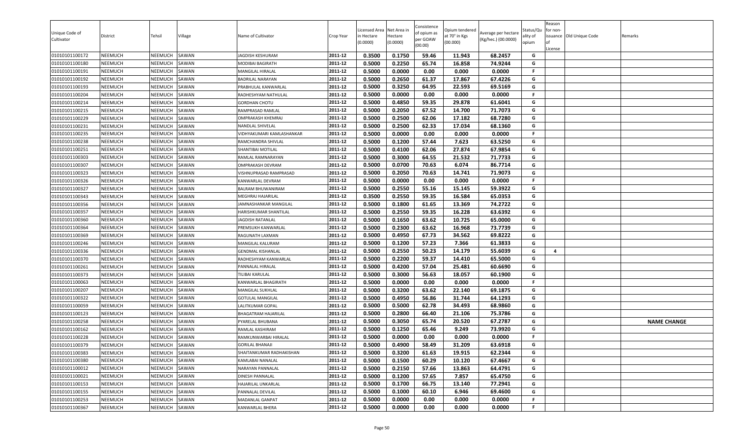| Unique Code of Cultivator | District | Tehsil | Village | Name of Cultivator | Crop Year | Licensed Area in Hectare (0.0000) | Net Area in Hectare (0.0000) | Consistence of opium as per GOAW (00.00) | Opium tendered at 70° in Kgs (00.000) | Average per hectare (Kg/hec.) (00.0000) | Status/Quality of opium | Reason for non-issuance of License | Old Unique Code | Remarks |
|---|---|---|---|---|---|---|---|---|---|---|---|---|---|---|
| 01010101100172 | NEEMUCH | NEEMUCH | SAWAN | JAGDISH KESHURAM | 2011-12 | 0.3500 | 0.1750 | 59.46 | 11.943 | 68.2457 | G | | | |
| 01010101100180 | NEEMUCH | NEEMUCH | SAWAN | MODIBAI BAGIRATH | 2011-12 | 0.5000 | 0.2250 | 65.74 | 16.858 | 74.9244 | G | | | |
| 01010101100191 | NEEMUCH | NEEMUCH | SAWAN | MANGILAL HIRALAL | 2011-12 | 0.5000 | 0.0000 | 0.00 | 0.000 | 0.0000 | F | | | |
| 01010101100192 | NEEMUCH | NEEMUCH | SAWAN | BADRILAL NARAYAN | 2011-12 | 0.5000 | 0.2650 | 61.37 | 17.867 | 67.4226 | G | | | |
| 01010101100193 | NEEMUCH | NEEMUCH | SAWAN | PRABHULAL KANWARLAL | 2011-12 | 0.5000 | 0.3250 | 64.95 | 22.593 | 69.5169 | G | | | |
| 01010101100204 | NEEMUCH | NEEMUCH | SAWAN | RADHESHYAM NATHULAL | 2011-12 | 0.5000 | 0.0000 | 0.00 | 0.000 | 0.0000 | F | | | |
| 01010101100214 | NEEMUCH | NEEMUCH | SAWAN | GORDHAN CHOTU | 2011-12 | 0.5000 | 0.4850 | 59.35 | 29.878 | 61.6041 | G | | | |
| 01010101100215 | NEEMUCH | NEEMUCH | SAWAN | RAMPRASAD RAMLAL | 2011-12 | 0.5000 | 0.2050 | 67.52 | 14.700 | 71.7073 | G | | | |
| 01010101100229 | NEEMUCH | NEEMUCH | SAWAN | OMPRAKASH KHEMRAJ | 2011-12 | 0.5000 | 0.2500 | 62.06 | 17.182 | 68.7280 | G | | | |
| 01010101100231 | NEEMUCH | NEEMUCH | SAWAN | NANDLAL SHIVELAL | 2011-12 | 0.5000 | 0.2500 | 62.33 | 17.034 | 68.1360 | G | | | |
| 01010101100235 | NEEMUCH | NEEMUCH | SAWAN | VIDHYAKUMARI KAMLASHANKAR | 2011-12 | 0.5000 | 0.0000 | 0.00 | 0.000 | 0.0000 | F | | | |
| 01010101100238 | NEEMUCH | NEEMUCH | SAWAN | RAMCHANDRA SHIVLAL | 2011-12 | 0.5000 | 0.1200 | 57.44 | 7.623 | 63.5250 | G | | | |
| 01010101100251 | NEEMUCH | NEEMUCH | SAWAN | SHANTIBAI MOTILAL | 2011-12 | 0.5000 | 0.4100 | 62.06 | 27.874 | 67.9854 | G | | | |
| 01010101100303 | NEEMUCH | NEEMUCH | SAWAN | RAMLAL RAMNARAYAN | 2011-12 | 0.5000 | 0.3000 | 64.55 | 21.532 | 71.7733 | G | | | |
| 01010101100307 | NEEMUCH | NEEMUCH | SAWAN | OMPRAKASH DEVRAM | 2011-12 | 0.5000 | 0.0700 | 70.63 | 6.074 | 86.7714 | G | | | |
| 01010101100323 | NEEMUCH | NEEMUCH | SAWAN | VISHNUPRASAD RAMPRASAD | 2011-12 | 0.5000 | 0.2050 | 70.63 | 14.741 | 71.9073 | G | | | |
| 01010101100326 | NEEMUCH | NEEMUCH | SAWAN | KANWARLAL DEVRAM | 2011-12 | 0.5000 | 0.0000 | 0.00 | 0.000 | 0.0000 | F | | | |
| 01010101100327 | NEEMUCH | NEEMUCH | SAWAN | BALRAM BHUWANIRAM | 2011-12 | 0.5000 | 0.2550 | 55.16 | 15.145 | 59.3922 | G | | | |
| 01010101100343 | NEEMUCH | NEEMUCH | SAWAN | MEGHRAJ HAJARILAL | 2011-12 | 0.3500 | 0.2550 | 59.35 | 16.584 | 65.0353 | G | | | |
| 01010101100356 | NEEMUCH | NEEMUCH | SAWAN | JAMNASHANKAR MANGILAL | 2011-12 | 0.5000 | 0.1800 | 61.65 | 13.369 | 74.2722 | G | | | |
| 01010101100357 | NEEMUCH | NEEMUCH | SAWAN | HARISHKUMAR SHANTILAL | 2011-12 | 0.5000 | 0.2550 | 59.35 | 16.228 | 63.6392 | G | | | |
| 01010101100360 | NEEMUCH | NEEMUCH | SAWAN | JAGDISH RATANLAL | 2011-12 | 0.5000 | 0.1650 | 63.62 | 10.725 | 65.0000 | G | | | |
| 01010101100364 | NEEMUCH | NEEMUCH | SAWAN | PREMSUKH KANWARLAL | 2011-12 | 0.5000 | 0.2300 | 63.62 | 16.968 | 73.7739 | G | | | |
| 01010101100369 | NEEMUCH | NEEMUCH | SAWAN | RAGUNATH LAXMAN | 2011-12 | 0.5000 | 0.4950 | 67.73 | 34.562 | 69.8222 | G | | | |
| 01010101100246 | NEEMUCH | NEEMUCH | SAWAN | MANGILAL KALURAM | 2011-12 | 0.5000 | 0.1200 | 57.23 | 7.366 | 61.3833 | G | | | |
| 01010101100336 | NEEMUCH | NEEMUCH | SAWAN | GENDMAL KISHANLAL | 2011-12 | 0.5000 | 0.2550 | 50.23 | 14.179 | 55.6039 | G | 4 | | |
| 01010101100370 | NEEMUCH | NEEMUCH | SAWAN | RADHESHYAM KANWARLAL | 2011-12 | 0.5000 | 0.2200 | 59.37 | 14.410 | 65.5000 | G | | | |
| 01010101100261 | NEEMUCH | NEEMUCH | SAWAN | PANNALAL HIRALAL | 2011-12 | 0.5000 | 0.4200 | 57.04 | 25.481 | 60.6690 | G | | | |
| 01010101100373 | NEEMUCH | NEEMUCH | SAWAN | TILIBAI KARULAL | 2011-12 | 0.5000 | 0.3000 | 56.63 | 18.057 | 60.1900 | G | | | |
| 01010101100063 | NEEMUCH | NEEMUCH | SAWAN | KANWARLAL BHAGIRATH | 2011-12 | 0.5000 | 0.0000 | 0.00 | 0.000 | 0.0000 | F | | | |
| 01010101100207 | NEEMUCH | NEEMUCH | SAWAN | MANGILAL SUKHLAL | 2011-12 | 0.5000 | 0.3200 | 63.62 | 22.140 | 69.1875 | G | | | |
| 01010101100322 | NEEMUCH | NEEMUCH | SAWAN | GOTULAL MANGILAL | 2011-12 | 0.5000 | 0.4950 | 56.86 | 31.744 | 64.1293 | G | | | |
| 01010101100059 | NEEMUCH | NEEMUCH | SAWAN | LALITKUMAR GOPAL | 2011-12 | 0.5000 | 0.5000 | 62.78 | 34.493 | 68.9860 | G | | | |
| 01010101100123 | NEEMUCH | NEEMUCH | SAWAN | BHAGATRAM HAJARILAL | 2011-12 | 0.5000 | 0.2800 | 66.40 | 21.106 | 75.3786 | G | | | |
| 01010101100258 | NEEMUCH | NEEMUCH | SAWAN | PYARELAL BHUBANA | 2011-12 | 0.5000 | 0.3050 | 65.74 | 20.520 | 67.2787 | G | | | NAME CHANGE |
| 01010101100162 | NEEMUCH | NEEMUCH | SAWAN | RAMLAL KASHIRAM | 2011-12 | 0.5000 | 0.1250 | 65.46 | 9.249 | 73.9920 | G | | | |
| 01010101100228 | NEEMUCH | NEEMUCH | SAWAN | RAMKUNWARBAI HIRALAL | 2011-12 | 0.5000 | 0.0000 | 0.00 | 0.000 | 0.0000 | F | | | |
| 01010101100379 | NEEMUCH | NEEMUCH | SAWAN | GORILAL BHANAJI | 2011-12 | 0.5000 | 0.4900 | 58.49 | 31.209 | 63.6918 | G | | | |
| 01010101100383 | NEEMUCH | NEEMUCH | SAWAN | SHAITANKUMAR RADHAKISHAN | 2011-12 | 0.5000 | 0.3200 | 61.63 | 19.915 | 62.2344 | G | | | |
| 01010101100380 | NEEMUCH | NEEMUCH | SAWAN | KAMLABAI NANALAL | 2011-12 | 0.5000 | 0.1500 | 60.29 | 10.120 | 67.4667 | G | | | |
| 01010101100012 | NEEMUCH | NEEMUCH | SAWAN | NARAYAN PANNALAL | 2011-12 | 0.5000 | 0.2150 | 57.66 | 13.863 | 64.4791 | G | | | |
| 01010101100021 | NEEMUCH | NEEMUCH | SAWAN | DINESH PANNALAL | 2011-12 | 0.5000 | 0.1200 | 57.65 | 7.857 | 65.4750 | G | | | |
| 01010101100153 | NEEMUCH | NEEMUCH | SAWAN | HAJARILAL UNKARLAL | 2011-12 | 0.5000 | 0.1700 | 66.75 | 13.140 | 77.2941 | G | | | |
| 01010101100155 | NEEMUCH | NEEMUCH | SAWAN | PANNALAL DEVILAL | 2011-12 | 0.5000 | 0.1000 | 60.10 | 6.946 | 69.4600 | G | | | |
| 01010101100253 | NEEMUCH | NEEMUCH | SAWAN | MADANLAL GANPAT | 2011-12 | 0.5000 | 0.0000 | 0.00 | 0.000 | 0.0000 | F | | | |
| 01010101100367 | NEEMUCH | NEEMUCH | SAWAN | KANWARLAL BHERA | 2011-12 | 0.5000 | 0.0000 | 0.00 | 0.000 | 0.0000 | F | | | |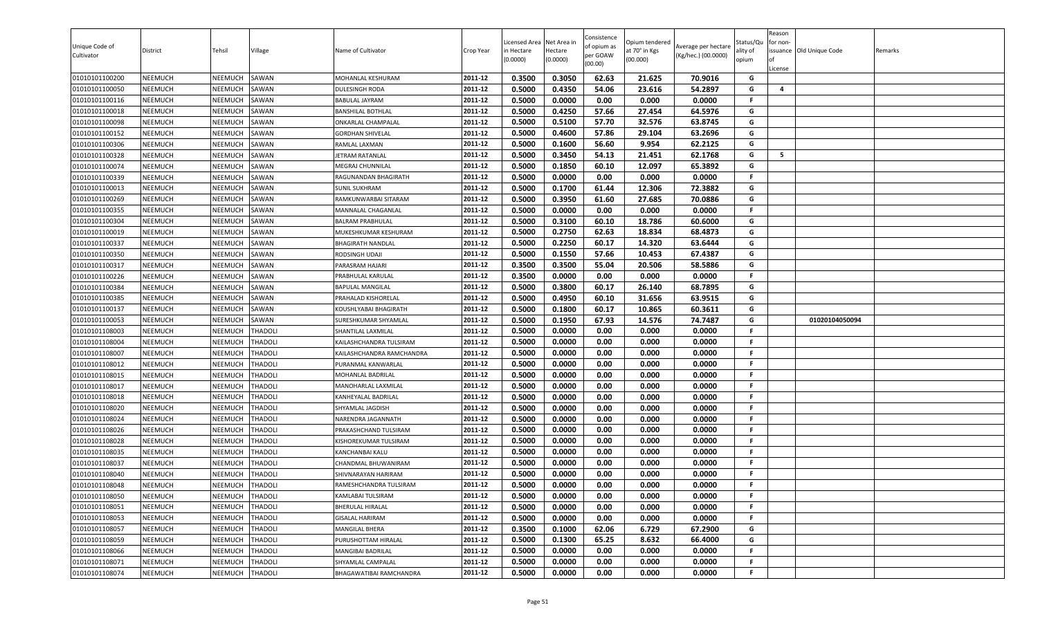| Unique Code of Cultivator | District | Tehsil | Village | Name of Cultivator | Crop Year | Licensed Area in Hectare (0.0000) | Net Area in Hectare (0.0000) | Consistence of opium as per GOAW (00.00) | Opium tendered at 70° in Kgs (00.000) | Average per hectare (Kg/hec.) (00.0000) | Status/Quality of opium | Reason for non-issuance of License | Old Unique Code | Remarks |
|---|---|---|---|---|---|---|---|---|---|---|---|---|---|---|
| 01010101100200 | NEEMUCH | NEEMUCH | SAWAN | MOHANLAL KESHURAM | 2011-12 | 0.3500 | 0.3050 | 62.63 | 21.625 | 70.9016 | G | | | |
| 01010101100050 | NEEMUCH | NEEMUCH | SAWAN | DULESINGH RODA | 2011-12 | 0.5000 | 0.4350 | 54.06 | 23.616 | 54.2897 | G | 4 | | |
| 01010101100116 | NEEMUCH | NEEMUCH | SAWAN | BABULAL JAYRAM | 2011-12 | 0.5000 | 0.0000 | 0.00 | 0.000 | 0.0000 | F | | | |
| 01010101100018 | NEEMUCH | NEEMUCH | SAWAN | BANSHILAL BOTHLAL | 2011-12 | 0.5000 | 0.4250 | 57.66 | 27.454 | 64.5976 | G | | | |
| 01010101100098 | NEEMUCH | NEEMUCH | SAWAN | ONKARLAL CHAMPALAL | 2011-12 | 0.5000 | 0.5100 | 57.70 | 32.576 | 63.8745 | G | | | |
| 01010101100152 | NEEMUCH | NEEMUCH | SAWAN | GORDHAN SHIVELAL | 2011-12 | 0.5000 | 0.4600 | 57.86 | 29.104 | 63.2696 | G | | | |
| 01010101100306 | NEEMUCH | NEEMUCH | SAWAN | RAMLAL LAXMAN | 2011-12 | 0.5000 | 0.1600 | 56.60 | 9.954 | 62.2125 | G | | | |
| 01010101100328 | NEEMUCH | NEEMUCH | SAWAN | JETRAM RATANLAL | 2011-12 | 0.5000 | 0.3450 | 54.13 | 21.451 | 62.1768 | G | 5 | | |
| 01010101100074 | NEEMUCH | NEEMUCH | SAWAN | MEGRAJ CHUNNILAL | 2011-12 | 0.5000 | 0.1850 | 60.10 | 12.097 | 65.3892 | G | | | |
| 01010101100339 | NEEMUCH | NEEMUCH | SAWAN | RAGUNANDAN BHAGIRATH | 2011-12 | 0.5000 | 0.0000 | 0.00 | 0.000 | 0.0000 | F | | | |
| 01010101100013 | NEEMUCH | NEEMUCH | SAWAN | SUNIL SUKHRAM | 2011-12 | 0.5000 | 0.1700 | 61.44 | 12.306 | 72.3882 | G | | | |
| 01010101100269 | NEEMUCH | NEEMUCH | SAWAN | RAMKUNWARBAI SITARAM | 2011-12 | 0.5000 | 0.3950 | 61.60 | 27.685 | 70.0886 | G | | | |
| 01010101100355 | NEEMUCH | NEEMUCH | SAWAN | MANNALAL CHAGANLAL | 2011-12 | 0.5000 | 0.0000 | 0.00 | 0.000 | 0.0000 | F | | | |
| 01010101100304 | NEEMUCH | NEEMUCH | SAWAN | BALRAM PRABHULAL | 2011-12 | 0.5000 | 0.3100 | 60.10 | 18.786 | 60.6000 | G | | | |
| 01010101100019 | NEEMUCH | NEEMUCH | SAWAN | MUKESHKUMAR KESHURAM | 2011-12 | 0.5000 | 0.2750 | 62.63 | 18.834 | 68.4873 | G | | | |
| 01010101100337 | NEEMUCH | NEEMUCH | SAWAN | BHAGIRATH NANDLAL | 2011-12 | 0.5000 | 0.2250 | 60.17 | 14.320 | 63.6444 | G | | | |
| 01010101100350 | NEEMUCH | NEEMUCH | SAWAN | RODSINGH UDAJI | 2011-12 | 0.5000 | 0.1550 | 57.66 | 10.453 | 67.4387 | G | | | |
| 01010101100317 | NEEMUCH | NEEMUCH | SAWAN | PARASRAM HAJARI | 2011-12 | 0.3500 | 0.3500 | 55.04 | 20.506 | 58.5886 | G | | | |
| 01010101100226 | NEEMUCH | NEEMUCH | SAWAN | PRABHULAL KARULAL | 2011-12 | 0.3500 | 0.0000 | 0.00 | 0.000 | 0.0000 | F | | | |
| 01010101100384 | NEEMUCH | NEEMUCH | SAWAN | BAPULAL MANGILAL | 2011-12 | 0.5000 | 0.3800 | 60.17 | 26.140 | 68.7895 | G | | | |
| 01010101100385 | NEEMUCH | NEEMUCH | SAWAN | PRAHALAD KISHORELAL | 2011-12 | 0.5000 | 0.4950 | 60.10 | 31.656 | 63.9515 | G | | | |
| 01010101100137 | NEEMUCH | NEEMUCH | SAWAN | KOUSHLYABAI BHAGIRATH | 2011-12 | 0.5000 | 0.1800 | 60.17 | 10.865 | 60.3611 | G | | | |
| 01010101100053 | NEEMUCH | NEEMUCH | SAWAN | SURESHKUMAR SHYAMLAL | 2011-12 | 0.5000 | 0.1950 | 67.93 | 14.576 | 74.7487 | G | | 01020104050094 | |
| 01010101108003 | NEEMUCH | NEEMUCH | THADOLI | SHANTILAL LAXMILAL | 2011-12 | 0.5000 | 0.0000 | 0.00 | 0.000 | 0.0000 | F | | | |
| 01010101108004 | NEEMUCH | NEEMUCH | THADOLI | KAILASHCHANDRA TULSIRAM | 2011-12 | 0.5000 | 0.0000 | 0.00 | 0.000 | 0.0000 | F | | | |
| 01010101108007 | NEEMUCH | NEEMUCH | THADOLI | KAILASHCHANDRA RAMCHANDRA | 2011-12 | 0.5000 | 0.0000 | 0.00 | 0.000 | 0.0000 | F | | | |
| 01010101108012 | NEEMUCH | NEEMUCH | THADOLI | PURANMAL KANWARLAL | 2011-12 | 0.5000 | 0.0000 | 0.00 | 0.000 | 0.0000 | F | | | |
| 01010101108015 | NEEMUCH | NEEMUCH | THADOLI | MOHANLAL BADRILAL | 2011-12 | 0.5000 | 0.0000 | 0.00 | 0.000 | 0.0000 | F | | | |
| 01010101108017 | NEEMUCH | NEEMUCH | THADOLI | MANOHARLAL LAXMILAL | 2011-12 | 0.5000 | 0.0000 | 0.00 | 0.000 | 0.0000 | F | | | |
| 01010101108018 | NEEMUCH | NEEMUCH | THADOLI | KANHEYALAL BADRILAL | 2011-12 | 0.5000 | 0.0000 | 0.00 | 0.000 | 0.0000 | F | | | |
| 01010101108020 | NEEMUCH | NEEMUCH | THADOLI | SHYAMLAL JAGDISH | 2011-12 | 0.5000 | 0.0000 | 0.00 | 0.000 | 0.0000 | F | | | |
| 01010101108024 | NEEMUCH | NEEMUCH | THADOLI | NARENDRA JAGANNATH | 2011-12 | 0.5000 | 0.0000 | 0.00 | 0.000 | 0.0000 | F | | | |
| 01010101108026 | NEEMUCH | NEEMUCH | THADOLI | PRAKASHCHAND TULSIRAM | 2011-12 | 0.5000 | 0.0000 | 0.00 | 0.000 | 0.0000 | F | | | |
| 01010101108028 | NEEMUCH | NEEMUCH | THADOLI | KISHOREKUMAR TULSIRAM | 2011-12 | 0.5000 | 0.0000 | 0.00 | 0.000 | 0.0000 | F | | | |
| 01010101108035 | NEEMUCH | NEEMUCH | THADOLI | KANCHANBAI KALU | 2011-12 | 0.5000 | 0.0000 | 0.00 | 0.000 | 0.0000 | F | | | |
| 01010101108037 | NEEMUCH | NEEMUCH | THADOLI | CHANDMAL BHUWANIRAM | 2011-12 | 0.5000 | 0.0000 | 0.00 | 0.000 | 0.0000 | F | | | |
| 01010101108040 | NEEMUCH | NEEMUCH | THADOLI | SHIVNARAYAN HARIRAM | 2011-12 | 0.5000 | 0.0000 | 0.00 | 0.000 | 0.0000 | F | | | |
| 01010101108048 | NEEMUCH | NEEMUCH | THADOLI | RAMESHCHANDRA TULSIRAM | 2011-12 | 0.5000 | 0.0000 | 0.00 | 0.000 | 0.0000 | F | | | |
| 01010101108050 | NEEMUCH | NEEMUCH | THADOLI | KAMLABAI TULSIRAM | 2011-12 | 0.5000 | 0.0000 | 0.00 | 0.000 | 0.0000 | F | | | |
| 01010101108051 | NEEMUCH | NEEMUCH | THADOLI | BHERULAL HIRALAL | 2011-12 | 0.5000 | 0.0000 | 0.00 | 0.000 | 0.0000 | F | | | |
| 01010101108053 | NEEMUCH | NEEMUCH | THADOLI | GISALAL HARIRAM | 2011-12 | 0.5000 | 0.0000 | 0.00 | 0.000 | 0.0000 | F | | | |
| 01010101108057 | NEEMUCH | NEEMUCH | THADOLI | MANGILAL BHERA | 2011-12 | 0.3500 | 0.1000 | 62.06 | 6.729 | 67.2900 | G | | | |
| 01010101108059 | NEEMUCH | NEEMUCH | THADOLI | PURUSHOTTAM HIRALAL | 2011-12 | 0.5000 | 0.1300 | 65.25 | 8.632 | 66.4000 | G | | | |
| 01010101108066 | NEEMUCH | NEEMUCH | THADOLI | MANGIBAI BADRILAL | 2011-12 | 0.5000 | 0.0000 | 0.00 | 0.000 | 0.0000 | F | | | |
| 01010101108071 | NEEMUCH | NEEMUCH | THADOLI | SHYAMLAL CAMPALAL | 2011-12 | 0.5000 | 0.0000 | 0.00 | 0.000 | 0.0000 | F | | | |
| 01010101108074 | NEEMUCH | NEEMUCH | THADOLI | BHAGAWATIBAI RAMCHANDRA | 2011-12 | 0.5000 | 0.0000 | 0.00 | 0.000 | 0.0000 | F | | | |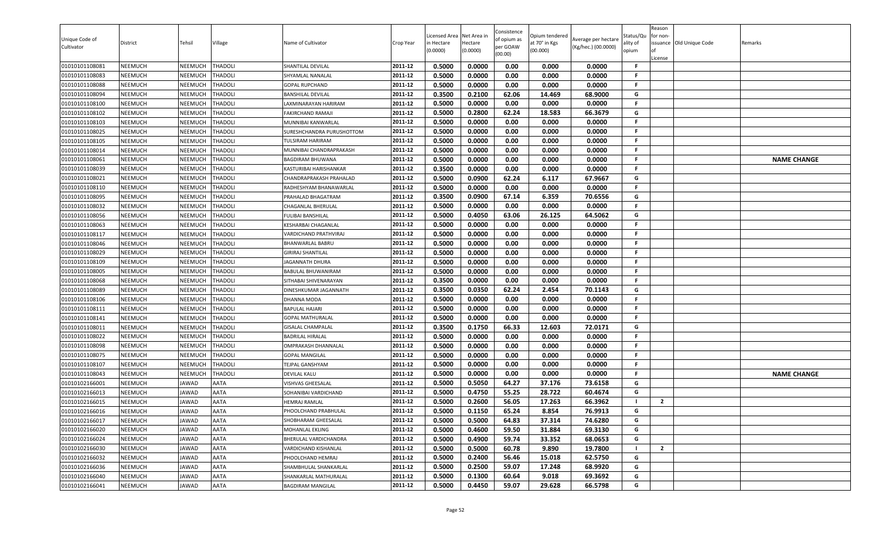| Unique Code of Cultivator | District | Tehsil | Village | Name of Cultivator | Crop Year | Licensed Area in Hectare (0.0000) | Net Area in Hectare (0.0000) | Consistence of opium as per GOAW (00.00) | Opium tendered at 70° in Kgs (00.000) | Average per hectare (Kg/hec.) (00.0000) | Status/Quality of opium | Reason for non-issuance of License | Old Unique Code | Remarks |
|---|---|---|---|---|---|---|---|---|---|---|---|---|---|---|
| 01010101108081 | NEEMUCH | NEEMUCH | THADOLI | SHANTILAL DEVILAL | 2011-12 | 0.5000 | 0.0000 | 0.00 | 0.000 | 0.0000 | F | | | |
| 01010101108083 | NEEMUCH | NEEMUCH | THADOLI | SHYAMLAL NANALAL | 2011-12 | 0.5000 | 0.0000 | 0.00 | 0.000 | 0.0000 | F | | | |
| 01010101108088 | NEEMUCH | NEEMUCH | THADOLI | GOPAL RUPCHAND | 2011-12 | 0.5000 | 0.0000 | 0.00 | 0.000 | 0.0000 | F | | | |
| 01010101108094 | NEEMUCH | NEEMUCH | THADOLI | BANSHILAL DEVILAL | 2011-12 | 0.3500 | 0.2100 | 62.06 | 14.469 | 68.9000 | G | | | |
| 01010101108100 | NEEMUCH | NEEMUCH | THADOLI | LAXMINARAYAN HARIRAM | 2011-12 | 0.5000 | 0.0000 | 0.00 | 0.000 | 0.0000 | F | | | |
| 01010101108102 | NEEMUCH | NEEMUCH | THADOLI | FAKIRCHAND RAMAJI | 2011-12 | 0.5000 | 0.2800 | 62.24 | 18.583 | 66.3679 | G | | | |
| 01010101108103 | NEEMUCH | NEEMUCH | THADOLI | MUNNIBAI KANWARLAL | 2011-12 | 0.5000 | 0.0000 | 0.00 | 0.000 | 0.0000 | F | | | |
| 01010101108025 | NEEMUCH | NEEMUCH | THADOLI | SURESHCHANDRA PURUSHOTTOM | 2011-12 | 0.5000 | 0.0000 | 0.00 | 0.000 | 0.0000 | F | | | |
| 01010101108105 | NEEMUCH | NEEMUCH | THADOLI | TULSIRAM HARIRAM | 2011-12 | 0.5000 | 0.0000 | 0.00 | 0.000 | 0.0000 | F | | | |
| 01010101108014 | NEEMUCH | NEEMUCH | THADOLI | MUNNIBAI CHANDRAPRAKASH | 2011-12 | 0.5000 | 0.0000 | 0.00 | 0.000 | 0.0000 | F | | | |
| 01010101108061 | NEEMUCH | NEEMUCH | THADOLI | BAGDIRAM BHUWANA | 2011-12 | 0.5000 | 0.0000 | 0.00 | 0.000 | 0.0000 | F | | | NAME CHANGE |
| 01010101108039 | NEEMUCH | NEEMUCH | THADOLI | KASTURIBAI HARISHANKAR | 2011-12 | 0.3500 | 0.0000 | 0.00 | 0.000 | 0.0000 | F | | | |
| 01010101108021 | NEEMUCH | NEEMUCH | THADOLI | CHANDRAPRAKASH PRAHALAD | 2011-12 | 0.5000 | 0.0900 | 62.24 | 6.117 | 67.9667 | G | | | |
| 01010101108110 | NEEMUCH | NEEMUCH | THADOLI | RADHESHYAM BHANAWARLAL | 2011-12 | 0.5000 | 0.0000 | 0.00 | 0.000 | 0.0000 | F | | | |
| 01010101108095 | NEEMUCH | NEEMUCH | THADOLI | PRAHALAD BHAGATRAM | 2011-12 | 0.3500 | 0.0900 | 67.14 | 6.359 | 70.6556 | G | | | |
| 01010101108032 | NEEMUCH | NEEMUCH | THADOLI | CHAGANLAL BHERULAL | 2011-12 | 0.5000 | 0.0000 | 0.00 | 0.000 | 0.0000 | F | | | |
| 01010101108056 | NEEMUCH | NEEMUCH | THADOLI | FULIBAI BANSHILAL | 2011-12 | 0.5000 | 0.4050 | 63.06 | 26.125 | 64.5062 | G | | | |
| 01010101108063 | NEEMUCH | NEEMUCH | THADOLI | KESHARBAI CHAGANLAL | 2011-12 | 0.5000 | 0.0000 | 0.00 | 0.000 | 0.0000 | F | | | |
| 01010101108117 | NEEMUCH | NEEMUCH | THADOLI | VARDICHAND PRATHVIRAJ | 2011-12 | 0.5000 | 0.0000 | 0.00 | 0.000 | 0.0000 | F | | | |
| 01010101108046 | NEEMUCH | NEEMUCH | THADOLI | BHANWARLAL BABRU | 2011-12 | 0.5000 | 0.0000 | 0.00 | 0.000 | 0.0000 | F | | | |
| 01010101108029 | NEEMUCH | NEEMUCH | THADOLI | GIRIRAJ SHANTILAL | 2011-12 | 0.5000 | 0.0000 | 0.00 | 0.000 | 0.0000 | F | | | |
| 01010101108109 | NEEMUCH | NEEMUCH | THADOLI | JAGANNATH DHURA | 2011-12 | 0.5000 | 0.0000 | 0.00 | 0.000 | 0.0000 | F | | | |
| 01010101108005 | NEEMUCH | NEEMUCH | THADOLI | BABULAL BHUWANIRAM | 2011-12 | 0.5000 | 0.0000 | 0.00 | 0.000 | 0.0000 | F | | | |
| 01010101108068 | NEEMUCH | NEEMUCH | THADOLI | SITHABAI SHIVENARAYAN | 2011-12 | 0.3500 | 0.0000 | 0.00 | 0.000 | 0.0000 | F | | | |
| 01010101108089 | NEEMUCH | NEEMUCH | THADOLI | DINESHKUMAR JAGANNATH | 2011-12 | 0.3500 | 0.0350 | 62.24 | 2.454 | 70.1143 | G | | | |
| 01010101108106 | NEEMUCH | NEEMUCH | THADOLI | DHANNA MODA | 2011-12 | 0.5000 | 0.0000 | 0.00 | 0.000 | 0.0000 | F | | | |
| 01010101108111 | NEEMUCH | NEEMUCH | THADOLI | BAPULAL HAJARI | 2011-12 | 0.5000 | 0.0000 | 0.00 | 0.000 | 0.0000 | F | | | |
| 01010101108141 | NEEMUCH | NEEMUCH | THADOLI | GOPAL MATHURALAL | 2011-12 | 0.5000 | 0.0000 | 0.00 | 0.000 | 0.0000 | F | | | |
| 01010101108011 | NEEMUCH | NEEMUCH | THADOLI | GISALAL CHAMPALAL | 2011-12 | 0.3500 | 0.1750 | 66.33 | 12.603 | 72.0171 | G | | | |
| 01010101108022 | NEEMUCH | NEEMUCH | THADOLI | BADRILAL HIRALAL | 2011-12 | 0.5000 | 0.0000 | 0.00 | 0.000 | 0.0000 | F | | | |
| 01010101108098 | NEEMUCH | NEEMUCH | THADOLI | OMPRAKASH DHANNALAL | 2011-12 | 0.5000 | 0.0000 | 0.00 | 0.000 | 0.0000 | F | | | |
| 01010101108075 | NEEMUCH | NEEMUCH | THADOLI | GOPAL MANGILAL | 2011-12 | 0.5000 | 0.0000 | 0.00 | 0.000 | 0.0000 | F | | | |
| 01010101108107 | NEEMUCH | NEEMUCH | THADOLI | TEJPAL GANSHYAM | 2011-12 | 0.5000 | 0.0000 | 0.00 | 0.000 | 0.0000 | F | | | |
| 01010101108043 | NEEMUCH | NEEMUCH | THADOLI | DEVILAL KALU | 2011-12 | 0.5000 | 0.0000 | 0.00 | 0.000 | 0.0000 | F | | | NAME CHANGE |
| 01010102166001 | NEEMUCH | JAWAD | AATA | VISHVAS GHEESALAL | 2011-12 | 0.5000 | 0.5050 | 64.27 | 37.176 | 73.6158 | G | | | |
| 01010102166013 | NEEMUCH | JAWAD | AATA | SOHANIBAI VARDICHAND | 2011-12 | 0.5000 | 0.4750 | 55.25 | 28.722 | 60.4674 | G | | | |
| 01010102166015 | NEEMUCH | JAWAD | AATA | HEMRAJ RAMLAL | 2011-12 | 0.5000 | 0.2600 | 56.05 | 17.263 | 66.3962 | I | 2 | | |
| 01010102166016 | NEEMUCH | JAWAD | AATA | PHOOLCHAND PRABHULAL | 2011-12 | 0.5000 | 0.1150 | 65.24 | 8.854 | 76.9913 | G | | | |
| 01010102166017 | NEEMUCH | JAWAD | AATA | SHOBHARAM GHEESALAL | 2011-12 | 0.5000 | 0.5000 | 64.83 | 37.314 | 74.6280 | G | | | |
| 01010102166020 | NEEMUCH | JAWAD | AATA | MOHANLAL EKLING | 2011-12 | 0.5000 | 0.4600 | 59.50 | 31.884 | 69.3130 | G | | | |
| 01010102166024 | NEEMUCH | JAWAD | AATA | BHERULAL VARDICHANDRA | 2011-12 | 0.5000 | 0.4900 | 59.74 | 33.352 | 68.0653 | G | | | |
| 01010102166030 | NEEMUCH | JAWAD | AATA | VARDICHAND KISHANLAL | 2011-12 | 0.5000 | 0.5000 | 60.78 | 9.890 | 19.7800 | I | 2 | | |
| 01010102166032 | NEEMUCH | JAWAD | AATA | PHOOLCHAND HEMRAJ | 2011-12 | 0.5000 | 0.2400 | 56.46 | 15.018 | 62.5750 | G | | | |
| 01010102166036 | NEEMUCH | JAWAD | AATA | SHAMBHULAL SHANKARLAL | 2011-12 | 0.5000 | 0.2500 | 59.07 | 17.248 | 68.9920 | G | | | |
| 01010102166040 | NEEMUCH | JAWAD | AATA | SHANKARLAL MATHURALAL | 2011-12 | 0.5000 | 0.1300 | 60.64 | 9.018 | 69.3692 | G | | | |
| 01010102166041 | NEEMUCH | JAWAD | AATA | BAGDIRAM MANGILAL | 2011-12 | 0.5000 | 0.4450 | 59.07 | 29.628 | 66.5798 | G | | | |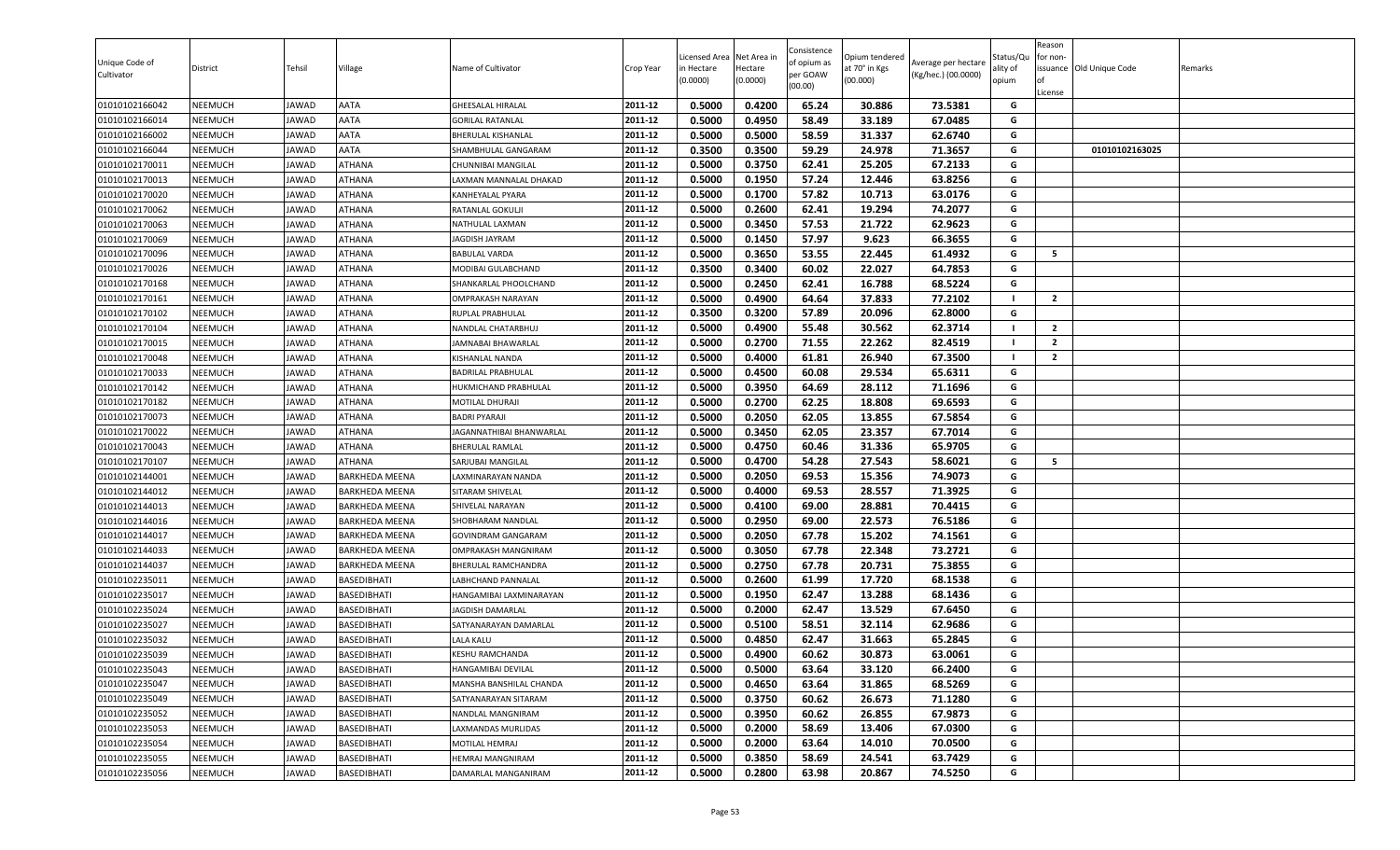| Unique Code of Cultivator | District | Tehsil | Village | Name of Cultivator | Crop Year | Licensed Area in Hectare (0.0000) | Net Area in Hectare (0.0000) | Consistence of opium as per GOAW (00.00) | Opium tendered at 70° in Kgs (00.000) | Average per hectare (Kg/hec.) (00.0000) | Status/Quality of opium | Reason for non-issuance of License | Old Unique Code | Remarks |
|---|---|---|---|---|---|---|---|---|---|---|---|---|---|---|
| 01010102166042 | NEEMUCH | JAWAD | AATA | GHEESALAL HIRALAL | 2011-12 | 0.5000 | 0.4200 | 65.24 | 30.886 | 73.5381 | G | | | |
| 01010102166014 | NEEMUCH | JAWAD | AATA | GORILAL RATANLAL | 2011-12 | 0.5000 | 0.4950 | 58.49 | 33.189 | 67.0485 | G | | | |
| 01010102166002 | NEEMUCH | JAWAD | AATA | BHERULAL KISHANLAL | 2011-12 | 0.5000 | 0.5000 | 58.59 | 31.337 | 62.6740 | G | | | |
| 01010102166044 | NEEMUCH | JAWAD | AATA | SHAMBHULAL GANGARAM | 2011-12 | 0.3500 | 0.3500 | 59.29 | 24.978 | 71.3657 | G | | 01010102163025 | |
| 01010102170011 | NEEMUCH | JAWAD | ATHANA | CHUNNIBAI MANGILAL | 2011-12 | 0.5000 | 0.3750 | 62.41 | 25.205 | 67.2133 | G | | | |
| 01010102170013 | NEEMUCH | JAWAD | ATHANA | LAXMAN MANNALAL DHAKAD | 2011-12 | 0.5000 | 0.1950 | 57.24 | 12.446 | 63.8256 | G | | | |
| 01010102170020 | NEEMUCH | JAWAD | ATHANA | KANHEYALAL PYARA | 2011-12 | 0.5000 | 0.1700 | 57.82 | 10.713 | 63.0176 | G | | | |
| 01010102170062 | NEEMUCH | JAWAD | ATHANA | RATANLAL GOKULJI | 2011-12 | 0.5000 | 0.2600 | 62.41 | 19.294 | 74.2077 | G | | | |
| 01010102170063 | NEEMUCH | JAWAD | ATHANA | NATHULAL LAXMAN | 2011-12 | 0.5000 | 0.3450 | 57.53 | 21.722 | 62.9623 | G | | | |
| 01010102170069 | NEEMUCH | JAWAD | ATHANA | JAGDISH JAYRAM | 2011-12 | 0.5000 | 0.1450 | 57.97 | 9.623 | 66.3655 | G | | | |
| 01010102170096 | NEEMUCH | JAWAD | ATHANA | BABULAL VARDA | 2011-12 | 0.5000 | 0.3650 | 53.55 | 22.445 | 61.4932 | G | 5 | | |
| 01010102170026 | NEEMUCH | JAWAD | ATHANA | MODIBAI GULABCHAND | 2011-12 | 0.3500 | 0.3400 | 60.02 | 22.027 | 64.7853 | G | | | |
| 01010102170168 | NEEMUCH | JAWAD | ATHANA | SHANKARLAL PHOOLCHAND | 2011-12 | 0.5000 | 0.2450 | 62.41 | 16.788 | 68.5224 | G | | | |
| 01010102170161 | NEEMUCH | JAWAD | ATHANA | OMPRAKASH NARAYAN | 2011-12 | 0.5000 | 0.4900 | 64.64 | 37.833 | 77.2102 | I | 2 | | |
| 01010102170102 | NEEMUCH | JAWAD | ATHANA | RUPLAL PRABHULAL | 2011-12 | 0.3500 | 0.3200 | 57.89 | 20.096 | 62.8000 | G | | | |
| 01010102170104 | NEEMUCH | JAWAD | ATHANA | NANDLAL CHATARBHUJ | 2011-12 | 0.5000 | 0.4900 | 55.48 | 30.562 | 62.3714 | I | 2 | | |
| 01010102170015 | NEEMUCH | JAWAD | ATHANA | JAMNABAI BHAWARLAL | 2011-12 | 0.5000 | 0.2700 | 71.55 | 22.262 | 82.4519 | I | 2 | | |
| 01010102170048 | NEEMUCH | JAWAD | ATHANA | KISHANLAL NANDA | 2011-12 | 0.5000 | 0.4000 | 61.81 | 26.940 | 67.3500 | I | 2 | | |
| 01010102170033 | NEEMUCH | JAWAD | ATHANA | BADRILAL PRABHULAL | 2011-12 | 0.5000 | 0.4500 | 60.08 | 29.534 | 65.6311 | G | | | |
| 01010102170142 | NEEMUCH | JAWAD | ATHANA | HUKMICHAND PRABHULAL | 2011-12 | 0.5000 | 0.3950 | 64.69 | 28.112 | 71.1696 | G | | | |
| 01010102170182 | NEEMUCH | JAWAD | ATHANA | MOTILAL DHURAJI | 2011-12 | 0.5000 | 0.2700 | 62.25 | 18.808 | 69.6593 | G | | | |
| 01010102170073 | NEEMUCH | JAWAD | ATHANA | BADRI PYARAJI | 2011-12 | 0.5000 | 0.2050 | 62.05 | 13.855 | 67.5854 | G | | | |
| 01010102170022 | NEEMUCH | JAWAD | ATHANA | JAGANNATHIBAI BHANWARLAL | 2011-12 | 0.5000 | 0.3450 | 62.05 | 23.357 | 67.7014 | G | | | |
| 01010102170043 | NEEMUCH | JAWAD | ATHANA | BHERULAL RAMLAL | 2011-12 | 0.5000 | 0.4750 | 60.46 | 31.336 | 65.9705 | G | | | |
| 01010102170107 | NEEMUCH | JAWAD | ATHANA | SARJUBAI MANGILAL | 2011-12 | 0.5000 | 0.4700 | 54.28 | 27.543 | 58.6021 | G | 5 | | |
| 01010102144001 | NEEMUCH | JAWAD | BARKHEDA MEENA | LAXMINARAYAN NANDA | 2011-12 | 0.5000 | 0.2050 | 69.53 | 15.356 | 74.9073 | G | | | |
| 01010102144012 | NEEMUCH | JAWAD | BARKHEDA MEENA | SITARAM SHIVELAL | 2011-12 | 0.5000 | 0.4000 | 69.53 | 28.557 | 71.3925 | G | | | |
| 01010102144013 | NEEMUCH | JAWAD | BARKHEDA MEENA | SHIVELAL NARAYAN | 2011-12 | 0.5000 | 0.4100 | 69.00 | 28.881 | 70.4415 | G | | | |
| 01010102144016 | NEEMUCH | JAWAD | BARKHEDA MEENA | SHOBHARAM NANDLAL | 2011-12 | 0.5000 | 0.2950 | 69.00 | 22.573 | 76.5186 | G | | | |
| 01010102144017 | NEEMUCH | JAWAD | BARKHEDA MEENA | GOVINDRAM GANGARAM | 2011-12 | 0.5000 | 0.2050 | 67.78 | 15.202 | 74.1561 | G | | | |
| 01010102144033 | NEEMUCH | JAWAD | BARKHEDA MEENA | OMPRAKASH MANGNIRAM | 2011-12 | 0.5000 | 0.3050 | 67.78 | 22.348 | 73.2721 | G | | | |
| 01010102144037 | NEEMUCH | JAWAD | BARKHEDA MEENA | BHERULAL RAMCHANDRA | 2011-12 | 0.5000 | 0.2750 | 67.78 | 20.731 | 75.3855 | G | | | |
| 01010102235011 | NEEMUCH | JAWAD | BASEDIBHATI | LABHCHAND PANNALAL | 2011-12 | 0.5000 | 0.2600 | 61.99 | 17.720 | 68.1538 | G | | | |
| 01010102235017 | NEEMUCH | JAWAD | BASEDIBHATI | HANGAMIBAI LAXMINARAYAN | 2011-12 | 0.5000 | 0.1950 | 62.47 | 13.288 | 68.1436 | G | | | |
| 01010102235024 | NEEMUCH | JAWAD | BASEDIBHATI | JAGDISH DAMARLAL | 2011-12 | 0.5000 | 0.2000 | 62.47 | 13.529 | 67.6450 | G | | | |
| 01010102235027 | NEEMUCH | JAWAD | BASEDIBHATI | SATYANARAYAN DAMARLAL | 2011-12 | 0.5000 | 0.5100 | 58.51 | 32.114 | 62.9686 | G | | | |
| 01010102235032 | NEEMUCH | JAWAD | BASEDIBHATI | LALA KALU | 2011-12 | 0.5000 | 0.4850 | 62.47 | 31.663 | 65.2845 | G | | | |
| 01010102235039 | NEEMUCH | JAWAD | BASEDIBHATI | KESHU RAMCHANDA | 2011-12 | 0.5000 | 0.4900 | 60.62 | 30.873 | 63.0061 | G | | | |
| 01010102235043 | NEEMUCH | JAWAD | BASEDIBHATI | HANGAMIBAI DEVILAL | 2011-12 | 0.5000 | 0.5000 | 63.64 | 33.120 | 66.2400 | G | | | |
| 01010102235047 | NEEMUCH | JAWAD | BASEDIBHATI | MANSHA BANSHILAL CHANDA | 2011-12 | 0.5000 | 0.4650 | 63.64 | 31.865 | 68.5269 | G | | | |
| 01010102235049 | NEEMUCH | JAWAD | BASEDIBHATI | SATYANARAYAN SITARAM | 2011-12 | 0.5000 | 0.3750 | 60.62 | 26.673 | 71.1280 | G | | | |
| 01010102235052 | NEEMUCH | JAWAD | BASEDIBHATI | NANDLAL MANGNIRAM | 2011-12 | 0.5000 | 0.3950 | 60.62 | 26.855 | 67.9873 | G | | | |
| 01010102235053 | NEEMUCH | JAWAD | BASEDIBHATI | LAXMANDAS MURLIDAS | 2011-12 | 0.5000 | 0.2000 | 58.69 | 13.406 | 67.0300 | G | | | |
| 01010102235054 | NEEMUCH | JAWAD | BASEDIBHATI | MOTILAL HEMRAJ | 2011-12 | 0.5000 | 0.2000 | 63.64 | 14.010 | 70.0500 | G | | | |
| 01010102235055 | NEEMUCH | JAWAD | BASEDIBHATI | HEMRAJ MANGNIRAM | 2011-12 | 0.5000 | 0.3850 | 58.69 | 24.541 | 63.7429 | G | | | |
| 01010102235056 | NEEMUCH | JAWAD | BASEDIBHATI | DAMARLAL MANGANIRAM | 2011-12 | 0.5000 | 0.2800 | 63.98 | 20.867 | 74.5250 | G | | | |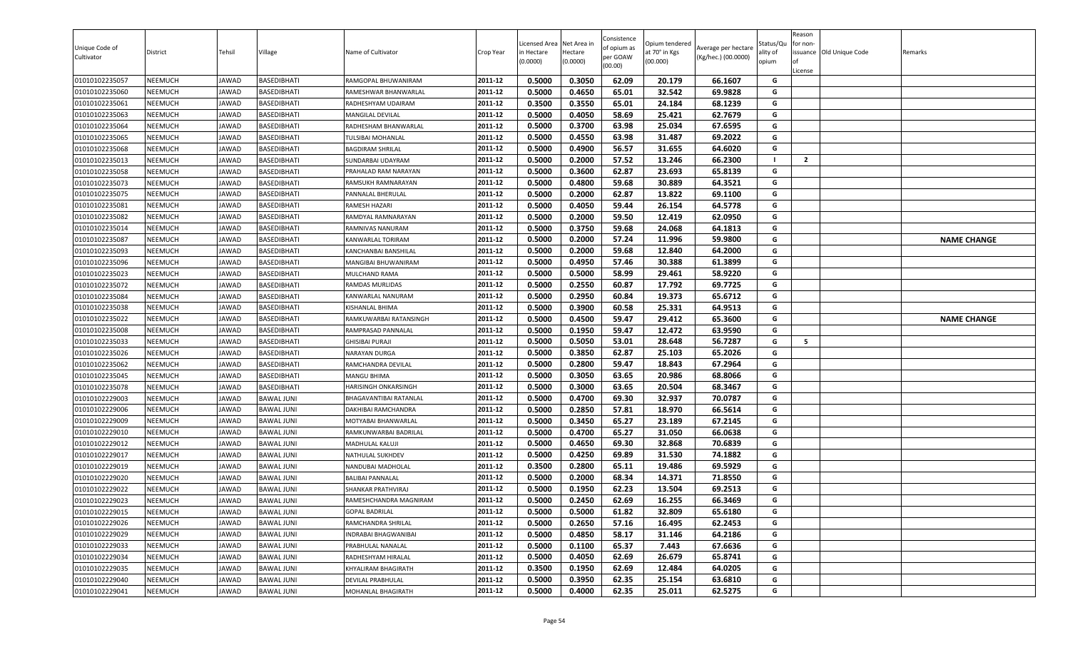| Unique Code of Cultivator | District | Tehsil | Village | Name of Cultivator | Crop Year | Licensed Area in Hectare (0.0000) | Net Area in Hectare (0.0000) | Consistence of opium as per GOAW (00.00) | Opium tendered at 70° in Kgs (00.000) | Average per hectare (Kg/hec.) (00.0000) | Status/Quality of opium | Reason for non-issuance of License | Old Unique Code | Remarks |
|---|---|---|---|---|---|---|---|---|---|---|---|---|---|---|
| 01010102235057 | NEEMUCH | JAWAD | BASEDIBHATI | RAMGOPAL BHUWANIRAM | 2011-12 | 0.5000 | 0.3050 | 62.09 | 20.179 | 66.1607 | G | | | |
| 01010102235060 | NEEMUCH | JAWAD | BASEDIBHATI | RAMESHWAR BHANWARLAL | 2011-12 | 0.5000 | 0.4650 | 65.01 | 32.542 | 69.9828 | G | | | |
| 01010102235061 | NEEMUCH | JAWAD | BASEDIBHATI | RADHESHYAM UDAIRAM | 2011-12 | 0.3500 | 0.3550 | 65.01 | 24.184 | 68.1239 | G | | | |
| 01010102235063 | NEEMUCH | JAWAD | BASEDIBHATI | MANGILAL DEVILAL | 2011-12 | 0.5000 | 0.4050 | 58.69 | 25.421 | 62.7679 | G | | | |
| 01010102235064 | NEEMUCH | JAWAD | BASEDIBHATI | RADHESHAM BHANWARLAL | 2011-12 | 0.5000 | 0.3700 | 63.98 | 25.034 | 67.6595 | G | | | |
| 01010102235065 | NEEMUCH | JAWAD | BASEDIBHATI | TULSIBAI MOHANLAL | 2011-12 | 0.5000 | 0.4550 | 63.98 | 31.487 | 69.2022 | G | | | |
| 01010102235068 | NEEMUCH | JAWAD | BASEDIBHATI | BAGDIRAM SHRILAL | 2011-12 | 0.5000 | 0.4900 | 56.57 | 31.655 | 64.6020 | G | | | |
| 01010102235013 | NEEMUCH | JAWAD | BASEDIBHATI | SUNDARBAI UDAYRAM | 2011-12 | 0.5000 | 0.2000 | 57.52 | 13.246 | 66.2300 | I | 2 | | |
| 01010102235058 | NEEMUCH | JAWAD | BASEDIBHATI | PRAHALAD RAM NARAYAN | 2011-12 | 0.5000 | 0.3600 | 62.87 | 23.693 | 65.8139 | G | | | |
| 01010102235073 | NEEMUCH | JAWAD | BASEDIBHATI | RAMSUKH RAMNARAYAN | 2011-12 | 0.5000 | 0.4800 | 59.68 | 30.889 | 64.3521 | G | | | |
| 01010102235075 | NEEMUCH | JAWAD | BASEDIBHATI | PANNALAL BHERULAL | 2011-12 | 0.5000 | 0.2000 | 62.87 | 13.822 | 69.1100 | G | | | |
| 01010102235081 | NEEMUCH | JAWAD | BASEDIBHATI | RAMESH HAZARI | 2011-12 | 0.5000 | 0.4050 | 59.44 | 26.154 | 64.5778 | G | | | |
| 01010102235082 | NEEMUCH | JAWAD | BASEDIBHATI | RAMDYAL RAMNARAYAN | 2011-12 | 0.5000 | 0.2000 | 59.50 | 12.419 | 62.0950 | G | | | |
| 01010102235014 | NEEMUCH | JAWAD | BASEDIBHATI | RAMNIVAS NANURAM | 2011-12 | 0.5000 | 0.3750 | 59.68 | 24.068 | 64.1813 | G | | | |
| 01010102235087 | NEEMUCH | JAWAD | BASEDIBHATI | KANWARLAL TORIRAM | 2011-12 | 0.5000 | 0.2000 | 57.24 | 11.996 | 59.9800 | G | | | NAME CHANGE |
| 01010102235093 | NEEMUCH | JAWAD | BASEDIBHATI | KANCHANBAI BANSHILAL | 2011-12 | 0.5000 | 0.2000 | 59.68 | 12.840 | 64.2000 | G | | | |
| 01010102235096 | NEEMUCH | JAWAD | BASEDIBHATI | MANGIBAI BHUWANIRAM | 2011-12 | 0.5000 | 0.4950 | 57.46 | 30.388 | 61.3899 | G | | | |
| 01010102235023 | NEEMUCH | JAWAD | BASEDIBHATI | MULCHAND RAMA | 2011-12 | 0.5000 | 0.5000 | 58.99 | 29.461 | 58.9220 | G | | | |
| 01010102235072 | NEEMUCH | JAWAD | BASEDIBHATI | RAMDAS MURLIDAS | 2011-12 | 0.5000 | 0.2550 | 60.87 | 17.792 | 69.7725 | G | | | |
| 01010102235084 | NEEMUCH | JAWAD | BASEDIBHATI | KANWARLAL NANURAM | 2011-12 | 0.5000 | 0.2950 | 60.84 | 19.373 | 65.6712 | G | | | |
| 01010102235038 | NEEMUCH | JAWAD | BASEDIBHATI | KISHANLAL BHIMA | 2011-12 | 0.5000 | 0.3900 | 60.58 | 25.331 | 64.9513 | G | | | |
| 01010102235022 | NEEMUCH | JAWAD | BASEDIBHATI | RAMKUWARBAI RATANSINGH | 2011-12 | 0.5000 | 0.4500 | 59.47 | 29.412 | 65.3600 | G | | | NAME CHANGE |
| 01010102235008 | NEEMUCH | JAWAD | BASEDIBHATI | RAMPRASAD PANNALAL | 2011-12 | 0.5000 | 0.1950 | 59.47 | 12.472 | 63.9590 | G | | | |
| 01010102235033 | NEEMUCH | JAWAD | BASEDIBHATI | GHISIBAI PURAJI | 2011-12 | 0.5000 | 0.5050 | 53.01 | 28.648 | 56.7287 | G | 5 | | |
| 01010102235026 | NEEMUCH | JAWAD | BASEDIBHATI | NARAYAN DURGA | 2011-12 | 0.5000 | 0.3850 | 62.87 | 25.103 | 65.2026 | G | | | |
| 01010102235062 | NEEMUCH | JAWAD | BASEDIBHATI | RAMCHANDRA DEVILAL | 2011-12 | 0.5000 | 0.2800 | 59.47 | 18.843 | 67.2964 | G | | | |
| 01010102235045 | NEEMUCH | JAWAD | BASEDIBHATI | MANGU BHIMA | 2011-12 | 0.5000 | 0.3050 | 63.65 | 20.986 | 68.8066 | G | | | |
| 01010102235078 | NEEMUCH | JAWAD | BASEDIBHATI | HARISINGH ONKARSINGH | 2011-12 | 0.5000 | 0.3000 | 63.65 | 20.504 | 68.3467 | G | | | |
| 01010102229003 | NEEMUCH | JAWAD | BAWAL JUNI | BHAGAVANTIBAI RATANLAL | 2011-12 | 0.5000 | 0.4700 | 69.30 | 32.937 | 70.0787 | G | | | |
| 01010102229006 | NEEMUCH | JAWAD | BAWAL JUNI | DAKHIBAI RAMCHANDRA | 2011-12 | 0.5000 | 0.2850 | 57.81 | 18.970 | 66.5614 | G | | | |
| 01010102229009 | NEEMUCH | JAWAD | BAWAL JUNI | MOTYABAI BHANWARLAL | 2011-12 | 0.5000 | 0.3450 | 65.27 | 23.189 | 67.2145 | G | | | |
| 01010102229010 | NEEMUCH | JAWAD | BAWAL JUNI | RAMKUNWARBAI BADRILAL | 2011-12 | 0.5000 | 0.4700 | 65.27 | 31.050 | 66.0638 | G | | | |
| 01010102229012 | NEEMUCH | JAWAD | BAWAL JUNI | MADHULAL KALUJI | 2011-12 | 0.5000 | 0.4650 | 69.30 | 32.868 | 70.6839 | G | | | |
| 01010102229017 | NEEMUCH | JAWAD | BAWAL JUNI | NATHULAL SUKHDEV | 2011-12 | 0.5000 | 0.4250 | 69.89 | 31.530 | 74.1882 | G | | | |
| 01010102229019 | NEEMUCH | JAWAD | BAWAL JUNI | NANDUBAI MADHOLAL | 2011-12 | 0.3500 | 0.2800 | 65.11 | 19.486 | 69.5929 | G | | | |
| 01010102229020 | NEEMUCH | JAWAD | BAWAL JUNI | BALIBAI PANNALAL | 2011-12 | 0.5000 | 0.2000 | 68.34 | 14.371 | 71.8550 | G | | | |
| 01010102229022 | NEEMUCH | JAWAD | BAWAL JUNI | SHANKAR PRATHVIRAJ | 2011-12 | 0.5000 | 0.1950 | 62.23 | 13.504 | 69.2513 | G | | | |
| 01010102229023 | NEEMUCH | JAWAD | BAWAL JUNI | RAMESHCHANDRA MAGNIRAM | 2011-12 | 0.5000 | 0.2450 | 62.69 | 16.255 | 66.3469 | G | | | |
| 01010102229015 | NEEMUCH | JAWAD | BAWAL JUNI | GOPAL BADRILAL | 2011-12 | 0.5000 | 0.5000 | 61.82 | 32.809 | 65.6180 | G | | | |
| 01010102229026 | NEEMUCH | JAWAD | BAWAL JUNI | RAMCHANDRA SHRILAL | 2011-12 | 0.5000 | 0.2650 | 57.16 | 16.495 | 62.2453 | G | | | |
| 01010102229029 | NEEMUCH | JAWAD | BAWAL JUNI | INDRABAI BHAGWANIBAI | 2011-12 | 0.5000 | 0.4850 | 58.17 | 31.146 | 64.2186 | G | | | |
| 01010102229033 | NEEMUCH | JAWAD | BAWAL JUNI | PRABHULAL NANALAL | 2011-12 | 0.5000 | 0.1100 | 65.37 | 7.443 | 67.6636 | G | | | |
| 01010102229034 | NEEMUCH | JAWAD | BAWAL JUNI | RADHESHYAM HIRALAL | 2011-12 | 0.5000 | 0.4050 | 62.69 | 26.679 | 65.8741 | G | | | |
| 01010102229035 | NEEMUCH | JAWAD | BAWAL JUNI | KHYALIRAM BHAGIRATH | 2011-12 | 0.3500 | 0.1950 | 62.69 | 12.484 | 64.0205 | G | | | |
| 01010102229040 | NEEMUCH | JAWAD | BAWAL JUNI | DEVILAL PRABHULAL | 2011-12 | 0.5000 | 0.3950 | 62.35 | 25.154 | 63.6810 | G | | | |
| 01010102229041 | NEEMUCH | JAWAD | BAWAL JUNI | MOHANLAL BHAGIRATH | 2011-12 | 0.5000 | 0.4000 | 62.35 | 25.011 | 62.5275 | G | | | |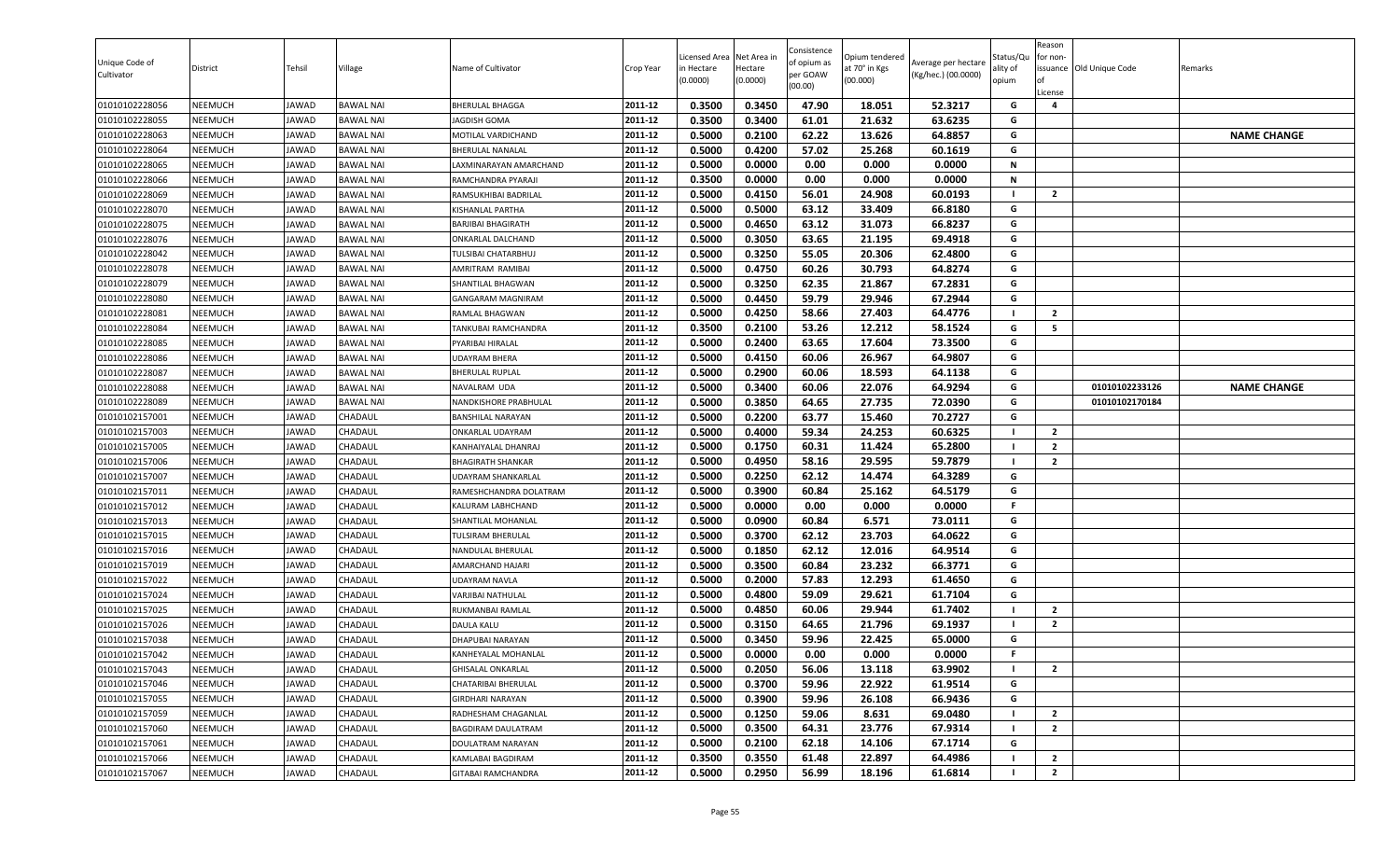| Unique Code of Cultivator | District | Tehsil | Village | Name of Cultivator | Crop Year | Licensed Area in Hectare (0.0000) | Net Area in Hectare (0.0000) | Consistence of opium as per GOAW (00.00) | Opium tendered at 70° in Kgs (00.000) | Average per hectare (Kg/hec.) (00.0000) | Status/Quality of opium | Reason for non-issuance of License | Old Unique Code | Remarks |
|---|---|---|---|---|---|---|---|---|---|---|---|---|---|---|
| 01010102228056 | NEEMUCH | JAWAD | BAWAL NAI | BHERULAL BHAGGA | 2011-12 | 0.3500 | 0.3450 | 47.90 | 18.051 | 52.3217 | G | 4 | | |
| 01010102228055 | NEEMUCH | JAWAD | BAWAL NAI | JAGDISH GOMA | 2011-12 | 0.3500 | 0.3400 | 61.01 | 21.632 | 63.6235 | G | | | |
| 01010102228063 | NEEMUCH | JAWAD | BAWAL NAI | MOTILAL VARDICHAND | 2011-12 | 0.5000 | 0.2100 | 62.22 | 13.626 | 64.8857 | G | | | NAME CHANGE |
| 01010102228064 | NEEMUCH | JAWAD | BAWAL NAI | BHERULAL NANALAL | 2011-12 | 0.5000 | 0.4200 | 57.02 | 25.268 | 60.1619 | G | | | |
| 01010102228065 | NEEMUCH | JAWAD | BAWAL NAI | LAXMINARAYAN AMARCHAND | 2011-12 | 0.5000 | 0.0000 | 0.00 | 0.000 | 0.0000 | N | | | |
| 01010102228066 | NEEMUCH | JAWAD | BAWAL NAI | RAMCHANDRA PYARAJI | 2011-12 | 0.3500 | 0.0000 | 0.00 | 0.000 | 0.0000 | N | | | |
| 01010102228069 | NEEMUCH | JAWAD | BAWAL NAI | RAMSUKHIBAI BADRILAL | 2011-12 | 0.5000 | 0.4150 | 56.01 | 24.908 | 60.0193 | I | 2 | | |
| 01010102228070 | NEEMUCH | JAWAD | BAWAL NAI | KISHANLAL PARTHA | 2011-12 | 0.5000 | 0.5000 | 63.12 | 33.409 | 66.8180 | G | | | |
| 01010102228075 | NEEMUCH | JAWAD | BAWAL NAI | BARJIBAI BHAGIRATH | 2011-12 | 0.5000 | 0.4650 | 63.12 | 31.073 | 66.8237 | G | | | |
| 01010102228076 | NEEMUCH | JAWAD | BAWAL NAI | ONKARLAL DALCHAND | 2011-12 | 0.5000 | 0.3050 | 63.65 | 21.195 | 69.4918 | G | | | |
| 01010102228042 | NEEMUCH | JAWAD | BAWAL NAI | TULSIBAI CHATARBHUJ | 2011-12 | 0.5000 | 0.3250 | 55.05 | 20.306 | 62.4800 | G | | | |
| 01010102228078 | NEEMUCH | JAWAD | BAWAL NAI | AMRITRAM RAMIBAI | 2011-12 | 0.5000 | 0.4750 | 60.26 | 30.793 | 64.8274 | G | | | |
| 01010102228079 | NEEMUCH | JAWAD | BAWAL NAI | SHANTILAL BHAGWAN | 2011-12 | 0.5000 | 0.3250 | 62.35 | 21.867 | 67.2831 | G | | | |
| 01010102228080 | NEEMUCH | JAWAD | BAWAL NAI | GANGARAM MAGNIRAM | 2011-12 | 0.5000 | 0.4450 | 59.79 | 29.946 | 67.2944 | G | | | |
| 01010102228081 | NEEMUCH | JAWAD | BAWAL NAI | RAMLAL BHAGWAN | 2011-12 | 0.5000 | 0.4250 | 58.66 | 27.403 | 64.4776 | I | 2 | | |
| 01010102228084 | NEEMUCH | JAWAD | BAWAL NAI | TANKUBAI RAMCHANDRA | 2011-12 | 0.3500 | 0.2100 | 53.26 | 12.212 | 58.1524 | G | 5 | | |
| 01010102228085 | NEEMUCH | JAWAD | BAWAL NAI | PYARIBAI HIRALAL | 2011-12 | 0.5000 | 0.2400 | 63.65 | 17.604 | 73.3500 | G | | | |
| 01010102228086 | NEEMUCH | JAWAD | BAWAL NAI | UDAYRAM BHERA | 2011-12 | 0.5000 | 0.4150 | 60.06 | 26.967 | 64.9807 | G | | | |
| 01010102228087 | NEEMUCH | JAWAD | BAWAL NAI | BHERULAL RUPLAL | 2011-12 | 0.5000 | 0.2900 | 60.06 | 18.593 | 64.1138 | G | | | |
| 01010102228088 | NEEMUCH | JAWAD | BAWAL NAI | NAVALRAM UDA | 2011-12 | 0.5000 | 0.3400 | 60.06 | 22.076 | 64.9294 | G | | 01010102233126 | NAME CHANGE |
| 01010102228089 | NEEMUCH | JAWAD | BAWAL NAI | NANDKISHORE PRABHULAL | 2011-12 | 0.5000 | 0.3850 | 64.65 | 27.735 | 72.0390 | G | | 01010102170184 | |
| 01010102157001 | NEEMUCH | JAWAD | CHADAUL | BANSHILAL NARAYAN | 2011-12 | 0.5000 | 0.2200 | 63.77 | 15.460 | 70.2727 | G | | | |
| 01010102157003 | NEEMUCH | JAWAD | CHADAUL | ONKARLAL UDAYRAM | 2011-12 | 0.5000 | 0.4000 | 59.34 | 24.253 | 60.6325 | I | 2 | | |
| 01010102157005 | NEEMUCH | JAWAD | CHADAUL | KANHAIYALAL DHANRAJ | 2011-12 | 0.5000 | 0.1750 | 60.31 | 11.424 | 65.2800 | I | 2 | | |
| 01010102157006 | NEEMUCH | JAWAD | CHADAUL | BHAGIRATH SHANKAR | 2011-12 | 0.5000 | 0.4950 | 58.16 | 29.595 | 59.7879 | I | 2 | | |
| 01010102157007 | NEEMUCH | JAWAD | CHADAUL | UDAYRAM SHANKARLAL | 2011-12 | 0.5000 | 0.2250 | 62.12 | 14.474 | 64.3289 | G | | | |
| 01010102157011 | NEEMUCH | JAWAD | CHADAUL | RAMESHCHANDRA DOLATRAM | 2011-12 | 0.5000 | 0.3900 | 60.84 | 25.162 | 64.5179 | G | | | |
| 01010102157012 | NEEMUCH | JAWAD | CHADAUL | KALURAM LABHCHAND | 2011-12 | 0.5000 | 0.0000 | 0.00 | 0.000 | 0.0000 | F | | | |
| 01010102157013 | NEEMUCH | JAWAD | CHADAUL | SHANTILAL MOHANLAL | 2011-12 | 0.5000 | 0.0900 | 60.84 | 6.571 | 73.0111 | G | | | |
| 01010102157015 | NEEMUCH | JAWAD | CHADAUL | TULSIRAM BHERULAL | 2011-12 | 0.5000 | 0.3700 | 62.12 | 23.703 | 64.0622 | G | | | |
| 01010102157016 | NEEMUCH | JAWAD | CHADAUL | NANDULAL BHERULAL | 2011-12 | 0.5000 | 0.1850 | 62.12 | 12.016 | 64.9514 | G | | | |
| 01010102157019 | NEEMUCH | JAWAD | CHADAUL | AMARCHAND HAJARI | 2011-12 | 0.5000 | 0.3500 | 60.84 | 23.232 | 66.3771 | G | | | |
| 01010102157022 | NEEMUCH | JAWAD | CHADAUL | UDAYRAM NAVLA | 2011-12 | 0.5000 | 0.2000 | 57.83 | 12.293 | 61.4650 | G | | | |
| 01010102157024 | NEEMUCH | JAWAD | CHADAUL | VARJIBAI NATHULAL | 2011-12 | 0.5000 | 0.4800 | 59.09 | 29.621 | 61.7104 | G | | | |
| 01010102157025 | NEEMUCH | JAWAD | CHADAUL | RUKMANBAI RAMLAL | 2011-12 | 0.5000 | 0.4850 | 60.06 | 29.944 | 61.7402 | I | 2 | | |
| 01010102157026 | NEEMUCH | JAWAD | CHADAUL | DAULA KALU | 2011-12 | 0.5000 | 0.3150 | 64.65 | 21.796 | 69.1937 | I | 2 | | |
| 01010102157038 | NEEMUCH | JAWAD | CHADAUL | DHAPUBAI NARAYAN | 2011-12 | 0.5000 | 0.3450 | 59.96 | 22.425 | 65.0000 | G | | | |
| 01010102157042 | NEEMUCH | JAWAD | CHADAUL | KANHEYALAL MOHANLAL | 2011-12 | 0.5000 | 0.0000 | 0.00 | 0.000 | 0.0000 | F | | | |
| 01010102157043 | NEEMUCH | JAWAD | CHADAUL | GHISALAL ONKARLAL | 2011-12 | 0.5000 | 0.2050 | 56.06 | 13.118 | 63.9902 | I | 2 | | |
| 01010102157046 | NEEMUCH | JAWAD | CHADAUL | CHATARIBAI BHERULAL | 2011-12 | 0.5000 | 0.3700 | 59.96 | 22.922 | 61.9514 | G | | | |
| 01010102157055 | NEEMUCH | JAWAD | CHADAUL | GIRDHARI NARAYAN | 2011-12 | 0.5000 | 0.3900 | 59.96 | 26.108 | 66.9436 | G | | | |
| 01010102157059 | NEEMUCH | JAWAD | CHADAUL | RADHESHAM CHAGANLAL | 2011-12 | 0.5000 | 0.1250 | 59.06 | 8.631 | 69.0480 | I | 2 | | |
| 01010102157060 | NEEMUCH | JAWAD | CHADAUL | BAGDIRAM DAULATRAM | 2011-12 | 0.5000 | 0.3500 | 64.31 | 23.776 | 67.9314 | I | 2 | | |
| 01010102157061 | NEEMUCH | JAWAD | CHADAUL | DOULATRAM NARAYAN | 2011-12 | 0.5000 | 0.2100 | 62.18 | 14.106 | 67.1714 | G | | | |
| 01010102157066 | NEEMUCH | JAWAD | CHADAUL | KAMLABAI BAGDIRAM | 2011-12 | 0.3500 | 0.3550 | 61.48 | 22.897 | 64.4986 | I | 2 | | |
| 01010102157067 | NEEMUCH | JAWAD | CHADAUL | GITABAI RAMCHANDRA | 2011-12 | 0.5000 | 0.2950 | 56.99 | 18.196 | 61.6814 | I | 2 | | |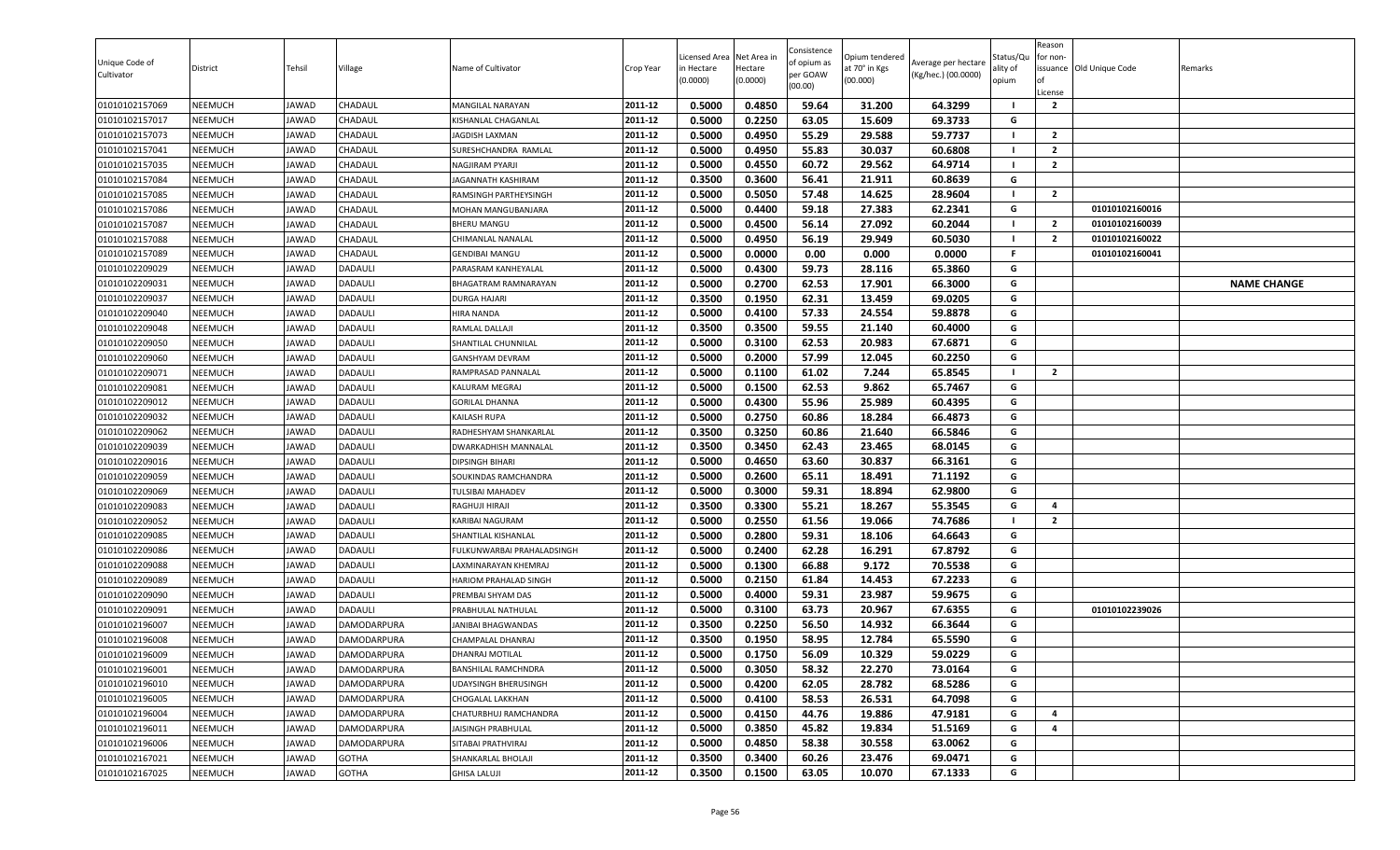| Unique Code of Cultivator | District | Tehsil | Village | Name of Cultivator | Crop Year | Licensed Area in Hectare (0.0000) | Net Area in Hectare (0.0000) | Consistence of opium as per GOAW (00.00) | Opium tendered at 70° in Kgs (00.000) | Average per hectare (Kg/hec.) (00.0000) | Status/Quality of opium | Reason for non-issuance of License | Old Unique Code | Remarks |
|---|---|---|---|---|---|---|---|---|---|---|---|---|---|---|
| 01010102157069 | NEEMUCH | JAWAD | CHADAUL | MANGILAL NARAYAN | 2011-12 | 0.5000 | 0.4850 | 59.64 | 31.200 | 64.3299 | I | 2 | | |
| 01010102157017 | NEEMUCH | JAWAD | CHADAUL | KISHANLAL CHAGANLAL | 2011-12 | 0.5000 | 0.2250 | 63.05 | 15.609 | 69.3733 | G | | | |
| 01010102157073 | NEEMUCH | JAWAD | CHADAUL | JAGDISH LAXMAN | 2011-12 | 0.5000 | 0.4950 | 55.29 | 29.588 | 59.7737 | I | 2 | | |
| 01010102157041 | NEEMUCH | JAWAD | CHADAUL | SURESHCHANDRA RAMLAL | 2011-12 | 0.5000 | 0.4950 | 55.83 | 30.037 | 60.6808 | I | 2 | | |
| 01010102157035 | NEEMUCH | JAWAD | CHADAUL | NAGJIRAM PYARJI | 2011-12 | 0.5000 | 0.4550 | 60.72 | 29.562 | 64.9714 | I | 2 | | |
| 01010102157084 | NEEMUCH | JAWAD | CHADAUL | JAGANNATH KASHIRAM | 2011-12 | 0.3500 | 0.3600 | 56.41 | 21.911 | 60.8639 | G | | | |
| 01010102157085 | NEEMUCH | JAWAD | CHADAUL | RAMSINGH PARTHEYSINGH | 2011-12 | 0.5000 | 0.5050 | 57.48 | 14.625 | 28.9604 | I | 2 | | |
| 01010102157086 | NEEMUCH | JAWAD | CHADAUL | MOHAN MANGUBANJARA | 2011-12 | 0.5000 | 0.4400 | 59.18 | 27.383 | 62.2341 | G | | 01010102160016 | |
| 01010102157087 | NEEMUCH | JAWAD | CHADAUL | BHERU MANGU | 2011-12 | 0.5000 | 0.4500 | 56.14 | 27.092 | 60.2044 | I | 2 | 01010102160039 | |
| 01010102157088 | NEEMUCH | JAWAD | CHADAUL | CHIMANLAL NANALAL | 2011-12 | 0.5000 | 0.4950 | 56.19 | 29.949 | 60.5030 | I | 2 | 01010102160022 | |
| 01010102157089 | NEEMUCH | JAWAD | CHADAUL | GENDIBAI MANGU | 2011-12 | 0.5000 | 0.0000 | 0.00 | 0.000 | 0.0000 | F | | 01010102160041 | |
| 01010102209029 | NEEMUCH | JAWAD | DADAULI | PARASRAM KANHEYALAL | 2011-12 | 0.5000 | 0.4300 | 59.73 | 28.116 | 65.3860 | G | | | |
| 01010102209031 | NEEMUCH | JAWAD | DADAULI | BHAGATRAM RAMNARAYAN | 2011-12 | 0.5000 | 0.2700 | 62.53 | 17.901 | 66.3000 | G | | | NAME CHANGE |
| 01010102209037 | NEEMUCH | JAWAD | DADAULI | DURGA HAJARI | 2011-12 | 0.3500 | 0.1950 | 62.31 | 13.459 | 69.0205 | G | | | |
| 01010102209040 | NEEMUCH | JAWAD | DADAULI | HIRA NANDA | 2011-12 | 0.5000 | 0.4100 | 57.33 | 24.554 | 59.8878 | G | | | |
| 01010102209048 | NEEMUCH | JAWAD | DADAULI | RAMLAL DALLAJI | 2011-12 | 0.3500 | 0.3500 | 59.55 | 21.140 | 60.4000 | G | | | |
| 01010102209050 | NEEMUCH | JAWAD | DADAULI | SHANTILAL CHUNNILAL | 2011-12 | 0.5000 | 0.3100 | 62.53 | 20.983 | 67.6871 | G | | | |
| 01010102209060 | NEEMUCH | JAWAD | DADAULI | GANSHYAM DEVRAM | 2011-12 | 0.5000 | 0.2000 | 57.99 | 12.045 | 60.2250 | G | | | |
| 01010102209071 | NEEMUCH | JAWAD | DADAULI | RAMPRASAD PANNALAL | 2011-12 | 0.5000 | 0.1100 | 61.02 | 7.244 | 65.8545 | I | 2 | | |
| 01010102209081 | NEEMUCH | JAWAD | DADAULI | KALURAM MEGRAJ | 2011-12 | 0.5000 | 0.1500 | 62.53 | 9.862 | 65.7467 | G | | | |
| 01010102209012 | NEEMUCH | JAWAD | DADAULI | GORILAL DHANNA | 2011-12 | 0.5000 | 0.4300 | 55.96 | 25.989 | 60.4395 | G | | | |
| 01010102209032 | NEEMUCH | JAWAD | DADAULI | KAILASH RUPA | 2011-12 | 0.5000 | 0.2750 | 60.86 | 18.284 | 66.4873 | G | | | |
| 01010102209062 | NEEMUCH | JAWAD | DADAULI | RADHESHYAM SHANKARLAL | 2011-12 | 0.3500 | 0.3250 | 60.86 | 21.640 | 66.5846 | G | | | |
| 01010102209039 | NEEMUCH | JAWAD | DADAULI | DWARKADHISH MANNALAL | 2011-12 | 0.3500 | 0.3450 | 62.43 | 23.465 | 68.0145 | G | | | |
| 01010102209016 | NEEMUCH | JAWAD | DADAULI | DIPSINGH BIHARI | 2011-12 | 0.5000 | 0.4650 | 63.60 | 30.837 | 66.3161 | G | | | |
| 01010102209059 | NEEMUCH | JAWAD | DADAULI | SOUKINDAS RAMCHANDRA | 2011-12 | 0.5000 | 0.2600 | 65.11 | 18.491 | 71.1192 | G | | | |
| 01010102209069 | NEEMUCH | JAWAD | DADAULI | TULSIBAI MAHADEV | 2011-12 | 0.5000 | 0.3000 | 59.31 | 18.894 | 62.9800 | G | | | |
| 01010102209083 | NEEMUCH | JAWAD | DADAULI | RAGHUJI HIRAJI | 2011-12 | 0.3500 | 0.3300 | 55.21 | 18.267 | 55.3545 | G | 4 | | |
| 01010102209052 | NEEMUCH | JAWAD | DADAULI | KARIBAI NAGURAM | 2011-12 | 0.5000 | 0.2550 | 61.56 | 19.066 | 74.7686 | I | 2 | | |
| 01010102209085 | NEEMUCH | JAWAD | DADAULI | SHANTILAL KISHANLAL | 2011-12 | 0.5000 | 0.2800 | 59.31 | 18.106 | 64.6643 | G | | | |
| 01010102209086 | NEEMUCH | JAWAD | DADAULI | FULKUNWARBAI PRAHALADSINGH | 2011-12 | 0.5000 | 0.2400 | 62.28 | 16.291 | 67.8792 | G | | | |
| 01010102209088 | NEEMUCH | JAWAD | DADAULI | LAXMINARAYAN KHEMRAJ | 2011-12 | 0.5000 | 0.1300 | 66.88 | 9.172 | 70.5538 | G | | | |
| 01010102209089 | NEEMUCH | JAWAD | DADAULI | HARIOM PRAHALAD SINGH | 2011-12 | 0.5000 | 0.2150 | 61.84 | 14.453 | 67.2233 | G | | | |
| 01010102209090 | NEEMUCH | JAWAD | DADAULI | PREMBAI SHYAM DAS | 2011-12 | 0.5000 | 0.4000 | 59.31 | 23.987 | 59.9675 | G | | | |
| 01010102209091 | NEEMUCH | JAWAD | DADAULI | PRABHULAL NATHULAL | 2011-12 | 0.5000 | 0.3100 | 63.73 | 20.967 | 67.6355 | G | | 01010102239026 | |
| 01010102196007 | NEEMUCH | JAWAD | DAMODARPURA | JANIBAI BHAGWANDAS | 2011-12 | 0.3500 | 0.2250 | 56.50 | 14.932 | 66.3644 | G | | | |
| 01010102196008 | NEEMUCH | JAWAD | DAMODARPURA | CHAMPALAL DHANRAJ | 2011-12 | 0.3500 | 0.1950 | 58.95 | 12.784 | 65.5590 | G | | | |
| 01010102196009 | NEEMUCH | JAWAD | DAMODARPURA | DHANRAJ MOTILAL | 2011-12 | 0.5000 | 0.1750 | 56.09 | 10.329 | 59.0229 | G | | | |
| 01010102196001 | NEEMUCH | JAWAD | DAMODARPURA | BANSHILAL RAMCHNDRA | 2011-12 | 0.5000 | 0.3050 | 58.32 | 22.270 | 73.0164 | G | | | |
| 01010102196010 | NEEMUCH | JAWAD | DAMODARPURA | UDAYSINGH BHERUSINGH | 2011-12 | 0.5000 | 0.4200 | 62.05 | 28.782 | 68.5286 | G | | | |
| 01010102196005 | NEEMUCH | JAWAD | DAMODARPURA | CHOGALAL LAKKHAN | 2011-12 | 0.5000 | 0.4100 | 58.53 | 26.531 | 64.7098 | G | | | |
| 01010102196004 | NEEMUCH | JAWAD | DAMODARPURA | CHATURBHUJ RAMCHANDRA | 2011-12 | 0.5000 | 0.4150 | 44.76 | 19.886 | 47.9181 | G | 4 | | |
| 01010102196011 | NEEMUCH | JAWAD | DAMODARPURA | JAISINGH PRABHULAL | 2011-12 | 0.5000 | 0.3850 | 45.82 | 19.834 | 51.5169 | G | 4 | | |
| 01010102196006 | NEEMUCH | JAWAD | DAMODARPURA | SITABAI PRATHVIRAJ | 2011-12 | 0.5000 | 0.4850 | 58.38 | 30.558 | 63.0062 | G | | | |
| 01010102167021 | NEEMUCH | JAWAD | GOTHA | SHANKARLAL BHOLAJI | 2011-12 | 0.3500 | 0.3400 | 60.26 | 23.476 | 69.0471 | G | | | |
| 01010102167025 | NEEMUCH | JAWAD | GOTHA | GHISA LALUJI | 2011-12 | 0.3500 | 0.1500 | 63.05 | 10.070 | 67.1333 | G | | | |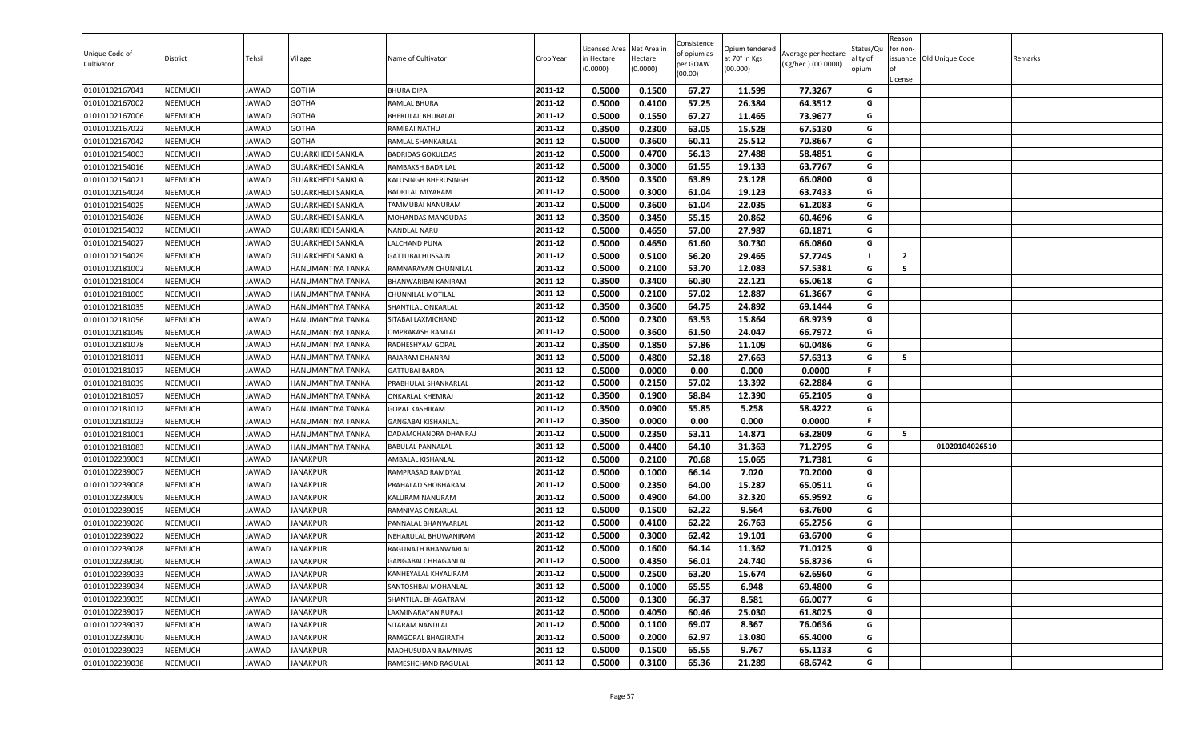| Unique Code of Cultivator | District | Tehsil | Village | Name of Cultivator | Crop Year | Licensed Area in Hectare (0.0000) | Net Area in Hectare (0.0000) | Consistence of opium as per GOAW (00.00) | Opium tendered at 70° in Kgs (00.000) | Average per hectare (Kg/hec.) (00.0000) | Status/Quality of opium | Reason for non-issuance of License | Old Unique Code | Remarks |
|---|---|---|---|---|---|---|---|---|---|---|---|---|---|---|
| 01010102167041 | NEEMUCH | JAWAD | GOTHA | BHURA DIPA | 2011-12 | 0.5000 | 0.1500 | 67.27 | 11.599 | 77.3267 | G | | | |
| 01010102167002 | NEEMUCH | JAWAD | GOTHA | RAMLAL BHURA | 2011-12 | 0.5000 | 0.4100 | 57.25 | 26.384 | 64.3512 | G | | | |
| 01010102167006 | NEEMUCH | JAWAD | GOTHA | BHERULAL BHURALAL | 2011-12 | 0.5000 | 0.1550 | 67.27 | 11.465 | 73.9677 | G | | | |
| 01010102167022 | NEEMUCH | JAWAD | GOTHA | RAMIBAI NATHU | 2011-12 | 0.3500 | 0.2300 | 63.05 | 15.528 | 67.5130 | G | | | |
| 01010102167042 | NEEMUCH | JAWAD | GOTHA | RAMLAL SHANKARLAL | 2011-12 | 0.5000 | 0.3600 | 60.11 | 25.512 | 70.8667 | G | | | |
| 01010102154003 | NEEMUCH | JAWAD | GUJARKHEDI SANKLA | BADRIDAS GOKULDAS | 2011-12 | 0.5000 | 0.4700 | 56.13 | 27.488 | 58.4851 | G | | | |
| 01010102154016 | NEEMUCH | JAWAD | GUJARKHEDI SANKLA | RAMBAKSH BADRILAL | 2011-12 | 0.5000 | 0.3000 | 61.55 | 19.133 | 63.7767 | G | | | |
| 01010102154021 | NEEMUCH | JAWAD | GUJARKHEDI SANKLA | KALUSINGH BHERUSINGH | 2011-12 | 0.3500 | 0.3500 | 63.89 | 23.128 | 66.0800 | G | | | |
| 01010102154024 | NEEMUCH | JAWAD | GUJARKHEDI SANKLA | BADRILAL MIYARAM | 2011-12 | 0.5000 | 0.3000 | 61.04 | 19.123 | 63.7433 | G | | | |
| 01010102154025 | NEEMUCH | JAWAD | GUJARKHEDI SANKLA | TAMMUBAI NANURAM | 2011-12 | 0.5000 | 0.3600 | 61.04 | 22.035 | 61.2083 | G | | | |
| 01010102154026 | NEEMUCH | JAWAD | GUJARKHEDI SANKLA | MOHANDAS MANGUDAS | 2011-12 | 0.3500 | 0.3450 | 55.15 | 20.862 | 60.4696 | G | | | |
| 01010102154032 | NEEMUCH | JAWAD | GUJARKHEDI SANKLA | NANDLAL NARU | 2011-12 | 0.5000 | 0.4650 | 57.00 | 27.987 | 60.1871 | G | | | |
| 01010102154027 | NEEMUCH | JAWAD | GUJARKHEDI SANKLA | LALCHAND PUNA | 2011-12 | 0.5000 | 0.4650 | 61.60 | 30.730 | 66.0860 | G | | | |
| 01010102154029 | NEEMUCH | JAWAD | GUJARKHEDI SANKLA | GATTUBAI HUSSAIN | 2011-12 | 0.5000 | 0.5100 | 56.20 | 29.465 | 57.7745 | I | 2 | | |
| 01010102181002 | NEEMUCH | JAWAD | HANUMANTIYA TANKA | RAMNARAYAN CHUNNILAL | 2011-12 | 0.5000 | 0.2100 | 53.70 | 12.083 | 57.5381 | G | 5 | | |
| 01010102181004 | NEEMUCH | JAWAD | HANUMANTIYA TANKA | BHANWARIBAI KANIRAM | 2011-12 | 0.3500 | 0.3400 | 60.30 | 22.121 | 65.0618 | G | | | |
| 01010102181005 | NEEMUCH | JAWAD | HANUMANTIYA TANKA | CHUNNILAL MOTILAL | 2011-12 | 0.5000 | 0.2100 | 57.02 | 12.887 | 61.3667 | G | | | |
| 01010102181035 | NEEMUCH | JAWAD | HANUMANTIYA TANKA | SHANTILAL ONKARLAL | 2011-12 | 0.3500 | 0.3600 | 64.75 | 24.892 | 69.1444 | G | | | |
| 01010102181056 | NEEMUCH | JAWAD | HANUMANTIYA TANKA | SITABAI LAXMICHAND | 2011-12 | 0.5000 | 0.2300 | 63.53 | 15.864 | 68.9739 | G | | | |
| 01010102181049 | NEEMUCH | JAWAD | HANUMANTIYA TANKA | OMPRAKASH RAMLAL | 2011-12 | 0.5000 | 0.3600 | 61.50 | 24.047 | 66.7972 | G | | | |
| 01010102181078 | NEEMUCH | JAWAD | HANUMANTIYA TANKA | RADHESHYAM GOPAL | 2011-12 | 0.3500 | 0.1850 | 57.86 | 11.109 | 60.0486 | G | | | |
| 01010102181011 | NEEMUCH | JAWAD | HANUMANTIYA TANKA | RAJARAM DHANRAJ | 2011-12 | 0.5000 | 0.4800 | 52.18 | 27.663 | 57.6313 | G | 5 | | |
| 01010102181017 | NEEMUCH | JAWAD | HANUMANTIYA TANKA | GATTUBAI BARDA | 2011-12 | 0.5000 | 0.0000 | 0.00 | 0.000 | 0.0000 | F | | | |
| 01010102181039 | NEEMUCH | JAWAD | HANUMANTIYA TANKA | PRABHULAL SHANKARLAL | 2011-12 | 0.5000 | 0.2150 | 57.02 | 13.392 | 62.2884 | G | | | |
| 01010102181057 | NEEMUCH | JAWAD | HANUMANTIYA TANKA | ONKARLAL KHEMRAJ | 2011-12 | 0.3500 | 0.1900 | 58.84 | 12.390 | 65.2105 | G | | | |
| 01010102181012 | NEEMUCH | JAWAD | HANUMANTIYA TANKA | GOPAL KASHIRAM | 2011-12 | 0.3500 | 0.0900 | 55.85 | 5.258 | 58.4222 | G | | | |
| 01010102181023 | NEEMUCH | JAWAD | HANUMANTIYA TANKA | GANGABAI KISHANLAL | 2011-12 | 0.3500 | 0.0000 | 0.00 | 0.000 | 0.0000 | F | | | |
| 01010102181001 | NEEMUCH | JAWAD | HANUMANTIYA TANKA | DADAMCHANDRA DHANRAJ | 2011-12 | 0.5000 | 0.2350 | 53.11 | 14.871 | 63.2809 | G | 5 | | |
| 01010102181083 | NEEMUCH | JAWAD | HANUMANTIYA TANKA | BABULAL PANNALAL | 2011-12 | 0.5000 | 0.4400 | 64.10 | 31.363 | 71.2795 | G | | 01020104026510 | |
| 01010102239001 | NEEMUCH | JAWAD | JANAKPUR | AMBALAL KISHANLAL | 2011-12 | 0.5000 | 0.2100 | 70.68 | 15.065 | 71.7381 | G | | | |
| 01010102239007 | NEEMUCH | JAWAD | JANAKPUR | RAMPRASAD RAMDYAL | 2011-12 | 0.5000 | 0.1000 | 66.14 | 7.020 | 70.2000 | G | | | |
| 01010102239008 | NEEMUCH | JAWAD | JANAKPUR | PRAHALAD SHOBHARAM | 2011-12 | 0.5000 | 0.2350 | 64.00 | 15.287 | 65.0511 | G | | | |
| 01010102239009 | NEEMUCH | JAWAD | JANAKPUR | KALURAM NANURAM | 2011-12 | 0.5000 | 0.4900 | 64.00 | 32.320 | 65.9592 | G | | | |
| 01010102239015 | NEEMUCH | JAWAD | JANAKPUR | RAMNIVAS ONKARLAL | 2011-12 | 0.5000 | 0.1500 | 62.22 | 9.564 | 63.7600 | G | | | |
| 01010102239020 | NEEMUCH | JAWAD | JANAKPUR | PANNALAL BHANWARLAL | 2011-12 | 0.5000 | 0.4100 | 62.22 | 26.763 | 65.2756 | G | | | |
| 01010102239022 | NEEMUCH | JAWAD | JANAKPUR | NEHARULAL BHUWANIRAM | 2011-12 | 0.5000 | 0.3000 | 62.42 | 19.101 | 63.6700 | G | | | |
| 01010102239028 | NEEMUCH | JAWAD | JANAKPUR | RAGUNATH BHANWARLAL | 2011-12 | 0.5000 | 0.1600 | 64.14 | 11.362 | 71.0125 | G | | | |
| 01010102239030 | NEEMUCH | JAWAD | JANAKPUR | GANGABAI CHHAGANLAL | 2011-12 | 0.5000 | 0.4350 | 56.01 | 24.740 | 56.8736 | G | | | |
| 01010102239033 | NEEMUCH | JAWAD | JANAKPUR | KANHEYALAL KHYALIRAM | 2011-12 | 0.5000 | 0.2500 | 63.20 | 15.674 | 62.6960 | G | | | |
| 01010102239034 | NEEMUCH | JAWAD | JANAKPUR | SANTOSHBAI MOHANLAL | 2011-12 | 0.5000 | 0.1000 | 65.55 | 6.948 | 69.4800 | G | | | |
| 01010102239035 | NEEMUCH | JAWAD | JANAKPUR | SHANTILAL BHAGATRAM | 2011-12 | 0.5000 | 0.1300 | 66.37 | 8.581 | 66.0077 | G | | | |
| 01010102239017 | NEEMUCH | JAWAD | JANAKPUR | LAXMINARAYAN RUPAJI | 2011-12 | 0.5000 | 0.4050 | 60.46 | 25.030 | 61.8025 | G | | | |
| 01010102239037 | NEEMUCH | JAWAD | JANAKPUR | SITARAM NANDLAL | 2011-12 | 0.5000 | 0.1100 | 69.07 | 8.367 | 76.0636 | G | | | |
| 01010102239010 | NEEMUCH | JAWAD | JANAKPUR | RAMGOPAL BHAGIRATH | 2011-12 | 0.5000 | 0.2000 | 62.97 | 13.080 | 65.4000 | G | | | |
| 01010102239023 | NEEMUCH | JAWAD | JANAKPUR | MADHUSUDAN RAMNIVAS | 2011-12 | 0.5000 | 0.1500 | 65.55 | 9.767 | 65.1133 | G | | | |
| 01010102239038 | NEEMUCH | JAWAD | JANAKPUR | RAMESHCHAND RAGULAL | 2011-12 | 0.5000 | 0.3100 | 65.36 | 21.289 | 68.6742 | G | | | |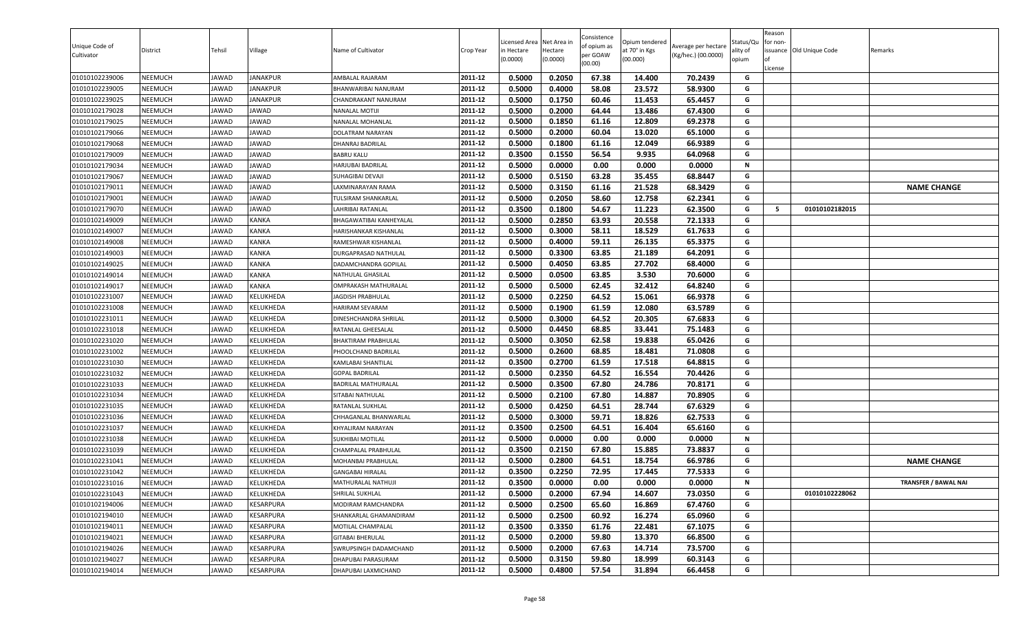| Unique Code of Cultivator | District | Tehsil | Village | Name of Cultivator | Crop Year | Licensed Area in Hectare (0.0000) | Net Area in Hectare (0.0000) | Consistence of opium as per GOAW (00.00) | Opium tendered at 70° in Kgs (00.000) | Average per hectare (Kg/hec.) (00.0000) | Status/Quality of opium | Reason for non-issuance of License | Old Unique Code | Remarks |
|---|---|---|---|---|---|---|---|---|---|---|---|---|---|---|
| 01010102239006 | NEEMUCH | JAWAD | JANAKPUR | AMBALAL RAJARAM | 2011-12 | 0.5000 | 0.2050 | 67.38 | 14.400 | 70.2439 | G | | | |
| 01010102239005 | NEEMUCH | JAWAD | JANAKPUR | BHANWARIBAI NANURAM | 2011-12 | 0.5000 | 0.4000 | 58.08 | 23.572 | 58.9300 | G | | | |
| 01010102239025 | NEEMUCH | JAWAD | JANAKPUR | CHANDRAKANT NANURAM | 2011-12 | 0.5000 | 0.1750 | 60.46 | 11.453 | 65.4457 | G | | | |
| 01010102179028 | NEEMUCH | JAWAD | JAWAD | NANALAL MOTIJI | 2011-12 | 0.5000 | 0.2000 | 64.44 | 13.486 | 67.4300 | G | | | |
| 01010102179025 | NEEMUCH | JAWAD | JAWAD | NANALAL MOHANLAL | 2011-12 | 0.5000 | 0.1850 | 61.16 | 12.809 | 69.2378 | G | | | |
| 01010102179066 | NEEMUCH | JAWAD | JAWAD | DOLATRAM NARAYAN | 2011-12 | 0.5000 | 0.2000 | 60.04 | 13.020 | 65.1000 | G | | | |
| 01010102179068 | NEEMUCH | JAWAD | JAWAD | DHANRAJ BADRILAL | 2011-12 | 0.5000 | 0.1800 | 61.16 | 12.049 | 66.9389 | G | | | |
| 01010102179009 | NEEMUCH | JAWAD | JAWAD | BABRU KALU | 2011-12 | 0.3500 | 0.1550 | 56.54 | 9.935 | 64.0968 | G | | | |
| 01010102179034 | NEEMUCH | JAWAD | JAWAD | HARJUBAI BADRILAL | 2011-12 | 0.5000 | 0.0000 | 0.00 | 0.000 | 0.0000 | N | | | |
| 01010102179067 | NEEMUCH | JAWAD | JAWAD | SUHAGIBAI DEVAJI | 2011-12 | 0.5000 | 0.5150 | 63.28 | 35.455 | 68.8447 | G | | | |
| 01010102179011 | NEEMUCH | JAWAD | JAWAD | LAXMINARAYAN RAMA | 2011-12 | 0.5000 | 0.3150 | 61.16 | 21.528 | 68.3429 | G | | | NAME CHANGE |
| 01010102179001 | NEEMUCH | JAWAD | JAWAD | TULSIRAM SHANKARLAL | 2011-12 | 0.5000 | 0.2050 | 58.60 | 12.758 | 62.2341 | G | | | |
| 01010102179070 | NEEMUCH | JAWAD | JAWAD | LAHRIBAI RATANLAL | 2011-12 | 0.3500 | 0.1800 | 54.67 | 11.223 | 62.3500 | G | 5 | 01010102182015 | |
| 01010102149009 | NEEMUCH | JAWAD | KANKA | BHAGAWATIBAI KANHEYALAL | 2011-12 | 0.5000 | 0.2850 | 63.93 | 20.558 | 72.1333 | G | | | |
| 01010102149007 | NEEMUCH | JAWAD | KANKA | HARISHANKAR KISHANLAL | 2011-12 | 0.5000 | 0.3000 | 58.11 | 18.529 | 61.7633 | G | | | |
| 01010102149008 | NEEMUCH | JAWAD | KANKA | RAMESHWAR KISHANLAL | 2011-12 | 0.5000 | 0.4000 | 59.11 | 26.135 | 65.3375 | G | | | |
| 01010102149003 | NEEMUCH | JAWAD | KANKA | DURGAPRASAD NATHULAL | 2011-12 | 0.5000 | 0.3300 | 63.85 | 21.189 | 64.2091 | G | | | |
| 01010102149025 | NEEMUCH | JAWAD | KANKA | DADAMCHANDRA GOPILAL | 2011-12 | 0.5000 | 0.4050 | 63.85 | 27.702 | 68.4000 | G | | | |
| 01010102149014 | NEEMUCH | JAWAD | KANKA | NATHULAL GHASILAL | 2011-12 | 0.5000 | 0.0500 | 63.85 | 3.530 | 70.6000 | G | | | |
| 01010102149017 | NEEMUCH | JAWAD | KANKA | OMPRAKASH MATHURALAL | 2011-12 | 0.5000 | 0.5000 | 62.45 | 32.412 | 64.8240 | G | | | |
| 01010102231007 | NEEMUCH | JAWAD | KELUKHEDA | JAGDISH PRABHULAL | 2011-12 | 0.5000 | 0.2250 | 64.52 | 15.061 | 66.9378 | G | | | |
| 01010102231008 | NEEMUCH | JAWAD | KELUKHEDA | HARIRAM SEVARAM | 2011-12 | 0.5000 | 0.1900 | 61.59 | 12.080 | 63.5789 | G | | | |
| 01010102231011 | NEEMUCH | JAWAD | KELUKHEDA | DINESHCHANDRA SHRILAL | 2011-12 | 0.5000 | 0.3000 | 64.52 | 20.305 | 67.6833 | G | | | |
| 01010102231018 | NEEMUCH | JAWAD | KELUKHEDA | RATANLAL GHEESALAL | 2011-12 | 0.5000 | 0.4450 | 68.85 | 33.441 | 75.1483 | G | | | |
| 01010102231020 | NEEMUCH | JAWAD | KELUKHEDA | BHAKTIRAM PRABHULAL | 2011-12 | 0.5000 | 0.3050 | 62.58 | 19.838 | 65.0426 | G | | | |
| 01010102231002 | NEEMUCH | JAWAD | KELUKHEDA | PHOOLCHAND BADRILAL | 2011-12 | 0.5000 | 0.2600 | 68.85 | 18.481 | 71.0808 | G | | | |
| 01010102231030 | NEEMUCH | JAWAD | KELUKHEDA | KAMLABAI SHANTILAL | 2011-12 | 0.3500 | 0.2700 | 61.59 | 17.518 | 64.8815 | G | | | |
| 01010102231032 | NEEMUCH | JAWAD | KELUKHEDA | GOPAL BADRILAL | 2011-12 | 0.5000 | 0.2350 | 64.52 | 16.554 | 70.4426 | G | | | |
| 01010102231033 | NEEMUCH | JAWAD | KELUKHEDA | BADRILAL MATHURALAL | 2011-12 | 0.5000 | 0.3500 | 67.80 | 24.786 | 70.8171 | G | | | |
| 01010102231034 | NEEMUCH | JAWAD | KELUKHEDA | SITABAI NATHULAL | 2011-12 | 0.5000 | 0.2100 | 67.80 | 14.887 | 70.8905 | G | | | |
| 01010102231035 | NEEMUCH | JAWAD | KELUKHEDA | RATANLAL SUKHLAL | 2011-12 | 0.5000 | 0.4250 | 64.51 | 28.744 | 67.6329 | G | | | |
| 01010102231036 | NEEMUCH | JAWAD | KELUKHEDA | CHHAGANLAL BHANWARLAL | 2011-12 | 0.5000 | 0.3000 | 59.71 | 18.826 | 62.7533 | G | | | |
| 01010102231037 | NEEMUCH | JAWAD | KELUKHEDA | KHYALIRAM NARAYAN | 2011-12 | 0.3500 | 0.2500 | 64.51 | 16.404 | 65.6160 | G | | | |
| 01010102231038 | NEEMUCH | JAWAD | KELUKHEDA | SUKHIBAI MOTILAL | 2011-12 | 0.5000 | 0.0000 | 0.00 | 0.000 | 0.0000 | N | | | |
| 01010102231039 | NEEMUCH | JAWAD | KELUKHEDA | CHAMPALAL PRABHULAL | 2011-12 | 0.3500 | 0.2150 | 67.80 | 15.885 | 73.8837 | G | | | |
| 01010102231041 | NEEMUCH | JAWAD | KELUKHEDA | MOHANBAI PRABHULAL | 2011-12 | 0.5000 | 0.2800 | 64.51 | 18.754 | 66.9786 | G | | | NAME CHANGE |
| 01010102231042 | NEEMUCH | JAWAD | KELUKHEDA | GANGABAI HIRALAL | 2011-12 | 0.3500 | 0.2250 | 72.95 | 17.445 | 77.5333 | G | | | |
| 01010102231016 | NEEMUCH | JAWAD | KELUKHEDA | MATHURALAL NATHUJI | 2011-12 | 0.3500 | 0.0000 | 0.00 | 0.000 | 0.0000 | N | | | TRANSFER / BAWAL NAI |
| 01010102231043 | NEEMUCH | JAWAD | KELUKHEDA | SHRILAL SUKHLAL | 2011-12 | 0.5000 | 0.2000 | 67.94 | 14.607 | 73.0350 | G | | 01010102228062 | |
| 01010102194006 | NEEMUCH | JAWAD | KESARPURA | MODIRAM RAMCHANDRA | 2011-12 | 0.5000 | 0.2500 | 65.60 | 16.869 | 67.4760 | G | | | |
| 01010102194010 | NEEMUCH | JAWAD | KESARPURA | SHANKARLAL GHAMANDIRAM | 2011-12 | 0.5000 | 0.2500 | 60.92 | 16.274 | 65.0960 | G | | | |
| 01010102194011 | NEEMUCH | JAWAD | KESARPURA | MOTILAL CHAMPALAL | 2011-12 | 0.3500 | 0.3350 | 61.76 | 22.481 | 67.1075 | G | | | |
| 01010102194021 | NEEMUCH | JAWAD | KESARPURA | GITABAI BHERULAL | 2011-12 | 0.5000 | 0.2000 | 59.80 | 13.370 | 66.8500 | G | | | |
| 01010102194026 | NEEMUCH | JAWAD | KESARPURA | SWRUPSINGH DADAMCHAND | 2011-12 | 0.5000 | 0.2000 | 67.63 | 14.714 | 73.5700 | G | | | |
| 01010102194027 | NEEMUCH | JAWAD | KESARPURA | DHAPUBAI PARASURAM | 2011-12 | 0.5000 | 0.3150 | 59.80 | 18.999 | 60.3143 | G | | | |
| 01010102194014 | NEEMUCH | JAWAD | KESARPURA | DHAPUBAI LAXMICHAND | 2011-12 | 0.5000 | 0.4800 | 57.54 | 31.894 | 66.4458 | G | | | |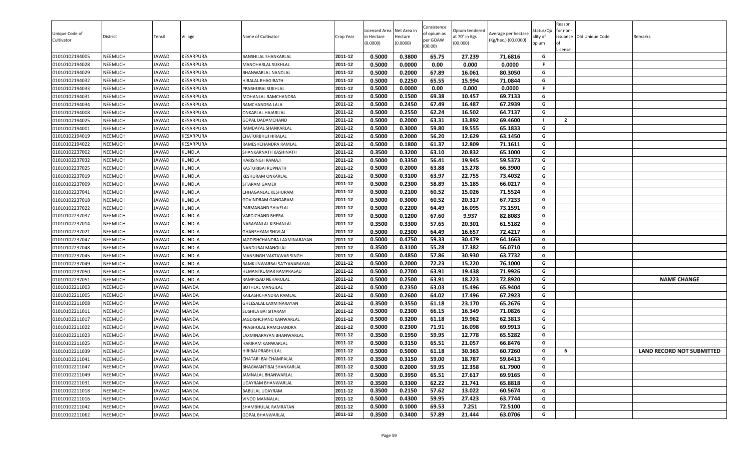| Unique Code of Cultivator | District | Tehsil | Village | Name of Cultivator | Crop Year | Licensed Area in Hectare (0.0000) | Net Area in Hectare (0.0000) | Consistence of opium as per GOAW (00.00) | Opium tendered at 70° in Kgs (00.000) | Average per hectare (Kg/hec.) (00.0000) | Status/Quality of opium | Reason for non-issuance of License | Old Unique Code | Remarks |
|---|---|---|---|---|---|---|---|---|---|---|---|---|---|---|
| 01010102194005 | NEEMUCH | JAWAD | KESARPURA | BANSHILAL SHANKARLAL | 2011-12 | 0.5000 | 0.3800 | 65.75 | 27.239 | 71.6816 | G | | | |
| 01010102194028 | NEEMUCH | JAWAD | KESARPURA | MANOHARLAL SUKHLAL | 2011-12 | 0.5000 | 0.0000 | 0.00 | 0.000 | 0.0000 | F | | | |
| 01010102194029 | NEEMUCH | JAWAD | KESARPURA | BHANWARLAL NANDLAL | 2011-12 | 0.5000 | 0.2000 | 67.89 | 16.061 | 80.3050 | G | | | |
| 01010102194032 | NEEMUCH | JAWAD | KESARPURA | HIRALAL BHAGIRATH | 2011-12 | 0.5000 | 0.2250 | 65.55 | 15.994 | 71.0844 | G | | | |
| 01010102194033 | NEEMUCH | JAWAD | KESARPURA | PRABHUBAI SUKHLAL | 2011-12 | 0.5000 | 0.0000 | 0.00 | 0.000 | 0.0000 | F | | | |
| 01010102194031 | NEEMUCH | JAWAD | KESARPURA | MOHANLAL RAMCHANDRA | 2011-12 | 0.5000 | 0.1500 | 69.38 | 10.457 | 69.7133 | G | | | |
| 01010102194034 | NEEMUCH | JAWAD | KESARPURA | RAMCHANDRA LALA | 2011-12 | 0.5000 | 0.2450 | 67.49 | 16.487 | 67.2939 | G | | | |
| 01010102194008 | NEEMUCH | JAWAD | KESARPURA | ONKARLAL HAJARILAL | 2011-12 | 0.5000 | 0.2550 | 62.24 | 16.502 | 64.7137 | G | | | |
| 01010102194025 | NEEMUCH | JAWAD | KESARPURA | GOPAL DADAMCHAND | 2011-12 | 0.5000 | 0.2000 | 63.31 | 13.892 | 69.4600 | I | 2 | | |
| 01010102194001 | NEEMUCH | JAWAD | KESARPURA | RAMDAYAL SHANKARLAL | 2011-12 | 0.5000 | 0.3000 | 59.80 | 19.555 | 65.1833 | G | | | |
| 01010102194019 | NEEMUCH | JAWAD | KESARPURA | CHATURBHUJ HIRALAL | 2011-12 | 0.5000 | 0.2000 | 56.20 | 12.629 | 63.1450 | G | | | |
| 01010102194022 | NEEMUCH | JAWAD | KESARPURA | RAMESHCHANDRA RAMLAL | 2011-12 | 0.5000 | 0.1800 | 61.37 | 12.809 | 71.1611 | G | | | |
| 01010102237002 | NEEMUCH | JAWAD | KUNDLA | SHANKARNATH KASHINATH | 2011-12 | 0.3500 | 0.3200 | 63.10 | 20.832 | 65.1000 | G | | | |
| 01010102237032 | NEEMUCH | JAWAD | KUNDLA | HARISINGH RAMAJI | 2011-12 | 0.5000 | 0.3350 | 56.41 | 19.945 | 59.5373 | G | | | |
| 01010102237025 | NEEMUCH | JAWAD | KUNDLA | KASTURIBAI RUPNATH | 2011-12 | 0.5000 | 0.2000 | 63.88 | 13.278 | 66.3900 | G | | | |
| 01010102237019 | NEEMUCH | JAWAD | KUNDLA | KESHURAM ONKARLAL | 2011-12 | 0.5000 | 0.3100 | 63.97 | 22.755 | 73.4032 | G | | | |
| 01010102237009 | NEEMUCH | JAWAD | KUNDLA | SITARAM GAMER | 2011-12 | 0.5000 | 0.2300 | 58.89 | 15.185 | 66.0217 | G | | | |
| 01010102237041 | NEEMUCH | JAWAD | KUNDLA | CHHAGANLAL KESHURAM | 2011-12 | 0.5000 | 0.2100 | 60.52 | 15.026 | 71.5524 | G | | | |
| 01010102237018 | NEEMUCH | JAWAD | KUNDLA | GOVINDRAM GANGARAM | 2011-12 | 0.5000 | 0.3000 | 60.52 | 20.317 | 67.7233 | G | | | |
| 01010102237022 | NEEMUCH | JAWAD | KUNDLA | PARMANAND SHIVELAL | 2011-12 | 0.5000 | 0.2200 | 64.49 | 16.095 | 73.1591 | G | | | |
| 01010102237037 | NEEMUCH | JAWAD | KUNDLA | VARDICHAND BHERA | 2011-12 | 0.5000 | 0.1200 | 67.60 | 9.937 | 82.8083 | G | | | |
| 01010102237014 | NEEMUCH | JAWAD | KUNDLA | NARAYANLAL KISHANLAL | 2011-12 | 0.3500 | 0.3300 | 57.65 | 20.301 | 61.5182 | G | | | |
| 01010102237021 | NEEMUCH | JAWAD | KUNDLA | GHANSHYAM SHIVLAL | 2011-12 | 0.5000 | 0.2300 | 64.49 | 16.657 | 72.4217 | G | | | |
| 01010102237047 | NEEMUCH | JAWAD | KUNDLA | JAGDISHCHANDRA LAXMINARAYAN | 2011-12 | 0.5000 | 0.4750 | 59.33 | 30.479 | 64.1663 | G | | | |
| 01010102237048 | NEEMUCH | JAWAD | KUNDLA | NANDUBAI MANGILAL | 2011-12 | 0.3500 | 0.3100 | 55.28 | 17.382 | 56.0710 | G | | | |
| 01010102237045 | NEEMUCH | JAWAD | KUNDLA | MANSINGH VAKTAWAR SINGH | 2011-12 | 0.5000 | 0.4850 | 57.86 | 30.930 | 63.7732 | G | | | |
| 01010102237049 | NEEMUCH | JAWAD | KUNDLA | RAMKUNWARBAI SATYANARAYAN | 2011-12 | 0.5000 | 0.2000 | 72.23 | 15.220 | 76.1000 | G | | | |
| 01010102237050 | NEEMUCH | JAWAD | KUNDLA | HEMANTKUMAR RAMPRASAD | 2011-12 | 0.5000 | 0.2700 | 63.91 | 19.438 | 71.9926 | G | | | |
| 01010102237051 | NEEMUCH | JAWAD | KUNDLA | RAMPRSAD NEHARULAL | 2011-12 | 0.5000 | 0.2500 | 63.91 | 18.223 | 72.8920 | G | | | NAME CHANGE |
| 01010102211003 | NEEMUCH | JAWAD | MANDA | BOTHLAL MANGILAL | 2011-12 | 0.5000 | 0.2350 | 63.03 | 15.496 | 65.9404 | G | | | |
| 01010102211005 | NEEMUCH | JAWAD | MANDA | KAILASHCHANDRA RAMLAL | 2011-12 | 0.5000 | 0.2600 | 64.02 | 17.496 | 67.2923 | G | | | |
| 01010102211008 | NEEMUCH | JAWAD | MANDA | GHEESALAL LAXMINARAYAN | 2011-12 | 0.3500 | 0.3550 | 61.18 | 23.170 | 65.2676 | G | | | |
| 01010102211011 | NEEMUCH | JAWAD | MANDA | SUSHILA BAI SITARAM | 2011-12 | 0.5000 | 0.2300 | 66.15 | 16.349 | 71.0826 | G | | | |
| 01010102211017 | NEEMUCH | JAWAD | MANDA | JAGDISHCHAND KANWARLAL | 2011-12 | 0.5000 | 0.3200 | 61.18 | 19.962 | 62.3813 | G | | | |
| 01010102211022 | NEEMUCH | JAWAD | MANDA | PRABHULAL RAMCHANDRA | 2011-12 | 0.5000 | 0.2300 | 71.91 | 16.098 | 69.9913 | G | | | |
| 01010102211023 | NEEMUCH | JAWAD | MANDA | LAXMINARAYAN BHANWARLAL | 2011-12 | 0.3500 | 0.1950 | 59.95 | 12.778 | 65.5282 | G | | | |
| 01010102211025 | NEEMUCH | JAWAD | MANDA | HARIRAM KANWARLAL | 2011-12 | 0.5000 | 0.3150 | 65.51 | 21.057 | 66.8476 | G | | | |
| 01010102211039 | NEEMUCH | JAWAD | MANDA | HIRIBAI PRABHULAL | 2011-12 | 0.5000 | 0.5000 | 61.18 | 30.363 | 60.7260 | G | 6 | | LAND RECORD NOT SUBMITTED |
| 01010102211041 | NEEMUCH | JAWAD | MANDA | CHATARI BAI CHAMPALAL | 2011-12 | 0.3500 | 0.3150 | 59.00 | 18.787 | 59.6413 | G | | | |
| 01010102211047 | NEEMUCH | JAWAD | MANDA | BHAGWANTIBAI SHANKARLAL | 2011-12 | 0.5000 | 0.2000 | 59.95 | 12.358 | 61.7900 | G | | | |
| 01010102211049 | NEEMUCH | JAWAD | MANDA | JAMNALAL BHANWARLAL | 2011-12 | 0.5000 | 0.3950 | 65.51 | 27.617 | 69.9165 | G | | | |
| 01010102211031 | NEEMUCH | JAWAD | MANDA | UDAYRAM BHANWARLAL | 2011-12 | 0.3500 | 0.3300 | 62.22 | 21.741 | 65.8818 | G | | | |
| 01010102211018 | NEEMUCH | JAWAD | MANDA | BABULAL UDAYRAM | 2011-12 | 0.3500 | 0.2150 | 57.62 | 13.022 | 60.5674 | G | | | |
| 01010102211016 | NEEMUCH | JAWAD | MANDA | VINOD MANNALAL | 2011-12 | 0.5000 | 0.4300 | 59.95 | 27.423 | 63.7744 | G | | | |
| 01010102211042 | NEEMUCH | JAWAD | MANDA | SHAMBHULAL RAMRATAN | 2011-12 | 0.5000 | 0.1000 | 69.53 | 7.251 | 72.5100 | G | | | |
| 01010102211062 | NEEMUCH | JAWAD | MANDA | GOPAL BHANWARLAL | 2011-12 | 0.3500 | 0.3400 | 57.89 | 21.444 | 63.0706 | G | | | |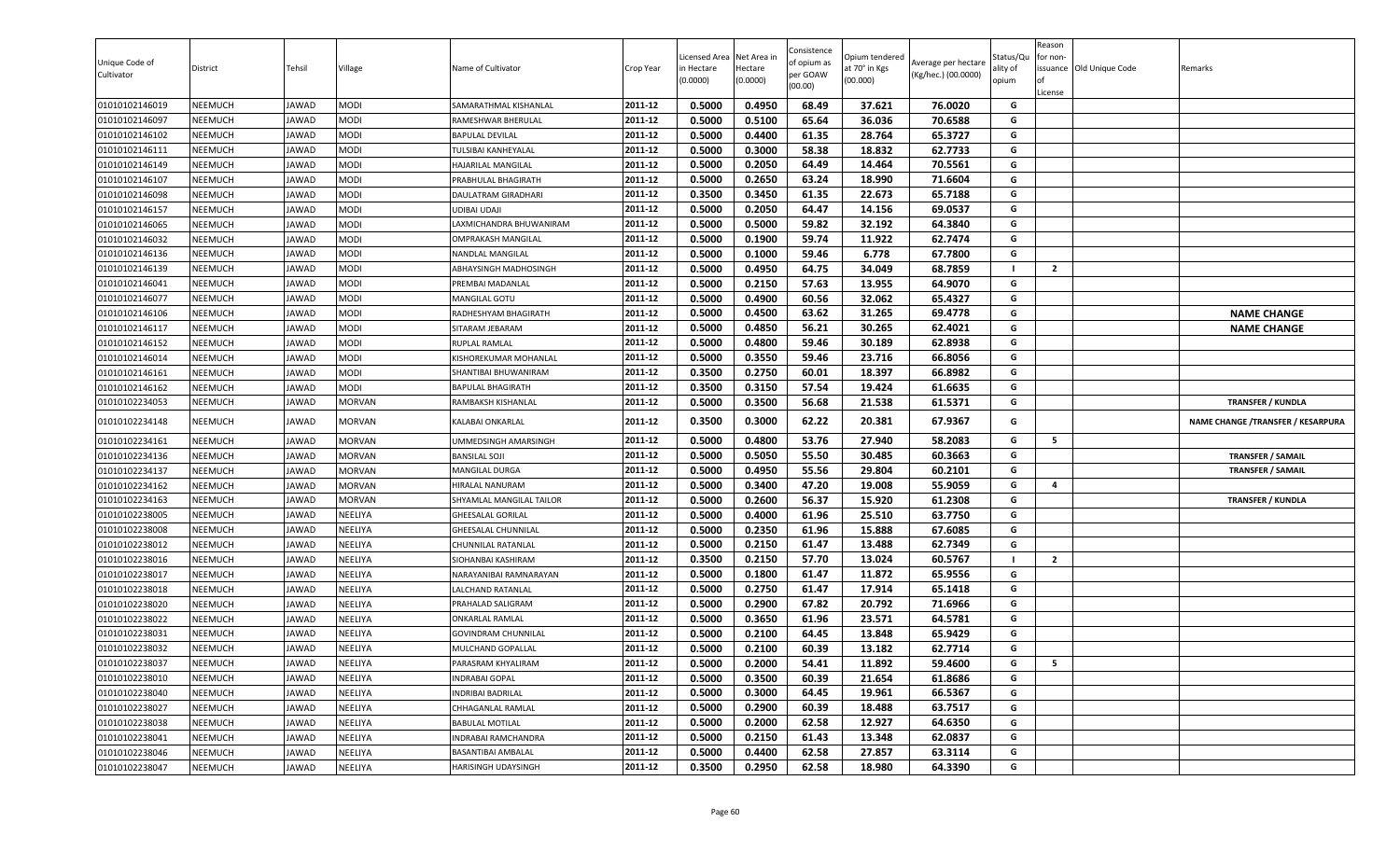| Unique Code of Cultivator | District | Tehsil | Village | Name of Cultivator | Crop Year | Licensed Area in Hectare (0.0000) | Net Area in Hectare (0.0000) | Consistence of opium as per GOAW (00.00) | Opium tendered at 70° in Kgs (00.000) | Average per hectare (Kg/hec.) (00.0000) | Status/Quality of opium | Reason for non-issuance of License | Old Unique Code | Remarks |
|---|---|---|---|---|---|---|---|---|---|---|---|---|---|---|
| 01010102146019 | NEEMUCH | JAWAD | MODI | SAMARATHMAL KISHANLAL | 2011-12 | 0.5000 | 0.4950 | 68.49 | 37.621 | 76.0020 | G | | | |
| 01010102146097 | NEEMUCH | JAWAD | MODI | RAMESHWAR BHERULAL | 2011-12 | 0.5000 | 0.5100 | 65.64 | 36.036 | 70.6588 | G | | | |
| 01010102146102 | NEEMUCH | JAWAD | MODI | BAPULAL DEVILAL | 2011-12 | 0.5000 | 0.4400 | 61.35 | 28.764 | 65.3727 | G | | | |
| 01010102146111 | NEEMUCH | JAWAD | MODI | TULSIBAI KANHEYALAL | 2011-12 | 0.5000 | 0.3000 | 58.38 | 18.832 | 62.7733 | G | | | |
| 01010102146149 | NEEMUCH | JAWAD | MODI | HAJARILAL MANGILAL | 2011-12 | 0.5000 | 0.2050 | 64.49 | 14.464 | 70.5561 | G | | | |
| 01010102146107 | NEEMUCH | JAWAD | MODI | PRABHULAL BHAGIRATH | 2011-12 | 0.5000 | 0.2650 | 63.24 | 18.990 | 71.6604 | G | | | |
| 01010102146098 | NEEMUCH | JAWAD | MODI | DAULATRAM GIRADHARI | 2011-12 | 0.3500 | 0.3450 | 61.35 | 22.673 | 65.7188 | G | | | |
| 01010102146157 | NEEMUCH | JAWAD | MODI | UDIBAI UDAJI | 2011-12 | 0.5000 | 0.2050 | 64.47 | 14.156 | 69.0537 | G | | | |
| 01010102146065 | NEEMUCH | JAWAD | MODI | LAXMICHANDRA BHUWANIRAM | 2011-12 | 0.5000 | 0.5000 | 59.82 | 32.192 | 64.3840 | G | | | |
| 01010102146032 | NEEMUCH | JAWAD | MODI | OMPRAKASH MANGILAL | 2011-12 | 0.5000 | 0.1900 | 59.74 | 11.922 | 62.7474 | G | | | |
| 01010102146136 | NEEMUCH | JAWAD | MODI | NANDLAL MANGILAL | 2011-12 | 0.5000 | 0.1000 | 59.46 | 6.778 | 67.7800 | G | | | |
| 01010102146139 | NEEMUCH | JAWAD | MODI | ABHAYSINGH MADHOSINGH | 2011-12 | 0.5000 | 0.4950 | 64.75 | 34.049 | 68.7859 | I | 2 | | |
| 01010102146041 | NEEMUCH | JAWAD | MODI | PREMBAI MADANLAL | 2011-12 | 0.5000 | 0.2150 | 57.63 | 13.955 | 64.9070 | G | | | |
| 01010102146077 | NEEMUCH | JAWAD | MODI | MANGILAL GOTU | 2011-12 | 0.5000 | 0.4900 | 60.56 | 32.062 | 65.4327 | G | | | |
| 01010102146106 | NEEMUCH | JAWAD | MODI | RADHESHYAM BHAGIRATH | 2011-12 | 0.5000 | 0.4500 | 63.62 | 31.265 | 69.4778 | G | | | NAME CHANGE |
| 01010102146117 | NEEMUCH | JAWAD | MODI | SITARAM JEBARAM | 2011-12 | 0.5000 | 0.4850 | 56.21 | 30.265 | 62.4021 | G | | | NAME CHANGE |
| 01010102146152 | NEEMUCH | JAWAD | MODI | RUPLAL RAMLAL | 2011-12 | 0.5000 | 0.4800 | 59.46 | 30.189 | 62.8938 | G | | | |
| 01010102146014 | NEEMUCH | JAWAD | MODI | KISHOREKUMAR MOHANLAL | 2011-12 | 0.5000 | 0.3550 | 59.46 | 23.716 | 66.8056 | G | | | |
| 01010102146161 | NEEMUCH | JAWAD | MODI | SHANTIBAI BHUWANIRAM | 2011-12 | 0.3500 | 0.2750 | 60.01 | 18.397 | 66.8982 | G | | | |
| 01010102146162 | NEEMUCH | JAWAD | MODI | BAPULAL BHAGIRATH | 2011-12 | 0.3500 | 0.3150 | 57.54 | 19.424 | 61.6635 | G | | | |
| 01010102234053 | NEEMUCH | JAWAD | MORVAN | RAMBAKSH KISHANLAL | 2011-12 | 0.5000 | 0.3500 | 56.68 | 21.538 | 61.5371 | G | | | TRANSFER / KUNDLA |
| 01010102234148 | NEEMUCH | JAWAD | MORVAN | KALABAI ONKARLAL | 2011-12 | 0.3500 | 0.3000 | 62.22 | 20.381 | 67.9367 | G | | | NAME CHANGE /TRANSFER / KESARPURA |
| 01010102234161 | NEEMUCH | JAWAD | MORVAN | UMMEDSINGH AMARSINGH | 2011-12 | 0.5000 | 0.4800 | 53.76 | 27.940 | 58.2083 | G | 5 | | |
| 01010102234136 | NEEMUCH | JAWAD | MORVAN | BANSILAL SOJI | 2011-12 | 0.5000 | 0.5050 | 55.50 | 30.485 | 60.3663 | G | | | TRANSFER / SAMAIL |
| 01010102234137 | NEEMUCH | JAWAD | MORVAN | MANGILAL DURGA | 2011-12 | 0.5000 | 0.4950 | 55.56 | 29.804 | 60.2101 | G | | | TRANSFER / SAMAIL |
| 01010102234162 | NEEMUCH | JAWAD | MORVAN | HIRALAL NANURAM | 2011-12 | 0.5000 | 0.3400 | 47.20 | 19.008 | 55.9059 | G | 4 | | |
| 01010102234163 | NEEMUCH | JAWAD | MORVAN | SHYAMLAL MANGILAL TAILOR | 2011-12 | 0.5000 | 0.2600 | 56.37 | 15.920 | 61.2308 | G | | | TRANSFER / KUNDLA |
| 01010102238005 | NEEMUCH | JAWAD | NEELIYA | GHEESALAL GORILAL | 2011-12 | 0.5000 | 0.4000 | 61.96 | 25.510 | 63.7750 | G | | | |
| 01010102238008 | NEEMUCH | JAWAD | NEELIYA | GHEESALAL CHUNNILAL | 2011-12 | 0.5000 | 0.2350 | 61.96 | 15.888 | 67.6085 | G | | | |
| 01010102238012 | NEEMUCH | JAWAD | NEELIYA | CHUNNILAL RATANLAL | 2011-12 | 0.5000 | 0.2150 | 61.47 | 13.488 | 62.7349 | G | | | |
| 01010102238016 | NEEMUCH | JAWAD | NEELIYA | SIOHANBAI KASHIRAM | 2011-12 | 0.3500 | 0.2150 | 57.70 | 13.024 | 60.5767 | I | 2 | | |
| 01010102238017 | NEEMUCH | JAWAD | NEELIYA | NARAYANIBAI RAMNARAYAN | 2011-12 | 0.5000 | 0.1800 | 61.47 | 11.872 | 65.9556 | G | | | |
| 01010102238018 | NEEMUCH | JAWAD | NEELIYA | LALCHAND RATANLAL | 2011-12 | 0.5000 | 0.2750 | 61.47 | 17.914 | 65.1418 | G | | | |
| 01010102238020 | NEEMUCH | JAWAD | NEELIYA | PRAHALAD SALIGRAM | 2011-12 | 0.5000 | 0.2900 | 67.82 | 20.792 | 71.6966 | G | | | |
| 01010102238022 | NEEMUCH | JAWAD | NEELIYA | ONKARLAL RAMLAL | 2011-12 | 0.5000 | 0.3650 | 61.96 | 23.571 | 64.5781 | G | | | |
| 01010102238031 | NEEMUCH | JAWAD | NEELIYA | GOVINDRAM CHUNNILAL | 2011-12 | 0.5000 | 0.2100 | 64.45 | 13.848 | 65.9429 | G | | | |
| 01010102238032 | NEEMUCH | JAWAD | NEELIYA | MULCHAND GOPALLAL | 2011-12 | 0.5000 | 0.2100 | 60.39 | 13.182 | 62.7714 | G | | | |
| 01010102238037 | NEEMUCH | JAWAD | NEELIYA | PARASRAM KHYALIRAM | 2011-12 | 0.5000 | 0.2000 | 54.41 | 11.892 | 59.4600 | G | 5 | | |
| 01010102238010 | NEEMUCH | JAWAD | NEELIYA | INDRABAI GOPAL | 2011-12 | 0.5000 | 0.3500 | 60.39 | 21.654 | 61.8686 | G | | | |
| 01010102238040 | NEEMUCH | JAWAD | NEELIYA | INDRIBAI BADRILAL | 2011-12 | 0.5000 | 0.3000 | 64.45 | 19.961 | 66.5367 | G | | | |
| 01010102238027 | NEEMUCH | JAWAD | NEELIYA | CHHAGANLAL RAMLAL | 2011-12 | 0.5000 | 0.2900 | 60.39 | 18.488 | 63.7517 | G | | | |
| 01010102238038 | NEEMUCH | JAWAD | NEELIYA | BABULAL MOTILAL | 2011-12 | 0.5000 | 0.2000 | 62.58 | 12.927 | 64.6350 | G | | | |
| 01010102238041 | NEEMUCH | JAWAD | NEELIYA | INDRABAI RAMCHANDRA | 2011-12 | 0.5000 | 0.2150 | 61.43 | 13.348 | 62.0837 | G | | | |
| 01010102238046 | NEEMUCH | JAWAD | NEELIYA | BASANTIBAI AMBALAL | 2011-12 | 0.5000 | 0.4400 | 62.58 | 27.857 | 63.3114 | G | | | |
| 01010102238047 | NEEMUCH | JAWAD | NEELIYA | HARISINGH UDAYSINGH | 2011-12 | 0.3500 | 0.2950 | 62.58 | 18.980 | 64.3390 | G | | | |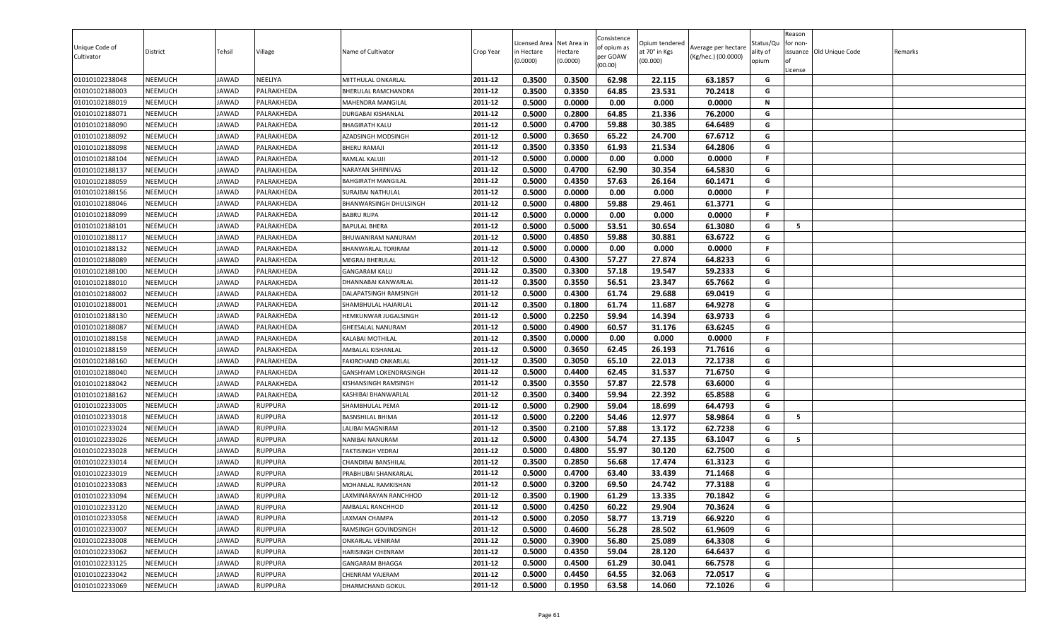| Unique Code of Cultivator | District | Tehsil | Village | Name of Cultivator | Crop Year | Licensed Area in Hectare (0.0000) | Net Area in Hectare (0.0000) | Consistence of opium as per GOAW (00.00) | Opium tendered at 70° in Kgs (00.000) | Average per hectare (Kg/hec.) (00.0000) | Status/Quality of opium | Reason for non-issuance of License | Old Unique Code | Remarks |
|---|---|---|---|---|---|---|---|---|---|---|---|---|---|---|
| 01010102238048 | NEEMUCH | JAWAD | NEELIYA | MITTHULAL ONKARLAL | 2011-12 | 0.3500 | 0.3500 | 62.98 | 22.115 | 63.1857 | G | | | |
| 01010102188003 | NEEMUCH | JAWAD | PALRAKHEDA | BHERULAL RAMCHANDRA | 2011-12 | 0.3500 | 0.3350 | 64.85 | 23.531 | 70.2418 | G | | | |
| 01010102188019 | NEEMUCH | JAWAD | PALRAKHEDA | MAHENDRA MANGILAL | 2011-12 | 0.5000 | 0.0000 | 0.00 | 0.000 | 0.0000 | N | | | |
| 01010102188071 | NEEMUCH | JAWAD | PALRAKHEDA | DURGABAI KISHANLAL | 2011-12 | 0.5000 | 0.2800 | 64.85 | 21.336 | 76.2000 | G | | | |
| 01010102188090 | NEEMUCH | JAWAD | PALRAKHEDA | BHAGIRATH KALU | 2011-12 | 0.5000 | 0.4700 | 59.88 | 30.385 | 64.6489 | G | | | |
| 01010102188092 | NEEMUCH | JAWAD | PALRAKHEDA | AZADSINGH MODSINGH | 2011-12 | 0.5000 | 0.3650 | 65.22 | 24.700 | 67.6712 | G | | | |
| 01010102188098 | NEEMUCH | JAWAD | PALRAKHEDA | BHERU RAMAJI | 2011-12 | 0.3500 | 0.3350 | 61.93 | 21.534 | 64.2806 | G | | | |
| 01010102188104 | NEEMUCH | JAWAD | PALRAKHEDA | RAMLAL KALUJI | 2011-12 | 0.5000 | 0.0000 | 0.00 | 0.000 | 0.0000 | F | | | |
| 01010102188137 | NEEMUCH | JAWAD | PALRAKHEDA | NARAYAN SHRINIVAS | 2011-12 | 0.5000 | 0.4700 | 62.90 | 30.354 | 64.5830 | G | | | |
| 01010102188059 | NEEMUCH | JAWAD | PALRAKHEDA | BAHGIRATH MANGILAL | 2011-12 | 0.5000 | 0.4350 | 57.63 | 26.164 | 60.1471 | G | | | |
| 01010102188156 | NEEMUCH | JAWAD | PALRAKHEDA | SURAJBAI NATHULAL | 2011-12 | 0.5000 | 0.0000 | 0.00 | 0.000 | 0.0000 | F | | | |
| 01010102188046 | NEEMUCH | JAWAD | PALRAKHEDA | BHANWARSINGH DHULSINGH | 2011-12 | 0.5000 | 0.4800 | 59.88 | 29.461 | 61.3771 | G | | | |
| 01010102188099 | NEEMUCH | JAWAD | PALRAKHEDA | BABRU RUPA | 2011-12 | 0.5000 | 0.0000 | 0.00 | 0.000 | 0.0000 | F | | | |
| 01010102188101 | NEEMUCH | JAWAD | PALRAKHEDA | BAPULAL BHERA | 2011-12 | 0.5000 | 0.5000 | 53.51 | 30.654 | 61.3080 | G | 5 | | |
| 01010102188117 | NEEMUCH | JAWAD | PALRAKHEDA | BHUWANIRAM NANURAM | 2011-12 | 0.5000 | 0.4850 | 59.88 | 30.881 | 63.6722 | G | | | |
| 01010102188132 | NEEMUCH | JAWAD | PALRAKHEDA | BHANWARLAL TORIRAM | 2011-12 | 0.5000 | 0.0000 | 0.00 | 0.000 | 0.0000 | F | | | |
| 01010102188089 | NEEMUCH | JAWAD | PALRAKHEDA | MEGRAJ BHERULAL | 2011-12 | 0.5000 | 0.4300 | 57.27 | 27.874 | 64.8233 | G | | | |
| 01010102188100 | NEEMUCH | JAWAD | PALRAKHEDA | GANGARAM KALU | 2011-12 | 0.3500 | 0.3300 | 57.18 | 19.547 | 59.2333 | G | | | |
| 01010102188010 | NEEMUCH | JAWAD | PALRAKHEDA | DHANNABAI KANWARLAL | 2011-12 | 0.3500 | 0.3550 | 56.51 | 23.347 | 65.7662 | G | | | |
| 01010102188002 | NEEMUCH | JAWAD | PALRAKHEDA | DALAPATSINGH RAMSINGH | 2011-12 | 0.5000 | 0.4300 | 61.74 | 29.688 | 69.0419 | G | | | |
| 01010102188001 | NEEMUCH | JAWAD | PALRAKHEDA | SHAMBHULAL HAJARILAL | 2011-12 | 0.3500 | 0.1800 | 61.74 | 11.687 | 64.9278 | G | | | |
| 01010102188130 | NEEMUCH | JAWAD | PALRAKHEDA | HEMKUNWAR JUGALSINGH | 2011-12 | 0.5000 | 0.2250 | 59.94 | 14.394 | 63.9733 | G | | | |
| 01010102188087 | NEEMUCH | JAWAD | PALRAKHEDA | GHEESALAL NANURAM | 2011-12 | 0.5000 | 0.4900 | 60.57 | 31.176 | 63.6245 | G | | | |
| 01010102188158 | NEEMUCH | JAWAD | PALRAKHEDA | KALABAI MOTHILAL | 2011-12 | 0.3500 | 0.0000 | 0.00 | 0.000 | 0.0000 | F | | | |
| 01010102188159 | NEEMUCH | JAWAD | PALRAKHEDA | AMBALAL KISHANLAL | 2011-12 | 0.5000 | 0.3650 | 62.45 | 26.193 | 71.7616 | G | | | |
| 01010102188160 | NEEMUCH | JAWAD | PALRAKHEDA | FAKIRCHAND ONKARLAL | 2011-12 | 0.3500 | 0.3050 | 65.10 | 22.013 | 72.1738 | G | | | |
| 01010102188040 | NEEMUCH | JAWAD | PALRAKHEDA | GANSHYAM LOKENDRASINGH | 2011-12 | 0.5000 | 0.4400 | 62.45 | 31.537 | 71.6750 | G | | | |
| 01010102188042 | NEEMUCH | JAWAD | PALRAKHEDA | KISHANSINGH RAMSINGH | 2011-12 | 0.3500 | 0.3550 | 57.87 | 22.578 | 63.6000 | G | | | |
| 01010102188162 | NEEMUCH | JAWAD | PALRAKHEDA | KASHIBAI BHANWARLAL | 2011-12 | 0.3500 | 0.3400 | 59.94 | 22.392 | 65.8588 | G | | | |
| 01010102233005 | NEEMUCH | JAWAD | RUPPURA | SHAMBHULAL PEMA | 2011-12 | 0.5000 | 0.2900 | 59.04 | 18.699 | 64.4793 | G | | | |
| 01010102233018 | NEEMUCH | JAWAD | RUPPURA | BASNSHILAL BHIMA | 2011-12 | 0.5000 | 0.2200 | 54.46 | 12.977 | 58.9864 | G | 5 | | |
| 01010102233024 | NEEMUCH | JAWAD | RUPPURA | LALIBAI MAGNIRAM | 2011-12 | 0.3500 | 0.2100 | 57.88 | 13.172 | 62.7238 | G | | | |
| 01010102233026 | NEEMUCH | JAWAD | RUPPURA | NANIBAI NANURAM | 2011-12 | 0.5000 | 0.4300 | 54.74 | 27.135 | 63.1047 | G | 5 | | |
| 01010102233028 | NEEMUCH | JAWAD | RUPPURA | TAKTISINGH VEDRAJ | 2011-12 | 0.5000 | 0.4800 | 55.97 | 30.120 | 62.7500 | G | | | |
| 01010102233014 | NEEMUCH | JAWAD | RUPPURA | CHANDIBAI BANSHILAL | 2011-12 | 0.3500 | 0.2850 | 56.68 | 17.474 | 61.3123 | G | | | |
| 01010102233019 | NEEMUCH | JAWAD | RUPPURA | PRABHUBAI SHANKARLAL | 2011-12 | 0.5000 | 0.4700 | 63.40 | 33.439 | 71.1468 | G | | | |
| 01010102233083 | NEEMUCH | JAWAD | RUPPURA | MOHANLAL RAMKISHAN | 2011-12 | 0.5000 | 0.3200 | 69.50 | 24.742 | 77.3188 | G | | | |
| 01010102233094 | NEEMUCH | JAWAD | RUPPURA | LAXMINARAYAN RANCHHOD | 2011-12 | 0.3500 | 0.1900 | 61.29 | 13.335 | 70.1842 | G | | | |
| 01010102233120 | NEEMUCH | JAWAD | RUPPURA | AMBALAL RANCHHOD | 2011-12 | 0.5000 | 0.4250 | 60.22 | 29.904 | 70.3624 | G | | | |
| 01010102233058 | NEEMUCH | JAWAD | RUPPURA | LAXMAN CHAMPA | 2011-12 | 0.5000 | 0.2050 | 58.77 | 13.719 | 66.9220 | G | | | |
| 01010102233007 | NEEMUCH | JAWAD | RUPPURA | RAMSINGH GOVINDSINGH | 2011-12 | 0.5000 | 0.4600 | 56.28 | 28.502 | 61.9609 | G | | | |
| 01010102233008 | NEEMUCH | JAWAD | RUPPURA | ONKARLAL VENIRAM | 2011-12 | 0.5000 | 0.3900 | 56.80 | 25.089 | 64.3308 | G | | | |
| 01010102233062 | NEEMUCH | JAWAD | RUPPURA | HARISINGH CHENRAM | 2011-12 | 0.5000 | 0.4350 | 59.04 | 28.120 | 64.6437 | G | | | |
| 01010102233125 | NEEMUCH | JAWAD | RUPPURA | GANGARAM BHAGGA | 2011-12 | 0.5000 | 0.4500 | 61.29 | 30.041 | 66.7578 | G | | | |
| 01010102233042 | NEEMUCH | JAWAD | RUPPURA | CHENRAM VAJERAM | 2011-12 | 0.5000 | 0.4450 | 64.55 | 32.063 | 72.0517 | G | | | |
| 01010102233069 | NEEMUCH | JAWAD | RUPPURA | DHARMCHAND GOKUL | 2011-12 | 0.5000 | 0.1950 | 63.58 | 14.060 | 72.1026 | G | | | |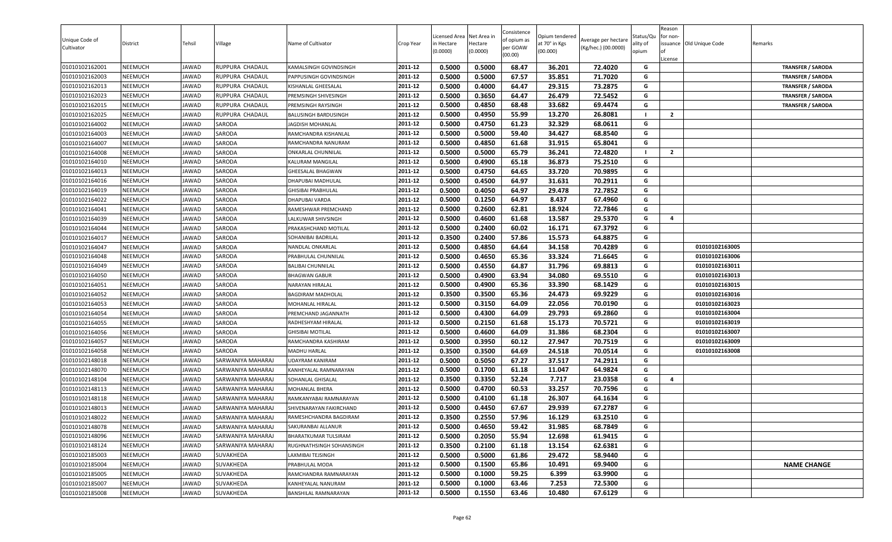| Unique Code of Cultivator | District | Tehsil | Village | Name of Cultivator | Crop Year | Licensed Area in Hectare (0.0000) | Net Area in Hectare (0.0000) | Consistence of opium as per GOAW (00.00) | Opium tendered at 70° in Kgs (00.000) | Average per hectare (Kg/hec.) (00.0000) | Status/Quality of opium | Reason for non-issuance of License | Old Unique Code | Remarks |
|---|---|---|---|---|---|---|---|---|---|---|---|---|---|---|
| 01010102162001 | NEEMUCH | JAWAD | RUPPURA CHADAUL | KAMALSINGH GOVINDSINGH | 2011-12 | 0.5000 | 0.5000 | 68.47 | 36.201 | 72.4020 | G | | | TRANSFER / SARODA |
| 01010102162003 | NEEMUCH | JAWAD | RUPPURA CHADAUL | PAPPUSINGH GOVINDSINGH | 2011-12 | 0.5000 | 0.5000 | 67.57 | 35.851 | 71.7020 | G | | | TRANSFER / SARODA |
| 01010102162013 | NEEMUCH | JAWAD | RUPPURA CHADAUL | KISHANLAL GHEESALAL | 2011-12 | 0.5000 | 0.4000 | 64.47 | 29.315 | 73.2875 | G | | | TRANSFER / SARODA |
| 01010102162023 | NEEMUCH | JAWAD | RUPPURA CHADAUL | PREMSINGH SHIVESINGH | 2011-12 | 0.5000 | 0.3650 | 64.47 | 26.479 | 72.5452 | G | | | TRANSFER / SARODA |
| 01010102162015 | NEEMUCH | JAWAD | RUPPURA CHADAUL | PREMSINGH RAYSINGH | 2011-12 | 0.5000 | 0.4850 | 68.48 | 33.682 | 69.4474 | G | | | TRANSFER / SARODA |
| 01010102162025 | NEEMUCH | JAWAD | RUPPURA CHADAUL | BALUSINGH BARDUSINGH | 2011-12 | 0.5000 | 0.4950 | 55.99 | 13.270 | 26.8081 | I | 2 | | |
| 01010102164002 | NEEMUCH | JAWAD | SARODA | JAGDISH MOHANLAL | 2011-12 | 0.5000 | 0.4750 | 61.23 | 32.329 | 68.0611 | G | | | |
| 01010102164003 | NEEMUCH | JAWAD | SARODA | RAMCHANDRA KISHANLAL | 2011-12 | 0.5000 | 0.5000 | 59.40 | 34.427 | 68.8540 | G | | | |
| 01010102164007 | NEEMUCH | JAWAD | SARODA | RAMCHANDRA NANURAM | 2011-12 | 0.5000 | 0.4850 | 61.68 | 31.915 | 65.8041 | G | | | |
| 01010102164008 | NEEMUCH | JAWAD | SARODA | ONKARLAL CHUNNILAL | 2011-12 | 0.5000 | 0.5000 | 65.79 | 36.241 | 72.4820 | I | 2 | | |
| 01010102164010 | NEEMUCH | JAWAD | SARODA | KALURAM MANGILAL | 2011-12 | 0.5000 | 0.4900 | 65.18 | 36.873 | 75.2510 | G | | | |
| 01010102164013 | NEEMUCH | JAWAD | SARODA | GHEESALAL BHAGWAN | 2011-12 | 0.5000 | 0.4750 | 64.65 | 33.720 | 70.9895 | G | | | |
| 01010102164016 | NEEMUCH | JAWAD | SARODA | DHAPUBAI MADHULAL | 2011-12 | 0.5000 | 0.4500 | 64.97 | 31.631 | 70.2911 | G | | | |
| 01010102164019 | NEEMUCH | JAWAD | SARODA | GHISIBAI PRABHULAL | 2011-12 | 0.5000 | 0.4050 | 64.97 | 29.478 | 72.7852 | G | | | |
| 01010102164022 | NEEMUCH | JAWAD | SARODA | DHAPUBAI VARDA | 2011-12 | 0.5000 | 0.1250 | 64.97 | 8.437 | 67.4960 | G | | | |
| 01010102164041 | NEEMUCH | JAWAD | SARODA | RAMESHWAR PREMCHAND | 2011-12 | 0.5000 | 0.2600 | 62.81 | 18.924 | 72.7846 | G | | | |
| 01010102164039 | NEEMUCH | JAWAD | SARODA | LALKUWAR SHIVSINGH | 2011-12 | 0.5000 | 0.4600 | 61.68 | 13.587 | 29.5370 | G | 4 | | |
| 01010102164044 | NEEMUCH | JAWAD | SARODA | PRAKASHCHAND MOTILAL | 2011-12 | 0.5000 | 0.2400 | 60.02 | 16.171 | 67.3792 | G | | | |
| 01010102164017 | NEEMUCH | JAWAD | SARODA | SOHANIBAI BADRILAL | 2011-12 | 0.3500 | 0.2400 | 57.86 | 15.573 | 64.8875 | G | | | |
| 01010102164047 | NEEMUCH | JAWAD | SARODA | NANDLAL ONKARLAL | 2011-12 | 0.5000 | 0.4850 | 64.64 | 34.158 | 70.4289 | G | | 01010102163005 | |
| 01010102164048 | NEEMUCH | JAWAD | SARODA | PRABHULAL CHUNNILAL | 2011-12 | 0.5000 | 0.4650 | 65.36 | 33.324 | 71.6645 | G | | 01010102163006 | |
| 01010102164049 | NEEMUCH | JAWAD | SARODA | BALIBAI CHUNNILAL | 2011-12 | 0.5000 | 0.4550 | 64.87 | 31.796 | 69.8813 | G | | 01010102163011 | |
| 01010102164050 | NEEMUCH | JAWAD | SARODA | BHAGWAN GABUR | 2011-12 | 0.5000 | 0.4900 | 63.94 | 34.080 | 69.5510 | G | | 01010102163013 | |
| 01010102164051 | NEEMUCH | JAWAD | SARODA | NARAYAN HIRALAL | 2011-12 | 0.5000 | 0.4900 | 65.36 | 33.390 | 68.1429 | G | | 01010102163015 | |
| 01010102164052 | NEEMUCH | JAWAD | SARODA | BAGDIRAM MADHOLAL | 2011-12 | 0.3500 | 0.3500 | 65.36 | 24.473 | 69.9229 | G | | 01010102163016 | |
| 01010102164053 | NEEMUCH | JAWAD | SARODA | MOHANLAL HIRALAL | 2011-12 | 0.5000 | 0.3150 | 64.09 | 22.056 | 70.0190 | G | | 01010102163023 | |
| 01010102164054 | NEEMUCH | JAWAD | SARODA | PREMCHAND JAGANNATH | 2011-12 | 0.5000 | 0.4300 | 64.09 | 29.793 | 69.2860 | G | | 01010102163004 | |
| 01010102164055 | NEEMUCH | JAWAD | SARODA | RADHESHYAM HIRALAL | 2011-12 | 0.5000 | 0.2150 | 61.68 | 15.173 | 70.5721 | G | | 01010102163019 | |
| 01010102164056 | NEEMUCH | JAWAD | SARODA | GHISIBAI MOTILAL | 2011-12 | 0.5000 | 0.4600 | 64.09 | 31.386 | 68.2304 | G | | 01010102163007 | |
| 01010102164057 | NEEMUCH | JAWAD | SARODA | RAMCHANDRA KASHIRAM | 2011-12 | 0.5000 | 0.3950 | 60.12 | 27.947 | 70.7519 | G | | 01010102163009 | |
| 01010102164058 | NEEMUCH | JAWAD | SARODA | MADHU HARLAL | 2011-12 | 0.3500 | 0.3500 | 64.69 | 24.518 | 70.0514 | G | | 01010102163008 | |
| 01010102148018 | NEEMUCH | JAWAD | SARWANIYA MAHARAJ | UDAYRAM KANIRAM | 2011-12 | 0.5000 | 0.5050 | 67.27 | 37.517 | 74.2911 | G | | | |
| 01010102148070 | NEEMUCH | JAWAD | SARWANIYA MAHARAJ | KANHEYALAL RAMNARAYAN | 2011-12 | 0.5000 | 0.1700 | 61.18 | 11.047 | 64.9824 | G | | | |
| 01010102148104 | NEEMUCH | JAWAD | SARWANIYA MAHARAJ | SOHANLAL GHISALAL | 2011-12 | 0.3500 | 0.3350 | 52.24 | 7.717 | 23.0358 | G | 4 | | |
| 01010102148113 | NEEMUCH | JAWAD | SARWANIYA MAHARAJ | MOHANLAL BHERA | 2011-12 | 0.5000 | 0.4700 | 60.53 | 33.257 | 70.7596 | G | | | |
| 01010102148118 | NEEMUCH | JAWAD | SARWANIYA MAHARAJ | RAMKANYABAI RAMNARAYAN | 2011-12 | 0.5000 | 0.4100 | 61.18 | 26.307 | 64.1634 | G | | | |
| 01010102148013 | NEEMUCH | JAWAD | SARWANIYA MAHARAJ | SHIVENARAYAN FAKIRCHAND | 2011-12 | 0.5000 | 0.4450 | 67.67 | 29.939 | 67.2787 | G | | | |
| 01010102148022 | NEEMUCH | JAWAD | SARWANIYA MAHARAJ | RAMESHCHANDRA BAGDIRAM | 2011-12 | 0.3500 | 0.2550 | 57.96 | 16.129 | 63.2510 | G | | | |
| 01010102148078 | NEEMUCH | JAWAD | SARWANIYA MAHARAJ | SAKURANBAI ALLANUR | 2011-12 | 0.5000 | 0.4650 | 59.42 | 31.985 | 68.7849 | G | | | |
| 01010102148096 | NEEMUCH | JAWAD | SARWANIYA MAHARAJ | BHARATKUMAR TULSIRAM | 2011-12 | 0.5000 | 0.2050 | 55.94 | 12.698 | 61.9415 | G | | | |
| 01010102148124 | NEEMUCH | JAWAD | SARWANIYA MAHARAJ | RUGHNATHSINGH SOHANSINGH | 2011-12 | 0.3500 | 0.2100 | 61.18 | 13.154 | 62.6381 | G | | | |
| 01010102185003 | NEEMUCH | JAWAD | SUVAKHEDA | LAXMIBAI TEJSINGH | 2011-12 | 0.5000 | 0.5000 | 61.86 | 29.472 | 58.9440 | G | | | |
| 01010102185004 | NEEMUCH | JAWAD | SUVAKHEDA | PRABHULAL MODA | 2011-12 | 0.5000 | 0.1500 | 65.86 | 10.491 | 69.9400 | G | | | NAME CHANGE |
| 01010102185005 | NEEMUCH | JAWAD | SUVAKHEDA | RAMCHANDRA RAMNARAYAN | 2011-12 | 0.5000 | 0.1000 | 59.25 | 6.399 | 63.9900 | G | | | |
| 01010102185007 | NEEMUCH | JAWAD | SUVAKHEDA | KANHEYALAL NANURAM | 2011-12 | 0.5000 | 0.1000 | 63.46 | 7.253 | 72.5300 | G | | | |
| 01010102185008 | NEEMUCH | JAWAD | SUVAKHEDA | BANSHILAL RAMNARAYAN | 2011-12 | 0.5000 | 0.1550 | 63.46 | 10.480 | 67.6129 | G | | | |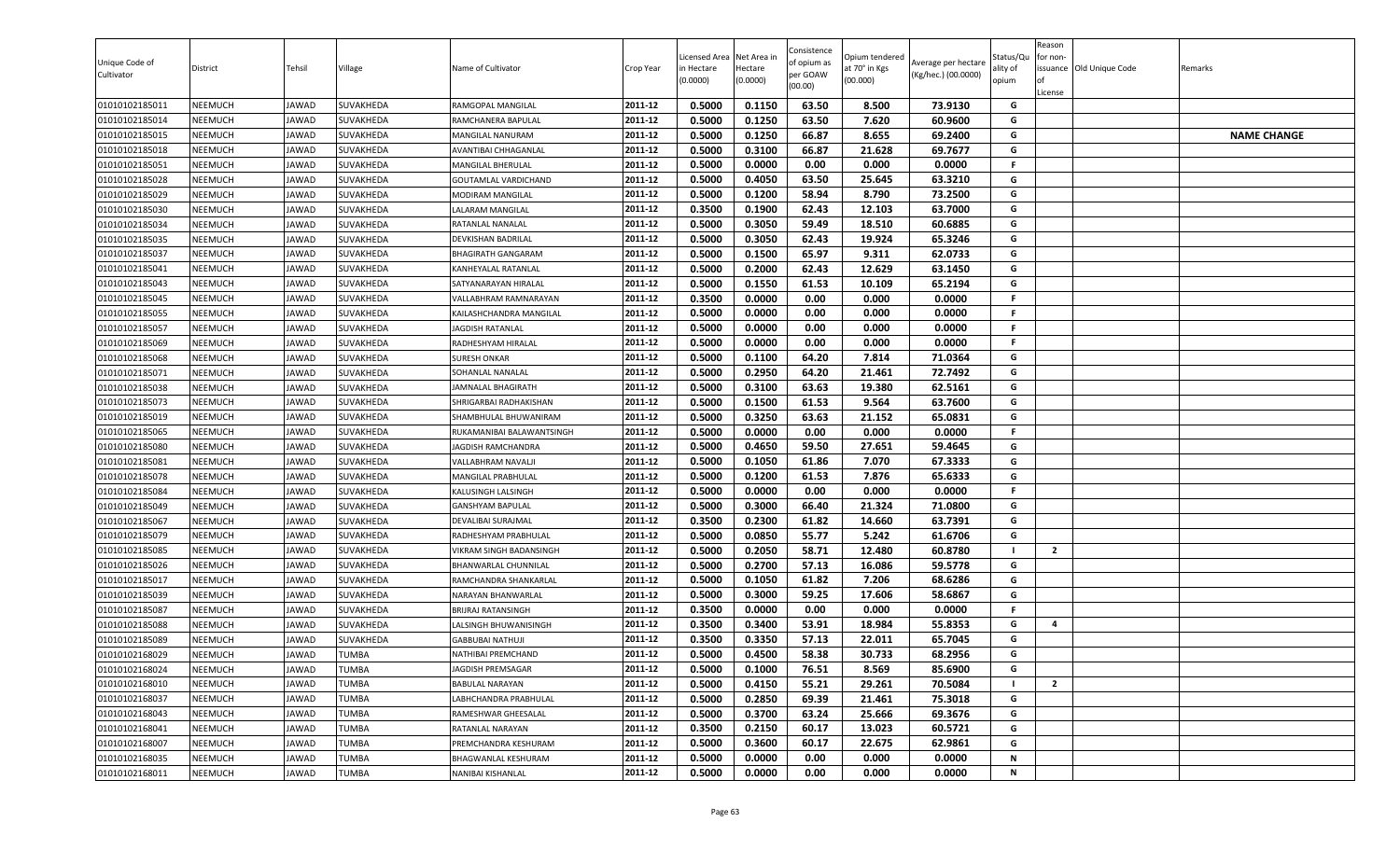| Unique Code of Cultivator | District | Tehsil | Village | Name of Cultivator | Crop Year | Licensed Area in Hectare (0.0000) | Net Area in Hectare (0.0000) | Consistence of opium as per GOAW (00.00) | Opium tendered at 70° in Kgs (00.000) | Average per hectare (Kg/hec.) (00.0000) | Status/Quality of opium | Reason for non-issuance of License | Old Unique Code | Remarks |
|---|---|---|---|---|---|---|---|---|---|---|---|---|---|---|
| 01010102185011 | NEEMUCH | JAWAD | SUVAKHEDA | RAMGOPAL MANGILAL | 2011-12 | 0.5000 | 0.1150 | 63.50 | 8.500 | 73.9130 | G | | | |
| 01010102185014 | NEEMUCH | JAWAD | SUVAKHEDA | RAMCHANERA BAPULAL | 2011-12 | 0.5000 | 0.1250 | 63.50 | 7.620 | 60.9600 | G | | | |
| 01010102185015 | NEEMUCH | JAWAD | SUVAKHEDA | MANGILAL NANURAM | 2011-12 | 0.5000 | 0.1250 | 66.87 | 8.655 | 69.2400 | G | | | NAME CHANGE |
| 01010102185018 | NEEMUCH | JAWAD | SUVAKHEDA | AVANTIBAI CHHAGANLAL | 2011-12 | 0.5000 | 0.3100 | 66.87 | 21.628 | 69.7677 | G | | | |
| 01010102185051 | NEEMUCH | JAWAD | SUVAKHEDA | MANGILAL BHERULAL | 2011-12 | 0.5000 | 0.0000 | 0.00 | 0.000 | 0.0000 | F | | | |
| 01010102185028 | NEEMUCH | JAWAD | SUVAKHEDA | GOUTAMLAL VARDICHAND | 2011-12 | 0.5000 | 0.4050 | 63.50 | 25.645 | 63.3210 | G | | | |
| 01010102185029 | NEEMUCH | JAWAD | SUVAKHEDA | MODIRAM MANGILAL | 2011-12 | 0.5000 | 0.1200 | 58.94 | 8.790 | 73.2500 | G | | | |
| 01010102185030 | NEEMUCH | JAWAD | SUVAKHEDA | LALARAM MANGILAL | 2011-12 | 0.3500 | 0.1900 | 62.43 | 12.103 | 63.7000 | G | | | |
| 01010102185034 | NEEMUCH | JAWAD | SUVAKHEDA | RATANLAL NANALAL | 2011-12 | 0.5000 | 0.3050 | 59.49 | 18.510 | 60.6885 | G | | | |
| 01010102185035 | NEEMUCH | JAWAD | SUVAKHEDA | DEVKISHAN BADRILAL | 2011-12 | 0.5000 | 0.3050 | 62.43 | 19.924 | 65.3246 | G | | | |
| 01010102185037 | NEEMUCH | JAWAD | SUVAKHEDA | BHAGIRATH GANGARAM | 2011-12 | 0.5000 | 0.1500 | 65.97 | 9.311 | 62.0733 | G | | | |
| 01010102185041 | NEEMUCH | JAWAD | SUVAKHEDA | KANHEYALAL RATANLAL | 2011-12 | 0.5000 | 0.2000 | 62.43 | 12.629 | 63.1450 | G | | | |
| 01010102185043 | NEEMUCH | JAWAD | SUVAKHEDA | SATYANARAYAN HIRALAL | 2011-12 | 0.5000 | 0.1550 | 61.53 | 10.109 | 65.2194 | G | | | |
| 01010102185045 | NEEMUCH | JAWAD | SUVAKHEDA | VALLABHRAM RAMNARAYAN | 2011-12 | 0.3500 | 0.0000 | 0.00 | 0.000 | 0.0000 | F | | | |
| 01010102185055 | NEEMUCH | JAWAD | SUVAKHEDA | KAILASHCHANDRA MANGILAL | 2011-12 | 0.5000 | 0.0000 | 0.00 | 0.000 | 0.0000 | F | | | |
| 01010102185057 | NEEMUCH | JAWAD | SUVAKHEDA | JAGDISH RATANLAL | 2011-12 | 0.5000 | 0.0000 | 0.00 | 0.000 | 0.0000 | F | | | |
| 01010102185069 | NEEMUCH | JAWAD | SUVAKHEDA | RADHESHYAM HIRALAL | 2011-12 | 0.5000 | 0.0000 | 0.00 | 0.000 | 0.0000 | F | | | |
| 01010102185068 | NEEMUCH | JAWAD | SUVAKHEDA | SURESH ONKAR | 2011-12 | 0.5000 | 0.1100 | 64.20 | 7.814 | 71.0364 | G | | | |
| 01010102185071 | NEEMUCH | JAWAD | SUVAKHEDA | SOHANLAL NANALAL | 2011-12 | 0.5000 | 0.2950 | 64.20 | 21.461 | 72.7492 | G | | | |
| 01010102185038 | NEEMUCH | JAWAD | SUVAKHEDA | JAMNALAL BHAGIRATH | 2011-12 | 0.5000 | 0.3100 | 63.63 | 19.380 | 62.5161 | G | | | |
| 01010102185073 | NEEMUCH | JAWAD | SUVAKHEDA | SHRIGARBAI RADHAKISHAN | 2011-12 | 0.5000 | 0.1500 | 61.53 | 9.564 | 63.7600 | G | | | |
| 01010102185019 | NEEMUCH | JAWAD | SUVAKHEDA | SHAMBHULAL BHUWANIRAM | 2011-12 | 0.5000 | 0.3250 | 63.63 | 21.152 | 65.0831 | G | | | |
| 01010102185065 | NEEMUCH | JAWAD | SUVAKHEDA | RUKAMANIBAI BALAWANTSINGH | 2011-12 | 0.5000 | 0.0000 | 0.00 | 0.000 | 0.0000 | F | | | |
| 01010102185080 | NEEMUCH | JAWAD | SUVAKHEDA | JAGDISH RAMCHANDRA | 2011-12 | 0.5000 | 0.4650 | 59.50 | 27.651 | 59.4645 | G | | | |
| 01010102185081 | NEEMUCH | JAWAD | SUVAKHEDA | VALLABHRAM NAVALJI | 2011-12 | 0.5000 | 0.1050 | 61.86 | 7.070 | 67.3333 | G | | | |
| 01010102185078 | NEEMUCH | JAWAD | SUVAKHEDA | MANGILAL PRABHULAL | 2011-12 | 0.5000 | 0.1200 | 61.53 | 7.876 | 65.6333 | G | | | |
| 01010102185084 | NEEMUCH | JAWAD | SUVAKHEDA | KALUSINGH LALSINGH | 2011-12 | 0.5000 | 0.0000 | 0.00 | 0.000 | 0.0000 | F | | | |
| 01010102185049 | NEEMUCH | JAWAD | SUVAKHEDA | GANSHYAM BAPULAL | 2011-12 | 0.5000 | 0.3000 | 66.40 | 21.324 | 71.0800 | G | | | |
| 01010102185067 | NEEMUCH | JAWAD | SUVAKHEDA | DEVALIBAI SURAJMAL | 2011-12 | 0.3500 | 0.2300 | 61.82 | 14.660 | 63.7391 | G | | | |
| 01010102185079 | NEEMUCH | JAWAD | SUVAKHEDA | RADHESHYAM PRABHULAL | 2011-12 | 0.5000 | 0.0850 | 55.77 | 5.242 | 61.6706 | G | | | |
| 01010102185085 | NEEMUCH | JAWAD | SUVAKHEDA | VIKRAM SINGH BADANSINGH | 2011-12 | 0.5000 | 0.2050 | 58.71 | 12.480 | 60.8780 | I | 2 | | |
| 01010102185026 | NEEMUCH | JAWAD | SUVAKHEDA | BHANWARLAL CHUNNILAL | 2011-12 | 0.5000 | 0.2700 | 57.13 | 16.086 | 59.5778 | G | | | |
| 01010102185017 | NEEMUCH | JAWAD | SUVAKHEDA | RAMCHANDRA SHANKARLAL | 2011-12 | 0.5000 | 0.1050 | 61.82 | 7.206 | 68.6286 | G | | | |
| 01010102185039 | NEEMUCH | JAWAD | SUVAKHEDA | NARAYAN BHANWARLAL | 2011-12 | 0.5000 | 0.3000 | 59.25 | 17.606 | 58.6867 | G | | | |
| 01010102185087 | NEEMUCH | JAWAD | SUVAKHEDA | BRIJRAJ RATANSINGH | 2011-12 | 0.3500 | 0.0000 | 0.00 | 0.000 | 0.0000 | F | | | |
| 01010102185088 | NEEMUCH | JAWAD | SUVAKHEDA | LALSINGH BHUWANISINGH | 2011-12 | 0.3500 | 0.3400 | 53.91 | 18.984 | 55.8353 | G | 4 | | |
| 01010102185089 | NEEMUCH | JAWAD | SUVAKHEDA | GABBUBAI NATHUJI | 2011-12 | 0.3500 | 0.3350 | 57.13 | 22.011 | 65.7045 | G | | | |
| 01010102168029 | NEEMUCH | JAWAD | TUMBA | NATHIBAI PREMCHAND | 2011-12 | 0.5000 | 0.4500 | 58.38 | 30.733 | 68.2956 | G | | | |
| 01010102168024 | NEEMUCH | JAWAD | TUMBA | JAGDISH PREMSAGAR | 2011-12 | 0.5000 | 0.1000 | 76.51 | 8.569 | 85.6900 | G | | | |
| 01010102168010 | NEEMUCH | JAWAD | TUMBA | BABULAL NARAYAN | 2011-12 | 0.5000 | 0.4150 | 55.21 | 29.261 | 70.5084 | I | 2 | | |
| 01010102168037 | NEEMUCH | JAWAD | TUMBA | LABHCHANDRA PRABHULAL | 2011-12 | 0.5000 | 0.2850 | 69.39 | 21.461 | 75.3018 | G | | | |
| 01010102168043 | NEEMUCH | JAWAD | TUMBA | RAMESHWAR GHEESALAL | 2011-12 | 0.5000 | 0.3700 | 63.24 | 25.666 | 69.3676 | G | | | |
| 01010102168041 | NEEMUCH | JAWAD | TUMBA | RATANLAL NARAYAN | 2011-12 | 0.3500 | 0.2150 | 60.17 | 13.023 | 60.5721 | G | | | |
| 01010102168007 | NEEMUCH | JAWAD | TUMBA | PREMCHANDRA KESHURAM | 2011-12 | 0.5000 | 0.3600 | 60.17 | 22.675 | 62.9861 | G | | | |
| 01010102168035 | NEEMUCH | JAWAD | TUMBA | BHAGWANLAL KESHURAM | 2011-12 | 0.5000 | 0.0000 | 0.00 | 0.000 | 0.0000 | N | | | |
| 01010102168011 | NEEMUCH | JAWAD | TUMBA | NANIBAI KISHANLAL | 2011-12 | 0.5000 | 0.0000 | 0.00 | 0.000 | 0.0000 | N | | | |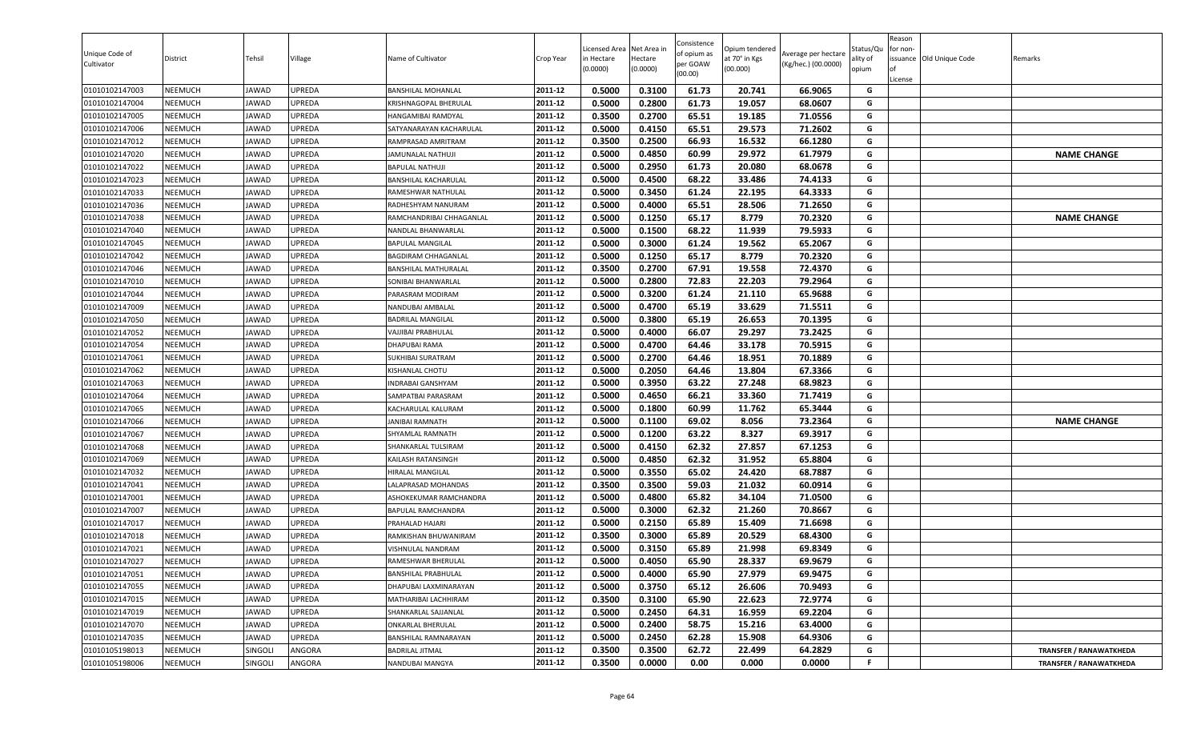| Unique Code of Cultivator | District | Tehsil | Village | Name of Cultivator | Crop Year | Licensed Area in Hectare (0.0000) | Net Area in Hectare (0.0000) | Consistence of opium as per GOAW (00.00) | Opium tendered at 70° in Kgs (00.000) | Average per hectare (Kg/hec.) (00.0000) | Status/Quality of opium | Reason for non-issuance of License | Old Unique Code | Remarks |
|---|---|---|---|---|---|---|---|---|---|---|---|---|---|---|
| 01010102147003 | NEEMUCH | JAWAD | UPREDA | BANSHILAL MOHANLAL | 2011-12 | 0.5000 | 0.3100 | 61.73 | 20.741 | 66.9065 | G | | | |
| 01010102147004 | NEEMUCH | JAWAD | UPREDA | KRISHNAGOPAL BHERULAL | 2011-12 | 0.5000 | 0.2800 | 61.73 | 19.057 | 68.0607 | G | | | |
| 01010102147005 | NEEMUCH | JAWAD | UPREDA | HANGAMIBAI RAMDYAL | 2011-12 | 0.3500 | 0.2700 | 65.51 | 19.185 | 71.0556 | G | | | |
| 01010102147006 | NEEMUCH | JAWAD | UPREDA | SATYANARAYAN KACHARULAL | 2011-12 | 0.5000 | 0.4150 | 65.51 | 29.573 | 71.2602 | G | | | |
| 01010102147012 | NEEMUCH | JAWAD | UPREDA | RAMPRASAD AMRITRAM | 2011-12 | 0.3500 | 0.2500 | 66.93 | 16.532 | 66.1280 | G | | | |
| 01010102147020 | NEEMUCH | JAWAD | UPREDA | JAMUNALAL NATHUJI | 2011-12 | 0.5000 | 0.4850 | 60.99 | 29.972 | 61.7979 | G | | | **NAME CHANGE** |
| 01010102147022 | NEEMUCH | JAWAD | UPREDA | BAPULAL NATHUJI | 2011-12 | 0.5000 | 0.2950 | 61.73 | 20.080 | 68.0678 | G | | | |
| 01010102147023 | NEEMUCH | JAWAD | UPREDA | BANSHILAL KACHARULAL | 2011-12 | 0.5000 | 0.4500 | 68.22 | 33.486 | 74.4133 | G | | | |
| 01010102147033 | NEEMUCH | JAWAD | UPREDA | RAMESHWAR NATHULAL | 2011-12 | 0.5000 | 0.3450 | 61.24 | 22.195 | 64.3333 | G | | | |
| 01010102147036 | NEEMUCH | JAWAD | UPREDA | RADHESHYAM NANURAM | 2011-12 | 0.5000 | 0.4000 | 65.51 | 28.506 | 71.2650 | G | | | |
| 01010102147038 | NEEMUCH | JAWAD | UPREDA | RAMCHANDRIBAI CHHAGANLAL | 2011-12 | 0.5000 | 0.1250 | 65.17 | 8.779 | 70.2320 | G | | | **NAME CHANGE** |
| 01010102147040 | NEEMUCH | JAWAD | UPREDA | NANDLAL BHANWARLAL | 2011-12 | 0.5000 | 0.1500 | 68.22 | 11.939 | 79.5933 | G | | | |
| 01010102147045 | NEEMUCH | JAWAD | UPREDA | BAPULAL MANGILAL | 2011-12 | 0.5000 | 0.3000 | 61.24 | 19.562 | 65.2067 | G | | | |
| 01010102147042 | NEEMUCH | JAWAD | UPREDA | BAGDIRAM CHHAGANLAL | 2011-12 | 0.5000 | 0.1250 | 65.17 | 8.779 | 70.2320 | G | | | |
| 01010102147046 | NEEMUCH | JAWAD | UPREDA | BANSHILAL MATHURALAL | 2011-12 | 0.3500 | 0.2700 | 67.91 | 19.558 | 72.4370 | G | | | |
| 01010102147010 | NEEMUCH | JAWAD | UPREDA | SONIBAI BHANWARLAL | 2011-12 | 0.5000 | 0.2800 | 72.83 | 22.203 | 79.2964 | G | | | |
| 01010102147044 | NEEMUCH | JAWAD | UPREDA | PARASRAM MODIRAM | 2011-12 | 0.5000 | 0.3200 | 61.24 | 21.110 | 65.9688 | G | | | |
| 01010102147009 | NEEMUCH | JAWAD | UPREDA | NANDUBAI AMBALAL | 2011-12 | 0.5000 | 0.4700 | 65.19 | 33.629 | 71.5511 | G | | | |
| 01010102147050 | NEEMUCH | JAWAD | UPREDA | BADRILAL MANGILAL | 2011-12 | 0.5000 | 0.3800 | 65.19 | 26.653 | 70.1395 | G | | | |
| 01010102147052 | NEEMUCH | JAWAD | UPREDA | VAJJIBAI PRABHULAL | 2011-12 | 0.5000 | 0.4000 | 66.07 | 29.297 | 73.2425 | G | | | |
| 01010102147054 | NEEMUCH | JAWAD | UPREDA | DHAPUBAI RAMA | 2011-12 | 0.5000 | 0.4700 | 64.46 | 33.178 | 70.5915 | G | | | |
| 01010102147061 | NEEMUCH | JAWAD | UPREDA | SUKHIBAI SURATRAM | 2011-12 | 0.5000 | 0.2700 | 64.46 | 18.951 | 70.1889 | G | | | |
| 01010102147062 | NEEMUCH | JAWAD | UPREDA | KISHANLAL CHOTU | 2011-12 | 0.5000 | 0.2050 | 64.46 | 13.804 | 67.3366 | G | | | |
| 01010102147063 | NEEMUCH | JAWAD | UPREDA | INDRABAI GANSHYAM | 2011-12 | 0.5000 | 0.3950 | 63.22 | 27.248 | 68.9823 | G | | | |
| 01010102147064 | NEEMUCH | JAWAD | UPREDA | SAMPATBAI PARASRAM | 2011-12 | 0.5000 | 0.4650 | 66.21 | 33.360 | 71.7419 | G | | | |
| 01010102147065 | NEEMUCH | JAWAD | UPREDA | KACHARULAL KALURAM | 2011-12 | 0.5000 | 0.1800 | 60.99 | 11.762 | 65.3444 | G | | | |
| 01010102147066 | NEEMUCH | JAWAD | UPREDA | JANIBAI RAMNATH | 2011-12 | 0.5000 | 0.1100 | 69.02 | 8.056 | 73.2364 | G | | | **NAME CHANGE** |
| 01010102147067 | NEEMUCH | JAWAD | UPREDA | SHYAMLAL RAMNATH | 2011-12 | 0.5000 | 0.1200 | 63.22 | 8.327 | 69.3917 | G | | | |
| 01010102147068 | NEEMUCH | JAWAD | UPREDA | SHANKARLAL TULSIRAM | 2011-12 | 0.5000 | 0.4150 | 62.32 | 27.857 | 67.1253 | G | | | |
| 01010102147069 | NEEMUCH | JAWAD | UPREDA | KAILASH RATANSINGH | 2011-12 | 0.5000 | 0.4850 | 62.32 | 31.952 | 65.8804 | G | | | |
| 01010102147032 | NEEMUCH | JAWAD | UPREDA | HIRALAL MANGILAL | 2011-12 | 0.5000 | 0.3550 | 65.02 | 24.420 | 68.7887 | G | | | |
| 01010102147041 | NEEMUCH | JAWAD | UPREDA | LALAPRASAD MOHANDAS | 2011-12 | 0.3500 | 0.3500 | 59.03 | 21.032 | 60.0914 | G | | | |
| 01010102147001 | NEEMUCH | JAWAD | UPREDA | ASHOKEKUMAR RAMCHANDRA | 2011-12 | 0.5000 | 0.4800 | 65.82 | 34.104 | 71.0500 | G | | | |
| 01010102147007 | NEEMUCH | JAWAD | UPREDA | BAPULAL RAMCHANDRA | 2011-12 | 0.5000 | 0.3000 | 62.32 | 21.260 | 70.8667 | G | | | |
| 01010102147017 | NEEMUCH | JAWAD | UPREDA | PRAHALAD HAJARI | 2011-12 | 0.5000 | 0.2150 | 65.89 | 15.409 | 71.6698 | G | | | |
| 01010102147018 | NEEMUCH | JAWAD | UPREDA | RAMKISHAN BHUWANIRAM | 2011-12 | 0.3500 | 0.3000 | 65.89 | 20.529 | 68.4300 | G | | | |
| 01010102147021 | NEEMUCH | JAWAD | UPREDA | VISHNULAL NANDRAM | 2011-12 | 0.5000 | 0.3150 | 65.89 | 21.998 | 69.8349 | G | | | |
| 01010102147027 | NEEMUCH | JAWAD | UPREDA | RAMESHWAR BHERULAL | 2011-12 | 0.5000 | 0.4050 | 65.90 | 28.337 | 69.9679 | G | | | |
| 01010102147051 | NEEMUCH | JAWAD | UPREDA | BANSHILAL PRABHULAL | 2011-12 | 0.5000 | 0.4000 | 65.90 | 27.979 | 69.9475 | G | | | |
| 01010102147055 | NEEMUCH | JAWAD | UPREDA | DHAPUBAI LAXMINARAYAN | 2011-12 | 0.5000 | 0.3750 | 65.12 | 26.606 | 70.9493 | G | | | |
| 01010102147015 | NEEMUCH | JAWAD | UPREDA | MATHARIBAI LACHHIRAM | 2011-12 | 0.3500 | 0.3100 | 65.90 | 22.623 | 72.9774 | G | | | |
| 01010102147019 | NEEMUCH | JAWAD | UPREDA | SHANKARLAL SAJJANLAL | 2011-12 | 0.5000 | 0.2450 | 64.31 | 16.959 | 69.2204 | G | | | |
| 01010102147070 | NEEMUCH | JAWAD | UPREDA | ONKARLAL BHERULAL | 2011-12 | 0.5000 | 0.2400 | 58.75 | 15.216 | 63.4000 | G | | | |
| 01010102147035 | NEEMUCH | JAWAD | UPREDA | BANSHILAL RAMNARAYAN | 2011-12 | 0.5000 | 0.2450 | 62.28 | 15.908 | 64.9306 | G | | | |
| 01010105198013 | NEEMUCH | SINGOLI | ANGORA | BADRILAL JITMAL | 2011-12 | 0.3500 | 0.3500 | 62.72 | 22.499 | 64.2829 | G | | | **TRANSFER / RANAWATKHEDA** |
| 01010105198006 | NEEMUCH | SINGOLI | ANGORA | NANDUBAI MANGYA | 2011-12 | 0.3500 | 0.0000 | 0.00 | 0.000 | 0.0000 | F | | | **TRANSFER / RANAWATKHEDA** |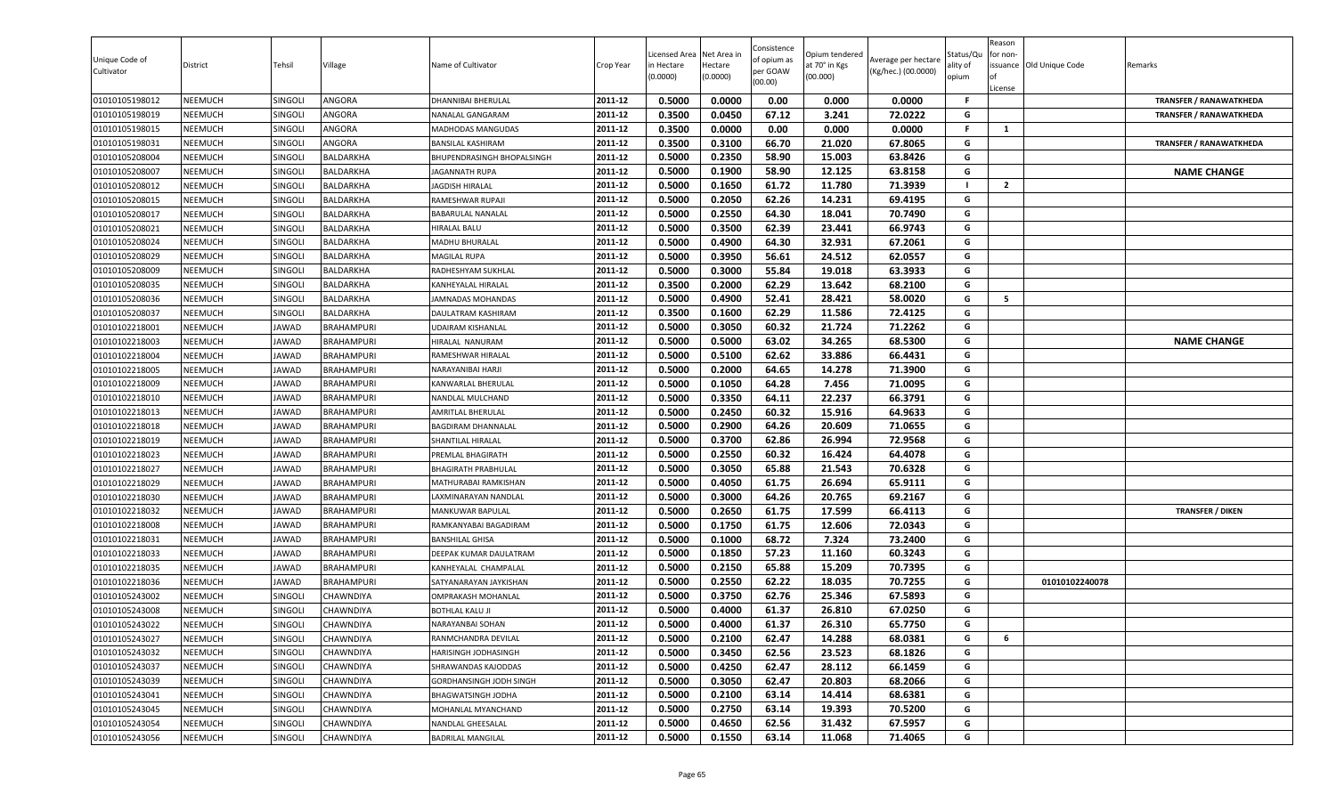| Unique Code of Cultivator | District | Tehsil | Village | Name of Cultivator | Crop Year | Licensed Area in Hectare (0.0000) | Net Area in Hectare (0.0000) | Consistence of opium as per GOAW (00.00) | Opium tendered at 70° in Kgs (00.000) | Average per hectare (Kg/hec.) (00.0000) | Status/Quality of opium | Reason for non-issuance of License | Old Unique Code | Remarks |
|---|---|---|---|---|---|---|---|---|---|---|---|---|---|---|
| 01010105198012 | NEEMUCH | SINGOLI | ANGORA | DHANNIBAI BHERULAL | 2011-12 | 0.5000 | 0.0000 | 0.00 | 0.000 | 0.0000 | F | | | TRANSFER / RANAWATKHEDA |
| 01010105198019 | NEEMUCH | SINGOLI | ANGORA | NANALAL GANGARAM | 2011-12 | 0.3500 | 0.0450 | 67.12 | 3.241 | 72.0222 | G | | | TRANSFER / RANAWATKHEDA |
| 01010105198015 | NEEMUCH | SINGOLI | ANGORA | MADHODAS MANGUDAS | 2011-12 | 0.3500 | 0.0000 | 0.00 | 0.000 | 0.0000 | F | 1 | | |
| 01010105198031 | NEEMUCH | SINGOLI | ANGORA | BANSILAL KASHIRAM | 2011-12 | 0.3500 | 0.3100 | 66.70 | 21.020 | 67.8065 | G | | | TRANSFER / RANAWATKHEDA |
| 01010105208004 | NEEMUCH | SINGOLI | BALDARKHA | BHUPENDRASINGH BHOPALSINGH | 2011-12 | 0.5000 | 0.2350 | 58.90 | 15.003 | 63.8426 | G | | | |
| 01010105208007 | NEEMUCH | SINGOLI | BALDARKHA | JAGANNATH RUPA | 2011-12 | 0.5000 | 0.1900 | 58.90 | 12.125 | 63.8158 | G | | | NAME CHANGE |
| 01010105208012 | NEEMUCH | SINGOLI | BALDARKHA | JAGDISH HIRALAL | 2011-12 | 0.5000 | 0.1650 | 61.72 | 11.780 | 71.3939 | I | 2 | | |
| 01010105208015 | NEEMUCH | SINGOLI | BALDARKHA | RAMESHWAR RUPAJI | 2011-12 | 0.5000 | 0.2050 | 62.26 | 14.231 | 69.4195 | G | | | |
| 01010105208017 | NEEMUCH | SINGOLI | BALDARKHA | BABARULAL NANALAL | 2011-12 | 0.5000 | 0.2550 | 64.30 | 18.041 | 70.7490 | G | | | |
| 01010105208021 | NEEMUCH | SINGOLI | BALDARKHA | HIRALAL BALU | 2011-12 | 0.5000 | 0.3500 | 62.39 | 23.441 | 66.9743 | G | | | |
| 01010105208024 | NEEMUCH | SINGOLI | BALDARKHA | MADHU BHURALAL | 2011-12 | 0.5000 | 0.4900 | 64.30 | 32.931 | 67.2061 | G | | | |
| 01010105208029 | NEEMUCH | SINGOLI | BALDARKHA | MAGILAL RUPA | 2011-12 | 0.5000 | 0.3950 | 56.61 | 24.512 | 62.0557 | G | | | |
| 01010105208009 | NEEMUCH | SINGOLI | BALDARKHA | RADHESHYAM SUKHLAL | 2011-12 | 0.5000 | 0.3000 | 55.84 | 19.018 | 63.3933 | G | | | |
| 01010105208035 | NEEMUCH | SINGOLI | BALDARKHA | KANHEYALAL HIRALAL | 2011-12 | 0.3500 | 0.2000 | 62.29 | 13.642 | 68.2100 | G | | | |
| 01010105208036 | NEEMUCH | SINGOLI | BALDARKHA | JAMNADAS MOHANDAS | 2011-12 | 0.5000 | 0.4900 | 52.41 | 28.421 | 58.0020 | G | 5 | | |
| 01010105208037 | NEEMUCH | SINGOLI | BALDARKHA | DAULATRAM KASHIRAM | 2011-12 | 0.3500 | 0.1600 | 62.29 | 11.586 | 72.4125 | G | | | |
| 01010102218001 | NEEMUCH | JAWAD | BRAHAMPURI | UDAIRAM KISHANLAL | 2011-12 | 0.5000 | 0.3050 | 60.32 | 21.724 | 71.2262 | G | | | |
| 01010102218003 | NEEMUCH | JAWAD | BRAHAMPURI | HIRALAL NANURAM | 2011-12 | 0.5000 | 0.5000 | 63.02 | 34.265 | 68.5300 | G | | | NAME CHANGE |
| 01010102218004 | NEEMUCH | JAWAD | BRAHAMPURI | RAMESHWAR HIRALAL | 2011-12 | 0.5000 | 0.5100 | 62.62 | 33.886 | 66.4431 | G | | | |
| 01010102218005 | NEEMUCH | JAWAD | BRAHAMPURI | NARAYANIBAI HARJI | 2011-12 | 0.5000 | 0.2000 | 64.65 | 14.278 | 71.3900 | G | | | |
| 01010102218009 | NEEMUCH | JAWAD | BRAHAMPURI | KANWARLAL BHERULAL | 2011-12 | 0.5000 | 0.1050 | 64.28 | 7.456 | 71.0095 | G | | | |
| 01010102218010 | NEEMUCH | JAWAD | BRAHAMPURI | NANDLAL MULCHAND | 2011-12 | 0.5000 | 0.3350 | 64.11 | 22.237 | 66.3791 | G | | | |
| 01010102218013 | NEEMUCH | JAWAD | BRAHAMPURI | AMRITLAL BHERULAL | 2011-12 | 0.5000 | 0.2450 | 60.32 | 15.916 | 64.9633 | G | | | |
| 01010102218018 | NEEMUCH | JAWAD | BRAHAMPURI | BAGDIRAM DHANNALAL | 2011-12 | 0.5000 | 0.2900 | 64.26 | 20.609 | 71.0655 | G | | | |
| 01010102218019 | NEEMUCH | JAWAD | BRAHAMPURI | SHANTILAL HIRALAL | 2011-12 | 0.5000 | 0.3700 | 62.86 | 26.994 | 72.9568 | G | | | |
| 01010102218023 | NEEMUCH | JAWAD | BRAHAMPURI | PREMLAL BHAGIRATH | 2011-12 | 0.5000 | 0.2550 | 60.32 | 16.424 | 64.4078 | G | | | |
| 01010102218027 | NEEMUCH | JAWAD | BRAHAMPURI | BHAGIRATH PRABHULAL | 2011-12 | 0.5000 | 0.3050 | 65.88 | 21.543 | 70.6328 | G | | | |
| 01010102218029 | NEEMUCH | JAWAD | BRAHAMPURI | MATHURABAI RAMKISHAN | 2011-12 | 0.5000 | 0.4050 | 61.75 | 26.694 | 65.9111 | G | | | |
| 01010102218030 | NEEMUCH | JAWAD | BRAHAMPURI | LAXMINARAYAN NANDLAL | 2011-12 | 0.5000 | 0.3000 | 64.26 | 20.765 | 69.2167 | G | | | |
| 01010102218032 | NEEMUCH | JAWAD | BRAHAMPURI | MANKUWAR BAPULAL | 2011-12 | 0.5000 | 0.2650 | 61.75 | 17.599 | 66.4113 | G | | | TRANSFER / DIKEN |
| 01010102218008 | NEEMUCH | JAWAD | BRAHAMPURI | RAMKANYABAI BAGADIRAM | 2011-12 | 0.5000 | 0.1750 | 61.75 | 12.606 | 72.0343 | G | | | |
| 01010102218031 | NEEMUCH | JAWAD | BRAHAMPURI | BANSHILAL GHISA | 2011-12 | 0.5000 | 0.1000 | 68.72 | 7.324 | 73.2400 | G | | | |
| 01010102218033 | NEEMUCH | JAWAD | BRAHAMPURI | DEEPAK KUMAR DAULATRAM | 2011-12 | 0.5000 | 0.1850 | 57.23 | 11.160 | 60.3243 | G | | | |
| 01010102218035 | NEEMUCH | JAWAD | BRAHAMPURI | KANHEYALAL CHAMPALAL | 2011-12 | 0.5000 | 0.2150 | 65.88 | 15.209 | 70.7395 | G | | | |
| 01010102218036 | NEEMUCH | JAWAD | BRAHAMPURI | SATYANARAYAN JAYKISHAN | 2011-12 | 0.5000 | 0.2550 | 62.22 | 18.035 | 70.7255 | G | | 01010102240078 | |
| 01010105243002 | NEEMUCH | SINGOLI | CHAWNDIYA | OMPRAKASH MOHANLAL | 2011-12 | 0.5000 | 0.3750 | 62.76 | 25.346 | 67.5893 | G | | | |
| 01010105243008 | NEEMUCH | SINGOLI | CHAWNDIYA | BOTHLAL KALU JI | 2011-12 | 0.5000 | 0.4000 | 61.37 | 26.810 | 67.0250 | G | | | |
| 01010105243022 | NEEMUCH | SINGOLI | CHAWNDIYA | NARAYANBAI SOHAN | 2011-12 | 0.5000 | 0.4000 | 61.37 | 26.310 | 65.7750 | G | | | |
| 01010105243027 | NEEMUCH | SINGOLI | CHAWNDIYA | RANMCHANDRA DEVILAL | 2011-12 | 0.5000 | 0.2100 | 62.47 | 14.288 | 68.0381 | G | 6 | | |
| 01010105243032 | NEEMUCH | SINGOLI | CHAWNDIYA | HARISINGH JODHASINGH | 2011-12 | 0.5000 | 0.3450 | 62.56 | 23.523 | 68.1826 | G | | | |
| 01010105243037 | NEEMUCH | SINGOLI | CHAWNDIYA | SHRAWANDAS KAJODDAS | 2011-12 | 0.5000 | 0.4250 | 62.47 | 28.112 | 66.1459 | G | | | |
| 01010105243039 | NEEMUCH | SINGOLI | CHAWNDIYA | GORDHANSINGH JODH SINGH | 2011-12 | 0.5000 | 0.3050 | 62.47 | 20.803 | 68.2066 | G | | | |
| 01010105243041 | NEEMUCH | SINGOLI | CHAWNDIYA | BHAGWATSINGH JODHA | 2011-12 | 0.5000 | 0.2100 | 63.14 | 14.414 | 68.6381 | G | | | |
| 01010105243045 | NEEMUCH | SINGOLI | CHAWNDIYA | MOHANLAL MYANCHAND | 2011-12 | 0.5000 | 0.2750 | 63.14 | 19.393 | 70.5200 | G | | | |
| 01010105243054 | NEEMUCH | SINGOLI | CHAWNDIYA | NANDLAL GHEESALAL | 2011-12 | 0.5000 | 0.4650 | 62.56 | 31.432 | 67.5957 | G | | | |
| 01010105243056 | NEEMUCH | SINGOLI | CHAWNDIYA | BADRILAL MANGILAL | 2011-12 | 0.5000 | 0.1550 | 63.14 | 11.068 | 71.4065 | G | | | |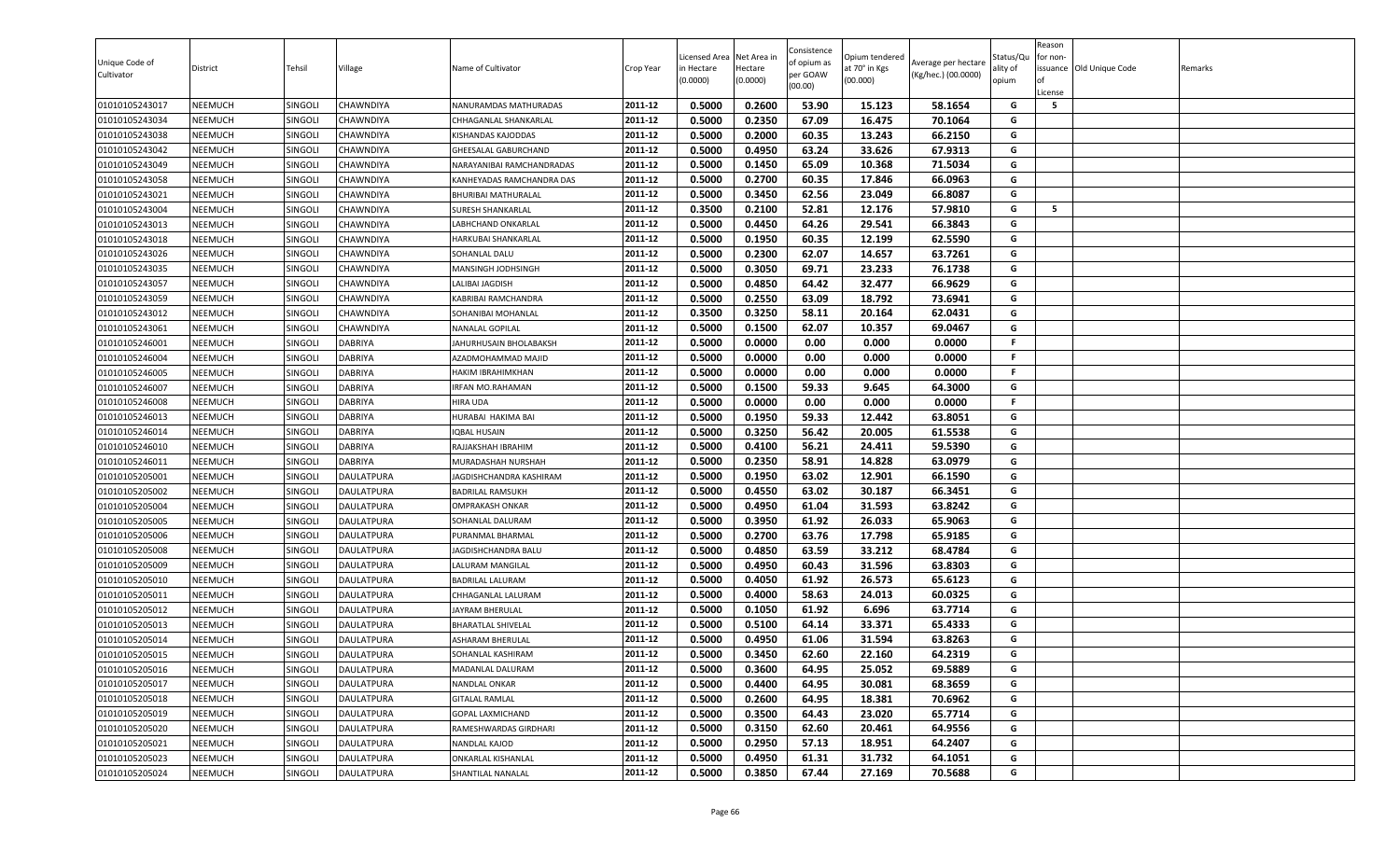| Unique Code of Cultivator | District | Tehsil | Village | Name of Cultivator | Crop Year | Licensed Area in Hectare (0.0000) | Net Area in Hectare (0.0000) | Consistence of opium as per GOAW (00.00) | Opium tendered at 70° in Kgs (00.000) | Average per hectare (Kg/hec.) (00.0000) | Status/Quality of opium | Reason for non-issuance of License | Old Unique Code | Remarks |
|---|---|---|---|---|---|---|---|---|---|---|---|---|---|---|
| 01010105243017 | NEEMUCH | SINGOLI | CHAWNDIYA | NANURAMDAS MATHURADAS | 2011-12 | 0.5000 | 0.2600 | 53.90 | 15.123 | 58.1654 | G | 5 | | |
| 01010105243034 | NEEMUCH | SINGOLI | CHAWNDIYA | CHHAGANLAL SHANKARLAL | 2011-12 | 0.5000 | 0.2350 | 67.09 | 16.475 | 70.1064 | G | | | |
| 01010105243038 | NEEMUCH | SINGOLI | CHAWNDIYA | KISHANDAS KAJODDAS | 2011-12 | 0.5000 | 0.2000 | 60.35 | 13.243 | 66.2150 | G | | | |
| 01010105243042 | NEEMUCH | SINGOLI | CHAWNDIYA | GHEESALAL GABURCHAND | 2011-12 | 0.5000 | 0.4950 | 63.24 | 33.626 | 67.9313 | G | | | |
| 01010105243049 | NEEMUCH | SINGOLI | CHAWNDIYA | NARAYANIBAI RAMCHANDRADAS | 2011-12 | 0.5000 | 0.1450 | 65.09 | 10.368 | 71.5034 | G | | | |
| 01010105243058 | NEEMUCH | SINGOLI | CHAWNDIYA | KANHEYADAS RAMCHANDRA DAS | 2011-12 | 0.5000 | 0.2700 | 60.35 | 17.846 | 66.0963 | G | | | |
| 01010105243021 | NEEMUCH | SINGOLI | CHAWNDIYA | BHURIBAI MATHURALAL | 2011-12 | 0.5000 | 0.3450 | 62.56 | 23.049 | 66.8087 | G | | | |
| 01010105243004 | NEEMUCH | SINGOLI | CHAWNDIYA | SURESH SHANKARLAL | 2011-12 | 0.3500 | 0.2100 | 52.81 | 12.176 | 57.9810 | G | 5 | | |
| 01010105243013 | NEEMUCH | SINGOLI | CHAWNDIYA | LABHCHAND ONKARLAL | 2011-12 | 0.5000 | 0.4450 | 64.26 | 29.541 | 66.3843 | G | | | |
| 01010105243018 | NEEMUCH | SINGOLI | CHAWNDIYA | HARKUBAI SHANKARLAL | 2011-12 | 0.5000 | 0.1950 | 60.35 | 12.199 | 62.5590 | G | | | |
| 01010105243026 | NEEMUCH | SINGOLI | CHAWNDIYA | SOHANLAL DALU | 2011-12 | 0.5000 | 0.2300 | 62.07 | 14.657 | 63.7261 | G | | | |
| 01010105243035 | NEEMUCH | SINGOLI | CHAWNDIYA | MANSINGH JODHSINGH | 2011-12 | 0.5000 | 0.3050 | 69.71 | 23.233 | 76.1738 | G | | | |
| 01010105243057 | NEEMUCH | SINGOLI | CHAWNDIYA | LALIBAI JAGDISH | 2011-12 | 0.5000 | 0.4850 | 64.42 | 32.477 | 66.9629 | G | | | |
| 01010105243059 | NEEMUCH | SINGOLI | CHAWNDIYA | KABRIBAI RAMCHANDRA | 2011-12 | 0.5000 | 0.2550 | 63.09 | 18.792 | 73.6941 | G | | | |
| 01010105243012 | NEEMUCH | SINGOLI | CHAWNDIYA | SOHANIBAI MOHANLAL | 2011-12 | 0.3500 | 0.3250 | 58.11 | 20.164 | 62.0431 | G | | | |
| 01010105243061 | NEEMUCH | SINGOLI | CHAWNDIYA | NANALAL GOPILAL | 2011-12 | 0.5000 | 0.1500 | 62.07 | 10.357 | 69.0467 | G | | | |
| 01010105246001 | NEEMUCH | SINGOLI | DABRIYA | JAHURHUSAIN BHOLABAKSH | 2011-12 | 0.5000 | 0.0000 | 0.00 | 0.000 | 0.0000 | F | | | |
| 01010105246004 | NEEMUCH | SINGOLI | DABRIYA | AZADMOHAMMAD MAJID | 2011-12 | 0.5000 | 0.0000 | 0.00 | 0.000 | 0.0000 | F | | | |
| 01010105246005 | NEEMUCH | SINGOLI | DABRIYA | HAKIM IBRAHIMKHAN | 2011-12 | 0.5000 | 0.0000 | 0.00 | 0.000 | 0.0000 | F | | | |
| 01010105246007 | NEEMUCH | SINGOLI | DABRIYA | IRFAN MO.RAHAMAN | 2011-12 | 0.5000 | 0.1500 | 59.33 | 9.645 | 64.3000 | G | | | |
| 01010105246008 | NEEMUCH | SINGOLI | DABRIYA | HIRA UDA | 2011-12 | 0.5000 | 0.0000 | 0.00 | 0.000 | 0.0000 | F | | | |
| 01010105246013 | NEEMUCH | SINGOLI | DABRIYA | HURABAI HAKIMA BAI | 2011-12 | 0.5000 | 0.1950 | 59.33 | 12.442 | 63.8051 | G | | | |
| 01010105246014 | NEEMUCH | SINGOLI | DABRIYA | IQBAL HUSAIN | 2011-12 | 0.5000 | 0.3250 | 56.42 | 20.005 | 61.5538 | G | | | |
| 01010105246010 | NEEMUCH | SINGOLI | DABRIYA | RAJJAKSHAH IBRAHIM | 2011-12 | 0.5000 | 0.4100 | 56.21 | 24.411 | 59.5390 | G | | | |
| 01010105246011 | NEEMUCH | SINGOLI | DABRIYA | MURADASHAH NURSHAH | 2011-12 | 0.5000 | 0.2350 | 58.91 | 14.828 | 63.0979 | G | | | |
| 01010105205001 | NEEMUCH | SINGOLI | DAULATPURA | JAGDISHCHANDRA KASHIRAM | 2011-12 | 0.5000 | 0.1950 | 63.02 | 12.901 | 66.1590 | G | | | |
| 01010105205002 | NEEMUCH | SINGOLI | DAULATPURA | BADRILAL RAMSUKH | 2011-12 | 0.5000 | 0.4550 | 63.02 | 30.187 | 66.3451 | G | | | |
| 01010105205004 | NEEMUCH | SINGOLI | DAULATPURA | OMPRAKASH ONKAR | 2011-12 | 0.5000 | 0.4950 | 61.04 | 31.593 | 63.8242 | G | | | |
| 01010105205005 | NEEMUCH | SINGOLI | DAULATPURA | SOHANLAL DALURAM | 2011-12 | 0.5000 | 0.3950 | 61.92 | 26.033 | 65.9063 | G | | | |
| 01010105205006 | NEEMUCH | SINGOLI | DAULATPURA | PURANMAL BHARMAL | 2011-12 | 0.5000 | 0.2700 | 63.76 | 17.798 | 65.9185 | G | | | |
| 01010105205008 | NEEMUCH | SINGOLI | DAULATPURA | JAGDISHCHANDRA BALU | 2011-12 | 0.5000 | 0.4850 | 63.59 | 33.212 | 68.4784 | G | | | |
| 01010105205009 | NEEMUCH | SINGOLI | DAULATPURA | LALURAM MANGILAL | 2011-12 | 0.5000 | 0.4950 | 60.43 | 31.596 | 63.8303 | G | | | |
| 01010105205010 | NEEMUCH | SINGOLI | DAULATPURA | BADRILAL LALURAM | 2011-12 | 0.5000 | 0.4050 | 61.92 | 26.573 | 65.6123 | G | | | |
| 01010105205011 | NEEMUCH | SINGOLI | DAULATPURA | CHHAGANLAL LALURAM | 2011-12 | 0.5000 | 0.4000 | 58.63 | 24.013 | 60.0325 | G | | | |
| 01010105205012 | NEEMUCH | SINGOLI | DAULATPURA | JAYRAM BHERULAL | 2011-12 | 0.5000 | 0.1050 | 61.92 | 6.696 | 63.7714 | G | | | |
| 01010105205013 | NEEMUCH | SINGOLI | DAULATPURA | BHARATLAL SHIVELAL | 2011-12 | 0.5000 | 0.5100 | 64.14 | 33.371 | 65.4333 | G | | | |
| 01010105205014 | NEEMUCH | SINGOLI | DAULATPURA | ASHARAM BHERULAL | 2011-12 | 0.5000 | 0.4950 | 61.06 | 31.594 | 63.8263 | G | | | |
| 01010105205015 | NEEMUCH | SINGOLI | DAULATPURA | SOHANLAL KASHIRAM | 2011-12 | 0.5000 | 0.3450 | 62.60 | 22.160 | 64.2319 | G | | | |
| 01010105205016 | NEEMUCH | SINGOLI | DAULATPURA | MADANLAL DALURAM | 2011-12 | 0.5000 | 0.3600 | 64.95 | 25.052 | 69.5889 | G | | | |
| 01010105205017 | NEEMUCH | SINGOLI | DAULATPURA | NANDLAL ONKAR | 2011-12 | 0.5000 | 0.4400 | 64.95 | 30.081 | 68.3659 | G | | | |
| 01010105205018 | NEEMUCH | SINGOLI | DAULATPURA | GITALAL RAMLAL | 2011-12 | 0.5000 | 0.2600 | 64.95 | 18.381 | 70.6962 | G | | | |
| 01010105205019 | NEEMUCH | SINGOLI | DAULATPURA | GOPAL LAXMICHAND | 2011-12 | 0.5000 | 0.3500 | 64.43 | 23.020 | 65.7714 | G | | | |
| 01010105205020 | NEEMUCH | SINGOLI | DAULATPURA | RAMESHWARDAS GIRDHARI | 2011-12 | 0.5000 | 0.3150 | 62.60 | 20.461 | 64.9556 | G | | | |
| 01010105205021 | NEEMUCH | SINGOLI | DAULATPURA | NANDLAL KAJOD | 2011-12 | 0.5000 | 0.2950 | 57.13 | 18.951 | 64.2407 | G | | | |
| 01010105205023 | NEEMUCH | SINGOLI | DAULATPURA | ONKARLAL KISHANLAL | 2011-12 | 0.5000 | 0.4950 | 61.31 | 31.732 | 64.1051 | G | | | |
| 01010105205024 | NEEMUCH | SINGOLI | DAULATPURA | SHANTILAL NANALAL | 2011-12 | 0.5000 | 0.3850 | 67.44 | 27.169 | 70.5688 | G | | | |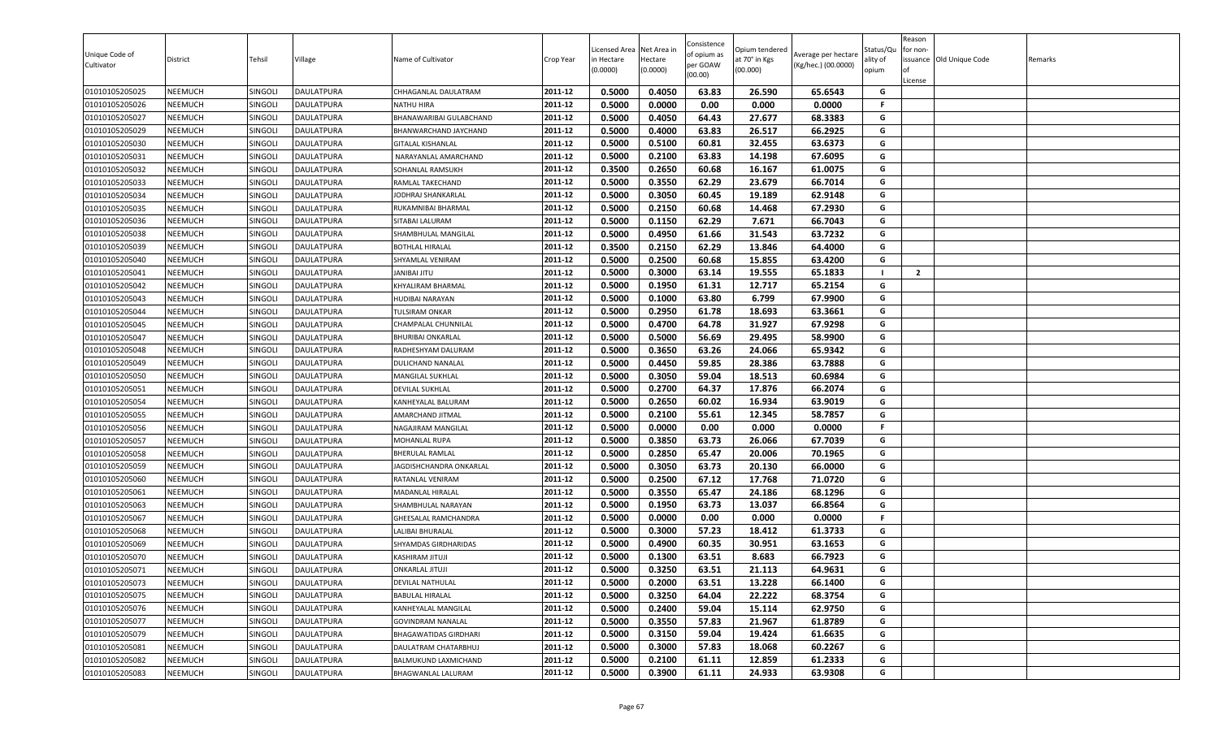| Unique Code of Cultivator | District | Tehsil | Village | Name of Cultivator | Crop Year | Licensed Area in Hectare (0.0000) | Net Area in Hectare (0.0000) | Consistence of opium as per GOAW (00.00) | Opium tendered at 70° in Kgs (00.000) | Average per hectare (Kg/hec.) (00.0000) | Status/Quality of opium | Reason for non-issuance of License | Old Unique Code | Remarks |
|---|---|---|---|---|---|---|---|---|---|---|---|---|---|---|
| 01010105205025 | NEEMUCH | SINGOLI | DAULATPURA | CHHAGANLAL DAULATRAM | 2011-12 | 0.5000 | 0.4050 | 63.83 | 26.590 | 65.6543 | G | | | |
| 01010105205026 | NEEMUCH | SINGOLI | DAULATPURA | NATHU HIRA | 2011-12 | 0.5000 | 0.0000 | 0.00 | 0.000 | 0.0000 | F | | | |
| 01010105205027 | NEEMUCH | SINGOLI | DAULATPURA | BHANAWARIBAI GULABCHAND | 2011-12 | 0.5000 | 0.4050 | 64.43 | 27.677 | 68.3383 | G | | | |
| 01010105205029 | NEEMUCH | SINGOLI | DAULATPURA | BHANWARCHAND JAYCHAND | 2011-12 | 0.5000 | 0.4000 | 63.83 | 26.517 | 66.2925 | G | | | |
| 01010105205030 | NEEMUCH | SINGOLI | DAULATPURA | GITALAL KISHANLAL | 2011-12 | 0.5000 | 0.5100 | 60.81 | 32.455 | 63.6373 | G | | | |
| 01010105205031 | NEEMUCH | SINGOLI | DAULATPURA | NARAYANLAL AMARCHAND | 2011-12 | 0.5000 | 0.2100 | 63.83 | 14.198 | 67.6095 | G | | | |
| 01010105205032 | NEEMUCH | SINGOLI | DAULATPURA | SOHANLAL RAMSUKH | 2011-12 | 0.3500 | 0.2650 | 60.68 | 16.167 | 61.0075 | G | | | |
| 01010105205033 | NEEMUCH | SINGOLI | DAULATPURA | RAMLAL TAKECHAND | 2011-12 | 0.5000 | 0.3550 | 62.29 | 23.679 | 66.7014 | G | | | |
| 01010105205034 | NEEMUCH | SINGOLI | DAULATPURA | JODHRAJ SHANKARLAL | 2011-12 | 0.5000 | 0.3050 | 60.45 | 19.189 | 62.9148 | G | | | |
| 01010105205035 | NEEMUCH | SINGOLI | DAULATPURA | RUKAMNIBAI BHARMAL | 2011-12 | 0.5000 | 0.2150 | 60.68 | 14.468 | 67.2930 | G | | | |
| 01010105205036 | NEEMUCH | SINGOLI | DAULATPURA | SITABAI LALURAM | 2011-12 | 0.5000 | 0.1150 | 62.29 | 7.671 | 66.7043 | G | | | |
| 01010105205038 | NEEMUCH | SINGOLI | DAULATPURA | SHAMBHULAL MANGILAL | 2011-12 | 0.5000 | 0.4950 | 61.66 | 31.543 | 63.7232 | G | | | |
| 01010105205039 | NEEMUCH | SINGOLI | DAULATPURA | BOTHLAL HIRALAL | 2011-12 | 0.3500 | 0.2150 | 62.29 | 13.846 | 64.4000 | G | | | |
| 01010105205040 | NEEMUCH | SINGOLI | DAULATPURA | SHYAMLAL VENIRAM | 2011-12 | 0.5000 | 0.2500 | 60.68 | 15.855 | 63.4200 | G | | | |
| 01010105205041 | NEEMUCH | SINGOLI | DAULATPURA | JANIBAI JITU | 2011-12 | 0.5000 | 0.3000 | 63.14 | 19.555 | 65.1833 | I | 2 | | |
| 01010105205042 | NEEMUCH | SINGOLI | DAULATPURA | KHYALIRAM BHARMAL | 2011-12 | 0.5000 | 0.1950 | 61.31 | 12.717 | 65.2154 | G | | | |
| 01010105205043 | NEEMUCH | SINGOLI | DAULATPURA | HUDIBAI NARAYAN | 2011-12 | 0.5000 | 0.1000 | 63.80 | 6.799 | 67.9900 | G | | | |
| 01010105205044 | NEEMUCH | SINGOLI | DAULATPURA | TULSIRAM ONKAR | 2011-12 | 0.5000 | 0.2950 | 61.78 | 18.693 | 63.3661 | G | | | |
| 01010105205045 | NEEMUCH | SINGOLI | DAULATPURA | CHAMPALAL CHUNNILAL | 2011-12 | 0.5000 | 0.4700 | 64.78 | 31.927 | 67.9298 | G | | | |
| 01010105205047 | NEEMUCH | SINGOLI | DAULATPURA | BHURIBAI ONKARLAL | 2011-12 | 0.5000 | 0.5000 | 56.69 | 29.495 | 58.9900 | G | | | |
| 01010105205048 | NEEMUCH | SINGOLI | DAULATPURA | RADHESHYAM DALURAM | 2011-12 | 0.5000 | 0.3650 | 63.26 | 24.066 | 65.9342 | G | | | |
| 01010105205049 | NEEMUCH | SINGOLI | DAULATPURA | DULICHAND NANALAL | 2011-12 | 0.5000 | 0.4450 | 59.85 | 28.386 | 63.7888 | G | | | |
| 01010105205050 | NEEMUCH | SINGOLI | DAULATPURA | MANGILAL SUKHLAL | 2011-12 | 0.5000 | 0.3050 | 59.04 | 18.513 | 60.6984 | G | | | |
| 01010105205051 | NEEMUCH | SINGOLI | DAULATPURA | DEVILAL SUKHLAL | 2011-12 | 0.5000 | 0.2700 | 64.37 | 17.876 | 66.2074 | G | | | |
| 01010105205054 | NEEMUCH | SINGOLI | DAULATPURA | KANHEYALAL BALURAM | 2011-12 | 0.5000 | 0.2650 | 60.02 | 16.934 | 63.9019 | G | | | |
| 01010105205055 | NEEMUCH | SINGOLI | DAULATPURA | AMARCHAND JITMAL | 2011-12 | 0.5000 | 0.2100 | 55.61 | 12.345 | 58.7857 | G | | | |
| 01010105205056 | NEEMUCH | SINGOLI | DAULATPURA | NAGAJIRAM MANGILAL | 2011-12 | 0.5000 | 0.0000 | 0.00 | 0.000 | 0.0000 | F | | | |
| 01010105205057 | NEEMUCH | SINGOLI | DAULATPURA | MOHANLAL RUPA | 2011-12 | 0.5000 | 0.3850 | 63.73 | 26.066 | 67.7039 | G | | | |
| 01010105205058 | NEEMUCH | SINGOLI | DAULATPURA | BHERULAL RAMLAL | 2011-12 | 0.5000 | 0.2850 | 65.47 | 20.006 | 70.1965 | G | | | |
| 01010105205059 | NEEMUCH | SINGOLI | DAULATPURA | JAGDISHCHANDRA ONKARLAL | 2011-12 | 0.5000 | 0.3050 | 63.73 | 20.130 | 66.0000 | G | | | |
| 01010105205060 | NEEMUCH | SINGOLI | DAULATPURA | RATANLAL VENIRAM | 2011-12 | 0.5000 | 0.2500 | 67.12 | 17.768 | 71.0720 | G | | | |
| 01010105205061 | NEEMUCH | SINGOLI | DAULATPURA | MADANLAL HIRALAL | 2011-12 | 0.5000 | 0.3550 | 65.47 | 24.186 | 68.1296 | G | | | |
| 01010105205063 | NEEMUCH | SINGOLI | DAULATPURA | SHAMBHULAL NARAYAN | 2011-12 | 0.5000 | 0.1950 | 63.73 | 13.037 | 66.8564 | G | | | |
| 01010105205067 | NEEMUCH | SINGOLI | DAULATPURA | GHEESALAL RAMCHANDRA | 2011-12 | 0.5000 | 0.0000 | 0.00 | 0.000 | 0.0000 | F | | | |
| 01010105205068 | NEEMUCH | SINGOLI | DAULATPURA | LALIBAI BHURALAL | 2011-12 | 0.5000 | 0.3000 | 57.23 | 18.412 | 61.3733 | G | | | |
| 01010105205069 | NEEMUCH | SINGOLI | DAULATPURA | SHYAMDAS GIRDHARIDAS | 2011-12 | 0.5000 | 0.4900 | 60.35 | 30.951 | 63.1653 | G | | | |
| 01010105205070 | NEEMUCH | SINGOLI | DAULATPURA | KASHIRAM JITUJI | 2011-12 | 0.5000 | 0.1300 | 63.51 | 8.683 | 66.7923 | G | | | |
| 01010105205071 | NEEMUCH | SINGOLI | DAULATPURA | ONKARLAL JITUJI | 2011-12 | 0.5000 | 0.3250 | 63.51 | 21.113 | 64.9631 | G | | | |
| 01010105205073 | NEEMUCH | SINGOLI | DAULATPURA | DEVILAL NATHULAL | 2011-12 | 0.5000 | 0.2000 | 63.51 | 13.228 | 66.1400 | G | | | |
| 01010105205075 | NEEMUCH | SINGOLI | DAULATPURA | BABULAL HIRALAL | 2011-12 | 0.5000 | 0.3250 | 64.04 | 22.222 | 68.3754 | G | | | |
| 01010105205076 | NEEMUCH | SINGOLI | DAULATPURA | KANHEYALAL MANGILAL | 2011-12 | 0.5000 | 0.2400 | 59.04 | 15.114 | 62.9750 | G | | | |
| 01010105205077 | NEEMUCH | SINGOLI | DAULATPURA | GOVINDRAM NANALAL | 2011-12 | 0.5000 | 0.3550 | 57.83 | 21.967 | 61.8789 | G | | | |
| 01010105205079 | NEEMUCH | SINGOLI | DAULATPURA | BHAGAWATIDAS GIRDHARI | 2011-12 | 0.5000 | 0.3150 | 59.04 | 19.424 | 61.6635 | G | | | |
| 01010105205081 | NEEMUCH | SINGOLI | DAULATPURA | DAULATRAM CHATARBHUJ | 2011-12 | 0.5000 | 0.3000 | 57.83 | 18.068 | 60.2267 | G | | | |
| 01010105205082 | NEEMUCH | SINGOLI | DAULATPURA | BALMUKUND LAXMICHAND | 2011-12 | 0.5000 | 0.2100 | 61.11 | 12.859 | 61.2333 | G | | | |
| 01010105205083 | NEEMUCH | SINGOLI | DAULATPURA | BHAGWANLAL LALURAM | 2011-12 | 0.5000 | 0.3900 | 61.11 | 24.933 | 63.9308 | G | | | |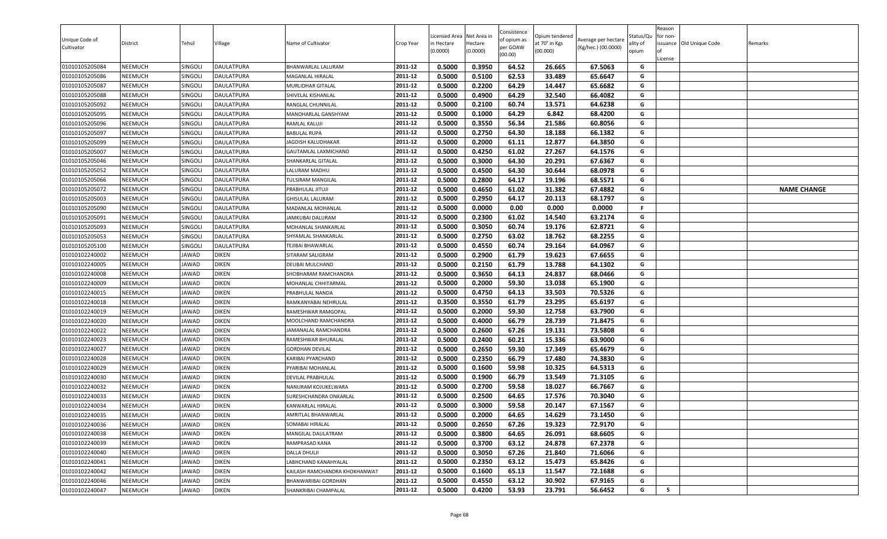| Unique Code of Cultivator | District | Tehsil | Village | Name of Cultivator | Crop Year | Licensed Area in Hectare (0.0000) | Net Area in Hectare (0.0000) | Consistence of opium as per GOAW (00.00) | Opium tendered at 70° in Kgs (00.000) | Average per hectare (Kg/hec.) (00.0000) | Status/Quality of opium | Reason for non-issuance of License | Old Unique Code | Remarks |
|---|---|---|---|---|---|---|---|---|---|---|---|---|---|---|
| 01010105205084 | NEEMUCH | SINGOLI | DAULATPURA | BHANWARLAL LALURAM | 2011-12 | 0.5000 | 0.3950 | 64.52 | 26.665 | 67.5063 | G | | | |
| 01010105205086 | NEEMUCH | SINGOLI | DAULATPURA | MAGANLAL HIRALAL | 2011-12 | 0.5000 | 0.5100 | 62.53 | 33.489 | 65.6647 | G | | | |
| 01010105205087 | NEEMUCH | SINGOLI | DAULATPURA | MURLIDHAR GITALAL | 2011-12 | 0.5000 | 0.2200 | 64.29 | 14.447 | 65.6682 | G | | | |
| 01010105205088 | NEEMUCH | SINGOLI | DAULATPURA | SHIVELAL KISHANLAL | 2011-12 | 0.5000 | 0.4900 | 64.29 | 32.540 | 66.4082 | G | | | |
| 01010105205092 | NEEMUCH | SINGOLI | DAULATPURA | RANGLAL CHUNNILAL | 2011-12 | 0.5000 | 0.2100 | 60.74 | 13.571 | 64.6238 | G | | | |
| 01010105205095 | NEEMUCH | SINGOLI | DAULATPURA | MANOHARLAL GANSHYAM | 2011-12 | 0.5000 | 0.1000 | 64.29 | 6.842 | 68.4200 | G | | | |
| 01010105205096 | NEEMUCH | SINGOLI | DAULATPURA | RAMLAL KALUJI | 2011-12 | 0.5000 | 0.3550 | 56.34 | 21.586 | 60.8056 | G | | | |
| 01010105205097 | NEEMUCH | SINGOLI | DAULATPURA | BABULAL RUPA | 2011-12 | 0.5000 | 0.2750 | 64.30 | 18.188 | 66.1382 | G | | | |
| 01010105205099 | NEEMUCH | SINGOLI | DAULATPURA | JAGDISH KALUDHAKAR | 2011-12 | 0.5000 | 0.2000 | 61.11 | 12.877 | 64.3850 | G | | | |
| 01010105205007 | NEEMUCH | SINGOLI | DAULATPURA | GAUTAMLAL LAXMICHAND | 2011-12 | 0.5000 | 0.4250 | 61.02 | 27.267 | 64.1576 | G | | | |
| 01010105205046 | NEEMUCH | SINGOLI | DAULATPURA | SHANKARLAL GITALAL | 2011-12 | 0.5000 | 0.3000 | 64.30 | 20.291 | 67.6367 | G | | | |
| 01010105205052 | NEEMUCH | SINGOLI | DAULATPURA | LALURAM MADHU | 2011-12 | 0.5000 | 0.4500 | 64.30 | 30.644 | 68.0978 | G | | | |
| 01010105205066 | NEEMUCH | SINGOLI | DAULATPURA | TULSIRAM MANGILAL | 2011-12 | 0.5000 | 0.2800 | 64.17 | 19.196 | 68.5571 | G | | | |
| 01010105205072 | NEEMUCH | SINGOLI | DAULATPURA | PRABHULAL JITUJI | 2011-12 | 0.5000 | 0.4650 | 61.02 | 31.382 | 67.4882 | G | | | NAME CHANGE |
| 01010105205003 | NEEMUCH | SINGOLI | DAULATPURA | GHISULAL LALURAM | 2011-12 | 0.5000 | 0.2950 | 64.17 | 20.113 | 68.1797 | G | | | |
| 01010105205090 | NEEMUCH | SINGOLI | DAULATPURA | MADANLAL MOHANLAL | 2011-12 | 0.5000 | 0.0000 | 0.00 | 0.000 | 0.0000 | F | | | |
| 01010105205091 | NEEMUCH | SINGOLI | DAULATPURA | JAMKUBAI DALURAM | 2011-12 | 0.5000 | 0.2300 | 61.02 | 14.540 | 63.2174 | G | | | |
| 01010105205093 | NEEMUCH | SINGOLI | DAULATPURA | MOHANLAL SHANKARLAL | 2011-12 | 0.5000 | 0.3050 | 60.74 | 19.176 | 62.8721 | G | | | |
| 01010105205053 | NEEMUCH | SINGOLI | DAULATPURA | SHYAMLAL SHANKARLAL | 2011-12 | 0.5000 | 0.2750 | 63.02 | 18.762 | 68.2255 | G | | | |
| 01010105205100 | NEEMUCH | SINGOLI | DAULATPURA | TEJIBAI BHAWARLAL | 2011-12 | 0.5000 | 0.4550 | 60.74 | 29.164 | 64.0967 | G | | | |
| 01010102240002 | NEEMUCH | JAWAD | DIKEN | SITARAM SALIGRAM | 2011-12 | 0.5000 | 0.2900 | 61.79 | 19.623 | 67.6655 | G | | | |
| 01010102240005 | NEEMUCH | JAWAD | DIKEN | DEUBAI MULCHAND | 2011-12 | 0.5000 | 0.2150 | 61.79 | 13.788 | 64.1302 | G | | | |
| 01010102240008 | NEEMUCH | JAWAD | DIKEN | SHOBHARAM RAMCHANDRA | 2011-12 | 0.5000 | 0.3650 | 64.13 | 24.837 | 68.0466 | G | | | |
| 01010102240009 | NEEMUCH | JAWAD | DIKEN | MOHANLAL CHHITARMAL | 2011-12 | 0.5000 | 0.2000 | 59.30 | 13.038 | 65.1900 | G | | | |
| 01010102240015 | NEEMUCH | JAWAD | DIKEN | PRABHULAL NANDA | 2011-12 | 0.5000 | 0.4750 | 64.13 | 33.503 | 70.5326 | G | | | |
| 01010102240018 | NEEMUCH | JAWAD | DIKEN | RAMKANYABAI NEHRULAL | 2011-12 | 0.3500 | 0.3550 | 61.79 | 23.295 | 65.6197 | G | | | |
| 01010102240019 | NEEMUCH | JAWAD | DIKEN | RAMESHWAR RAMGOPAL | 2011-12 | 0.5000 | 0.2000 | 59.30 | 12.758 | 63.7900 | G | | | |
| 01010102240020 | NEEMUCH | JAWAD | DIKEN | MOOLCHAND RAMCHANDRA | 2011-12 | 0.5000 | 0.4000 | 66.79 | 28.739 | 71.8475 | G | | | |
| 01010102240022 | NEEMUCH | JAWAD | DIKEN | JAMANALAL RAMCHANDRA | 2011-12 | 0.5000 | 0.2600 | 67.26 | 19.131 | 73.5808 | G | | | |
| 01010102240023 | NEEMUCH | JAWAD | DIKEN | RAMESHWAR BHURALAL | 2011-12 | 0.5000 | 0.2400 | 60.21 | 15.336 | 63.9000 | G | | | |
| 01010102240027 | NEEMUCH | JAWAD | DIKEN | GORDHAN DEVILAL | 2011-12 | 0.5000 | 0.2650 | 59.30 | 17.349 | 65.4679 | G | | | |
| 01010102240028 | NEEMUCH | JAWAD | DIKEN | KARIBAI PYARCHAND | 2011-12 | 0.5000 | 0.2350 | 66.79 | 17.480 | 74.3830 | G | | | |
| 01010102240029 | NEEMUCH | JAWAD | DIKEN | PYARIBAI MOHANLAL | 2011-12 | 0.5000 | 0.1600 | 59.98 | 10.325 | 64.5313 | G | | | |
| 01010102240030 | NEEMUCH | JAWAD | DIKEN | DEVILAL PRABHULAL | 2011-12 | 0.5000 | 0.1900 | 66.79 | 13.549 | 71.3105 | G | | | |
| 01010102240032 | NEEMUCH | JAWAD | DIKEN | NANURAM KOJUKELWARA | 2011-12 | 0.5000 | 0.2700 | 59.58 | 18.027 | 66.7667 | G | | | |
| 01010102240033 | NEEMUCH | JAWAD | DIKEN | SURESHCHANDRA ONKARLAL | 2011-12 | 0.5000 | 0.2500 | 64.65 | 17.576 | 70.3040 | G | | | |
| 01010102240034 | NEEMUCH | JAWAD | DIKEN | KANWARLAL HIRALAL | 2011-12 | 0.5000 | 0.3000 | 59.58 | 20.147 | 67.1567 | G | | | |
| 01010102240035 | NEEMUCH | JAWAD | DIKEN | AMRITLAL BHANWARLAL | 2011-12 | 0.5000 | 0.2000 | 64.65 | 14.629 | 73.1450 | G | | | |
| 01010102240036 | NEEMUCH | JAWAD | DIKEN | SOMABAI HIRALAL | 2011-12 | 0.5000 | 0.2650 | 67.26 | 19.323 | 72.9170 | G | | | |
| 01010102240038 | NEEMUCH | JAWAD | DIKEN | MANGILAL DAULATRAM | 2011-12 | 0.5000 | 0.3800 | 64.65 | 26.091 | 68.6605 | G | | | |
| 01010102240039 | NEEMUCH | JAWAD | DIKEN | RAMPRASAD KANA | 2011-12 | 0.5000 | 0.3700 | 63.12 | 24.878 | 67.2378 | G | | | |
| 01010102240040 | NEEMUCH | JAWAD | DIKEN | DALLA DHULJI | 2011-12 | 0.5000 | 0.3050 | 67.26 | 21.840 | 71.6066 | G | | | |
| 01010102240041 | NEEMUCH | JAWAD | DIKEN | LABHCHAND KANAHYALAL | 2011-12 | 0.5000 | 0.2350 | 63.12 | 15.473 | 65.8426 | G | | | |
| 01010102240042 | NEEMUCH | JAWAD | DIKEN | KAILASH RAMCHANDRA KHOKHANWAT | 2011-12 | 0.5000 | 0.1600 | 65.13 | 11.547 | 72.1688 | G | | | |
| 01010102240046 | NEEMUCH | JAWAD | DIKEN | BHANWARIBAI GORDHAN | 2011-12 | 0.5000 | 0.4550 | 63.12 | 30.902 | 67.9165 | G | | | |
| 01010102240047 | NEEMUCH | JAWAD | DIKEN | SHANKRIBAI CHAMPALAL | 2011-12 | 0.5000 | 0.4200 | 53.93 | 23.791 | 56.6452 | G | 5 | | |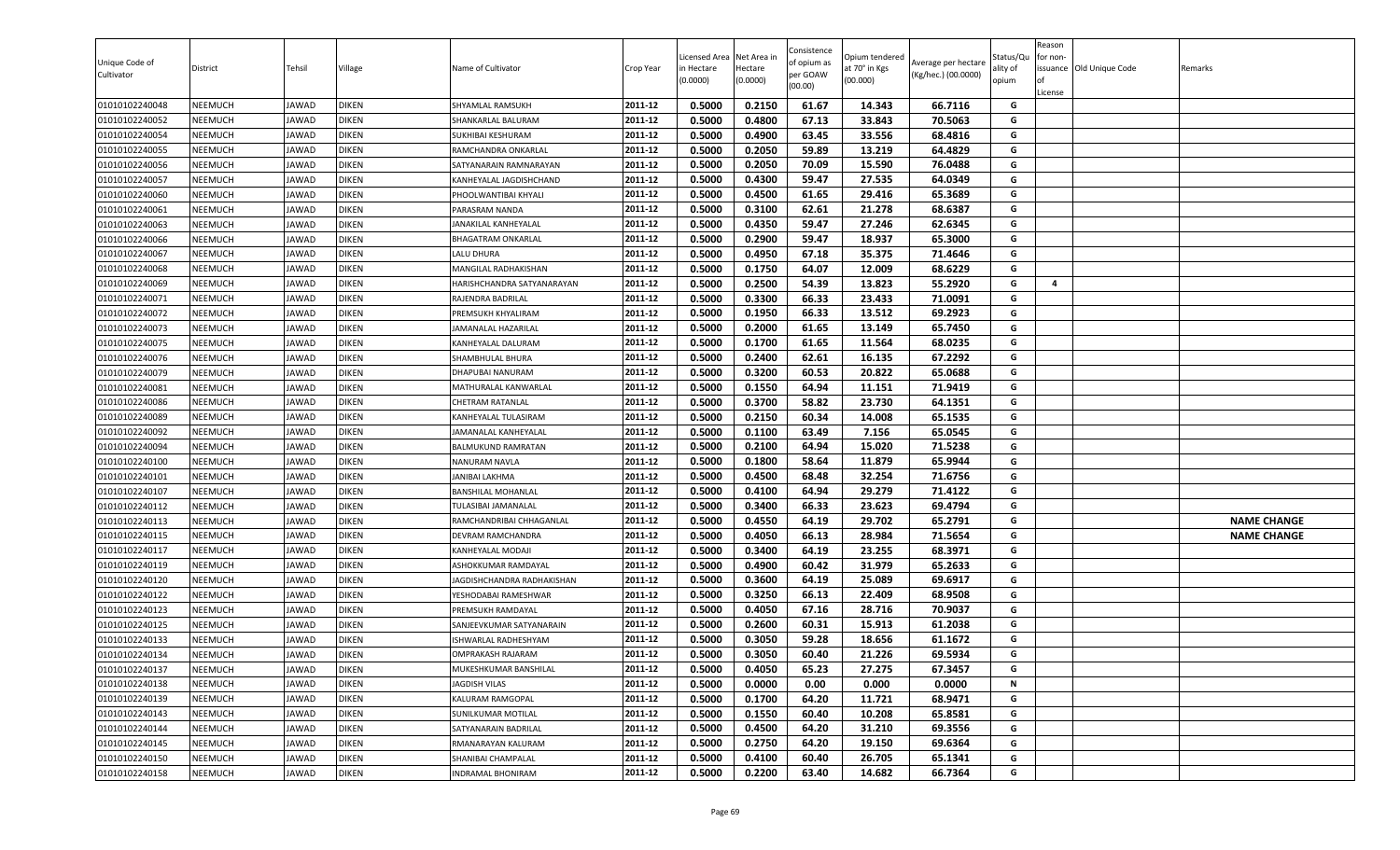| Unique Code of Cultivator | District | Tehsil | Village | Name of Cultivator | Crop Year | Licensed Area in Hectare (0.0000) | Net Area in Hectare (0.0000) | Consistence of opium as per GOAW (00.00) | Opium tendered at 70° in Kgs (00.000) | Average per hectare (Kg/hec.) (00.0000) | Status/Quality of opium | Reason for non-issuance of License | Old Unique Code | Remarks |
|---|---|---|---|---|---|---|---|---|---|---|---|---|---|---|
| 01010102240048 | NEEMUCH | JAWAD | DIKEN | SHYAMLAL RAMSUKH | 2011-12 | 0.5000 | 0.2150 | 61.67 | 14.343 | 66.7116 | G | | | |
| 01010102240052 | NEEMUCH | JAWAD | DIKEN | SHANKARLAL BALURAM | 2011-12 | 0.5000 | 0.4800 | 67.13 | 33.843 | 70.5063 | G | | | |
| 01010102240054 | NEEMUCH | JAWAD | DIKEN | SUKHIBAI KESHURAM | 2011-12 | 0.5000 | 0.4900 | 63.45 | 33.556 | 68.4816 | G | | | |
| 01010102240055 | NEEMUCH | JAWAD | DIKEN | RAMCHANDRA ONKARLAL | 2011-12 | 0.5000 | 0.2050 | 59.89 | 13.219 | 64.4829 | G | | | |
| 01010102240056 | NEEMUCH | JAWAD | DIKEN | SATYANARAIN RAMNARAYAN | 2011-12 | 0.5000 | 0.2050 | 70.09 | 15.590 | 76.0488 | G | | | |
| 01010102240057 | NEEMUCH | JAWAD | DIKEN | KANHEYALAL JAGDISHCHAND | 2011-12 | 0.5000 | 0.4300 | 59.47 | 27.535 | 64.0349 | G | | | |
| 01010102240060 | NEEMUCH | JAWAD | DIKEN | PHOOLWANTIBAI KHYALI | 2011-12 | 0.5000 | 0.4500 | 61.65 | 29.416 | 65.3689 | G | | | |
| 01010102240061 | NEEMUCH | JAWAD | DIKEN | PARASRAM NANDA | 2011-12 | 0.5000 | 0.3100 | 62.61 | 21.278 | 68.6387 | G | | | |
| 01010102240063 | NEEMUCH | JAWAD | DIKEN | JANAKILAL KANHEYALAL | 2011-12 | 0.5000 | 0.4350 | 59.47 | 27.246 | 62.6345 | G | | | |
| 01010102240066 | NEEMUCH | JAWAD | DIKEN | BHAGATRAM ONKARLAL | 2011-12 | 0.5000 | 0.2900 | 59.47 | 18.937 | 65.3000 | G | | | |
| 01010102240067 | NEEMUCH | JAWAD | DIKEN | LALU DHURA | 2011-12 | 0.5000 | 0.4950 | 67.18 | 35.375 | 71.4646 | G | | | |
| 01010102240068 | NEEMUCH | JAWAD | DIKEN | MANGILAL RADHAKISHAN | 2011-12 | 0.5000 | 0.1750 | 64.07 | 12.009 | 68.6229 | G | | | |
| 01010102240069 | NEEMUCH | JAWAD | DIKEN | HARISHCHANDRA SATYANARAYAN | 2011-12 | 0.5000 | 0.2500 | 54.39 | 13.823 | 55.2920 | G | 4 | | |
| 01010102240071 | NEEMUCH | JAWAD | DIKEN | RAJENDRA BADRILAL | 2011-12 | 0.5000 | 0.3300 | 66.33 | 23.433 | 71.0091 | G | | | |
| 01010102240072 | NEEMUCH | JAWAD | DIKEN | PREMSUKH KHYALIRAM | 2011-12 | 0.5000 | 0.1950 | 66.33 | 13.512 | 69.2923 | G | | | |
| 01010102240073 | NEEMUCH | JAWAD | DIKEN | JAMANALAL HAZARILAL | 2011-12 | 0.5000 | 0.2000 | 61.65 | 13.149 | 65.7450 | G | | | |
| 01010102240075 | NEEMUCH | JAWAD | DIKEN | KANHEYALAL DALURAM | 2011-12 | 0.5000 | 0.1700 | 61.65 | 11.564 | 68.0235 | G | | | |
| 01010102240076 | NEEMUCH | JAWAD | DIKEN | SHAMBHULAL BHURA | 2011-12 | 0.5000 | 0.2400 | 62.61 | 16.135 | 67.2292 | G | | | |
| 01010102240079 | NEEMUCH | JAWAD | DIKEN | DHAPUBAI NANURAM | 2011-12 | 0.5000 | 0.3200 | 60.53 | 20.822 | 65.0688 | G | | | |
| 01010102240081 | NEEMUCH | JAWAD | DIKEN | MATHURALAL KANWARLAL | 2011-12 | 0.5000 | 0.1550 | 64.94 | 11.151 | 71.9419 | G | | | |
| 01010102240086 | NEEMUCH | JAWAD | DIKEN | CHETRAM RATANLAL | 2011-12 | 0.5000 | 0.3700 | 58.82 | 23.730 | 64.1351 | G | | | |
| 01010102240089 | NEEMUCH | JAWAD | DIKEN | KANHEYALAL TULASIRAM | 2011-12 | 0.5000 | 0.2150 | 60.34 | 14.008 | 65.1535 | G | | | |
| 01010102240092 | NEEMUCH | JAWAD | DIKEN | JAMANALAL KANHEYALAL | 2011-12 | 0.5000 | 0.1100 | 63.49 | 7.156 | 65.0545 | G | | | |
| 01010102240094 | NEEMUCH | JAWAD | DIKEN | BALMUKUND RAMRATAN | 2011-12 | 0.5000 | 0.2100 | 64.94 | 15.020 | 71.5238 | G | | | |
| 01010102240100 | NEEMUCH | JAWAD | DIKEN | NANURAM NAVLA | 2011-12 | 0.5000 | 0.1800 | 58.64 | 11.879 | 65.9944 | G | | | |
| 01010102240101 | NEEMUCH | JAWAD | DIKEN | JANIBAI LAKHMA | 2011-12 | 0.5000 | 0.4500 | 68.48 | 32.254 | 71.6756 | G | | | |
| 01010102240107 | NEEMUCH | JAWAD | DIKEN | BANSHILAL MOHANLAL | 2011-12 | 0.5000 | 0.4100 | 64.94 | 29.279 | 71.4122 | G | | | |
| 01010102240112 | NEEMUCH | JAWAD | DIKEN | TULASIBAI JAMANALAL | 2011-12 | 0.5000 | 0.3400 | 66.33 | 23.623 | 69.4794 | G | | | |
| 01010102240113 | NEEMUCH | JAWAD | DIKEN | RAMCHANDRIBAI CHHAGANLAL | 2011-12 | 0.5000 | 0.4550 | 64.19 | 29.702 | 65.2791 | G | | | NAME CHANGE |
| 01010102240115 | NEEMUCH | JAWAD | DIKEN | DEVRAM RAMCHANDRA | 2011-12 | 0.5000 | 0.4050 | 66.13 | 28.984 | 71.5654 | G | | | NAME CHANGE |
| 01010102240117 | NEEMUCH | JAWAD | DIKEN | KANHEYALAL MODAJI | 2011-12 | 0.5000 | 0.3400 | 64.19 | 23.255 | 68.3971 | G | | | |
| 01010102240119 | NEEMUCH | JAWAD | DIKEN | ASHOKKUMAR RAMDAYAL | 2011-12 | 0.5000 | 0.4900 | 60.42 | 31.979 | 65.2633 | G | | | |
| 01010102240120 | NEEMUCH | JAWAD | DIKEN | JAGDISHCHANDRA RADHAKISHAN | 2011-12 | 0.5000 | 0.3600 | 64.19 | 25.089 | 69.6917 | G | | | |
| 01010102240122 | NEEMUCH | JAWAD | DIKEN | YESHODABAI RAMESHWAR | 2011-12 | 0.5000 | 0.3250 | 66.13 | 22.409 | 68.9508 | G | | | |
| 01010102240123 | NEEMUCH | JAWAD | DIKEN | PREMSUKH RAMDAYAL | 2011-12 | 0.5000 | 0.4050 | 67.16 | 28.716 | 70.9037 | G | | | |
| 01010102240125 | NEEMUCH | JAWAD | DIKEN | SANJEEVKUMAR SATYANARAIN | 2011-12 | 0.5000 | 0.2600 | 60.31 | 15.913 | 61.2038 | G | | | |
| 01010102240133 | NEEMUCH | JAWAD | DIKEN | ISHWARLAL RADHESHYAM | 2011-12 | 0.5000 | 0.3050 | 59.28 | 18.656 | 61.1672 | G | | | |
| 01010102240134 | NEEMUCH | JAWAD | DIKEN | OMPRAKASH RAJARAM | 2011-12 | 0.5000 | 0.3050 | 60.40 | 21.226 | 69.5934 | G | | | |
| 01010102240137 | NEEMUCH | JAWAD | DIKEN | MUKESHKUMAR BANSHILAL | 2011-12 | 0.5000 | 0.4050 | 65.23 | 27.275 | 67.3457 | G | | | |
| 01010102240138 | NEEMUCH | JAWAD | DIKEN | JAGDISH VILAS | 2011-12 | 0.5000 | 0.0000 | 0.00 | 0.000 | 0.0000 | N | | | |
| 01010102240139 | NEEMUCH | JAWAD | DIKEN | KALURAM RAMGOPAL | 2011-12 | 0.5000 | 0.1700 | 64.20 | 11.721 | 68.9471 | G | | | |
| 01010102240143 | NEEMUCH | JAWAD | DIKEN | SUNILKUMAR MOTILAL | 2011-12 | 0.5000 | 0.1550 | 60.40 | 10.208 | 65.8581 | G | | | |
| 01010102240144 | NEEMUCH | JAWAD | DIKEN | SATYANARAIN BADRILAL | 2011-12 | 0.5000 | 0.4500 | 64.20 | 31.210 | 69.3556 | G | | | |
| 01010102240145 | NEEMUCH | JAWAD | DIKEN | RMANARAYAN KALURAM | 2011-12 | 0.5000 | 0.2750 | 64.20 | 19.150 | 69.6364 | G | | | |
| 01010102240150 | NEEMUCH | JAWAD | DIKEN | SHANIBAI CHAMPALAL | 2011-12 | 0.5000 | 0.4100 | 60.40 | 26.705 | 65.1341 | G | | | |
| 01010102240158 | NEEMUCH | JAWAD | DIKEN | INDRAMAL BHONIRAM | 2011-12 | 0.5000 | 0.2200 | 63.40 | 14.682 | 66.7364 | G | | | |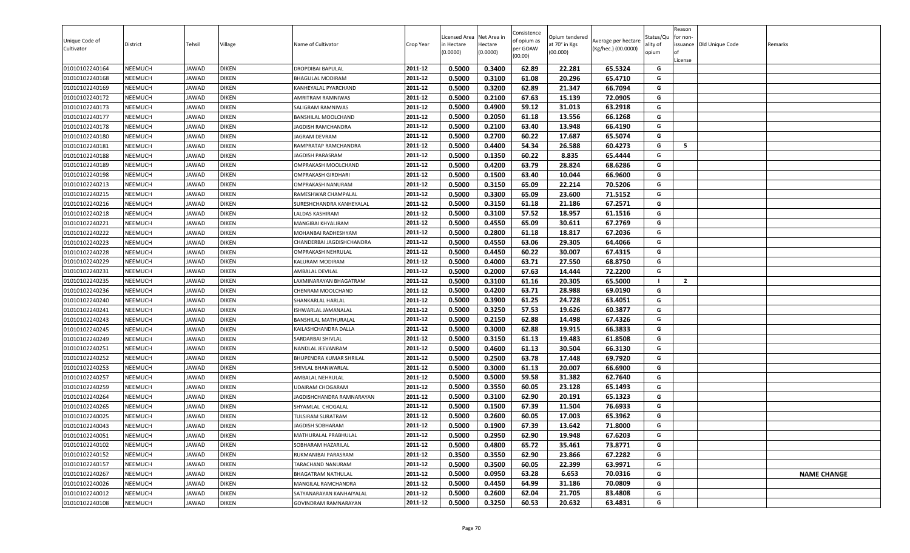| Unique Code of Cultivator | District | Tehsil | Village | Name of Cultivator | Crop Year | Licensed Area in Hectare (0.0000) | Net Area in Hectare (0.0000) | Consistence of opium as per GOAW (00.00) | Opium tendered at 70° in Kgs (00.000) | Average per hectare (Kg/hec.) (00.0000) | Status/Quality of opium | Reason for non-issuance of License | Old Unique Code | Remarks |
|---|---|---|---|---|---|---|---|---|---|---|---|---|---|---|
| 01010102240164 | NEEMUCH | JAWAD | DIKEN | DROPDIBAI BAPULAL | 2011-12 | 0.5000 | 0.3400 | 62.89 | 22.281 | 65.5324 | G | | | |
| 01010102240168 | NEEMUCH | JAWAD | DIKEN | BHAGULAL MODIRAM | 2011-12 | 0.5000 | 0.3100 | 61.08 | 20.296 | 65.4710 | G | | | |
| 01010102240169 | NEEMUCH | JAWAD | DIKEN | KANHEYALAL PYARCHAND | 2011-12 | 0.5000 | 0.3200 | 62.89 | 21.347 | 66.7094 | G | | | |
| 01010102240172 | NEEMUCH | JAWAD | DIKEN | AMRITRAM RAMNIWAS | 2011-12 | 0.5000 | 0.2100 | 67.63 | 15.139 | 72.0905 | G | | | |
| 01010102240173 | NEEMUCH | JAWAD | DIKEN | SALIGRAM RAMNIWAS | 2011-12 | 0.5000 | 0.4900 | 59.12 | 31.013 | 63.2918 | G | | | |
| 01010102240177 | NEEMUCH | JAWAD | DIKEN | BANSHILAL MOOLCHAND | 2011-12 | 0.5000 | 0.2050 | 61.18 | 13.556 | 66.1268 | G | | | |
| 01010102240178 | NEEMUCH | JAWAD | DIKEN | JAGDISH RAMCHANDRA | 2011-12 | 0.5000 | 0.2100 | 63.40 | 13.948 | 66.4190 | G | | | |
| 01010102240180 | NEEMUCH | JAWAD | DIKEN | JAGRAM DEVRAM | 2011-12 | 0.5000 | 0.2700 | 60.22 | 17.687 | 65.5074 | G | | | |
| 01010102240181 | NEEMUCH | JAWAD | DIKEN | RAMPRATAP RAMCHANDRA | 2011-12 | 0.5000 | 0.4400 | 54.34 | 26.588 | 60.4273 | G | 5 | | |
| 01010102240188 | NEEMUCH | JAWAD | DIKEN | JAGDISH PARASRAM | 2011-12 | 0.5000 | 0.1350 | 60.22 | 8.835 | 65.4444 | G | | | |
| 01010102240189 | NEEMUCH | JAWAD | DIKEN | OMPRAKASH MOOLCHAND | 2011-12 | 0.5000 | 0.4200 | 63.79 | 28.824 | 68.6286 | G | | | |
| 01010102240198 | NEEMUCH | JAWAD | DIKEN | OMPRAKASH GIRDHARI | 2011-12 | 0.5000 | 0.1500 | 63.40 | 10.044 | 66.9600 | G | | | |
| 01010102240213 | NEEMUCH | JAWAD | DIKEN | OMPRAKASH NANURAM | 2011-12 | 0.5000 | 0.3150 | 65.09 | 22.214 | 70.5206 | G | | | |
| 01010102240215 | NEEMUCH | JAWAD | DIKEN | RAMESHWAR CHAMPALAL | 2011-12 | 0.5000 | 0.3300 | 65.09 | 23.600 | 71.5152 | G | | | |
| 01010102240216 | NEEMUCH | JAWAD | DIKEN | SURESHCHANDRA KANHEYALAL | 2011-12 | 0.5000 | 0.3150 | 61.18 | 21.186 | 67.2571 | G | | | |
| 01010102240218 | NEEMUCH | JAWAD | DIKEN | LALDAS KASHIRAM | 2011-12 | 0.5000 | 0.3100 | 57.52 | 18.957 | 61.1516 | G | | | |
| 01010102240221 | NEEMUCH | JAWAD | DIKEN | MANGIBAI KHYALIRAM | 2011-12 | 0.5000 | 0.4550 | 65.09 | 30.611 | 67.2769 | G | | | |
| 01010102240222 | NEEMUCH | JAWAD | DIKEN | MOHANBAI RADHESHYAM | 2011-12 | 0.5000 | 0.2800 | 61.18 | 18.817 | 67.2036 | G | | | |
| 01010102240223 | NEEMUCH | JAWAD | DIKEN | CHANDERBAI JAGDISHCHANDRA | 2011-12 | 0.5000 | 0.4550 | 63.06 | 29.305 | 64.4066 | G | | | |
| 01010102240228 | NEEMUCH | JAWAD | DIKEN | OMPRAKASH NEHRULAL | 2011-12 | 0.5000 | 0.4450 | 60.22 | 30.007 | 67.4315 | G | | | |
| 01010102240229 | NEEMUCH | JAWAD | DIKEN | KALURAM MODIRAM | 2011-12 | 0.5000 | 0.4000 | 63.71 | 27.550 | 68.8750 | G | | | |
| 01010102240231 | NEEMUCH | JAWAD | DIKEN | AMBALAL DEVILAL | 2011-12 | 0.5000 | 0.2000 | 67.63 | 14.444 | 72.2200 | G | | | |
| 01010102240235 | NEEMUCH | JAWAD | DIKEN | LAXMINARAYAN BHAGATRAM | 2011-12 | 0.5000 | 0.3100 | 61.16 | 20.305 | 65.5000 | I | 2 | | |
| 01010102240236 | NEEMUCH | JAWAD | DIKEN | CHENRAM MOOLCHAND | 2011-12 | 0.5000 | 0.4200 | 63.71 | 28.988 | 69.0190 | G | | | |
| 01010102240240 | NEEMUCH | JAWAD | DIKEN | SHANKARLAL HARLAL | 2011-12 | 0.5000 | 0.3900 | 61.25 | 24.728 | 63.4051 | G | | | |
| 01010102240241 | NEEMUCH | JAWAD | DIKEN | ISHWARLAL JAMANALAL | 2011-12 | 0.5000 | 0.3250 | 57.53 | 19.626 | 60.3877 | G | | | |
| 01010102240243 | NEEMUCH | JAWAD | DIKEN | BANSHILAL MATHURALAL | 2011-12 | 0.5000 | 0.2150 | 62.88 | 14.498 | 67.4326 | G | | | |
| 01010102240245 | NEEMUCH | JAWAD | DIKEN | KAILASHCHANDRA DALLA | 2011-12 | 0.5000 | 0.3000 | 62.88 | 19.915 | 66.3833 | G | | | |
| 01010102240249 | NEEMUCH | JAWAD | DIKEN | SARDARBAI SHIVLAL | 2011-12 | 0.5000 | 0.3150 | 61.13 | 19.483 | 61.8508 | G | | | |
| 01010102240251 | NEEMUCH | JAWAD | DIKEN | NANDLAL JEEVANRAM | 2011-12 | 0.5000 | 0.4600 | 61.13 | 30.504 | 66.3130 | G | | | |
| 01010102240252 | NEEMUCH | JAWAD | DIKEN | BHUPENDRA KUMAR SHRILAL | 2011-12 | 0.5000 | 0.2500 | 63.78 | 17.448 | 69.7920 | G | | | |
| 01010102240253 | NEEMUCH | JAWAD | DIKEN | SHIVLAL BHANWARLAL | 2011-12 | 0.5000 | 0.3000 | 61.13 | 20.007 | 66.6900 | G | | | |
| 01010102240257 | NEEMUCH | JAWAD | DIKEN | AMBALAL NEHRULAL | 2011-12 | 0.5000 | 0.5000 | 59.58 | 31.382 | 62.7640 | G | | | |
| 01010102240259 | NEEMUCH | JAWAD | DIKEN | UDAIRAM CHOGARAM | 2011-12 | 0.5000 | 0.3550 | 60.05 | 23.128 | 65.1493 | G | | | |
| 01010102240264 | NEEMUCH | JAWAD | DIKEN | JAGDISHCHANDRA RAMNARAYAN | 2011-12 | 0.5000 | 0.3100 | 62.90 | 20.191 | 65.1323 | G | | | |
| 01010102240265 | NEEMUCH | JAWAD | DIKEN | SHYAMLAL CHOGALAL | 2011-12 | 0.5000 | 0.1500 | 67.39 | 11.504 | 76.6933 | G | | | |
| 01010102240025 | NEEMUCH | JAWAD | DIKEN | TULSIRAM SURATRAM | 2011-12 | 0.5000 | 0.2600 | 60.05 | 17.003 | 65.3962 | G | | | |
| 01010102240043 | NEEMUCH | JAWAD | DIKEN | JAGDISH SOBHARAM | 2011-12 | 0.5000 | 0.1900 | 67.39 | 13.642 | 71.8000 | G | | | |
| 01010102240051 | NEEMUCH | JAWAD | DIKEN | MATHURALAL PRABHULAL | 2011-12 | 0.5000 | 0.2950 | 62.90 | 19.948 | 67.6203 | G | | | |
| 01010102240102 | NEEMUCH | JAWAD | DIKEN | SOBHARAM HAZARILAL | 2011-12 | 0.5000 | 0.4800 | 65.72 | 35.461 | 73.8771 | G | | | |
| 01010102240152 | NEEMUCH | JAWAD | DIKEN | RUKMANIBAI PARASRAM | 2011-12 | 0.3500 | 0.3550 | 62.90 | 23.866 | 67.2282 | G | | | |
| 01010102240157 | NEEMUCH | JAWAD | DIKEN | TARACHAND NANURAM | 2011-12 | 0.5000 | 0.3500 | 60.05 | 22.399 | 63.9971 | G | | | |
| 01010102240267 | NEEMUCH | JAWAD | DIKEN | BHAGATRAM NATHULAL | 2011-12 | 0.5000 | 0.0950 | 63.28 | 6.653 | 70.0316 | G | | | NAME CHANGE |
| 01010102240026 | NEEMUCH | JAWAD | DIKEN | MANGILAL RAMCHANDRA | 2011-12 | 0.5000 | 0.4450 | 64.99 | 31.186 | 70.0809 | G | | | |
| 01010102240012 | NEEMUCH | JAWAD | DIKEN | SATYANARAYAN KANHAIYALAL | 2011-12 | 0.5000 | 0.2600 | 62.04 | 21.705 | 83.4808 | G | | | |
| 01010102240108 | NEEMUCH | JAWAD | DIKEN | GOVINDRAM RAMNARAYAN | 2011-12 | 0.5000 | 0.3250 | 60.53 | 20.632 | 63.4831 | G | | | |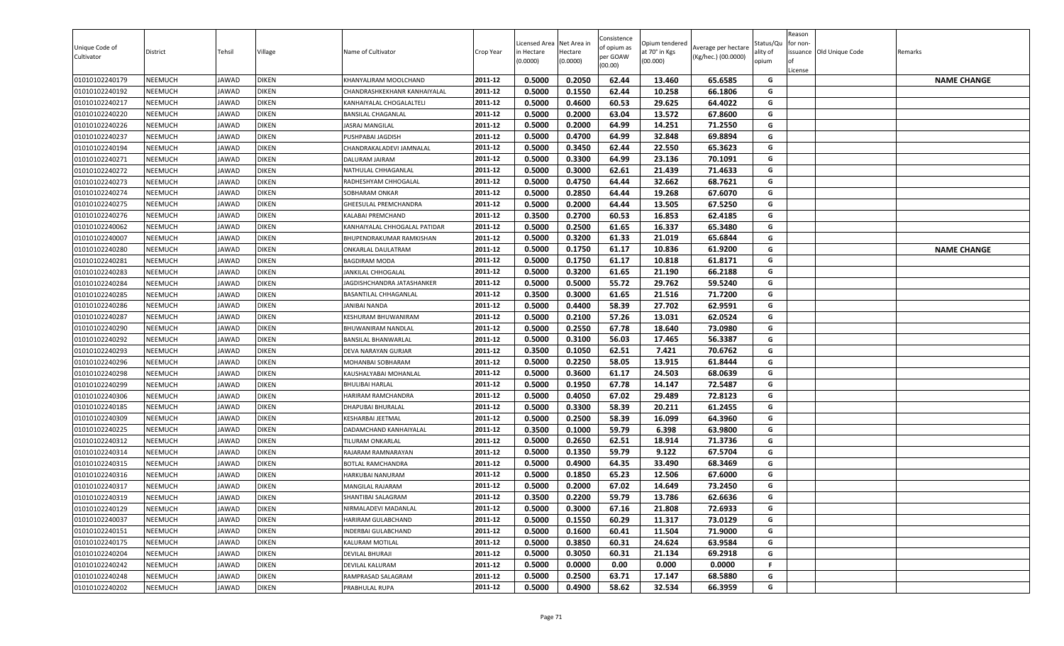| Unique Code of Cultivator | District | Tehsil | Village | Name of Cultivator | Crop Year | Licensed Area in Hectare (0.0000) | Net Area in Hectare (0.0000) | Consistence of opium as per GOAW (00.00) | Opium tendered at 70° in Kgs (00.000) | Average per hectare (Kg/hec.) (00.0000) | Status/Quality of opium | Reason for non-issuance of License | Old Unique Code | Remarks |
|---|---|---|---|---|---|---|---|---|---|---|---|---|---|---|
| 01010102240179 | NEEMUCH | JAWAD | DIKEN | KHANYALIRAM MOOLCHAND | 2011-12 | 0.5000 | 0.2050 | 62.44 | 13.460 | 65.6585 | G | | | NAME CHANGE |
| 01010102240192 | NEEMUCH | JAWAD | DIKEN | CHANDRASHKEKHANR KANHAIYALAL | 2011-12 | 0.5000 | 0.1550 | 62.44 | 10.258 | 66.1806 | G | | | |
| 01010102240217 | NEEMUCH | JAWAD | DIKEN | KANHAIYALAL CHOGALALTELI | 2011-12 | 0.5000 | 0.4600 | 60.53 | 29.625 | 64.4022 | G | | | |
| 01010102240220 | NEEMUCH | JAWAD | DIKEN | BANSILAL CHAGANLAL | 2011-12 | 0.5000 | 0.2000 | 63.04 | 13.572 | 67.8600 | G | | | |
| 01010102240226 | NEEMUCH | JAWAD | DIKEN | JASRAJ MANGILAL | 2011-12 | 0.5000 | 0.2000 | 64.99 | 14.251 | 71.2550 | G | | | |
| 01010102240237 | NEEMUCH | JAWAD | DIKEN | PUSHPABAI JAGDISH | 2011-12 | 0.5000 | 0.4700 | 64.99 | 32.848 | 69.8894 | G | | | |
| 01010102240194 | NEEMUCH | JAWAD | DIKEN | CHANDRAKALADEVI JAMNALAL | 2011-12 | 0.5000 | 0.3450 | 62.44 | 22.550 | 65.3623 | G | | | |
| 01010102240271 | NEEMUCH | JAWAD | DIKEN | DALURAM JAIRAM | 2011-12 | 0.5000 | 0.3300 | 64.99 | 23.136 | 70.1091 | G | | | |
| 01010102240272 | NEEMUCH | JAWAD | DIKEN | NATHULAL CHHAGANLAL | 2011-12 | 0.5000 | 0.3000 | 62.61 | 21.439 | 71.4633 | G | | | |
| 01010102240273 | NEEMUCH | JAWAD | DIKEN | RADHESHYAM CHHOGALAL | 2011-12 | 0.5000 | 0.4750 | 64.44 | 32.662 | 68.7621 | G | | | |
| 01010102240274 | NEEMUCH | JAWAD | DIKEN | SOBHARAM ONKAR | 2011-12 | 0.5000 | 0.2850 | 64.44 | 19.268 | 67.6070 | G | | | |
| 01010102240275 | NEEMUCH | JAWAD | DIKEN | GHEESULAL PREMCHANDRA | 2011-12 | 0.5000 | 0.2000 | 64.44 | 13.505 | 67.5250 | G | | | |
| 01010102240276 | NEEMUCH | JAWAD | DIKEN | KALABAI PREMCHAND | 2011-12 | 0.3500 | 0.2700 | 60.53 | 16.853 | 62.4185 | G | | | |
| 01010102240062 | NEEMUCH | JAWAD | DIKEN | KANHAIYALAL CHHOGALAL PATIDAR | 2011-12 | 0.5000 | 0.2500 | 61.65 | 16.337 | 65.3480 | G | | | |
| 01010102240007 | NEEMUCH | JAWAD | DIKEN | BHUPENDRAKUMAR RAMKISHAN | 2011-12 | 0.5000 | 0.3200 | 61.33 | 21.019 | 65.6844 | G | | | |
| 01010102240280 | NEEMUCH | JAWAD | DIKEN | ONKARLAL DAULATRAM | 2011-12 | 0.5000 | 0.1750 | 61.17 | 10.836 | 61.9200 | G | | | NAME CHANGE |
| 01010102240281 | NEEMUCH | JAWAD | DIKEN | BAGDIRAM MODA | 2011-12 | 0.5000 | 0.1750 | 61.17 | 10.818 | 61.8171 | G | | | |
| 01010102240283 | NEEMUCH | JAWAD | DIKEN | JANKILAL CHHOGALAL | 2011-12 | 0.5000 | 0.3200 | 61.65 | 21.190 | 66.2188 | G | | | |
| 01010102240284 | NEEMUCH | JAWAD | DIKEN | JAGDISHCHANDRA JATASHANKER | 2011-12 | 0.5000 | 0.5000 | 55.72 | 29.762 | 59.5240 | G | | | |
| 01010102240285 | NEEMUCH | JAWAD | DIKEN | BASANTILAL CHHAGANLAL | 2011-12 | 0.3500 | 0.3000 | 61.65 | 21.516 | 71.7200 | G | | | |
| 01010102240286 | NEEMUCH | JAWAD | DIKEN | JANIBAI NANDA | 2011-12 | 0.5000 | 0.4400 | 58.39 | 27.702 | 62.9591 | G | | | |
| 01010102240287 | NEEMUCH | JAWAD | DIKEN | KESHURAM BHUWANIRAM | 2011-12 | 0.5000 | 0.2100 | 57.26 | 13.031 | 62.0524 | G | | | |
| 01010102240290 | NEEMUCH | JAWAD | DIKEN | BHUWANIRAM NANDLAL | 2011-12 | 0.5000 | 0.2550 | 67.78 | 18.640 | 73.0980 | G | | | |
| 01010102240292 | NEEMUCH | JAWAD | DIKEN | BANSILAL BHANWARLAL | 2011-12 | 0.5000 | 0.3100 | 56.03 | 17.465 | 56.3387 | G | | | |
| 01010102240293 | NEEMUCH | JAWAD | DIKEN | DEVA NARAYAN GURJAR | 2011-12 | 0.3500 | 0.1050 | 62.51 | 7.421 | 70.6762 | G | | | |
| 01010102240296 | NEEMUCH | JAWAD | DIKEN | MOHANBAI SOBHARAM | 2011-12 | 0.5000 | 0.2250 | 58.05 | 13.915 | 61.8444 | G | | | |
| 01010102240298 | NEEMUCH | JAWAD | DIKEN | KAUSHALYABAI MOHANLAL | 2011-12 | 0.5000 | 0.3600 | 61.17 | 24.503 | 68.0639 | G | | | |
| 01010102240299 | NEEMUCH | JAWAD | DIKEN | BHULIBAI HARLAL | 2011-12 | 0.5000 | 0.1950 | 67.78 | 14.147 | 72.5487 | G | | | |
| 01010102240306 | NEEMUCH | JAWAD | DIKEN | HARIRAM RAMCHANDRA | 2011-12 | 0.5000 | 0.4050 | 67.02 | 29.489 | 72.8123 | G | | | |
| 01010102240185 | NEEMUCH | JAWAD | DIKEN | DHAPUBAI BHURALAL | 2011-12 | 0.5000 | 0.3300 | 58.39 | 20.211 | 61.2455 | G | | | |
| 01010102240309 | NEEMUCH | JAWAD | DIKEN | KESHARBAI JEETMAL | 2011-12 | 0.5000 | 0.2500 | 58.39 | 16.099 | 64.3960 | G | | | |
| 01010102240225 | NEEMUCH | JAWAD | DIKEN | DADAMCHAND KANHAIYALAL | 2011-12 | 0.3500 | 0.1000 | 59.79 | 6.398 | 63.9800 | G | | | |
| 01010102240312 | NEEMUCH | JAWAD | DIKEN | TILURAM ONKARLAL | 2011-12 | 0.5000 | 0.2650 | 62.51 | 18.914 | 71.3736 | G | | | |
| 01010102240314 | NEEMUCH | JAWAD | DIKEN | RAJARAM RAMNARAYAN | 2011-12 | 0.5000 | 0.1350 | 59.79 | 9.122 | 67.5704 | G | | | |
| 01010102240315 | NEEMUCH | JAWAD | DIKEN | BOTLAL RAMCHANDRA | 2011-12 | 0.5000 | 0.4900 | 64.35 | 33.490 | 68.3469 | G | | | |
| 01010102240316 | NEEMUCH | JAWAD | DIKEN | HARKUBAI NANURAM | 2011-12 | 0.5000 | 0.1850 | 65.23 | 12.506 | 67.6000 | G | | | |
| 01010102240317 | NEEMUCH | JAWAD | DIKEN | MANGILAL RAJARAM | 2011-12 | 0.5000 | 0.2000 | 67.02 | 14.649 | 73.2450 | G | | | |
| 01010102240319 | NEEMUCH | JAWAD | DIKEN | SHANTIBAI SALAGRAM | 2011-12 | 0.3500 | 0.2200 | 59.79 | 13.786 | 62.6636 | G | | | |
| 01010102240129 | NEEMUCH | JAWAD | DIKEN | NIRMALADEVI MADANLAL | 2011-12 | 0.5000 | 0.3000 | 67.16 | 21.808 | 72.6933 | G | | | |
| 01010102240037 | NEEMUCH | JAWAD | DIKEN | HARIRAM GULABCHAND | 2011-12 | 0.5000 | 0.1550 | 60.29 | 11.317 | 73.0129 | G | | | |
| 01010102240151 | NEEMUCH | JAWAD | DIKEN | INDERBAI GULABCHAND | 2011-12 | 0.5000 | 0.1600 | 60.41 | 11.504 | 71.9000 | G | | | |
| 01010102240175 | NEEMUCH | JAWAD | DIKEN | KALURAM MOTILAL | 2011-12 | 0.5000 | 0.3850 | 60.31 | 24.624 | 63.9584 | G | | | |
| 01010102240204 | NEEMUCH | JAWAD | DIKEN | DEVILAL BHURAJI | 2011-12 | 0.5000 | 0.3050 | 60.31 | 21.134 | 69.2918 | G | | | |
| 01010102240242 | NEEMUCH | JAWAD | DIKEN | DEVILAL KALURAM | 2011-12 | 0.5000 | 0.0000 | 0.00 | 0.000 | 0.0000 | F | | | |
| 01010102240248 | NEEMUCH | JAWAD | DIKEN | RAMPRASAD SALAGRAM | 2011-12 | 0.5000 | 0.2500 | 63.71 | 17.147 | 68.5880 | G | | | |
| 01010102240202 | NEEMUCH | JAWAD | DIKEN | PRABHULAL RUPA | 2011-12 | 0.5000 | 0.4900 | 58.62 | 32.534 | 66.3959 | G | | | |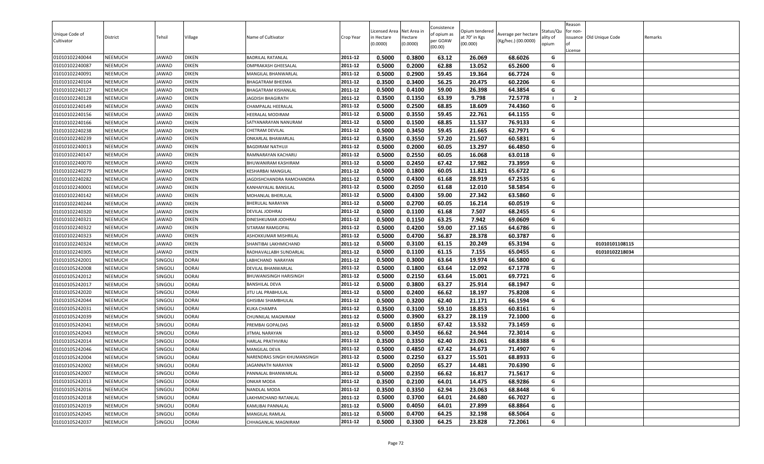| Unique Code of Cultivator | District | Tehsil | Village | Name of Cultivator | Crop Year | Licensed Area in Hectare (0.0000) | Net Area in Hectare (0.0000) | Consistence of opium as per GOAW (00.00) | Opium tendered at 70° in Kgs (00.000) | Average per hectare (Kg/hec.) (00.0000) | Status/Quality of opium | Reason for non-issuance of License | Old Unique Code | Remarks |
|---|---|---|---|---|---|---|---|---|---|---|---|---|---|---|
| 01010102240044 | NEEMUCH | JAWAD | DIKEN | BADRILAL RATANLAL | 2011-12 | 0.5000 | 0.3800 | 63.12 | 26.069 | 68.6026 | G | | | |
| 01010102240087 | NEEMUCH | JAWAD | DIKEN | OMPRAKASH GHEESALAL | 2011-12 | 0.5000 | 0.2000 | 62.88 | 13.052 | 65.2600 | G | | | |
| 01010102240091 | NEEMUCH | JAWAD | DIKEN | MANGILAL BHANWARLAL | 2011-12 | 0.5000 | 0.2900 | 59.45 | 19.364 | 66.7724 | G | | | |
| 01010102240104 | NEEMUCH | JAWAD | DIKEN | BHAGATRAM BHEEMA | 2011-12 | 0.3500 | 0.3400 | 56.25 | 20.475 | 60.2206 | G | | | |
| 01010102240127 | NEEMUCH | JAWAD | DIKEN | BHAGATRAM KISHANLAL | 2011-12 | 0.5000 | 0.4100 | 59.00 | 26.398 | 64.3854 | G | | | |
| 01010102240128 | NEEMUCH | JAWAD | DIKEN | JAGDISH BHAGIRATH | 2011-12 | 0.3500 | 0.1350 | 63.39 | 9.798 | 72.5778 | I | 2 | | |
| 01010102240149 | NEEMUCH | JAWAD | DIKEN | CHAMPALAL HEERALAL | 2011-12 | 0.5000 | 0.2500 | 68.85 | 18.609 | 74.4360 | G | | | |
| 01010102240156 | NEEMUCH | JAWAD | DIKEN | HEERALAL MODIRAM | 2011-12 | 0.5000 | 0.3550 | 59.45 | 22.761 | 64.1155 | G | | | |
| 01010102240166 | NEEMUCH | JAWAD | DIKEN | SATYANARAYAN NANURAM | 2011-12 | 0.5000 | 0.1500 | 68.85 | 11.537 | 76.9133 | G | | | |
| 01010102240238 | NEEMUCH | JAWAD | DIKEN | CHETRAM DEVILAL | 2011-12 | 0.5000 | 0.3450 | 59.45 | 21.665 | 62.7971 | G | | | |
| 01010102240239 | NEEMUCH | JAWAD | DIKEN | ONKARLAL BHAWARLAL | 2011-12 | 0.3500 | 0.3550 | 57.20 | 21.507 | 60.5831 | G | | | |
| 01010102240013 | NEEMUCH | JAWAD | DIKEN | BAGDIRAM NATHUJI | 2011-12 | 0.5000 | 0.2000 | 60.05 | 13.297 | 66.4850 | G | | | |
| 01010102240147 | NEEMUCH | JAWAD | DIKEN | RAMNARAYAN KACHARU | 2011-12 | 0.5000 | 0.2550 | 60.05 | 16.068 | 63.0118 | G | | | |
| 01010102240070 | NEEMUCH | JAWAD | DIKEN | BHUWANIRAM KASHIRAM | 2011-12 | 0.5000 | 0.2450 | 67.42 | 17.982 | 73.3959 | G | | | |
| 01010102240279 | NEEMUCH | JAWAD | DIKEN | KESHARBAI MANGILAL | 2011-12 | 0.5000 | 0.1800 | 60.05 | 11.821 | 65.6722 | G | | | |
| 01010102240282 | NEEMUCH | JAWAD | DIKEN | JAGDISHCHANDRA RAMCHANDRA | 2011-12 | 0.5000 | 0.4300 | 61.68 | 28.919 | 67.2535 | G | | | |
| 01010102240001 | NEEMUCH | JAWAD | DIKEN | KANHAIYALAL BANSILAL | 2011-12 | 0.5000 | 0.2050 | 61.68 | 12.010 | 58.5854 | G | | | |
| 01010102240142 | NEEMUCH | JAWAD | DIKEN | MOHANLAL BHERULAL | 2011-12 | 0.5000 | 0.4300 | 59.00 | 27.342 | 63.5860 | G | | | |
| 01010102240244 | NEEMUCH | JAWAD | DIKEN | BHERULAL NARAYAN | 2011-12 | 0.5000 | 0.2700 | 60.05 | 16.214 | 60.0519 | G | | | |
| 01010102240320 | NEEMUCH | JAWAD | DIKEN | DEVILAL JODHRAJ | 2011-12 | 0.5000 | 0.1100 | 61.68 | 7.507 | 68.2455 | G | | | |
| 01010102240321 | NEEMUCH | JAWAD | DIKEN | DINESHKUMAR JODHRAJ | 2011-12 | 0.5000 | 0.1150 | 63.25 | 7.942 | 69.0609 | G | | | |
| 01010102240322 | NEEMUCH | JAWAD | DIKEN | SITARAM RAMGOPAL | 2011-12 | 0.5000 | 0.4200 | 59.00 | 27.165 | 64.6786 | G | | | |
| 01010102240323 | NEEMUCH | JAWAD | DIKEN | ASHOKKUMAR MISHRILAL | 2011-12 | 0.5000 | 0.4700 | 56.87 | 28.378 | 60.3787 | G | | | |
| 01010102240324 | NEEMUCH | JAWAD | DIKEN | SHANTIBAI LAKHMICHAND | 2011-12 | 0.5000 | 0.3100 | 61.15 | 20.249 | 65.3194 | G | | 01010101108115 | |
| 01010102240305 | NEEMUCH | JAWAD | DIKEN | RADHAVALLABH SUNDARLAL | 2011-12 | 0.5000 | 0.1100 | 61.15 | 7.155 | 65.0455 | G | | 01010102218034 | |
| 01010105242001 | NEEMUCH | SINGOLI | DORAI | LABHCHAND NARAYAN | 2011-12 | 0.5000 | 0.3000 | 63.64 | 19.974 | 66.5800 | G | | | |
| 01010105242008 | NEEMUCH | SINGOLI | DORAI | DEVILAL BHANWARLAL | 2011-12 | 0.5000 | 0.1800 | 63.64 | 12.092 | 67.1778 | G | | | |
| 01010105242012 | NEEMUCH | SINGOLI | DORAI | BHUWANISINGH HARISINGH | 2011-12 | 0.5000 | 0.2150 | 63.64 | 15.001 | 69.7721 | G | | | |
| 01010105242017 | NEEMUCH | SINGOLI | DORAI | BANSHILAL DEVA | 2011-12 | 0.5000 | 0.3800 | 63.27 | 25.914 | 68.1947 | G | | | |
| 01010105242020 | NEEMUCH | SINGOLI | DORAI | JITU LAL PRABHULAL | 2011-12 | 0.5000 | 0.2400 | 66.62 | 18.197 | 75.8208 | G | | | |
| 01010105242044 | NEEMUCH | SINGOLI | DORAI | GHISIBAI SHAMBHULAL | 2011-12 | 0.5000 | 0.3200 | 62.40 | 21.171 | 66.1594 | G | | | |
| 01010105242031 | NEEMUCH | SINGOLI | DORAI | KUKA CHAMPA | 2011-12 | 0.3500 | 0.3100 | 59.10 | 18.853 | 60.8161 | G | | | |
| 01010105242039 | NEEMUCH | SINGOLI | DORAI | CHUNNILAL MAGNIRAM | 2011-12 | 0.5000 | 0.3900 | 63.27 | 28.119 | 72.1000 | G | | | |
| 01010105242041 | NEEMUCH | SINGOLI | DORAI | PREMBAI GOPALDAS | 2011-12 | 0.5000 | 0.1850 | 67.42 | 13.532 | 73.1459 | G | | | |
| 01010105242043 | NEEMUCH | SINGOLI | DORAI | JITMAL NARAYAN | 2011-12 | 0.5000 | 0.3450 | 66.62 | 24.944 | 72.3014 | G | | | |
| 01010105242014 | NEEMUCH | SINGOLI | DORAI | HARLAL PRATHVIRAJ | 2011-12 | 0.3500 | 0.3350 | 62.40 | 23.061 | 68.8388 | G | | | |
| 01010105242046 | NEEMUCH | SINGOLI | DORAI | MANGILAL DEVA | 2011-12 | 0.5000 | 0.4850 | 67.42 | 34.673 | 71.4907 | G | | | |
| 01010105242004 | NEEMUCH | SINGOLI | DORAI | NARENDRAS SINGH KHUMANSINGH | 2011-12 | 0.5000 | 0.2250 | 63.27 | 15.501 | 68.8933 | G | | | |
| 01010105242002 | NEEMUCH | SINGOLI | DORAI | JAGANNATH NARAYAN | 2011-12 | 0.5000 | 0.2050 | 65.27 | 14.481 | 70.6390 | G | | | |
| 01010105242007 | NEEMUCH | SINGOLI | DORAI | PANNALAL BHANWARLAL | 2011-12 | 0.5000 | 0.2350 | 66.62 | 16.817 | 71.5617 | G | | | |
| 01010105242013 | NEEMUCH | SINGOLI | DORAI | ONKAR MODA | 2011-12 | 0.3500 | 0.2100 | 64.01 | 14.475 | 68.9286 | G | | | |
| 01010105242016 | NEEMUCH | SINGOLI | DORAI | NANDLAL MODA | 2011-12 | 0.3500 | 0.3350 | 62.94 | 23.063 | 68.8448 | G | | | |
| 01010105242018 | NEEMUCH | SINGOLI | DORAI | LAKHMICHAND RATANLAL | 2011-12 | 0.5000 | 0.3700 | 64.01 | 24.680 | 66.7027 | G | | | |
| 01010105242019 | NEEMUCH | SINGOLI | DORAI | KAMLIBAI PANNALAL | 2011-12 | 0.5000 | 0.4050 | 64.01 | 27.899 | 68.8864 | G | | | |
| 01010105242045 | NEEMUCH | SINGOLI | DORAI | MANGILAL RAMLAL | 2011-12 | 0.5000 | 0.4700 | 64.25 | 32.198 | 68.5064 | G | | | |
| 01010105242037 | NEEMUCH | SINGOLI | DORAI | CHHAGANLAL MAGNIRAM | 2011-12 | 0.5000 | 0.3300 | 64.25 | 23.828 | 72.2061 | G | | | |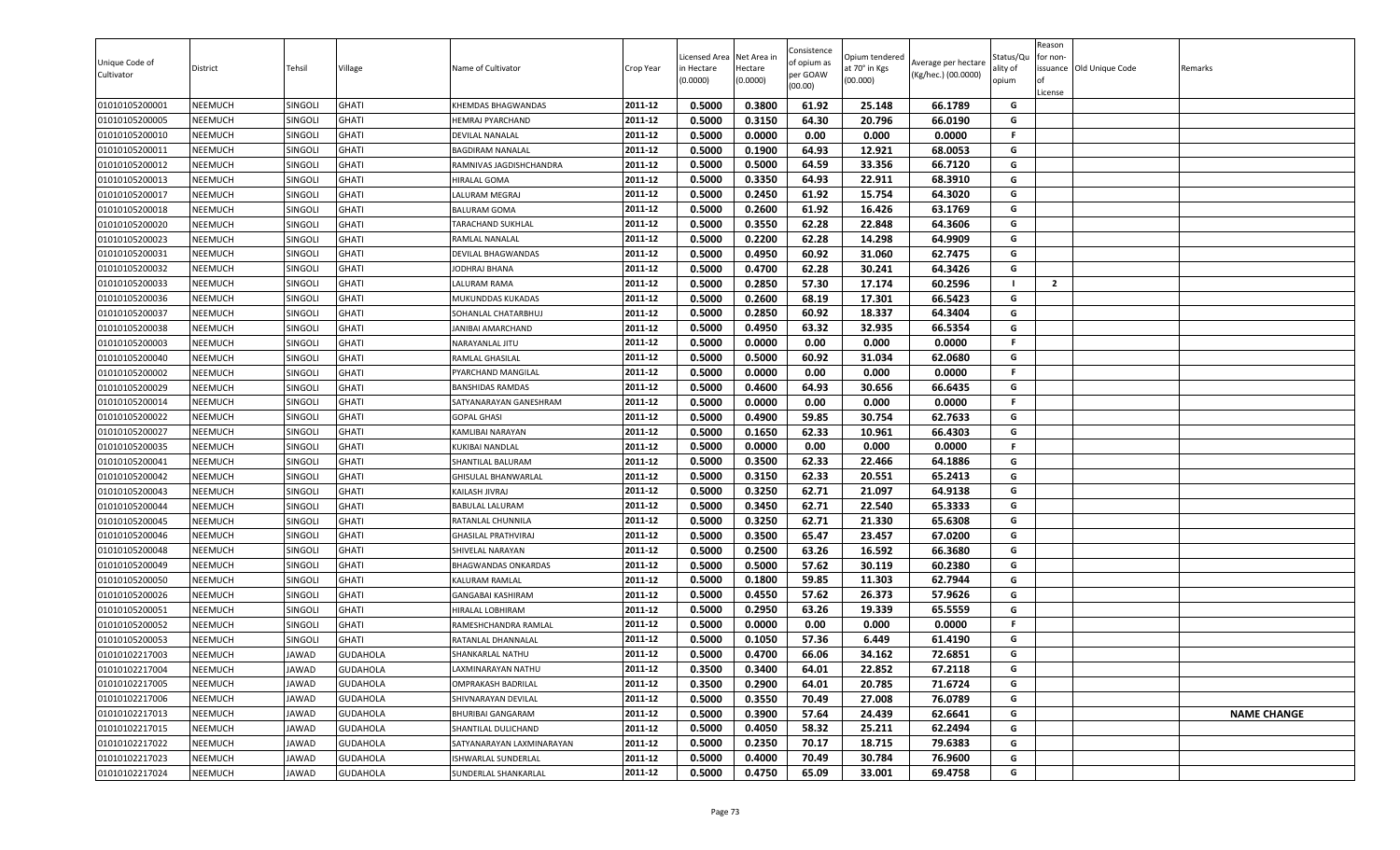| Unique Code of Cultivator | District | Tehsil | Village | Name of Cultivator | Crop Year | Licensed Area in Hectare (0.0000) | Net Area in Hectare (0.0000) | Consistence of opium as per GOAW (00.00) | Opium tendered at 70° in Kgs (00.000) | Average per hectare (Kg/hec.) (00.0000) | Status/Quality of opium | Reason for non-issuance of License | Old Unique Code | Remarks |
|---|---|---|---|---|---|---|---|---|---|---|---|---|---|---|
| 01010105200001 | NEEMUCH | SINGOLI | GHATI | KHEMDAS BHAGWANDAS | 2011-12 | 0.5000 | 0.3800 | 61.92 | 25.148 | 66.1789 | G | | | |
| 01010105200005 | NEEMUCH | SINGOLI | GHATI | HEMRAJ PYARCHAND | 2011-12 | 0.5000 | 0.3150 | 64.30 | 20.796 | 66.0190 | G | | | |
| 01010105200010 | NEEMUCH | SINGOLI | GHATI | DEVILAL NANALAL | 2011-12 | 0.5000 | 0.0000 | 0.00 | 0.000 | 0.0000 | F | | | |
| 01010105200011 | NEEMUCH | SINGOLI | GHATI | BAGDIRAM NANALAL | 2011-12 | 0.5000 | 0.1900 | 64.93 | 12.921 | 68.0053 | G | | | |
| 01010105200012 | NEEMUCH | SINGOLI | GHATI | RAMNIVAS JAGDISHCHANDRA | 2011-12 | 0.5000 | 0.5000 | 64.59 | 33.356 | 66.7120 | G | | | |
| 01010105200013 | NEEMUCH | SINGOLI | GHATI | HIRALAL GOMA | 2011-12 | 0.5000 | 0.3350 | 64.93 | 22.911 | 68.3910 | G | | | |
| 01010105200017 | NEEMUCH | SINGOLI | GHATI | LALURAM MEGRAJ | 2011-12 | 0.5000 | 0.2450 | 61.92 | 15.754 | 64.3020 | G | | | |
| 01010105200018 | NEEMUCH | SINGOLI | GHATI | BALURAM GOMA | 2011-12 | 0.5000 | 0.2600 | 61.92 | 16.426 | 63.1769 | G | | | |
| 01010105200020 | NEEMUCH | SINGOLI | GHATI | TARACHAND SUKHLAL | 2011-12 | 0.5000 | 0.3550 | 62.28 | 22.848 | 64.3606 | G | | | |
| 01010105200023 | NEEMUCH | SINGOLI | GHATI | RAMLAL NANALAL | 2011-12 | 0.5000 | 0.2200 | 62.28 | 14.298 | 64.9909 | G | | | |
| 01010105200031 | NEEMUCH | SINGOLI | GHATI | DEVILAL BHAGWANDAS | 2011-12 | 0.5000 | 0.4950 | 60.92 | 31.060 | 62.7475 | G | | | |
| 01010105200032 | NEEMUCH | SINGOLI | GHATI | JODHRAJ BHANA | 2011-12 | 0.5000 | 0.4700 | 62.28 | 30.241 | 64.3426 | G | | | |
| 01010105200033 | NEEMUCH | SINGOLI | GHATI | LALURAM RAMA | 2011-12 | 0.5000 | 0.2850 | 57.30 | 17.174 | 60.2596 | I | 2 | | |
| 01010105200036 | NEEMUCH | SINGOLI | GHATI | MUKUNDDAS KUKADAS | 2011-12 | 0.5000 | 0.2600 | 68.19 | 17.301 | 66.5423 | G | | | |
| 01010105200037 | NEEMUCH | SINGOLI | GHATI | SOHANLAL CHATARBHUJ | 2011-12 | 0.5000 | 0.2850 | 60.92 | 18.337 | 64.3404 | G | | | |
| 01010105200038 | NEEMUCH | SINGOLI | GHATI | JANIBAI AMARCHAND | 2011-12 | 0.5000 | 0.4950 | 63.32 | 32.935 | 66.5354 | G | | | |
| 01010105200003 | NEEMUCH | SINGOLI | GHATI | NARAYANLAL JITU | 2011-12 | 0.5000 | 0.0000 | 0.00 | 0.000 | 0.0000 | F | | | |
| 01010105200040 | NEEMUCH | SINGOLI | GHATI | RAMLAL GHASILAL | 2011-12 | 0.5000 | 0.5000 | 60.92 | 31.034 | 62.0680 | G | | | |
| 01010105200002 | NEEMUCH | SINGOLI | GHATI | PYARCHAND MANGILAL | 2011-12 | 0.5000 | 0.0000 | 0.00 | 0.000 | 0.0000 | F | | | |
| 01010105200029 | NEEMUCH | SINGOLI | GHATI | BANSHIDAS RAMDAS | 2011-12 | 0.5000 | 0.4600 | 64.93 | 30.656 | 66.6435 | G | | | |
| 01010105200014 | NEEMUCH | SINGOLI | GHATI | SATYANARAYAN GANESHRAM | 2011-12 | 0.5000 | 0.0000 | 0.00 | 0.000 | 0.0000 | F | | | |
| 01010105200022 | NEEMUCH | SINGOLI | GHATI | GOPAL GHASI | 2011-12 | 0.5000 | 0.4900 | 59.85 | 30.754 | 62.7633 | G | | | |
| 01010105200027 | NEEMUCH | SINGOLI | GHATI | KAMLIBAI NARAYAN | 2011-12 | 0.5000 | 0.1650 | 62.33 | 10.961 | 66.4303 | G | | | |
| 01010105200035 | NEEMUCH | SINGOLI | GHATI | KUKIBAI NANDLAL | 2011-12 | 0.5000 | 0.0000 | 0.00 | 0.000 | 0.0000 | F | | | |
| 01010105200041 | NEEMUCH | SINGOLI | GHATI | SHANTILAL BALURAM | 2011-12 | 0.5000 | 0.3500 | 62.33 | 22.466 | 64.1886 | G | | | |
| 01010105200042 | NEEMUCH | SINGOLI | GHATI | GHISULAL BHANWARLAL | 2011-12 | 0.5000 | 0.3150 | 62.33 | 20.551 | 65.2413 | G | | | |
| 01010105200043 | NEEMUCH | SINGOLI | GHATI | KAILASH JIVRAJ | 2011-12 | 0.5000 | 0.3250 | 62.71 | 21.097 | 64.9138 | G | | | |
| 01010105200044 | NEEMUCH | SINGOLI | GHATI | BABULAL LALURAM | 2011-12 | 0.5000 | 0.3450 | 62.71 | 22.540 | 65.3333 | G | | | |
| 01010105200045 | NEEMUCH | SINGOLI | GHATI | RATANLAL CHUNNILA | 2011-12 | 0.5000 | 0.3250 | 62.71 | 21.330 | 65.6308 | G | | | |
| 01010105200046 | NEEMUCH | SINGOLI | GHATI | GHASILAL PRATHVIRAJ | 2011-12 | 0.5000 | 0.3500 | 65.47 | 23.457 | 67.0200 | G | | | |
| 01010105200048 | NEEMUCH | SINGOLI | GHATI | SHIVELAL NARAYAN | 2011-12 | 0.5000 | 0.2500 | 63.26 | 16.592 | 66.3680 | G | | | |
| 01010105200049 | NEEMUCH | SINGOLI | GHATI | BHAGWANDAS ONKARDAS | 2011-12 | 0.5000 | 0.5000 | 57.62 | 30.119 | 60.2380 | G | | | |
| 01010105200050 | NEEMUCH | SINGOLI | GHATI | KALURAM RAMLAL | 2011-12 | 0.5000 | 0.1800 | 59.85 | 11.303 | 62.7944 | G | | | |
| 01010105200026 | NEEMUCH | SINGOLI | GHATI | GANGABAI KASHIRAM | 2011-12 | 0.5000 | 0.4550 | 57.62 | 26.373 | 57.9626 | G | | | |
| 01010105200051 | NEEMUCH | SINGOLI | GHATI | HIRALAL LOBHIRAM | 2011-12 | 0.5000 | 0.2950 | 63.26 | 19.339 | 65.5559 | G | | | |
| 01010105200052 | NEEMUCH | SINGOLI | GHATI | RAMESHCHANDRA RAMLAL | 2011-12 | 0.5000 | 0.0000 | 0.00 | 0.000 | 0.0000 | F | | | |
| 01010105200053 | NEEMUCH | SINGOLI | GHATI | RATANLAL DHANNALAL | 2011-12 | 0.5000 | 0.1050 | 57.36 | 6.449 | 61.4190 | G | | | |
| 01010102217003 | NEEMUCH | JAWAD | GUDAHOLA | SHANKARLAL NATHU | 2011-12 | 0.5000 | 0.4700 | 66.06 | 34.162 | 72.6851 | G | | | |
| 01010102217004 | NEEMUCH | JAWAD | GUDAHOLA | LAXMINARAYAN NATHU | 2011-12 | 0.3500 | 0.3400 | 64.01 | 22.852 | 67.2118 | G | | | |
| 01010102217005 | NEEMUCH | JAWAD | GUDAHOLA | OMPRAKASH BADRILAL | 2011-12 | 0.3500 | 0.2900 | 64.01 | 20.785 | 71.6724 | G | | | |
| 01010102217006 | NEEMUCH | JAWAD | GUDAHOLA | SHIVNARAYAN DEVILAL | 2011-12 | 0.5000 | 0.3550 | 70.49 | 27.008 | 76.0789 | G | | | |
| 01010102217013 | NEEMUCH | JAWAD | GUDAHOLA | BHURIBAI GANGARAM | 2011-12 | 0.5000 | 0.3900 | 57.64 | 24.439 | 62.6641 | G | | | NAME CHANGE |
| 01010102217015 | NEEMUCH | JAWAD | GUDAHOLA | SHANTILAL DULICHAND | 2011-12 | 0.5000 | 0.4050 | 58.32 | 25.211 | 62.2494 | G | | | |
| 01010102217022 | NEEMUCH | JAWAD | GUDAHOLA | SATYANARAYAN LAXMINARAYAN | 2011-12 | 0.5000 | 0.2350 | 70.17 | 18.715 | 79.6383 | G | | | |
| 01010102217023 | NEEMUCH | JAWAD | GUDAHOLA | ISHWARLAL SUNDERLAL | 2011-12 | 0.5000 | 0.4000 | 70.49 | 30.784 | 76.9600 | G | | | |
| 01010102217024 | NEEMUCH | JAWAD | GUDAHOLA | SUNDERLAL SHANKARLAL | 2011-12 | 0.5000 | 0.4750 | 65.09 | 33.001 | 69.4758 | G | | | |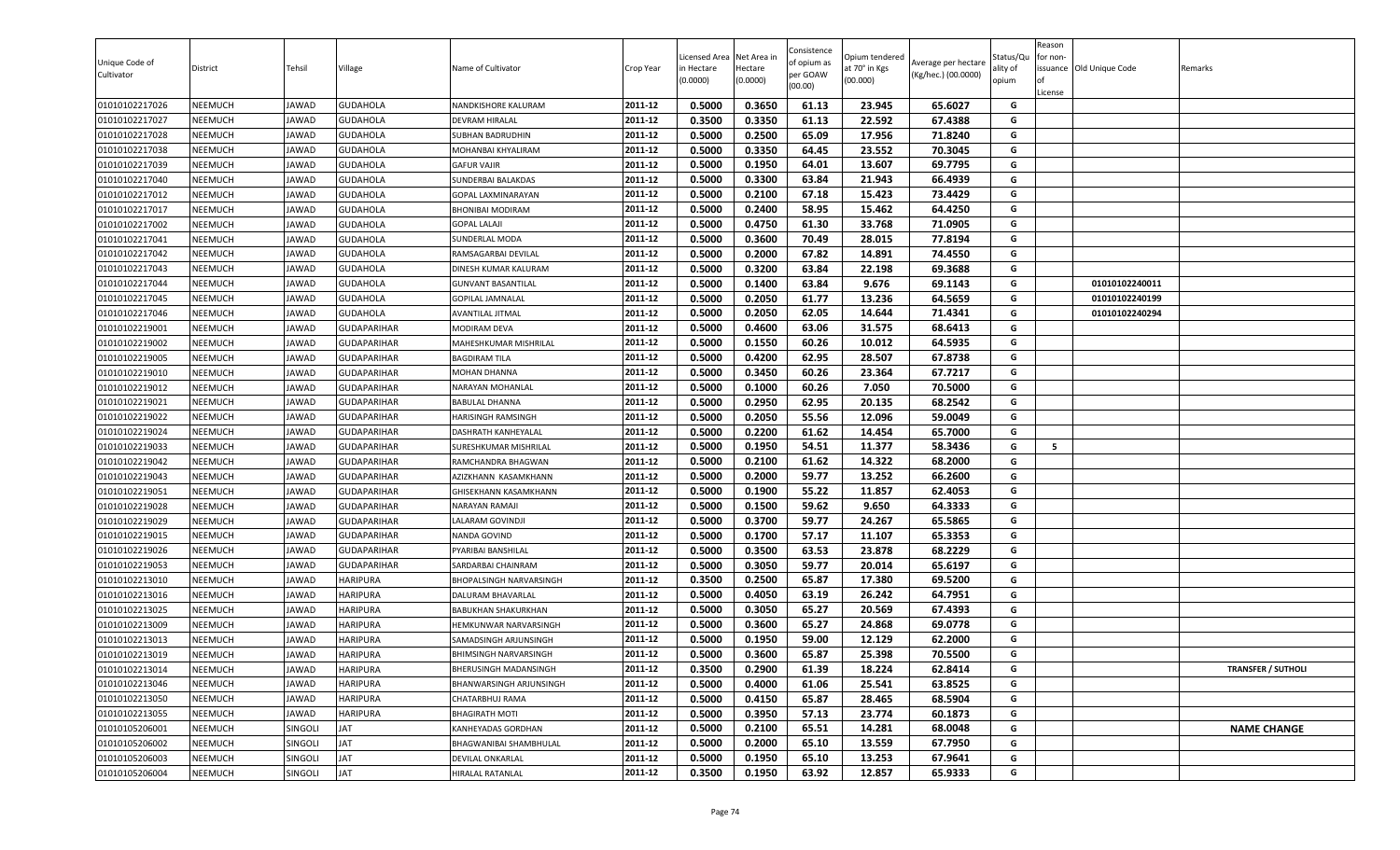| Unique Code of Cultivator | District | Tehsil | Village | Name of Cultivator | Crop Year | Licensed Area in Hectare (0.0000) | Net Area in Hectare (0.0000) | Consistence of opium as per GOAW (00.00) | Opium tendered at 70° in Kgs (00.000) | Average per hectare (Kg/hec.) (00.0000) | Status/Quality of opium | Reason for non-issuance of License | Old Unique Code | Remarks |
|---|---|---|---|---|---|---|---|---|---|---|---|---|---|---|
| 01010102217026 | NEEMUCH | JAWAD | GUDAHOLA | NANDKISHORE KALURAM | 2011-12 | 0.5000 | 0.3650 | 61.13 | 23.945 | 65.6027 | G | | | |
| 01010102217027 | NEEMUCH | JAWAD | GUDAHOLA | DEVRAM HIRALAL | 2011-12 | 0.3500 | 0.3350 | 61.13 | 22.592 | 67.4388 | G | | | |
| 01010102217028 | NEEMUCH | JAWAD | GUDAHOLA | SUBHAN BADRUDHIN | 2011-12 | 0.5000 | 0.2500 | 65.09 | 17.956 | 71.8240 | G | | | |
| 01010102217038 | NEEMUCH | JAWAD | GUDAHOLA | MOHANBAI KHYALIRAM | 2011-12 | 0.5000 | 0.3350 | 64.45 | 23.552 | 70.3045 | G | | | |
| 01010102217039 | NEEMUCH | JAWAD | GUDAHOLA | GAFUR VAJIR | 2011-12 | 0.5000 | 0.1950 | 64.01 | 13.607 | 69.7795 | G | | | |
| 01010102217040 | NEEMUCH | JAWAD | GUDAHOLA | SUNDERBAI BALAKDAS | 2011-12 | 0.5000 | 0.3300 | 63.84 | 21.943 | 66.4939 | G | | | |
| 01010102217012 | NEEMUCH | JAWAD | GUDAHOLA | GOPAL LAXMINARAYAN | 2011-12 | 0.5000 | 0.2100 | 67.18 | 15.423 | 73.4429 | G | | | |
| 01010102217017 | NEEMUCH | JAWAD | GUDAHOLA | BHONIBAI MODIRAM | 2011-12 | 0.5000 | 0.2400 | 58.95 | 15.462 | 64.4250 | G | | | |
| 01010102217002 | NEEMUCH | JAWAD | GUDAHOLA | GOPAL LALAJI | 2011-12 | 0.5000 | 0.4750 | 61.30 | 33.768 | 71.0905 | G | | | |
| 01010102217041 | NEEMUCH | JAWAD | GUDAHOLA | SUNDERLAL MODA | 2011-12 | 0.5000 | 0.3600 | 70.49 | 28.015 | 77.8194 | G | | | |
| 01010102217042 | NEEMUCH | JAWAD | GUDAHOLA | RAMSAGARBAI DEVILAL | 2011-12 | 0.5000 | 0.2000 | 67.82 | 14.891 | 74.4550 | G | | | |
| 01010102217043 | NEEMUCH | JAWAD | GUDAHOLA | DINESH KUMAR KALURAM | 2011-12 | 0.5000 | 0.3200 | 63.84 | 22.198 | 69.3688 | G | | | |
| 01010102217044 | NEEMUCH | JAWAD | GUDAHOLA | GUNVANT BASANTILAL | 2011-12 | 0.5000 | 0.1400 | 63.84 | 9.676 | 69.1143 | G | | 01010102240011 | |
| 01010102217045 | NEEMUCH | JAWAD | GUDAHOLA | GOPILAL JAMNALAL | 2011-12 | 0.5000 | 0.2050 | 61.77 | 13.236 | 64.5659 | G | | 01010102240199 | |
| 01010102217046 | NEEMUCH | JAWAD | GUDAHOLA | AVANTILAL JITMAL | 2011-12 | 0.5000 | 0.2050 | 62.05 | 14.644 | 71.4341 | G | | 01010102240294 | |
| 01010102219001 | NEEMUCH | JAWAD | GUDAPARIHAR | MODIRAM DEVA | 2011-12 | 0.5000 | 0.4600 | 63.06 | 31.575 | 68.6413 | G | | | |
| 01010102219002 | NEEMUCH | JAWAD | GUDAPARIHAR | MAHESHKUMAR MISHRILAL | 2011-12 | 0.5000 | 0.1550 | 60.26 | 10.012 | 64.5935 | G | | | |
| 01010102219005 | NEEMUCH | JAWAD | GUDAPARIHAR | BAGDIRAM TILA | 2011-12 | 0.5000 | 0.4200 | 62.95 | 28.507 | 67.8738 | G | | | |
| 01010102219010 | NEEMUCH | JAWAD | GUDAPARIHAR | MOHAN DHANNA | 2011-12 | 0.5000 | 0.3450 | 60.26 | 23.364 | 67.7217 | G | | | |
| 01010102219012 | NEEMUCH | JAWAD | GUDAPARIHAR | NARAYAN MOHANLAL | 2011-12 | 0.5000 | 0.1000 | 60.26 | 7.050 | 70.5000 | G | | | |
| 01010102219021 | NEEMUCH | JAWAD | GUDAPARIHAR | BABULAL DHANNA | 2011-12 | 0.5000 | 0.2950 | 62.95 | 20.135 | 68.2542 | G | | | |
| 01010102219022 | NEEMUCH | JAWAD | GUDAPARIHAR | HARISINGH RAMSINGH | 2011-12 | 0.5000 | 0.2050 | 55.56 | 12.096 | 59.0049 | G | | | |
| 01010102219024 | NEEMUCH | JAWAD | GUDAPARIHAR | DASHRATH KANHEYALAL | 2011-12 | 0.5000 | 0.2200 | 61.62 | 14.454 | 65.7000 | G | | | |
| 01010102219033 | NEEMUCH | JAWAD | GUDAPARIHAR | SURESHKUMAR MISHRILAL | 2011-12 | 0.5000 | 0.1950 | 54.51 | 11.377 | 58.3436 | G | 5 | | |
| 01010102219042 | NEEMUCH | JAWAD | GUDAPARIHAR | RAMCHANDRA BHAGWAN | 2011-12 | 0.5000 | 0.2100 | 61.62 | 14.322 | 68.2000 | G | | | |
| 01010102219043 | NEEMUCH | JAWAD | GUDAPARIHAR | AZIZKHANN KASAMKHANN | 2011-12 | 0.5000 | 0.2000 | 59.77 | 13.252 | 66.2600 | G | | | |
| 01010102219051 | NEEMUCH | JAWAD | GUDAPARIHAR | GHISEKHANN KASAMKHANN | 2011-12 | 0.5000 | 0.1900 | 55.22 | 11.857 | 62.4053 | G | | | |
| 01010102219028 | NEEMUCH | JAWAD | GUDAPARIHAR | NARAYAN RAMAJI | 2011-12 | 0.5000 | 0.1500 | 59.62 | 9.650 | 64.3333 | G | | | |
| 01010102219029 | NEEMUCH | JAWAD | GUDAPARIHAR | LALARAM GOVINDJI | 2011-12 | 0.5000 | 0.3700 | 59.77 | 24.267 | 65.5865 | G | | | |
| 01010102219015 | NEEMUCH | JAWAD | GUDAPARIHAR | NANDA GOVIND | 2011-12 | 0.5000 | 0.1700 | 57.17 | 11.107 | 65.3353 | G | | | |
| 01010102219026 | NEEMUCH | JAWAD | GUDAPARIHAR | PYARIBAI BANSHILAL | 2011-12 | 0.5000 | 0.3500 | 63.53 | 23.878 | 68.2229 | G | | | |
| 01010102219053 | NEEMUCH | JAWAD | GUDAPARIHAR | SARDARBAI CHAINRAM | 2011-12 | 0.5000 | 0.3050 | 59.77 | 20.014 | 65.6197 | G | | | |
| 01010102213010 | NEEMUCH | JAWAD | HARIPURA | BHOPALSINGH NARVARSINGH | 2011-12 | 0.3500 | 0.2500 | 65.87 | 17.380 | 69.5200 | G | | | |
| 01010102213016 | NEEMUCH | JAWAD | HARIPURA | DALURAM BHAVARLAL | 2011-12 | 0.5000 | 0.4050 | 63.19 | 26.242 | 64.7951 | G | | | |
| 01010102213025 | NEEMUCH | JAWAD | HARIPURA | BABUKHAN SHAKURKHAN | 2011-12 | 0.5000 | 0.3050 | 65.27 | 20.569 | 67.4393 | G | | | |
| 01010102213009 | NEEMUCH | JAWAD | HARIPURA | HEMKUNWAR NARVARSINGH | 2011-12 | 0.5000 | 0.3600 | 65.27 | 24.868 | 69.0778 | G | | | |
| 01010102213013 | NEEMUCH | JAWAD | HARIPURA | SAMADSINGH ARJUNSINGH | 2011-12 | 0.5000 | 0.1950 | 59.00 | 12.129 | 62.2000 | G | | | |
| 01010102213019 | NEEMUCH | JAWAD | HARIPURA | BHIMSINGH NARVARSINGH | 2011-12 | 0.5000 | 0.3600 | 65.87 | 25.398 | 70.5500 | G | | | |
| 01010102213014 | NEEMUCH | JAWAD | HARIPURA | BHERUSINGH MADANSINGH | 2011-12 | 0.3500 | 0.2900 | 61.39 | 18.224 | 62.8414 | G | | | TRANSFER / SUTHOLI |
| 01010102213046 | NEEMUCH | JAWAD | HARIPURA | BHANWARSINGH ARJUNSINGH | 2011-12 | 0.5000 | 0.4000 | 61.06 | 25.541 | 63.8525 | G | | | |
| 01010102213050 | NEEMUCH | JAWAD | HARIPURA | CHATARBHUJ RAMA | 2011-12 | 0.5000 | 0.4150 | 65.87 | 28.465 | 68.5904 | G | | | |
| 01010102213055 | NEEMUCH | JAWAD | HARIPURA | BHAGIRATH MOTI | 2011-12 | 0.5000 | 0.3950 | 57.13 | 23.774 | 60.1873 | G | | | |
| 01010105206001 | NEEMUCH | SINGOLI | JAT | KANHEYADAS GORDHAN | 2011-12 | 0.5000 | 0.2100 | 65.51 | 14.281 | 68.0048 | G | | | NAME CHANGE |
| 01010105206002 | NEEMUCH | SINGOLI | JAT | BHAGWANIBAI SHAMBHULAL | 2011-12 | 0.5000 | 0.2000 | 65.10 | 13.559 | 67.7950 | G | | | |
| 01010105206003 | NEEMUCH | SINGOLI | JAT | DEVILAL ONKARLAL | 2011-12 | 0.5000 | 0.1950 | 65.10 | 13.253 | 67.9641 | G | | | |
| 01010105206004 | NEEMUCH | SINGOLI | JAT | HIRALAL RATANLAL | 2011-12 | 0.3500 | 0.1950 | 63.92 | 12.857 | 65.9333 | G | | | |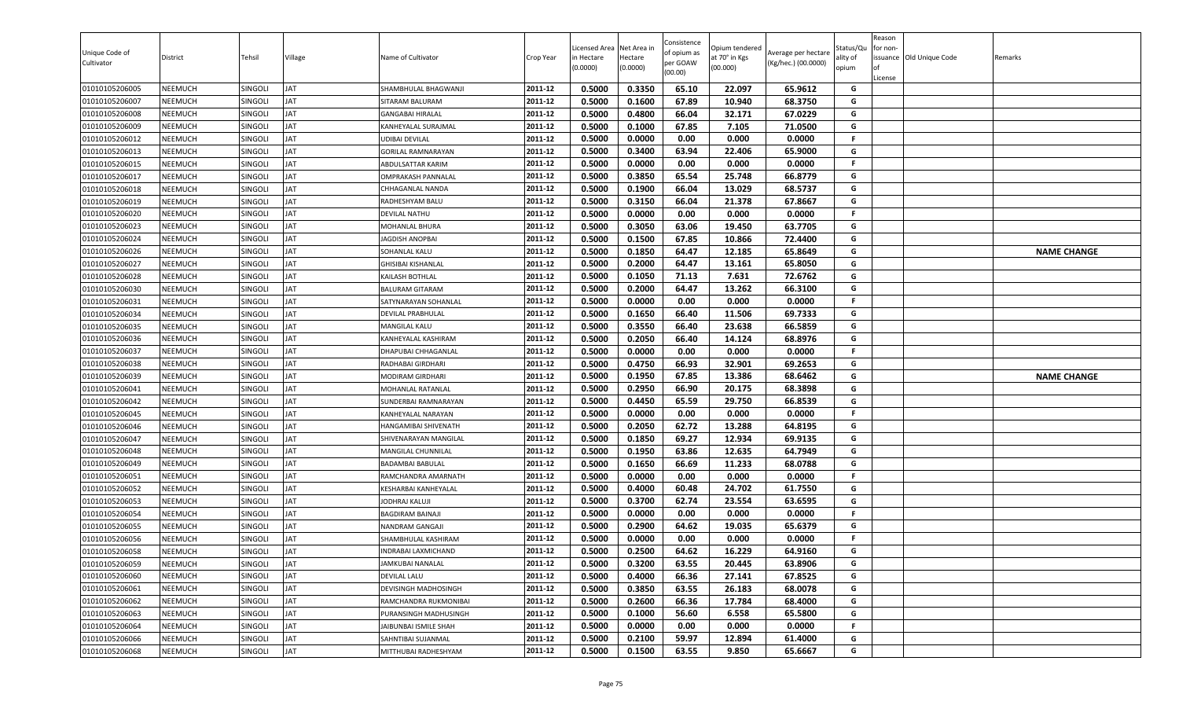| Unique Code of Cultivator | District | Tehsil | Village | Name of Cultivator | Crop Year | Licensed Area in Hectare (0.0000) | Net Area in Hectare (0.0000) | Consistence of opium as per GOAW (00.00) | Opium tendered at 70° in Kgs (00.000) | Average per hectare (Kg/hec.) (00.0000) | Status/Quality of opium | Reason for non-issuance of License | Old Unique Code | Remarks |
|---|---|---|---|---|---|---|---|---|---|---|---|---|---|---|
| 01010105206005 | NEEMUCH | SINGOLI | JAT | SHAMBHULAL BHAGWANJI | 2011-12 | 0.5000 | 0.3350 | 65.10 | 22.097 | 65.9612 | G | | | |
| 01010105206007 | NEEMUCH | SINGOLI | JAT | SITARAM BALURAM | 2011-12 | 0.5000 | 0.1600 | 67.89 | 10.940 | 68.3750 | G | | | |
| 01010105206008 | NEEMUCH | SINGOLI | JAT | GANGABAI HIRALAL | 2011-12 | 0.5000 | 0.4800 | 66.04 | 32.171 | 67.0229 | G | | | |
| 01010105206009 | NEEMUCH | SINGOLI | JAT | KANHEYALAL SURAJMAL | 2011-12 | 0.5000 | 0.1000 | 67.85 | 7.105 | 71.0500 | G | | | |
| 01010105206012 | NEEMUCH | SINGOLI | JAT | UDIBAI DEVILAL | 2011-12 | 0.5000 | 0.0000 | 0.00 | 0.000 | 0.0000 | F | | | |
| 01010105206013 | NEEMUCH | SINGOLI | JAT | GORILAL RAMNARAYAN | 2011-12 | 0.5000 | 0.3400 | 63.94 | 22.406 | 65.9000 | G | | | |
| 01010105206015 | NEEMUCH | SINGOLI | JAT | ABDULSATTAR KARIM | 2011-12 | 0.5000 | 0.0000 | 0.00 | 0.000 | 0.0000 | F | | | |
| 01010105206017 | NEEMUCH | SINGOLI | JAT | OMPRAKASH PANNALAL | 2011-12 | 0.5000 | 0.3850 | 65.54 | 25.748 | 66.8779 | G | | | |
| 01010105206018 | NEEMUCH | SINGOLI | JAT | CHHAGANLAL NANDA | 2011-12 | 0.5000 | 0.1900 | 66.04 | 13.029 | 68.5737 | G | | | |
| 01010105206019 | NEEMUCH | SINGOLI | JAT | RADHESHYAM BALU | 2011-12 | 0.5000 | 0.3150 | 66.04 | 21.378 | 67.8667 | G | | | |
| 01010105206020 | NEEMUCH | SINGOLI | JAT | DEVILAL NATHU | 2011-12 | 0.5000 | 0.0000 | 0.00 | 0.000 | 0.0000 | F | | | |
| 01010105206023 | NEEMUCH | SINGOLI | JAT | MOHANLAL BHURA | 2011-12 | 0.5000 | 0.3050 | 63.06 | 19.450 | 63.7705 | G | | | |
| 01010105206024 | NEEMUCH | SINGOLI | JAT | JAGDISH ANOPBAI | 2011-12 | 0.5000 | 0.1500 | 67.85 | 10.866 | 72.4400 | G | | | |
| 01010105206026 | NEEMUCH | SINGOLI | JAT | SOHANLAL KALU | 2011-12 | 0.5000 | 0.1850 | 64.47 | 12.185 | 65.8649 | G | | | NAME CHANGE |
| 01010105206027 | NEEMUCH | SINGOLI | JAT | GHISIBAI KISHANLAL | 2011-12 | 0.5000 | 0.2000 | 64.47 | 13.161 | 65.8050 | G | | | |
| 01010105206028 | NEEMUCH | SINGOLI | JAT | KAILASH BOTHLAL | 2011-12 | 0.5000 | 0.1050 | 71.13 | 7.631 | 72.6762 | G | | | |
| 01010105206030 | NEEMUCH | SINGOLI | JAT | BALURAM GITARAM | 2011-12 | 0.5000 | 0.2000 | 64.47 | 13.262 | 66.3100 | G | | | |
| 01010105206031 | NEEMUCH | SINGOLI | JAT | SATYNARAYAN SOHANLAL | 2011-12 | 0.5000 | 0.0000 | 0.00 | 0.000 | 0.0000 | F | | | |
| 01010105206034 | NEEMUCH | SINGOLI | JAT | DEVILAL PRABHULAL | 2011-12 | 0.5000 | 0.1650 | 66.40 | 11.506 | 69.7333 | G | | | |
| 01010105206035 | NEEMUCH | SINGOLI | JAT | MANGILAL KALU | 2011-12 | 0.5000 | 0.3550 | 66.40 | 23.638 | 66.5859 | G | | | |
| 01010105206036 | NEEMUCH | SINGOLI | JAT | KANHEYALAL KASHIRAM | 2011-12 | 0.5000 | 0.2050 | 66.40 | 14.124 | 68.8976 | G | | | |
| 01010105206037 | NEEMUCH | SINGOLI | JAT | DHAPUBAI CHHAGANLAL | 2011-12 | 0.5000 | 0.0000 | 0.00 | 0.000 | 0.0000 | F | | | |
| 01010105206038 | NEEMUCH | SINGOLI | JAT | RADHABAI GIRDHARI | 2011-12 | 0.5000 | 0.4750 | 66.93 | 32.901 | 69.2653 | G | | | |
| 01010105206039 | NEEMUCH | SINGOLI | JAT | MODIRAM GIRDHARI | 2011-12 | 0.5000 | 0.1950 | 67.85 | 13.386 | 68.6462 | G | | | NAME CHANGE |
| 01010105206041 | NEEMUCH | SINGOLI | JAT | MOHANLAL RATANLAL | 2011-12 | 0.5000 | 0.2950 | 66.90 | 20.175 | 68.3898 | G | | | |
| 01010105206042 | NEEMUCH | SINGOLI | JAT | SUNDERBAI RAMNARAYAN | 2011-12 | 0.5000 | 0.4450 | 65.59 | 29.750 | 66.8539 | G | | | |
| 01010105206045 | NEEMUCH | SINGOLI | JAT | KANHEYALAL NARAYAN | 2011-12 | 0.5000 | 0.0000 | 0.00 | 0.000 | 0.0000 | F | | | |
| 01010105206046 | NEEMUCH | SINGOLI | JAT | HANGAMIBAI SHIVENATH | 2011-12 | 0.5000 | 0.2050 | 62.72 | 13.288 | 64.8195 | G | | | |
| 01010105206047 | NEEMUCH | SINGOLI | JAT | SHIVENARAYAN MANGILAL | 2011-12 | 0.5000 | 0.1850 | 69.27 | 12.934 | 69.9135 | G | | | |
| 01010105206048 | NEEMUCH | SINGOLI | JAT | MANGILAL CHUNNILAL | 2011-12 | 0.5000 | 0.1950 | 63.86 | 12.635 | 64.7949 | G | | | |
| 01010105206049 | NEEMUCH | SINGOLI | JAT | BADAMBAI BABULAL | 2011-12 | 0.5000 | 0.1650 | 66.69 | 11.233 | 68.0788 | G | | | |
| 01010105206051 | NEEMUCH | SINGOLI | JAT | RAMCHANDRA AMARNATH | 2011-12 | 0.5000 | 0.0000 | 0.00 | 0.000 | 0.0000 | F | | | |
| 01010105206052 | NEEMUCH | SINGOLI | JAT | KESHARBAI KANHEYALAL | 2011-12 | 0.5000 | 0.4000 | 60.48 | 24.702 | 61.7550 | G | | | |
| 01010105206053 | NEEMUCH | SINGOLI | JAT | JODHRAJ KALUJI | 2011-12 | 0.5000 | 0.3700 | 62.74 | 23.554 | 63.6595 | G | | | |
| 01010105206054 | NEEMUCH | SINGOLI | JAT | BAGDIRAM BAINAJI | 2011-12 | 0.5000 | 0.0000 | 0.00 | 0.000 | 0.0000 | F | | | |
| 01010105206055 | NEEMUCH | SINGOLI | JAT | NANDRAM GANGAJI | 2011-12 | 0.5000 | 0.2900 | 64.62 | 19.035 | 65.6379 | G | | | |
| 01010105206056 | NEEMUCH | SINGOLI | JAT | SHAMBHULAL KASHIRAM | 2011-12 | 0.5000 | 0.0000 | 0.00 | 0.000 | 0.0000 | F | | | |
| 01010105206058 | NEEMUCH | SINGOLI | JAT | INDRABAI LAXMICHAND | 2011-12 | 0.5000 | 0.2500 | 64.62 | 16.229 | 64.9160 | G | | | |
| 01010105206059 | NEEMUCH | SINGOLI | JAT | JAMKUBAI NANALAL | 2011-12 | 0.5000 | 0.3200 | 63.55 | 20.445 | 63.8906 | G | | | |
| 01010105206060 | NEEMUCH | SINGOLI | JAT | DEVILAL LALU | 2011-12 | 0.5000 | 0.4000 | 66.36 | 27.141 | 67.8525 | G | | | |
| 01010105206061 | NEEMUCH | SINGOLI | JAT | DEVISINGH MADHOSINGH | 2011-12 | 0.5000 | 0.3850 | 63.55 | 26.183 | 68.0078 | G | | | |
| 01010105206062 | NEEMUCH | SINGOLI | JAT | RAMCHANDRA RUKMONIBAI | 2011-12 | 0.5000 | 0.2600 | 66.36 | 17.784 | 68.4000 | G | | | |
| 01010105206063 | NEEMUCH | SINGOLI | JAT | PURANSINGH MADHUSINGH | 2011-12 | 0.5000 | 0.1000 | 56.60 | 6.558 | 65.5800 | G | | | |
| 01010105206064 | NEEMUCH | SINGOLI | JAT | JAIBUNBAI ISMILE SHAH | 2011-12 | 0.5000 | 0.0000 | 0.00 | 0.000 | 0.0000 | F | | | |
| 01010105206066 | NEEMUCH | SINGOLI | JAT | SAHNTIBAI SUJANMAL | 2011-12 | 0.5000 | 0.2100 | 59.97 | 12.894 | 61.4000 | G | | | |
| 01010105206068 | NEEMUCH | SINGOLI | JAT | MITTHUBAI RADHESHYAM | 2011-12 | 0.5000 | 0.1500 | 63.55 | 9.850 | 65.6667 | G | | | |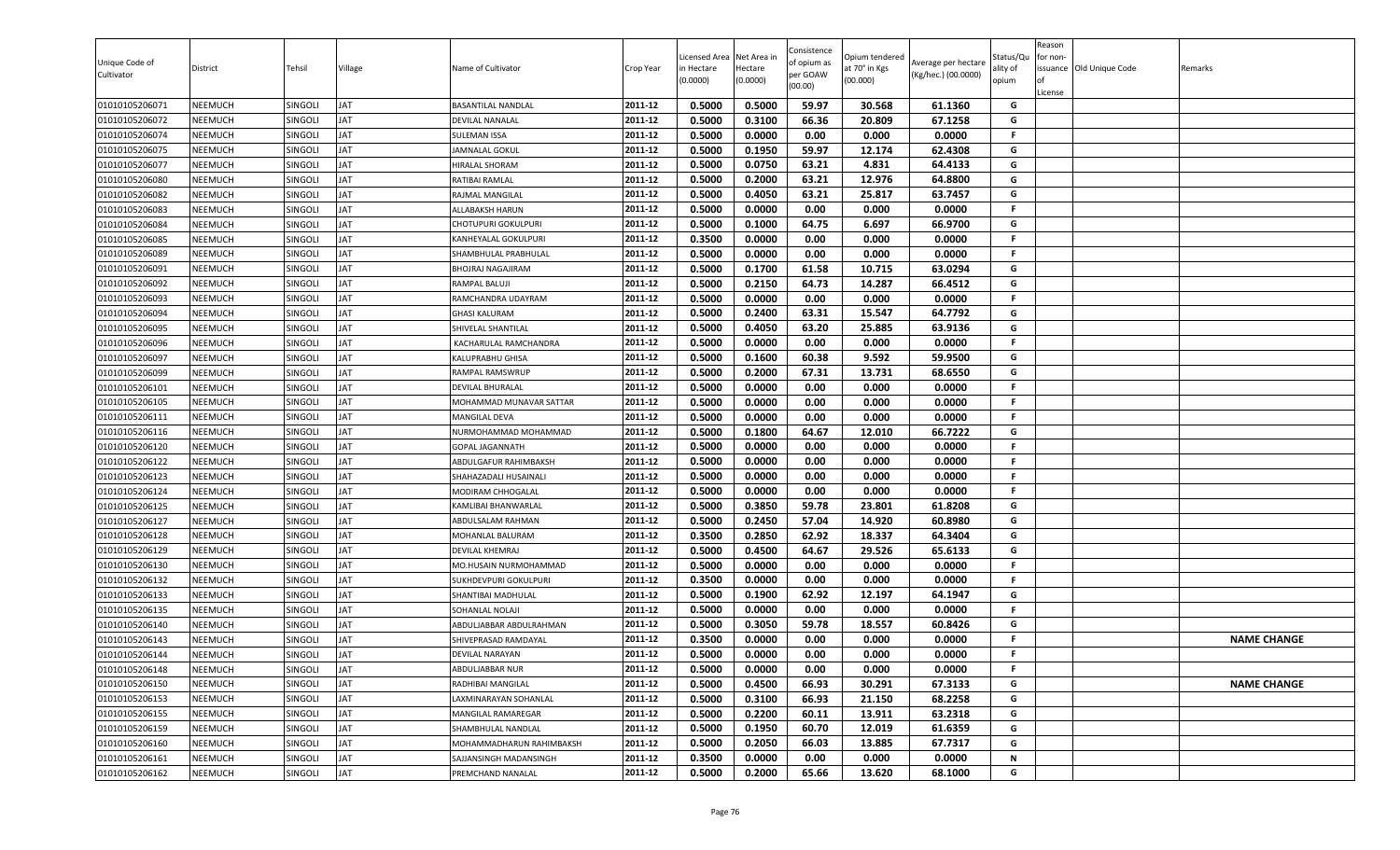| Unique Code of Cultivator | District | Tehsil | Village | Name of Cultivator | Crop Year | Licensed Area in Hectare (0.0000) | Net Area in Hectare (0.0000) | Consistence of opium as per GOAW (00.00) | Opium tendered at 70° in Kgs (00.000) | Average per hectare (Kg/hec.) (00.0000) | Status/Quality of opium | Reason for non-issuance of License | Old Unique Code | Remarks |
|---|---|---|---|---|---|---|---|---|---|---|---|---|---|---|
| 01010105206071 | NEEMUCH | SINGOLI | JAT | BASANTILAL NANDLAL | 2011-12 | 0.5000 | 0.5000 | 59.97 | 30.568 | 61.1360 | G | | | |
| 01010105206072 | NEEMUCH | SINGOLI | JAT | DEVILAL NANALAL | 2011-12 | 0.5000 | 0.3100 | 66.36 | 20.809 | 67.1258 | G | | | |
| 01010105206074 | NEEMUCH | SINGOLI | JAT | SULEMAN ISSA | 2011-12 | 0.5000 | 0.0000 | 0.00 | 0.000 | 0.0000 | F | | | |
| 01010105206075 | NEEMUCH | SINGOLI | JAT | JAMNALAL GOKUL | 2011-12 | 0.5000 | 0.1950 | 59.97 | 12.174 | 62.4308 | G | | | |
| 01010105206077 | NEEMUCH | SINGOLI | JAT | HIRALAL SHORAM | 2011-12 | 0.5000 | 0.0750 | 63.21 | 4.831 | 64.4133 | G | | | |
| 01010105206080 | NEEMUCH | SINGOLI | JAT | RATIBAI RAMLAL | 2011-12 | 0.5000 | 0.2000 | 63.21 | 12.976 | 64.8800 | G | | | |
| 01010105206082 | NEEMUCH | SINGOLI | JAT | RAJMAL MANGILAL | 2011-12 | 0.5000 | 0.4050 | 63.21 | 25.817 | 63.7457 | G | | | |
| 01010105206083 | NEEMUCH | SINGOLI | JAT | ALLABAKSH HARUN | 2011-12 | 0.5000 | 0.0000 | 0.00 | 0.000 | 0.0000 | F | | | |
| 01010105206084 | NEEMUCH | SINGOLI | JAT | CHOTUPURI GOKULPURI | 2011-12 | 0.5000 | 0.1000 | 64.75 | 6.697 | 66.9700 | G | | | |
| 01010105206085 | NEEMUCH | SINGOLI | JAT | KANHEYALAL GOKULPURI | 2011-12 | 0.3500 | 0.0000 | 0.00 | 0.000 | 0.0000 | F | | | |
| 01010105206089 | NEEMUCH | SINGOLI | JAT | SHAMBHULAL PRABHULAL | 2011-12 | 0.5000 | 0.0000 | 0.00 | 0.000 | 0.0000 | F | | | |
| 01010105206091 | NEEMUCH | SINGOLI | JAT | BHOJRAJ NAGAJIRAM | 2011-12 | 0.5000 | 0.1700 | 61.58 | 10.715 | 63.0294 | G | | | |
| 01010105206092 | NEEMUCH | SINGOLI | JAT | RAMPAL BALUJI | 2011-12 | 0.5000 | 0.2150 | 64.73 | 14.287 | 66.4512 | G | | | |
| 01010105206093 | NEEMUCH | SINGOLI | JAT | RAMCHANDRA UDAYRAM | 2011-12 | 0.5000 | 0.0000 | 0.00 | 0.000 | 0.0000 | F | | | |
| 01010105206094 | NEEMUCH | SINGOLI | JAT | GHASI KALURAM | 2011-12 | 0.5000 | 0.2400 | 63.31 | 15.547 | 64.7792 | G | | | |
| 01010105206095 | NEEMUCH | SINGOLI | JAT | SHIVELAL SHANTILAL | 2011-12 | 0.5000 | 0.4050 | 63.20 | 25.885 | 63.9136 | G | | | |
| 01010105206096 | NEEMUCH | SINGOLI | JAT | KACHARULAL RAMCHANDRA | 2011-12 | 0.5000 | 0.0000 | 0.00 | 0.000 | 0.0000 | F | | | |
| 01010105206097 | NEEMUCH | SINGOLI | JAT | KALUPRABHU GHISA | 2011-12 | 0.5000 | 0.1600 | 60.38 | 9.592 | 59.9500 | G | | | |
| 01010105206099 | NEEMUCH | SINGOLI | JAT | RAMPAL RAMSWRUP | 2011-12 | 0.5000 | 0.2000 | 67.31 | 13.731 | 68.6550 | G | | | |
| 01010105206101 | NEEMUCH | SINGOLI | JAT | DEVILAL BHURALAL | 2011-12 | 0.5000 | 0.0000 | 0.00 | 0.000 | 0.0000 | F | | | |
| 01010105206105 | NEEMUCH | SINGOLI | JAT | MOHAMMAD MUNAVAR SATTAR | 2011-12 | 0.5000 | 0.0000 | 0.00 | 0.000 | 0.0000 | F | | | |
| 01010105206111 | NEEMUCH | SINGOLI | JAT | MANGILAL DEVA | 2011-12 | 0.5000 | 0.0000 | 0.00 | 0.000 | 0.0000 | F | | | |
| 01010105206116 | NEEMUCH | SINGOLI | JAT | NURMOHAMMAD MOHAMMAD | 2011-12 | 0.5000 | 0.1800 | 64.67 | 12.010 | 66.7222 | G | | | |
| 01010105206120 | NEEMUCH | SINGOLI | JAT | GOPAL JAGANNATH | 2011-12 | 0.5000 | 0.0000 | 0.00 | 0.000 | 0.0000 | F | | | |
| 01010105206122 | NEEMUCH | SINGOLI | JAT | ABDULGAFUR RAHIMBAKSH | 2011-12 | 0.5000 | 0.0000 | 0.00 | 0.000 | 0.0000 | F | | | |
| 01010105206123 | NEEMUCH | SINGOLI | JAT | SHAHAZADALI HUSAINALI | 2011-12 | 0.5000 | 0.0000 | 0.00 | 0.000 | 0.0000 | F | | | |
| 01010105206124 | NEEMUCH | SINGOLI | JAT | MODIRAM CHHOGALAL | 2011-12 | 0.5000 | 0.0000 | 0.00 | 0.000 | 0.0000 | F | | | |
| 01010105206125 | NEEMUCH | SINGOLI | JAT | KAMLIBAI BHANWARLAL | 2011-12 | 0.5000 | 0.3850 | 59.78 | 23.801 | 61.8208 | G | | | |
| 01010105206127 | NEEMUCH | SINGOLI | JAT | ABDULSALAM RAHMAN | 2011-12 | 0.5000 | 0.2450 | 57.04 | 14.920 | 60.8980 | G | | | |
| 01010105206128 | NEEMUCH | SINGOLI | JAT | MOHANLAL BALURAM | 2011-12 | 0.3500 | 0.2850 | 62.92 | 18.337 | 64.3404 | G | | | |
| 01010105206129 | NEEMUCH | SINGOLI | JAT | DEVILAL KHEMRAJ | 2011-12 | 0.5000 | 0.4500 | 64.67 | 29.526 | 65.6133 | G | | | |
| 01010105206130 | NEEMUCH | SINGOLI | JAT | MO.HUSAIN NURMOHAMMAD | 2011-12 | 0.5000 | 0.0000 | 0.00 | 0.000 | 0.0000 | F | | | |
| 01010105206132 | NEEMUCH | SINGOLI | JAT | SUKHDEVPURI GOKULPURI | 2011-12 | 0.3500 | 0.0000 | 0.00 | 0.000 | 0.0000 | F | | | |
| 01010105206133 | NEEMUCH | SINGOLI | JAT | SHANTIBAI MADHULAL | 2011-12 | 0.5000 | 0.1900 | 62.92 | 12.197 | 64.1947 | G | | | |
| 01010105206135 | NEEMUCH | SINGOLI | JAT | SOHANLAL NOLAJI | 2011-12 | 0.5000 | 0.0000 | 0.00 | 0.000 | 0.0000 | F | | | |
| 01010105206140 | NEEMUCH | SINGOLI | JAT | ABDULJABBAR ABDULRAHMAN | 2011-12 | 0.5000 | 0.3050 | 59.78 | 18.557 | 60.8426 | G | | | |
| 01010105206143 | NEEMUCH | SINGOLI | JAT | SHIVEPRASAD RAMDAYAL | 2011-12 | 0.3500 | 0.0000 | 0.00 | 0.000 | 0.0000 | F | | | NAME CHANGE |
| 01010105206144 | NEEMUCH | SINGOLI | JAT | DEVILAL NARAYAN | 2011-12 | 0.5000 | 0.0000 | 0.00 | 0.000 | 0.0000 | F | | | |
| 01010105206148 | NEEMUCH | SINGOLI | JAT | ABDULJABBAR NUR | 2011-12 | 0.5000 | 0.0000 | 0.00 | 0.000 | 0.0000 | F | | | |
| 01010105206150 | NEEMUCH | SINGOLI | JAT | RADHIBAI MANGILAL | 2011-12 | 0.5000 | 0.4500 | 66.93 | 30.291 | 67.3133 | G | | | NAME CHANGE |
| 01010105206153 | NEEMUCH | SINGOLI | JAT | LAXMINARAYAN SOHANLAL | 2011-12 | 0.5000 | 0.3100 | 66.93 | 21.150 | 68.2258 | G | | | |
| 01010105206155 | NEEMUCH | SINGOLI | JAT | MANGILAL RAMAREGAR | 2011-12 | 0.5000 | 0.2200 | 60.11 | 13.911 | 63.2318 | G | | | |
| 01010105206159 | NEEMUCH | SINGOLI | JAT | SHAMBHULAL NANDLAL | 2011-12 | 0.5000 | 0.1950 | 60.70 | 12.019 | 61.6359 | G | | | |
| 01010105206160 | NEEMUCH | SINGOLI | JAT | MOHAMMADHARUN RAHIMBAKSH | 2011-12 | 0.5000 | 0.2050 | 66.03 | 13.885 | 67.7317 | G | | | |
| 01010105206161 | NEEMUCH | SINGOLI | JAT | SAJJANSINGH MADANSINGH | 2011-12 | 0.3500 | 0.0000 | 0.00 | 0.000 | 0.0000 | N | | | |
| 01010105206162 | NEEMUCH | SINGOLI | JAT | PREMCHAND NANALAL | 2011-12 | 0.5000 | 0.2000 | 65.66 | 13.620 | 68.1000 | G | | | |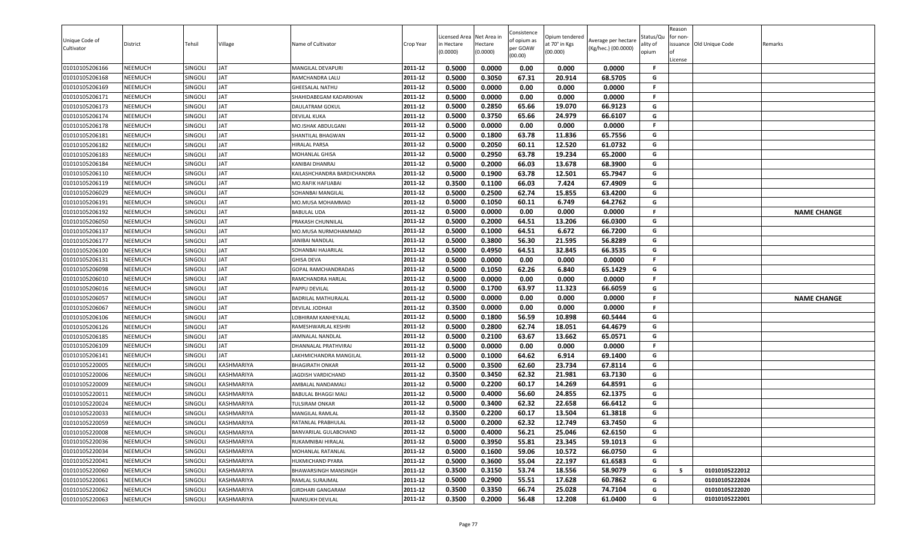| Unique Code of Cultivator | District | Tehsil | Village | Name of Cultivator | Crop Year | Licensed Area in Hectare (0.0000) | Net Area in Hectare (0.0000) | Consistence of opium as per GOAW (00.00) | Opium tendered at 70° in Kgs (00.000) | Average per hectare (Kg/hec.) (00.0000) | Status/Quality of opium | Reason for non-issuance of License | Old Unique Code | Remarks |
|---|---|---|---|---|---|---|---|---|---|---|---|---|---|---|
| 01010105206166 | NEEMUCH | SINGOLI | JAT | MANGILAL DEVAPURI | 2011-12 | 0.5000 | 0.0000 | 0.00 | 0.000 | 0.0000 | F | | | |
| 01010105206168 | NEEMUCH | SINGOLI | JAT | RAMCHANDRA LALU | 2011-12 | 0.5000 | 0.3050 | 67.31 | 20.914 | 68.5705 | G | | | |
| 01010105206169 | NEEMUCH | SINGOLI | JAT | GHEESALAL NATHU | 2011-12 | 0.5000 | 0.0000 | 0.00 | 0.000 | 0.0000 | F | | | |
| 01010105206171 | NEEMUCH | SINGOLI | JAT | SHAHIDABEGAM KADARKHAN | 2011-12 | 0.5000 | 0.0000 | 0.00 | 0.000 | 0.0000 | F | | | |
| 01010105206173 | NEEMUCH | SINGOLI | JAT | DAULATRAM GOKUL | 2011-12 | 0.5000 | 0.2850 | 65.66 | 19.070 | 66.9123 | G | | | |
| 01010105206174 | NEEMUCH | SINGOLI | JAT | DEVILAL KUKA | 2011-12 | 0.5000 | 0.3750 | 65.66 | 24.979 | 66.6107 | G | | | |
| 01010105206178 | NEEMUCH | SINGOLI | JAT | MO.ISHAK ABDULGANI | 2011-12 | 0.5000 | 0.0000 | 0.00 | 0.000 | 0.0000 | F | | | |
| 01010105206181 | NEEMUCH | SINGOLI | JAT | SHANTILAL BHAGWAN | 2011-12 | 0.5000 | 0.1800 | 63.78 | 11.836 | 65.7556 | G | | | |
| 01010105206182 | NEEMUCH | SINGOLI | JAT | HIRALAL PARSA | 2011-12 | 0.5000 | 0.2050 | 60.11 | 12.520 | 61.0732 | G | | | |
| 01010105206183 | NEEMUCH | SINGOLI | JAT | MOHANLAL GHISA | 2011-12 | 0.5000 | 0.2950 | 63.78 | 19.234 | 65.2000 | G | | | |
| 01010105206184 | NEEMUCH | SINGOLI | JAT | KANIBAI DHANRAJ | 2011-12 | 0.5000 | 0.2000 | 66.03 | 13.678 | 68.3900 | G | | | |
| 01010105206110 | NEEMUCH | SINGOLI | JAT | KAILASHCHANDRA BARDICHANDRA | 2011-12 | 0.5000 | 0.1900 | 63.78 | 12.501 | 65.7947 | G | | | |
| 01010105206119 | NEEMUCH | SINGOLI | JAT | MO.RAFIK HAFIJABAI | 2011-12 | 0.3500 | 0.1100 | 66.03 | 7.424 | 67.4909 | G | | | |
| 01010105206029 | NEEMUCH | SINGOLI | JAT | SOHANBAI MANGILAL | 2011-12 | 0.5000 | 0.2500 | 62.74 | 15.855 | 63.4200 | G | | | |
| 01010105206191 | NEEMUCH | SINGOLI | JAT | MO.MUSA MOHAMMAD | 2011-12 | 0.5000 | 0.1050 | 60.11 | 6.749 | 64.2762 | G | | | |
| 01010105206192 | NEEMUCH | SINGOLI | JAT | BABULAL UDA | 2011-12 | 0.5000 | 0.0000 | 0.00 | 0.000 | 0.0000 | F | | | NAME CHANGE |
| 01010105206050 | NEEMUCH | SINGOLI | JAT | PRAKASH CHUNNILAL | 2011-12 | 0.5000 | 0.2000 | 64.51 | 13.206 | 66.0300 | G | | | |
| 01010105206137 | NEEMUCH | SINGOLI | JAT | MO.MUSA NURMOHAMMAD | 2011-12 | 0.5000 | 0.1000 | 64.51 | 6.672 | 66.7200 | G | | | |
| 01010105206177 | NEEMUCH | SINGOLI | JAT | JANIBAI NANDLAL | 2011-12 | 0.5000 | 0.3800 | 56.30 | 21.595 | 56.8289 | G | | | |
| 01010105206100 | NEEMUCH | SINGOLI | JAT | SOHANBAI HAJARILAL | 2011-12 | 0.5000 | 0.4950 | 64.51 | 32.845 | 66.3535 | G | | | |
| 01010105206131 | NEEMUCH | SINGOLI | JAT | GHISA DEVA | 2011-12 | 0.5000 | 0.0000 | 0.00 | 0.000 | 0.0000 | F | | | |
| 01010105206098 | NEEMUCH | SINGOLI | JAT | GOPAL RAMCHANDRADAS | 2011-12 | 0.5000 | 0.1050 | 62.26 | 6.840 | 65.1429 | G | | | |
| 01010105206010 | NEEMUCH | SINGOLI | JAT | RAMCHANDRA HARLAL | 2011-12 | 0.5000 | 0.0000 | 0.00 | 0.000 | 0.0000 | F | | | |
| 01010105206016 | NEEMUCH | SINGOLI | JAT | PAPPU DEVILAL | 2011-12 | 0.5000 | 0.1700 | 63.97 | 11.323 | 66.6059 | G | | | |
| 01010105206057 | NEEMUCH | SINGOLI | JAT | BADRILAL MATHURALAL | 2011-12 | 0.5000 | 0.0000 | 0.00 | 0.000 | 0.0000 | F | | | NAME CHANGE |
| 01010105206067 | NEEMUCH | SINGOLI | JAT | DEVILAL JODHAJI | 2011-12 | 0.3500 | 0.0000 | 0.00 | 0.000 | 0.0000 | F | | | |
| 01010105206106 | NEEMUCH | SINGOLI | JAT | LOBHIRAM KANHEYALAL | 2011-12 | 0.5000 | 0.1800 | 56.59 | 10.898 | 60.5444 | G | | | |
| 01010105206126 | NEEMUCH | SINGOLI | JAT | RAMESHWARLAL KESHRI | 2011-12 | 0.5000 | 0.2800 | 62.74 | 18.051 | 64.4679 | G | | | |
| 01010105206185 | NEEMUCH | SINGOLI | JAT | JAMNALAL NANDLAL | 2011-12 | 0.5000 | 0.2100 | 63.67 | 13.662 | 65.0571 | G | | | |
| 01010105206109 | NEEMUCH | SINGOLI | JAT | DHANNALAL PRATHVIRAJ | 2011-12 | 0.5000 | 0.0000 | 0.00 | 0.000 | 0.0000 | F | | | |
| 01010105206141 | NEEMUCH | SINGOLI | JAT | LAKHMICHANDRA MANGILAL | 2011-12 | 0.5000 | 0.1000 | 64.62 | 6.914 | 69.1400 | G | | | |
| 01010105220005 | NEEMUCH | SINGOLI | KASHMARIYA | BHAGIRATH ONKAR | 2011-12 | 0.5000 | 0.3500 | 62.60 | 23.734 | 67.8114 | G | | | |
| 01010105220006 | NEEMUCH | SINGOLI | KASHMARIYA | JAGDISH VARDICHAND | 2011-12 | 0.3500 | 0.3450 | 62.32 | 21.981 | 63.7130 | G | | | |
| 01010105220009 | NEEMUCH | SINGOLI | KASHMARIYA | AMBALAL NANDAMALI | 2011-12 | 0.5000 | 0.2200 | 60.17 | 14.269 | 64.8591 | G | | | |
| 01010105220011 | NEEMUCH | SINGOLI | KASHMARIYA | BABULAL BHAGGI MALI | 2011-12 | 0.5000 | 0.4000 | 56.60 | 24.855 | 62.1375 | G | | | |
| 01010105220024 | NEEMUCH | SINGOLI | KASHMARIYA | TULSIRAM ONKAR | 2011-12 | 0.5000 | 0.3400 | 62.32 | 22.658 | 66.6412 | G | | | |
| 01010105220033 | NEEMUCH | SINGOLI | KASHMARIYA | MANGILAL RAMLAL | 2011-12 | 0.3500 | 0.2200 | 60.17 | 13.504 | 61.3818 | G | | | |
| 01010105220059 | NEEMUCH | SINGOLI | KASHMARIYA | RATANLAL PRABHULAL | 2011-12 | 0.5000 | 0.2000 | 62.32 | 12.749 | 63.7450 | G | | | |
| 01010105220008 | NEEMUCH | SINGOLI | KASHMARIYA | BANVARILAL GULABCHAND | 2011-12 | 0.5000 | 0.4000 | 56.21 | 25.046 | 62.6150 | G | | | |
| 01010105220036 | NEEMUCH | SINGOLI | KASHMARIYA | RUKAMNIBAI HIRALAL | 2011-12 | 0.5000 | 0.3950 | 55.81 | 23.345 | 59.1013 | G | | | |
| 01010105220034 | NEEMUCH | SINGOLI | KASHMARIYA | MOHANLAL RATANLAL | 2011-12 | 0.5000 | 0.1600 | 59.06 | 10.572 | 66.0750 | G | | | |
| 01010105220041 | NEEMUCH | SINGOLI | KASHMARIYA | HUKMICHAND PYARA | 2011-12 | 0.5000 | 0.3600 | 55.04 | 22.197 | 61.6583 | G | | | |
| 01010105220060 | NEEMUCH | SINGOLI | KASHMARIYA | BHAWARSINGH MANSINGH | 2011-12 | 0.3500 | 0.3150 | 53.74 | 18.556 | 58.9079 | G | 5 | 01010105222012 | |
| 01010105220061 | NEEMUCH | SINGOLI | KASHMARIYA | RAMLAL SURAJMAL | 2011-12 | 0.5000 | 0.2900 | 55.51 | 17.628 | 60.7862 | G | | 01010105222024 | |
| 01010105220062 | NEEMUCH | SINGOLI | KASHMARIYA | GIRDHARI GANGARAM | 2011-12 | 0.3500 | 0.3350 | 66.74 | 25.028 | 74.7104 | G | | 01010105222020 | |
| 01010105220063 | NEEMUCH | SINGOLI | KASHMARIYA | NAINSUKH DEVILAL | 2011-12 | 0.3500 | 0.2000 | 56.48 | 12.208 | 61.0400 | G | | 01010105222001 | |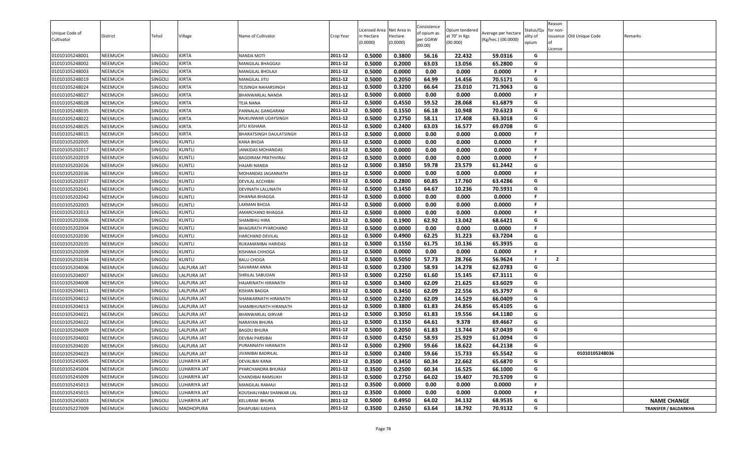| Unique Code of Cultivator | District | Tehsil | Village | Name of Cultivator | Crop Year | Licensed Area in Hectare (0.0000) | Net Area in Hectare (0.0000) | Consistence of opium as per GOAW (00.00) | Opium tendered at 70° in Kgs (00.000) | Average per hectare (Kg/hec.) (00.0000) | Status/Quality of opium | Reason for non-issuance of License | Old Unique Code | Remarks |
|---|---|---|---|---|---|---|---|---|---|---|---|---|---|---|
| 01010105248001 | NEEMUCH | SINGOLI | KIRTA | NANDA MOTI | 2011-12 | 0.5000 | 0.3800 | 56.16 | 22.432 | 59.0316 | G | | | |
| 01010105248002 | NEEMUCH | SINGOLI | KIRTA | MANGILAL BHAGGAJI | 2011-12 | 0.5000 | 0.2000 | 63.03 | 13.056 | 65.2800 | G | | | |
| 01010105248003 | NEEMUCH | SINGOLI | KIRTA | MANGILAL BHOLAJI | 2011-12 | 0.5000 | 0.0000 | 0.00 | 0.000 | 0.0000 | F | | | |
| 01010105248019 | NEEMUCH | SINGOLI | KIRTA | MANGILAL JITU | 2011-12 | 0.5000 | 0.2050 | 64.99 | 14.456 | 70.5171 | G | | | |
| 01010105248024 | NEEMUCH | SINGOLI | KIRTA | TEJSINGH NAHARSINGH | 2011-12 | 0.5000 | 0.3200 | 66.64 | 23.010 | 71.9063 | G | | | |
| 01010105248027 | NEEMUCH | SINGOLI | KIRTA | BHANWARLAL NANDA | 2011-12 | 0.5000 | 0.0000 | 0.00 | 0.000 | 0.0000 | F | | | |
| 01010105248028 | NEEMUCH | SINGOLI | KIRTA | TEJA NANA | 2011-12 | 0.5000 | 0.4550 | 59.52 | 28.068 | 61.6879 | G | | | |
| 01010105248035 | NEEMUCH | SINGOLI | KIRTA | PANNALAL GANGARAM | 2011-12 | 0.5000 | 0.1550 | 66.18 | 10.948 | 70.6323 | G | | | |
| 01010105248022 | NEEMUCH | SINGOLI | KIRTA | RAJKUNWAR UDAYSINGH | 2011-12 | 0.5000 | 0.2750 | 58.11 | 17.408 | 63.3018 | G | | | |
| 01010105248025 | NEEMUCH | SINGOLI | KIRTA | JITU KISHANA | 2011-12 | 0.5000 | 0.2400 | 63.03 | 16.577 | 69.0708 | G | | | |
| 01010105248015 | NEEMUCH | SINGOLI | KIRTA | BHARATSINGH DAULATSINGH | 2011-12 | 0.5000 | 0.0000 | 0.00 | 0.000 | 0.0000 | F | | | |
| 01010105202005 | NEEMUCH | SINGOLI | KUNTLI | KANA BHOJA | 2011-12 | 0.5000 | 0.0000 | 0.00 | 0.000 | 0.0000 | F | | | |
| 01010105202017 | NEEMUCH | SINGOLI | KUNTLI | JANKIDAS MOHANDAS | 2011-12 | 0.5000 | 0.0000 | 0.00 | 0.000 | 0.0000 | F | | | |
| 01010105202019 | NEEMUCH | SINGOLI | KUNTLI | BAGDIRAM PRATHVIRAJ | 2011-12 | 0.5000 | 0.0000 | 0.00 | 0.000 | 0.0000 | F | | | |
| 01010105202026 | NEEMUCH | SINGOLI | KUNTLI | HAJARI NANDA | 2011-12 | 0.5000 | 0.3850 | 59.78 | 23.579 | 61.2442 | G | | | |
| 01010105202036 | NEEMUCH | SINGOLI | KUNTLI | MOHANDAS JAGANNATH | 2011-12 | 0.5000 | 0.0000 | 0.00 | 0.000 | 0.0000 | F | | | |
| 01010105202037 | NEEMUCH | SINGOLI | KUNTLI | DEVILAL ACCHIBAI | 2011-12 | 0.5000 | 0.2800 | 60.85 | 17.760 | 63.4286 | G | | | |
| 01010105202041 | NEEMUCH | SINGOLI | KUNTLI | DEVINATH LALUNATH | 2011-12 | 0.5000 | 0.1450 | 64.67 | 10.236 | 70.5931 | G | | | |
| 01010105202042 | NEEMUCH | SINGOLI | KUNTLI | DHANNA BHAGGA | 2011-12 | 0.5000 | 0.0000 | 0.00 | 0.000 | 0.0000 | F | | | |
| 01010105202003 | NEEMUCH | SINGOLI | KUNTLI | LAXMAN BHOJA | 2011-12 | 0.5000 | 0.0000 | 0.00 | 0.000 | 0.0000 | F | | | |
| 01010105202013 | NEEMUCH | SINGOLI | KUNTLI | AMARCHAND BHAGGA | 2011-12 | 0.5000 | 0.0000 | 0.00 | 0.000 | 0.0000 | F | | | |
| 01010105202006 | NEEMUCH | SINGOLI | KUNTLI | SHAMBHU HIRA | 2011-12 | 0.5000 | 0.1900 | 62.92 | 13.042 | 68.6421 | G | | | |
| 01010105202004 | NEEMUCH | SINGOLI | KUNTLI | BHAGIRATH PYARCHAND | 2011-12 | 0.5000 | 0.0000 | 0.00 | 0.000 | 0.0000 | F | | | |
| 01010105202030 | NEEMUCH | SINGOLI | KUNTLI | HARCHAND DEVILAL | 2011-12 | 0.5000 | 0.4900 | 62.25 | 31.223 | 63.7204 | G | | | |
| 01010105202035 | NEEMUCH | SINGOLI | KUNTLI | RUKAMANIBAI HARIDAS | 2011-12 | 0.5000 | 0.1550 | 61.75 | 10.136 | 65.3935 | G | | | |
| 01010105202009 | NEEMUCH | SINGOLI | KUNTLI | KISHANA CHHOGA | 2011-12 | 0.5000 | 0.0000 | 0.00 | 0.000 | 0.0000 | F | | | |
| 01010105202034 | NEEMUCH | SINGOLI | KUNTLI | BALU CHOGA | 2011-12 | 0.5000 | 0.5050 | 57.73 | 28.766 | 56.9624 | I | 2 | | |
| 01010105204006 | NEEMUCH | SINGOLI | LALPURA JAT | SAVARAM ANNA | 2011-12 | 0.5000 | 0.2300 | 58.93 | 14.278 | 62.0783 | G | | | |
| 01010105204007 | NEEMUCH | SINGOLI | LALPURA JAT | SHRILAL SABUDAN | 2011-12 | 0.5000 | 0.2250 | 61.60 | 15.145 | 67.3111 | G | | | |
| 01010105204008 | NEEMUCH | SINGOLI | LALPURA JAT | HAJARINATH HIRANATH | 2011-12 | 0.5000 | 0.3400 | 62.09 | 21.625 | 63.6029 | G | | | |
| 01010105204011 | NEEMUCH | SINGOLI | LALPURA JAT | KISHAN BAGGA | 2011-12 | 0.5000 | 0.3450 | 62.09 | 22.556 | 65.3797 | G | | | |
| 01010105204012 | NEEMUCH | SINGOLI | LALPURA JAT | SHANKARNATH HIRANATH | 2011-12 | 0.5000 | 0.2200 | 62.09 | 14.529 | 66.0409 | G | | | |
| 01010105204013 | NEEMUCH | SINGOLI | LALPURA JAT | SHAMBHUNATH HIRANATH | 2011-12 | 0.5000 | 0.3800 | 61.83 | 24.856 | 65.4105 | G | | | |
| 01010105204021 | NEEMUCH | SINGOLI | LALPURA JAT | BHANWARLAL GIRVAR | 2011-12 | 0.5000 | 0.3050 | 61.83 | 19.556 | 64.1180 | G | | | |
| 01010105204022 | NEEMUCH | SINGOLI | LALPURA JAT | NARAYAN BHURA | 2011-12 | 0.5000 | 0.1350 | 64.61 | 9.378 | 69.4667 | G | | | |
| 01010105204009 | NEEMUCH | SINGOLI | LALPURA JAT | BAGDU BHURA | 2011-12 | 0.5000 | 0.2050 | 61.83 | 13.744 | 67.0439 | G | | | |
| 01010105204002 | NEEMUCH | SINGOLI | LALPURA JAT | DEVBAI PARSIBAI | 2011-12 | 0.5000 | 0.4250 | 58.93 | 25.929 | 61.0094 | G | | | |
| 01010105204020 | NEEMUCH | SINGOLI | LALPURA JAT | PURANNATH HIRANATH | 2011-12 | 0.5000 | 0.2900 | 59.66 | 18.622 | 64.2138 | G | | | |
| 01010105204023 | NEEMUCH | SINGOLI | LALPURA JAT | JIVANIBAI BADRILAL | 2011-12 | 0.5000 | 0.2400 | 59.66 | 15.733 | 65.5542 | G | | 01010105248036 | |
| 01010105245005 | NEEMUCH | SINGOLI | LUHARIYA JAT | DEVALIBAI KANA | 2011-12 | 0.3500 | 0.3450 | 60.34 | 22.662 | 65.6870 | G | | | |
| 01010105245004 | NEEMUCH | SINGOLI | LUHARIYA JAT | PYARCHANDRA BHURAJI | 2011-12 | 0.3500 | 0.2500 | 60.34 | 16.525 | 66.1000 | G | | | |
| 01010105245009 | NEEMUCH | SINGOLI | LUHARIYA JAT | CHANDIBAI RAMSUKH | 2011-12 | 0.5000 | 0.2750 | 64.02 | 19.407 | 70.5709 | G | | | |
| 01010105245013 | NEEMUCH | SINGOLI | LUHARIYA JAT | MANGILAL RAMAJI | 2011-12 | 0.3500 | 0.0000 | 0.00 | 0.000 | 0.0000 | F | | | |
| 01010105245015 | NEEMUCH | SINGOLI | LUHARIYA JAT | KOUSHALYABAI SHANKAR LAL | 2011-12 | 0.3500 | 0.0000 | 0.00 | 0.000 | 0.0000 | F | | | |
| 01010105245003 | NEEMUCH | SINGOLI | LUHARIYA JAT | KELURAM BHURA | 2011-12 | 0.5000 | 0.4950 | 64.02 | 34.132 | 68.9535 | G | | | NAME CHANGE |
| 01010105227009 | NEEMUCH | SINGOLI | MADHOPURA | DHAPUBAI KASHYA | 2011-12 | 0.3500 | 0.2650 | 63.64 | 18.792 | 70.9132 | G | | | TRANSFER / BALDARKHA |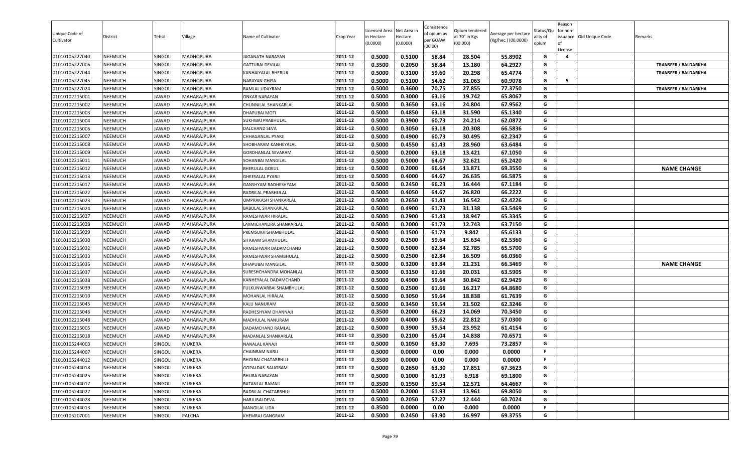| Unique Code of Cultivator | District | Tehsil | Village | Name of Cultivator | Crop Year | Licensed Area in Hectare (0.0000) | Net Area in Hectare (0.0000) | Consistence of opium as per GOAW (00.00) | Opium tendered at 70° in Kgs (00.000) | Average per hectare (Kg/hec.) (00.0000) | Status/Quality of opium | Reason for non-issuance of License | Old Unique Code | Remarks |
|---|---|---|---|---|---|---|---|---|---|---|---|---|---|---|
| 01010105227040 | NEEMUCH | SINGOLI | MADHOPURA | JAGANATH NARAYAN | 2011-12 | 0.5000 | 0.5100 | 58.84 | 28.504 | 55.8902 | G | 4 | | |
| 01010105227006 | NEEMUCH | SINGOLI | MADHOPURA | GATTUBAI DEVILAL | 2011-12 | 0.3500 | 0.2050 | 58.84 | 13.180 | 64.2927 | G | | | TRANSFER / BALDARKHA |
| 01010105227044 | NEEMUCH | SINGOLI | MADHOPURA | KANHAIYALAL BHERUJI | 2011-12 | 0.5000 | 0.3100 | 59.60 | 20.298 | 65.4774 | G | | | TRANSFER / BALDARKHA |
| 01010105227045 | NEEMUCH | SINGOLI | MADHOPURA | NARAYAN GHISA | 2011-12 | 0.5000 | 0.5100 | 54.62 | 31.063 | 60.9078 | G | 5 | | |
| 01010105227024 | NEEMUCH | SINGOLI | MADHOPURA | RAMLAL UDAYRAM | 2011-12 | 0.5000 | 0.3600 | 70.75 | 27.855 | 77.3750 | G | | | TRANSFER / BALDARKHA |
| 01010102215001 | NEEMUCH | JAWAD | MAHARAJPURA | ONKAR NARAYAN | 2011-12 | 0.5000 | 0.3000 | 63.16 | 19.742 | 65.8067 | G | | | |
| 01010102215002 | NEEMUCH | JAWAD | MAHARAJPURA | CHUNNILAL SHANKARLAL | 2011-12 | 0.5000 | 0.3650 | 63.16 | 24.804 | 67.9562 | G | | | |
| 01010102215003 | NEEMUCH | JAWAD | MAHARAJPURA | DHAPUBAI MOTI | 2011-12 | 0.5000 | 0.4850 | 63.18 | 31.590 | 65.1340 | G | | | |
| 01010102215004 | NEEMUCH | JAWAD | MAHARAJPURA | SUKHIBAI PRABHULAL | 2011-12 | 0.5000 | 0.3900 | 60.73 | 24.214 | 62.0872 | G | | | |
| 01010102215006 | NEEMUCH | JAWAD | MAHARAJPURA | DALCHAND SEVA | 2011-12 | 0.5000 | 0.3050 | 63.18 | 20.308 | 66.5836 | G | | | |
| 01010102215007 | NEEMUCH | JAWAD | MAHARAJPURA | CHHAGANLAL PYARJI | 2011-12 | 0.5000 | 0.4900 | 60.73 | 30.495 | 62.2347 | G | | | |
| 01010102215008 | NEEMUCH | JAWAD | MAHARAJPURA | SHOBHARAM KANHEYALAL | 2011-12 | 0.5000 | 0.4550 | 61.43 | 28.960 | 63.6484 | G | | | |
| 01010102215009 | NEEMUCH | JAWAD | MAHARAJPURA | GORDHANLAL SEVARAM | 2011-12 | 0.5000 | 0.2000 | 63.18 | 13.421 | 67.1050 | G | | | |
| 01010102215011 | NEEMUCH | JAWAD | MAHARAJPURA | SOHANBAI MANGILAL | 2011-12 | 0.5000 | 0.5000 | 64.67 | 32.621 | 65.2420 | G | | | |
| 01010102215012 | NEEMUCH | JAWAD | MAHARAJPURA | BHERULAL GOKUL | 2011-12 | 0.5000 | 0.2000 | 66.64 | 13.871 | 69.3550 | G | | | NAME CHANGE |
| 01010102215013 | NEEMUCH | JAWAD | MAHARAJPURA | GHEESALAL PYARJI | 2011-12 | 0.5000 | 0.4000 | 64.67 | 26.635 | 66.5875 | G | | | |
| 01010102215017 | NEEMUCH | JAWAD | MAHARAJPURA | GANSHYAM RADHESHYAM | 2011-12 | 0.5000 | 0.2450 | 66.23 | 16.444 | 67.1184 | G | | | |
| 01010102215022 | NEEMUCH | JAWAD | MAHARAJPURA | BADRILAL PRABHULAL | 2011-12 | 0.5000 | 0.4050 | 64.67 | 26.820 | 66.2222 | G | | | |
| 01010102215023 | NEEMUCH | JAWAD | MAHARAJPURA | OMPRAKASH SHANKARLAL | 2011-12 | 0.5000 | 0.2650 | 61.43 | 16.542 | 62.4226 | G | | | |
| 01010102215024 | NEEMUCH | JAWAD | MAHARAJPURA | BABULAL SHANKARLAL | 2011-12 | 0.5000 | 0.4900 | 61.73 | 31.138 | 63.5469 | G | | | |
| 01010102215027 | NEEMUCH | JAWAD | MAHARAJPURA | RAMESHWAR HIRALAL | 2011-12 | 0.5000 | 0.2900 | 61.43 | 18.947 | 65.3345 | G | | | |
| 01010102215028 | NEEMUCH | JAWAD | MAHARAJPURA | LAXMICHANDRA SHANKARLAL | 2011-12 | 0.5000 | 0.2000 | 61.73 | 12.743 | 63.7150 | G | | | |
| 01010102215029 | NEEMUCH | JAWAD | MAHARAJPURA | PREMSUKH SHAMBHULAL | 2011-12 | 0.5000 | 0.1500 | 61.73 | 9.842 | 65.6133 | G | | | |
| 01010102215030 | NEEMUCH | JAWAD | MAHARAJPURA | SITARAM SHAMHULAL | 2011-12 | 0.5000 | 0.2500 | 59.64 | 15.634 | 62.5360 | G | | | |
| 01010102215032 | NEEMUCH | JAWAD | MAHARAJPURA | RAMESHWAR DADAMCHAND | 2011-12 | 0.5000 | 0.5000 | 62.84 | 32.785 | 65.5700 | G | | | |
| 01010102215033 | NEEMUCH | JAWAD | MAHARAJPURA | RAMESHWAR SHAMBHULAL | 2011-12 | 0.5000 | 0.2500 | 62.84 | 16.509 | 66.0360 | G | | | |
| 01010102215035 | NEEMUCH | JAWAD | MAHARAJPURA | DHAPUBAI MANGILAL | 2011-12 | 0.5000 | 0.3200 | 63.84 | 21.231 | 66.3469 | G | | | NAME CHANGE |
| 01010102215037 | NEEMUCH | JAWAD | MAHARAJPURA | SURESHCHANDRA MOHANLAL | 2011-12 | 0.5000 | 0.3150 | 61.66 | 20.031 | 63.5905 | G | | | |
| 01010102215038 | NEEMUCH | JAWAD | MAHARAJPURA | KANHEYALAL DADAMCHAND | 2011-12 | 0.5000 | 0.4900 | 59.64 | 30.842 | 62.9429 | G | | | |
| 01010102215039 | NEEMUCH | JAWAD | MAHARAJPURA | FULKUNWARBAI SHAMBHULAL | 2011-12 | 0.5000 | 0.2500 | 61.66 | 16.217 | 64.8680 | G | | | |
| 01010102215010 | NEEMUCH | JAWAD | MAHARAJPURA | MOHANLAL HIRALAL | 2011-12 | 0.5000 | 0.3050 | 59.64 | 18.838 | 61.7639 | G | | | |
| 01010102215045 | NEEMUCH | JAWAD | MAHARAJPURA | KALU NANURAM | 2011-12 | 0.5000 | 0.3450 | 59.54 | 21.502 | 62.3246 | G | | | |
| 01010102215046 | NEEMUCH | JAWAD | MAHARAJPURA | RADHESHYAM DHANNAJI | 2011-12 | 0.3500 | 0.2000 | 66.23 | 14.069 | 70.3450 | G | | | |
| 01010102215048 | NEEMUCH | JAWAD | MAHARAJPURA | MADHULAL NANURAM | 2011-12 | 0.5000 | 0.4000 | 55.62 | 22.812 | 57.0300 | G | | | |
| 01010102215005 | NEEMUCH | JAWAD | MAHARAJPURA | DADAMCHAND RAMLAL | 2011-12 | 0.5000 | 0.3900 | 59.54 | 23.952 | 61.4154 | G | | | |
| 01010102215018 | NEEMUCH | JAWAD | MAHARAJPURA | MADANLAL SHANKARLAL | 2011-12 | 0.3500 | 0.2100 | 65.04 | 14.838 | 70.6571 | G | | | |
| 01010105244003 | NEEMUCH | SINGOLI | MUKERA | NANALAL KANAJI | 2011-12 | 0.5000 | 0.1050 | 63.30 | 7.695 | 73.2857 | G | | | |
| 01010105244007 | NEEMUCH | SINGOLI | MUKERA | CHAINRAM NARU | 2011-12 | 0.5000 | 0.0000 | 0.00 | 0.000 | 0.0000 | F | | | |
| 01010105244012 | NEEMUCH | SINGOLI | MUKERA | BHOJRAJ CHATARBHUJ | 2011-12 | 0.3500 | 0.0000 | 0.00 | 0.000 | 0.0000 | F | | | |
| 01010105244018 | NEEMUCH | SINGOLI | MUKERA | GOPALDAS SALIGRAM | 2011-12 | 0.5000 | 0.2650 | 63.30 | 17.851 | 67.3623 | G | | | |
| 01010105244025 | NEEMUCH | SINGOLI | MUKERA | BHURA NARAYAN | 2011-12 | 0.5000 | 0.1000 | 61.93 | 6.918 | 69.1800 | G | | | |
| 01010105244017 | NEEMUCH | SINGOLI | MUKERA | RATANLAL RAMAJI | 2011-12 | 0.3500 | 0.1950 | 59.54 | 12.571 | 64.4667 | G | | | |
| 01010105244027 | NEEMUCH | SINGOLI | MUKERA | BADRILAL CHATARBHUJ | 2011-12 | 0.5000 | 0.2000 | 61.93 | 13.961 | 69.8050 | G | | | |
| 01010105244028 | NEEMUCH | SINGOLI | MUKERA | HARJUBAI DEVA | 2011-12 | 0.5000 | 0.2050 | 57.27 | 12.444 | 60.7024 | G | | | |
| 01010105244013 | NEEMUCH | SINGOLI | MUKERA | MANGILAL UDA | 2011-12 | 0.3500 | 0.0000 | 0.00 | 0.000 | 0.0000 | F | | | |
| 01010105207001 | NEEMUCH | SINGOLI | PALCHA | KHEMRAJ GANGRAM | 2011-12 | 0.5000 | 0.2450 | 63.90 | 16.997 | 69.3755 | G | | | |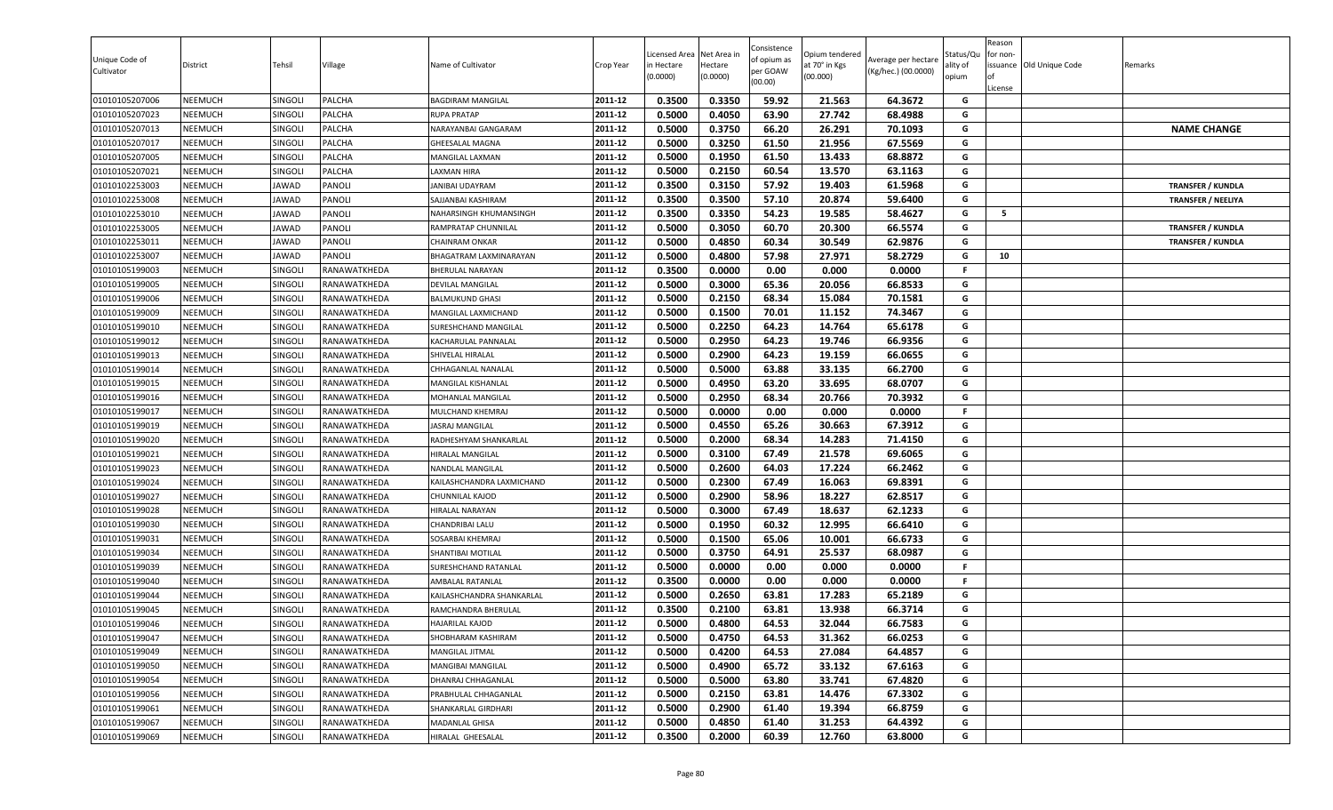| Unique Code of Cultivator | District | Tehsil | Village | Name of Cultivator | Crop Year | Licensed Area in Hectare (0.0000) | Net Area in Hectare (0.0000) | Consistence of opium as per GOAW (00.00) | Opium tendered at 70° in Kgs (00.000) | Average per hectare (Kg/hec.) (00.0000) | Status/Quality of opium | Reason for non-issuance of License | Old Unique Code | Remarks |
|---|---|---|---|---|---|---|---|---|---|---|---|---|---|---|
| 01010105207006 | NEEMUCH | SINGOLI | PALCHA | BAGDIRAM MANGILAL | 2011-12 | 0.3500 | 0.3350 | 59.92 | 21.563 | 64.3672 | G | | | |
| 01010105207023 | NEEMUCH | SINGOLI | PALCHA | RUPA PRATAP | 2011-12 | 0.5000 | 0.4050 | 63.90 | 27.742 | 68.4988 | G | | | |
| 01010105207013 | NEEMUCH | SINGOLI | PALCHA | NARAYANBAI GANGARAM | 2011-12 | 0.5000 | 0.3750 | 66.20 | 26.291 | 70.1093 | G | | | **NAME CHANGE** |
| 01010105207017 | NEEMUCH | SINGOLI | PALCHA | GHEESALAL MAGNA | 2011-12 | 0.5000 | 0.3250 | 61.50 | 21.956 | 67.5569 | G | | | |
| 01010105207005 | NEEMUCH | SINGOLI | PALCHA | MANGILAL LAXMAN | 2011-12 | 0.5000 | 0.1950 | 61.50 | 13.433 | 68.8872 | G | | | |
| 01010105207021 | NEEMUCH | SINGOLI | PALCHA | LAXMAN HIRA | 2011-12 | 0.5000 | 0.2150 | 60.54 | 13.570 | 63.1163 | G | | | |
| 01010102253003 | NEEMUCH | JAWAD | PANOLI | JANIBAI UDAYRAM | 2011-12 | 0.3500 | 0.3150 | 57.92 | 19.403 | 61.5968 | G | | | **TRANSFER / KUNDLA** |
| 01010102253008 | NEEMUCH | JAWAD | PANOLI | SAJJANBAI KASHIRAM | 2011-12 | 0.3500 | 0.3500 | 57.10 | 20.874 | 59.6400 | G | | | **TRANSFER / NEELIYA** |
| 01010102253010 | NEEMUCH | JAWAD | PANOLI | NAHARSINGH KHUMANSINGH | 2011-12 | 0.3500 | 0.3350 | 54.23 | 19.585 | 58.4627 | G | 5 | | |
| 01010102253005 | NEEMUCH | JAWAD | PANOLI | RAMPRATAP CHUNNILAL | 2011-12 | 0.5000 | 0.3050 | 60.70 | 20.300 | 66.5574 | G | | | **TRANSFER / KUNDLA** |
| 01010102253011 | NEEMUCH | JAWAD | PANOLI | CHAINRAM ONKAR | 2011-12 | 0.5000 | 0.4850 | 60.34 | 30.549 | 62.9876 | G | | | **TRANSFER / KUNDLA** |
| 01010102253007 | NEEMUCH | JAWAD | PANOLI | BHAGATRAM LAXMINARAYAN | 2011-12 | 0.5000 | 0.4800 | 57.98 | 27.971 | 58.2729 | G | 10 | | |
| 01010105199003 | NEEMUCH | SINGOLI | RANAWATKHEDA | BHERULAL NARAYAN | 2011-12 | 0.3500 | 0.0000 | 0.00 | 0.000 | 0.0000 | F | | | |
| 01010105199005 | NEEMUCH | SINGOLI | RANAWATKHEDA | DEVILAL MANGILAL | 2011-12 | 0.5000 | 0.3000 | 65.36 | 20.056 | 66.8533 | G | | | |
| 01010105199006 | NEEMUCH | SINGOLI | RANAWATKHEDA | BALMUKUND GHASI | 2011-12 | 0.5000 | 0.2150 | 68.34 | 15.084 | 70.1581 | G | | | |
| 01010105199009 | NEEMUCH | SINGOLI | RANAWATKHEDA | MANGILAL LAXMICHAND | 2011-12 | 0.5000 | 0.1500 | 70.01 | 11.152 | 74.3467 | G | | | |
| 01010105199010 | NEEMUCH | SINGOLI | RANAWATKHEDA | SURESHCHAND MANGILAL | 2011-12 | 0.5000 | 0.2250 | 64.23 | 14.764 | 65.6178 | G | | | |
| 01010105199012 | NEEMUCH | SINGOLI | RANAWATKHEDA | KACHARULAL PANNALAL | 2011-12 | 0.5000 | 0.2950 | 64.23 | 19.746 | 66.9356 | G | | | |
| 01010105199013 | NEEMUCH | SINGOLI | RANAWATKHEDA | SHIVELAL HIRALAL | 2011-12 | 0.5000 | 0.2900 | 64.23 | 19.159 | 66.0655 | G | | | |
| 01010105199014 | NEEMUCH | SINGOLI | RANAWATKHEDA | CHHAGANLAL NANALAL | 2011-12 | 0.5000 | 0.5000 | 63.88 | 33.135 | 66.2700 | G | | | |
| 01010105199015 | NEEMUCH | SINGOLI | RANAWATKHEDA | MANGILAL KISHANLAL | 2011-12 | 0.5000 | 0.4950 | 63.20 | 33.695 | 68.0707 | G | | | |
| 01010105199016 | NEEMUCH | SINGOLI | RANAWATKHEDA | MOHANLAL MANGILAL | 2011-12 | 0.5000 | 0.2950 | 68.34 | 20.766 | 70.3932 | G | | | |
| 01010105199017 | NEEMUCH | SINGOLI | RANAWATKHEDA | MULCHAND KHEMRAJ | 2011-12 | 0.5000 | 0.0000 | 0.00 | 0.000 | 0.0000 | F | | | |
| 01010105199019 | NEEMUCH | SINGOLI | RANAWATKHEDA | JASRAJ MANGILAL | 2011-12 | 0.5000 | 0.4550 | 65.26 | 30.663 | 67.3912 | G | | | |
| 01010105199020 | NEEMUCH | SINGOLI | RANAWATKHEDA | RADHESHYAM SHANKARLAL | 2011-12 | 0.5000 | 0.2000 | 68.34 | 14.283 | 71.4150 | G | | | |
| 01010105199021 | NEEMUCH | SINGOLI | RANAWATKHEDA | HIRALAL MANGILAL | 2011-12 | 0.5000 | 0.3100 | 67.49 | 21.578 | 69.6065 | G | | | |
| 01010105199023 | NEEMUCH | SINGOLI | RANAWATKHEDA | NANDLAL MANGILAL | 2011-12 | 0.5000 | 0.2600 | 64.03 | 17.224 | 66.2462 | G | | | |
| 01010105199024 | NEEMUCH | SINGOLI | RANAWATKHEDA | KAILASHCHANDRA LAXMICHAND | 2011-12 | 0.5000 | 0.2300 | 67.49 | 16.063 | 69.8391 | G | | | |
| 01010105199027 | NEEMUCH | SINGOLI | RANAWATKHEDA | CHUNNILAL KAJOD | 2011-12 | 0.5000 | 0.2900 | 58.96 | 18.227 | 62.8517 | G | | | |
| 01010105199028 | NEEMUCH | SINGOLI | RANAWATKHEDA | HIRALAL NARAYAN | 2011-12 | 0.5000 | 0.3000 | 67.49 | 18.637 | 62.1233 | G | | | |
| 01010105199030 | NEEMUCH | SINGOLI | RANAWATKHEDA | CHANDRIBAI LALU | 2011-12 | 0.5000 | 0.1950 | 60.32 | 12.995 | 66.6410 | G | | | |
| 01010105199031 | NEEMUCH | SINGOLI | RANAWATKHEDA | SOSARBAI KHEMRAJ | 2011-12 | 0.5000 | 0.1500 | 65.06 | 10.001 | 66.6733 | G | | | |
| 01010105199034 | NEEMUCH | SINGOLI | RANAWATKHEDA | SHANTIBAI MOTILAL | 2011-12 | 0.5000 | 0.3750 | 64.91 | 25.537 | 68.0987 | G | | | |
| 01010105199039 | NEEMUCH | SINGOLI | RANAWATKHEDA | SURESHCHAND RATANLAL | 2011-12 | 0.5000 | 0.0000 | 0.00 | 0.000 | 0.0000 | F | | | |
| 01010105199040 | NEEMUCH | SINGOLI | RANAWATKHEDA | AMBALAL RATANLAL | 2011-12 | 0.3500 | 0.0000 | 0.00 | 0.000 | 0.0000 | F | | | |
| 01010105199044 | NEEMUCH | SINGOLI | RANAWATKHEDA | KAILASHCHANDRA SHANKARLAL | 2011-12 | 0.5000 | 0.2650 | 63.81 | 17.283 | 65.2189 | G | | | |
| 01010105199045 | NEEMUCH | SINGOLI | RANAWATKHEDA | RAMCHANDRA BHERULAL | 2011-12 | 0.3500 | 0.2100 | 63.81 | 13.938 | 66.3714 | G | | | |
| 01010105199046 | NEEMUCH | SINGOLI | RANAWATKHEDA | HAJARILAL KAJOD | 2011-12 | 0.5000 | 0.4800 | 64.53 | 32.044 | 66.7583 | G | | | |
| 01010105199047 | NEEMUCH | SINGOLI | RANAWATKHEDA | SHOBHARAM KASHIRAM | 2011-12 | 0.5000 | 0.4750 | 64.53 | 31.362 | 66.0253 | G | | | |
| 01010105199049 | NEEMUCH | SINGOLI | RANAWATKHEDA | MANGILAL JITMAL | 2011-12 | 0.5000 | 0.4200 | 64.53 | 27.084 | 64.4857 | G | | | |
| 01010105199050 | NEEMUCH | SINGOLI | RANAWATKHEDA | MANGIBAI MANGILAL | 2011-12 | 0.5000 | 0.4900 | 65.72 | 33.132 | 67.6163 | G | | | |
| 01010105199054 | NEEMUCH | SINGOLI | RANAWATKHEDA | DHANRAJ CHHAGANLAL | 2011-12 | 0.5000 | 0.5000 | 63.80 | 33.741 | 67.4820 | G | | | |
| 01010105199056 | NEEMUCH | SINGOLI | RANAWATKHEDA | PRABHULAL CHHAGANLAL | 2011-12 | 0.5000 | 0.2150 | 63.81 | 14.476 | 67.3302 | G | | | |
| 01010105199061 | NEEMUCH | SINGOLI | RANAWATKHEDA | SHANKARLAL GIRDHARI | 2011-12 | 0.5000 | 0.2900 | 61.40 | 19.394 | 66.8759 | G | | | |
| 01010105199067 | NEEMUCH | SINGOLI | RANAWATKHEDA | MADANLAL GHISA | 2011-12 | 0.5000 | 0.4850 | 61.40 | 31.253 | 64.4392 | G | | | |
| 01010105199069 | NEEMUCH | SINGOLI | RANAWATKHEDA | HIRALAL GHEESALAL | 2011-12 | 0.3500 | 0.2000 | 60.39 | 12.760 | 63.8000 | G | | | |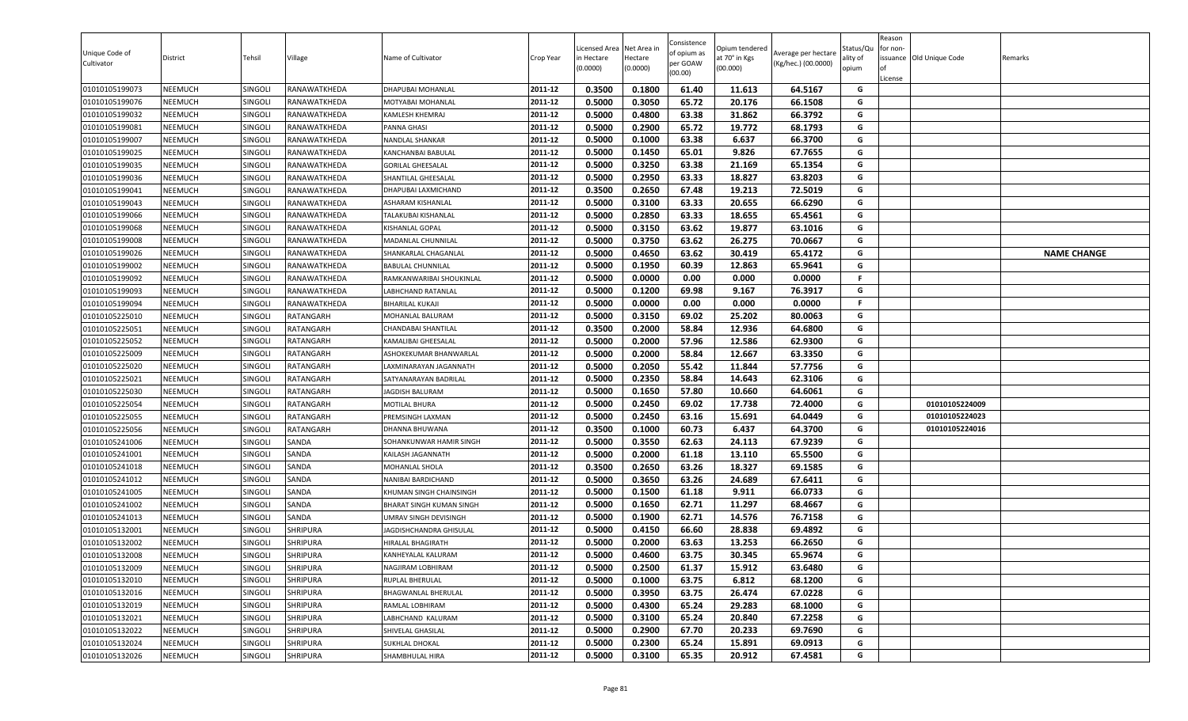| Unique Code of Cultivator | District | Tehsil | Village | Name of Cultivator | Crop Year | Licensed Area in Hectare (0.0000) | Net Area in Hectare (0.0000) | Consistence of opium as per GOAW (00.00) | Opium tendered at 70° in Kgs (00.000) | Average per hectare (Kg/hec.) (00.0000) | Status/Quality of opium | Reason for non-issuance of License | Old Unique Code | Remarks |
|---|---|---|---|---|---|---|---|---|---|---|---|---|---|---|
| 01010105199073 | NEEMUCH | SINGOLI | RANAWATKHEDA | DHAPUBAI MOHANLAL | 2011-12 | 0.3500 | 0.1800 | 61.40 | 11.613 | 64.5167 | G | | | |
| 01010105199076 | NEEMUCH | SINGOLI | RANAWATKHEDA | MOTYABAI MOHANLAL | 2011-12 | 0.5000 | 0.3050 | 65.72 | 20.176 | 66.1508 | G | | | |
| 01010105199032 | NEEMUCH | SINGOLI | RANAWATKHEDA | KAMLESH KHEMRAJ | 2011-12 | 0.5000 | 0.4800 | 63.38 | 31.862 | 66.3792 | G | | | |
| 01010105199081 | NEEMUCH | SINGOLI | RANAWATKHEDA | PANNA GHASI | 2011-12 | 0.5000 | 0.2900 | 65.72 | 19.772 | 68.1793 | G | | | |
| 01010105199007 | NEEMUCH | SINGOLI | RANAWATKHEDA | NANDLAL SHANKAR | 2011-12 | 0.5000 | 0.1000 | 63.38 | 6.637 | 66.3700 | G | | | |
| 01010105199025 | NEEMUCH | SINGOLI | RANAWATKHEDA | KANCHANBAI BABULAL | 2011-12 | 0.5000 | 0.1450 | 65.01 | 9.826 | 67.7655 | G | | | |
| 01010105199035 | NEEMUCH | SINGOLI | RANAWATKHEDA | GORILAL GHEESALAL | 2011-12 | 0.5000 | 0.3250 | 63.38 | 21.169 | 65.1354 | G | | | |
| 01010105199036 | NEEMUCH | SINGOLI | RANAWATKHEDA | SHANTILAL GHEESALAL | 2011-12 | 0.5000 | 0.2950 | 63.33 | 18.827 | 63.8203 | G | | | |
| 01010105199041 | NEEMUCH | SINGOLI | RANAWATKHEDA | DHAPUBAI LAXMICHAND | 2011-12 | 0.3500 | 0.2650 | 67.48 | 19.213 | 72.5019 | G | | | |
| 01010105199043 | NEEMUCH | SINGOLI | RANAWATKHEDA | ASHARAM KISHANLAL | 2011-12 | 0.5000 | 0.3100 | 63.33 | 20.655 | 66.6290 | G | | | |
| 01010105199066 | NEEMUCH | SINGOLI | RANAWATKHEDA | TALAKUBAI KISHANLAL | 2011-12 | 0.5000 | 0.2850 | 63.33 | 18.655 | 65.4561 | G | | | |
| 01010105199068 | NEEMUCH | SINGOLI | RANAWATKHEDA | KISHANLAL GOPAL | 2011-12 | 0.5000 | 0.3150 | 63.62 | 19.877 | 63.1016 | G | | | |
| 01010105199008 | NEEMUCH | SINGOLI | RANAWATKHEDA | MADANLAL CHUNNILAL | 2011-12 | 0.5000 | 0.3750 | 63.62 | 26.275 | 70.0667 | G | | | |
| 01010105199026 | NEEMUCH | SINGOLI | RANAWATKHEDA | SHANKARLAL CHAGANLAL | 2011-12 | 0.5000 | 0.4650 | 63.62 | 30.419 | 65.4172 | G | | | NAME CHANGE |
| 01010105199002 | NEEMUCH | SINGOLI | RANAWATKHEDA | BABULAL CHUNNILAL | 2011-12 | 0.5000 | 0.1950 | 60.39 | 12.863 | 65.9641 | G | | | |
| 01010105199092 | NEEMUCH | SINGOLI | RANAWATKHEDA | RAMKANWARIBAI SHOUKINLAL | 2011-12 | 0.5000 | 0.0000 | 0.00 | 0.000 | 0.0000 | F | | | |
| 01010105199093 | NEEMUCH | SINGOLI | RANAWATKHEDA | LABHCHAND RATANLAL | 2011-12 | 0.5000 | 0.1200 | 69.98 | 9.167 | 76.3917 | G | | | |
| 01010105199094 | NEEMUCH | SINGOLI | RANAWATKHEDA | BIHARILAL KUKAJI | 2011-12 | 0.5000 | 0.0000 | 0.00 | 0.000 | 0.0000 | F | | | |
| 01010105225010 | NEEMUCH | SINGOLI | RATANGARH | MOHANLAL BALURAM | 2011-12 | 0.5000 | 0.3150 | 69.02 | 25.202 | 80.0063 | G | | | |
| 01010105225051 | NEEMUCH | SINGOLI | RATANGARH | CHANDABAI SHANTILAL | 2011-12 | 0.3500 | 0.2000 | 58.84 | 12.936 | 64.6800 | G | | | |
| 01010105225052 | NEEMUCH | SINGOLI | RATANGARH | KAMALIBAI GHEESALAL | 2011-12 | 0.5000 | 0.2000 | 57.96 | 12.586 | 62.9300 | G | | | |
| 01010105225009 | NEEMUCH | SINGOLI | RATANGARH | ASHOKEKUMAR BHANWARLAL | 2011-12 | 0.5000 | 0.2000 | 58.84 | 12.667 | 63.3350 | G | | | |
| 01010105225020 | NEEMUCH | SINGOLI | RATANGARH | LAXMINARAYAN JAGANNATH | 2011-12 | 0.5000 | 0.2050 | 55.42 | 11.844 | 57.7756 | G | | | |
| 01010105225021 | NEEMUCH | SINGOLI | RATANGARH | SATYANARAYAN BADRILAL | 2011-12 | 0.5000 | 0.2350 | 58.84 | 14.643 | 62.3106 | G | | | |
| 01010105225030 | NEEMUCH | SINGOLI | RATANGARH | JAGDISH BALURAM | 2011-12 | 0.5000 | 0.1650 | 57.80 | 10.660 | 64.6061 | G | | | |
| 01010105225054 | NEEMUCH | SINGOLI | RATANGARH | MOTILAL BHURA | 2011-12 | 0.5000 | 0.2450 | 69.02 | 17.738 | 72.4000 | G | | 01010105224009 | |
| 01010105225055 | NEEMUCH | SINGOLI | RATANGARH | PREMSINGH LAXMAN | 2011-12 | 0.5000 | 0.2450 | 63.16 | 15.691 | 64.0449 | G | | 01010105224023 | |
| 01010105225056 | NEEMUCH | SINGOLI | RATANGARH | DHANNA BHUWANA | 2011-12 | 0.3500 | 0.1000 | 60.73 | 6.437 | 64.3700 | G | | 01010105224016 | |
| 01010105241006 | NEEMUCH | SINGOLI | SANDA | SOHANKUNWAR HAMIR SINGH | 2011-12 | 0.5000 | 0.3550 | 62.63 | 24.113 | 67.9239 | G | | | |
| 01010105241001 | NEEMUCH | SINGOLI | SANDA | KAILASH JAGANNATH | 2011-12 | 0.5000 | 0.2000 | 61.18 | 13.110 | 65.5500 | G | | | |
| 01010105241018 | NEEMUCH | SINGOLI | SANDA | MOHANLAL SHOLA | 2011-12 | 0.3500 | 0.2650 | 63.26 | 18.327 | 69.1585 | G | | | |
| 01010105241012 | NEEMUCH | SINGOLI | SANDA | NANIBAI BARDICHAND | 2011-12 | 0.5000 | 0.3650 | 63.26 | 24.689 | 67.6411 | G | | | |
| 01010105241005 | NEEMUCH | SINGOLI | SANDA | KHUMAN SINGH CHAINSINGH | 2011-12 | 0.5000 | 0.1500 | 61.18 | 9.911 | 66.0733 | G | | | |
| 01010105241002 | NEEMUCH | SINGOLI | SANDA | BHARAT SINGH KUMAN SINGH | 2011-12 | 0.5000 | 0.1650 | 62.71 | 11.297 | 68.4667 | G | | | |
| 01010105241013 | NEEMUCH | SINGOLI | SANDA | UMRAV SINGH DEVISINGH | 2011-12 | 0.5000 | 0.1900 | 62.71 | 14.576 | 76.7158 | G | | | |
| 01010105132001 | NEEMUCH | SINGOLI | SHRIPURA | JAGDISHCHANDRA GHISULAL | 2011-12 | 0.5000 | 0.4150 | 66.60 | 28.838 | 69.4892 | G | | | |
| 01010105132002 | NEEMUCH | SINGOLI | SHRIPURA | HIRALAL BHAGIRATH | 2011-12 | 0.5000 | 0.2000 | 63.63 | 13.253 | 66.2650 | G | | | |
| 01010105132008 | NEEMUCH | SINGOLI | SHRIPURA | KANHEYALAL KALURAM | 2011-12 | 0.5000 | 0.4600 | 63.75 | 30.345 | 65.9674 | G | | | |
| 01010105132009 | NEEMUCH | SINGOLI | SHRIPURA | NAGJIRAM LOBHIRAM | 2011-12 | 0.5000 | 0.2500 | 61.37 | 15.912 | 63.6480 | G | | | |
| 01010105132010 | NEEMUCH | SINGOLI | SHRIPURA | RUPLAL BHERULAL | 2011-12 | 0.5000 | 0.1000 | 63.75 | 6.812 | 68.1200 | G | | | |
| 01010105132016 | NEEMUCH | SINGOLI | SHRIPURA | BHAGWANLAL BHERULAL | 2011-12 | 0.5000 | 0.3950 | 63.75 | 26.474 | 67.0228 | G | | | |
| 01010105132019 | NEEMUCH | SINGOLI | SHRIPURA | RAMLAL LOBHIRAM | 2011-12 | 0.5000 | 0.4300 | 65.24 | 29.283 | 68.1000 | G | | | |
| 01010105132021 | NEEMUCH | SINGOLI | SHRIPURA | LABHCHAND KALURAM | 2011-12 | 0.5000 | 0.3100 | 65.24 | 20.840 | 67.2258 | G | | | |
| 01010105132022 | NEEMUCH | SINGOLI | SHRIPURA | SHIVELAL GHASILAL | 2011-12 | 0.5000 | 0.2900 | 67.70 | 20.233 | 69.7690 | G | | | |
| 01010105132024 | NEEMUCH | SINGOLI | SHRIPURA | SUKHLAL DHOKAL | 2011-12 | 0.5000 | 0.2300 | 65.24 | 15.891 | 69.0913 | G | | | |
| 01010105132026 | NEEMUCH | SINGOLI | SHRIPURA | SHAMBHULAL HIRA | 2011-12 | 0.5000 | 0.3100 | 65.35 | 20.912 | 67.4581 | G | | | |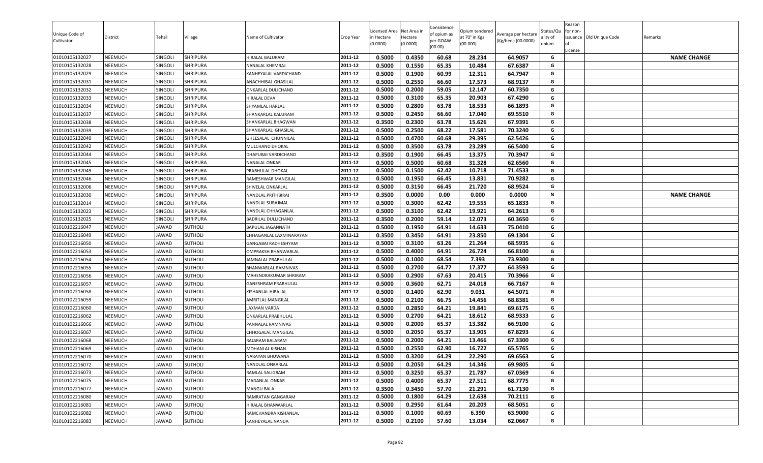| Unique Code of Cultivator | District | Tehsil | Village | Name of Cultivator | Crop Year | Licensed Area in Hectare (0.0000) | Net Area in Hectare (0.0000) | Consistence of opium as per GOAW (00.00) | Opium tendered at 70° in Kgs (00.000) | Average per hectare (Kg/hec.) (00.0000) | Status/Quality of opium | Reason for non-issuance of License | Old Unique Code | Remarks |
|---|---|---|---|---|---|---|---|---|---|---|---|---|---|---|
| 01010105132027 | NEEMUCH | SINGOLI | SHRIPURA | HIRALAL BALURAM | 2011-12 | 0.5000 | 0.4350 | 60.68 | 28.234 | 64.9057 | G | | | **NAME CHANGE** |
| 01010105132028 | NEEMUCH | SINGOLI | SHRIPURA | NANALAL KHEMRAJ | 2011-12 | 0.5000 | 0.1550 | 65.35 | 10.484 | 67.6387 | G | | | |
| 01010105132029 | NEEMUCH | SINGOLI | SHRIPURA | KANHEYALAL VARDICHAND | 2011-12 | 0.5000 | 0.1900 | 60.99 | 12.311 | 64.7947 | G | | | |
| 01010105132031 | NEEMUCH | SINGOLI | SHRIPURA | ANACHHIBAI GHASILAL | 2011-12 | 0.5000 | 0.2550 | 66.60 | 17.573 | 68.9137 | G | | | |
| 01010105132032 | NEEMUCH | SINGOLI | SHRIPURA | ONKARLAL DULICHAND | 2011-12 | 0.5000 | 0.2000 | 59.05 | 12.147 | 60.7350 | G | | | |
| 01010105132033 | NEEMUCH | SINGOLI | SHRIPURA | HIRALAL DEVA | 2011-12 | 0.5000 | 0.3100 | 65.35 | 20.903 | 67.4290 | G | | | |
| 01010105132034 | NEEMUCH | SINGOLI | SHRIPURA | SHYAMLAL HARLAL | 2011-12 | 0.5000 | 0.2800 | 63.78 | 18.533 | 66.1893 | G | | | |
| 01010105132037 | NEEMUCH | SINGOLI | SHRIPURA | SHANKARLAL KALURAM | 2011-12 | 0.5000 | 0.2450 | 66.60 | 17.040 | 69.5510 | G | | | |
| 01010105132038 | NEEMUCH | SINGOLI | SHRIPURA | SHANKARLAL BHAGWAN | 2011-12 | 0.3500 | 0.2300 | 63.78 | 15.626 | 67.9391 | G | | | |
| 01010105132039 | NEEMUCH | SINGOLI | SHRIPURA | SHANKARLAL GHASILAL | 2011-12 | 0.5000 | 0.2500 | 68.22 | 17.581 | 70.3240 | G | | | |
| 01010105132040 | NEEMUCH | SINGOLI | SHRIPURA | GHEESALAL CHUNNILAL | 2011-12 | 0.5000 | 0.4700 | 60.68 | 29.395 | 62.5426 | G | | | |
| 01010105132042 | NEEMUCH | SINGOLI | SHRIPURA | MULCHAND DHOKAL | 2011-12 | 0.5000 | 0.3500 | 63.78 | 23.289 | 66.5400 | G | | | |
| 01010105132044 | NEEMUCH | SINGOLI | SHRIPURA | DHAPUBAI VARDICHAND | 2011-12 | 0.3500 | 0.1900 | 66.45 | 13.375 | 70.3947 | G | | | |
| 01010105132045 | NEEMUCH | SINGOLI | SHRIPURA | NANALAL ONKAR | 2011-12 | 0.5000 | 0.5000 | 60.68 | 31.328 | 62.6560 | G | | | |
| 01010105132049 | NEEMUCH | SINGOLI | SHRIPURA | PRABHULAL DHOKAL | 2011-12 | 0.5000 | 0.1500 | 62.42 | 10.718 | 71.4533 | G | | | |
| 01010105132046 | NEEMUCH | SINGOLI | SHRIPURA | RAMESHWAR MANGILAL | 2011-12 | 0.5000 | 0.1950 | 66.45 | 13.831 | 70.9282 | G | | | |
| 01010105132006 | NEEMUCH | SINGOLI | SHRIPURA | SHIVELAL ONKARLAL | 2011-12 | 0.5000 | 0.3150 | 66.45 | 21.720 | 68.9524 | G | | | |
| 01010105132030 | NEEMUCH | SINGOLI | SHRIPURA | NANDLAL PRITHBIRAJ | 2011-12 | 0.3500 | 0.0000 | 0.00 | 0.000 | 0.0000 | N | | | **NAME CHANGE** |
| 01010105132014 | NEEMUCH | SINGOLI | SHRIPURA | NANDLAL SURAJMAL | 2011-12 | 0.5000 | 0.3000 | 62.42 | 19.555 | 65.1833 | G | | | |
| 01010105132023 | NEEMUCH | SINGOLI | SHRIPURA | NANDLAL CHHAGANLAL | 2011-12 | 0.5000 | 0.3100 | 62.42 | 19.921 | 64.2613 | G | | | |
| 01010105132025 | NEEMUCH | SINGOLI | SHRIPURA | BADRILAL DULLICHAND | 2011-12 | 0.3500 | 0.2000 | 59.14 | 12.073 | 60.3650 | G | | | |
| 01010102216047 | NEEMUCH | JAWAD | SUTHOLI | BAPULAL JAGANNATH | 2011-12 | 0.5000 | 0.1950 | 64.91 | 14.633 | 75.0410 | G | | | |
| 01010102216049 | NEEMUCH | JAWAD | SUTHOLI | CHHAGANLAL LAXMINARAYAN | 2011-12 | 0.3500 | 0.3450 | 64.91 | 23.850 | 69.1304 | G | | | |
| 01010102216050 | NEEMUCH | JAWAD | SUTHOLI | GANGABAI RADHESHYAM | 2011-12 | 0.5000 | 0.3100 | 63.26 | 21.264 | 68.5935 | G | | | |
| 01010102216053 | NEEMUCH | JAWAD | SUTHOLI | OMPRAKSH BHANWARLAL | 2011-12 | 0.5000 | 0.4000 | 64.91 | 26.724 | 66.8100 | G | | | |
| 01010102216054 | NEEMUCH | JAWAD | SUTHOLI | JAMNALAL PRABHULAL | 2011-12 | 0.5000 | 0.1000 | 68.54 | 7.393 | 73.9300 | G | | | |
| 01010102216055 | NEEMUCH | JAWAD | SUTHOLI | BHANWARLAL RAMNIVAS | 2011-12 | 0.5000 | 0.2700 | 64.77 | 17.377 | 64.3593 | G | | | |
| 01010102216056 | NEEMUCH | JAWAD | SUTHOLI | MAHENDRAKUMAR SHRIRAM | 2011-12 | 0.5000 | 0.2900 | 67.63 | 20.415 | 70.3966 | G | | | |
| 01010102216057 | NEEMUCH | JAWAD | SUTHOLI | GANESHRAM PRABHULAL | 2011-12 | 0.5000 | 0.3600 | 62.71 | 24.018 | 66.7167 | G | | | |
| 01010102216058 | NEEMUCH | JAWAD | SUTHOLI | KISHANLAL HIRALAL | 2011-12 | 0.5000 | 0.1400 | 62.90 | 9.031 | 64.5071 | G | | | |
| 01010102216059 | NEEMUCH | JAWAD | SUTHOLI | AMRITLAL MANGILAL | 2011-12 | 0.5000 | 0.2100 | 66.75 | 14.456 | 68.8381 | G | | | |
| 01010102216060 | NEEMUCH | JAWAD | SUTHOLI | LAXMAN VARDA | 2011-12 | 0.5000 | 0.2850 | 64.21 | 19.841 | 69.6175 | G | | | |
| 01010102216062 | NEEMUCH | JAWAD | SUTHOLI | ONKARLAL PRABHULAL | 2011-12 | 0.5000 | 0.2700 | 64.21 | 18.612 | 68.9333 | G | | | |
| 01010102216066 | NEEMUCH | JAWAD | SUTHOLI | PANNALAL RAMNIVAS | 2011-12 | 0.5000 | 0.2000 | 65.37 | 13.382 | 66.9100 | G | | | |
| 01010102216067 | NEEMUCH | JAWAD | SUTHOLI | CHHOGALAL MANGILAL | 2011-12 | 0.5000 | 0.2050 | 65.37 | 13.905 | 67.8293 | G | | | |
| 01010102216068 | NEEMUCH | JAWAD | SUTHOLI | RAJARAM BALARAM | 2011-12 | 0.5000 | 0.2000 | 64.21 | 13.466 | 67.3300 | G | | | |
| 01010102216069 | NEEMUCH | JAWAD | SUTHOLI | MOHANLAL KISHAN | 2011-12 | 0.5000 | 0.2550 | 62.90 | 16.722 | 65.5765 | G | | | |
| 01010102216070 | NEEMUCH | JAWAD | SUTHOLI | NARAYAN BHUWANA | 2011-12 | 0.5000 | 0.3200 | 64.29 | 22.290 | 69.6563 | G | | | |
| 01010102216072 | NEEMUCH | JAWAD | SUTHOLI | NANDLAL ONKARLAL | 2011-12 | 0.5000 | 0.2050 | 64.29 | 14.346 | 69.9805 | G | | | |
| 01010102216073 | NEEMUCH | JAWAD | SUTHOLI | RAMLAL SALIGRAM | 2011-12 | 0.5000 | 0.3250 | 65.37 | 21.787 | 67.0369 | G | | | |
| 01010102216075 | NEEMUCH | JAWAD | SUTHOLI | MADANLAL ONKAR | 2011-12 | 0.5000 | 0.4000 | 65.37 | 27.511 | 68.7775 | G | | | |
| 01010102216077 | NEEMUCH | JAWAD | SUTHOLI | MANGU BALA | 2011-12 | 0.3500 | 0.3450 | 57.70 | 21.291 | 61.7130 | G | | | |
| 01010102216080 | NEEMUCH | JAWAD | SUTHOLI | RAMRATAN GANGARAM | 2011-12 | 0.5000 | 0.1800 | 64.29 | 12.638 | 70.2111 | G | | | |
| 01010102216081 | NEEMUCH | JAWAD | SUTHOLI | HIRALAL BHANWARLAL | 2011-12 | 0.5000 | 0.2950 | 61.64 | 20.209 | 68.5051 | G | | | |
| 01010102216082 | NEEMUCH | JAWAD | SUTHOLI | RAMCHANDRA KISHANLAL | 2011-12 | 0.5000 | 0.1000 | 60.69 | 6.390 | 63.9000 | G | | | |
| 01010102216083 | NEEMUCH | JAWAD | SUTHOLI | KANHEYALAL NANDA | 2011-12 | 0.5000 | 0.2100 | 57.60 | 13.034 | 62.0667 | G | | | |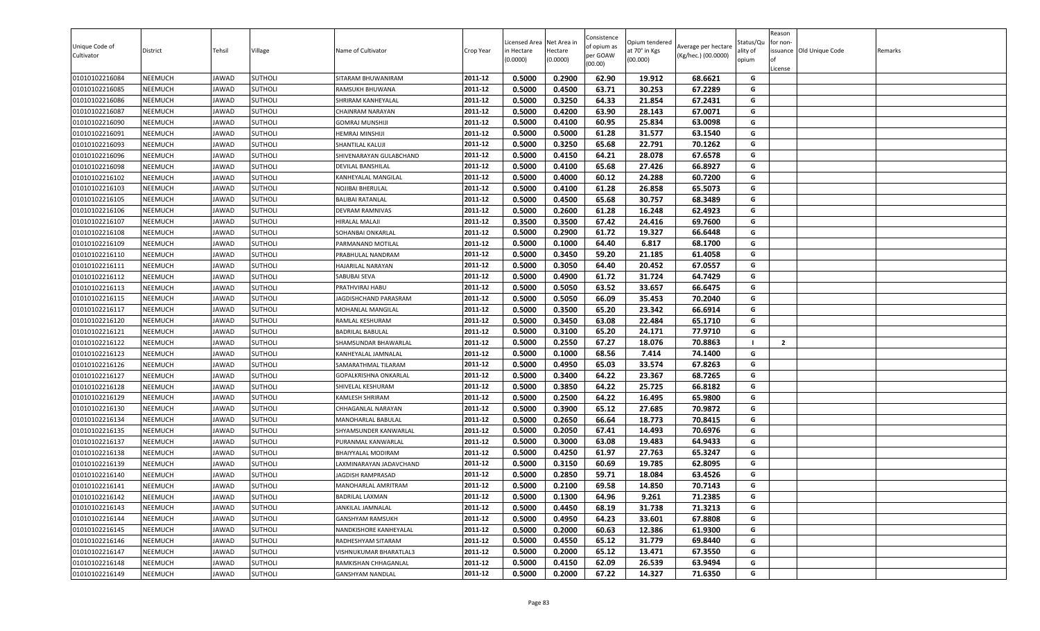| Unique Code of Cultivator | District | Tehsil | Village | Name of Cultivator | Crop Year | Licensed Area in Hectare (0.0000) | Net Area in Hectare (0.0000) | Consistence of opium as per GOAW (00.00) | Opium tendered at 70° in Kgs (00.000) | Average per hectare (Kg/hec.) (00.0000) | Status/Quality of opium | Reason for non-issuance of License | Old Unique Code | Remarks |
|---|---|---|---|---|---|---|---|---|---|---|---|---|---|---|
| 01010102216084 | NEEMUCH | JAWAD | SUTHOLI | SITARAM BHUWANIRAM | 2011-12 | 0.5000 | 0.2900 | 62.90 | 19.912 | 68.6621 | G | | | |
| 01010102216085 | NEEMUCH | JAWAD | SUTHOLI | RAMSUKH BHUWANA | 2011-12 | 0.5000 | 0.4500 | 63.71 | 30.253 | 67.2289 | G | | | |
| 01010102216086 | NEEMUCH | JAWAD | SUTHOLI | SHRIRAM KANHEYALAL | 2011-12 | 0.5000 | 0.3250 | 64.33 | 21.854 | 67.2431 | G | | | |
| 01010102216087 | NEEMUCH | JAWAD | SUTHOLI | CHAINRAM NARAYAN | 2011-12 | 0.5000 | 0.4200 | 63.90 | 28.143 | 67.0071 | G | | | |
| 01010102216090 | NEEMUCH | JAWAD | SUTHOLI | GOMRAJ MUNSHIJI | 2011-12 | 0.5000 | 0.4100 | 60.95 | 25.834 | 63.0098 | G | | | |
| 01010102216091 | NEEMUCH | JAWAD | SUTHOLI | HEMRAJ MINSHIJI | 2011-12 | 0.5000 | 0.5000 | 61.28 | 31.577 | 63.1540 | G | | | |
| 01010102216093 | NEEMUCH | JAWAD | SUTHOLI | SHANTILAL KALUJI | 2011-12 | 0.5000 | 0.3250 | 65.68 | 22.791 | 70.1262 | G | | | |
| 01010102216096 | NEEMUCH | JAWAD | SUTHOLI | SHIVENARAYAN GULABCHAND | 2011-12 | 0.5000 | 0.4150 | 64.21 | 28.078 | 67.6578 | G | | | |
| 01010102216098 | NEEMUCH | JAWAD | SUTHOLI | DEVILAL BANSHILAL | 2011-12 | 0.5000 | 0.4100 | 65.68 | 27.426 | 66.8927 | G | | | |
| 01010102216102 | NEEMUCH | JAWAD | SUTHOLI | KANHEYALAL MANGILAL | 2011-12 | 0.5000 | 0.4000 | 60.12 | 24.288 | 60.7200 | G | | | |
| 01010102216103 | NEEMUCH | JAWAD | SUTHOLI | NOJIBAI BHERULAL | 2011-12 | 0.5000 | 0.4100 | 61.28 | 26.858 | 65.5073 | G | | | |
| 01010102216105 | NEEMUCH | JAWAD | SUTHOLI | BALIBAI RATANLAL | 2011-12 | 0.5000 | 0.4500 | 65.68 | 30.757 | 68.3489 | G | | | |
| 01010102216106 | NEEMUCH | JAWAD | SUTHOLI | DEVRAM RAMNIVAS | 2011-12 | 0.5000 | 0.2600 | 61.28 | 16.248 | 62.4923 | G | | | |
| 01010102216107 | NEEMUCH | JAWAD | SUTHOLI | HIRALAL MALAJI | 2011-12 | 0.3500 | 0.3500 | 67.42 | 24.416 | 69.7600 | G | | | |
| 01010102216108 | NEEMUCH | JAWAD | SUTHOLI | SOHANBAI ONKARLAL | 2011-12 | 0.5000 | 0.2900 | 61.72 | 19.327 | 66.6448 | G | | | |
| 01010102216109 | NEEMUCH | JAWAD | SUTHOLI | PARMANAND MOTILAL | 2011-12 | 0.5000 | 0.1000 | 64.40 | 6.817 | 68.1700 | G | | | |
| 01010102216110 | NEEMUCH | JAWAD | SUTHOLI | PRABHULAL NANDRAM | 2011-12 | 0.5000 | 0.3450 | 59.20 | 21.185 | 61.4058 | G | | | |
| 01010102216111 | NEEMUCH | JAWAD | SUTHOLI | HAJARILAL NARAYAN | 2011-12 | 0.5000 | 0.3050 | 64.40 | 20.452 | 67.0557 | G | | | |
| 01010102216112 | NEEMUCH | JAWAD | SUTHOLI | SABUBAI SEVA | 2011-12 | 0.5000 | 0.4900 | 61.72 | 31.724 | 64.7429 | G | | | |
| 01010102216113 | NEEMUCH | JAWAD | SUTHOLI | PRATHVIRAJ HABU | 2011-12 | 0.5000 | 0.5050 | 63.52 | 33.657 | 66.6475 | G | | | |
| 01010102216115 | NEEMUCH | JAWAD | SUTHOLI | JAGDISHCHAND PARASRAM | 2011-12 | 0.5000 | 0.5050 | 66.09 | 35.453 | 70.2040 | G | | | |
| 01010102216117 | NEEMUCH | JAWAD | SUTHOLI | MOHANLAL MANGILAL | 2011-12 | 0.5000 | 0.3500 | 65.20 | 23.342 | 66.6914 | G | | | |
| 01010102216120 | NEEMUCH | JAWAD | SUTHOLI | RAMLAL KESHURAM | 2011-12 | 0.5000 | 0.3450 | 63.08 | 22.484 | 65.1710 | G | | | |
| 01010102216121 | NEEMUCH | JAWAD | SUTHOLI | BADRILAL BABULAL | 2011-12 | 0.5000 | 0.3100 | 65.20 | 24.171 | 77.9710 | G | | | |
| 01010102216122 | NEEMUCH | JAWAD | SUTHOLI | SHAMSUNDAR BHAWARLAL | 2011-12 | 0.5000 | 0.2550 | 67.27 | 18.076 | 70.8863 | I | 2 | | |
| 01010102216123 | NEEMUCH | JAWAD | SUTHOLI | KANHEYALAL JAMNALAL | 2011-12 | 0.5000 | 0.1000 | 68.56 | 7.414 | 74.1400 | G | | | |
| 01010102216126 | NEEMUCH | JAWAD | SUTHOLI | SAMARATHMAL TILARAM | 2011-12 | 0.5000 | 0.4950 | 65.03 | 33.574 | 67.8263 | G | | | |
| 01010102216127 | NEEMUCH | JAWAD | SUTHOLI | GOPALKRISHNA ONKARLAL | 2011-12 | 0.5000 | 0.3400 | 64.22 | 23.367 | 68.7265 | G | | | |
| 01010102216128 | NEEMUCH | JAWAD | SUTHOLI | SHIVELAL KESHURAM | 2011-12 | 0.5000 | 0.3850 | 64.22 | 25.725 | 66.8182 | G | | | |
| 01010102216129 | NEEMUCH | JAWAD | SUTHOLI | KAMLESH SHRIRAM | 2011-12 | 0.5000 | 0.2500 | 64.22 | 16.495 | 65.9800 | G | | | |
| 01010102216130 | NEEMUCH | JAWAD | SUTHOLI | CHHAGANLAL NARAYAN | 2011-12 | 0.5000 | 0.3900 | 65.12 | 27.685 | 70.9872 | G | | | |
| 01010102216134 | NEEMUCH | JAWAD | SUTHOLI | MANOHARLAL BABULAL | 2011-12 | 0.5000 | 0.2650 | 66.64 | 18.773 | 70.8415 | G | | | |
| 01010102216135 | NEEMUCH | JAWAD | SUTHOLI | SHYAMSUNDER KANWARLAL | 2011-12 | 0.5000 | 0.2050 | 67.41 | 14.493 | 70.6976 | G | | | |
| 01010102216137 | NEEMUCH | JAWAD | SUTHOLI | PURANMAL KANWARLAL | 2011-12 | 0.5000 | 0.3000 | 63.08 | 19.483 | 64.9433 | G | | | |
| 01010102216138 | NEEMUCH | JAWAD | SUTHOLI | BHAIYYALAL MODIRAM | 2011-12 | 0.5000 | 0.4250 | 61.97 | 27.763 | 65.3247 | G | | | |
| 01010102216139 | NEEMUCH | JAWAD | SUTHOLI | LAXMINARAYAN JADAVCHAND | 2011-12 | 0.5000 | 0.3150 | 60.69 | 19.785 | 62.8095 | G | | | |
| 01010102216140 | NEEMUCH | JAWAD | SUTHOLI | JAGDISH RAMPRASAD | 2011-12 | 0.5000 | 0.2850 | 59.71 | 18.084 | 63.4526 | G | | | |
| 01010102216141 | NEEMUCH | JAWAD | SUTHOLI | MANOHARLAL AMRITRAM | 2011-12 | 0.5000 | 0.2100 | 69.58 | 14.850 | 70.7143 | G | | | |
| 01010102216142 | NEEMUCH | JAWAD | SUTHOLI | BADRILAL LAXMAN | 2011-12 | 0.5000 | 0.1300 | 64.96 | 9.261 | 71.2385 | G | | | |
| 01010102216143 | NEEMUCH | JAWAD | SUTHOLI | JANKILAL JAMNALAL | 2011-12 | 0.5000 | 0.4450 | 68.19 | 31.738 | 71.3213 | G | | | |
| 01010102216144 | NEEMUCH | JAWAD | SUTHOLI | GANSHYAM RAMSUKH | 2011-12 | 0.5000 | 0.4950 | 64.23 | 33.601 | 67.8808 | G | | | |
| 01010102216145 | NEEMUCH | JAWAD | SUTHOLI | NANDKISHORE KANHEYALAL | 2011-12 | 0.5000 | 0.2000 | 60.63 | 12.386 | 61.9300 | G | | | |
| 01010102216146 | NEEMUCH | JAWAD | SUTHOLI | RADHESHYAM SITARAM | 2011-12 | 0.5000 | 0.4550 | 65.12 | 31.779 | 69.8440 | G | | | |
| 01010102216147 | NEEMUCH | JAWAD | SUTHOLI | VISHNUKUMAR BHARATLAL3 | 2011-12 | 0.5000 | 0.2000 | 65.12 | 13.471 | 67.3550 | G | | | |
| 01010102216148 | NEEMUCH | JAWAD | SUTHOLI | RAMKISHAN CHHAGANLAL | 2011-12 | 0.5000 | 0.4150 | 62.09 | 26.539 | 63.9494 | G | | | |
| 01010102216149 | NEEMUCH | JAWAD | SUTHOLI | GANSHYAM NANDLAL | 2011-12 | 0.5000 | 0.2000 | 67.22 | 14.327 | 71.6350 | G | | | |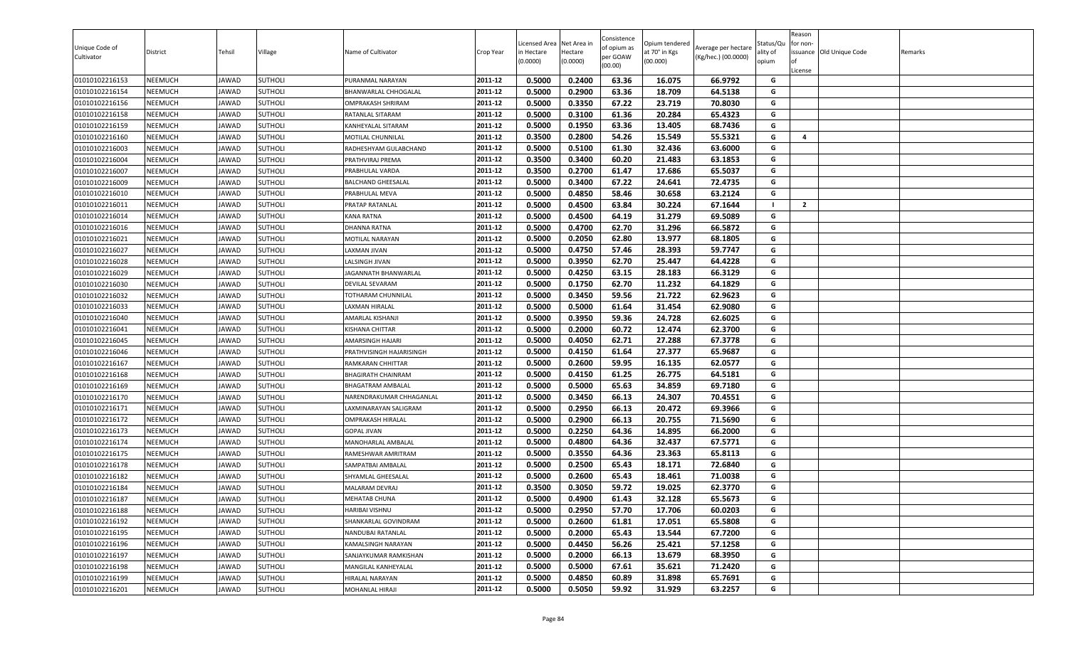| Unique Code of Cultivator | District | Tehsil | Village | Name of Cultivator | Crop Year | Licensed Area in Hectare (0.0000) | Net Area in Hectare (0.0000) | Consistence of opium as per GOAW (00.00) | Opium tendered at 70° in Kgs (00.000) | Average per hectare (Kg/hec.) (00.0000) | Status/Quality of opium | Reason for non-issuance of License | Old Unique Code | Remarks |
|---|---|---|---|---|---|---|---|---|---|---|---|---|---|---|
| 01010102216153 | NEEMUCH | JAWAD | SUTHOLI | PURANMAL NARAYAN | 2011-12 | 0.5000 | 0.2400 | 63.36 | 16.075 | 66.9792 | G | | | |
| 01010102216154 | NEEMUCH | JAWAD | SUTHOLI | BHANWARLAL CHHOGALAL | 2011-12 | 0.5000 | 0.2900 | 63.36 | 18.709 | 64.5138 | G | | | |
| 01010102216156 | NEEMUCH | JAWAD | SUTHOLI | OMPRAKASH SHRIRAM | 2011-12 | 0.5000 | 0.3350 | 67.22 | 23.719 | 70.8030 | G | | | |
| 01010102216158 | NEEMUCH | JAWAD | SUTHOLI | RATANLAL SITARAM | 2011-12 | 0.5000 | 0.3100 | 61.36 | 20.284 | 65.4323 | G | | | |
| 01010102216159 | NEEMUCH | JAWAD | SUTHOLI | KANHEYALAL SITARAM | 2011-12 | 0.5000 | 0.1950 | 63.36 | 13.405 | 68.7436 | G | | | |
| 01010102216160 | NEEMUCH | JAWAD | SUTHOLI | MOTILAL CHUNNILAL | 2011-12 | 0.3500 | 0.2800 | 54.26 | 15.549 | 55.5321 | G | 4 | | |
| 01010102216003 | NEEMUCH | JAWAD | SUTHOLI | RADHESHYAM GULABCHAND | 2011-12 | 0.5000 | 0.5100 | 61.30 | 32.436 | 63.6000 | G | | | |
| 01010102216004 | NEEMUCH | JAWAD | SUTHOLI | PRATHVIRAJ PREMA | 2011-12 | 0.3500 | 0.3400 | 60.20 | 21.483 | 63.1853 | G | | | |
| 01010102216007 | NEEMUCH | JAWAD | SUTHOLI | PRABHULAL VARDA | 2011-12 | 0.3500 | 0.2700 | 61.47 | 17.686 | 65.5037 | G | | | |
| 01010102216009 | NEEMUCH | JAWAD | SUTHOLI | BALCHAND GHEESALAL | 2011-12 | 0.5000 | 0.3400 | 67.22 | 24.641 | 72.4735 | G | | | |
| 01010102216010 | NEEMUCH | JAWAD | SUTHOLI | PRABHULAL MEVA | 2011-12 | 0.5000 | 0.4850 | 58.46 | 30.658 | 63.2124 | G | | | |
| 01010102216011 | NEEMUCH | JAWAD | SUTHOLI | PRATAP RATANLAL | 2011-12 | 0.5000 | 0.4500 | 63.84 | 30.224 | 67.1644 | I | 2 | | |
| 01010102216014 | NEEMUCH | JAWAD | SUTHOLI | KANA RATNA | 2011-12 | 0.5000 | 0.4500 | 64.19 | 31.279 | 69.5089 | G | | | |
| 01010102216016 | NEEMUCH | JAWAD | SUTHOLI | DHANNA RATNA | 2011-12 | 0.5000 | 0.4700 | 62.70 | 31.296 | 66.5872 | G | | | |
| 01010102216021 | NEEMUCH | JAWAD | SUTHOLI | MOTILAL NARAYAN | 2011-12 | 0.5000 | 0.2050 | 62.80 | 13.977 | 68.1805 | G | | | |
| 01010102216027 | NEEMUCH | JAWAD | SUTHOLI | LAXMAN JIVAN | 2011-12 | 0.5000 | 0.4750 | 57.46 | 28.393 | 59.7747 | G | | | |
| 01010102216028 | NEEMUCH | JAWAD | SUTHOLI | LALSINGH JIVAN | 2011-12 | 0.5000 | 0.3950 | 62.70 | 25.447 | 64.4228 | G | | | |
| 01010102216029 | NEEMUCH | JAWAD | SUTHOLI | JAGANNATH BHANWARLAL | 2011-12 | 0.5000 | 0.4250 | 63.15 | 28.183 | 66.3129 | G | | | |
| 01010102216030 | NEEMUCH | JAWAD | SUTHOLI | DEVILAL SEVARAM | 2011-12 | 0.5000 | 0.1750 | 62.70 | 11.232 | 64.1829 | G | | | |
| 01010102216032 | NEEMUCH | JAWAD | SUTHOLI | TOTHARAM CHUNNILAL | 2011-12 | 0.5000 | 0.3450 | 59.56 | 21.722 | 62.9623 | G | | | |
| 01010102216033 | NEEMUCH | JAWAD | SUTHOLI | LAXMAN HIRALAL | 2011-12 | 0.5000 | 0.5000 | 61.64 | 31.454 | 62.9080 | G | | | |
| 01010102216040 | NEEMUCH | JAWAD | SUTHOLI | AMARLAL KISHANJI | 2011-12 | 0.5000 | 0.3950 | 59.36 | 24.728 | 62.6025 | G | | | |
| 01010102216041 | NEEMUCH | JAWAD | SUTHOLI | KISHANA CHITTAR | 2011-12 | 0.5000 | 0.2000 | 60.72 | 12.474 | 62.3700 | G | | | |
| 01010102216045 | NEEMUCH | JAWAD | SUTHOLI | AMARSINGH HAJARI | 2011-12 | 0.5000 | 0.4050 | 62.71 | 27.288 | 67.3778 | G | | | |
| 01010102216046 | NEEMUCH | JAWAD | SUTHOLI | PRATHVISINGH HAJARISINGH | 2011-12 | 0.5000 | 0.4150 | 61.64 | 27.377 | 65.9687 | G | | | |
| 01010102216167 | NEEMUCH | JAWAD | SUTHOLI | RAMKARAN CHHITTAR | 2011-12 | 0.5000 | 0.2600 | 59.95 | 16.135 | 62.0577 | G | | | |
| 01010102216168 | NEEMUCH | JAWAD | SUTHOLI | BHAGIRATH CHAINRAM | 2011-12 | 0.5000 | 0.4150 | 61.25 | 26.775 | 64.5181 | G | | | |
| 01010102216169 | NEEMUCH | JAWAD | SUTHOLI | BHAGATRAM AMBALAL | 2011-12 | 0.5000 | 0.5000 | 65.63 | 34.859 | 69.7180 | G | | | |
| 01010102216170 | NEEMUCH | JAWAD | SUTHOLI | NARENDRAKUMAR CHHAGANLAL | 2011-12 | 0.5000 | 0.3450 | 66.13 | 24.307 | 70.4551 | G | | | |
| 01010102216171 | NEEMUCH | JAWAD | SUTHOLI | LAXMINARAYAN SALIGRAM | 2011-12 | 0.5000 | 0.2950 | 66.13 | 20.472 | 69.3966 | G | | | |
| 01010102216172 | NEEMUCH | JAWAD | SUTHOLI | OMPRAKASH HIRALAL | 2011-12 | 0.5000 | 0.2900 | 66.13 | 20.755 | 71.5690 | G | | | |
| 01010102216173 | NEEMUCH | JAWAD | SUTHOLI | GOPAL JIVAN | 2011-12 | 0.5000 | 0.2250 | 64.36 | 14.895 | 66.2000 | G | | | |
| 01010102216174 | NEEMUCH | JAWAD | SUTHOLI | MANOHARLAL AMBALAL | 2011-12 | 0.5000 | 0.4800 | 64.36 | 32.437 | 67.5771 | G | | | |
| 01010102216175 | NEEMUCH | JAWAD | SUTHOLI | RAMESHWAR AMRITRAM | 2011-12 | 0.5000 | 0.3550 | 64.36 | 23.363 | 65.8113 | G | | | |
| 01010102216178 | NEEMUCH | JAWAD | SUTHOLI | SAMPATBAI AMBALAL | 2011-12 | 0.5000 | 0.2500 | 65.43 | 18.171 | 72.6840 | G | | | |
| 01010102216182 | NEEMUCH | JAWAD | SUTHOLI | SHYAMLAL GHEESALAL | 2011-12 | 0.5000 | 0.2600 | 65.43 | 18.461 | 71.0038 | G | | | |
| 01010102216184 | NEEMUCH | JAWAD | SUTHOLI | MALARAM DEVRAJ | 2011-12 | 0.3500 | 0.3050 | 59.72 | 19.025 | 62.3770 | G | | | |
| 01010102216187 | NEEMUCH | JAWAD | SUTHOLI | MEHATAB CHUNA | 2011-12 | 0.5000 | 0.4900 | 61.43 | 32.128 | 65.5673 | G | | | |
| 01010102216188 | NEEMUCH | JAWAD | SUTHOLI | HARIBAI VISHNU | 2011-12 | 0.5000 | 0.2950 | 57.70 | 17.706 | 60.0203 | G | | | |
| 01010102216192 | NEEMUCH | JAWAD | SUTHOLI | SHANKARLAL GOVINDRAM | 2011-12 | 0.5000 | 0.2600 | 61.81 | 17.051 | 65.5808 | G | | | |
| 01010102216195 | NEEMUCH | JAWAD | SUTHOLI | NANDUBAI RATANLAL | 2011-12 | 0.5000 | 0.2000 | 65.43 | 13.544 | 67.7200 | G | | | |
| 01010102216196 | NEEMUCH | JAWAD | SUTHOLI | KAMALSINGH NARAYAN | 2011-12 | 0.5000 | 0.4450 | 56.26 | 25.421 | 57.1258 | G | | | |
| 01010102216197 | NEEMUCH | JAWAD | SUTHOLI | SANJAYKUMAR RAMKISHAN | 2011-12 | 0.5000 | 0.2000 | 66.13 | 13.679 | 68.3950 | G | | | |
| 01010102216198 | NEEMUCH | JAWAD | SUTHOLI | MANGILAL KANHEYALAL | 2011-12 | 0.5000 | 0.5000 | 67.61 | 35.621 | 71.2420 | G | | | |
| 01010102216199 | NEEMUCH | JAWAD | SUTHOLI | HIRALAL NARAYAN | 2011-12 | 0.5000 | 0.4850 | 60.89 | 31.898 | 65.7691 | G | | | |
| 01010102216201 | NEEMUCH | JAWAD | SUTHOLI | MOHANLAL HIRAJI | 2011-12 | 0.5000 | 0.5050 | 59.92 | 31.929 | 63.2257 | G | | | |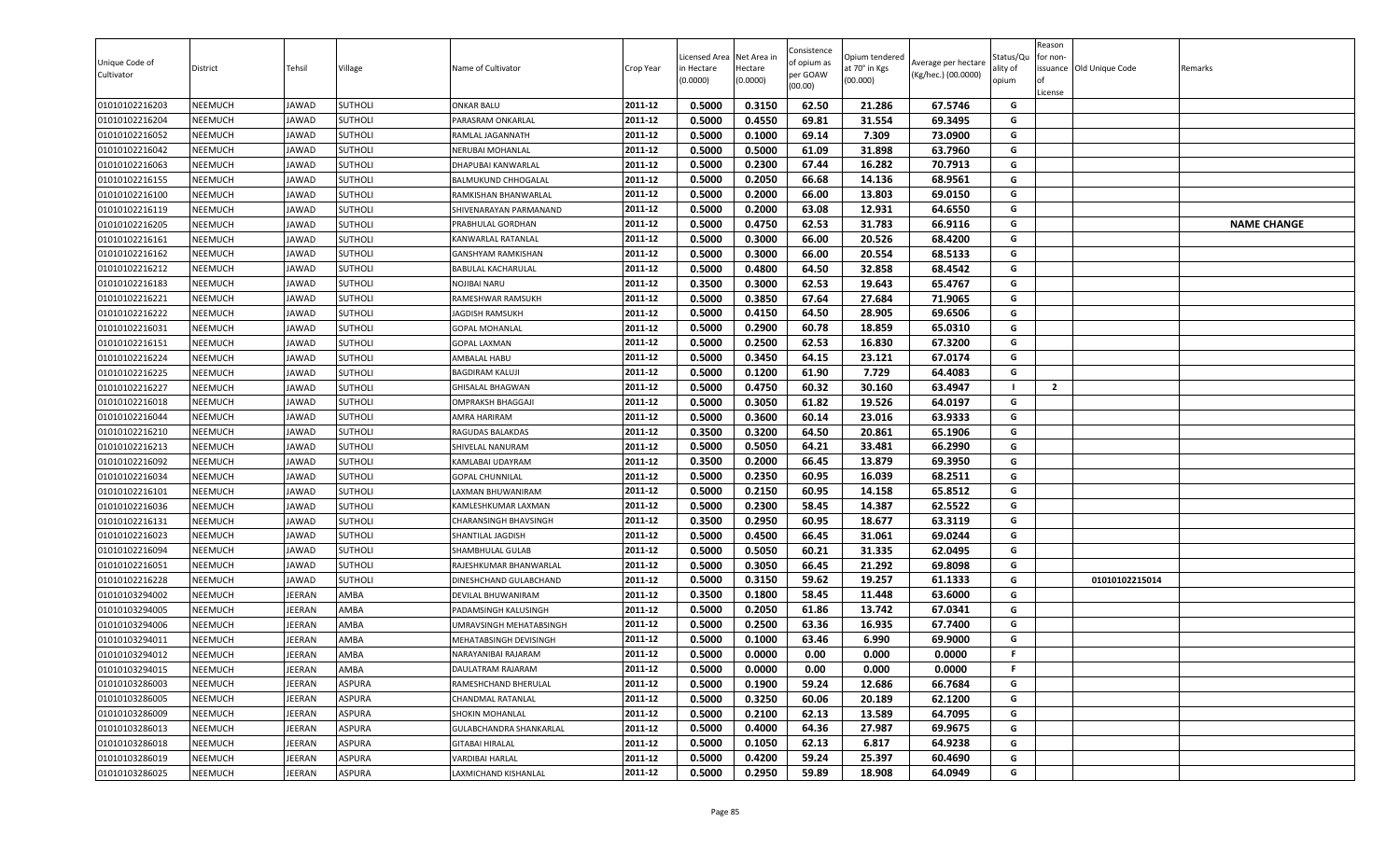| Unique Code of Cultivator | District | Tehsil | Village | Name of Cultivator | Crop Year | Licensed Area in Hectare (0.0000) | Net Area in Hectare (0.0000) | Consistence of opium as per GOAW (00.00) | Opium tendered at 70° in Kgs (00.000) | Average per hectare (Kg/hec.) (00.0000) | Status/Quality of opium | Reason for non-issuance of License | Old Unique Code | Remarks |
|---|---|---|---|---|---|---|---|---|---|---|---|---|---|---|
| 01010102216203 | NEEMUCH | JAWAD | SUTHOLI | ONKAR BALU | 2011-12 | 0.5000 | 0.3150 | 62.50 | 21.286 | 67.5746 | G | | | |
| 01010102216204 | NEEMUCH | JAWAD | SUTHOLI | PARASRAM ONKARLAL | 2011-12 | 0.5000 | 0.4550 | 69.81 | 31.554 | 69.3495 | G | | | |
| 01010102216052 | NEEMUCH | JAWAD | SUTHOLI | RAMLAL JAGANNATH | 2011-12 | 0.5000 | 0.1000 | 69.14 | 7.309 | 73.0900 | G | | | |
| 01010102216042 | NEEMUCH | JAWAD | SUTHOLI | NERUBAI MOHANLAL | 2011-12 | 0.5000 | 0.5000 | 61.09 | 31.898 | 63.7960 | G | | | |
| 01010102216063 | NEEMUCH | JAWAD | SUTHOLI | DHAPUBAI KANWARLAL | 2011-12 | 0.5000 | 0.2300 | 67.44 | 16.282 | 70.7913 | G | | | |
| 01010102216155 | NEEMUCH | JAWAD | SUTHOLI | BALMUKUND CHHOGALAL | 2011-12 | 0.5000 | 0.2050 | 66.68 | 14.136 | 68.9561 | G | | | |
| 01010102216100 | NEEMUCH | JAWAD | SUTHOLI | RAMKISHAN BHANWARLAL | 2011-12 | 0.5000 | 0.2000 | 66.00 | 13.803 | 69.0150 | G | | | |
| 01010102216119 | NEEMUCH | JAWAD | SUTHOLI | SHIVENARAYAN PARMANAND | 2011-12 | 0.5000 | 0.2000 | 63.08 | 12.931 | 64.6550 | G | | | |
| 01010102216205 | NEEMUCH | JAWAD | SUTHOLI | PRABHULAL GORDHAN | 2011-12 | 0.5000 | 0.4750 | 62.53 | 31.783 | 66.9116 | G | | | NAME CHANGE |
| 01010102216161 | NEEMUCH | JAWAD | SUTHOLI | KANWARLAL RATANLAL | 2011-12 | 0.5000 | 0.3000 | 66.00 | 20.526 | 68.4200 | G | | | |
| 01010102216162 | NEEMUCH | JAWAD | SUTHOLI | GANSHYAM RAMKISHAN | 2011-12 | 0.5000 | 0.3000 | 66.00 | 20.554 | 68.5133 | G | | | |
| 01010102216212 | NEEMUCH | JAWAD | SUTHOLI | BABULAL KACHARULAL | 2011-12 | 0.5000 | 0.4800 | 64.50 | 32.858 | 68.4542 | G | | | |
| 01010102216183 | NEEMUCH | JAWAD | SUTHOLI | NOJIBAI NARU | 2011-12 | 0.3500 | 0.3000 | 62.53 | 19.643 | 65.4767 | G | | | |
| 01010102216221 | NEEMUCH | JAWAD | SUTHOLI | RAMESHWAR RAMSUKH | 2011-12 | 0.5000 | 0.3850 | 67.64 | 27.684 | 71.9065 | G | | | |
| 01010102216222 | NEEMUCH | JAWAD | SUTHOLI | JAGDISH RAMSUKH | 2011-12 | 0.5000 | 0.4150 | 64.50 | 28.905 | 69.6506 | G | | | |
| 01010102216031 | NEEMUCH | JAWAD | SUTHOLI | GOPAL MOHANLAL | 2011-12 | 0.5000 | 0.2900 | 60.78 | 18.859 | 65.0310 | G | | | |
| 01010102216151 | NEEMUCH | JAWAD | SUTHOLI | GOPAL LAXMAN | 2011-12 | 0.5000 | 0.2500 | 62.53 | 16.830 | 67.3200 | G | | | |
| 01010102216224 | NEEMUCH | JAWAD | SUTHOLI | AMBALAL HABU | 2011-12 | 0.5000 | 0.3450 | 64.15 | 23.121 | 67.0174 | G | | | |
| 01010102216225 | NEEMUCH | JAWAD | SUTHOLI | BAGDIRAM KALUJI | 2011-12 | 0.5000 | 0.1200 | 61.90 | 7.729 | 64.4083 | G | | | |
| 01010102216227 | NEEMUCH | JAWAD | SUTHOLI | GHISALAL BHAGWAN | 2011-12 | 0.5000 | 0.4750 | 60.32 | 30.160 | 63.4947 | I | 2 | | |
| 01010102216018 | NEEMUCH | JAWAD | SUTHOLI | OMPRAKSH BHAGGAJI | 2011-12 | 0.5000 | 0.3050 | 61.82 | 19.526 | 64.0197 | G | | | |
| 01010102216044 | NEEMUCH | JAWAD | SUTHOLI | AMRA HARIRAM | 2011-12 | 0.5000 | 0.3600 | 60.14 | 23.016 | 63.9333 | G | | | |
| 01010102216210 | NEEMUCH | JAWAD | SUTHOLI | RAGUDAS BALAKDAS | 2011-12 | 0.3500 | 0.3200 | 64.50 | 20.861 | 65.1906 | G | | | |
| 01010102216213 | NEEMUCH | JAWAD | SUTHOLI | SHIVELAL NANURAM | 2011-12 | 0.5000 | 0.5050 | 64.21 | 33.481 | 66.2990 | G | | | |
| 01010102216092 | NEEMUCH | JAWAD | SUTHOLI | KAMLABAI UDAYRAM | 2011-12 | 0.3500 | 0.2000 | 66.45 | 13.879 | 69.3950 | G | | | |
| 01010102216034 | NEEMUCH | JAWAD | SUTHOLI | GOPAL CHUNNILAL | 2011-12 | 0.5000 | 0.2350 | 60.95 | 16.039 | 68.2511 | G | | | |
| 01010102216101 | NEEMUCH | JAWAD | SUTHOLI | LAXMAN BHUWANIRAM | 2011-12 | 0.5000 | 0.2150 | 60.95 | 14.158 | 65.8512 | G | | | |
| 01010102216036 | NEEMUCH | JAWAD | SUTHOLI | KAMLESHKUMAR LAXMAN | 2011-12 | 0.5000 | 0.2300 | 58.45 | 14.387 | 62.5522 | G | | | |
| 01010102216131 | NEEMUCH | JAWAD | SUTHOLI | CHARANSINGH BHAVSINGH | 2011-12 | 0.3500 | 0.2950 | 60.95 | 18.677 | 63.3119 | G | | | |
| 01010102216023 | NEEMUCH | JAWAD | SUTHOLI | SHANTILAL JAGDISH | 2011-12 | 0.5000 | 0.4500 | 66.45 | 31.061 | 69.0244 | G | | | |
| 01010102216094 | NEEMUCH | JAWAD | SUTHOLI | SHAMBHULAL GULAB | 2011-12 | 0.5000 | 0.5050 | 60.21 | 31.335 | 62.0495 | G | | | |
| 01010102216051 | NEEMUCH | JAWAD | SUTHOLI | RAJESHKUMAR BHANWARLAL | 2011-12 | 0.5000 | 0.3050 | 66.45 | 21.292 | 69.8098 | G | | | |
| 01010102216228 | NEEMUCH | JAWAD | SUTHOLI | DINESHCHAND GULABCHAND | 2011-12 | 0.5000 | 0.3150 | 59.62 | 19.257 | 61.1333 | G | | 01010102215014 | |
| 01010103294002 | NEEMUCH | JEERAN | AMBA | DEVILAL BHUWANIRAM | 2011-12 | 0.3500 | 0.1800 | 58.45 | 11.448 | 63.6000 | G | | | |
| 01010103294005 | NEEMUCH | JEERAN | AMBA | PADAMSINGH KALUSINGH | 2011-12 | 0.5000 | 0.2050 | 61.86 | 13.742 | 67.0341 | G | | | |
| 01010103294006 | NEEMUCH | JEERAN | AMBA | UMRAVSINGH MEHATABSINGH | 2011-12 | 0.5000 | 0.2500 | 63.36 | 16.935 | 67.7400 | G | | | |
| 01010103294011 | NEEMUCH | JEERAN | AMBA | MEHATABSINGH DEVISINGH | 2011-12 | 0.5000 | 0.1000 | 63.46 | 6.990 | 69.9000 | G | | | |
| 01010103294012 | NEEMUCH | JEERAN | AMBA | NARAYANIBAI RAJARAM | 2011-12 | 0.5000 | 0.0000 | 0.00 | 0.000 | 0.0000 | F | | | |
| 01010103294015 | NEEMUCH | JEERAN | AMBA | DAULATRAM RAJARAM | 2011-12 | 0.5000 | 0.0000 | 0.00 | 0.000 | 0.0000 | F | | | |
| 01010103286003 | NEEMUCH | JEERAN | ASPURA | RAMESHCHAND BHERULAL | 2011-12 | 0.5000 | 0.1900 | 59.24 | 12.686 | 66.7684 | G | | | |
| 01010103286005 | NEEMUCH | JEERAN | ASPURA | CHANDMAL RATANLAL | 2011-12 | 0.5000 | 0.3250 | 60.06 | 20.189 | 62.1200 | G | | | |
| 01010103286009 | NEEMUCH | JEERAN | ASPURA | SHOKIN MOHANLAL | 2011-12 | 0.5000 | 0.2100 | 62.13 | 13.589 | 64.7095 | G | | | |
| 01010103286013 | NEEMUCH | JEERAN | ASPURA | GULABCHANDRA SHANKARLAL | 2011-12 | 0.5000 | 0.4000 | 64.36 | 27.987 | 69.9675 | G | | | |
| 01010103286018 | NEEMUCH | JEERAN | ASPURA | GITABAI HIRALAL | 2011-12 | 0.5000 | 0.1050 | 62.13 | 6.817 | 64.9238 | G | | | |
| 01010103286019 | NEEMUCH | JEERAN | ASPURA | VARDIBAI HARLAL | 2011-12 | 0.5000 | 0.4200 | 59.24 | 25.397 | 60.4690 | G | | | |
| 01010103286025 | NEEMUCH | JEERAN | ASPURA | LAXMICHAND KISHANLAL | 2011-12 | 0.5000 | 0.2950 | 59.89 | 18.908 | 64.0949 | G | | | |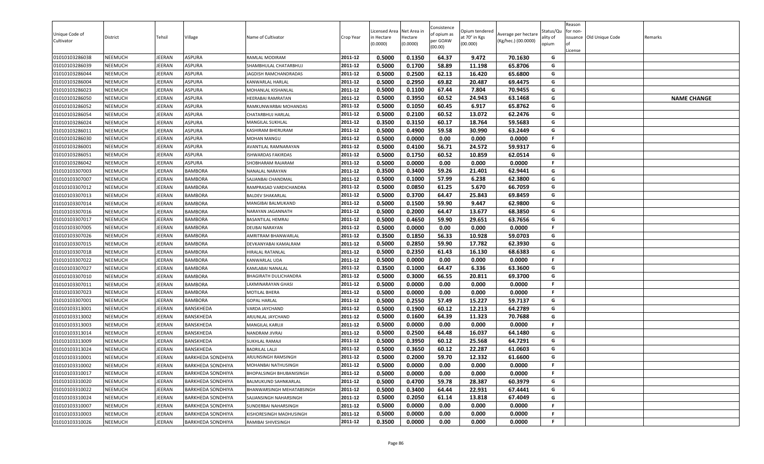| Unique Code of Cultivator | District | Tehsil | Village | Name of Cultivator | Crop Year | Licensed Area in Hectare (0.0000) | Net Area in Hectare (0.0000) | Consistence of opium as per GOAW (00.00) | Opium tendered at 70° in Kgs (00.000) | Average per hectare (Kg/hec.) (00.0000) | Status/Quality of opium | Reason for non-issuance of License | Old Unique Code | Remarks |
|---|---|---|---|---|---|---|---|---|---|---|---|---|---|---|
| 01010103286038 | NEEMUCH | JEERAN | ASPURA | RAMLAL MODIRAM | 2011-12 | 0.5000 | 0.1350 | 64.37 | 9.472 | 70.1630 | G | | | |
| 01010103286039 | NEEMUCH | JEERAN | ASPURA | SHAMBHULAL CHATARBHUJ | 2011-12 | 0.5000 | 0.1700 | 58.89 | 11.198 | 65.8706 | G | | | |
| 01010103286044 | NEEMUCH | JEERAN | ASPURA | JAGDISH RAMCHANDRADAS | 2011-12 | 0.5000 | 0.2500 | 62.13 | 16.420 | 65.6800 | G | | | |
| 01010103286004 | NEEMUCH | JEERAN | ASPURA | KANWARLAL HARLAL | 2011-12 | 0.5000 | 0.2950 | 69.82 | 20.487 | 69.4475 | G | | | |
| 01010103286023 | NEEMUCH | JEERAN | ASPURA | MOHANLAL KISHANLAL | 2011-12 | 0.5000 | 0.1100 | 67.44 | 7.804 | 70.9455 | G | | | |
| 01010103286050 | NEEMUCH | JEERAN | ASPURA | HEERABAI RAMRATAN | 2011-12 | 0.5000 | 0.3950 | 60.52 | 24.943 | 63.1468 | G | | | NAME CHANGE |
| 01010103286052 | NEEMUCH | JEERAN | ASPURA | RAMKUNWARBAI MOHANDAS | 2011-12 | 0.5000 | 0.1050 | 60.45 | 6.917 | 65.8762 | G | | | |
| 01010103286054 | NEEMUCH | JEERAN | ASPURA | CHATARBHUJ HARLAL | 2011-12 | 0.5000 | 0.2100 | 60.52 | 13.072 | 62.2476 | G | | | |
| 01010103286024 | NEEMUCH | JEERAN | ASPURA | MANGILAL SUKHLAL | 2011-12 | 0.3500 | 0.3150 | 60.17 | 18.764 | 59.5683 | G | | | |
| 01010103286011 | NEEMUCH | JEERAN | ASPURA | KASHIRAM BHERURAM | 2011-12 | 0.5000 | 0.4900 | 59.58 | 30.990 | 63.2449 | G | | | |
| 01010103286030 | NEEMUCH | JEERAN | ASPURA | MOHAN MANGU | 2011-12 | 0.5000 | 0.0000 | 0.00 | 0.000 | 0.0000 | F | | | |
| 01010103286001 | NEEMUCH | JEERAN | ASPURA | AVANTILAL RAMNARAYAN | 2011-12 | 0.5000 | 0.4100 | 56.71 | 24.572 | 59.9317 | G | | | |
| 01010103286051 | NEEMUCH | JEERAN | ASPURA | ISHWARDAS FAKIRDAS | 2011-12 | 0.5000 | 0.1750 | 60.52 | 10.859 | 62.0514 | G | | | |
| 01010103286042 | NEEMUCH | JEERAN | ASPURA | SHOBHARAM RAJARAM | 2011-12 | 0.5000 | 0.0000 | 0.00 | 0.000 | 0.0000 | F | | | |
| 01010103307003 | NEEMUCH | JEERAN | BAMBORA | NANALAL NARAYAN | 2011-12 | 0.3500 | 0.3400 | 59.26 | 21.401 | 62.9441 | G | | | |
| 01010103307007 | NEEMUCH | JEERAN | BAMBORA | SAJJANBAI CHANDMAL | 2011-12 | 0.5000 | 0.1000 | 57.99 | 6.238 | 62.3800 | G | | | |
| 01010103307012 | NEEMUCH | JEERAN | BAMBORA | RAMPRASAD VARDICHANDRA | 2011-12 | 0.5000 | 0.0850 | 61.25 | 5.670 | 66.7059 | G | | | |
| 01010103307013 | NEEMUCH | JEERAN | BAMBORA | BALDEV SHAKARLAL | 2011-12 | 0.5000 | 0.3700 | 64.47 | 25.843 | 69.8459 | G | | | |
| 01010103307014 | NEEMUCH | JEERAN | BAMBORA | MANGIBAI BALMUKAND | 2011-12 | 0.5000 | 0.1500 | 59.90 | 9.447 | 62.9800 | G | | | |
| 01010103307016 | NEEMUCH | JEERAN | BAMBORA | NARAYAN JAGANNATH | 2011-12 | 0.5000 | 0.2000 | 64.47 | 13.677 | 68.3850 | G | | | |
| 01010103307017 | NEEMUCH | JEERAN | BAMBORA | BASANTILAL HEMRAJ | 2011-12 | 0.5000 | 0.4650 | 59.90 | 29.651 | 63.7656 | G | | | |
| 01010103307005 | NEEMUCH | JEERAN | BAMBORA | DEUBAI NARAYAN | 2011-12 | 0.5000 | 0.0000 | 0.00 | 0.000 | 0.0000 | F | | | |
| 01010103307026 | NEEMUCH | JEERAN | BAMBORA | AMRITRAM BHANWARLAL | 2011-12 | 0.3500 | 0.1850 | 56.33 | 10.928 | 59.0703 | G | | | |
| 01010103307015 | NEEMUCH | JEERAN | BAMBORA | DEVKANYABAI KAMALRAM | 2011-12 | 0.5000 | 0.2850 | 59.90 | 17.782 | 62.3930 | G | | | |
| 01010103307018 | NEEMUCH | JEERAN | BAMBORA | HIRALAL RATANLAL | 2011-12 | 0.5000 | 0.2350 | 61.43 | 16.130 | 68.6383 | G | | | |
| 01010103307022 | NEEMUCH | JEERAN | BAMBORA | KANWARLAL UDA | 2011-12 | 0.5000 | 0.0000 | 0.00 | 0.000 | 0.0000 | F | | | |
| 01010103307027 | NEEMUCH | JEERAN | BAMBORA | KAMLABAI NANALAL | 2011-12 | 0.3500 | 0.1000 | 64.47 | 6.336 | 63.3600 | G | | | |
| 01010103307010 | NEEMUCH | JEERAN | BAMBORA | BHAGIRATH DULICHANDRA | 2011-12 | 0.5000 | 0.3000 | 66.55 | 20.811 | 69.3700 | G | | | |
| 01010103307011 | NEEMUCH | JEERAN | BAMBORA | LAXMINARAYAN GHASI | 2011-12 | 0.5000 | 0.0000 | 0.00 | 0.000 | 0.0000 | F | | | |
| 01010103307023 | NEEMUCH | JEERAN | BAMBORA | MOTILAL BHERA | 2011-12 | 0.5000 | 0.0000 | 0.00 | 0.000 | 0.0000 | F | | | |
| 01010103307001 | NEEMUCH | JEERAN | BAMBORA | GOPAL HARLAL | 2011-12 | 0.5000 | 0.2550 | 57.49 | 15.227 | 59.7137 | G | | | |
| 01010103313001 | NEEMUCH | JEERAN | BANSKHEDA | VARDA JAYCHAND | 2011-12 | 0.5000 | 0.1900 | 60.12 | 12.213 | 64.2789 | G | | | |
| 01010103313002 | NEEMUCH | JEERAN | BANSKHEDA | ARJUNLAL JAYCHAND | 2011-12 | 0.5000 | 0.1600 | 64.39 | 11.323 | 70.7688 | G | | | |
| 01010103313003 | NEEMUCH | JEERAN | BANSKHEDA | MANGILAL KARUJI | 2011-12 | 0.5000 | 0.0000 | 0.00 | 0.000 | 0.0000 | F | | | |
| 01010103313014 | NEEMUCH | JEERAN | BANSKHEDA | NANDRAM JIVRAJ | 2011-12 | 0.5000 | 0.2500 | 64.48 | 16.037 | 64.1480 | G | | | |
| 01010103313009 | NEEMUCH | JEERAN | BANSKHEDA | SUKHLAL RAMAJI | 2011-12 | 0.5000 | 0.3950 | 60.12 | 25.568 | 64.7291 | G | | | |
| 01010103313024 | NEEMUCH | JEERAN | BANSKHEDA | BADRILAL LALJI | 2011-12 | 0.5000 | 0.3650 | 60.12 | 22.287 | 61.0603 | G | | | |
| 01010103310001 | NEEMUCH | JEERAN | BARKHEDA SONDHIYA | ARJUNSINGH RAMSINGH | 2011-12 | 0.5000 | 0.2000 | 59.70 | 12.332 | 61.6600 | G | | | |
| 01010103310002 | NEEMUCH | JEERAN | BARKHEDA SONDHIYA | MOHANBAI NATHUSINGH | 2011-12 | 0.5000 | 0.0000 | 0.00 | 0.000 | 0.0000 | F | | | |
| 01010103310017 | NEEMUCH | JEERAN | BARKHEDA SONDHIYA | BHOPALSINGH BHUBANISINGH | 2011-12 | 0.5000 | 0.0000 | 0.00 | 0.000 | 0.0000 | F | | | |
| 01010103310020 | NEEMUCH | JEERAN | BARKHEDA SONDHIYA | BALMUKUND SAHNKARLAL | 2011-12 | 0.5000 | 0.4700 | 59.78 | 28.387 | 60.3979 | G | | | |
| 01010103310022 | NEEMUCH | JEERAN | BARKHEDA SONDHIYA | BHANWARSINGH MEHATABSINGH | 2011-12 | 0.5000 | 0.3400 | 64.44 | 22.931 | 67.4441 | G | | | |
| 01010103310024 | NEEMUCH | JEERAN | BARKHEDA SONDHIYA | SAJJANSINGH NAHARSINGH | 2011-12 | 0.5000 | 0.2050 | 61.14 | 13.818 | 67.4049 | G | | | |
| 01010103310007 | NEEMUCH | JEERAN | BARKHEDA SONDHIYA | SUNDERBAI NAHARSINGH | 2011-12 | 0.5000 | 0.0000 | 0.00 | 0.000 | 0.0000 | F | | | |
| 01010103310003 | NEEMUCH | JEERAN | BARKHEDA SONDHIYA | KISHORESINGH MADHUSINGH | 2011-12 | 0.5000 | 0.0000 | 0.00 | 0.000 | 0.0000 | F | | | |
| 01010103310026 | NEEMUCH | JEERAN | BARKHEDA SONDHIYA | RAMIBAI SHIVESINGH | 2011-12 | 0.3500 | 0.0000 | 0.00 | 0.000 | 0.0000 | F | | | |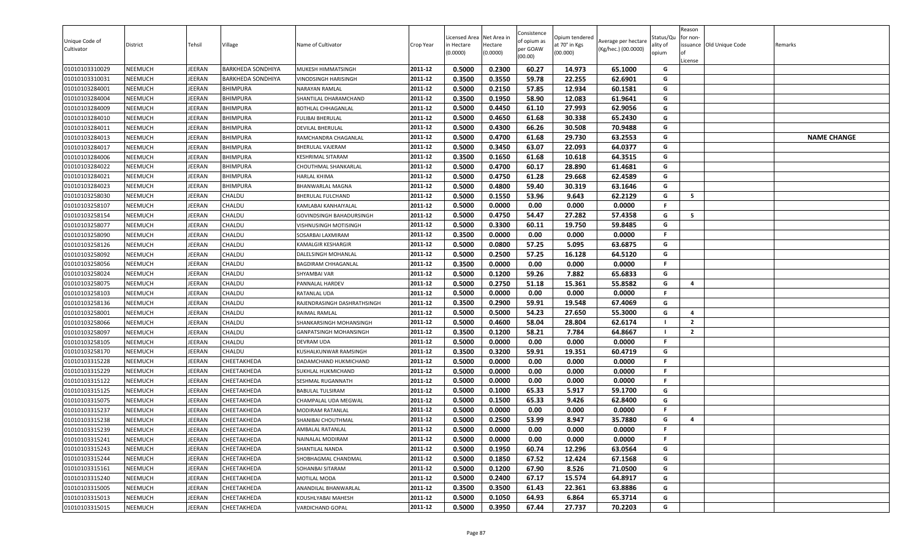| Unique Code of Cultivator | District | Tehsil | Village | Name of Cultivator | Crop Year | Licensed Area in Hectare (0.0000) | Net Area in Hectare (0.0000) | Consistence of opium as per GOAW (00.00) | Opium tendered at 70° in Kgs (00.000) | Average per hectare (Kg/hec.) (00.0000) | Status/Quality of opium | Reason for non-issuance of License | Old Unique Code | Remarks |
|---|---|---|---|---|---|---|---|---|---|---|---|---|---|---|
| 01010103310029 | NEEMUCH | JEERAN | BARKHEDA SONDHIYA | MUKESH HIMMATSINGH | 2011-12 | 0.5000 | 0.2300 | 60.27 | 14.973 | 65.1000 | G | | | |
| 01010103310031 | NEEMUCH | JEERAN | BARKHEDA SONDHIYA | VINODSINGH HARISINGH | 2011-12 | 0.3500 | 0.3550 | 59.78 | 22.255 | 62.6901 | G | | | |
| 01010103284001 | NEEMUCH | JEERAN | BHIMPURA | NARAYAN RAMLAL | 2011-12 | 0.5000 | 0.2150 | 57.85 | 12.934 | 60.1581 | G | | | |
| 01010103284004 | NEEMUCH | JEERAN | BHIMPURA | SHANTILAL DHARAMCHAND | 2011-12 | 0.3500 | 0.1950 | 58.90 | 12.083 | 61.9641 | G | | | |
| 01010103284009 | NEEMUCH | JEERAN | BHIMPURA | BOTHLAL CHHAGANLAL | 2011-12 | 0.5000 | 0.4450 | 61.10 | 27.993 | 62.9056 | G | | | |
| 01010103284010 | NEEMUCH | JEERAN | BHIMPURA | FULIBAI BHERULAL | 2011-12 | 0.5000 | 0.4650 | 61.68 | 30.338 | 65.2430 | G | | | |
| 01010103284011 | NEEMUCH | JEERAN | BHIMPURA | DEVILAL BHERULAL | 2011-12 | 0.5000 | 0.4300 | 66.26 | 30.508 | 70.9488 | G | | | |
| 01010103284013 | NEEMUCH | JEERAN | BHIMPURA | RAMCHANDRA CHAGANLAL | 2011-12 | 0.5000 | 0.4700 | 61.68 | 29.730 | 63.2553 | G | | | NAME CHANGE |
| 01010103284017 | NEEMUCH | JEERAN | BHIMPURA | BHERULAL VAJERAM | 2011-12 | 0.5000 | 0.3450 | 63.07 | 22.093 | 64.0377 | G | | | |
| 01010103284006 | NEEMUCH | JEERAN | BHIMPURA | KESHRIMAL SITARAM | 2011-12 | 0.3500 | 0.1650 | 61.68 | 10.618 | 64.3515 | G | | | |
| 01010103284022 | NEEMUCH | JEERAN | BHIMPURA | CHOUTHMAL SHANKARLAL | 2011-12 | 0.5000 | 0.4700 | 60.17 | 28.890 | 61.4681 | G | | | |
| 01010103284021 | NEEMUCH | JEERAN | BHIMPURA | HARLAL KHIMA | 2011-12 | 0.5000 | 0.4750 | 61.28 | 29.668 | 62.4589 | G | | | |
| 01010103284023 | NEEMUCH | JEERAN | BHIMPURA | BHANWARLAL MAGNA | 2011-12 | 0.5000 | 0.4800 | 59.40 | 30.319 | 63.1646 | G | | | |
| 01010103258030 | NEEMUCH | JEERAN | CHALDU | BHERULAL FULCHAND | 2011-12 | 0.5000 | 0.1550 | 53.96 | 9.643 | 62.2129 | G | 5 | | |
| 01010103258107 | NEEMUCH | JEERAN | CHALDU | KAMLABAI KANHAIYALAL | 2011-12 | 0.5000 | 0.0000 | 0.00 | 0.000 | 0.0000 | F | | | |
| 01010103258154 | NEEMUCH | JEERAN | CHALDU | GOVINDSINGH BAHADURSINGH | 2011-12 | 0.5000 | 0.4750 | 54.47 | 27.282 | 57.4358 | G | 5 | | |
| 01010103258077 | NEEMUCH | JEERAN | CHALDU | VISHNUSINGH MOTISINGH | 2011-12 | 0.5000 | 0.3300 | 60.11 | 19.750 | 59.8485 | G | | | |
| 01010103258090 | NEEMUCH | JEERAN | CHALDU | SOSARBAI LAXMIRAM | 2011-12 | 0.3500 | 0.0000 | 0.00 | 0.000 | 0.0000 | F | | | |
| 01010103258126 | NEEMUCH | JEERAN | CHALDU | KAMALGIR KESHARGIR | 2011-12 | 0.5000 | 0.0800 | 57.25 | 5.095 | 63.6875 | G | | | |
| 01010103258092 | NEEMUCH | JEERAN | CHALDU | DALELSINGH MOHANLAL | 2011-12 | 0.5000 | 0.2500 | 57.25 | 16.128 | 64.5120 | G | | | |
| 01010103258056 | NEEMUCH | JEERAN | CHALDU | BAGDIRAM CHHAGANLAL | 2011-12 | 0.3500 | 0.0000 | 0.00 | 0.000 | 0.0000 | F | | | |
| 01010103258024 | NEEMUCH | JEERAN | CHALDU | SHYAMBAI VAR | 2011-12 | 0.5000 | 0.1200 | 59.26 | 7.882 | 65.6833 | G | | | |
| 01010103258075 | NEEMUCH | JEERAN | CHALDU | PANNALAL HARDEV | 2011-12 | 0.5000 | 0.2750 | 51.18 | 15.361 | 55.8582 | G | 4 | | |
| 01010103258103 | NEEMUCH | JEERAN | CHALDU | RATANLAL UDA | 2011-12 | 0.5000 | 0.0000 | 0.00 | 0.000 | 0.0000 | F | | | |
| 01010103258136 | NEEMUCH | JEERAN | CHALDU | RAJENDRASINGH DASHRATHSINGH | 2011-12 | 0.3500 | 0.2900 | 59.91 | 19.548 | 67.4069 | G | | | |
| 01010103258001 | NEEMUCH | JEERAN | CHALDU | RAIMAL RAMLAL | 2011-12 | 0.5000 | 0.5000 | 54.23 | 27.650 | 55.3000 | G | 4 | | |
| 01010103258066 | NEEMUCH | JEERAN | CHALDU | SHANKARSINGH MOHANSINGH | 2011-12 | 0.5000 | 0.4600 | 58.04 | 28.804 | 62.6174 | I | 2 | | |
| 01010103258097 | NEEMUCH | JEERAN | CHALDU | GANPATSINGH MOHANSINGH | 2011-12 | 0.3500 | 0.1200 | 58.21 | 7.784 | 64.8667 | I | 2 | | |
| 01010103258105 | NEEMUCH | JEERAN | CHALDU | DEVRAM UDA | 2011-12 | 0.5000 | 0.0000 | 0.00 | 0.000 | 0.0000 | F | | | |
| 01010103258170 | NEEMUCH | JEERAN | CHALDU | KUSHALKUNWAR RAMSINGH | 2011-12 | 0.3500 | 0.3200 | 59.91 | 19.351 | 60.4719 | G | | | |
| 01010103315228 | NEEMUCH | JEERAN | CHEETAKHEDA | DADAMCHAND HUKMICHAND | 2011-12 | 0.5000 | 0.0000 | 0.00 | 0.000 | 0.0000 | F | | | |
| 01010103315229 | NEEMUCH | JEERAN | CHEETAKHEDA | SUKHLAL HUKMICHAND | 2011-12 | 0.5000 | 0.0000 | 0.00 | 0.000 | 0.0000 | F | | | |
| 01010103315122 | NEEMUCH | JEERAN | CHEETAKHEDA | SESHMAL RUGANNATH | 2011-12 | 0.5000 | 0.0000 | 0.00 | 0.000 | 0.0000 | F | | | |
| 01010103315125 | NEEMUCH | JEERAN | CHEETAKHEDA | BABULAL TULSIRAM | 2011-12 | 0.5000 | 0.1000 | 65.33 | 5.917 | 59.1700 | G | | | |
| 01010103315075 | NEEMUCH | JEERAN | CHEETAKHEDA | CHAMPALAL UDA MEGWAL | 2011-12 | 0.5000 | 0.1500 | 65.33 | 9.426 | 62.8400 | G | | | |
| 01010103315237 | NEEMUCH | JEERAN | CHEETAKHEDA | MODIRAM RATANLAL | 2011-12 | 0.5000 | 0.0000 | 0.00 | 0.000 | 0.0000 | F | | | |
| 01010103315238 | NEEMUCH | JEERAN | CHEETAKHEDA | SHANIBAI CHOUTHMAL | 2011-12 | 0.5000 | 0.2500 | 53.99 | 8.947 | 35.7880 | G | 4 | | |
| 01010103315239 | NEEMUCH | JEERAN | CHEETAKHEDA | AMBALAL RATANLAL | 2011-12 | 0.5000 | 0.0000 | 0.00 | 0.000 | 0.0000 | F | | | |
| 01010103315241 | NEEMUCH | JEERAN | CHEETAKHEDA | NAINALAL MODIRAM | 2011-12 | 0.5000 | 0.0000 | 0.00 | 0.000 | 0.0000 | F | | | |
| 01010103315243 | NEEMUCH | JEERAN | CHEETAKHEDA | SHANTILAL NANDA | 2011-12 | 0.5000 | 0.1950 | 60.74 | 12.296 | 63.0564 | G | | | |
| 01010103315244 | NEEMUCH | JEERAN | CHEETAKHEDA | SHOBHAGMAL CHANDMAL | 2011-12 | 0.5000 | 0.1850 | 67.52 | 12.424 | 67.1568 | G | | | |
| 01010103315161 | NEEMUCH | JEERAN | CHEETAKHEDA | SOHANBAI SITARAM | 2011-12 | 0.5000 | 0.1200 | 67.90 | 8.526 | 71.0500 | G | | | |
| 01010103315240 | NEEMUCH | JEERAN | CHEETAKHEDA | MOTILAL MODA | 2011-12 | 0.5000 | 0.2400 | 67.17 | 15.574 | 64.8917 | G | | | |
| 01010103315005 | NEEMUCH | JEERAN | CHEETAKHEDA | ANANDILAL BHANWARLAL | 2011-12 | 0.3500 | 0.3500 | 61.43 | 22.361 | 63.8886 | G | | | |
| 01010103315013 | NEEMUCH | JEERAN | CHEETAKHEDA | KOUSHLYABAI MAHESH | 2011-12 | 0.5000 | 0.1050 | 64.93 | 6.864 | 65.3714 | G | | | |
| 01010103315015 | NEEMUCH | JEERAN | CHEETAKHEDA | VARDICHAND GOPAL | 2011-12 | 0.5000 | 0.3950 | 67.44 | 27.737 | 70.2203 | G | | | |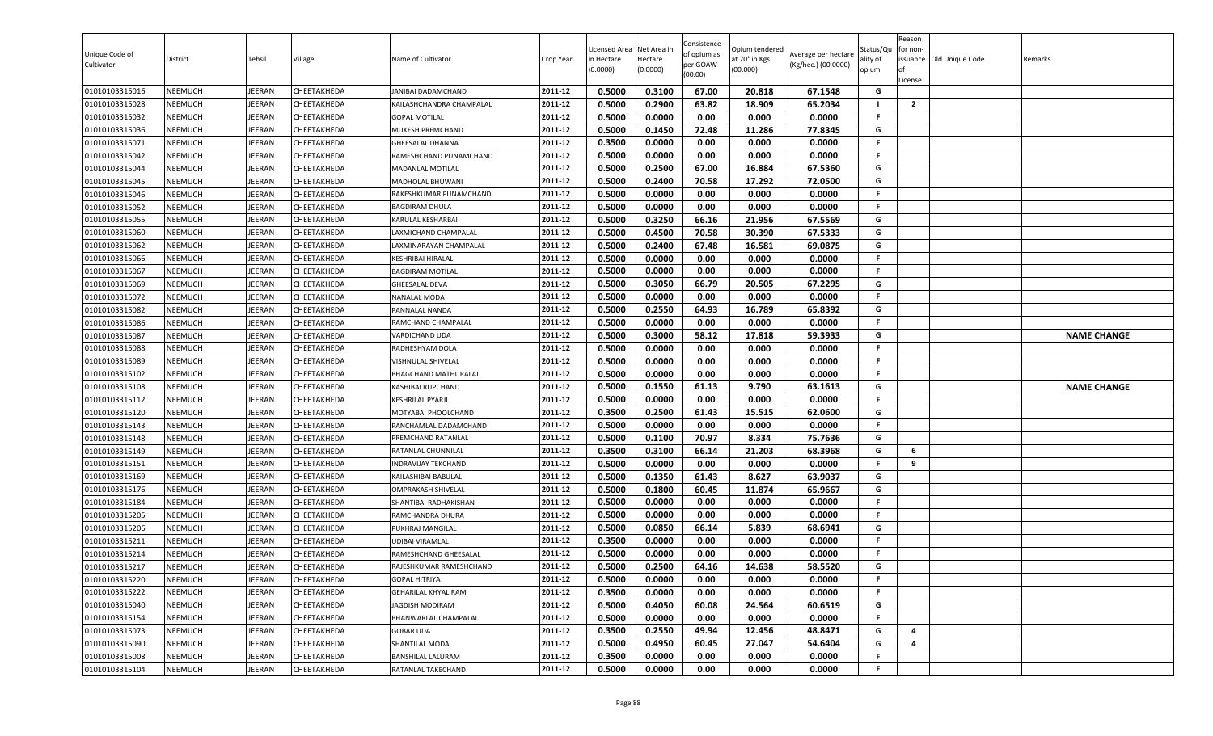| Unique Code of Cultivator | District | Tehsil | Village | Name of Cultivator | Crop Year | Licensed Area in Hectare (0.0000) | Net Area in Hectare (0.0000) | Consistence of opium as per GOAW (00.00) | Opium tendered at 70° in Kgs (00.000) | Average per hectare (Kg/hec.) (00.0000) | Status/Quality of opium | Reason for non-issuance of License | Old Unique Code | Remarks |
|---|---|---|---|---|---|---|---|---|---|---|---|---|---|---|
| 01010103315016 | NEEMUCH | JEERAN | CHEETAKHEDA | JANIBAI DADAMCHAND | 2011-12 | 0.5000 | 0.3100 | 67.00 | 20.818 | 67.1548 | G | | | |
| 01010103315028 | NEEMUCH | JEERAN | CHEETAKHEDA | KAILASHCHANDRA CHAMPALAL | 2011-12 | 0.5000 | 0.2900 | 63.82 | 18.909 | 65.2034 | I | 2 | | |
| 01010103315032 | NEEMUCH | JEERAN | CHEETAKHEDA | GOPAL MOTILAL | 2011-12 | 0.5000 | 0.0000 | 0.00 | 0.000 | 0.0000 | F | | | |
| 01010103315036 | NEEMUCH | JEERAN | CHEETAKHEDA | MUKESH PREMCHAND | 2011-12 | 0.5000 | 0.1450 | 72.48 | 11.286 | 77.8345 | G | | | |
| 01010103315071 | NEEMUCH | JEERAN | CHEETAKHEDA | GHEESALAL DHANNA | 2011-12 | 0.3500 | 0.0000 | 0.00 | 0.000 | 0.0000 | F | | | |
| 01010103315042 | NEEMUCH | JEERAN | CHEETAKHEDA | RAMESHCHAND PUNAMCHAND | 2011-12 | 0.5000 | 0.0000 | 0.00 | 0.000 | 0.0000 | F | | | |
| 01010103315044 | NEEMUCH | JEERAN | CHEETAKHEDA | MADANLAL MOTILAL | 2011-12 | 0.5000 | 0.2500 | 67.00 | 16.884 | 67.5360 | G | | | |
| 01010103315045 | NEEMUCH | JEERAN | CHEETAKHEDA | MADHOLAL BHUWANI | 2011-12 | 0.5000 | 0.2400 | 70.58 | 17.292 | 72.0500 | G | | | |
| 01010103315046 | NEEMUCH | JEERAN | CHEETAKHEDA | RAKESHKUMAR PUNAMCHAND | 2011-12 | 0.5000 | 0.0000 | 0.00 | 0.000 | 0.0000 | F | | | |
| 01010103315052 | NEEMUCH | JEERAN | CHEETAKHEDA | BAGDIRAM DHULA | 2011-12 | 0.5000 | 0.0000 | 0.00 | 0.000 | 0.0000 | F | | | |
| 01010103315055 | NEEMUCH | JEERAN | CHEETAKHEDA | KARULAL KESHARBAI | 2011-12 | 0.5000 | 0.3250 | 66.16 | 21.956 | 67.5569 | G | | | |
| 01010103315060 | NEEMUCH | JEERAN | CHEETAKHEDA | LAXMICHAND CHAMPALAL | 2011-12 | 0.5000 | 0.4500 | 70.58 | 30.390 | 67.5333 | G | | | |
| 01010103315062 | NEEMUCH | JEERAN | CHEETAKHEDA | LAXMINARAYAN CHAMPALAL | 2011-12 | 0.5000 | 0.2400 | 67.48 | 16.581 | 69.0875 | G | | | |
| 01010103315066 | NEEMUCH | JEERAN | CHEETAKHEDA | KESHRIBAI HIRALAL | 2011-12 | 0.5000 | 0.0000 | 0.00 | 0.000 | 0.0000 | F | | | |
| 01010103315067 | NEEMUCH | JEERAN | CHEETAKHEDA | BAGDIRAM MOTILAL | 2011-12 | 0.5000 | 0.0000 | 0.00 | 0.000 | 0.0000 | F | | | |
| 01010103315069 | NEEMUCH | JEERAN | CHEETAKHEDA | GHEESALAL DEVA | 2011-12 | 0.5000 | 0.3050 | 66.79 | 20.505 | 67.2295 | G | | | |
| 01010103315072 | NEEMUCH | JEERAN | CHEETAKHEDA | NANALAL MODA | 2011-12 | 0.5000 | 0.0000 | 0.00 | 0.000 | 0.0000 | F | | | |
| 01010103315082 | NEEMUCH | JEERAN | CHEETAKHEDA | PANNALAL NANDA | 2011-12 | 0.5000 | 0.2550 | 64.93 | 16.789 | 65.8392 | G | | | |
| 01010103315086 | NEEMUCH | JEERAN | CHEETAKHEDA | RAMCHAND CHAMPALAL | 2011-12 | 0.5000 | 0.0000 | 0.00 | 0.000 | 0.0000 | F | | | |
| 01010103315087 | NEEMUCH | JEERAN | CHEETAKHEDA | VARDICHAND UDA | 2011-12 | 0.5000 | 0.3000 | 58.12 | 17.818 | 59.3933 | G | | | NAME CHANGE |
| 01010103315088 | NEEMUCH | JEERAN | CHEETAKHEDA | RADHESHYAM DOLA | 2011-12 | 0.5000 | 0.0000 | 0.00 | 0.000 | 0.0000 | F | | | |
| 01010103315089 | NEEMUCH | JEERAN | CHEETAKHEDA | VISHNULAL SHIVELAL | 2011-12 | 0.5000 | 0.0000 | 0.00 | 0.000 | 0.0000 | F | | | |
| 01010103315102 | NEEMUCH | JEERAN | CHEETAKHEDA | BHAGCHAND MATHURALAL | 2011-12 | 0.5000 | 0.0000 | 0.00 | 0.000 | 0.0000 | F | | | |
| 01010103315108 | NEEMUCH | JEERAN | CHEETAKHEDA | KASHIBAI RUPCHAND | 2011-12 | 0.5000 | 0.1550 | 61.13 | 9.790 | 63.1613 | G | | | NAME CHANGE |
| 01010103315112 | NEEMUCH | JEERAN | CHEETAKHEDA | KESHRILAL PYARJI | 2011-12 | 0.5000 | 0.0000 | 0.00 | 0.000 | 0.0000 | F | | | |
| 01010103315120 | NEEMUCH | JEERAN | CHEETAKHEDA | MOTYABAI PHOOLCHAND | 2011-12 | 0.3500 | 0.2500 | 61.43 | 15.515 | 62.0600 | G | | | |
| 01010103315143 | NEEMUCH | JEERAN | CHEETAKHEDA | PANCHAMLAL DADAMCHAND | 2011-12 | 0.5000 | 0.0000 | 0.00 | 0.000 | 0.0000 | F | | | |
| 01010103315148 | NEEMUCH | JEERAN | CHEETAKHEDA | PREMCHAND RATANLAL | 2011-12 | 0.5000 | 0.1100 | 70.97 | 8.334 | 75.7636 | G | | | |
| 01010103315149 | NEEMUCH | JEERAN | CHEETAKHEDA | RATANLAL CHUNNILAL | 2011-12 | 0.3500 | 0.3100 | 66.14 | 21.203 | 68.3968 | G | 6 | | |
| 01010103315151 | NEEMUCH | JEERAN | CHEETAKHEDA | INDRAVIJAY TEKCHAND | 2011-12 | 0.5000 | 0.0000 | 0.00 | 0.000 | 0.0000 | F | 9 | | |
| 01010103315169 | NEEMUCH | JEERAN | CHEETAKHEDA | KAILASHIBAI BABULAL | 2011-12 | 0.5000 | 0.1350 | 61.43 | 8.627 | 63.9037 | G | | | |
| 01010103315176 | NEEMUCH | JEERAN | CHEETAKHEDA | OMPRAKASH SHIVELAL | 2011-12 | 0.5000 | 0.1800 | 60.45 | 11.874 | 65.9667 | G | | | |
| 01010103315184 | NEEMUCH | JEERAN | CHEETAKHEDA | SHANTIBAI RADHAKISHAN | 2011-12 | 0.5000 | 0.0000 | 0.00 | 0.000 | 0.0000 | F | | | |
| 01010103315205 | NEEMUCH | JEERAN | CHEETAKHEDA | RAMCHANDRA DHURA | 2011-12 | 0.5000 | 0.0000 | 0.00 | 0.000 | 0.0000 | F | | | |
| 01010103315206 | NEEMUCH | JEERAN | CHEETAKHEDA | PUKHRAJ MANGILAL | 2011-12 | 0.5000 | 0.0850 | 66.14 | 5.839 | 68.6941 | G | | | |
| 01010103315211 | NEEMUCH | JEERAN | CHEETAKHEDA | UDIBAI VIRAMLAL | 2011-12 | 0.3500 | 0.0000 | 0.00 | 0.000 | 0.0000 | F | | | |
| 01010103315214 | NEEMUCH | JEERAN | CHEETAKHEDA | RAMESHCHAND GHEESALAL | 2011-12 | 0.5000 | 0.0000 | 0.00 | 0.000 | 0.0000 | F | | | |
| 01010103315217 | NEEMUCH | JEERAN | CHEETAKHEDA | RAJESHKUMAR RAMESHCHAND | 2011-12 | 0.5000 | 0.2500 | 64.16 | 14.638 | 58.5520 | G | | | |
| 01010103315220 | NEEMUCH | JEERAN | CHEETAKHEDA | GOPAL HITRIYA | 2011-12 | 0.5000 | 0.0000 | 0.00 | 0.000 | 0.0000 | F | | | |
| 01010103315222 | NEEMUCH | JEERAN | CHEETAKHEDA | GEHARILAL KHYALIRAM | 2011-12 | 0.3500 | 0.0000 | 0.00 | 0.000 | 0.0000 | F | | | |
| 01010103315040 | NEEMUCH | JEERAN | CHEETAKHEDA | JAGDISH MODIRAM | 2011-12 | 0.5000 | 0.4050 | 60.08 | 24.564 | 60.6519 | G | | | |
| 01010103315154 | NEEMUCH | JEERAN | CHEETAKHEDA | BHANWARLAL CHAMPALAL | 2011-12 | 0.5000 | 0.0000 | 0.00 | 0.000 | 0.0000 | F | | | |
| 01010103315073 | NEEMUCH | JEERAN | CHEETAKHEDA | GOBAR UDA | 2011-12 | 0.3500 | 0.2550 | 49.94 | 12.456 | 48.8471 | G | 4 | | |
| 01010103315090 | NEEMUCH | JEERAN | CHEETAKHEDA | SHANTILAL MODA | 2011-12 | 0.5000 | 0.4950 | 60.45 | 27.047 | 54.6404 | G | 4 | | |
| 01010103315008 | NEEMUCH | JEERAN | CHEETAKHEDA | BANSHILAL LALURAM | 2011-12 | 0.3500 | 0.0000 | 0.00 | 0.000 | 0.0000 | F | | | |
| 01010103315104 | NEEMUCH | JEERAN | CHEETAKHEDA | RATANLAL TAKECHAND | 2011-12 | 0.5000 | 0.0000 | 0.00 | 0.000 | 0.0000 | F | | | |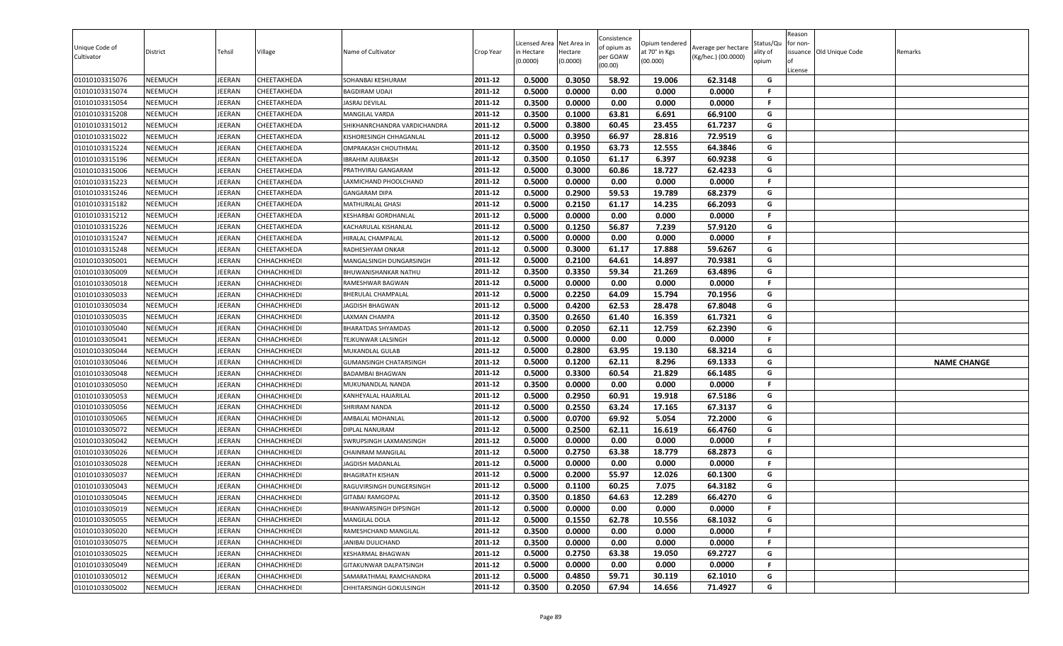| Unique Code of Cultivator | District | Tehsil | Village | Name of Cultivator | Crop Year | Licensed Area in Hectare (0.0000) | Net Area in Hectare (0.0000) | Consistence of opium as per GOAW (00.00) | Opium tendered at 70° in Kgs (00.000) | Average per hectare (Kg/hec.) (00.0000) | Status/Quality of opium | Reason for non-issuance of License | Old Unique Code | Remarks |
|---|---|---|---|---|---|---|---|---|---|---|---|---|---|---|
| 01010103315076 | NEEMUCH | JEERAN | CHEETAKHEDA | SOHANBAI KESHURAM | 2011-12 | 0.5000 | 0.3050 | 58.92 | 19.006 | 62.3148 | G | | | |
| 01010103315074 | NEEMUCH | JEERAN | CHEETAKHEDA | BAGDIRAM UDAJI | 2011-12 | 0.5000 | 0.0000 | 0.00 | 0.000 | 0.0000 | F | | | |
| 01010103315054 | NEEMUCH | JEERAN | CHEETAKHEDA | JASRAJ DEVILAL | 2011-12 | 0.3500 | 0.0000 | 0.00 | 0.000 | 0.0000 | F | | | |
| 01010103315208 | NEEMUCH | JEERAN | CHEETAKHEDA | MANGILAL VARDA | 2011-12 | 0.3500 | 0.1000 | 63.81 | 6.691 | 66.9100 | G | | | |
| 01010103315012 | NEEMUCH | JEERAN | CHEETAKHEDA | SHIKHANRCHANDRA VARDICHANDRA | 2011-12 | 0.5000 | 0.3800 | 60.45 | 23.455 | 61.7237 | G | | | |
| 01010103315022 | NEEMUCH | JEERAN | CHEETAKHEDA | KISHORESINGH CHHAGANLAL | 2011-12 | 0.5000 | 0.3950 | 66.97 | 28.816 | 72.9519 | G | | | |
| 01010103315224 | NEEMUCH | JEERAN | CHEETAKHEDA | OMPRAKASH CHOUTHMAL | 2011-12 | 0.3500 | 0.1950 | 63.73 | 12.555 | 64.3846 | G | | | |
| 01010103315196 | NEEMUCH | JEERAN | CHEETAKHEDA | IBRAHIM AJIJBAKSH | 2011-12 | 0.3500 | 0.1050 | 61.17 | 6.397 | 60.9238 | G | | | |
| 01010103315006 | NEEMUCH | JEERAN | CHEETAKHEDA | PRATHVIRAJ GANGARAM | 2011-12 | 0.5000 | 0.3000 | 60.86 | 18.727 | 62.4233 | G | | | |
| 01010103315223 | NEEMUCH | JEERAN | CHEETAKHEDA | LAXMICHAND PHOOLCHAND | 2011-12 | 0.5000 | 0.0000 | 0.00 | 0.000 | 0.0000 | F | | | |
| 01010103315246 | NEEMUCH | JEERAN | CHEETAKHEDA | GANGARAM DIPA | 2011-12 | 0.5000 | 0.2900 | 59.53 | 19.789 | 68.2379 | G | | | |
| 01010103315182 | NEEMUCH | JEERAN | CHEETAKHEDA | MATHURALAL GHASI | 2011-12 | 0.5000 | 0.2150 | 61.17 | 14.235 | 66.2093 | G | | | |
| 01010103315212 | NEEMUCH | JEERAN | CHEETAKHEDA | KESHARBAI GORDHANLAL | 2011-12 | 0.5000 | 0.0000 | 0.00 | 0.000 | 0.0000 | F | | | |
| 01010103315226 | NEEMUCH | JEERAN | CHEETAKHEDA | KACHARULAL KISHANLAL | 2011-12 | 0.5000 | 0.1250 | 56.87 | 7.239 | 57.9120 | G | | | |
| 01010103315247 | NEEMUCH | JEERAN | CHEETAKHEDA | HIRALAL CHAMPALAL | 2011-12 | 0.5000 | 0.0000 | 0.00 | 0.000 | 0.0000 | F | | | |
| 01010103315248 | NEEMUCH | JEERAN | CHEETAKHEDA | RADHESHYAM ONKAR | 2011-12 | 0.5000 | 0.3000 | 61.17 | 17.888 | 59.6267 | G | | | |
| 01010103305001 | NEEMUCH | JEERAN | CHHACHKHEDI | MANGALSINGH DUNGARSINGH | 2011-12 | 0.5000 | 0.2100 | 64.61 | 14.897 | 70.9381 | G | | | |
| 01010103305009 | NEEMUCH | JEERAN | CHHACHKHEDI | BHUWANISHANKAR NATHU | 2011-12 | 0.3500 | 0.3350 | 59.34 | 21.269 | 63.4896 | G | | | |
| 01010103305018 | NEEMUCH | JEERAN | CHHACHKHEDI | RAMESHWAR BAGWAN | 2011-12 | 0.5000 | 0.0000 | 0.00 | 0.000 | 0.0000 | F | | | |
| 01010103305033 | NEEMUCH | JEERAN | CHHACHKHEDI | BHERULAL CHAMPALAL | 2011-12 | 0.5000 | 0.2250 | 64.09 | 15.794 | 70.1956 | G | | | |
| 01010103305034 | NEEMUCH | JEERAN | CHHACHKHEDI | JAGDISH BHAGWAN | 2011-12 | 0.5000 | 0.4200 | 62.53 | 28.478 | 67.8048 | G | | | |
| 01010103305035 | NEEMUCH | JEERAN | CHHACHKHEDI | LAXMAN CHAMPA | 2011-12 | 0.3500 | 0.2650 | 61.40 | 16.359 | 61.7321 | G | | | |
| 01010103305040 | NEEMUCH | JEERAN | CHHACHKHEDI | BHARATDAS SHYAMDAS | 2011-12 | 0.5000 | 0.2050 | 62.11 | 12.759 | 62.2390 | G | | | |
| 01010103305041 | NEEMUCH | JEERAN | CHHACHKHEDI | TEJKUNWAR LALSINGH | 2011-12 | 0.5000 | 0.0000 | 0.00 | 0.000 | 0.0000 | F | | | |
| 01010103305044 | NEEMUCH | JEERAN | CHHACHKHEDI | MUKANDLAL GULAB | 2011-12 | 0.5000 | 0.2800 | 63.95 | 19.130 | 68.3214 | G | | | |
| 01010103305046 | NEEMUCH | JEERAN | CHHACHKHEDI | GUMANSINGH CHATARSINGH | 2011-12 | 0.5000 | 0.1200 | 62.11 | 8.296 | 69.1333 | G | | | NAME CHANGE |
| 01010103305048 | NEEMUCH | JEERAN | CHHACHKHEDI | BADAMBAI BHAGWAN | 2011-12 | 0.5000 | 0.3300 | 60.54 | 21.829 | 66.1485 | G | | | |
| 01010103305050 | NEEMUCH | JEERAN | CHHACHKHEDI | MUKUNANDLAL NANDA | 2011-12 | 0.3500 | 0.0000 | 0.00 | 0.000 | 0.0000 | F | | | |
| 01010103305053 | NEEMUCH | JEERAN | CHHACHKHEDI | KANHEYALAL HAJARILAL | 2011-12 | 0.5000 | 0.2950 | 60.91 | 19.918 | 67.5186 | G | | | |
| 01010103305056 | NEEMUCH | JEERAN | CHHACHKHEDI | SHRIRAM NANDA | 2011-12 | 0.5000 | 0.2550 | 63.24 | 17.165 | 67.3137 | G | | | |
| 01010103305065 | NEEMUCH | JEERAN | CHHACHKHEDI | AMBALAL MOHANLAL | 2011-12 | 0.5000 | 0.0700 | 69.92 | 5.054 | 72.2000 | G | | | |
| 01010103305072 | NEEMUCH | JEERAN | CHHACHKHEDI | DIPLAL NANURAM | 2011-12 | 0.5000 | 0.2500 | 62.11 | 16.619 | 66.4760 | G | | | |
| 01010103305042 | NEEMUCH | JEERAN | CHHACHKHEDI | SWRUPSINGH LAXMANSINGH | 2011-12 | 0.5000 | 0.0000 | 0.00 | 0.000 | 0.0000 | F | | | |
| 01010103305026 | NEEMUCH | JEERAN | CHHACHKHEDI | CHAINRAM MANGILAL | 2011-12 | 0.5000 | 0.2750 | 63.38 | 18.779 | 68.2873 | G | | | |
| 01010103305028 | NEEMUCH | JEERAN | CHHACHKHEDI | JAGDISH MADANLAL | 2011-12 | 0.5000 | 0.0000 | 0.00 | 0.000 | 0.0000 | F | | | |
| 01010103305037 | NEEMUCH | JEERAN | CHHACHKHEDI | BHAGIRATH KISHAN | 2011-12 | 0.5000 | 0.2000 | 55.97 | 12.026 | 60.1300 | G | | | |
| 01010103305043 | NEEMUCH | JEERAN | CHHACHKHEDI | RAGUVIRSINGH DUNGERSINGH | 2011-12 | 0.5000 | 0.1100 | 60.25 | 7.075 | 64.3182 | G | | | |
| 01010103305045 | NEEMUCH | JEERAN | CHHACHKHEDI | GITABAI RAMGOPAL | 2011-12 | 0.3500 | 0.1850 | 64.63 | 12.289 | 66.4270 | G | | | |
| 01010103305019 | NEEMUCH | JEERAN | CHHACHKHEDI | BHANWARSINGH DIPSINGH | 2011-12 | 0.5000 | 0.0000 | 0.00 | 0.000 | 0.0000 | F | | | |
| 01010103305055 | NEEMUCH | JEERAN | CHHACHKHEDI | MANGILAL DOLA | 2011-12 | 0.5000 | 0.1550 | 62.78 | 10.556 | 68.1032 | G | | | |
| 01010103305020 | NEEMUCH | JEERAN | CHHACHKHEDI | RAMESHCHAND MANGILAL | 2011-12 | 0.3500 | 0.0000 | 0.00 | 0.000 | 0.0000 | F | | | |
| 01010103305075 | NEEMUCH | JEERAN | CHHACHKHEDI | JANIBAI DULICHAND | 2011-12 | 0.3500 | 0.0000 | 0.00 | 0.000 | 0.0000 | F | | | |
| 01010103305025 | NEEMUCH | JEERAN | CHHACHKHEDI | KESHARMAL BHAGWAN | 2011-12 | 0.5000 | 0.2750 | 63.38 | 19.050 | 69.2727 | G | | | |
| 01010103305049 | NEEMUCH | JEERAN | CHHACHKHEDI | GITAKUNWAR DALPATSINGH | 2011-12 | 0.5000 | 0.0000 | 0.00 | 0.000 | 0.0000 | F | | | |
| 01010103305012 | NEEMUCH | JEERAN | CHHACHKHEDI | SAMARATHMAL RAMCHANDRA | 2011-12 | 0.5000 | 0.4850 | 59.71 | 30.119 | 62.1010 | G | | | |
| 01010103305002 | NEEMUCH | JEERAN | CHHACHKHEDI | CHHITARSINGH GOKULSINGH | 2011-12 | 0.3500 | 0.2050 | 67.94 | 14.656 | 71.4927 | G | | | |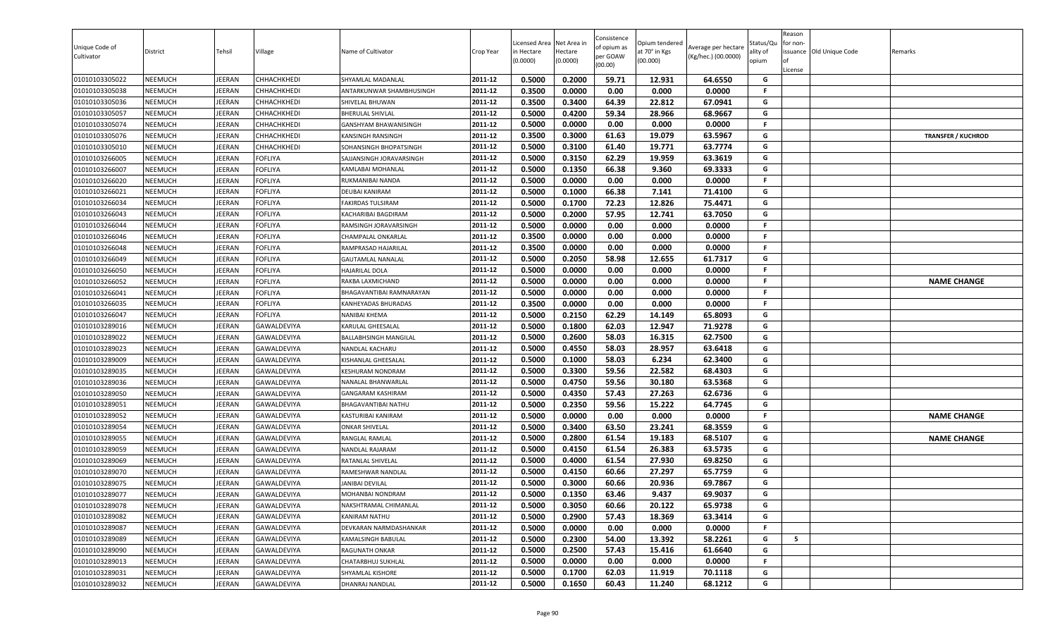| Unique Code of Cultivator | District | Tehsil | Village | Name of Cultivator | Crop Year | Licensed Area in Hectare (0.0000) | Net Area in Hectare (0.0000) | Consistence of opium as per GOAW (00.00) | Opium tendered at 70° in Kgs (00.000) | Average per hectare (Kg/hec.) (00.0000) | Status/Quality of opium | Reason for non-issuance of License | Old Unique Code | Remarks |
|---|---|---|---|---|---|---|---|---|---|---|---|---|---|---|
| 01010103305022 | NEEMUCH | JEERAN | CHHACHKHEDI | SHYAMLAL MADANLAL | 2011-12 | 0.5000 | 0.2000 | 59.71 | 12.931 | 64.6550 | G | | | |
| 01010103305038 | NEEMUCH | JEERAN | CHHACHKHEDI | ANTARKUNWAR SHAMBHUSINGH | 2011-12 | 0.3500 | 0.0000 | 0.00 | 0.000 | 0.0000 | F | | | |
| 01010103305036 | NEEMUCH | JEERAN | CHHACHKHEDI | SHIVELAL BHUWAN | 2011-12 | 0.3500 | 0.3400 | 64.39 | 22.812 | 67.0941 | G | | | |
| 01010103305057 | NEEMUCH | JEERAN | CHHACHKHEDI | BHERULAL SHIVLAL | 2011-12 | 0.5000 | 0.4200 | 59.34 | 28.966 | 68.9667 | G | | | |
| 01010103305074 | NEEMUCH | JEERAN | CHHACHKHEDI | GANSHYAM BHAWANISINGH | 2011-12 | 0.5000 | 0.0000 | 0.00 | 0.000 | 0.0000 | F | | | |
| 01010103305076 | NEEMUCH | JEERAN | CHHACHKHEDI | KANSINGH RANSINGH | 2011-12 | 0.3500 | 0.3000 | 61.63 | 19.079 | 63.5967 | G | | | TRANSFER / KUCHROD |
| 01010103305010 | NEEMUCH | JEERAN | CHHACHKHEDI | SOHANSINGH BHOPATSINGH | 2011-12 | 0.5000 | 0.3100 | 61.40 | 19.771 | 63.7774 | G | | | |
| 01010103266005 | NEEMUCH | JEERAN | FOFLIYA | SAJJANSINGH JORAVARSINGH | 2011-12 | 0.5000 | 0.3150 | 62.29 | 19.959 | 63.3619 | G | | | |
| 01010103266007 | NEEMUCH | JEERAN | FOFLIYA | KAMLABAI MOHANLAL | 2011-12 | 0.5000 | 0.1350 | 66.38 | 9.360 | 69.3333 | G | | | |
| 01010103266020 | NEEMUCH | JEERAN | FOFLIYA | RUKMANIBAI NANDA | 2011-12 | 0.5000 | 0.0000 | 0.00 | 0.000 | 0.0000 | F | | | |
| 01010103266021 | NEEMUCH | JEERAN | FOFLIYA | DEUBAI KANIRAM | 2011-12 | 0.5000 | 0.1000 | 66.38 | 7.141 | 71.4100 | G | | | |
| 01010103266034 | NEEMUCH | JEERAN | FOFLIYA | FAKIRDAS TULSIRAM | 2011-12 | 0.5000 | 0.1700 | 72.23 | 12.826 | 75.4471 | G | | | |
| 01010103266043 | NEEMUCH | JEERAN | FOFLIYA | KACHARIBAI BAGDIRAM | 2011-12 | 0.5000 | 0.2000 | 57.95 | 12.741 | 63.7050 | G | | | |
| 01010103266044 | NEEMUCH | JEERAN | FOFLIYA | RAMSINGH JORAVARSINGH | 2011-12 | 0.5000 | 0.0000 | 0.00 | 0.000 | 0.0000 | F | | | |
| 01010103266046 | NEEMUCH | JEERAN | FOFLIYA | CHAMPALAL ONKARLAL | 2011-12 | 0.3500 | 0.0000 | 0.00 | 0.000 | 0.0000 | F | | | |
| 01010103266048 | NEEMUCH | JEERAN | FOFLIYA | RAMPRASAD HAJARILAL | 2011-12 | 0.3500 | 0.0000 | 0.00 | 0.000 | 0.0000 | F | | | |
| 01010103266049 | NEEMUCH | JEERAN | FOFLIYA | GAUTAMLAL NANALAL | 2011-12 | 0.5000 | 0.2050 | 58.98 | 12.655 | 61.7317 | G | | | |
| 01010103266050 | NEEMUCH | JEERAN | FOFLIYA | HAJARILAL DOLA | 2011-12 | 0.5000 | 0.0000 | 0.00 | 0.000 | 0.0000 | F | | | |
| 01010103266052 | NEEMUCH | JEERAN | FOFLIYA | RAKBA LAXMICHAND | 2011-12 | 0.5000 | 0.0000 | 0.00 | 0.000 | 0.0000 | F | | | NAME CHANGE |
| 01010103266041 | NEEMUCH | JEERAN | FOFLIYA | BHAGAVANTIBAI RAMNARAYAN | 2011-12 | 0.5000 | 0.0000 | 0.00 | 0.000 | 0.0000 | F | | | |
| 01010103266035 | NEEMUCH | JEERAN | FOFLIYA | KANHEYADAS BHURADAS | 2011-12 | 0.3500 | 0.0000 | 0.00 | 0.000 | 0.0000 | F | | | |
| 01010103266047 | NEEMUCH | JEERAN | FOFLIYA | NANIBAI KHEMA | 2011-12 | 0.5000 | 0.2150 | 62.29 | 14.149 | 65.8093 | G | | | |
| 01010103289016 | NEEMUCH | JEERAN | GAWALDEVIYA | KARULAL GHEESALAL | 2011-12 | 0.5000 | 0.1800 | 62.03 | 12.947 | 71.9278 | G | | | |
| 01010103289022 | NEEMUCH | JEERAN | GAWALDEVIYA | BALLABHSINGH MANGILAL | 2011-12 | 0.5000 | 0.2600 | 58.03 | 16.315 | 62.7500 | G | | | |
| 01010103289023 | NEEMUCH | JEERAN | GAWALDEVIYA | NANDLAL KACHARU | 2011-12 | 0.5000 | 0.4550 | 58.03 | 28.957 | 63.6418 | G | | | |
| 01010103289009 | NEEMUCH | JEERAN | GAWALDEVIYA | KISHANLAL GHEESALAL | 2011-12 | 0.5000 | 0.1000 | 58.03 | 6.234 | 62.3400 | G | | | |
| 01010103289035 | NEEMUCH | JEERAN | GAWALDEVIYA | KESHURAM NONDRAM | 2011-12 | 0.5000 | 0.3300 | 59.56 | 22.582 | 68.4303 | G | | | |
| 01010103289036 | NEEMUCH | JEERAN | GAWALDEVIYA | NANALAL BHANWARLAL | 2011-12 | 0.5000 | 0.4750 | 59.56 | 30.180 | 63.5368 | G | | | |
| 01010103289050 | NEEMUCH | JEERAN | GAWALDEVIYA | GANGARAM KASHIRAM | 2011-12 | 0.5000 | 0.4350 | 57.43 | 27.263 | 62.6736 | G | | | |
| 01010103289051 | NEEMUCH | JEERAN | GAWALDEVIYA | BHAGAVANTIBAI NATHU | 2011-12 | 0.5000 | 0.2350 | 59.56 | 15.222 | 64.7745 | G | | | |
| 01010103289052 | NEEMUCH | JEERAN | GAWALDEVIYA | KASTURIBAI KANIRAM | 2011-12 | 0.5000 | 0.0000 | 0.00 | 0.000 | 0.0000 | F | | | NAME CHANGE |
| 01010103289054 | NEEMUCH | JEERAN | GAWALDEVIYA | ONKAR SHIVELAL | 2011-12 | 0.5000 | 0.3400 | 63.50 | 23.241 | 68.3559 | G | | | |
| 01010103289055 | NEEMUCH | JEERAN | GAWALDEVIYA | RANGLAL RAMLAL | 2011-12 | 0.5000 | 0.2800 | 61.54 | 19.183 | 68.5107 | G | | | NAME CHANGE |
| 01010103289059 | NEEMUCH | JEERAN | GAWALDEVIYA | NANDLAL RAJARAM | 2011-12 | 0.5000 | 0.4150 | 61.54 | 26.383 | 63.5735 | G | | | |
| 01010103289069 | NEEMUCH | JEERAN | GAWALDEVIYA | RATANLAL SHIVELAL | 2011-12 | 0.5000 | 0.4000 | 61.54 | 27.930 | 69.8250 | G | | | |
| 01010103289070 | NEEMUCH | JEERAN | GAWALDEVIYA | RAMESHWAR NANDLAL | 2011-12 | 0.5000 | 0.4150 | 60.66 | 27.297 | 65.7759 | G | | | |
| 01010103289075 | NEEMUCH | JEERAN | GAWALDEVIYA | JANIBAI DEVILAL | 2011-12 | 0.5000 | 0.3000 | 60.66 | 20.936 | 69.7867 | G | | | |
| 01010103289077 | NEEMUCH | JEERAN | GAWALDEVIYA | MOHANBAI NONDRAM | 2011-12 | 0.5000 | 0.1350 | 63.46 | 9.437 | 69.9037 | G | | | |
| 01010103289078 | NEEMUCH | JEERAN | GAWALDEVIYA | NAKSHTRAMAL CHIMANLAL | 2011-12 | 0.5000 | 0.3050 | 60.66 | 20.122 | 65.9738 | G | | | |
| 01010103289082 | NEEMUCH | JEERAN | GAWALDEVIYA | KANIRAM NATHU | 2011-12 | 0.5000 | 0.2900 | 57.43 | 18.369 | 63.3414 | G | | | |
| 01010103289087 | NEEMUCH | JEERAN | GAWALDEVIYA | DEVKARAN NARMDASHANKAR | 2011-12 | 0.5000 | 0.0000 | 0.00 | 0.000 | 0.0000 | F | | | |
| 01010103289089 | NEEMUCH | JEERAN | GAWALDEVIYA | KAMALSINGH BABULAL | 2011-12 | 0.5000 | 0.2300 | 54.00 | 13.392 | 58.2261 | G | 5 | | |
| 01010103289090 | NEEMUCH | JEERAN | GAWALDEVIYA | RAGUNATH ONKAR | 2011-12 | 0.5000 | 0.2500 | 57.43 | 15.416 | 61.6640 | G | | | |
| 01010103289013 | NEEMUCH | JEERAN | GAWALDEVIYA | CHATARBHUJ SUKHLAL | 2011-12 | 0.5000 | 0.0000 | 0.00 | 0.000 | 0.0000 | F | | | |
| 01010103289031 | NEEMUCH | JEERAN | GAWALDEVIYA | SHYAMLAL KISHORE | 2011-12 | 0.5000 | 0.1700 | 62.03 | 11.919 | 70.1118 | G | | | |
| 01010103289032 | NEEMUCH | JEERAN | GAWALDEVIYA | DHANRAJ NANDLAL | 2011-12 | 0.5000 | 0.1650 | 60.43 | 11.240 | 68.1212 | G | | | |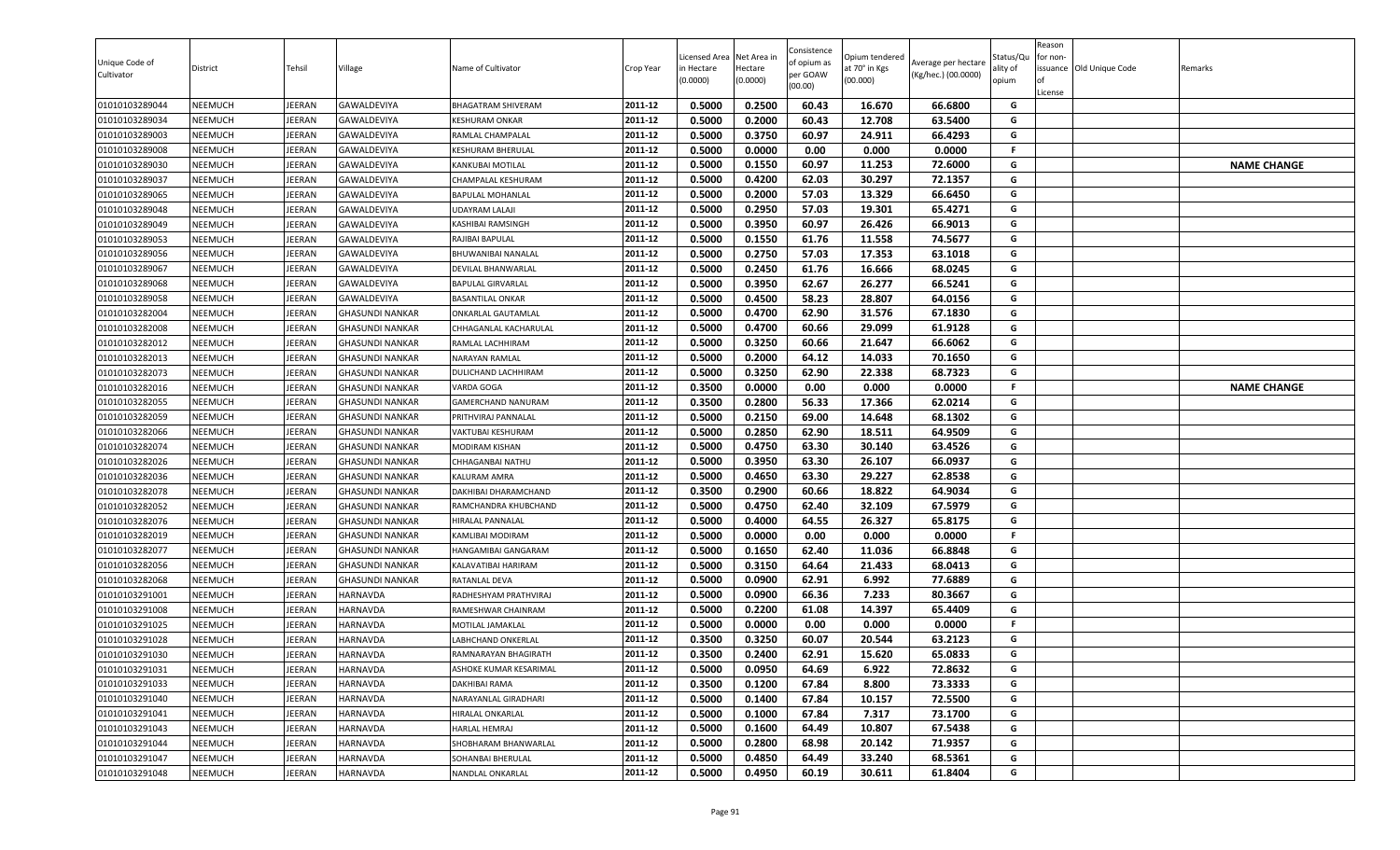| Unique Code of Cultivator | District | Tehsil | Village | Name of Cultivator | Crop Year | Licensed Area in Hectare (0.0000) | Net Area in Hectare (0.0000) | Consistence of opium as per GOAW (00.00) | Opium tendered at 70° in Kgs (00.000) | Average per hectare (Kg/hec.) (00.0000) | Status/Quality of opium | Reason for non-issuance of License | Old Unique Code | Remarks |
|---|---|---|---|---|---|---|---|---|---|---|---|---|---|---|
| 01010103289044 | NEEMUCH | JEERAN | GAWALDEVIYA | BHAGATRAM SHIVERAM | 2011-12 | 0.5000 | 0.2500 | 60.43 | 16.670 | 66.6800 | G | | | |
| 01010103289034 | NEEMUCH | JEERAN | GAWALDEVIYA | KESHURAM ONKAR | 2011-12 | 0.5000 | 0.2000 | 60.43 | 12.708 | 63.5400 | G | | | |
| 01010103289003 | NEEMUCH | JEERAN | GAWALDEVIYA | RAMLAL CHAMPALAL | 2011-12 | 0.5000 | 0.3750 | 60.97 | 24.911 | 66.4293 | G | | | |
| 01010103289008 | NEEMUCH | JEERAN | GAWALDEVIYA | KESHURAM BHERULAL | 2011-12 | 0.5000 | 0.0000 | 0.00 | 0.000 | 0.0000 | F | | | |
| 01010103289030 | NEEMUCH | JEERAN | GAWALDEVIYA | KANKUBAI MOTILAL | 2011-12 | 0.5000 | 0.1550 | 60.97 | 11.253 | 72.6000 | G | | | NAME CHANGE |
| 01010103289037 | NEEMUCH | JEERAN | GAWALDEVIYA | CHAMPALAL KESHURAM | 2011-12 | 0.5000 | 0.4200 | 62.03 | 30.297 | 72.1357 | G | | | |
| 01010103289065 | NEEMUCH | JEERAN | GAWALDEVIYA | BAPULAL MOHANLAL | 2011-12 | 0.5000 | 0.2000 | 57.03 | 13.329 | 66.6450 | G | | | |
| 01010103289048 | NEEMUCH | JEERAN | GAWALDEVIYA | UDAYRAM LALAJI | 2011-12 | 0.5000 | 0.2950 | 57.03 | 19.301 | 65.4271 | G | | | |
| 01010103289049 | NEEMUCH | JEERAN | GAWALDEVIYA | KASHIBAI RAMSINGH | 2011-12 | 0.5000 | 0.3950 | 60.97 | 26.426 | 66.9013 | G | | | |
| 01010103289053 | NEEMUCH | JEERAN | GAWALDEVIYA | RAJIBAI BAPULAL | 2011-12 | 0.5000 | 0.1550 | 61.76 | 11.558 | 74.5677 | G | | | |
| 01010103289056 | NEEMUCH | JEERAN | GAWALDEVIYA | BHUWANIBAI NANALAL | 2011-12 | 0.5000 | 0.2750 | 57.03 | 17.353 | 63.1018 | G | | | |
| 01010103289067 | NEEMUCH | JEERAN | GAWALDEVIYA | DEVILAL BHANWARLAL | 2011-12 | 0.5000 | 0.2450 | 61.76 | 16.666 | 68.0245 | G | | | |
| 01010103289068 | NEEMUCH | JEERAN | GAWALDEVIYA | BAPULAL GIRVARLAL | 2011-12 | 0.5000 | 0.3950 | 62.67 | 26.277 | 66.5241 | G | | | |
| 01010103289058 | NEEMUCH | JEERAN | GAWALDEVIYA | BASANTILAL ONKAR | 2011-12 | 0.5000 | 0.4500 | 58.23 | 28.807 | 64.0156 | G | | | |
| 01010103282004 | NEEMUCH | JEERAN | GHASUNDI NANKAR | ONKARLAL GAUTAMLAL | 2011-12 | 0.5000 | 0.4700 | 62.90 | 31.576 | 67.1830 | G | | | |
| 01010103282008 | NEEMUCH | JEERAN | GHASUNDI NANKAR | CHHAGANLAL KACHARULAL | 2011-12 | 0.5000 | 0.4700 | 60.66 | 29.099 | 61.9128 | G | | | |
| 01010103282012 | NEEMUCH | JEERAN | GHASUNDI NANKAR | RAMLAL LACHHIRAM | 2011-12 | 0.5000 | 0.3250 | 60.66 | 21.647 | 66.6062 | G | | | |
| 01010103282013 | NEEMUCH | JEERAN | GHASUNDI NANKAR | NARAYAN RAMLAL | 2011-12 | 0.5000 | 0.2000 | 64.12 | 14.033 | 70.1650 | G | | | |
| 01010103282073 | NEEMUCH | JEERAN | GHASUNDI NANKAR | DULICHAND LACHHIRAM | 2011-12 | 0.5000 | 0.3250 | 62.90 | 22.338 | 68.7323 | G | | | |
| 01010103282016 | NEEMUCH | JEERAN | GHASUNDI NANKAR | VARDA GOGA | 2011-12 | 0.3500 | 0.0000 | 0.00 | 0.000 | 0.0000 | F | | | NAME CHANGE |
| 01010103282055 | NEEMUCH | JEERAN | GHASUNDI NANKAR | GAMERCHAND NANURAM | 2011-12 | 0.3500 | 0.2800 | 56.33 | 17.366 | 62.0214 | G | | | |
| 01010103282059 | NEEMUCH | JEERAN | GHASUNDI NANKAR | PRITHVIRAJ PANNALAL | 2011-12 | 0.5000 | 0.2150 | 69.00 | 14.648 | 68.1302 | G | | | |
| 01010103282066 | NEEMUCH | JEERAN | GHASUNDI NANKAR | VAKTUBAI KESHURAM | 2011-12 | 0.5000 | 0.2850 | 62.90 | 18.511 | 64.9509 | G | | | |
| 01010103282074 | NEEMUCH | JEERAN | GHASUNDI NANKAR | MODIRAM KISHAN | 2011-12 | 0.5000 | 0.4750 | 63.30 | 30.140 | 63.4526 | G | | | |
| 01010103282026 | NEEMUCH | JEERAN | GHASUNDI NANKAR | CHHAGANBAI NATHU | 2011-12 | 0.5000 | 0.3950 | 63.30 | 26.107 | 66.0937 | G | | | |
| 01010103282036 | NEEMUCH | JEERAN | GHASUNDI NANKAR | KALURAM AMRA | 2011-12 | 0.5000 | 0.4650 | 63.30 | 29.227 | 62.8538 | G | | | |
| 01010103282078 | NEEMUCH | JEERAN | GHASUNDI NANKAR | DAKHIBAI DHARAMCHAND | 2011-12 | 0.3500 | 0.2900 | 60.66 | 18.822 | 64.9034 | G | | | |
| 01010103282052 | NEEMUCH | JEERAN | GHASUNDI NANKAR | RAMCHANDRA KHUBCHAND | 2011-12 | 0.5000 | 0.4750 | 62.40 | 32.109 | 67.5979 | G | | | |
| 01010103282076 | NEEMUCH | JEERAN | GHASUNDI NANKAR | HIRALAL PANNALAL | 2011-12 | 0.5000 | 0.4000 | 64.55 | 26.327 | 65.8175 | G | | | |
| 01010103282019 | NEEMUCH | JEERAN | GHASUNDI NANKAR | KAMLIBAI MODIRAM | 2011-12 | 0.5000 | 0.0000 | 0.00 | 0.000 | 0.0000 | F | | | |
| 01010103282077 | NEEMUCH | JEERAN | GHASUNDI NANKAR | HANGAMIBAI GANGARAM | 2011-12 | 0.5000 | 0.1650 | 62.40 | 11.036 | 66.8848 | G | | | |
| 01010103282056 | NEEMUCH | JEERAN | GHASUNDI NANKAR | KALAVATIBAI HARIRAM | 2011-12 | 0.5000 | 0.3150 | 64.64 | 21.433 | 68.0413 | G | | | |
| 01010103282068 | NEEMUCH | JEERAN | GHASUNDI NANKAR | RATANLAL DEVA | 2011-12 | 0.5000 | 0.0900 | 62.91 | 6.992 | 77.6889 | G | | | |
| 01010103291001 | NEEMUCH | JEERAN | HARNAVDA | RADHESHYAM PRATHVIRAJ | 2011-12 | 0.5000 | 0.0900 | 66.36 | 7.233 | 80.3667 | G | | | |
| 01010103291008 | NEEMUCH | JEERAN | HARNAVDA | RAMESHWAR CHAINRAM | 2011-12 | 0.5000 | 0.2200 | 61.08 | 14.397 | 65.4409 | G | | | |
| 01010103291025 | NEEMUCH | JEERAN | HARNAVDA | MOTILAL JAMAKLAL | 2011-12 | 0.5000 | 0.0000 | 0.00 | 0.000 | 0.0000 | F | | | |
| 01010103291028 | NEEMUCH | JEERAN | HARNAVDA | LABHCHAND ONKERLAL | 2011-12 | 0.3500 | 0.3250 | 60.07 | 20.544 | 63.2123 | G | | | |
| 01010103291030 | NEEMUCH | JEERAN | HARNAVDA | RAMNARAYAN BHAGIRATH | 2011-12 | 0.3500 | 0.2400 | 62.91 | 15.620 | 65.0833 | G | | | |
| 01010103291031 | NEEMUCH | JEERAN | HARNAVDA | ASHOKE KUMAR KESARIMAL | 2011-12 | 0.5000 | 0.0950 | 64.69 | 6.922 | 72.8632 | G | | | |
| 01010103291033 | NEEMUCH | JEERAN | HARNAVDA | DAKHIBAI RAMA | 2011-12 | 0.3500 | 0.1200 | 67.84 | 8.800 | 73.3333 | G | | | |
| 01010103291040 | NEEMUCH | JEERAN | HARNAVDA | NARAYANLAL GIRADHARI | 2011-12 | 0.5000 | 0.1400 | 67.84 | 10.157 | 72.5500 | G | | | |
| 01010103291041 | NEEMUCH | JEERAN | HARNAVDA | HIRALAL ONKARLAL | 2011-12 | 0.5000 | 0.1000 | 67.84 | 7.317 | 73.1700 | G | | | |
| 01010103291043 | NEEMUCH | JEERAN | HARNAVDA | HARLAL HEMRAJ | 2011-12 | 0.5000 | 0.1600 | 64.49 | 10.807 | 67.5438 | G | | | |
| 01010103291044 | NEEMUCH | JEERAN | HARNAVDA | SHOBHARAM BHANWARLAL | 2011-12 | 0.5000 | 0.2800 | 68.98 | 20.142 | 71.9357 | G | | | |
| 01010103291047 | NEEMUCH | JEERAN | HARNAVDA | SOHANBAI BHERULAL | 2011-12 | 0.5000 | 0.4850 | 64.49 | 33.240 | 68.5361 | G | | | |
| 01010103291048 | NEEMUCH | JEERAN | HARNAVDA | NANDLAL ONKARLAL | 2011-12 | 0.5000 | 0.4950 | 60.19 | 30.611 | 61.8404 | G | | | |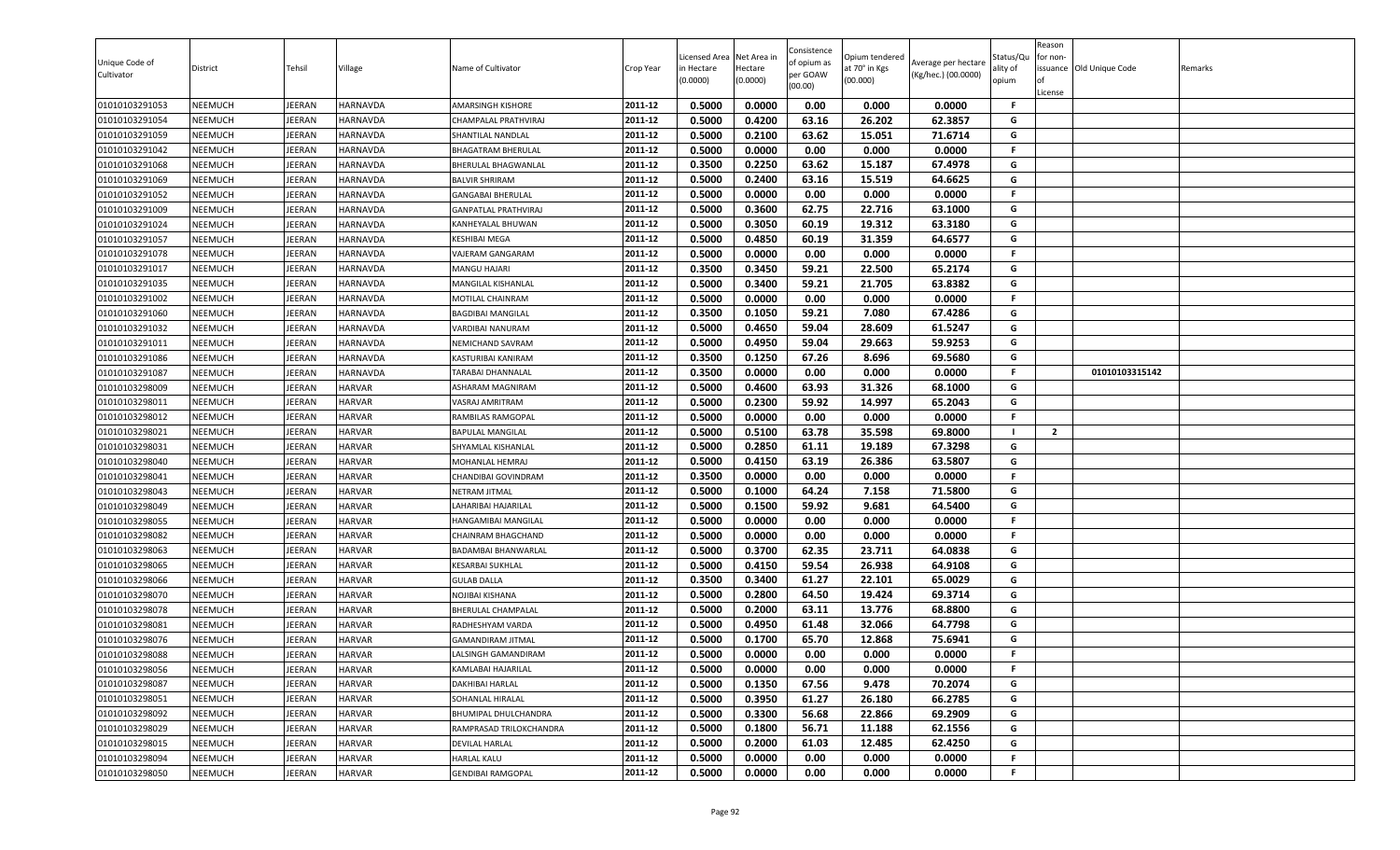| Unique Code of Cultivator | District | Tehsil | Village | Name of Cultivator | Crop Year | Licensed Area in Hectare (0.0000) | Net Area in Hectare (0.0000) | Consistence of opium as per GOAW (00.00) | Opium tendered at 70° in Kgs (00.000) | Average per hectare (Kg/hec.) (00.0000) | Status/Quality of opium | Reason for non-issuance of License | Old Unique Code | Remarks |
|---|---|---|---|---|---|---|---|---|---|---|---|---|---|---|
| 01010103291053 | NEEMUCH | JEERAN | HARNAVDA | AMARSINGH KISHORE | 2011-12 | 0.5000 | 0.0000 | 0.00 | 0.000 | 0.0000 | F | | | |
| 01010103291054 | NEEMUCH | JEERAN | HARNAVDA | CHAMPALAL PRATHVIRAJ | 2011-12 | 0.5000 | 0.4200 | 63.16 | 26.202 | 62.3857 | G | | | |
| 01010103291059 | NEEMUCH | JEERAN | HARNAVDA | SHANTILAL NANDLAL | 2011-12 | 0.5000 | 0.2100 | 63.62 | 15.051 | 71.6714 | G | | | |
| 01010103291042 | NEEMUCH | JEERAN | HARNAVDA | BHAGATRAM BHERULAL | 2011-12 | 0.5000 | 0.0000 | 0.00 | 0.000 | 0.0000 | F | | | |
| 01010103291068 | NEEMUCH | JEERAN | HARNAVDA | BHERULAL BHAGWANLAL | 2011-12 | 0.3500 | 0.2250 | 63.62 | 15.187 | 67.4978 | G | | | |
| 01010103291069 | NEEMUCH | JEERAN | HARNAVDA | BALVIR SHRIRAM | 2011-12 | 0.5000 | 0.2400 | 63.16 | 15.519 | 64.6625 | G | | | |
| 01010103291052 | NEEMUCH | JEERAN | HARNAVDA | GANGABAI BHERULAL | 2011-12 | 0.5000 | 0.0000 | 0.00 | 0.000 | 0.0000 | F | | | |
| 01010103291009 | NEEMUCH | JEERAN | HARNAVDA | GANPATLAL PRATHVIRAJ | 2011-12 | 0.5000 | 0.3600 | 62.75 | 22.716 | 63.1000 | G | | | |
| 01010103291024 | NEEMUCH | JEERAN | HARNAVDA | KANHEYALAL BHUWAN | 2011-12 | 0.5000 | 0.3050 | 60.19 | 19.312 | 63.3180 | G | | | |
| 01010103291057 | NEEMUCH | JEERAN | HARNAVDA | KESHIBAI MEGA | 2011-12 | 0.5000 | 0.4850 | 60.19 | 31.359 | 64.6577 | G | | | |
| 01010103291078 | NEEMUCH | JEERAN | HARNAVDA | VAJERAM GANGARAM | 2011-12 | 0.5000 | 0.0000 | 0.00 | 0.000 | 0.0000 | F | | | |
| 01010103291017 | NEEMUCH | JEERAN | HARNAVDA | MANGU HAJARI | 2011-12 | 0.3500 | 0.3450 | 59.21 | 22.500 | 65.2174 | G | | | |
| 01010103291035 | NEEMUCH | JEERAN | HARNAVDA | MANGILAL KISHANLAL | 2011-12 | 0.5000 | 0.3400 | 59.21 | 21.705 | 63.8382 | G | | | |
| 01010103291002 | NEEMUCH | JEERAN | HARNAVDA | MOTILAL CHAINRAM | 2011-12 | 0.5000 | 0.0000 | 0.00 | 0.000 | 0.0000 | F | | | |
| 01010103291060 | NEEMUCH | JEERAN | HARNAVDA | BAGDIBAI MANGILAL | 2011-12 | 0.3500 | 0.1050 | 59.21 | 7.080 | 67.4286 | G | | | |
| 01010103291032 | NEEMUCH | JEERAN | HARNAVDA | VARDIBAI NANURAM | 2011-12 | 0.5000 | 0.4650 | 59.04 | 28.609 | 61.5247 | G | | | |
| 01010103291011 | NEEMUCH | JEERAN | HARNAVDA | NEMICHAND SAVRAM | 2011-12 | 0.5000 | 0.4950 | 59.04 | 29.663 | 59.9253 | G | | | |
| 01010103291086 | NEEMUCH | JEERAN | HARNAVDA | KASTURIBAI KANIRAM | 2011-12 | 0.3500 | 0.1250 | 67.26 | 8.696 | 69.5680 | G | | | |
| 01010103291087 | NEEMUCH | JEERAN | HARNAVDA | TARABAI DHANNALAL | 2011-12 | 0.3500 | 0.0000 | 0.00 | 0.000 | 0.0000 | F | | 01010103315142 | |
| 01010103298009 | NEEMUCH | JEERAN | HARVAR | ASHARAM MAGNIRAM | 2011-12 | 0.5000 | 0.4600 | 63.93 | 31.326 | 68.1000 | G | | | |
| 01010103298011 | NEEMUCH | JEERAN | HARVAR | VASRAJ AMRITRAM | 2011-12 | 0.5000 | 0.2300 | 59.92 | 14.997 | 65.2043 | G | | | |
| 01010103298012 | NEEMUCH | JEERAN | HARVAR | RAMBILAS RAMGOPAL | 2011-12 | 0.5000 | 0.0000 | 0.00 | 0.000 | 0.0000 | F | | | |
| 01010103298021 | NEEMUCH | JEERAN | HARVAR | BAPULAL MANGILAL | 2011-12 | 0.5000 | 0.5100 | 63.78 | 35.598 | 69.8000 | I | 2 | | |
| 01010103298031 | NEEMUCH | JEERAN | HARVAR | SHYAMLAL KISHANLAL | 2011-12 | 0.5000 | 0.2850 | 61.11 | 19.189 | 67.3298 | G | | | |
| 01010103298040 | NEEMUCH | JEERAN | HARVAR | MOHANLAL HEMRAJ | 2011-12 | 0.5000 | 0.4150 | 63.19 | 26.386 | 63.5807 | G | | | |
| 01010103298041 | NEEMUCH | JEERAN | HARVAR | CHANDIBAI GOVINDRAM | 2011-12 | 0.3500 | 0.0000 | 0.00 | 0.000 | 0.0000 | F | | | |
| 01010103298043 | NEEMUCH | JEERAN | HARVAR | NETRAM JITMAL | 2011-12 | 0.5000 | 0.1000 | 64.24 | 7.158 | 71.5800 | G | | | |
| 01010103298049 | NEEMUCH | JEERAN | HARVAR | LAHARIBAI HAJARILAL | 2011-12 | 0.5000 | 0.1500 | 59.92 | 9.681 | 64.5400 | G | | | |
| 01010103298055 | NEEMUCH | JEERAN | HARVAR | HANGAMIBAI MANGILAL | 2011-12 | 0.5000 | 0.0000 | 0.00 | 0.000 | 0.0000 | F | | | |
| 01010103298082 | NEEMUCH | JEERAN | HARVAR | CHAINRAM BHAGCHAND | 2011-12 | 0.5000 | 0.0000 | 0.00 | 0.000 | 0.0000 | F | | | |
| 01010103298063 | NEEMUCH | JEERAN | HARVAR | BADAMBAI BHANWARLAL | 2011-12 | 0.5000 | 0.3700 | 62.35 | 23.711 | 64.0838 | G | | | |
| 01010103298065 | NEEMUCH | JEERAN | HARVAR | KESARBAI SUKHLAL | 2011-12 | 0.5000 | 0.4150 | 59.54 | 26.938 | 64.9108 | G | | | |
| 01010103298066 | NEEMUCH | JEERAN | HARVAR | GULAB DALLA | 2011-12 | 0.3500 | 0.3400 | 61.27 | 22.101 | 65.0029 | G | | | |
| 01010103298070 | NEEMUCH | JEERAN | HARVAR | NOJIBAI KISHANA | 2011-12 | 0.5000 | 0.2800 | 64.50 | 19.424 | 69.3714 | G | | | |
| 01010103298078 | NEEMUCH | JEERAN | HARVAR | BHERULAL CHAMPALAL | 2011-12 | 0.5000 | 0.2000 | 63.11 | 13.776 | 68.8800 | G | | | |
| 01010103298081 | NEEMUCH | JEERAN | HARVAR | RADHESHYAM VARDA | 2011-12 | 0.5000 | 0.4950 | 61.48 | 32.066 | 64.7798 | G | | | |
| 01010103298076 | NEEMUCH | JEERAN | HARVAR | GAMANDIRAM JITMAL | 2011-12 | 0.5000 | 0.1700 | 65.70 | 12.868 | 75.6941 | G | | | |
| 01010103298088 | NEEMUCH | JEERAN | HARVAR | LALSINGH GAMANDIRAM | 2011-12 | 0.5000 | 0.0000 | 0.00 | 0.000 | 0.0000 | F | | | |
| 01010103298056 | NEEMUCH | JEERAN | HARVAR | KAMLABAI HAJARILAL | 2011-12 | 0.5000 | 0.0000 | 0.00 | 0.000 | 0.0000 | F | | | |
| 01010103298087 | NEEMUCH | JEERAN | HARVAR | DAKHIBAI HARLAL | 2011-12 | 0.5000 | 0.1350 | 67.56 | 9.478 | 70.2074 | G | | | |
| 01010103298051 | NEEMUCH | JEERAN | HARVAR | SOHANLAL HIRALAL | 2011-12 | 0.5000 | 0.3950 | 61.27 | 26.180 | 66.2785 | G | | | |
| 01010103298092 | NEEMUCH | JEERAN | HARVAR | BHUMIPAL DHULCHANDRA | 2011-12 | 0.5000 | 0.3300 | 56.68 | 22.866 | 69.2909 | G | | | |
| 01010103298029 | NEEMUCH | JEERAN | HARVAR | RAMPRASAD TRILOKCHANDRA | 2011-12 | 0.5000 | 0.1800 | 56.71 | 11.188 | 62.1556 | G | | | |
| 01010103298015 | NEEMUCH | JEERAN | HARVAR | DEVILAL HARLAL | 2011-12 | 0.5000 | 0.2000 | 61.03 | 12.485 | 62.4250 | G | | | |
| 01010103298094 | NEEMUCH | JEERAN | HARVAR | HARLAL KALU | 2011-12 | 0.5000 | 0.0000 | 0.00 | 0.000 | 0.0000 | F | | | |
| 01010103298050 | NEEMUCH | JEERAN | HARVAR | GENDIBAI RAMGOPAL | 2011-12 | 0.5000 | 0.0000 | 0.00 | 0.000 | 0.0000 | F | | | |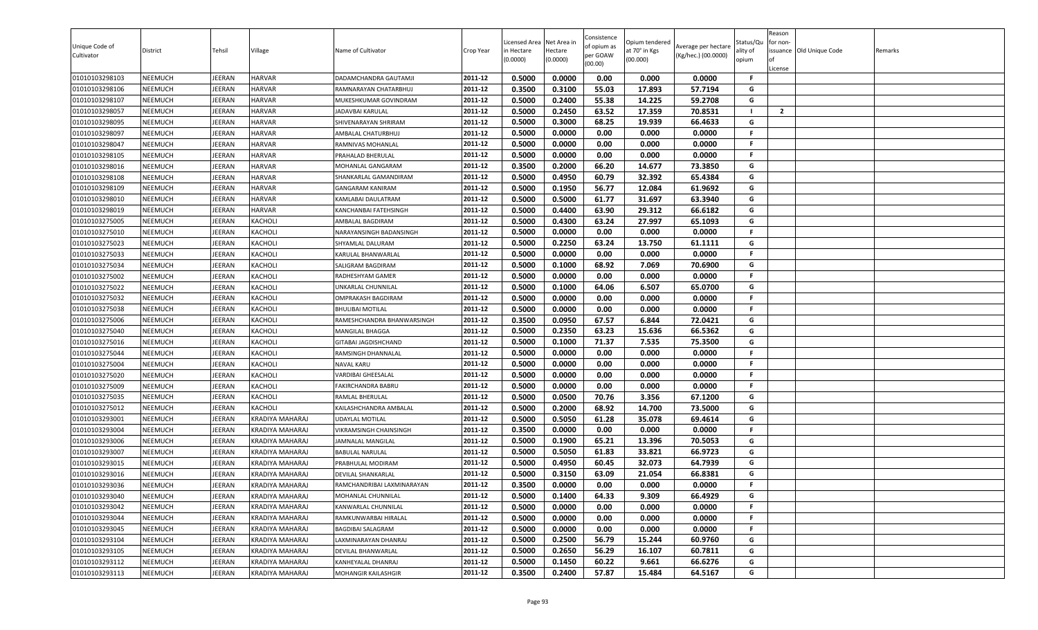| Unique Code of Cultivator | District | Tehsil | Village | Name of Cultivator | Crop Year | Licensed Area in Hectare (0.0000) | Net Area in Hectare (0.0000) | Consistence of opium as per GOAW (00.00) | Opium tendered at 70° in Kgs (00.000) | Average per hectare (Kg/hec.) (00.0000) | Status/Quality of opium | Reason for non-issuance of License | Old Unique Code | Remarks |
|---|---|---|---|---|---|---|---|---|---|---|---|---|---|---|
| 01010103298103 | NEEMUCH | JEERAN | HARVAR | DADAMCHANDRA GAUTAMJI | 2011-12 | 0.5000 | 0.0000 | 0.00 | 0.000 | 0.0000 | F | | | |
| 01010103298106 | NEEMUCH | JEERAN | HARVAR | RAMNARAYAN CHATARBHUJ | 2011-12 | 0.3500 | 0.3100 | 55.03 | 17.893 | 57.7194 | G | | | |
| 01010103298107 | NEEMUCH | JEERAN | HARVAR | MUKESHKUMAR GOVINDRAM | 2011-12 | 0.5000 | 0.2400 | 55.38 | 14.225 | 59.2708 | G | | | |
| 01010103298057 | NEEMUCH | JEERAN | HARVAR | JADAVBAI KARULAL | 2011-12 | 0.5000 | 0.2450 | 63.52 | 17.359 | 70.8531 | I | 2 | | |
| 01010103298095 | NEEMUCH | JEERAN | HARVAR | SHIVENARAYAN SHRIRAM | 2011-12 | 0.5000 | 0.3000 | 68.25 | 19.939 | 66.4633 | G | | | |
| 01010103298097 | NEEMUCH | JEERAN | HARVAR | AMBALAL CHATURBHUJ | 2011-12 | 0.5000 | 0.0000 | 0.00 | 0.000 | 0.0000 | F | | | |
| 01010103298047 | NEEMUCH | JEERAN | HARVAR | RAMNIVAS MOHANLAL | 2011-12 | 0.5000 | 0.0000 | 0.00 | 0.000 | 0.0000 | F | | | |
| 01010103298105 | NEEMUCH | JEERAN | HARVAR | PRAHALAD BHERULAL | 2011-12 | 0.5000 | 0.0000 | 0.00 | 0.000 | 0.0000 | F | | | |
| 01010103298016 | NEEMUCH | JEERAN | HARVAR | MOHANLAL GANGARAM | 2011-12 | 0.3500 | 0.2000 | 66.20 | 14.677 | 73.3850 | G | | | |
| 01010103298108 | NEEMUCH | JEERAN | HARVAR | SHANKARLAL GAMANDIRAM | 2011-12 | 0.5000 | 0.4950 | 60.79 | 32.392 | 65.4384 | G | | | |
| 01010103298109 | NEEMUCH | JEERAN | HARVAR | GANGARAM KANIRAM | 2011-12 | 0.5000 | 0.1950 | 56.77 | 12.084 | 61.9692 | G | | | |
| 01010103298010 | NEEMUCH | JEERAN | HARVAR | KAMLABAI DAULATRAM | 2011-12 | 0.5000 | 0.5000 | 61.77 | 31.697 | 63.3940 | G | | | |
| 01010103298019 | NEEMUCH | JEERAN | HARVAR | KANCHANBAI FATEHSINGH | 2011-12 | 0.5000 | 0.4400 | 63.90 | 29.312 | 66.6182 | G | | | |
| 01010103275005 | NEEMUCH | JEERAN | KACHOLI | AMBALAL BAGDIRAM | 2011-12 | 0.5000 | 0.4300 | 63.24 | 27.997 | 65.1093 | G | | | |
| 01010103275010 | NEEMUCH | JEERAN | KACHOLI | NARAYANSINGH BADANSINGH | 2011-12 | 0.5000 | 0.0000 | 0.00 | 0.000 | 0.0000 | F | | | |
| 01010103275023 | NEEMUCH | JEERAN | KACHOLI | SHYAMLAL DALURAM | 2011-12 | 0.5000 | 0.2250 | 63.24 | 13.750 | 61.1111 | G | | | |
| 01010103275033 | NEEMUCH | JEERAN | KACHOLI | KARULAL BHANWARLAL | 2011-12 | 0.5000 | 0.0000 | 0.00 | 0.000 | 0.0000 | F | | | |
| 01010103275034 | NEEMUCH | JEERAN | KACHOLI | SALIGRAM BAGDIRAM | 2011-12 | 0.5000 | 0.1000 | 68.92 | 7.069 | 70.6900 | G | | | |
| 01010103275002 | NEEMUCH | JEERAN | KACHOLI | RADHESHYAM GAMER | 2011-12 | 0.5000 | 0.0000 | 0.00 | 0.000 | 0.0000 | F | | | |
| 01010103275022 | NEEMUCH | JEERAN | KACHOLI | UNKARLAL CHUNNILAL | 2011-12 | 0.5000 | 0.1000 | 64.06 | 6.507 | 65.0700 | G | | | |
| 01010103275032 | NEEMUCH | JEERAN | KACHOLI | OMPRAKASH BAGDIRAM | 2011-12 | 0.5000 | 0.0000 | 0.00 | 0.000 | 0.0000 | F | | | |
| 01010103275038 | NEEMUCH | JEERAN | KACHOLI | BHULIBAI MOTILAL | 2011-12 | 0.5000 | 0.0000 | 0.00 | 0.000 | 0.0000 | F | | | |
| 01010103275006 | NEEMUCH | JEERAN | KACHOLI | RAMESHCHANDRA BHANWARSINGH | 2011-12 | 0.3500 | 0.0950 | 67.57 | 6.844 | 72.0421 | G | | | |
| 01010103275040 | NEEMUCH | JEERAN | KACHOLI | MANGILAL BHAGGA | 2011-12 | 0.5000 | 0.2350 | 63.23 | 15.636 | 66.5362 | G | | | |
| 01010103275016 | NEEMUCH | JEERAN | KACHOLI | GITABAI JAGDISHCHAND | 2011-12 | 0.5000 | 0.1000 | 71.37 | 7.535 | 75.3500 | G | | | |
| 01010103275044 | NEEMUCH | JEERAN | KACHOLI | RAMSINGH DHANNALAL | 2011-12 | 0.5000 | 0.0000 | 0.00 | 0.000 | 0.0000 | F | | | |
| 01010103275004 | NEEMUCH | JEERAN | KACHOLI | NAVAL KARU | 2011-12 | 0.5000 | 0.0000 | 0.00 | 0.000 | 0.0000 | F | | | |
| 01010103275020 | NEEMUCH | JEERAN | KACHOLI | VARDIBAI GHEESALAL | 2011-12 | 0.5000 | 0.0000 | 0.00 | 0.000 | 0.0000 | F | | | |
| 01010103275009 | NEEMUCH | JEERAN | KACHOLI | FAKIRCHANDRA BABRU | 2011-12 | 0.5000 | 0.0000 | 0.00 | 0.000 | 0.0000 | F | | | |
| 01010103275035 | NEEMUCH | JEERAN | KACHOLI | RAMLAL BHERULAL | 2011-12 | 0.5000 | 0.0500 | 70.76 | 3.356 | 67.1200 | G | | | |
| 01010103275012 | NEEMUCH | JEERAN | KACHOLI | KAILASHCHANDRA AMBALAL | 2011-12 | 0.5000 | 0.2000 | 68.92 | 14.700 | 73.5000 | G | | | |
| 01010103293001 | NEEMUCH | JEERAN | KRADIYA MAHARAJ | UDAYLAL MOTILAL | 2011-12 | 0.5000 | 0.5050 | 61.28 | 35.078 | 69.4614 | G | | | |
| 01010103293004 | NEEMUCH | JEERAN | KRADIYA MAHARAJ | VIKRAMSINGH CHAINSINGH | 2011-12 | 0.3500 | 0.0000 | 0.00 | 0.000 | 0.0000 | F | | | |
| 01010103293006 | NEEMUCH | JEERAN | KRADIYA MAHARAJ | JAMNALAL MANGILAL | 2011-12 | 0.5000 | 0.1900 | 65.21 | 13.396 | 70.5053 | G | | | |
| 01010103293007 | NEEMUCH | JEERAN | KRADIYA MAHARAJ | BABULAL NARULAL | 2011-12 | 0.5000 | 0.5050 | 61.83 | 33.821 | 66.9723 | G | | | |
| 01010103293015 | NEEMUCH | JEERAN | KRADIYA MAHARAJ | PRABHULAL MODIRAM | 2011-12 | 0.5000 | 0.4950 | 60.45 | 32.073 | 64.7939 | G | | | |
| 01010103293016 | NEEMUCH | JEERAN | KRADIYA MAHARAJ | DEVILAL SHANKARLAL | 2011-12 | 0.5000 | 0.3150 | 63.09 | 21.054 | 66.8381 | G | | | |
| 01010103293036 | NEEMUCH | JEERAN | KRADIYA MAHARAJ | RAMCHANDRIBAI LAXMINARAYAN | 2011-12 | 0.3500 | 0.0000 | 0.00 | 0.000 | 0.0000 | F | | | |
| 01010103293040 | NEEMUCH | JEERAN | KRADIYA MAHARAJ | MOHANLAL CHUNNILAL | 2011-12 | 0.5000 | 0.1400 | 64.33 | 9.309 | 66.4929 | G | | | |
| 01010103293042 | NEEMUCH | JEERAN | KRADIYA MAHARAJ | KANWARLAL CHUNNILAL | 2011-12 | 0.5000 | 0.0000 | 0.00 | 0.000 | 0.0000 | F | | | |
| 01010103293044 | NEEMUCH | JEERAN | KRADIYA MAHARAJ | RAMKUNWARBAI HIRALAL | 2011-12 | 0.5000 | 0.0000 | 0.00 | 0.000 | 0.0000 | F | | | |
| 01010103293045 | NEEMUCH | JEERAN | KRADIYA MAHARAJ | BAGDIBAI SALAGRAM | 2011-12 | 0.5000 | 0.0000 | 0.00 | 0.000 | 0.0000 | F | | | |
| 01010103293104 | NEEMUCH | JEERAN | KRADIYA MAHARAJ | LAXMINARAYAN DHANRAJ | 2011-12 | 0.5000 | 0.2500 | 56.79 | 15.244 | 60.9760 | G | | | |
| 01010103293105 | NEEMUCH | JEERAN | KRADIYA MAHARAJ | DEVILAL BHANWARLAL | 2011-12 | 0.5000 | 0.2650 | 56.29 | 16.107 | 60.7811 | G | | | |
| 01010103293112 | NEEMUCH | JEERAN | KRADIYA MAHARAJ | KANHEYALAL DHANRAJ | 2011-12 | 0.5000 | 0.1450 | 60.22 | 9.661 | 66.6276 | G | | | |
| 01010103293113 | NEEMUCH | JEERAN | KRADIYA MAHARAJ | MOHANGIR KAILASHGIR | 2011-12 | 0.3500 | 0.2400 | 57.87 | 15.484 | 64.5167 | G | | | |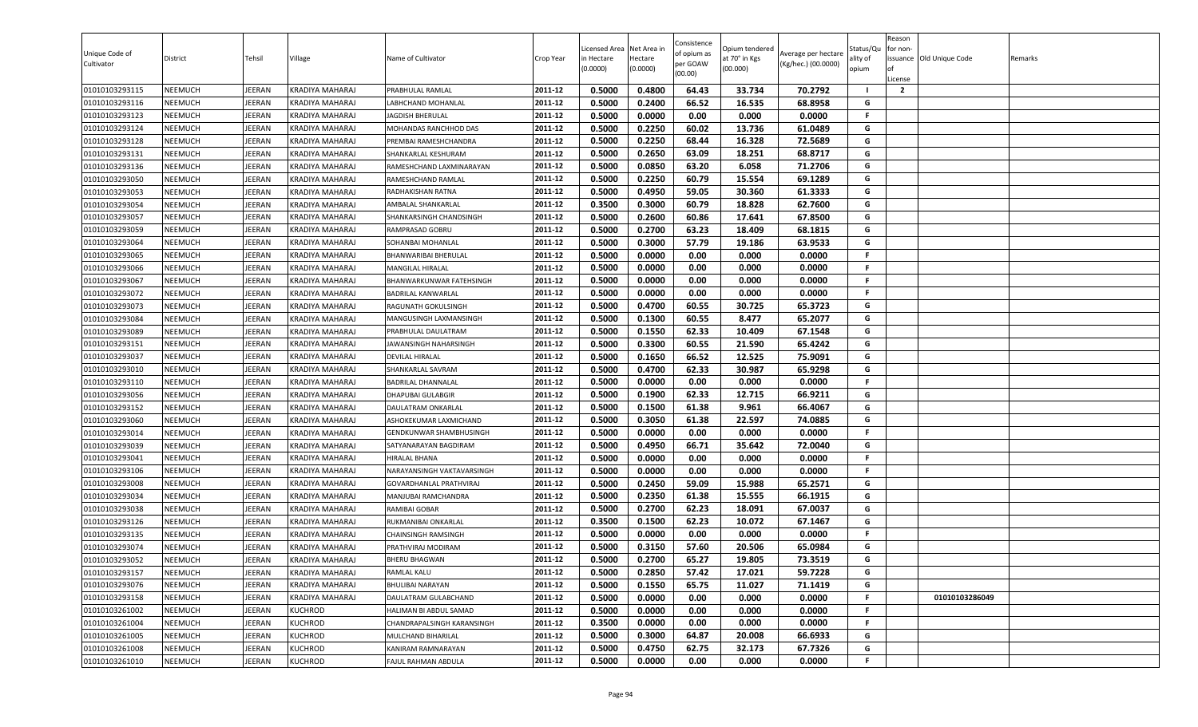| Unique Code of Cultivator | District | Tehsil | Village | Name of Cultivator | Crop Year | Licensed Area in Hectare (0.0000) | Net Area in Hectare (0.0000) | Consistence of opium as per GOAW (00.00) | Opium tendered at 70° in Kgs (00.000) | Average per hectare (Kg/hec.) (00.0000) | Status/Quality of opium | Reason for non-issuance of License | Old Unique Code | Remarks |
|---|---|---|---|---|---|---|---|---|---|---|---|---|---|---|
| 01010103293115 | NEEMUCH | JEERAN | KRADIYA MAHARAJ | PRABHULAL RAMLAL | 2011-12 | 0.5000 | 0.4800 | 64.43 | 33.734 | 70.2792 | I | 2 | | |
| 01010103293116 | NEEMUCH | JEERAN | KRADIYA MAHARAJ | LABHCHAND MOHANLAL | 2011-12 | 0.5000 | 0.2400 | 66.52 | 16.535 | 68.8958 | G | | | |
| 01010103293123 | NEEMUCH | JEERAN | KRADIYA MAHARAJ | JAGDISH BHERULAL | 2011-12 | 0.5000 | 0.0000 | 0.00 | 0.000 | 0.0000 | F | | | |
| 01010103293124 | NEEMUCH | JEERAN | KRADIYA MAHARAJ | MOHANDAS RANCHHOD DAS | 2011-12 | 0.5000 | 0.2250 | 60.02 | 13.736 | 61.0489 | G | | | |
| 01010103293128 | NEEMUCH | JEERAN | KRADIYA MAHARAJ | PREMBAI RAMESHCHANDRA | 2011-12 | 0.5000 | 0.2250 | 68.44 | 16.328 | 72.5689 | G | | | |
| 01010103293131 | NEEMUCH | JEERAN | KRADIYA MAHARAJ | SHANKARLAL KESHURAM | 2011-12 | 0.5000 | 0.2650 | 63.09 | 18.251 | 68.8717 | G | | | |
| 01010103293136 | NEEMUCH | JEERAN | KRADIYA MAHARAJ | RAMESHCHAND LAXMINARAYAN | 2011-12 | 0.5000 | 0.0850 | 63.20 | 6.058 | 71.2706 | G | | | |
| 01010103293050 | NEEMUCH | JEERAN | KRADIYA MAHARAJ | RAMESHCHAND RAMLAL | 2011-12 | 0.5000 | 0.2250 | 60.79 | 15.554 | 69.1289 | G | | | |
| 01010103293053 | NEEMUCH | JEERAN | KRADIYA MAHARAJ | RADHAKISHAN RATNA | 2011-12 | 0.5000 | 0.4950 | 59.05 | 30.360 | 61.3333 | G | | | |
| 01010103293054 | NEEMUCH | JEERAN | KRADIYA MAHARAJ | AMBALAL SHANKARLAL | 2011-12 | 0.3500 | 0.3000 | 60.79 | 18.828 | 62.7600 | G | | | |
| 01010103293057 | NEEMUCH | JEERAN | KRADIYA MAHARAJ | SHANKARSINGH CHANDSINGH | 2011-12 | 0.5000 | 0.2600 | 60.86 | 17.641 | 67.8500 | G | | | |
| 01010103293059 | NEEMUCH | JEERAN | KRADIYA MAHARAJ | RAMPRASAD GOBRU | 2011-12 | 0.5000 | 0.2700 | 63.23 | 18.409 | 68.1815 | G | | | |
| 01010103293064 | NEEMUCH | JEERAN | KRADIYA MAHARAJ | SOHANBAI MOHANLAL | 2011-12 | 0.5000 | 0.3000 | 57.79 | 19.186 | 63.9533 | G | | | |
| 01010103293065 | NEEMUCH | JEERAN | KRADIYA MAHARAJ | BHANWARIBAI BHERULAL | 2011-12 | 0.5000 | 0.0000 | 0.00 | 0.000 | 0.0000 | F | | | |
| 01010103293066 | NEEMUCH | JEERAN | KRADIYA MAHARAJ | MANGILAL HIRALAL | 2011-12 | 0.5000 | 0.0000 | 0.00 | 0.000 | 0.0000 | F | | | |
| 01010103293067 | NEEMUCH | JEERAN | KRADIYA MAHARAJ | BHANWARKUNWAR FATEHSINGH | 2011-12 | 0.5000 | 0.0000 | 0.00 | 0.000 | 0.0000 | F | | | |
| 01010103293072 | NEEMUCH | JEERAN | KRADIYA MAHARAJ | BADRILAL KANWARLAL | 2011-12 | 0.5000 | 0.0000 | 0.00 | 0.000 | 0.0000 | F | | | |
| 01010103293073 | NEEMUCH | JEERAN | KRADIYA MAHARAJ | RAGUNATH GOKULSINGH | 2011-12 | 0.5000 | 0.4700 | 60.55 | 30.725 | 65.3723 | G | | | |
| 01010103293084 | NEEMUCH | JEERAN | KRADIYA MAHARAJ | MANGUSINGH LAXMANSINGH | 2011-12 | 0.5000 | 0.1300 | 60.55 | 8.477 | 65.2077 | G | | | |
| 01010103293089 | NEEMUCH | JEERAN | KRADIYA MAHARAJ | PRABHULAL DAULATRAM | 2011-12 | 0.5000 | 0.1550 | 62.33 | 10.409 | 67.1548 | G | | | |
| 01010103293151 | NEEMUCH | JEERAN | KRADIYA MAHARAJ | JAWANSINGH NAHARSINGH | 2011-12 | 0.5000 | 0.3300 | 60.55 | 21.590 | 65.4242 | G | | | |
| 01010103293037 | NEEMUCH | JEERAN | KRADIYA MAHARAJ | DEVILAL HIRALAL | 2011-12 | 0.5000 | 0.1650 | 66.52 | 12.525 | 75.9091 | G | | | |
| 01010103293010 | NEEMUCH | JEERAN | KRADIYA MAHARAJ | SHANKARLAL SAVRAM | 2011-12 | 0.5000 | 0.4700 | 62.33 | 30.987 | 65.9298 | G | | | |
| 01010103293110 | NEEMUCH | JEERAN | KRADIYA MAHARAJ | BADRILAL DHANNALAL | 2011-12 | 0.5000 | 0.0000 | 0.00 | 0.000 | 0.0000 | F | | | |
| 01010103293056 | NEEMUCH | JEERAN | KRADIYA MAHARAJ | DHAPUBAI GULABGIR | 2011-12 | 0.5000 | 0.1900 | 62.33 | 12.715 | 66.9211 | G | | | |
| 01010103293152 | NEEMUCH | JEERAN | KRADIYA MAHARAJ | DAULATRAM ONKARLAL | 2011-12 | 0.5000 | 0.1500 | 61.38 | 9.961 | 66.4067 | G | | | |
| 01010103293060 | NEEMUCH | JEERAN | KRADIYA MAHARAJ | ASHOKEKUMAR LAXMICHAND | 2011-12 | 0.5000 | 0.3050 | 61.38 | 22.597 | 74.0885 | G | | | |
| 01010103293014 | NEEMUCH | JEERAN | KRADIYA MAHARAJ | GENDKUNWAR SHAMBHUSINGH | 2011-12 | 0.5000 | 0.0000 | 0.00 | 0.000 | 0.0000 | F | | | |
| 01010103293039 | NEEMUCH | JEERAN | KRADIYA MAHARAJ | SATYANARAYAN BAGDIRAM | 2011-12 | 0.5000 | 0.4950 | 66.71 | 35.642 | 72.0040 | G | | | |
| 01010103293041 | NEEMUCH | JEERAN | KRADIYA MAHARAJ | HIRALAL BHANA | 2011-12 | 0.5000 | 0.0000 | 0.00 | 0.000 | 0.0000 | F | | | |
| 01010103293106 | NEEMUCH | JEERAN | KRADIYA MAHARAJ | NARAYANSINGH VAKTAVARSINGH | 2011-12 | 0.5000 | 0.0000 | 0.00 | 0.000 | 0.0000 | F | | | |
| 01010103293008 | NEEMUCH | JEERAN | KRADIYA MAHARAJ | GOVARDHANLAL PRATHVIRAJ | 2011-12 | 0.5000 | 0.2450 | 59.09 | 15.988 | 65.2571 | G | | | |
| 01010103293034 | NEEMUCH | JEERAN | KRADIYA MAHARAJ | MANJUBAI RAMCHANDRA | 2011-12 | 0.5000 | 0.2350 | 61.38 | 15.555 | 66.1915 | G | | | |
| 01010103293038 | NEEMUCH | JEERAN | KRADIYA MAHARAJ | RAMIBAI GOBAR | 2011-12 | 0.5000 | 0.2700 | 62.23 | 18.091 | 67.0037 | G | | | |
| 01010103293126 | NEEMUCH | JEERAN | KRADIYA MAHARAJ | RUKMANIBAI ONKARLAL | 2011-12 | 0.3500 | 0.1500 | 62.23 | 10.072 | 67.1467 | G | | | |
| 01010103293135 | NEEMUCH | JEERAN | KRADIYA MAHARAJ | CHAINSINGH RAMSINGH | 2011-12 | 0.5000 | 0.0000 | 0.00 | 0.000 | 0.0000 | F | | | |
| 01010103293074 | NEEMUCH | JEERAN | KRADIYA MAHARAJ | PRATHVIRAJ MODIRAM | 2011-12 | 0.5000 | 0.3150 | 57.60 | 20.506 | 65.0984 | G | | | |
| 01010103293052 | NEEMUCH | JEERAN | KRADIYA MAHARAJ | BHERU BHAGWAN | 2011-12 | 0.5000 | 0.2700 | 65.27 | 19.805 | 73.3519 | G | | | |
| 01010103293157 | NEEMUCH | JEERAN | KRADIYA MAHARAJ | RAMLAL KALU | 2011-12 | 0.5000 | 0.2850 | 57.42 | 17.021 | 59.7228 | G | | | |
| 01010103293076 | NEEMUCH | JEERAN | KRADIYA MAHARAJ | BHULIBAI NARAYAN | 2011-12 | 0.5000 | 0.1550 | 65.75 | 11.027 | 71.1419 | G | | | |
| 01010103293158 | NEEMUCH | JEERAN | KRADIYA MAHARAJ | DAULATRAM GULABCHAND | 2011-12 | 0.5000 | 0.0000 | 0.00 | 0.000 | 0.0000 | F | | 01010103286049 | |
| 01010103261002 | NEEMUCH | JEERAN | KUCHROD | HALIMAN BI ABDUL SAMAD | 2011-12 | 0.5000 | 0.0000 | 0.00 | 0.000 | 0.0000 | F | | | |
| 01010103261004 | NEEMUCH | JEERAN | KUCHROD | CHANDRAPALSINGH KARANSINGH | 2011-12 | 0.3500 | 0.0000 | 0.00 | 0.000 | 0.0000 | F | | | |
| 01010103261005 | NEEMUCH | JEERAN | KUCHROD | MULCHAND BIHARILAL | 2011-12 | 0.5000 | 0.3000 | 64.87 | 20.008 | 66.6933 | G | | | |
| 01010103261008 | NEEMUCH | JEERAN | KUCHROD | KANIRAM RAMNARAYAN | 2011-12 | 0.5000 | 0.4750 | 62.75 | 32.173 | 67.7326 | G | | | |
| 01010103261010 | NEEMUCH | JEERAN | KUCHROD | FAJUL RAHMAN ABDULA | 2011-12 | 0.5000 | 0.0000 | 0.00 | 0.000 | 0.0000 | F | | | |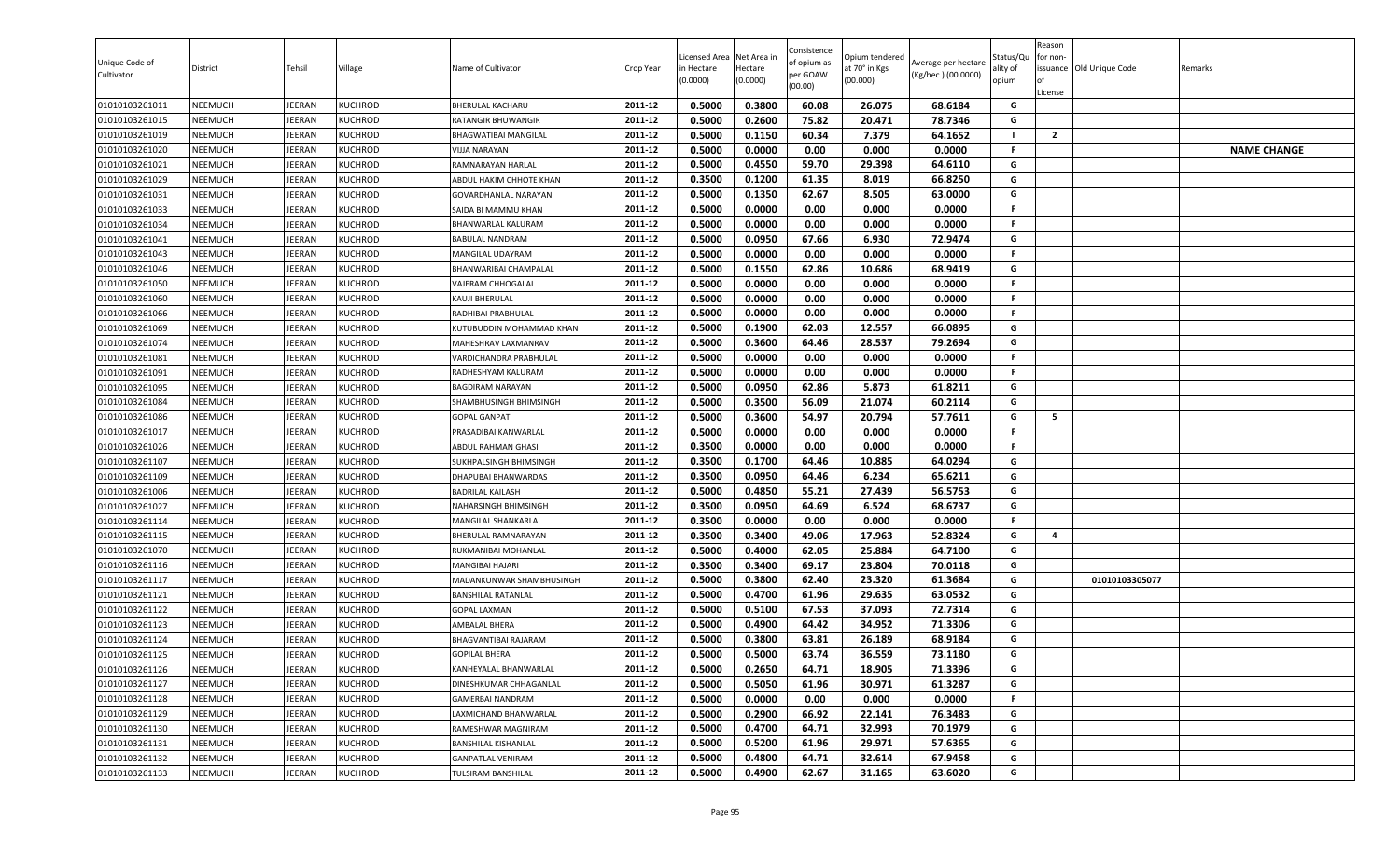| Unique Code of Cultivator | District | Tehsil | Village | Name of Cultivator | Crop Year | Licensed Area in Hectare (0.0000) | Net Area in Hectare (0.0000) | Consistence of opium as per GOAW (00.00) | Opium tendered at 70° in Kgs (00.000) | Average per hectare (Kg/hec.) (00.0000) | Status/Quality of opium | Reason for non-issuance of License | Old Unique Code | Remarks |
|---|---|---|---|---|---|---|---|---|---|---|---|---|---|---|
| 01010103261011 | NEEMUCH | JEERAN | KUCHROD | BHERULAL KACHARU | 2011-12 | 0.5000 | 0.3800 | 60.08 | 26.075 | 68.6184 | G | | | |
| 01010103261015 | NEEMUCH | JEERAN | KUCHROD | RATANGIR BHUWANGIR | 2011-12 | 0.5000 | 0.2600 | 75.82 | 20.471 | 78.7346 | G | | | |
| 01010103261019 | NEEMUCH | JEERAN | KUCHROD | BHAGWATIBAI MANGILAL | 2011-12 | 0.5000 | 0.1150 | 60.34 | 7.379 | 64.1652 | I | 2 | | |
| 01010103261020 | NEEMUCH | JEERAN | KUCHROD | VIJJA NARAYAN | 2011-12 | 0.5000 | 0.0000 | 0.00 | 0.000 | 0.0000 | F | | | NAME CHANGE |
| 01010103261021 | NEEMUCH | JEERAN | KUCHROD | RAMNARAYAN HARLAL | 2011-12 | 0.5000 | 0.4550 | 59.70 | 29.398 | 64.6110 | G | | | |
| 01010103261029 | NEEMUCH | JEERAN | KUCHROD | ABDUL HAKIM CHHOTE KHAN | 2011-12 | 0.3500 | 0.1200 | 61.35 | 8.019 | 66.8250 | G | | | |
| 01010103261031 | NEEMUCH | JEERAN | KUCHROD | GOVARDHANLAL NARAYAN | 2011-12 | 0.5000 | 0.1350 | 62.67 | 8.505 | 63.0000 | G | | | |
| 01010103261033 | NEEMUCH | JEERAN | KUCHROD | SAIDA BI MAMMU KHAN | 2011-12 | 0.5000 | 0.0000 | 0.00 | 0.000 | 0.0000 | F | | | |
| 01010103261034 | NEEMUCH | JEERAN | KUCHROD | BHANWARLAL KALURAM | 2011-12 | 0.5000 | 0.0000 | 0.00 | 0.000 | 0.0000 | F | | | |
| 01010103261041 | NEEMUCH | JEERAN | KUCHROD | BABULAL NANDRAM | 2011-12 | 0.5000 | 0.0950 | 67.66 | 6.930 | 72.9474 | G | | | |
| 01010103261043 | NEEMUCH | JEERAN | KUCHROD | MANGILAL UDAYRAM | 2011-12 | 0.5000 | 0.0000 | 0.00 | 0.000 | 0.0000 | F | | | |
| 01010103261046 | NEEMUCH | JEERAN | KUCHROD | BHANWARIBAI CHAMPALAL | 2011-12 | 0.5000 | 0.1550 | 62.86 | 10.686 | 68.9419 | G | | | |
| 01010103261050 | NEEMUCH | JEERAN | KUCHROD | VAJERAM CHHOGALAL | 2011-12 | 0.5000 | 0.0000 | 0.00 | 0.000 | 0.0000 | F | | | |
| 01010103261060 | NEEMUCH | JEERAN | KUCHROD | KAUJI BHERULAL | 2011-12 | 0.5000 | 0.0000 | 0.00 | 0.000 | 0.0000 | F | | | |
| 01010103261066 | NEEMUCH | JEERAN | KUCHROD | RADHIBAI PRABHULAL | 2011-12 | 0.5000 | 0.0000 | 0.00 | 0.000 | 0.0000 | F | | | |
| 01010103261069 | NEEMUCH | JEERAN | KUCHROD | KUTUBUDDIN MOHAMMAD KHAN | 2011-12 | 0.5000 | 0.1900 | 62.03 | 12.557 | 66.0895 | G | | | |
| 01010103261074 | NEEMUCH | JEERAN | KUCHROD | MAHESHRAV LAXMANRAV | 2011-12 | 0.5000 | 0.3600 | 64.46 | 28.537 | 79.2694 | G | | | |
| 01010103261081 | NEEMUCH | JEERAN | KUCHROD | VARDICHANDRA PRABHULAL | 2011-12 | 0.5000 | 0.0000 | 0.00 | 0.000 | 0.0000 | F | | | |
| 01010103261091 | NEEMUCH | JEERAN | KUCHROD | RADHESHYAM KALURAM | 2011-12 | 0.5000 | 0.0000 | 0.00 | 0.000 | 0.0000 | F | | | |
| 01010103261095 | NEEMUCH | JEERAN | KUCHROD | BAGDIRAM NARAYAN | 2011-12 | 0.5000 | 0.0950 | 62.86 | 5.873 | 61.8211 | G | | | |
| 01010103261084 | NEEMUCH | JEERAN | KUCHROD | SHAMBHUSINGH BHIMSINGH | 2011-12 | 0.5000 | 0.3500 | 56.09 | 21.074 | 60.2114 | G | | | |
| 01010103261086 | NEEMUCH | JEERAN | KUCHROD | GOPAL GANPAT | 2011-12 | 0.5000 | 0.3600 | 54.97 | 20.794 | 57.7611 | G | 5 | | |
| 01010103261017 | NEEMUCH | JEERAN | KUCHROD | PRASADIBAI KANWARLAL | 2011-12 | 0.5000 | 0.0000 | 0.00 | 0.000 | 0.0000 | F | | | |
| 01010103261026 | NEEMUCH | JEERAN | KUCHROD | ABDUL RAHMAN GHASI | 2011-12 | 0.3500 | 0.0000 | 0.00 | 0.000 | 0.0000 | F | | | |
| 01010103261107 | NEEMUCH | JEERAN | KUCHROD | SUKHPALSINGH BHIMSINGH | 2011-12 | 0.3500 | 0.1700 | 64.46 | 10.885 | 64.0294 | G | | | |
| 01010103261109 | NEEMUCH | JEERAN | KUCHROD | DHAPUBAI BHANWARDAS | 2011-12 | 0.3500 | 0.0950 | 64.46 | 6.234 | 65.6211 | G | | | |
| 01010103261006 | NEEMUCH | JEERAN | KUCHROD | BADRILAL KAILASH | 2011-12 | 0.5000 | 0.4850 | 55.21 | 27.439 | 56.5753 | G | | | |
| 01010103261027 | NEEMUCH | JEERAN | KUCHROD | NAHARSINGH BHIMSINGH | 2011-12 | 0.3500 | 0.0950 | 64.69 | 6.524 | 68.6737 | G | | | |
| 01010103261114 | NEEMUCH | JEERAN | KUCHROD | MANGILAL SHANKARLAL | 2011-12 | 0.3500 | 0.0000 | 0.00 | 0.000 | 0.0000 | F | | | |
| 01010103261115 | NEEMUCH | JEERAN | KUCHROD | BHERULAL RAMNARAYAN | 2011-12 | 0.3500 | 0.3400 | 49.06 | 17.963 | 52.8324 | G | 4 | | |
| 01010103261070 | NEEMUCH | JEERAN | KUCHROD | RUKMANIBAI MOHANLAL | 2011-12 | 0.5000 | 0.4000 | 62.05 | 25.884 | 64.7100 | G | | | |
| 01010103261116 | NEEMUCH | JEERAN | KUCHROD | MANGIBAI HAJARI | 2011-12 | 0.3500 | 0.3400 | 69.17 | 23.804 | 70.0118 | G | | | |
| 01010103261117 | NEEMUCH | JEERAN | KUCHROD | MADANKUNWAR SHAMBHUSINGH | 2011-12 | 0.5000 | 0.3800 | 62.40 | 23.320 | 61.3684 | G | | 01010103305077 | |
| 01010103261121 | NEEMUCH | JEERAN | KUCHROD | BANSHILAL RATANLAL | 2011-12 | 0.5000 | 0.4700 | 61.96 | 29.635 | 63.0532 | G | | | |
| 01010103261122 | NEEMUCH | JEERAN | KUCHROD | GOPAL LAXMAN | 2011-12 | 0.5000 | 0.5100 | 67.53 | 37.093 | 72.7314 | G | | | |
| 01010103261123 | NEEMUCH | JEERAN | KUCHROD | AMBALAL BHERA | 2011-12 | 0.5000 | 0.4900 | 64.42 | 34.952 | 71.3306 | G | | | |
| 01010103261124 | NEEMUCH | JEERAN | KUCHROD | BHAGVANTIBAI RAJARAM | 2011-12 | 0.5000 | 0.3800 | 63.81 | 26.189 | 68.9184 | G | | | |
| 01010103261125 | NEEMUCH | JEERAN | KUCHROD | GOPILAL BHERA | 2011-12 | 0.5000 | 0.5000 | 63.74 | 36.559 | 73.1180 | G | | | |
| 01010103261126 | NEEMUCH | JEERAN | KUCHROD | KANHEYALAL BHANWARLAL | 2011-12 | 0.5000 | 0.2650 | 64.71 | 18.905 | 71.3396 | G | | | |
| 01010103261127 | NEEMUCH | JEERAN | KUCHROD | DINESHKUMAR CHHAGANLAL | 2011-12 | 0.5000 | 0.5050 | 61.96 | 30.971 | 61.3287 | G | | | |
| 01010103261128 | NEEMUCH | JEERAN | KUCHROD | GAMERBAI NANDRAM | 2011-12 | 0.5000 | 0.0000 | 0.00 | 0.000 | 0.0000 | F | | | |
| 01010103261129 | NEEMUCH | JEERAN | KUCHROD | LAXMICHAND BHANWARLAL | 2011-12 | 0.5000 | 0.2900 | 66.92 | 22.141 | 76.3483 | G | | | |
| 01010103261130 | NEEMUCH | JEERAN | KUCHROD | RAMESHWAR MAGNIRAM | 2011-12 | 0.5000 | 0.4700 | 64.71 | 32.993 | 70.1979 | G | | | |
| 01010103261131 | NEEMUCH | JEERAN | KUCHROD | BANSHILAL KISHANLAL | 2011-12 | 0.5000 | 0.5200 | 61.96 | 29.971 | 57.6365 | G | | | |
| 01010103261132 | NEEMUCH | JEERAN | KUCHROD | GANPATLAL VENIRAM | 2011-12 | 0.5000 | 0.4800 | 64.71 | 32.614 | 67.9458 | G | | | |
| 01010103261133 | NEEMUCH | JEERAN | KUCHROD | TULSIRAM BANSHILAL | 2011-12 | 0.5000 | 0.4900 | 62.67 | 31.165 | 63.6020 | G | | | |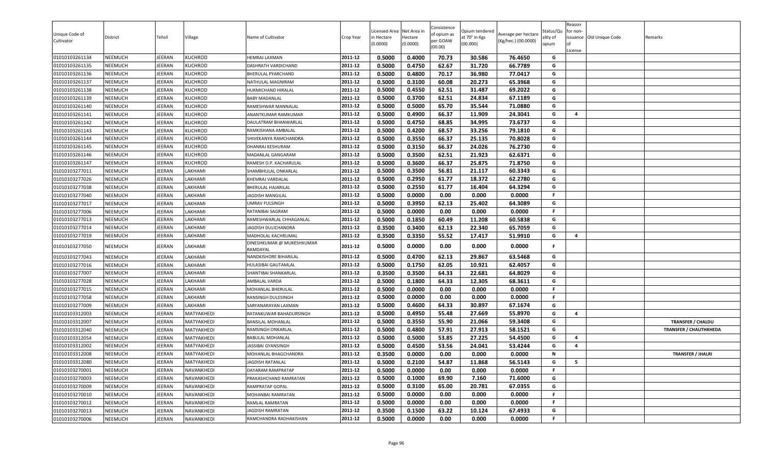| Unique Code of Cultivator | District | Tehsil | Village | Name of Cultivator | Crop Year | Licensed Area in Hectare (0.0000) | Net Area in Hectare (0.0000) | Consistence of opium as per GOAW (00.00) | Opium tendered at 70° in Kgs (00.000) | Average per hectare (Kg/hec.) (00.0000) | Status/Quality of opium | Reason for non-issuance of License | Old Unique Code | Remarks |
|---|---|---|---|---|---|---|---|---|---|---|---|---|---|---|
| 01010103261134 | NEEMUCH | JEERAN | KUCHROD | HEMRAJ LAXMAN | 2011-12 | 0.5000 | 0.4000 | 70.73 | 30.586 | 76.4650 | G | | | |
| 01010103261135 | NEEMUCH | JEERAN | KUCHROD | DASHRATH VARDICHAND | 2011-12 | 0.5000 | 0.4750 | 62.67 | 31.720 | 66.7789 | G | | | |
| 01010103261136 | NEEMUCH | JEERAN | KUCHROD | BHERULAL PYARCHAND | 2011-12 | 0.5000 | 0.4800 | 70.17 | 36.980 | 77.0417 | G | | | |
| 01010103261137 | NEEMUCH | JEERAN | KUCHROD | NATHULAL MAGNIRAM | 2011-12 | 0.5000 | 0.3100 | 60.08 | 20.273 | 65.3968 | G | | | |
| 01010103261138 | NEEMUCH | JEERAN | KUCHROD | HUKMICHAND HIRALAL | 2011-12 | 0.5000 | 0.4550 | 62.51 | 31.487 | 69.2022 | G | | | |
| 01010103261139 | NEEMUCH | JEERAN | KUCHROD | BABY MADANLAL | 2011-12 | 0.5000 | 0.3700 | 62.51 | 24.834 | 67.1189 | G | | | |
| 01010103261140 | NEEMUCH | JEERAN | KUCHROD | RAMESHWAR MANNALAL | 2011-12 | 0.5000 | 0.5000 | 65.70 | 35.544 | 71.0880 | G | | | |
| 01010103261141 | NEEMUCH | JEERAN | KUCHROD | ANANTKUMAR RAMKUMAR | 2011-12 | 0.5000 | 0.4900 | 66.37 | 11.909 | 24.3041 | G | 4 | | |
| 01010103261142 | NEEMUCH | JEERAN | KUCHROD | DAULATRAM BHANWARLAL | 2011-12 | 0.5000 | 0.4750 | 68.85 | 34.995 | 73.6737 | G | | | |
| 01010103261143 | NEEMUCH | JEERAN | KUCHROD | RAMKISHANA AMBALAL | 2011-12 | 0.5000 | 0.4200 | 68.57 | 33.256 | 79.1810 | G | | | |
| 01010103261144 | NEEMUCH | JEERAN | KUCHROD | SHIVEKANYA RAMCHANDRA | 2011-12 | 0.5000 | 0.3550 | 66.37 | 25.135 | 70.8028 | G | | | |
| 01010103261145 | NEEMUCH | JEERAN | KUCHROD | DHANRAJ KESHURAM | 2011-12 | 0.5000 | 0.3150 | 66.37 | 24.026 | 76.2730 | G | | | |
| 01010103261146 | NEEMUCH | JEERAN | KUCHROD | MADANLAL GANGARAM | 2011-12 | 0.5000 | 0.3500 | 62.51 | 21.923 | 62.6371 | G | | | |
| 01010103261147 | NEEMUCH | JEERAN | KUCHROD | RAMESH D.P. KACHARULAL | 2011-12 | 0.5000 | 0.3600 | 66.37 | 25.875 | 71.8750 | G | | | |
| 01010103277011 | NEEMUCH | JEERAN | LAKHAMI | SHAMBHULAL ONKARLAL | 2011-12 | 0.5000 | 0.3500 | 56.81 | 21.117 | 60.3343 | G | | | |
| 01010103277026 | NEEMUCH | JEERAN | LAKHAMI | KHEMRAJ VARDALAL | 2011-12 | 0.5000 | 0.2950 | 61.77 | 18.372 | 62.2780 | G | | | |
| 01010103277038 | NEEMUCH | JEERAN | LAKHAMI | BHERULAL HAJARILAL | 2011-12 | 0.5000 | 0.2550 | 61.77 | 16.404 | 64.3294 | G | | | |
| 01010103277040 | NEEMUCH | JEERAN | LAKHAMI | JAGDISH MANGILAL | 2011-12 | 0.5000 | 0.0000 | 0.00 | 0.000 | 0.0000 | F | | | |
| 01010103277017 | NEEMUCH | JEERAN | LAKHAMI | UMRAV FULSINGH | 2011-12 | 0.5000 | 0.3950 | 62.13 | 25.402 | 64.3089 | G | | | |
| 01010103277006 | NEEMUCH | JEERAN | LAKHAMI | RATANIBAI SAGRAM | 2011-12 | 0.5000 | 0.0000 | 0.00 | 0.000 | 0.0000 | F | | | |
| 01010103277013 | NEEMUCH | JEERAN | LAKHAMI | RAMESHWARLAL CHHAGANLAL | 2011-12 | 0.5000 | 0.1850 | 60.49 | 11.208 | 60.5838 | G | | | |
| 01010103277014 | NEEMUCH | JEERAN | LAKHAMI | JAGDISH DULICHANDRA | 2011-12 | 0.3500 | 0.3400 | 62.13 | 22.340 | 65.7059 | G | | | |
| 01010103277019 | NEEMUCH | JEERAN | LAKHAMI | MADHOLAL KACHRUMAL | 2011-12 | 0.3500 | 0.3350 | 55.52 | 17.417 | 51.9910 | G | 4 | | |
| 01010103277050 | NEEMUCH | JEERAN | LAKHAMI | DINESHKUMAR @ MUKESHKUMAR RAMDAYAL | 2011-12 | 0.5000 | 0.0000 | 0.00 | 0.000 | 0.0000 | F | | | |
| 01010103277043 | NEEMUCH | JEERAN | LAKHAMI | NANDKISHORE BIHARILAL | 2011-12 | 0.5000 | 0.4700 | 62.13 | 29.867 | 63.5468 | G | | | |
| 01010103277016 | NEEMUCH | JEERAN | LAKHAMI | HULASIBAI GAUTAMLAL | 2011-12 | 0.5000 | 0.1750 | 62.05 | 10.921 | 62.4057 | G | | | |
| 01010103277007 | NEEMUCH | JEERAN | LAKHAMI | SHANTIBAI SHANKARLAL | 2011-12 | 0.3500 | 0.3500 | 64.33 | 22.681 | 64.8029 | G | | | |
| 01010103277028 | NEEMUCH | JEERAN | LAKHAMI | AMBALAL VARDA | 2011-12 | 0.5000 | 0.1800 | 64.33 | 12.305 | 68.3611 | G | | | |
| 01010103277015 | NEEMUCH | JEERAN | LAKHAMI | MOHANLAL BHERULAL | 2011-12 | 0.5000 | 0.0000 | 0.00 | 0.000 | 0.0000 | F | | | |
| 01010103277058 | NEEMUCH | JEERAN | LAKHAMI | RANSINGH DULESINGH | 2011-12 | 0.5000 | 0.0000 | 0.00 | 0.000 | 0.0000 | F | | | |
| 01010103277009 | NEEMUCH | JEERAN | LAKHAMI | SARYANARAYAN LAXMAN | 2011-12 | 0.5000 | 0.4600 | 64.33 | 30.897 | 67.1674 | G | | | |
| 01010103312003 | NEEMUCH | JEERAN | MATYAKHEDI | RATANKUWAR BAHADURSINGH | 2011-12 | 0.5000 | 0.4950 | 55.48 | 27.669 | 55.8970 | G | 4 | | |
| 01010103312007 | NEEMUCH | JEERAN | MATYAKHEDI | BANSILAL MOHANLAL | 2011-12 | 0.5000 | 0.3550 | 55.90 | 21.066 | 59.3408 | G | | | TRANSFER / CHALDU |
| 01010103312040 | NEEMUCH | JEERAN | MATYAKHEDI | RAMSINGH ONKARLAL | 2011-12 | 0.5000 | 0.4800 | 57.91 | 27.913 | 58.1521 | G | | | TRANSFER / CHAUTHKHEDA |
| 01010103312054 | NEEMUCH | JEERAN | MATYAKHEDI | BABULAL MOHANLAL | 2011-12 | 0.5000 | 0.5000 | 53.85 | 27.225 | 54.4500 | G | 4 | | |
| 01010103312002 | NEEMUCH | JEERAN | MATYAKHEDI | JASSIBAI GYANSINGH | 2011-12 | 0.5000 | 0.4500 | 53.56 | 24.041 | 53.4244 | G | 4 | | |
| 01010103312008 | NEEMUCH | JEERAN | MATYAKHEDI | MOHANLAL BHAGCHANDRA | 2011-12 | 0.3500 | 0.0000 | 0.00 | 0.000 | 0.0000 | N | | | TRANSFER / JHALRI |
| 01010103312080 | NEEMUCH | JEERAN | MATYAKHEDI | JAGDISH RATANLAL | 2011-12 | 0.5000 | 0.2100 | 54.87 | 11.868 | 56.5143 | G | 5 | | |
| 01010103270001 | NEEMUCH | JEERAN | NAVANKHEDI | DAYARAM RAMPRATAP | 2011-12 | 0.5000 | 0.0000 | 0.00 | 0.000 | 0.0000 | F | | | |
| 01010103270003 | NEEMUCH | JEERAN | NAVANKHEDI | PRAKASHCHAND RAMRATAN | 2011-12 | 0.5000 | 0.1000 | 69.90 | 7.160 | 71.6000 | G | | | |
| 01010103270009 | NEEMUCH | JEERAN | NAVANKHEDI | RAMPRATAP GOPAL | 2011-12 | 0.5000 | 0.3100 | 65.00 | 20.781 | 67.0355 | G | | | |
| 01010103270010 | NEEMUCH | JEERAN | NAVANKHEDI | MOHANBAI RAMRATAN | 2011-12 | 0.5000 | 0.0000 | 0.00 | 0.000 | 0.0000 | F | | | |
| 01010103270012 | NEEMUCH | JEERAN | NAVANKHEDI | RAMLAL RAMRATAN | 2011-12 | 0.5000 | 0.0000 | 0.00 | 0.000 | 0.0000 | F | | | |
| 01010103270013 | NEEMUCH | JEERAN | NAVANKHEDI | JAGDISH RAMRATAN | 2011-12 | 0.3500 | 0.1500 | 63.22 | 10.124 | 67.4933 | G | | | |
| 01010103270006 | NEEMUCH | JEERAN | NAVANKHEDI | RAMCHANDRA RADHAKISHAN | 2011-12 | 0.5000 | 0.0000 | 0.00 | 0.000 | 0.0000 | F | | | |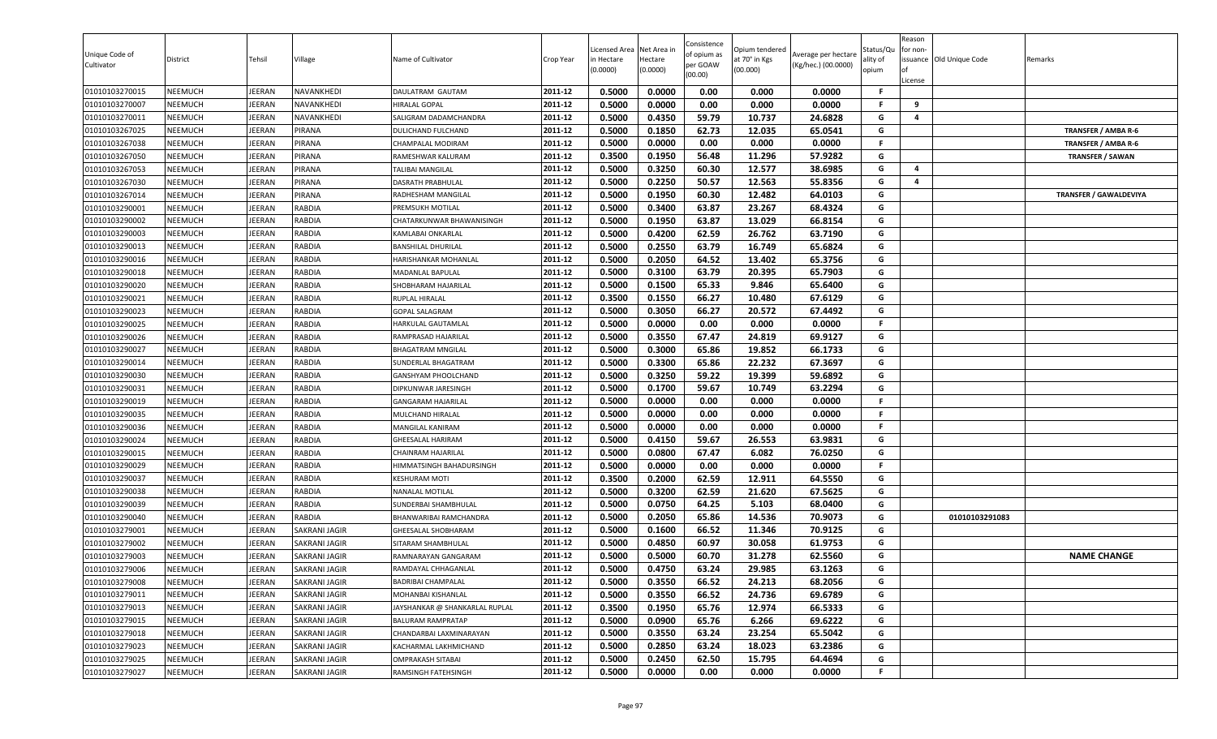| Unique Code of Cultivator | District | Tehsil | Village | Name of Cultivator | Crop Year | Licensed Area in Hectare (0.0000) | Net Area in Hectare (0.0000) | Consistence of opium as per GOAW (00.00) | Opium tendered at 70° in Kgs (00.000) | Average per hectare (Kg/hec.) (00.0000) | Status/Quality of opium | Reason for non-issuance of License | Old Unique Code | Remarks |
|---|---|---|---|---|---|---|---|---|---|---|---|---|---|---|
| 01010103270015 | NEEMUCH | JEERAN | NAVANKHEDI | DAULATRAM GAUTAM | 2011-12 | 0.5000 | 0.0000 | 0.00 | 0.000 | 0.0000 | F | | | |
| 01010103270007 | NEEMUCH | JEERAN | NAVANKHEDI | HIRALAL GOPAL | 2011-12 | 0.5000 | 0.0000 | 0.00 | 0.000 | 0.0000 | F | 9 | | |
| 01010103270011 | NEEMUCH | JEERAN | NAVANKHEDI | SALIGRAM DADAMCHANDRA | 2011-12 | 0.5000 | 0.4350 | 59.79 | 10.737 | 24.6828 | G | 4 | | |
| 01010103267025 | NEEMUCH | JEERAN | PIRANA | DULICHAND FULCHAND | 2011-12 | 0.5000 | 0.1850 | 62.73 | 12.035 | 65.0541 | G | | | TRANSFER / AMBA R-6 |
| 01010103267038 | NEEMUCH | JEERAN | PIRANA | CHAMPALAL MODIRAM | 2011-12 | 0.5000 | 0.0000 | 0.00 | 0.000 | 0.0000 | F | | | TRANSFER / AMBA R-6 |
| 01010103267050 | NEEMUCH | JEERAN | PIRANA | RAMESHWAR KALURAM | 2011-12 | 0.3500 | 0.1950 | 56.48 | 11.296 | 57.9282 | G | | | TRANSFER / SAWAN |
| 01010103267053 | NEEMUCH | JEERAN | PIRANA | TALIBAI MANGILAL | 2011-12 | 0.5000 | 0.3250 | 60.30 | 12.577 | 38.6985 | G | 4 | | |
| 01010103267030 | NEEMUCH | JEERAN | PIRANA | DASRATH PRABHULAL | 2011-12 | 0.5000 | 0.2250 | 50.57 | 12.563 | 55.8356 | G | 4 | | |
| 01010103267014 | NEEMUCH | JEERAN | PIRANA | RADHESHAM MANGILAL | 2011-12 | 0.5000 | 0.1950 | 60.30 | 12.482 | 64.0103 | G | | | TRANSFER / GAWALDEVIYA |
| 01010103290001 | NEEMUCH | JEERAN | RABDIA | PREMSUKH MOTILAL | 2011-12 | 0.5000 | 0.3400 | 63.87 | 23.267 | 68.4324 | G | | | |
| 01010103290002 | NEEMUCH | JEERAN | RABDIA | CHATARKUNWAR BHAWANISINGH | 2011-12 | 0.5000 | 0.1950 | 63.87 | 13.029 | 66.8154 | G | | | |
| 01010103290003 | NEEMUCH | JEERAN | RABDIA | KAMLABAI ONKARLAL | 2011-12 | 0.5000 | 0.4200 | 62.59 | 26.762 | 63.7190 | G | | | |
| 01010103290013 | NEEMUCH | JEERAN | RABDIA | BANSHILAL DHURILAL | 2011-12 | 0.5000 | 0.2550 | 63.79 | 16.749 | 65.6824 | G | | | |
| 01010103290016 | NEEMUCH | JEERAN | RABDIA | HARISHANKAR MOHANLAL | 2011-12 | 0.5000 | 0.2050 | 64.52 | 13.402 | 65.3756 | G | | | |
| 01010103290018 | NEEMUCH | JEERAN | RABDIA | MADANLAL BAPULAL | 2011-12 | 0.5000 | 0.3100 | 63.79 | 20.395 | 65.7903 | G | | | |
| 01010103290020 | NEEMUCH | JEERAN | RABDIA | SHOBHARAM HAJARILAL | 2011-12 | 0.5000 | 0.1500 | 65.33 | 9.846 | 65.6400 | G | | | |
| 01010103290021 | NEEMUCH | JEERAN | RABDIA | RUPLAL HIRALAL | 2011-12 | 0.3500 | 0.1550 | 66.27 | 10.480 | 67.6129 | G | | | |
| 01010103290023 | NEEMUCH | JEERAN | RABDIA | GOPAL SALAGRAM | 2011-12 | 0.5000 | 0.3050 | 66.27 | 20.572 | 67.4492 | G | | | |
| 01010103290025 | NEEMUCH | JEERAN | RABDIA | HARKULAL GAUTAMLAL | 2011-12 | 0.5000 | 0.0000 | 0.00 | 0.000 | 0.0000 | F | | | |
| 01010103290026 | NEEMUCH | JEERAN | RABDIA | RAMPRASAD HAJARILAL | 2011-12 | 0.5000 | 0.3550 | 67.47 | 24.819 | 69.9127 | G | | | |
| 01010103290027 | NEEMUCH | JEERAN | RABDIA | BHAGATRAM MNGILAL | 2011-12 | 0.5000 | 0.3000 | 65.86 | 19.852 | 66.1733 | G | | | |
| 01010103290014 | NEEMUCH | JEERAN | RABDIA | SUNDERLAL BHAGATRAM | 2011-12 | 0.5000 | 0.3300 | 65.86 | 22.232 | 67.3697 | G | | | |
| 01010103290030 | NEEMUCH | JEERAN | RABDIA | GANSHYAM PHOOLCHAND | 2011-12 | 0.5000 | 0.3250 | 59.22 | 19.399 | 59.6892 | G | | | |
| 01010103290031 | NEEMUCH | JEERAN | RABDIA | DIPKUNWAR JARESINGH | 2011-12 | 0.5000 | 0.1700 | 59.67 | 10.749 | 63.2294 | G | | | |
| 01010103290019 | NEEMUCH | JEERAN | RABDIA | GANGARAM HAJARILAL | 2011-12 | 0.5000 | 0.0000 | 0.00 | 0.000 | 0.0000 | F | | | |
| 01010103290035 | NEEMUCH | JEERAN | RABDIA | MULCHAND HIRALAL | 2011-12 | 0.5000 | 0.0000 | 0.00 | 0.000 | 0.0000 | F | | | |
| 01010103290036 | NEEMUCH | JEERAN | RABDIA | MANGILAL KANIRAM | 2011-12 | 0.5000 | 0.0000 | 0.00 | 0.000 | 0.0000 | F | | | |
| 01010103290024 | NEEMUCH | JEERAN | RABDIA | GHEESALAL HARIRAM | 2011-12 | 0.5000 | 0.4150 | 59.67 | 26.553 | 63.9831 | G | | | |
| 01010103290015 | NEEMUCH | JEERAN | RABDIA | CHAINRAM HAJARILAL | 2011-12 | 0.5000 | 0.0800 | 67.47 | 6.082 | 76.0250 | G | | | |
| 01010103290029 | NEEMUCH | JEERAN | RABDIA | HIMMATSINGH BAHADURSINGH | 2011-12 | 0.5000 | 0.0000 | 0.00 | 0.000 | 0.0000 | F | | | |
| 01010103290037 | NEEMUCH | JEERAN | RABDIA | KESHURAM MOTI | 2011-12 | 0.3500 | 0.2000 | 62.59 | 12.911 | 64.5550 | G | | | |
| 01010103290038 | NEEMUCH | JEERAN | RABDIA | NANALAL MOTILAL | 2011-12 | 0.5000 | 0.3200 | 62.59 | 21.620 | 67.5625 | G | | | |
| 01010103290039 | NEEMUCH | JEERAN | RABDIA | SUNDERBAI SHAMBHULAL | 2011-12 | 0.5000 | 0.0750 | 64.25 | 5.103 | 68.0400 | G | | | |
| 01010103290040 | NEEMUCH | JEERAN | RABDIA | BHANWARIBAI RAMCHANDRA | 2011-12 | 0.5000 | 0.2050 | 65.86 | 14.536 | 70.9073 | G | | 01010103291083 | |
| 01010103279001 | NEEMUCH | JEERAN | SAKRANI JAGIR | GHEESALAL SHOBHARAM | 2011-12 | 0.5000 | 0.1600 | 66.52 | 11.346 | 70.9125 | G | | | |
| 01010103279002 | NEEMUCH | JEERAN | SAKRANI JAGIR | SITARAM SHAMBHULAL | 2011-12 | 0.5000 | 0.4850 | 60.97 | 30.058 | 61.9753 | G | | | |
| 01010103279003 | NEEMUCH | JEERAN | SAKRANI JAGIR | RAMNARAYAN GANGARAM | 2011-12 | 0.5000 | 0.5000 | 60.70 | 31.278 | 62.5560 | G | | | NAME CHANGE |
| 01010103279006 | NEEMUCH | JEERAN | SAKRANI JAGIR | RAMDAYAL CHHAGANLAL | 2011-12 | 0.5000 | 0.4750 | 63.24 | 29.985 | 63.1263 | G | | | |
| 01010103279008 | NEEMUCH | JEERAN | SAKRANI JAGIR | BADRIBAI CHAMPALAL | 2011-12 | 0.5000 | 0.3550 | 66.52 | 24.213 | 68.2056 | G | | | |
| 01010103279011 | NEEMUCH | JEERAN | SAKRANI JAGIR | MOHANBAI KISHANLAL | 2011-12 | 0.5000 | 0.3550 | 66.52 | 24.736 | 69.6789 | G | | | |
| 01010103279013 | NEEMUCH | JEERAN | SAKRANI JAGIR | JAYSHANKAR @ SHANKARLAL RUPLAL | 2011-12 | 0.3500 | 0.1950 | 65.76 | 12.974 | 66.5333 | G | | | |
| 01010103279015 | NEEMUCH | JEERAN | SAKRANI JAGIR | BALURAM RAMPRATAP | 2011-12 | 0.5000 | 0.0900 | 65.76 | 6.266 | 69.6222 | G | | | |
| 01010103279018 | NEEMUCH | JEERAN | SAKRANI JAGIR | CHANDARBAI LAXMINARAYAN | 2011-12 | 0.5000 | 0.3550 | 63.24 | 23.254 | 65.5042 | G | | | |
| 01010103279023 | NEEMUCH | JEERAN | SAKRANI JAGIR | KACHARMAL LAKHMICHAND | 2011-12 | 0.5000 | 0.2850 | 63.24 | 18.023 | 63.2386 | G | | | |
| 01010103279025 | NEEMUCH | JEERAN | SAKRANI JAGIR | OMPRAKASH SITABAI | 2011-12 | 0.5000 | 0.2450 | 62.50 | 15.795 | 64.4694 | G | | | |
| 01010103279027 | NEEMUCH | JEERAN | SAKRANI JAGIR | RAMSINGH FATEHSINGH | 2011-12 | 0.5000 | 0.0000 | 0.00 | 0.000 | 0.0000 | F | | | |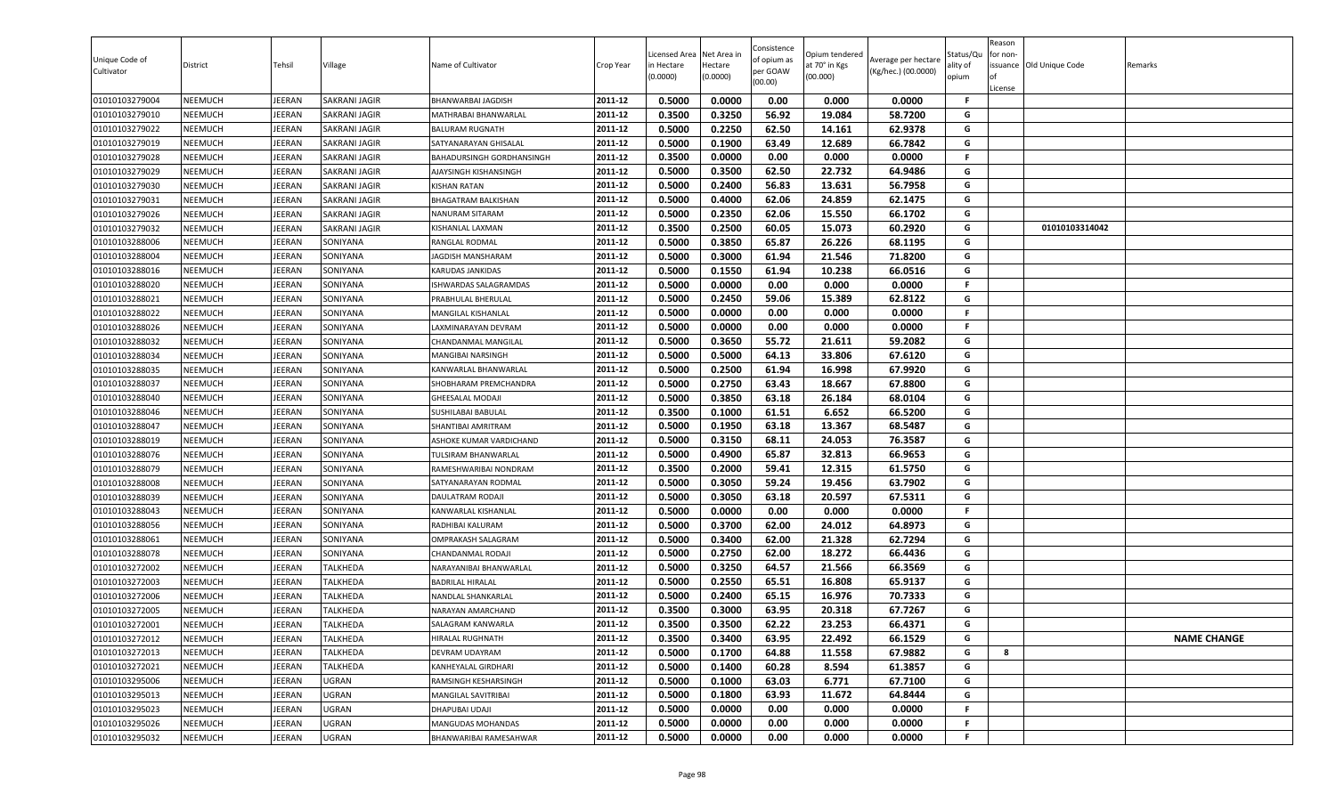| Unique Code of Cultivator | District | Tehsil | Village | Name of Cultivator | Crop Year | Licensed Area in Hectare (0.0000) | Net Area in Hectare (0.0000) | Consistence of opium as per GOAW (00.00) | Opium tendered at 70° in Kgs (00.000) | Average per hectare (Kg/hec.) (00.0000) | Status/Quality of opium | Reason for non-issuance of License | Old Unique Code | Remarks |
|---|---|---|---|---|---|---|---|---|---|---|---|---|---|---|
| 01010103279004 | NEEMUCH | JEERAN | SAKRANI JAGIR | BHANWARBAI JAGDISH | 2011-12 | 0.5000 | 0.0000 | 0.00 | 0.000 | 0.0000 | F | | | |
| 01010103279010 | NEEMUCH | JEERAN | SAKRANI JAGIR | MATHRABAI BHANWARLAL | 2011-12 | 0.3500 | 0.3250 | 56.92 | 19.084 | 58.7200 | G | | | |
| 01010103279022 | NEEMUCH | JEERAN | SAKRANI JAGIR | BALURAM RUGNATH | 2011-12 | 0.5000 | 0.2250 | 62.50 | 14.161 | 62.9378 | G | | | |
| 01010103279019 | NEEMUCH | JEERAN | SAKRANI JAGIR | SATYANARAYAN GHISALAL | 2011-12 | 0.5000 | 0.1900 | 63.49 | 12.689 | 66.7842 | G | | | |
| 01010103279028 | NEEMUCH | JEERAN | SAKRANI JAGIR | BAHADURSINGH GORDHANSINGH | 2011-12 | 0.3500 | 0.0000 | 0.00 | 0.000 | 0.0000 | F | | | |
| 01010103279029 | NEEMUCH | JEERAN | SAKRANI JAGIR | AJAYSINGH KISHANSINGH | 2011-12 | 0.5000 | 0.3500 | 62.50 | 22.732 | 64.9486 | G | | | |
| 01010103279030 | NEEMUCH | JEERAN | SAKRANI JAGIR | KISHAN RATAN | 2011-12 | 0.5000 | 0.2400 | 56.83 | 13.631 | 56.7958 | G | | | |
| 01010103279031 | NEEMUCH | JEERAN | SAKRANI JAGIR | BHAGATRAM BALKISHAN | 2011-12 | 0.5000 | 0.4000 | 62.06 | 24.859 | 62.1475 | G | | | |
| 01010103279026 | NEEMUCH | JEERAN | SAKRANI JAGIR | NANURAM SITARAM | 2011-12 | 0.5000 | 0.2350 | 62.06 | 15.550 | 66.1702 | G | | | |
| 01010103279032 | NEEMUCH | JEERAN | SAKRANI JAGIR | KISHANLAL LAXMAN | 2011-12 | 0.3500 | 0.2500 | 60.05 | 15.073 | 60.2920 | G | | 01010103314042 | |
| 01010103288006 | NEEMUCH | JEERAN | SONIYANA | RANGLAL RODMAL | 2011-12 | 0.5000 | 0.3850 | 65.87 | 26.226 | 68.1195 | G | | | |
| 01010103288004 | NEEMUCH | JEERAN | SONIYANA | JAGDISH MANSHARAM | 2011-12 | 0.5000 | 0.3000 | 61.94 | 21.546 | 71.8200 | G | | | |
| 01010103288016 | NEEMUCH | JEERAN | SONIYANA | KARUDAS JANKIDAS | 2011-12 | 0.5000 | 0.1550 | 61.94 | 10.238 | 66.0516 | G | | | |
| 01010103288020 | NEEMUCH | JEERAN | SONIYANA | ISHWARDAS SALAGRAMDAS | 2011-12 | 0.5000 | 0.0000 | 0.00 | 0.000 | 0.0000 | F | | | |
| 01010103288021 | NEEMUCH | JEERAN | SONIYANA | PRABHULAL BHERULAL | 2011-12 | 0.5000 | 0.2450 | 59.06 | 15.389 | 62.8122 | G | | | |
| 01010103288022 | NEEMUCH | JEERAN | SONIYANA | MANGILAL KISHANLAL | 2011-12 | 0.5000 | 0.0000 | 0.00 | 0.000 | 0.0000 | F | | | |
| 01010103288026 | NEEMUCH | JEERAN | SONIYANA | LAXMINARAYAN DEVRAM | 2011-12 | 0.5000 | 0.0000 | 0.00 | 0.000 | 0.0000 | F | | | |
| 01010103288032 | NEEMUCH | JEERAN | SONIYANA | CHANDANMAL MANGILAL | 2011-12 | 0.5000 | 0.3650 | 55.72 | 21.611 | 59.2082 | G | | | |
| 01010103288034 | NEEMUCH | JEERAN | SONIYANA | MANGIBAI NARSINGH | 2011-12 | 0.5000 | 0.5000 | 64.13 | 33.806 | 67.6120 | G | | | |
| 01010103288035 | NEEMUCH | JEERAN | SONIYANA | KANWARLAL BHANWARLAL | 2011-12 | 0.5000 | 0.2500 | 61.94 | 16.998 | 67.9920 | G | | | |
| 01010103288037 | NEEMUCH | JEERAN | SONIYANA | SHOBHARAM PREMCHANDRA | 2011-12 | 0.5000 | 0.2750 | 63.43 | 18.667 | 67.8800 | G | | | |
| 01010103288040 | NEEMUCH | JEERAN | SONIYANA | GHEESALAL MODAJI | 2011-12 | 0.5000 | 0.3850 | 63.18 | 26.184 | 68.0104 | G | | | |
| 01010103288046 | NEEMUCH | JEERAN | SONIYANA | SUSHILABAI BABULAL | 2011-12 | 0.3500 | 0.1000 | 61.51 | 6.652 | 66.5200 | G | | | |
| 01010103288047 | NEEMUCH | JEERAN | SONIYANA | SHANTIBAI AMRITRAM | 2011-12 | 0.5000 | 0.1950 | 63.18 | 13.367 | 68.5487 | G | | | |
| 01010103288019 | NEEMUCH | JEERAN | SONIYANA | ASHOKE KUMAR VARDICHAND | 2011-12 | 0.5000 | 0.3150 | 68.11 | 24.053 | 76.3587 | G | | | |
| 01010103288076 | NEEMUCH | JEERAN | SONIYANA | TULSIRAM BHANWARLAL | 2011-12 | 0.5000 | 0.4900 | 65.87 | 32.813 | 66.9653 | G | | | |
| 01010103288079 | NEEMUCH | JEERAN | SONIYANA | RAMESHWARIBAI NONDRAM | 2011-12 | 0.3500 | 0.2000 | 59.41 | 12.315 | 61.5750 | G | | | |
| 01010103288008 | NEEMUCH | JEERAN | SONIYANA | SATYANARAYAN RODMAL | 2011-12 | 0.5000 | 0.3050 | 59.24 | 19.456 | 63.7902 | G | | | |
| 01010103288039 | NEEMUCH | JEERAN | SONIYANA | DAULATRAM RODAJI | 2011-12 | 0.5000 | 0.3050 | 63.18 | 20.597 | 67.5311 | G | | | |
| 01010103288043 | NEEMUCH | JEERAN | SONIYANA | KANWARLAL KISHANLAL | 2011-12 | 0.5000 | 0.0000 | 0.00 | 0.000 | 0.0000 | F | | | |
| 01010103288056 | NEEMUCH | JEERAN | SONIYANA | RADHIBAI KALURAM | 2011-12 | 0.5000 | 0.3700 | 62.00 | 24.012 | 64.8973 | G | | | |
| 01010103288061 | NEEMUCH | JEERAN | SONIYANA | OMPRAKASH SALAGRAM | 2011-12 | 0.5000 | 0.3400 | 62.00 | 21.328 | 62.7294 | G | | | |
| 01010103288078 | NEEMUCH | JEERAN | SONIYANA | CHANDANMAL RODAJI | 2011-12 | 0.5000 | 0.2750 | 62.00 | 18.272 | 66.4436 | G | | | |
| 01010103272002 | NEEMUCH | JEERAN | TALKHEDA | NARAYANIBAI BHANWARLAL | 2011-12 | 0.5000 | 0.3250 | 64.57 | 21.566 | 66.3569 | G | | | |
| 01010103272003 | NEEMUCH | JEERAN | TALKHEDA | BADRILAL HIRALAL | 2011-12 | 0.5000 | 0.2550 | 65.51 | 16.808 | 65.9137 | G | | | |
| 01010103272006 | NEEMUCH | JEERAN | TALKHEDA | NANDLAL SHANKARLAL | 2011-12 | 0.5000 | 0.2400 | 65.15 | 16.976 | 70.7333 | G | | | |
| 01010103272005 | NEEMUCH | JEERAN | TALKHEDA | NARAYAN AMARCHAND | 2011-12 | 0.3500 | 0.3000 | 63.95 | 20.318 | 67.7267 | G | | | |
| 01010103272001 | NEEMUCH | JEERAN | TALKHEDA | SALAGRAM KANWARLA | 2011-12 | 0.3500 | 0.3500 | 62.22 | 23.253 | 66.4371 | G | | | |
| 01010103272012 | NEEMUCH | JEERAN | TALKHEDA | HIRALAL RUGHNATH | 2011-12 | 0.3500 | 0.3400 | 63.95 | 22.492 | 66.1529 | G | | | NAME CHANGE |
| 01010103272013 | NEEMUCH | JEERAN | TALKHEDA | DEVRAM UDAYRAM | 2011-12 | 0.5000 | 0.1700 | 64.88 | 11.558 | 67.9882 | G | 8 | | |
| 01010103272021 | NEEMUCH | JEERAN | TALKHEDA | KANHEYALAL GIRDHARI | 2011-12 | 0.5000 | 0.1400 | 60.28 | 8.594 | 61.3857 | G | | | |
| 01010103295006 | NEEMUCH | JEERAN | UGRAN | RAMSINGH KESHARSINGH | 2011-12 | 0.5000 | 0.1000 | 63.03 | 6.771 | 67.7100 | G | | | |
| 01010103295013 | NEEMUCH | JEERAN | UGRAN | MANGILAL SAVITRIBAI | 2011-12 | 0.5000 | 0.1800 | 63.93 | 11.672 | 64.8444 | G | | | |
| 01010103295023 | NEEMUCH | JEERAN | UGRAN | DHAPUBAI UDAJI | 2011-12 | 0.5000 | 0.0000 | 0.00 | 0.000 | 0.0000 | F | | | |
| 01010103295026 | NEEMUCH | JEERAN | UGRAN | MANGUDAS MOHANDAS | 2011-12 | 0.5000 | 0.0000 | 0.00 | 0.000 | 0.0000 | F | | | |
| 01010103295032 | NEEMUCH | JEERAN | UGRAN | BHANWARIBAI RAMESAHWAR | 2011-12 | 0.5000 | 0.0000 | 0.00 | 0.000 | 0.0000 | F | | | |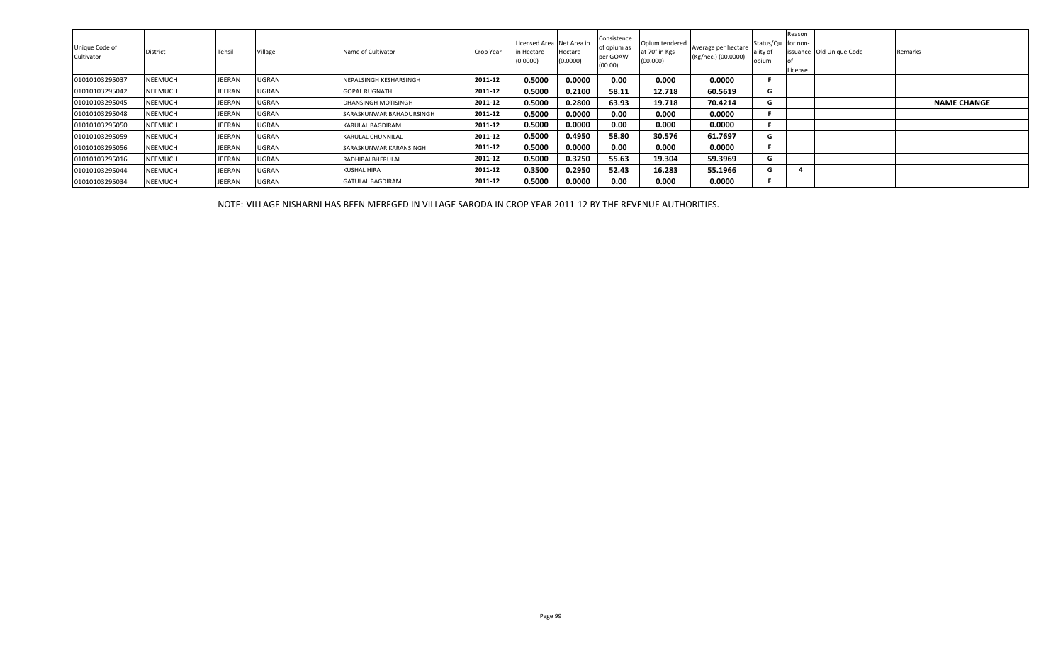| Unique Code of Cultivator | District | Tehsil | Village | Name of Cultivator | Crop Year | Licensed Area in Hectare (0.0000) | Net Area in Hectare (0.0000) | Consistence of opium as per GOAW (00.00) | Opium tendered at 70° in Kgs (00.000) | Average per hectare (Kg/hec.) (00.0000) | Status/Quality of opium | Reason for non-issuance of License | Old Unique Code | Remarks |
|---|---|---|---|---|---|---|---|---|---|---|---|---|---|---|
| 01010103295037 | NEEMUCH | JEERAN | UGRAN | NEPALSINGH KESHARSINGH | 2011-12 | 0.5000 | 0.0000 | 0.00 | 0.000 | 0.0000 | F | | | |
| 01010103295042 | NEEMUCH | JEERAN | UGRAN | GOPAL RUGNATH | 2011-12 | 0.5000 | 0.2100 | 58.11 | 12.718 | 60.5619 | G | | | |
| 01010103295045 | NEEMUCH | JEERAN | UGRAN | DHANSINGH MOTISINGH | 2011-12 | 0.5000 | 0.2800 | 63.93 | 19.718 | 70.4214 | G | | | NAME CHANGE |
| 01010103295048 | NEEMUCH | JEERAN | UGRAN | SARASKUNWAR BAHADURSINGH | 2011-12 | 0.5000 | 0.0000 | 0.00 | 0.000 | 0.0000 | F | | | |
| 01010103295050 | NEEMUCH | JEERAN | UGRAN | KARULAL BAGDIRAM | 2011-12 | 0.5000 | 0.0000 | 0.00 | 0.000 | 0.0000 | F | | | |
| 01010103295059 | NEEMUCH | JEERAN | UGRAN | KARULAL CHUNNILAL | 2011-12 | 0.5000 | 0.4950 | 58.80 | 30.576 | 61.7697 | G | | | |
| 01010103295056 | NEEMUCH | JEERAN | UGRAN | SARASKUNWAR KARANSINGH | 2011-12 | 0.5000 | 0.0000 | 0.00 | 0.000 | 0.0000 | F | | | |
| 01010103295016 | NEEMUCH | JEERAN | UGRAN | RADHIBAI BHERULAL | 2011-12 | 0.5000 | 0.3250 | 55.63 | 19.304 | 59.3969 | G | | | |
| 01010103295044 | NEEMUCH | JEERAN | UGRAN | KUSHAL HIRA | 2011-12 | 0.3500 | 0.2950 | 52.43 | 16.283 | 55.1966 | G | 4 | | |
| 01010103295034 | NEEMUCH | JEERAN | UGRAN | GATULAL BAGDIRAM | 2011-12 | 0.5000 | 0.0000 | 0.00 | 0.000 | 0.0000 | F | | | |

NOTE:-VILLAGE NISHARNI HAS BEEN MEREGED IN VILLAGE SARODA IN CROP YEAR 2011-12 BY THE REVENUE AUTHORITIES.